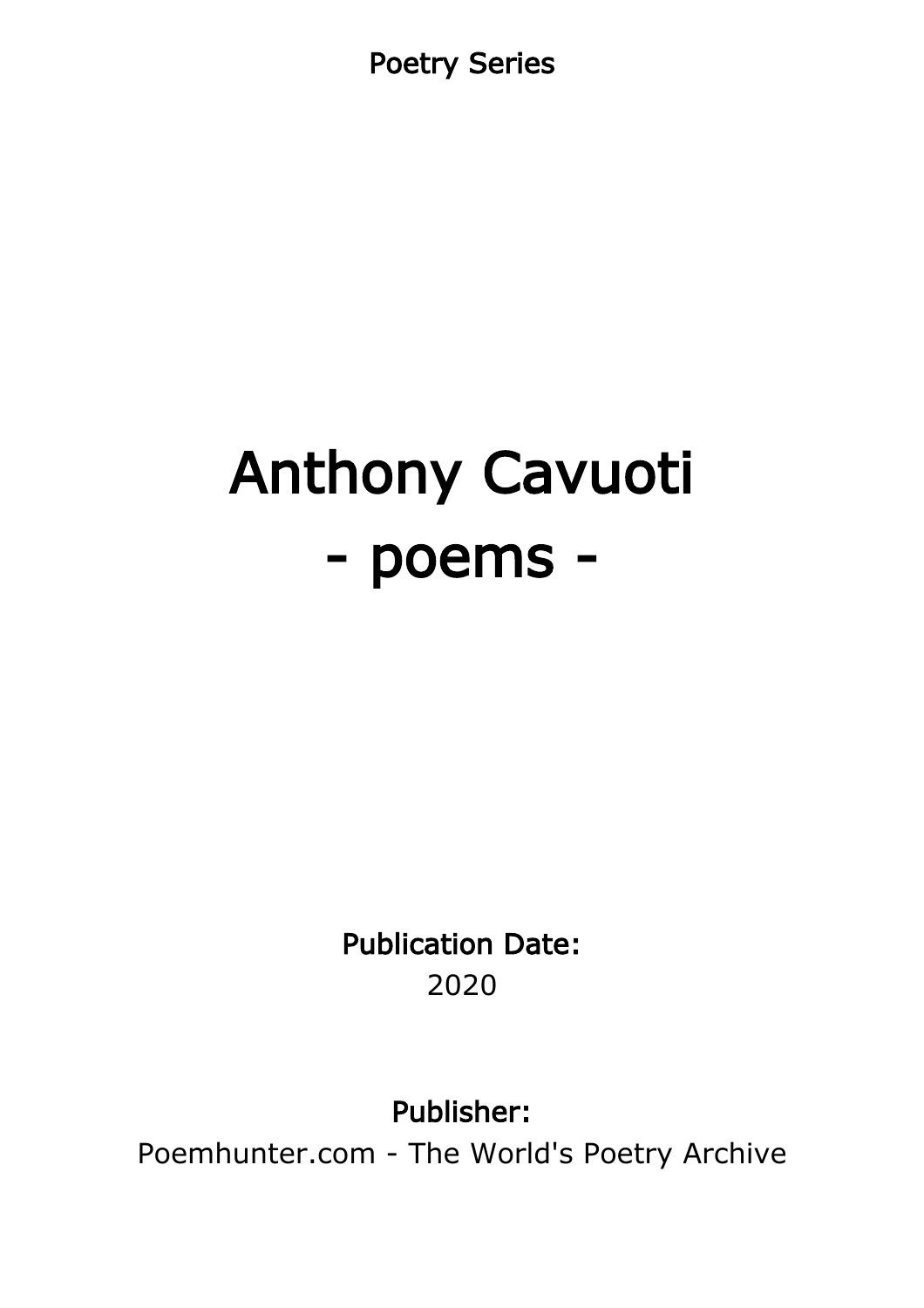Poetry Series

# Anthony Cavuoti
# - poems -

**Publication Date:**
2020

**Publisher:**
Poemhunter.com - The World's Poetry Archive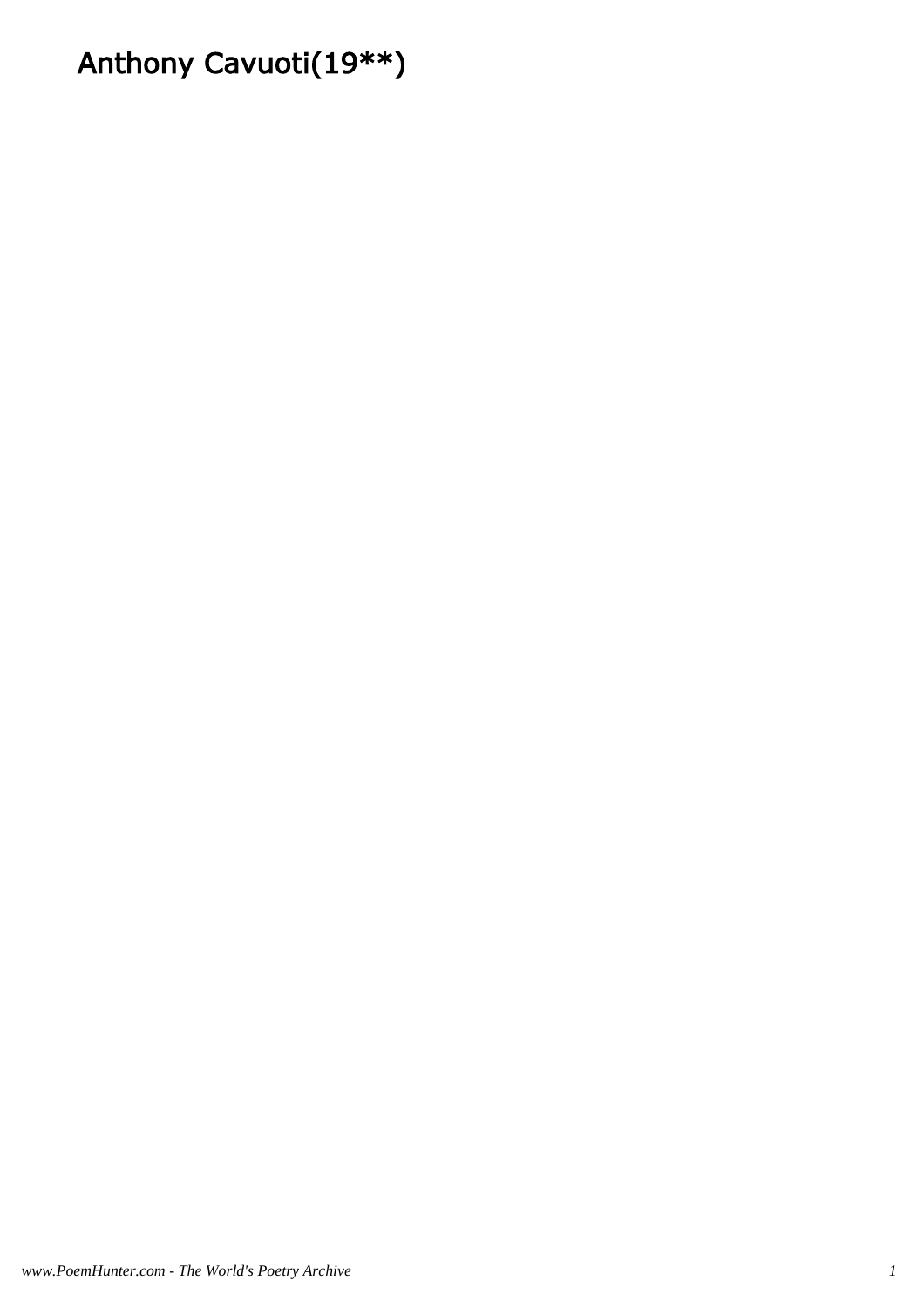# Anthony Cavuoti(19**)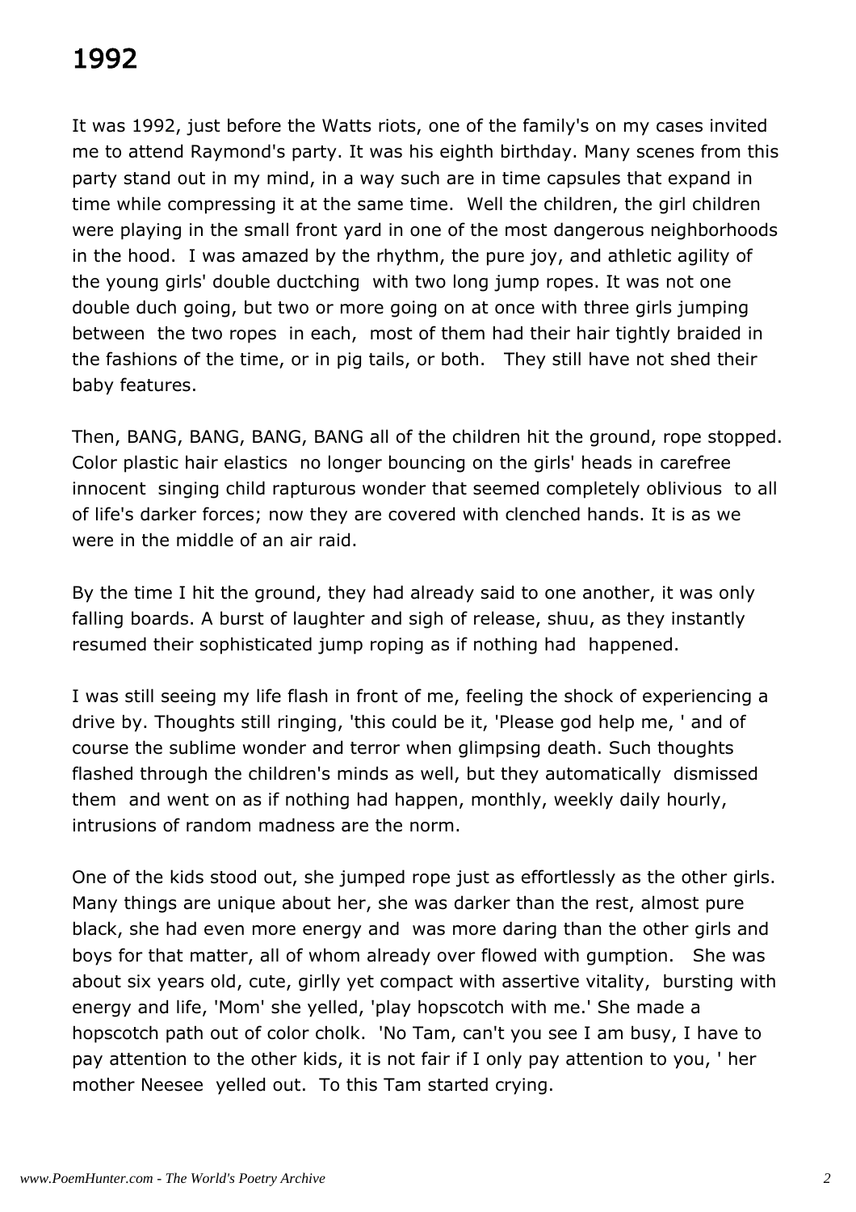# 1992

It was 1992, just before the Watts riots, one of the family's on my cases invited me to attend Raymond's party. It was his eighth birthday. Many scenes from this party stand out in my mind, in a way such are in time capsules that expand in time while compressing it at the same time. Well the children, the girl children were playing in the small front yard in one of the most dangerous neighborhoods in the hood. I was amazed by the rhythm, the pure joy, and athletic agility of the young girls' double ductching with two long jump ropes. It was not one double duch going, but two or more going on at once with three girls jumping between the two ropes in each, most of them had their hair tightly braided in the fashions of the time, or in pig tails, or both. They still have not shed their baby features.

Then, BANG, BANG, BANG, BANG all of the children hit the ground, rope stopped. Color plastic hair elastics no longer bouncing on the girls' heads in carefree innocent singing child rapturous wonder that seemed completely oblivious to all of life's darker forces; now they are covered with clenched hands. It is as we were in the middle of an air raid.

By the time I hit the ground, they had already said to one another, it was only falling boards. A burst of laughter and sigh of release, shuu, as they instantly resumed their sophisticated jump roping as if nothing had happened.

I was still seeing my life flash in front of me, feeling the shock of experiencing a drive by. Thoughts still ringing, 'this could be it, 'Please god help me, ' and of course the sublime wonder and terror when glimpsing death. Such thoughts flashed through the children's minds as well, but they automatically dismissed them and went on as if nothing had happen, monthly, weekly daily hourly, intrusions of random madness are the norm.

One of the kids stood out, she jumped rope just as effortlessly as the other girls. Many things are unique about her, she was darker than the rest, almost pure black, she had even more energy and was more daring than the other girls and boys for that matter, all of whom already over flowed with gumption. She was about six years old, cute, girlly yet compact with assertive vitality, bursting with energy and life, 'Mom' she yelled, 'play hopscotch with me.' She made a hopscotch path out of color cholk. 'No Tam, can't you see I am busy, I have to pay attention to the other kids, it is not fair if I only pay attention to you, ' her mother Neesee yelled out. To this Tam started crying.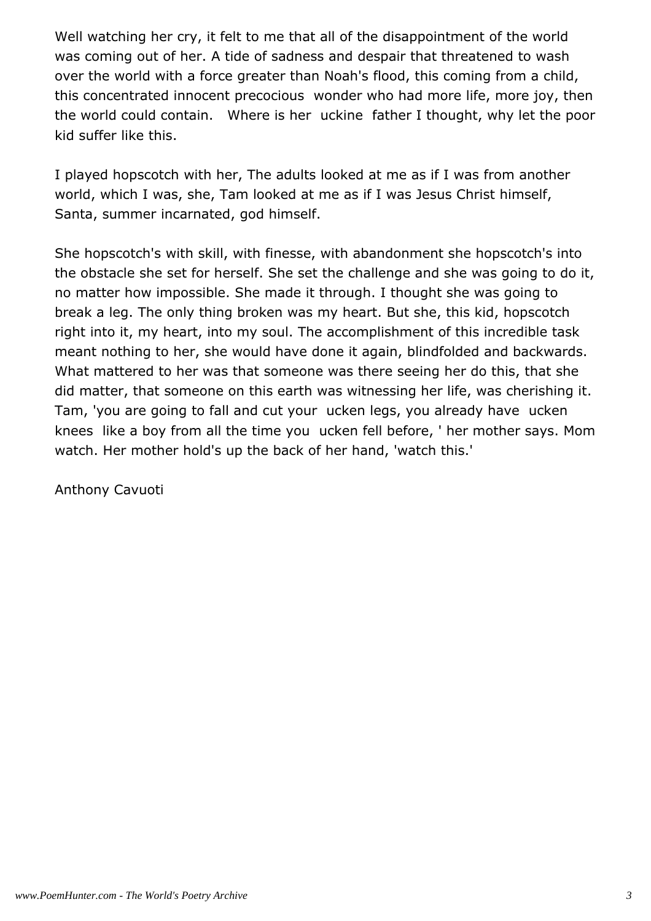Well watching her cry, it felt to me that all of the disappointment of the world was coming out of her. A tide of sadness and despair that threatened to wash over the world with a force greater than Noah's flood, this coming from a child, this concentrated innocent precocious  wonder who had more life, more joy, then the world could contain.   Where is her  uckine  father I thought, why let the poor kid suffer like this.

I played hopscotch with her, The adults looked at me as if I was from another world, which I was, she, Tam looked at me as if I was Jesus Christ himself, Santa, summer incarnated, god himself.

She hopscotch's with skill, with finesse, with abandonment she hopscotch's into the obstacle she set for herself. She set the challenge and she was going to do it, no matter how impossible. She made it through. I thought she was going to break a leg. The only thing broken was my heart. But she, this kid, hopscotch right into it, my heart, into my soul. The accomplishment of this incredible task meant nothing to her, she would have done it again, blindfolded and backwards. What mattered to her was that someone was there seeing her do this, that she did matter, that someone on this earth was witnessing her life, was cherishing it. Tam, 'you are going to fall and cut your  ucken legs, you already have  ucken knees  like a boy from all the time you  ucken fell before, ' her mother says. Mom watch. Her mother hold's up the back of her hand, 'watch this.'

Anthony Cavuoti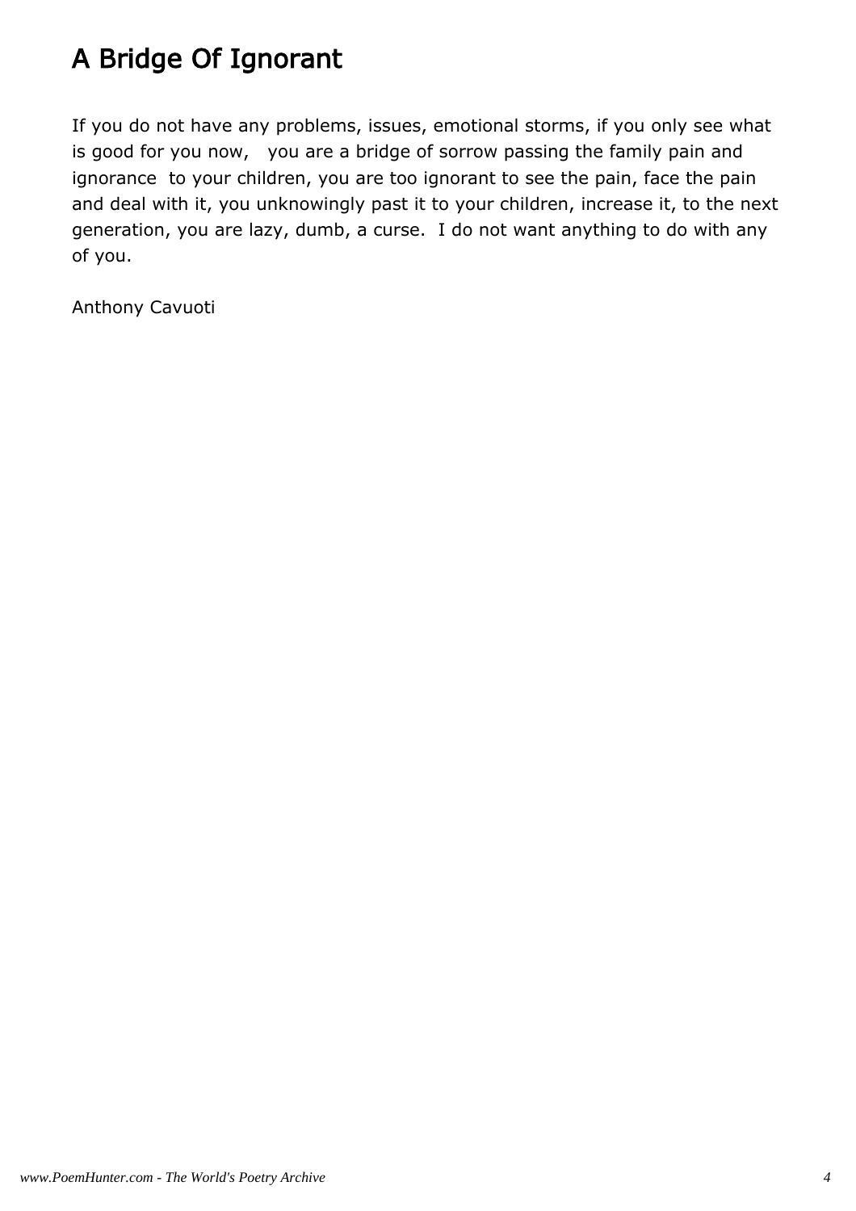# A Bridge Of Ignorant

If you do not have any problems, issues, emotional storms, if you only see what is good for you now,   you are a bridge of sorrow passing the family pain and ignorance  to your children, you are too ignorant to see the pain, face the pain and deal with it, you unknowingly past it to your children, increase it, to the next generation, you are lazy, dumb, a curse.  I do not want anything to do with any of you.

Anthony Cavuoti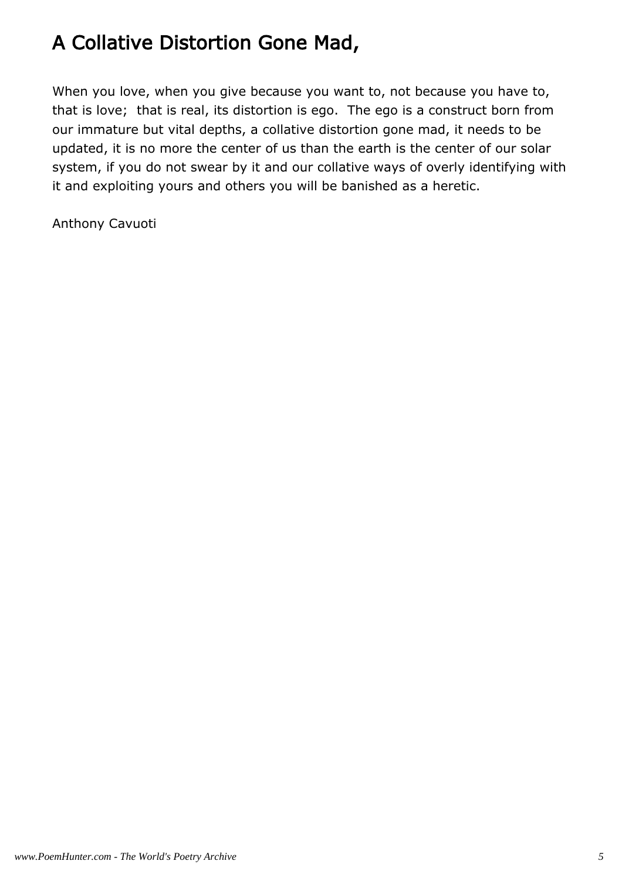# A Collative Distortion Gone Mad,

When you love, when you give because you want to, not because you have to, that is love;  that is real, its distortion is ego.  The ego is a construct born from our immature but vital depths, a collative distortion gone mad, it needs to be updated, it is no more the center of us than the earth is the center of our solar system, if you do not swear by it and our collative ways of overly identifying with it and exploiting yours and others you will be banished as a heretic.

Anthony Cavuoti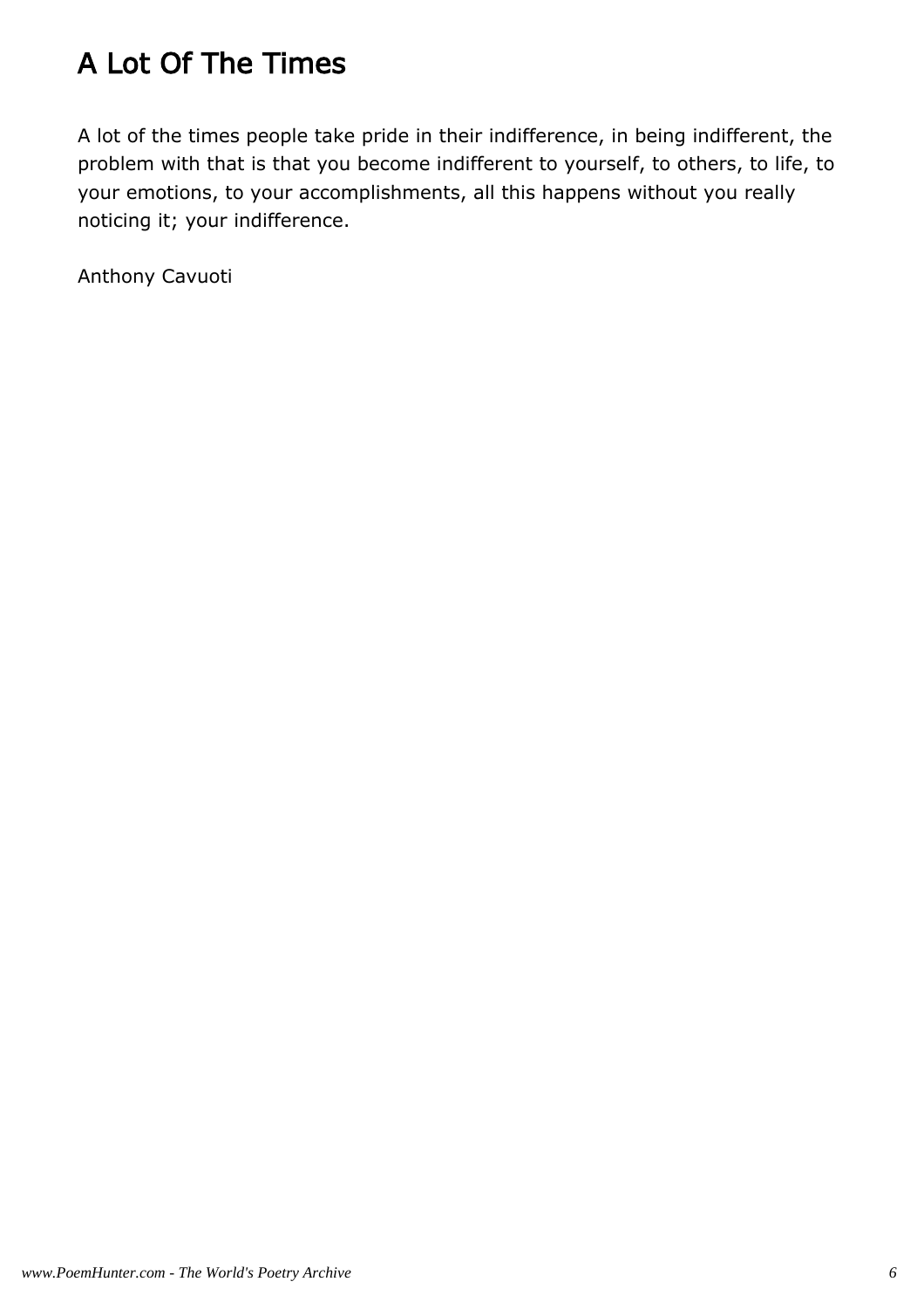# A Lot Of The Times

A lot of the times people take pride in their indifference, in being indifferent, the problem with that is that you become indifferent to yourself, to others, to life, to your emotions, to your accomplishments, all this happens without you really noticing it; your indifference.

Anthony Cavuoti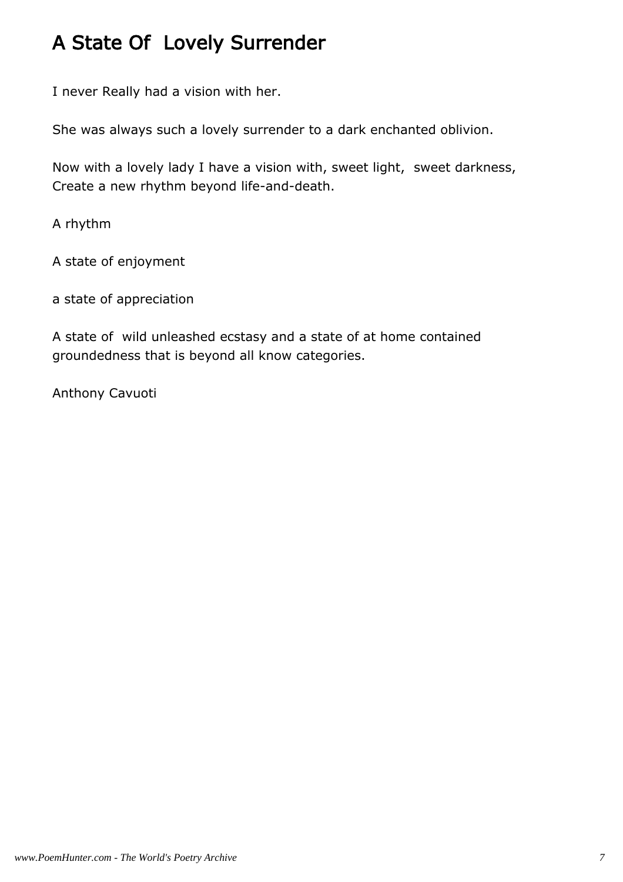# A State Of  Lovely Surrender

I never Really had a vision with her.

She was always such a lovely surrender to a dark enchanted oblivion.

Now with a lovely lady I have a vision with, sweet light,  sweet darkness,
Create a new rhythm beyond life-and-death.

A rhythm

A state of enjoyment

a state of appreciation

A state of  wild unleashed ecstasy and a state of at home contained groundedness that is beyond all know categories.

Anthony Cavuoti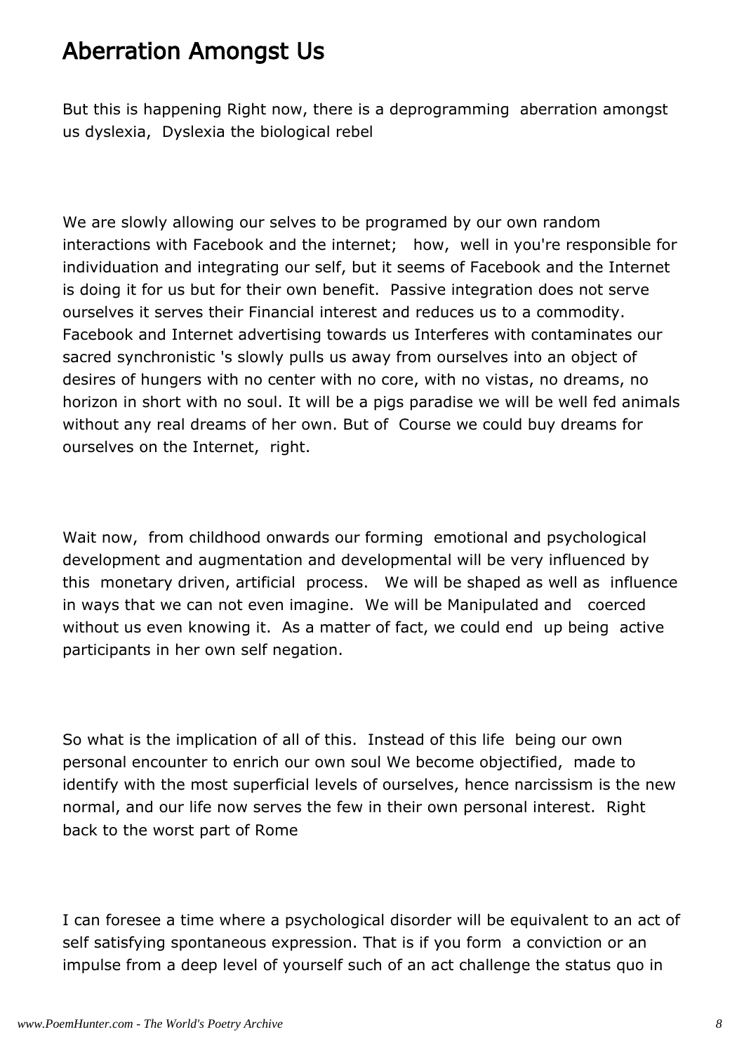# Aberration Amongst Us

But this is happening Right now, there is a deprogramming aberration amongst us dyslexia, Dyslexia the biological rebel

We are slowly allowing our selves to be programed by our own random interactions with Facebook and the internet; how, well in you're responsible for individuation and integrating our self, but it seems of Facebook and the Internet is doing it for us but for their own benefit. Passive integration does not serve ourselves it serves their Financial interest and reduces us to a commodity. Facebook and Internet advertising towards us Interferes with contaminates our sacred synchronistic 's slowly pulls us away from ourselves into an object of desires of hungers with no center with no core, with no vistas, no dreams, no horizon in short with no soul. It will be a pigs paradise we will be well fed animals without any real dreams of her own. But of Course we could buy dreams for ourselves on the Internet, right.

Wait now, from childhood onwards our forming emotional and psychological development and augmentation and developmental will be very influenced by this monetary driven, artificial process. We will be shaped as well as influence in ways that we can not even imagine. We will be Manipulated and coerced without us even knowing it. As a matter of fact, we could end up being active participants in her own self negation.

So what is the implication of all of this. Instead of this life being our own personal encounter to enrich our own soul We become objectified, made to identify with the most superficial levels of ourselves, hence narcissism is the new normal, and our life now serves the few in their own personal interest. Right back to the worst part of Rome

I can foresee a time where a psychological disorder will be equivalent to an act of self satisfying spontaneous expression. That is if you form a conviction or an impulse from a deep level of yourself such of an act challenge the status quo in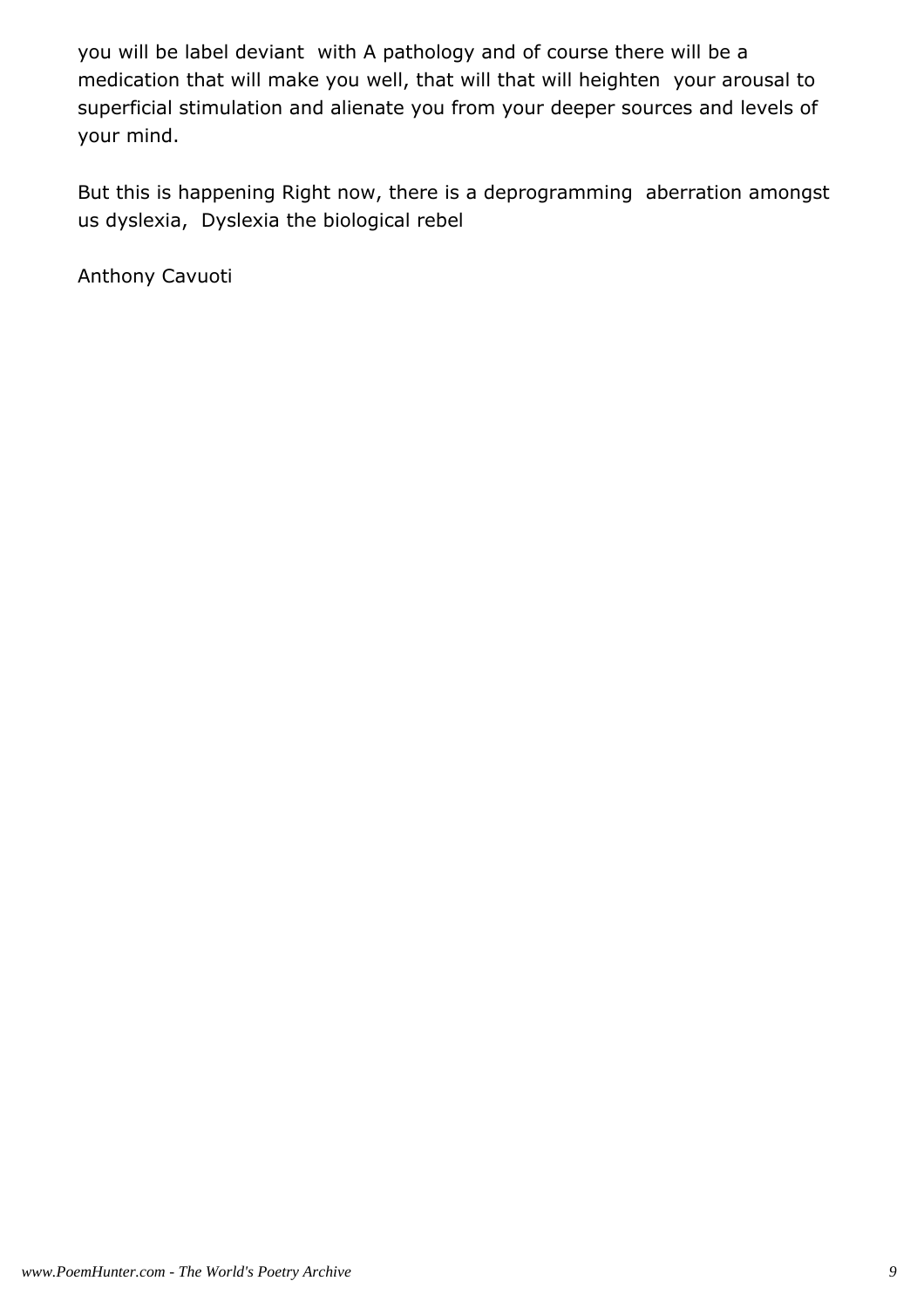you will be label deviant with A pathology and of course there will be a medication that will make you well, that will that will heighten your arousal to superficial stimulation and alienate you from your deeper sources and levels of your mind.

But this is happening Right now, there is a deprogramming aberration amongst us dyslexia, Dyslexia the biological rebel

Anthony Cavuoti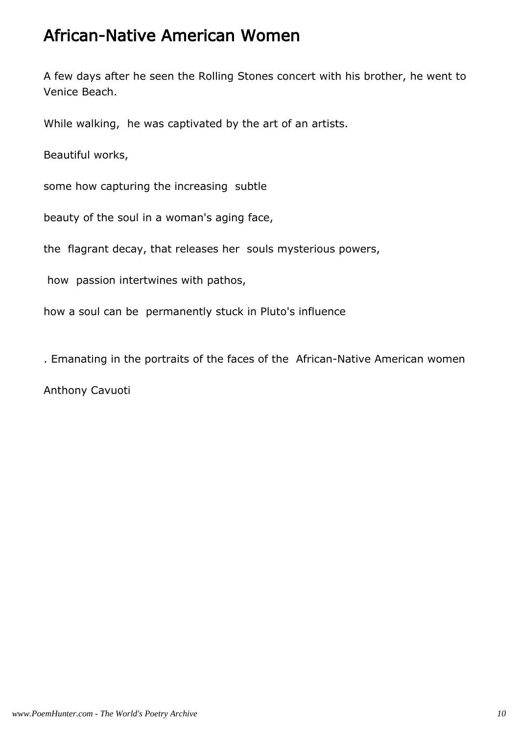# African-Native American Women

A few days after he seen the Rolling Stones concert with his brother, he went to Venice Beach.

While walking, he was captivated by the art of an artists.

Beautiful works,

some how capturing the increasing subtle

beauty of the soul in a woman's aging face,

the flagrant decay, that releases her souls mysterious powers,

how passion intertwines with pathos,

how a soul can be permanently stuck in Pluto's influence

. Emanating in the portraits of the faces of the African-Native American women

Anthony Cavuoti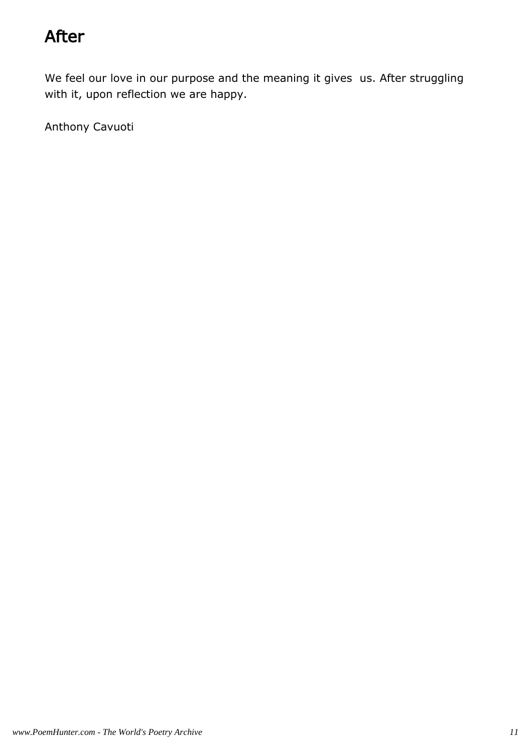# After

We feel our love in our purpose and the meaning it gives us. After struggling with it, upon reflection we are happy.

Anthony Cavuoti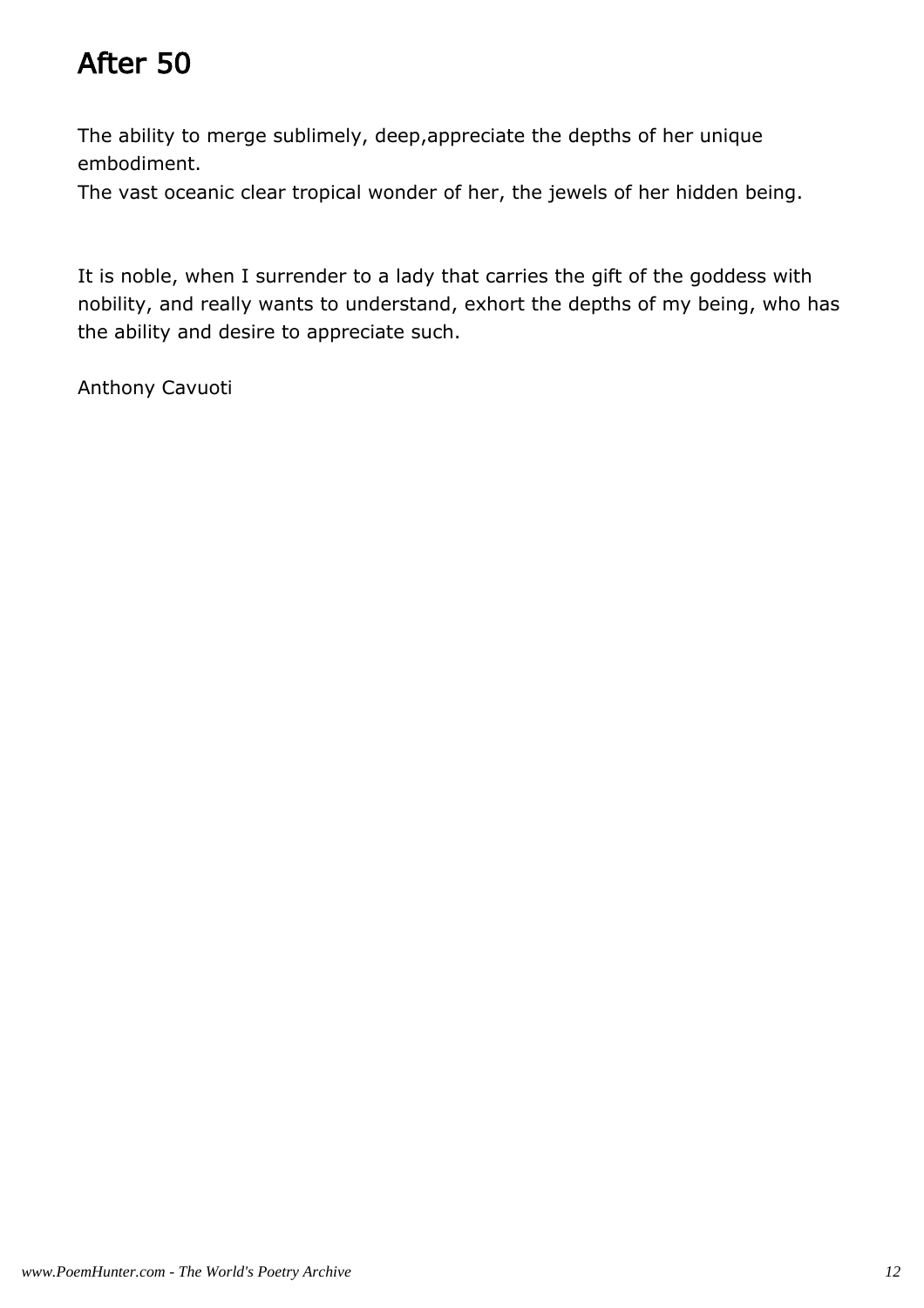# After 50

The ability to merge sublimely, deep,appreciate the depths of her unique embodiment.
The vast oceanic clear tropical wonder of her, the jewels of her hidden being.

It is noble, when I surrender to a lady that carries the gift of the goddess with nobility, and really wants to understand, exhort the depths of my being, who has the ability and desire to appreciate such.

Anthony Cavuoti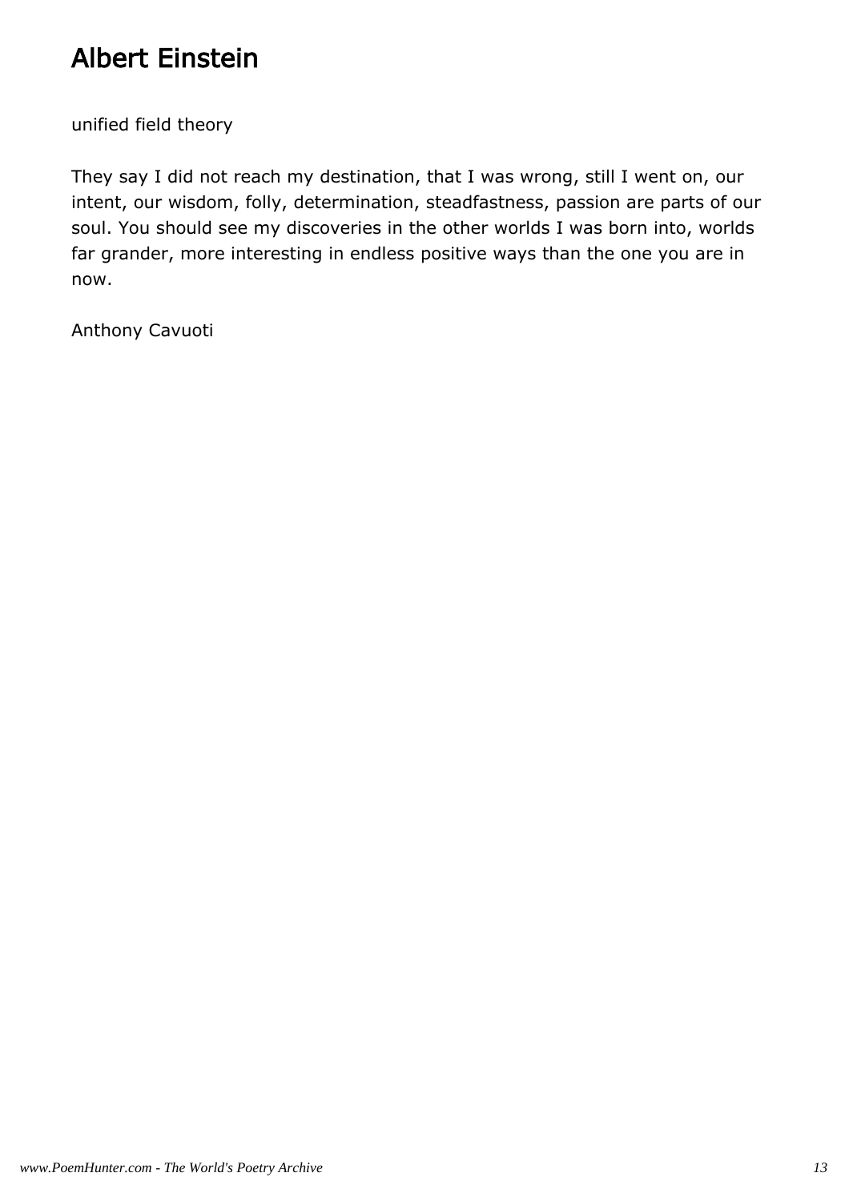# Albert Einstein

unified field theory

They say I did not reach my destination, that I was wrong, still I went on, our intent, our wisdom, folly, determination, steadfastness, passion are parts of our soul. You should see my discoveries in the other worlds I was born into, worlds far grander, more interesting in endless positive ways than the one you are in now.

Anthony Cavuoti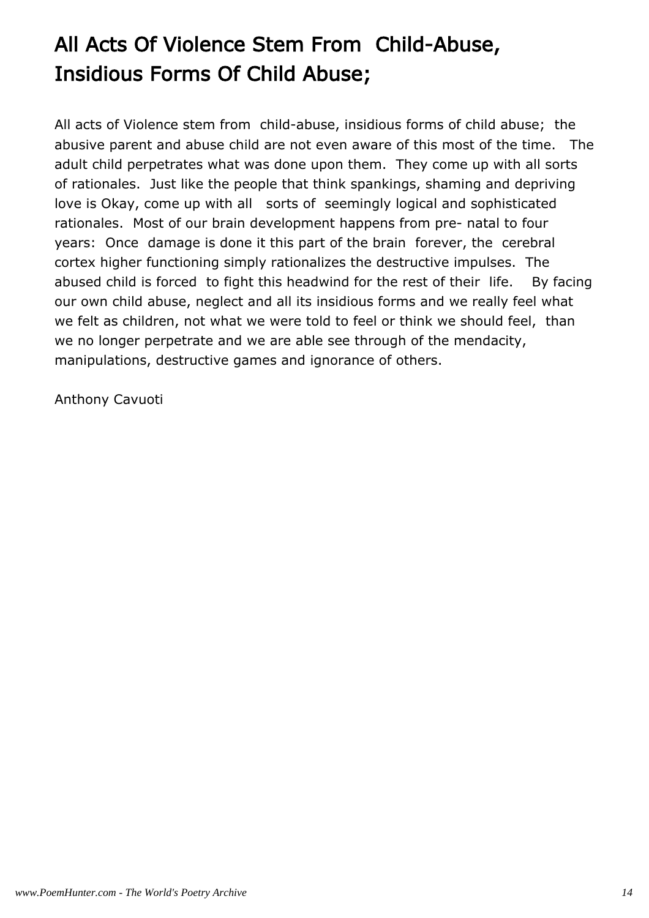# All Acts Of Violence Stem From Child-Abuse, Insidious Forms Of Child Abuse;

All acts of Violence stem from child-abuse, insidious forms of child abuse; the abusive parent and abuse child are not even aware of this most of the time. The adult child perpetrates what was done upon them. They come up with all sorts of rationales. Just like the people that think spankings, shaming and depriving love is Okay, come up with all sorts of seemingly logical and sophisticated rationales. Most of our brain development happens from pre- natal to four years: Once damage is done it this part of the brain forever, the cerebral cortex higher functioning simply rationalizes the destructive impulses. The abused child is forced to fight this headwind for the rest of their life. By facing our own child abuse, neglect and all its insidious forms and we really feel what we felt as children, not what we were told to feel or think we should feel, than we no longer perpetrate and we are able see through of the mendacity, manipulations, destructive games and ignorance of others.

Anthony Cavuoti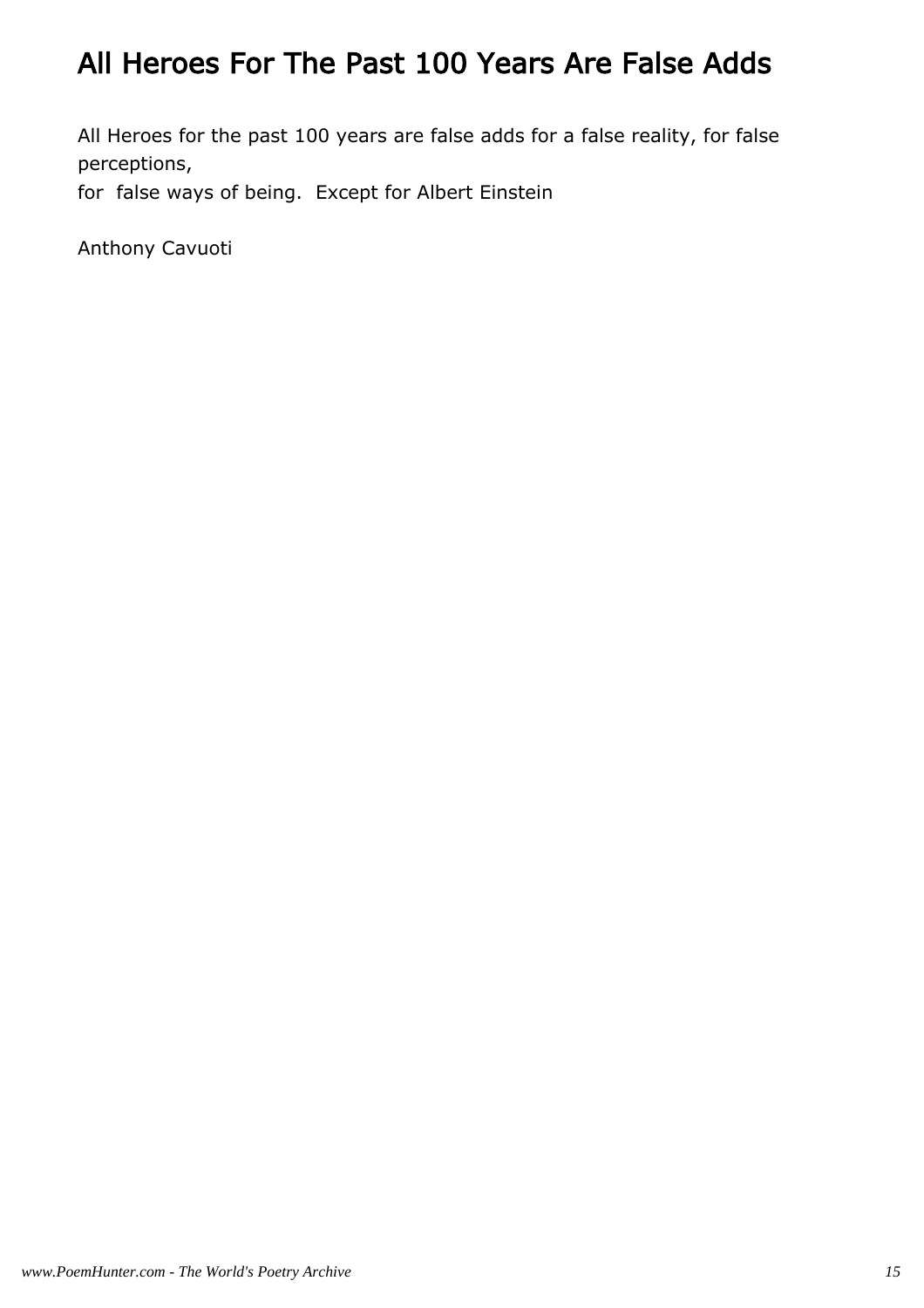# All Heroes For The Past 100 Years Are False Adds

All Heroes for the past 100 years are false adds for a false reality, for false perceptions,
for  false ways of being.  Except for Albert Einstein

Anthony Cavuoti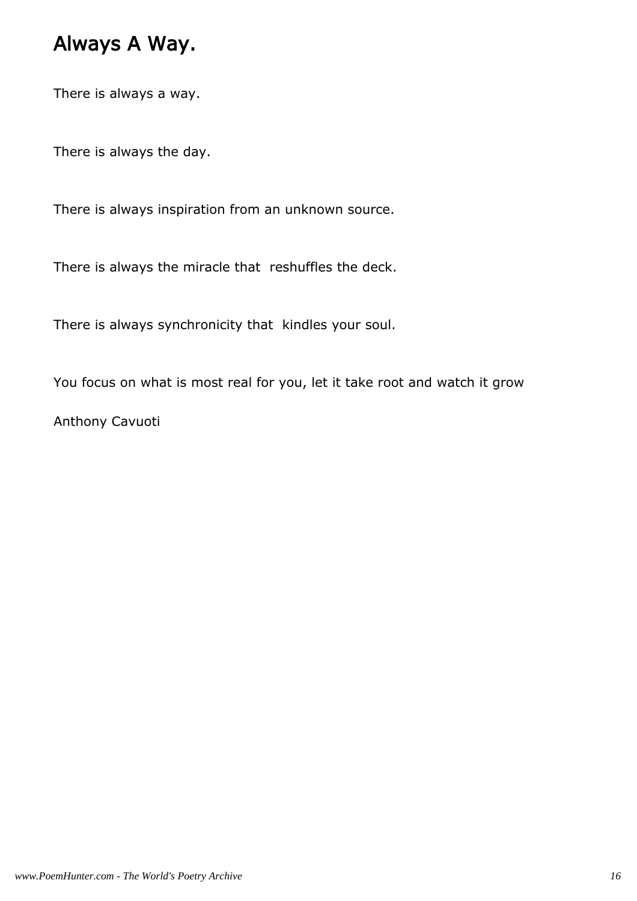## Always A Way.

There is always a way.

There is always the day.

There is always inspiration from an unknown source.

There is always the miracle that reshuffles the deck.

There is always synchronicity that kindles your soul.

You focus on what is most real for you, let it take root and watch it grow

Anthony Cavuoti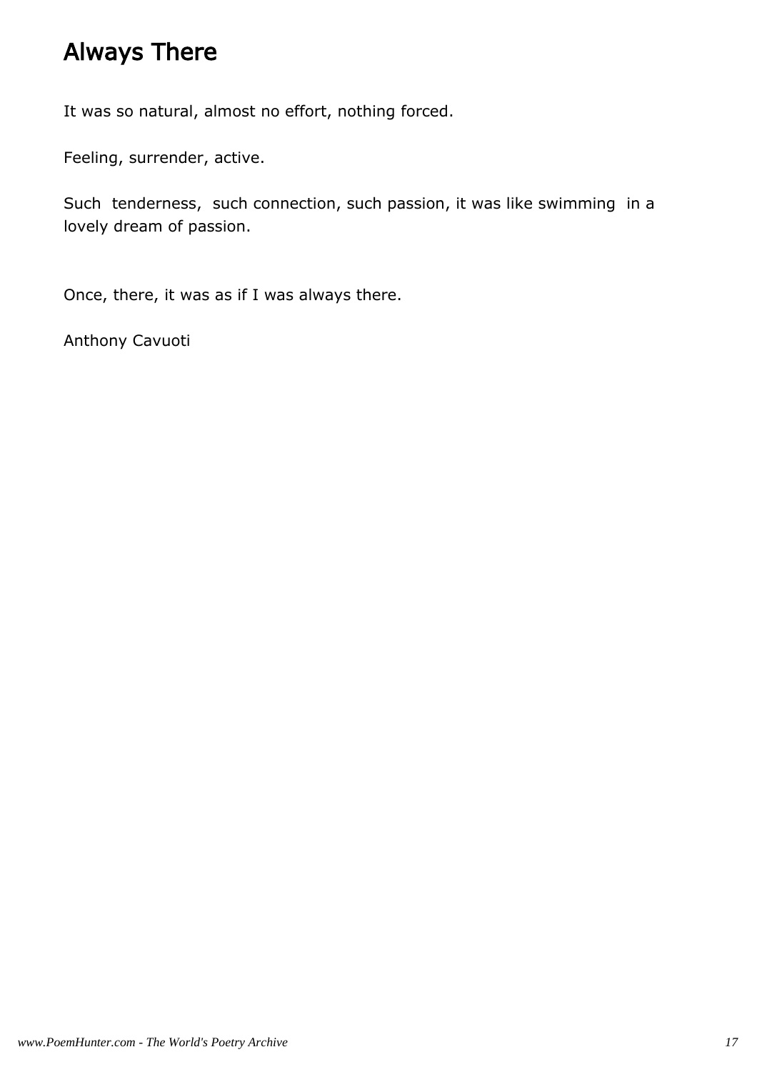# Always There

It was so natural, almost no effort, nothing forced.

Feeling, surrender, active.

Such tenderness, such connection, such passion, it was like swimming in a lovely dream of passion.

Once, there, it was as if I was always there.

Anthony Cavuoti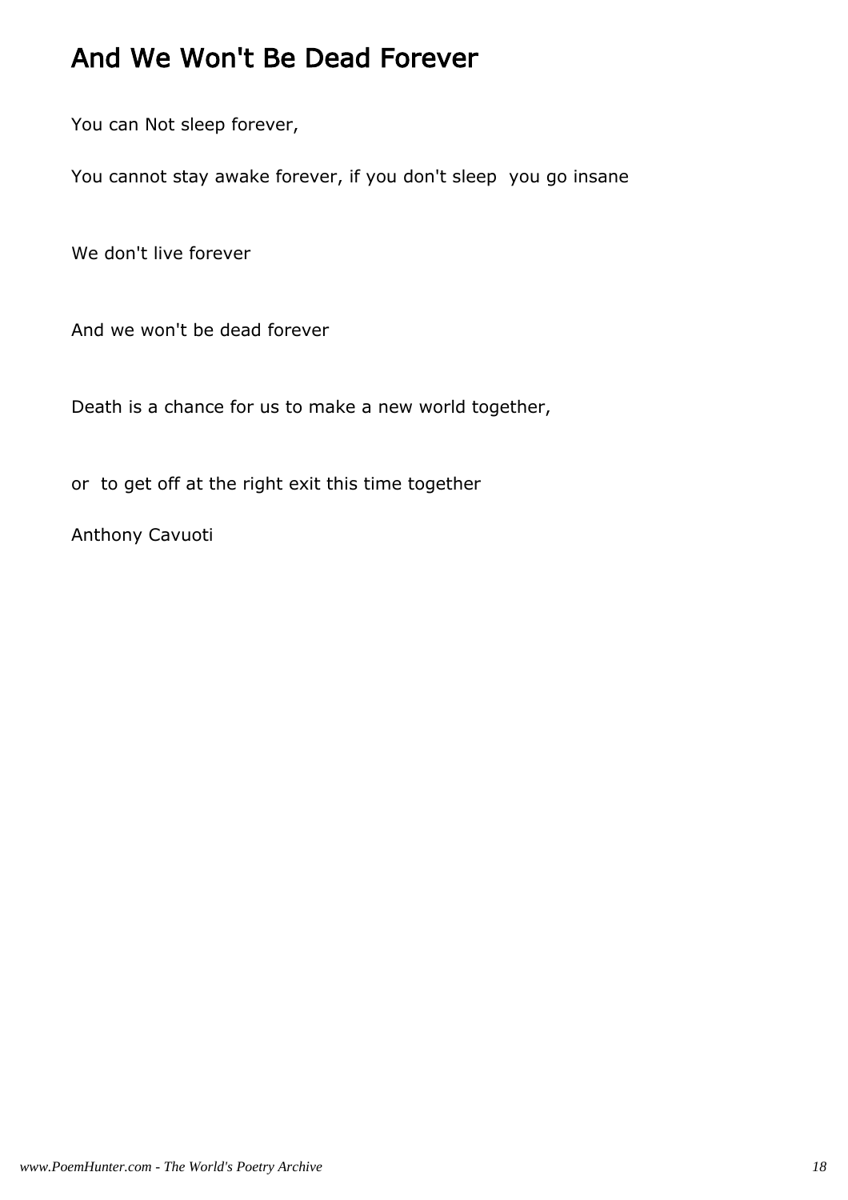# And We Won't Be Dead Forever

You can Not sleep forever,

You cannot stay awake forever, if you don't sleep  you go insane

We don't live forever

And we won't be dead forever

Death is a chance for us to make a new world together,

or  to get off at the right exit this time together

Anthony Cavuoti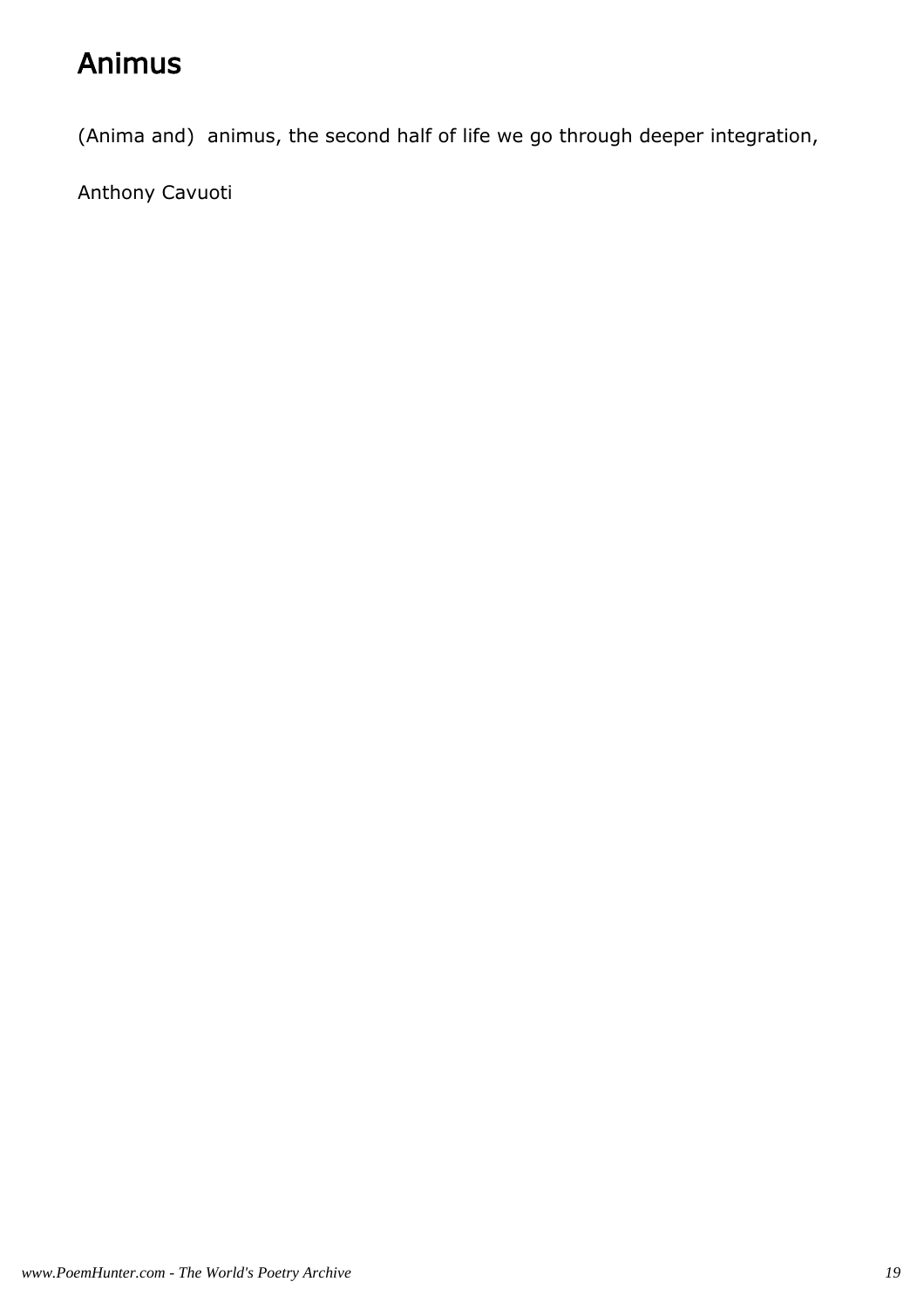# Animus

(Anima and)  animus, the second half of life we go through deeper integration,

Anthony Cavuoti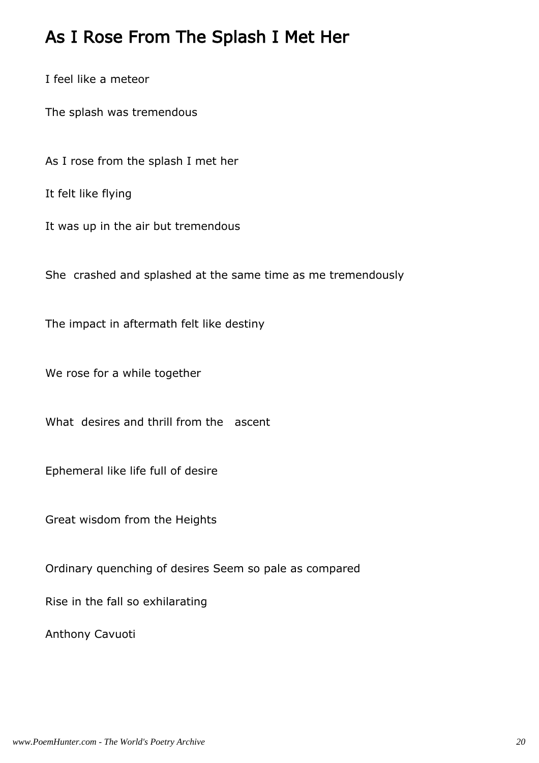# As I Rose From The Splash I Met Her

I feel like a meteor

The splash was tremendous

As I rose from the splash I met her

It felt like flying

It was up in the air but tremendous

She crashed and splashed at the same time as me tremendously

The impact in aftermath felt like destiny

We rose for a while together

What desires and thrill from the ascent

Ephemeral like life full of desire

Great wisdom from the Heights

Ordinary quenching of desires Seem so pale as compared

Rise in the fall so exhilarating

Anthony Cavuoti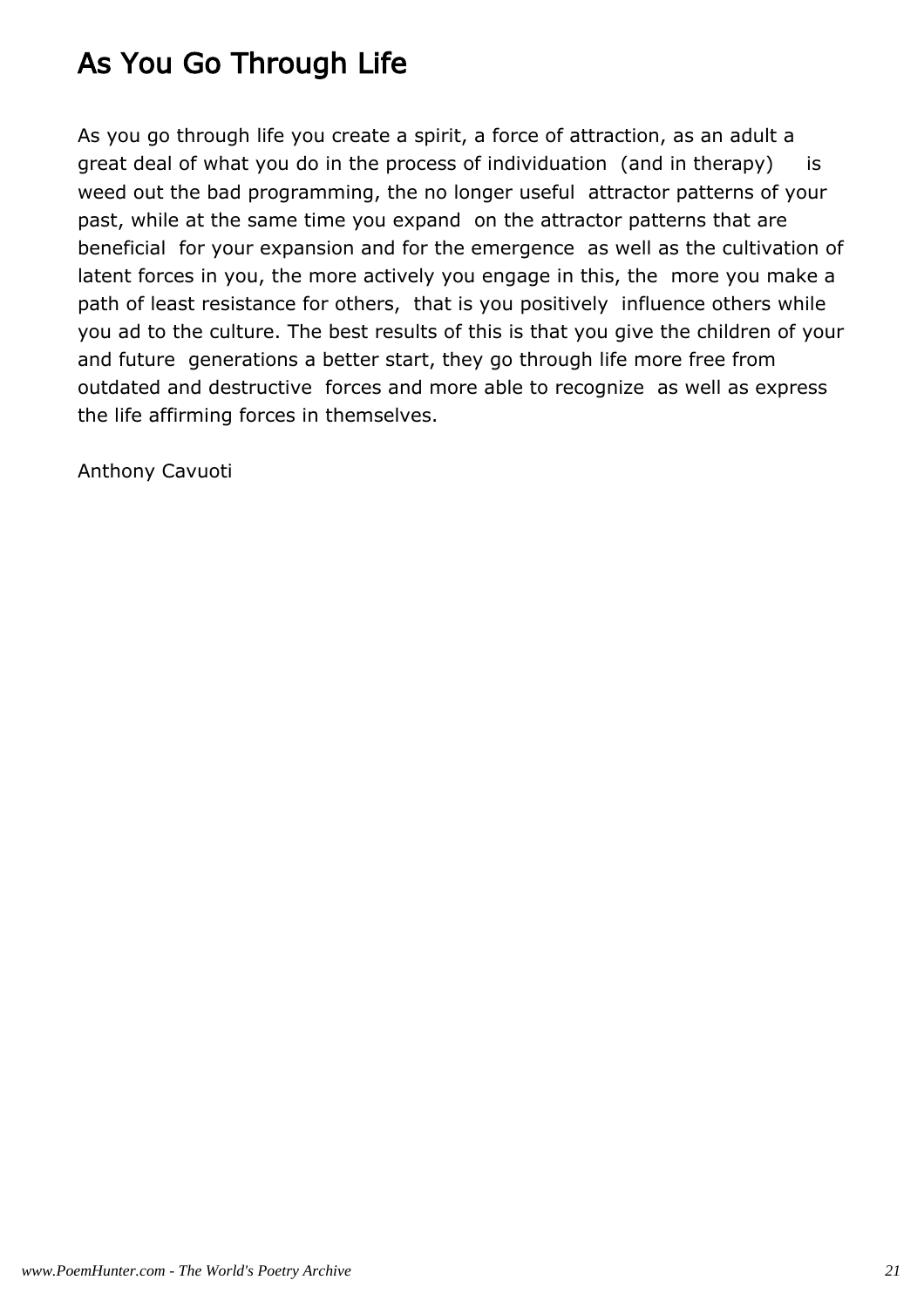# As You Go Through Life

As you go through life you create a spirit, a force of attraction, as an adult a great deal of what you do in the process of individuation (and in therapy) is weed out the bad programming, the no longer useful attractor patterns of your past, while at the same time you expand on the attractor patterns that are beneficial for your expansion and for the emergence as well as the cultivation of latent forces in you, the more actively you engage in this, the more you make a path of least resistance for others, that is you positively influence others while you ad to the culture. The best results of this is that you give the children of your and future generations a better start, they go through life more free from outdated and destructive forces and more able to recognize as well as express the life affirming forces in themselves.

Anthony Cavuoti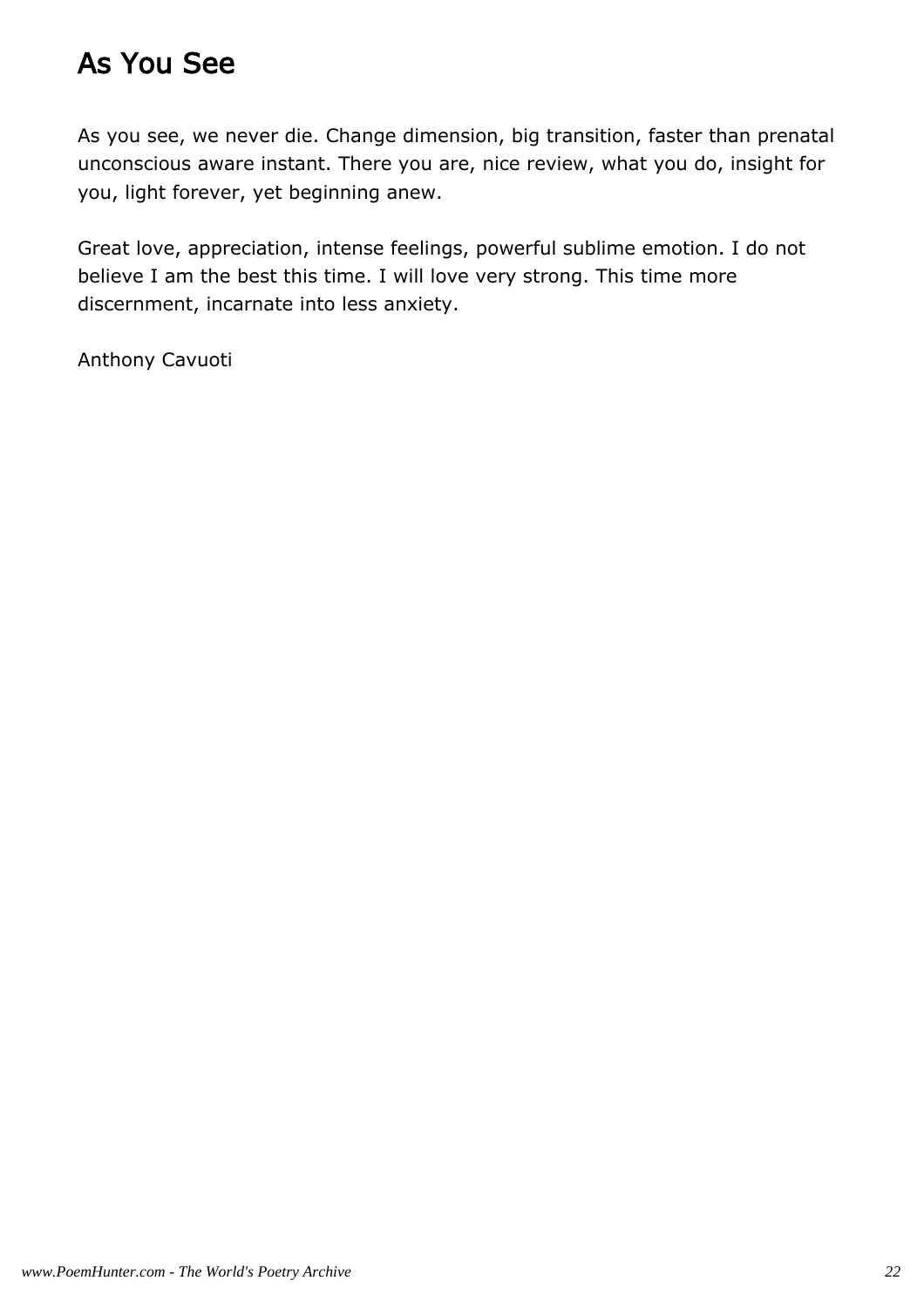# As You See

As you see, we never die. Change dimension, big transition, faster than prenatal unconscious aware instant. There you are, nice review, what you do, insight for you, light forever, yet beginning anew.

Great love, appreciation, intense feelings, powerful sublime emotion. I do not believe I am the best this time. I will love very strong. This time more discernment, incarnate into less anxiety.

Anthony Cavuoti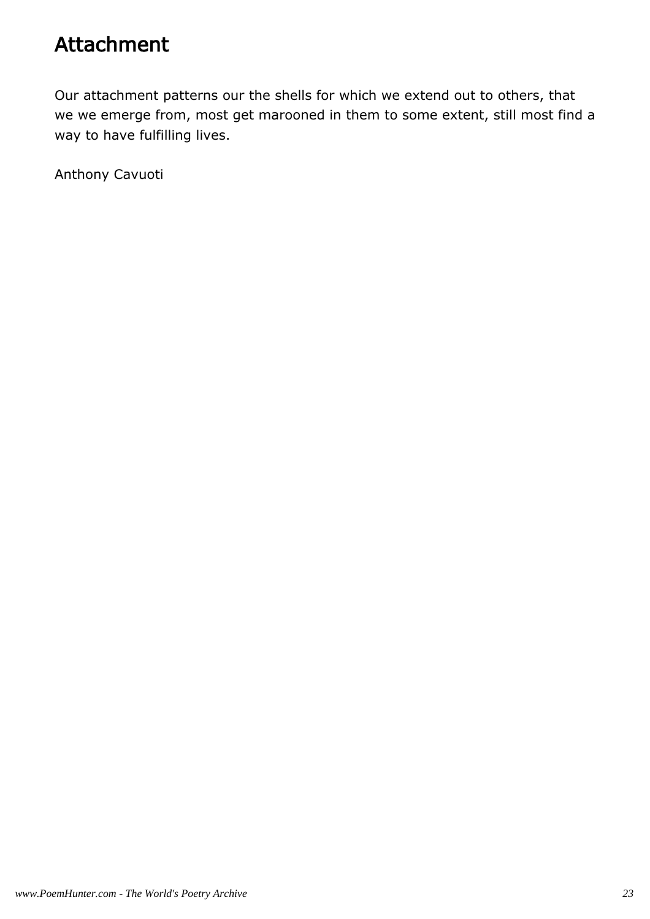# Attachment

Our attachment patterns our the shells for which we extend out to others, that we we emerge from, most get marooned in them to some extent, still most find a way to have fulfilling lives.

Anthony Cavuoti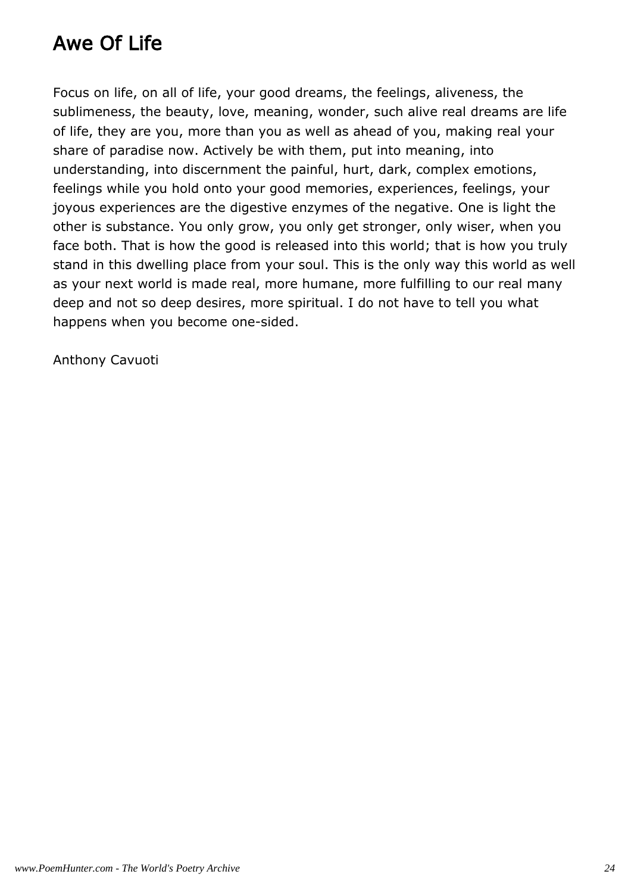# Awe Of Life

Focus on life, on all of life, your good dreams, the feelings, aliveness, the sublimeness, the beauty, love, meaning, wonder, such alive real dreams are life of life, they are you, more than you as well as ahead of you, making real your share of paradise now. Actively be with them, put into meaning, into understanding, into discernment the painful, hurt, dark, complex emotions, feelings while you hold onto your good memories, experiences, feelings, your joyous experiences are the digestive enzymes of the negative. One is light the other is substance. You only grow, you only get stronger, only wiser, when you face both. That is how the good is released into this world; that is how you truly stand in this dwelling place from your soul. This is the only way this world as well as your next world is made real, more humane, more fulfilling to our real many deep and not so deep desires, more spiritual. I do not have to tell you what happens when you become one-sided.

Anthony Cavuoti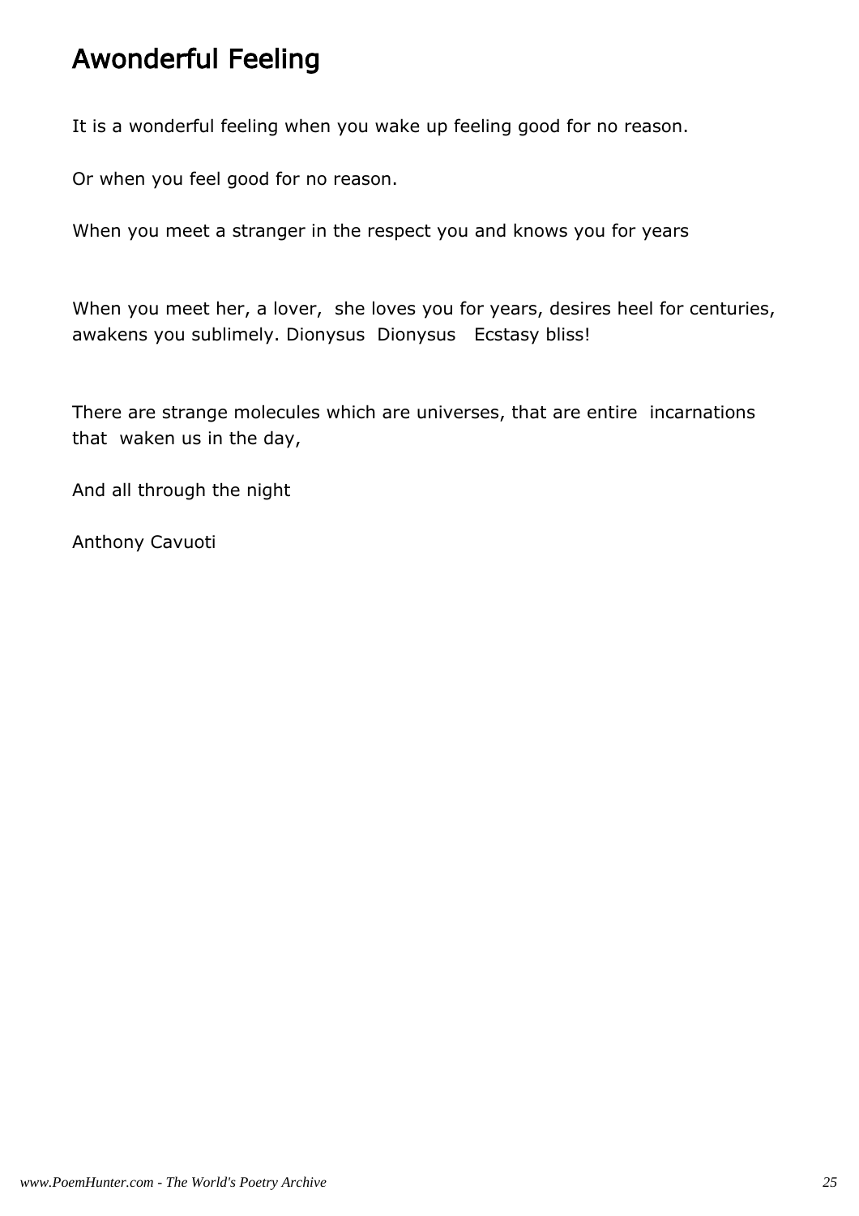# Awonderful Feeling

It is a wonderful feeling when you wake up feeling good for no reason.

Or when you feel good for no reason.

When you meet a stranger in the respect you and knows you for years

When you meet her, a lover, she loves you for years, desires heel for centuries, awakens you sublimely. Dionysus Dionysus Ecstasy bliss!

There are strange molecules which are universes, that are entire incarnations that waken us in the day,

And all through the night

Anthony Cavuoti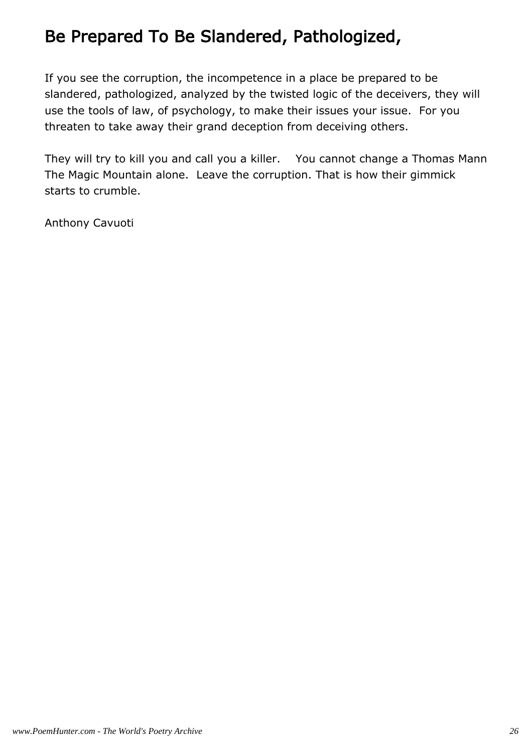# Be Prepared To Be Slandered, Pathologized,

If you see the corruption, the incompetence in a place be prepared to be slandered, pathologized, analyzed by the twisted logic of the deceivers, they will use the tools of law, of psychology, to make their issues your issue. For you threaten to take away their grand deception from deceiving others.

They will try to kill you and call you a killer. You cannot change a Thomas Mann The Magic Mountain alone. Leave the corruption. That is how their gimmick starts to crumble.

Anthony Cavuoti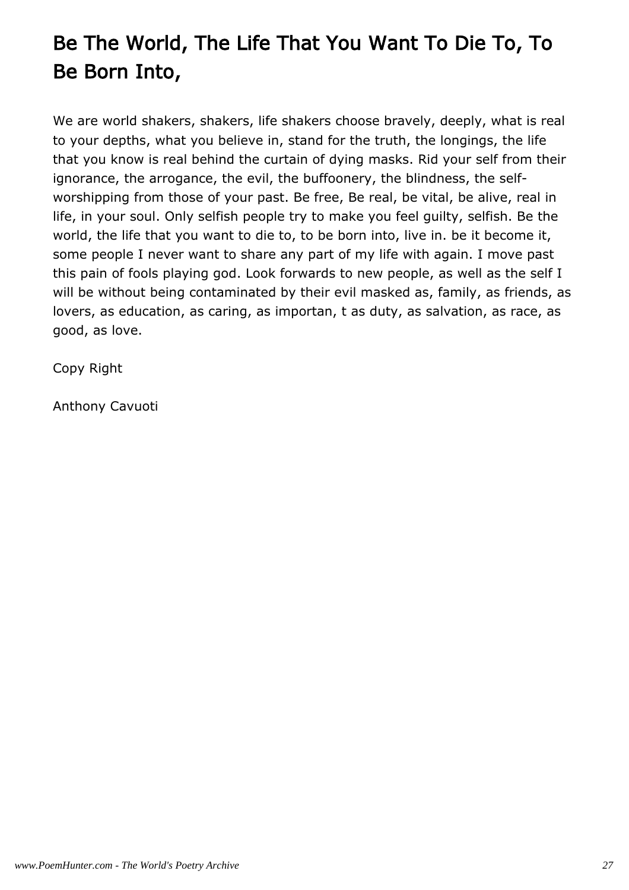# Be The World, The Life That You Want To Die To, To Be Born Into,

We are world shakers, shakers, life shakers choose bravely, deeply, what is real to your depths, what you believe in, stand for the truth, the longings, the life that you know is real behind the curtain of dying masks. Rid your self from their ignorance, the arrogance, the evil, the buffoonery, the blindness, the self-worshipping from those of your past. Be free, Be real, be vital, be alive, real in life, in your soul. Only selfish people try to make you feel guilty, selfish. Be the world, the life that you want to die to, to be born into, live in. be it become it, some people I never want to share any part of my life with again. I move past this pain of fools playing god. Look forwards to new people, as well as the self I will be without being contaminated by their evil masked as, family, as friends, as lovers, as education, as caring, as importan, t as duty, as salvation, as race, as good, as love.

Copy Right

Anthony Cavuoti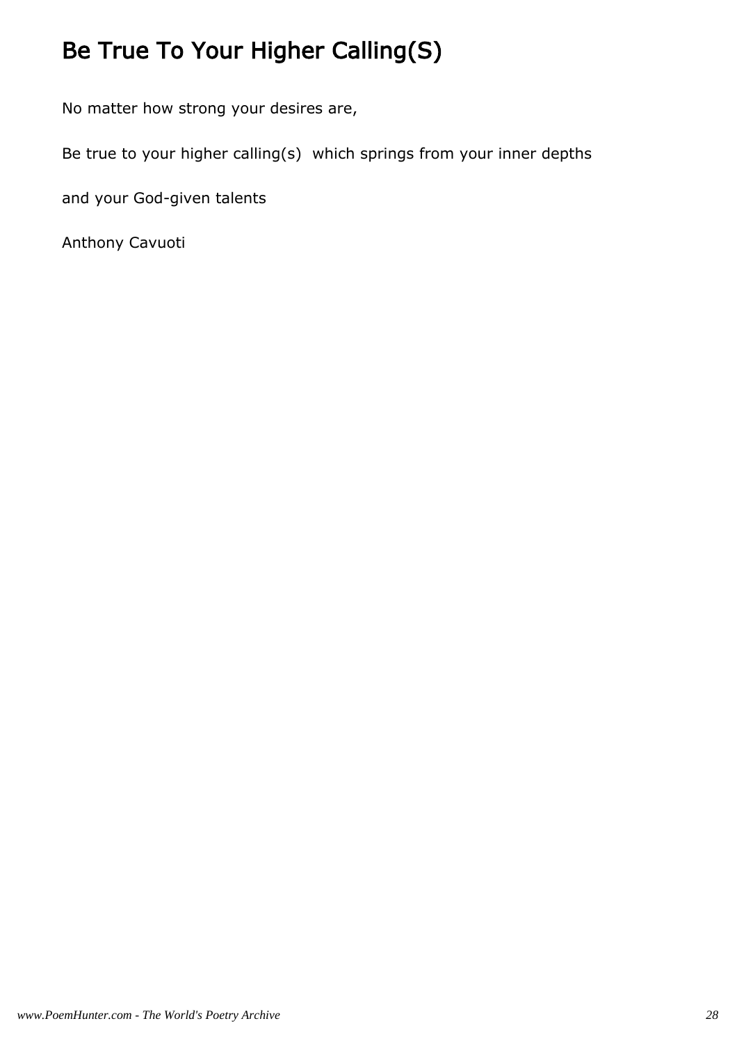# Be True To Your Higher Calling(S)

No matter how strong your desires are,

Be true to your higher calling(s) which springs from your inner depths

and your God-given talents

Anthony Cavuoti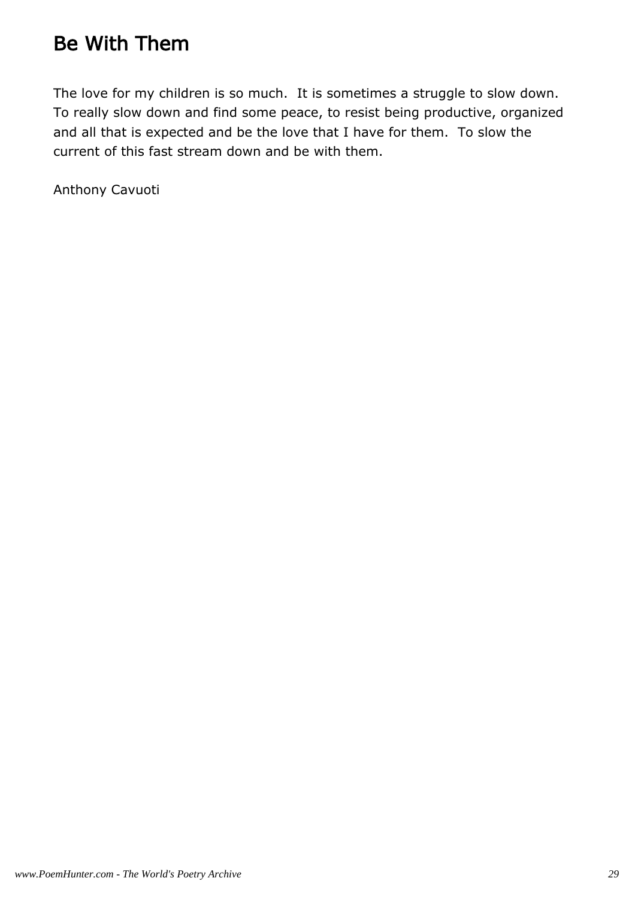# Be With Them

The love for my children is so much. It is sometimes a struggle to slow down. To really slow down and find some peace, to resist being productive, organized and all that is expected and be the love that I have for them. To slow the current of this fast stream down and be with them.

Anthony Cavuoti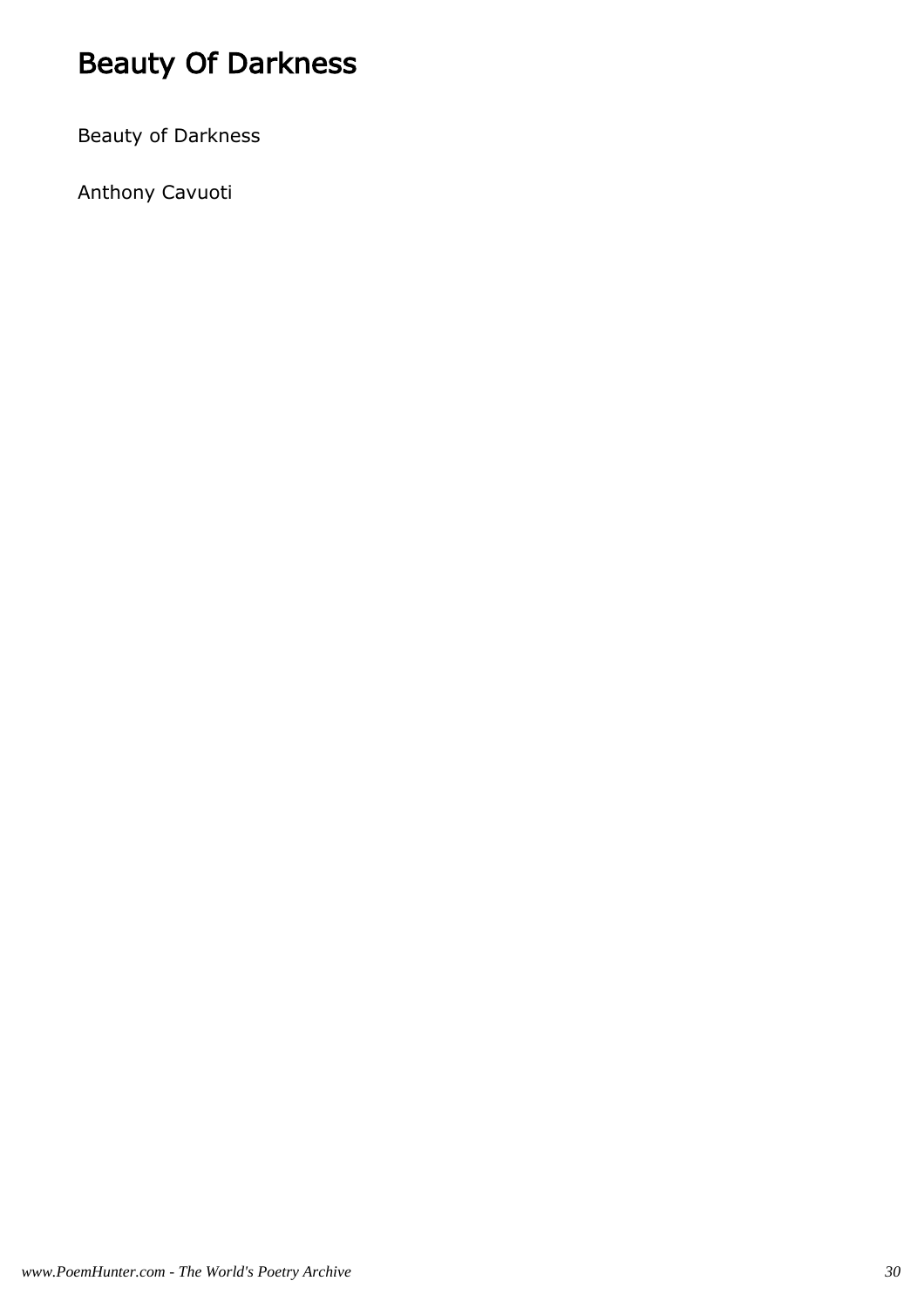# Beauty Of Darkness

Beauty of Darkness

Anthony Cavuoti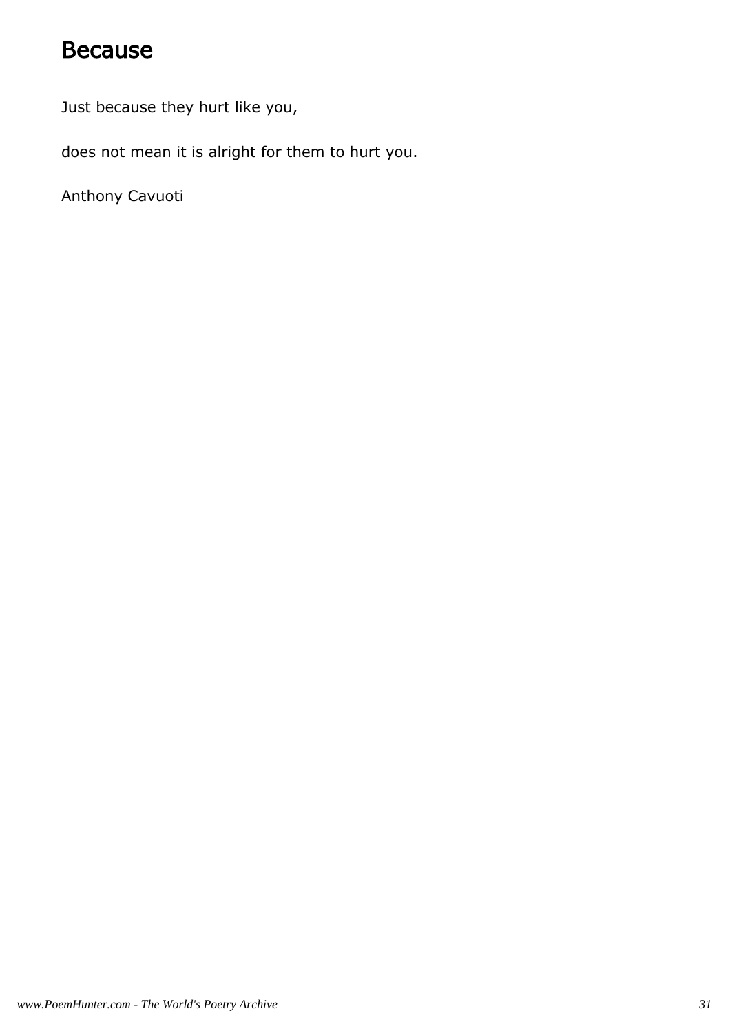# Because

Just because they hurt like you,

does not mean it is alright for them to hurt you.

Anthony Cavuoti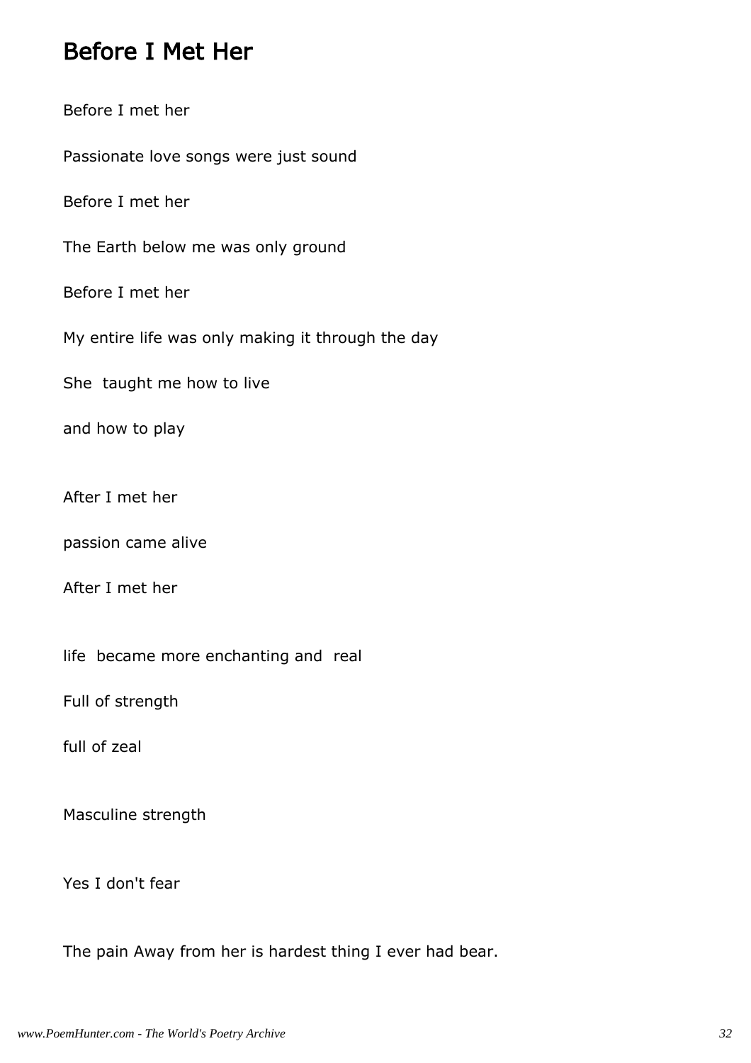## Before I Met Her

Before I met her

Passionate love songs were just sound

Before I met her

The Earth below me was only ground

Before I met her

My entire life was only making it through the day

She taught me how to live

and how to play

After I met her

passion came alive

After I met her

life became more enchanting and real

Full of strength

full of zeal

Masculine strength

Yes I don't fear

The pain Away from her is hardest thing I ever had bear.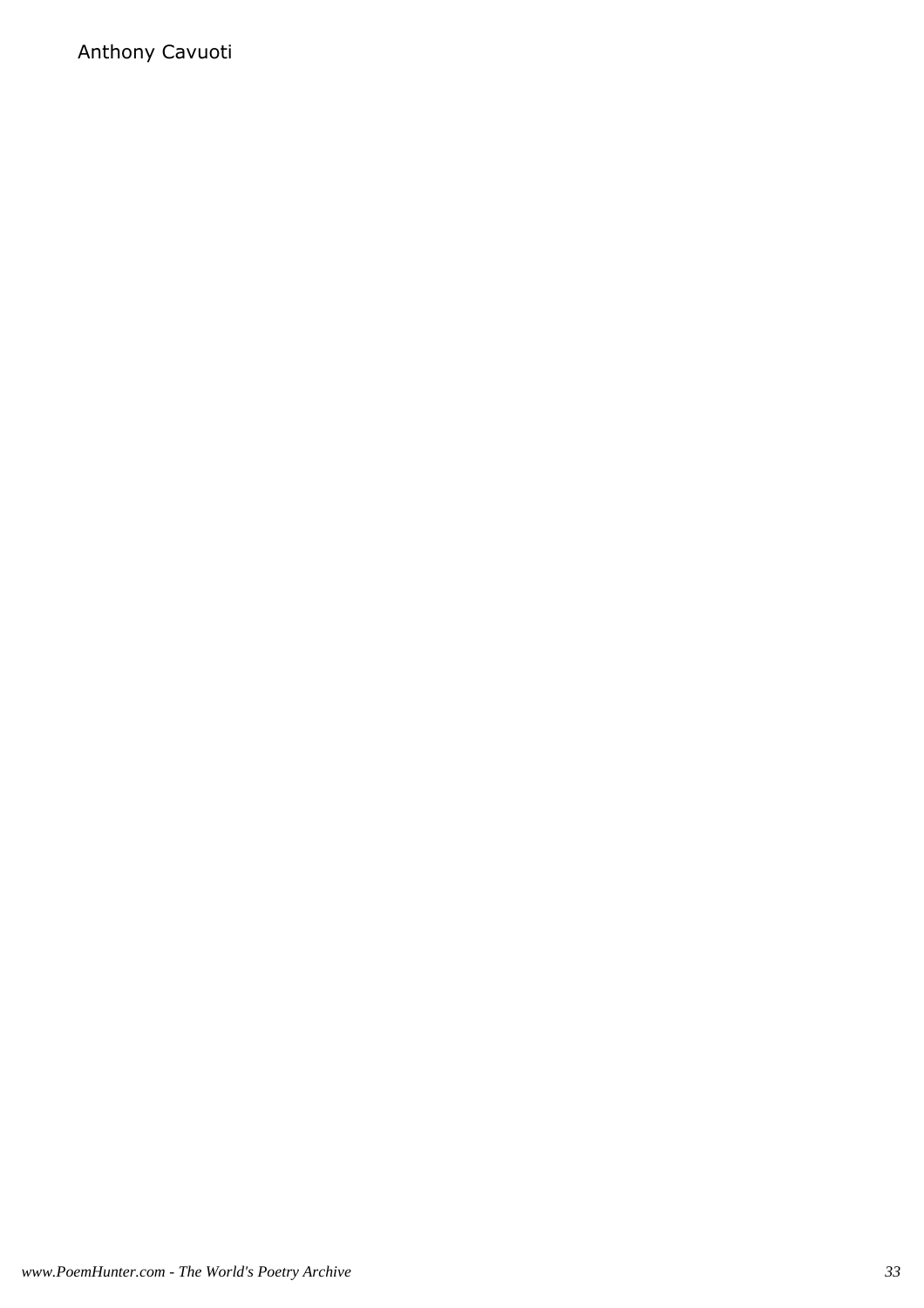Anthony Cavuoti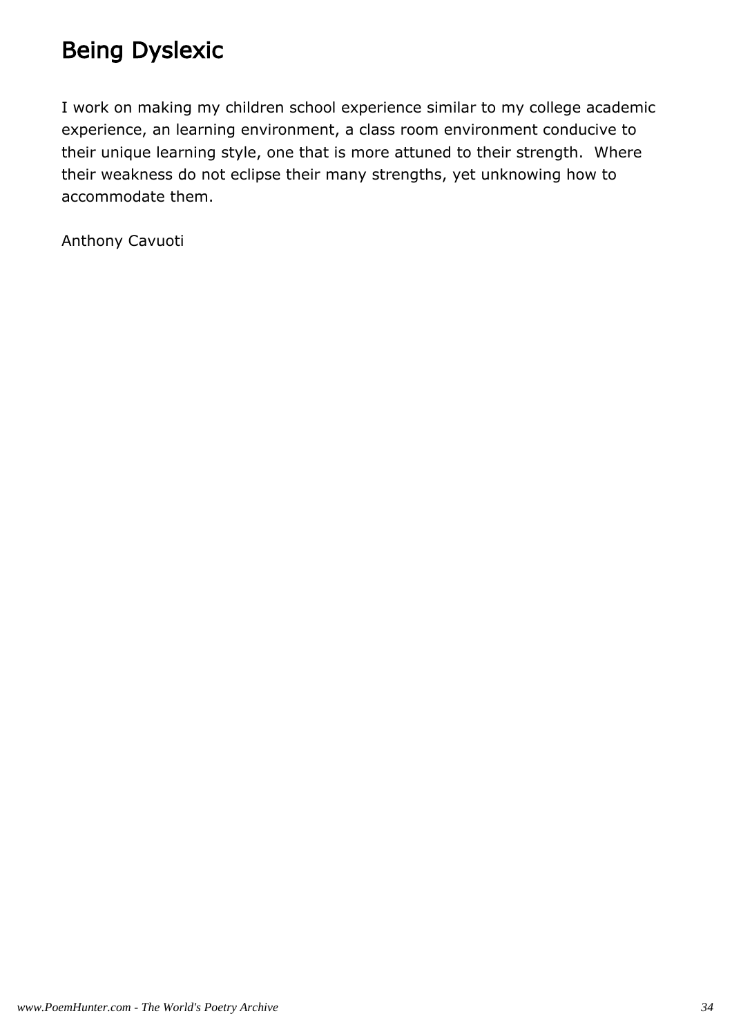# Being Dyslexic

I work on making my children school experience similar to my college academic experience, an learning environment, a class room environment conducive to their unique learning style, one that is more attuned to their strength. Where their weakness do not eclipse their many strengths, yet unknowing how to accommodate them.

Anthony Cavuoti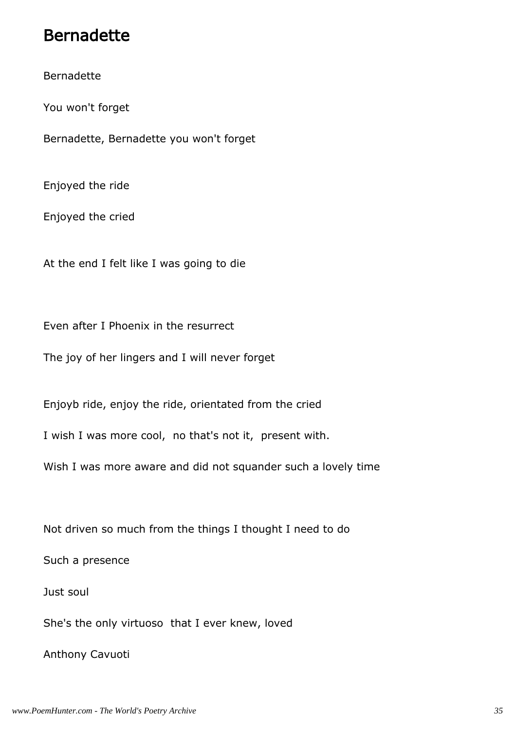# Bernadette

Bernadette

You won't forget

Bernadette, Bernadette you won't forget

Enjoyed the ride

Enjoyed the cried

At the end I felt like I was going to die

Even after I Phoenix in the resurrect

The joy of her lingers and I will never forget

Enjoyb ride, enjoy the ride, orientated from the cried

I wish I was more cool,  no that's not it,  present with.

Wish I was more aware and did not squander such a lovely time

Not driven so much from the things I thought I need to do

Such a presence

Just soul

She's the only virtuoso  that I ever knew, loved

Anthony Cavuoti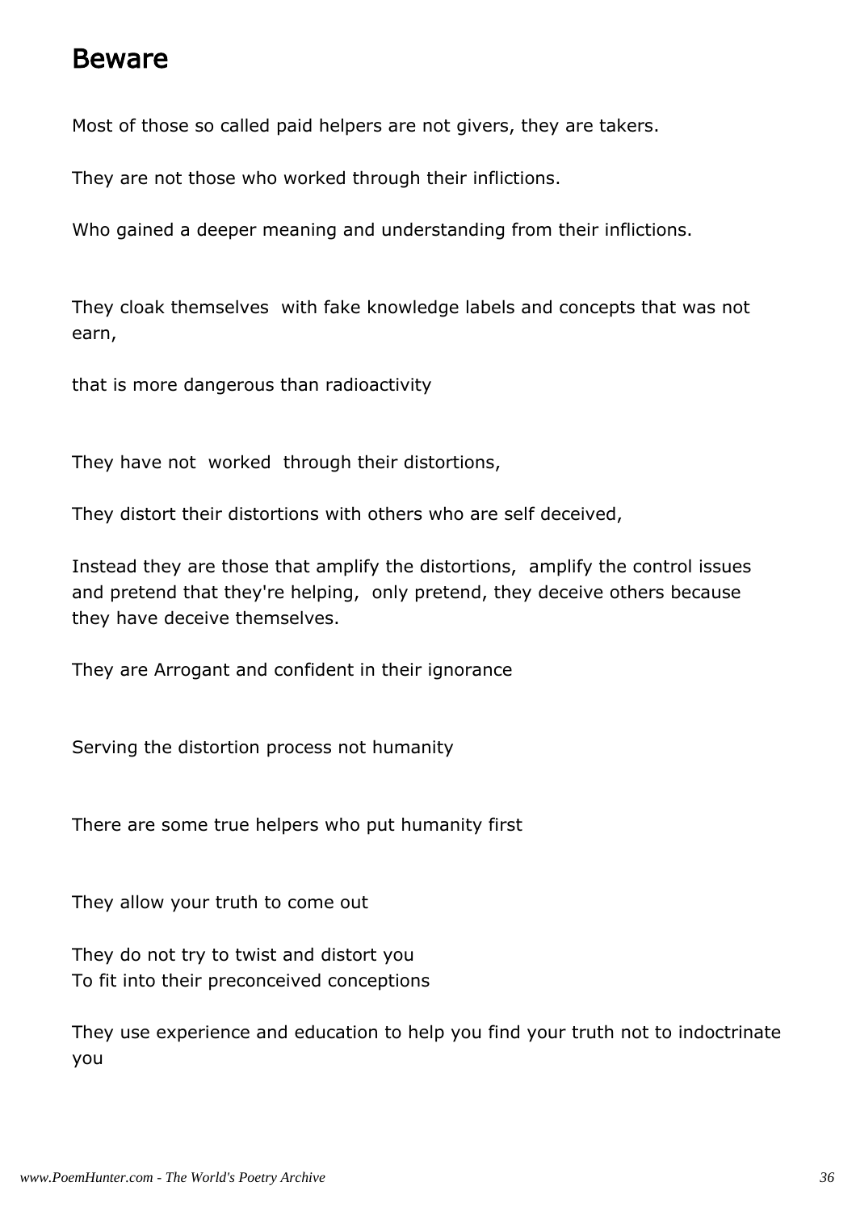# Beware

Most of those so called paid helpers are not givers, they are takers.

They are not those who worked through their inflictions.

Who gained a deeper meaning and understanding from their inflictions.

They cloak themselves with fake knowledge labels and concepts that was not earn,

that is more dangerous than radioactivity

They have not worked through their distortions,

They distort their distortions with others who are self deceived,

Instead they are those that amplify the distortions, amplify the control issues and pretend that they're helping, only pretend, they deceive others because they have deceive themselves.

They are Arrogant and confident in their ignorance

Serving the distortion process not humanity

There are some true helpers who put humanity first

They allow your truth to come out

They do not try to twist and distort you
To fit into their preconceived conceptions

They use experience and education to help you find your truth not to indoctrinate you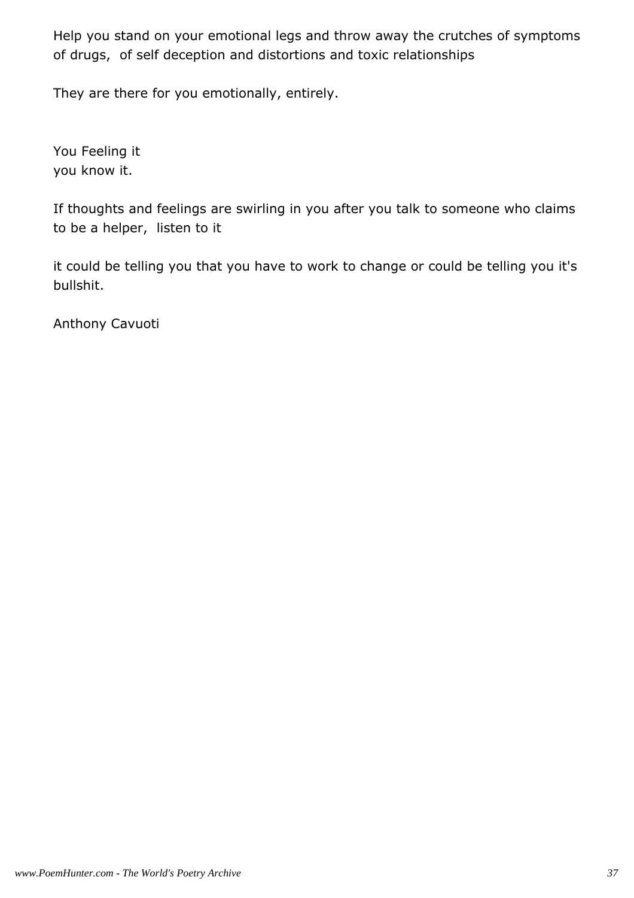Help you stand on your emotional legs and throw away the crutches of symptoms of drugs,  of self deception and distortions and toxic relationships

They are there for you emotionally, entirely.

You Feeling it
you know it.

If thoughts and feelings are swirling in you after you talk to someone who claims to be a helper,  listen to it

it could be telling you that you have to work to change or could be telling you it's bullshit.

Anthony Cavuoti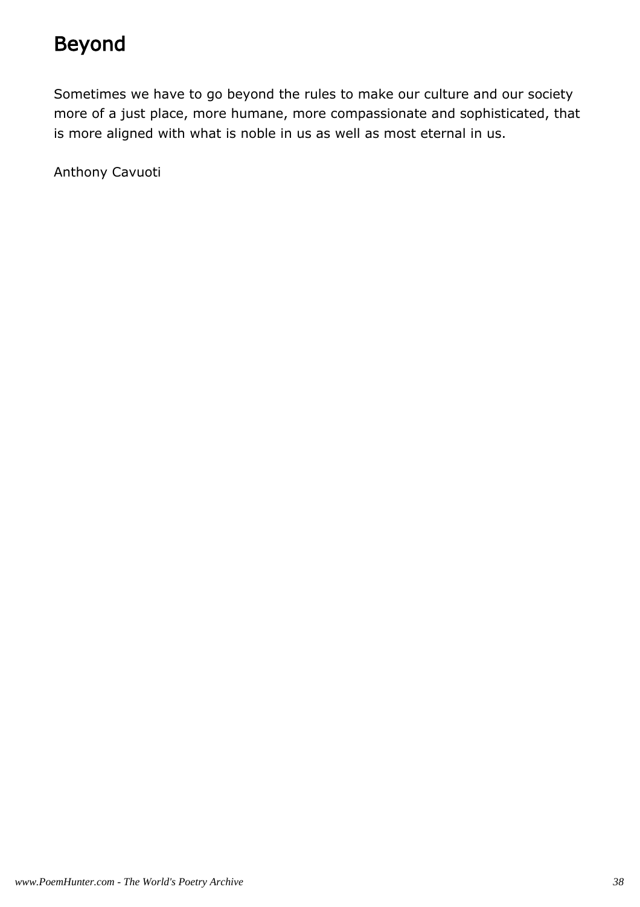# Beyond

Sometimes we have to go beyond the rules to make our culture and our society more of a just place, more humane, more compassionate and sophisticated, that is more aligned with what is noble in us as well as most eternal in us.

Anthony Cavuoti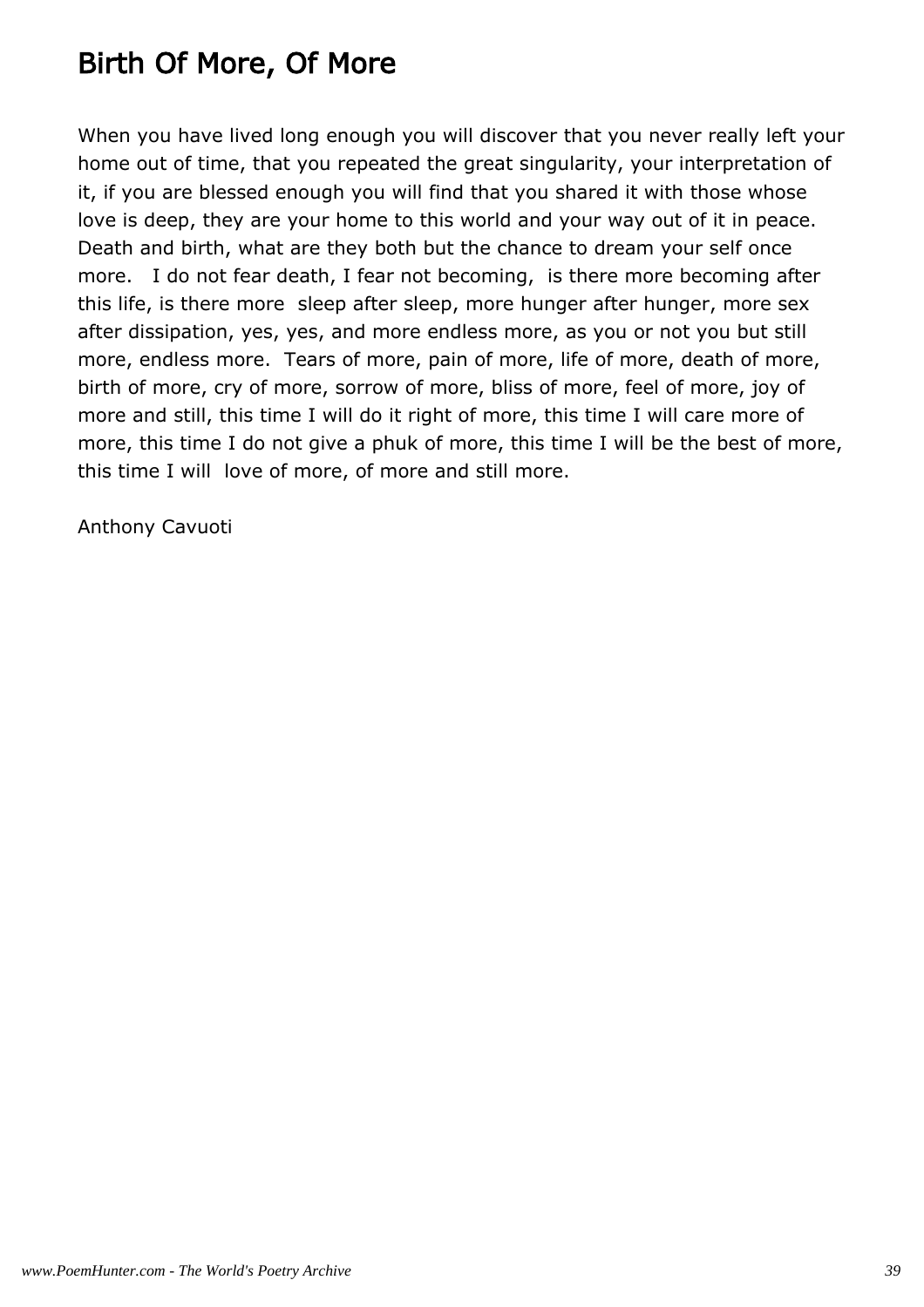# Birth Of More, Of More

When you have lived long enough you will discover that you never really left your home out of time, that you repeated the great singularity, your interpretation of it, if you are blessed enough you will find that you shared it with those whose love is deep, they are your home to this world and your way out of it in peace. Death and birth, what are they both but the chance to dream your self once more. I do not fear death, I fear not becoming, is there more becoming after this life, is there more sleep after sleep, more hunger after hunger, more sex after dissipation, yes, yes, and more endless more, as you or not you but still more, endless more. Tears of more, pain of more, life of more, death of more, birth of more, cry of more, sorrow of more, bliss of more, feel of more, joy of more and still, this time I will do it right of more, this time I will care more of more, this time I do not give a phuk of more, this time I will be the best of more, this time I will love of more, of more and still more.

Anthony Cavuoti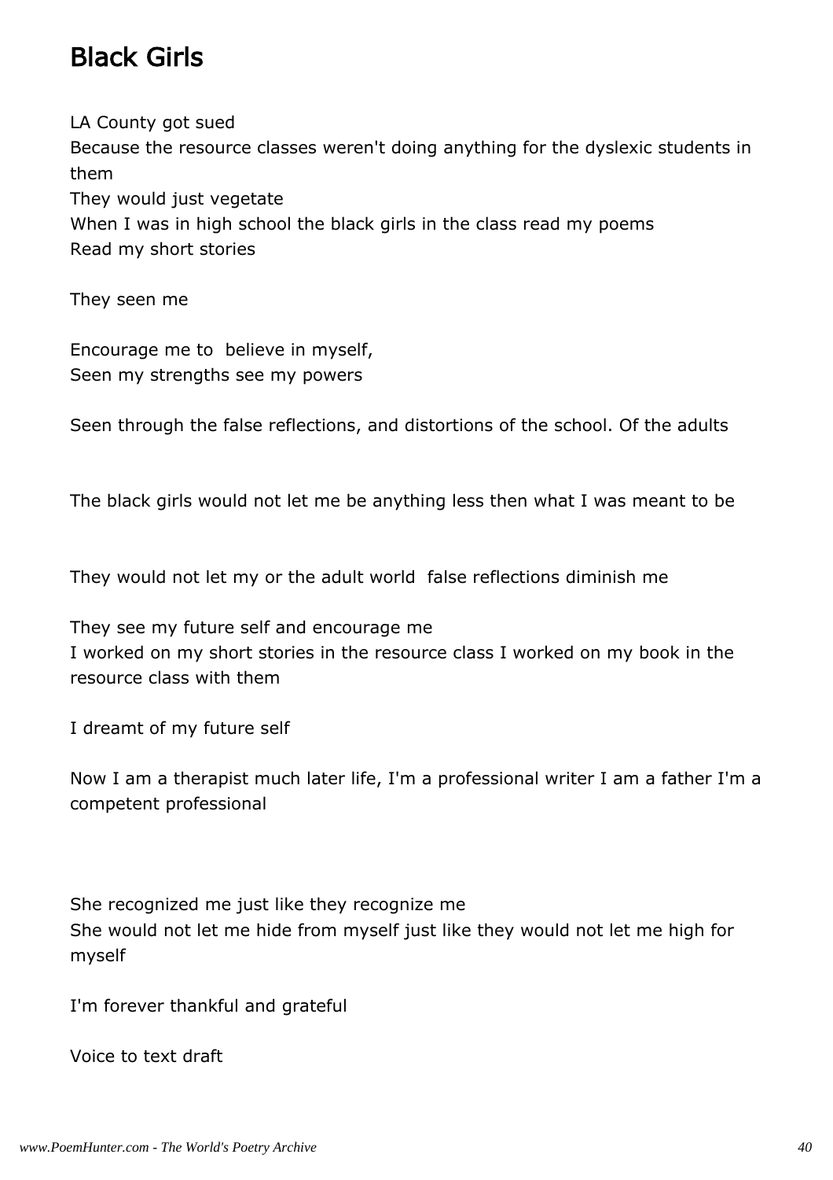# Black Girls

LA County got sued
Because the resource classes weren't doing anything for the dyslexic students in them
They would just vegetate
When I was in high school the black girls in the class read my poems
Read my short stories

They seen me

Encourage me to  believe in myself,
Seen my strengths see my powers

Seen through the false reflections, and distortions of the school. Of the adults

The black girls would not let me be anything less then what I was meant to be

They would not let my or the adult world  false reflections diminish me

They see my future self and encourage me
I worked on my short stories in the resource class I worked on my book in the resource class with them

I dreamt of my future self

Now I am a therapist much later life, I'm a professional writer I am a father I'm a competent professional

She recognized me just like they recognize me
She would not let me hide from myself just like they would not let me high for myself

I'm forever thankful and grateful

Voice to text draft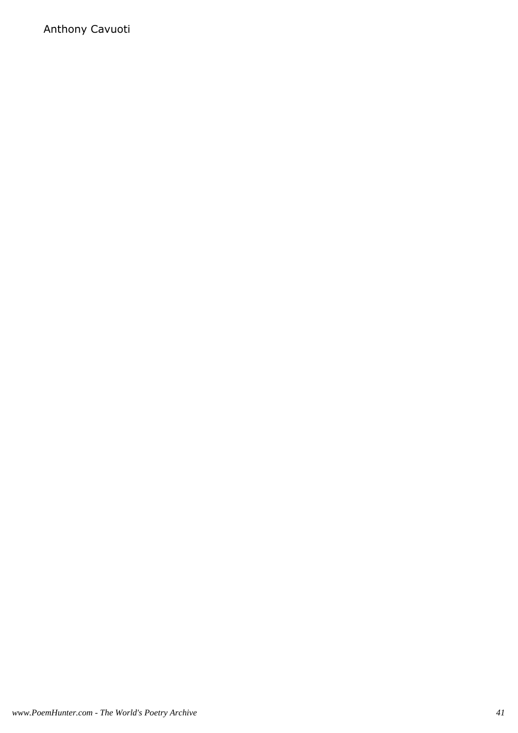Anthony Cavuoti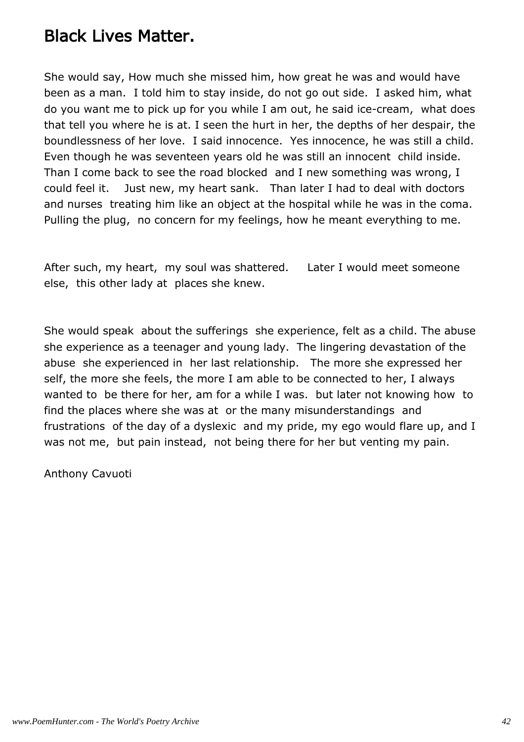# Black Lives Matter.

She would say, How much she missed him, how great he was and would have been as a man. I told him to stay inside, do not go out side. I asked him, what do you want me to pick up for you while I am out, he said ice-cream, what does that tell you where he is at. I seen the hurt in her, the depths of her despair, the boundlessness of her love. I said innocence. Yes innocence, he was still a child. Even though he was seventeen years old he was still an innocent child inside. Than I come back to see the road blocked and I new something was wrong, I could feel it. Just new, my heart sank. Than later I had to deal with doctors and nurses treating him like an object at the hospital while he was in the coma. Pulling the plug, no concern for my feelings, how he meant everything to me.

After such, my heart, my soul was shattered. Later I would meet someone else, this other lady at places she knew.

She would speak about the sufferings she experience, felt as a child. The abuse she experience as a teenager and young lady. The lingering devastation of the abuse she experienced in her last relationship. The more she expressed her self, the more she feels, the more I am able to be connected to her, I always wanted to be there for her, am for a while I was. but later not knowing how to find the places where she was at or the many misunderstandings and frustrations of the day of a dyslexic and my pride, my ego would flare up, and I was not me, but pain instead, not being there for her but venting my pain.

Anthony Cavuoti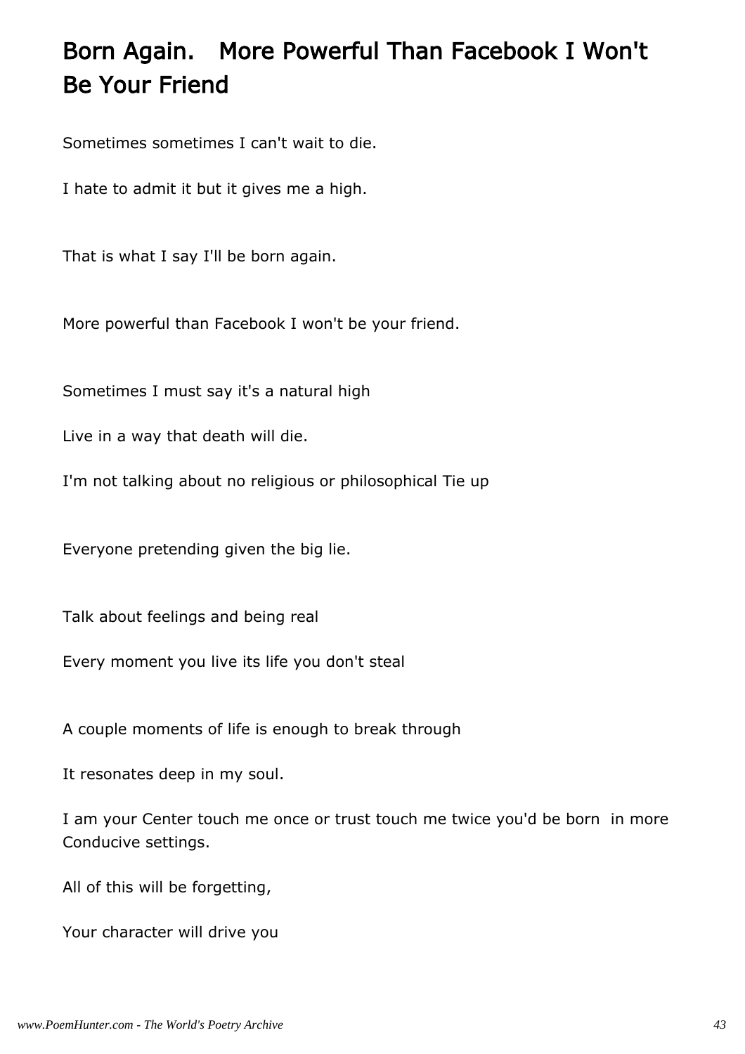# Born Again. More Powerful Than Facebook I Won't Be Your Friend

Sometimes sometimes I can't wait to die.

I hate to admit it but it gives me a high.

That is what I say I'll be born again.

More powerful than Facebook I won't be your friend.

Sometimes I must say it's a natural high

Live in a way that death will die.

I'm not talking about no religious or philosophical Tie up

Everyone pretending given the big lie.

Talk about feelings and being real

Every moment you live its life you don't steal

A couple moments of life is enough to break through

It resonates deep in my soul.

I am your Center touch me once or trust touch me twice you'd be born in more Conducive settings.

All of this will be forgetting,

Your character will drive you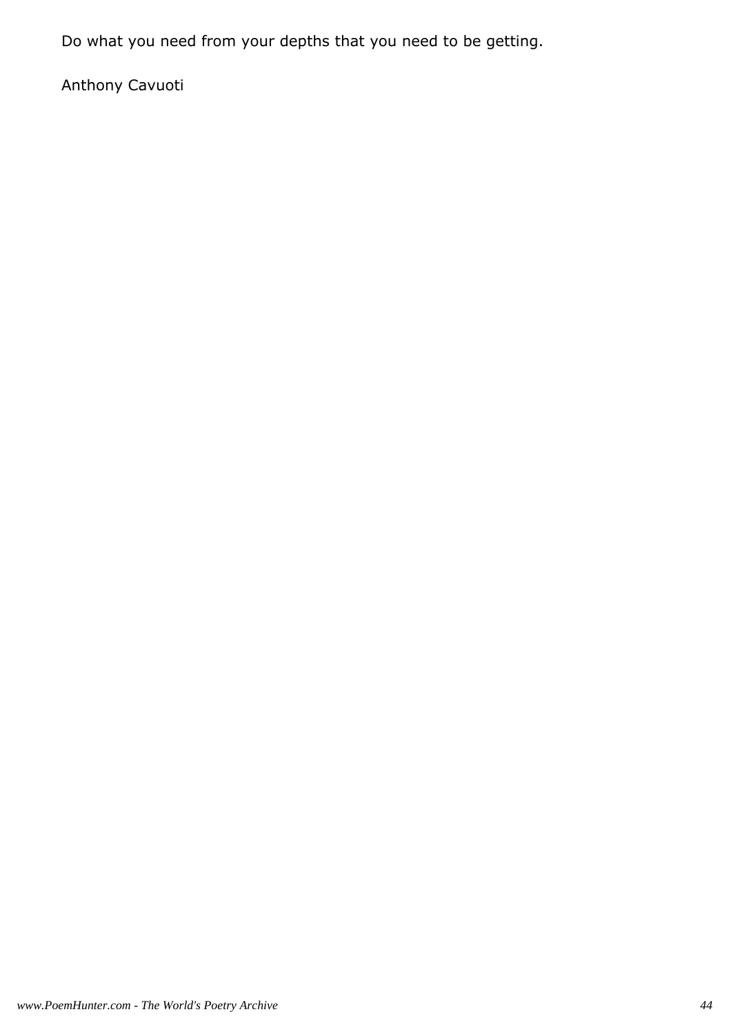Do what you need from your depths that you need to be getting.

Anthony Cavuoti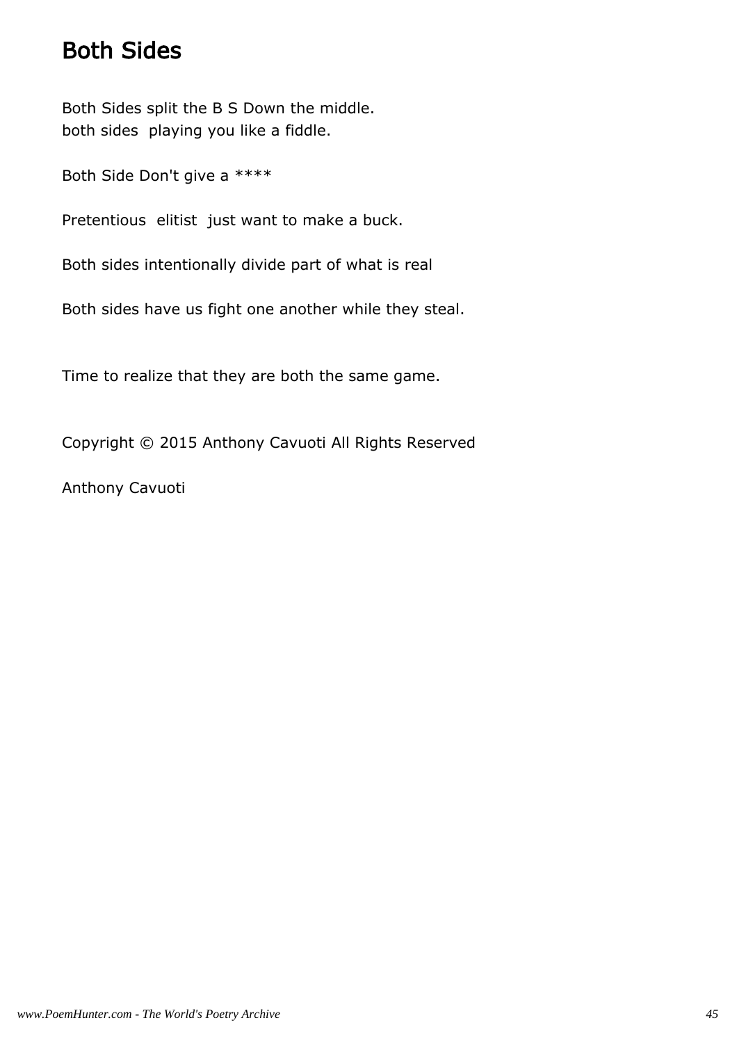# Both Sides

Both Sides split the B S Down the middle.
both sides  playing you like a fiddle.

Both Side Don't give a ****

Pretentious  elitist  just want to make a buck.

Both sides intentionally divide part of what is real

Both sides have us fight one another while they steal.

Time to realize that they are both the same game.

Copyright © 2015 Anthony Cavuoti All Rights Reserved

Anthony Cavuoti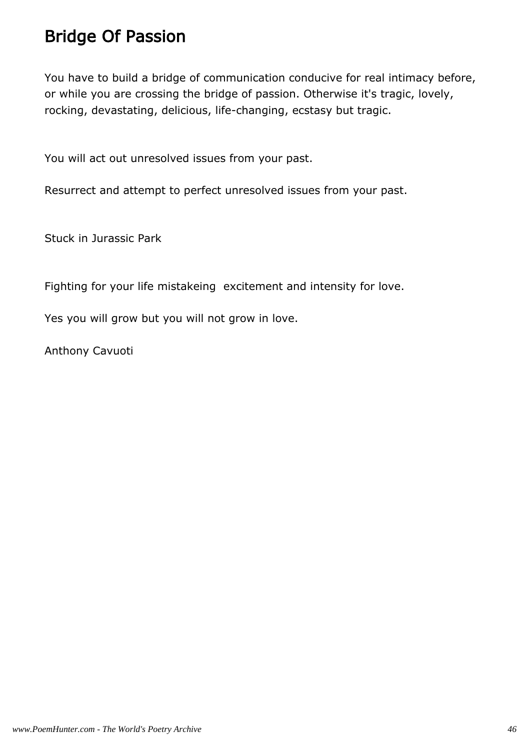# Bridge Of Passion

You have to build a bridge of communication conducive for real intimacy before, or while you are crossing the bridge of passion. Otherwise it's tragic, lovely, rocking, devastating, delicious, life-changing, ecstasy but tragic.

You will act out unresolved issues from your past.

Resurrect and attempt to perfect unresolved issues from your past.

Stuck in Jurassic Park

Fighting for your life mistakeing excitement and intensity for love.

Yes you will grow but you will not grow in love.

Anthony Cavuoti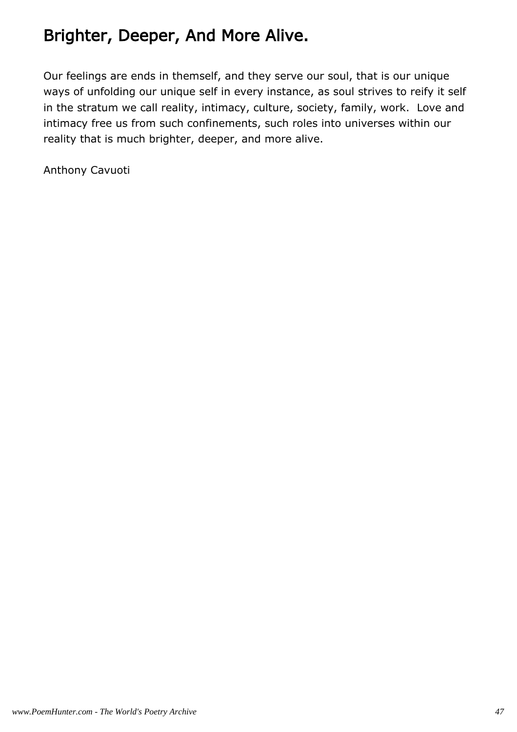## Brighter, Deeper, And More Alive.

Our feelings are ends in themself, and they serve our soul, that is our unique ways of unfolding our unique self in every instance, as soul strives to reify it self in the stratum we call reality, intimacy, culture, society, family, work.  Love and intimacy free us from such confinements, such roles into universes within our reality that is much brighter, deeper, and more alive.

Anthony Cavuoti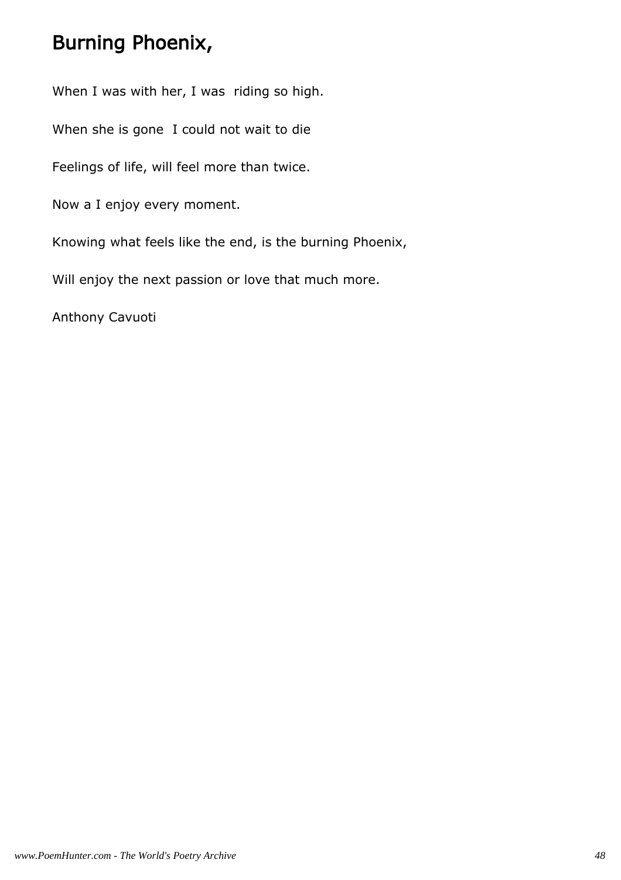# Burning Phoenix,

When I was with her, I was riding so high.

When she is gone I could not wait to die

Feelings of life, will feel more than twice.

Now a I enjoy every moment.

Knowing what feels like the end, is the burning Phoenix,

Will enjoy the next passion or love that much more.

Anthony Cavuoti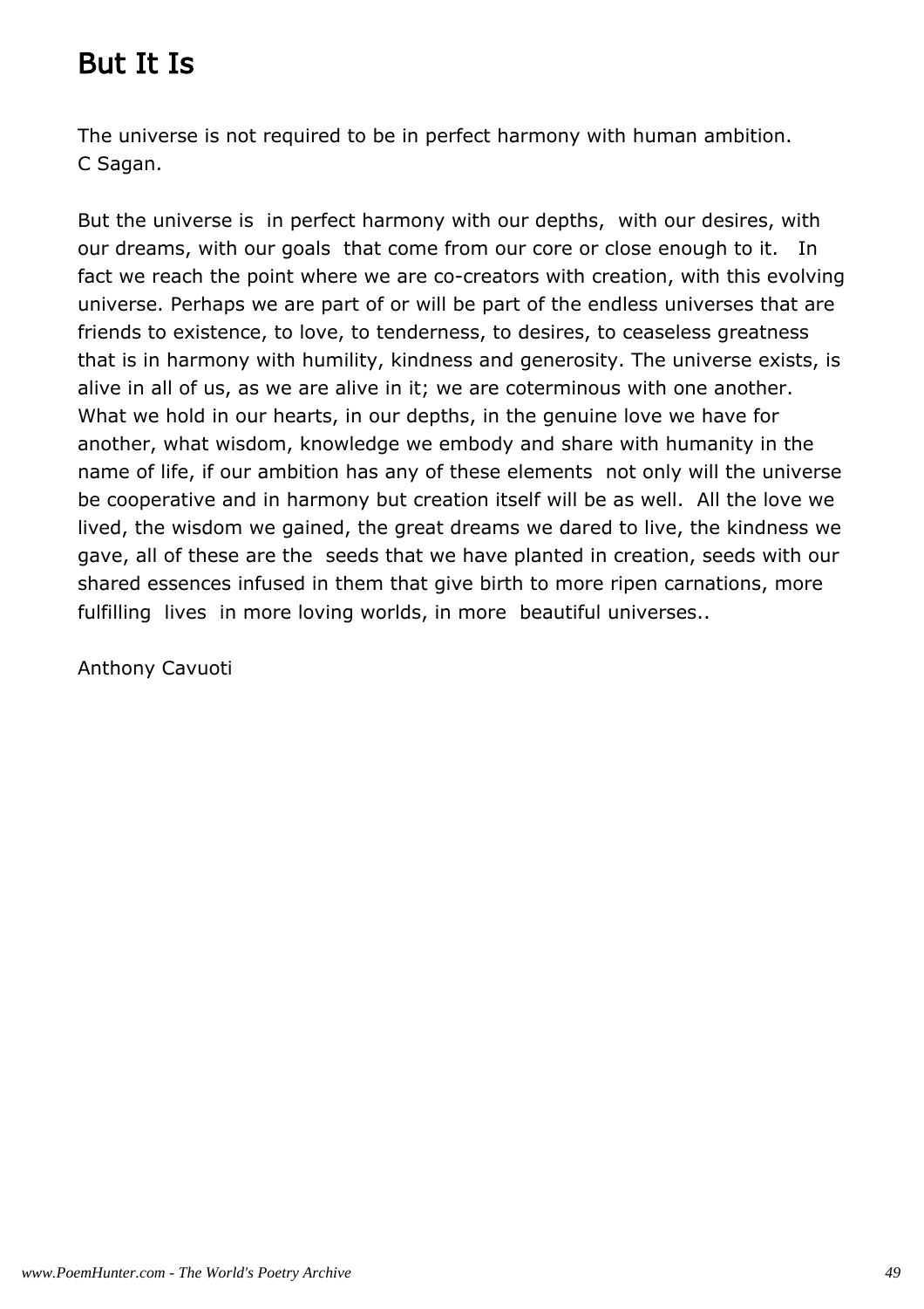# But It Is

The universe is not required to be in perfect harmony with human ambition.
C Sagan.

But the universe is in perfect harmony with our depths, with our desires, with our dreams, with our goals that come from our core or close enough to it. In fact we reach the point where we are co-creators with creation, with this evolving universe. Perhaps we are part of or will be part of the endless universes that are friends to existence, to love, to tenderness, to desires, to ceaseless greatness that is in harmony with humility, kindness and generosity. The universe exists, is alive in all of us, as we are alive in it; we are coterminous with one another. What we hold in our hearts, in our depths, in the genuine love we have for another, what wisdom, knowledge we embody and share with humanity in the name of life, if our ambition has any of these elements not only will the universe be cooperative and in harmony but creation itself will be as well. All the love we lived, the wisdom we gained, the great dreams we dared to live, the kindness we gave, all of these are the seeds that we have planted in creation, seeds with our shared essences infused in them that give birth to more ripen carnations, more fulfilling lives in more loving worlds, in more beautiful universes..

Anthony Cavuoti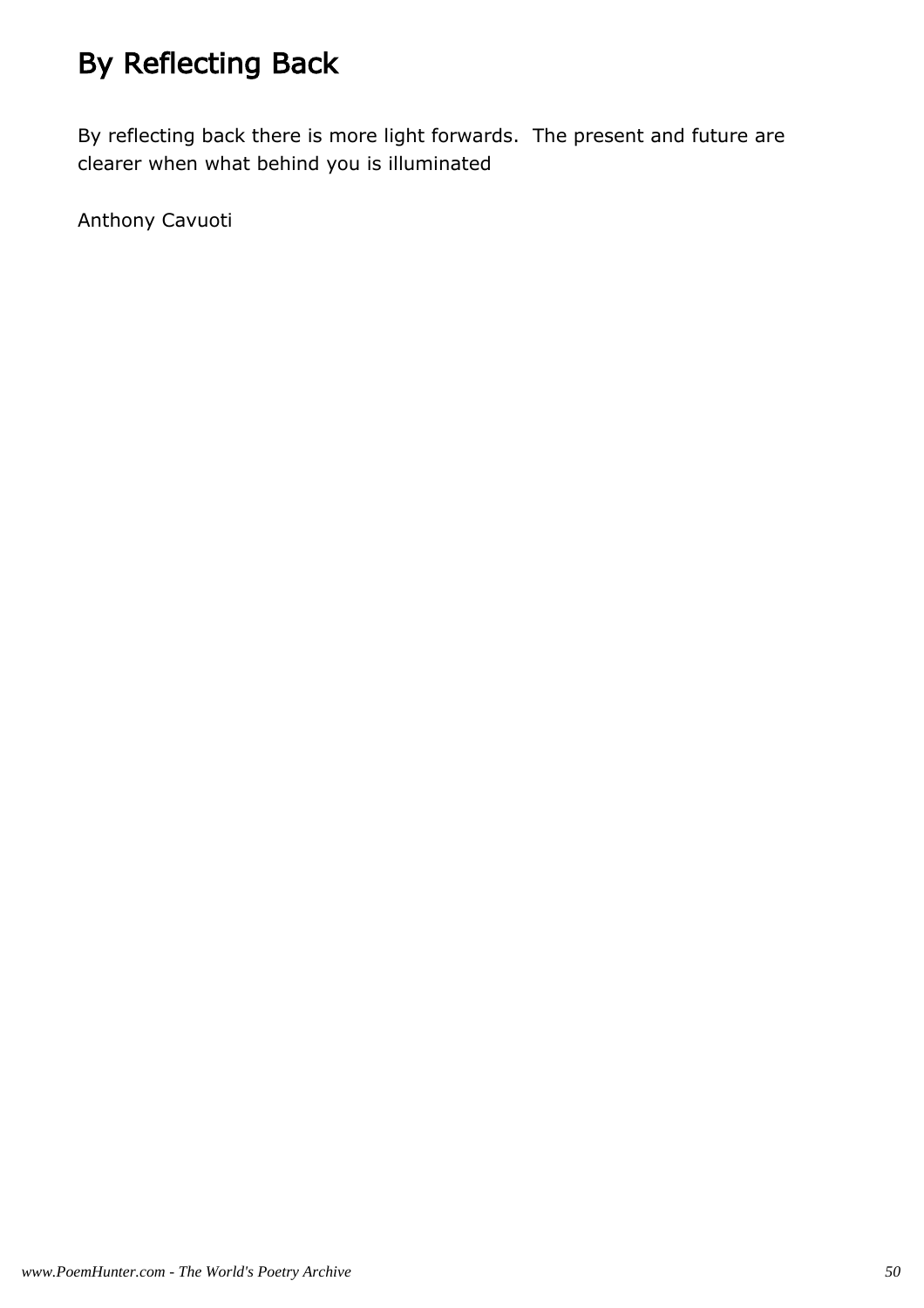# By Reflecting Back

By reflecting back there is more light forwards.  The present and future are clearer when what behind you is illuminated

Anthony Cavuoti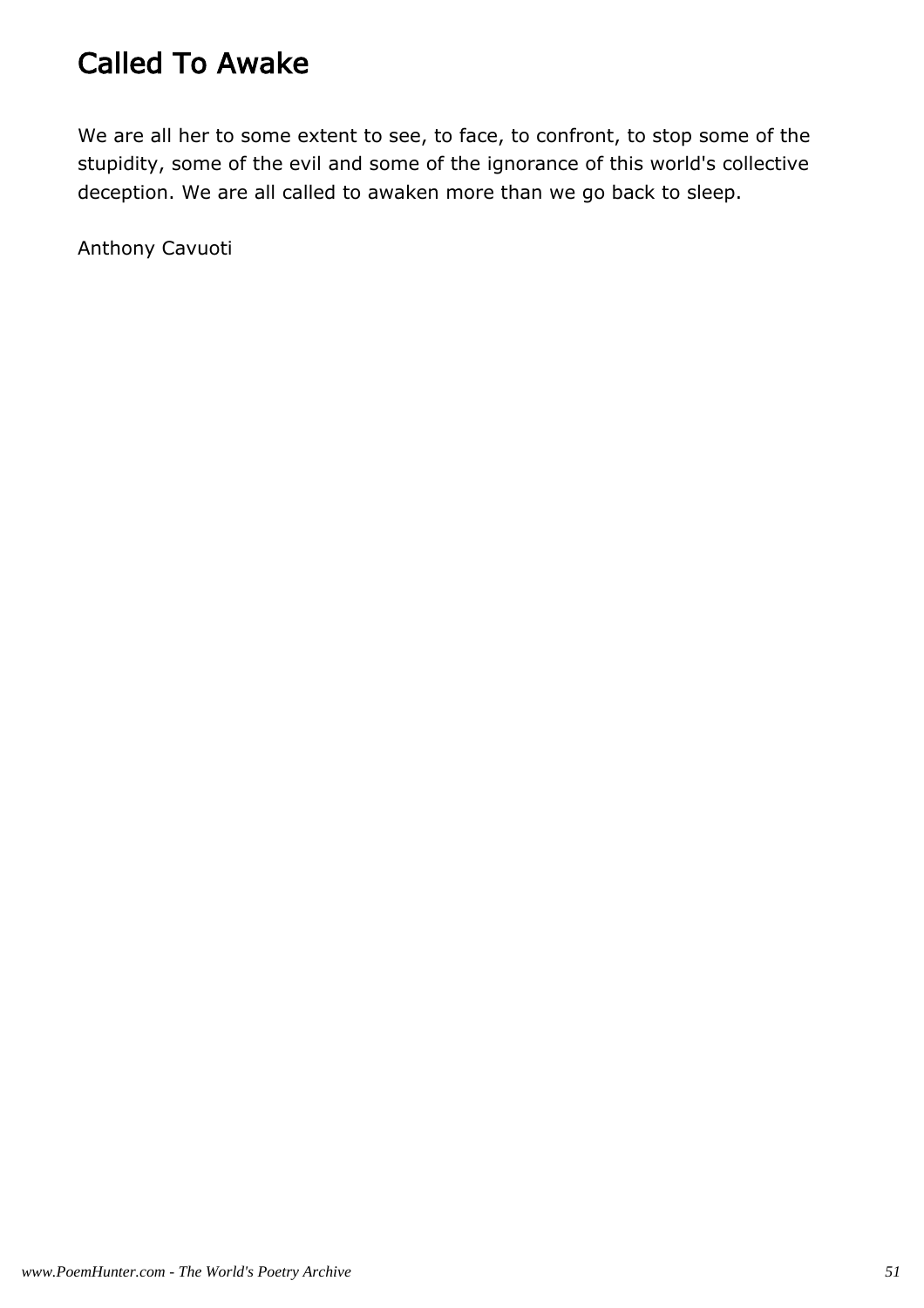# Called To Awake

We are all her to some extent to see, to face, to confront, to stop some of the stupidity, some of the evil and some of the ignorance of this world's collective deception. We are all called to awaken more than we go back to sleep.

Anthony Cavuoti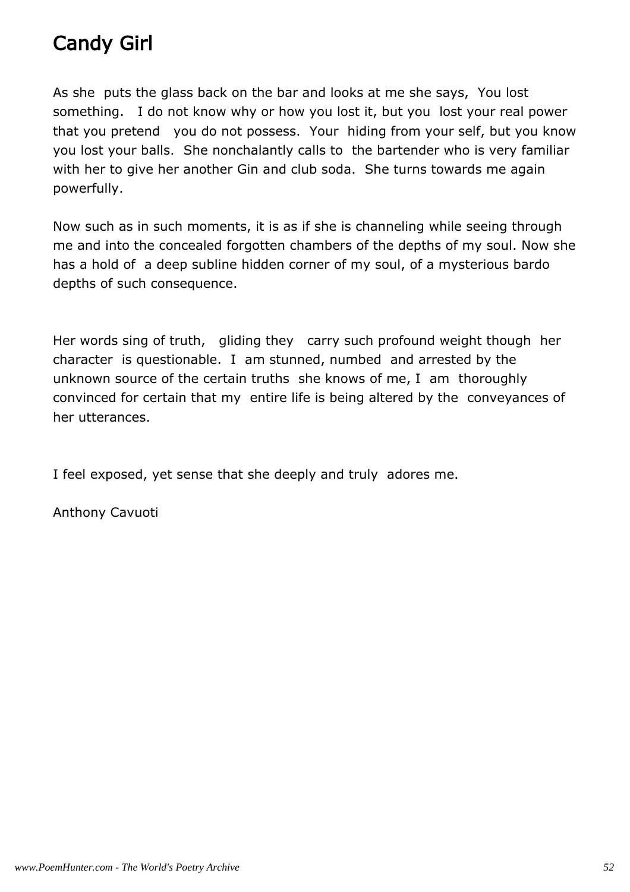# Candy Girl

As she puts the glass back on the bar and looks at me she says, You lost something. I do not know why or how you lost it, but you lost your real power that you pretend you do not possess. Your hiding from your self, but you know you lost your balls. She nonchalantly calls to the bartender who is very familiar with her to give her another Gin and club soda. She turns towards me again powerfully.

Now such as in such moments, it is as if she is channeling while seeing through me and into the concealed forgotten chambers of the depths of my soul. Now she has a hold of a deep subline hidden corner of my soul, of a mysterious bardo depths of such consequence.

Her words sing of truth, gliding they carry such profound weight though her character is questionable. I am stunned, numbed and arrested by the unknown source of the certain truths she knows of me, I am thoroughly convinced for certain that my entire life is being altered by the conveyances of her utterances.

I feel exposed, yet sense that she deeply and truly adores me.

Anthony Cavuoti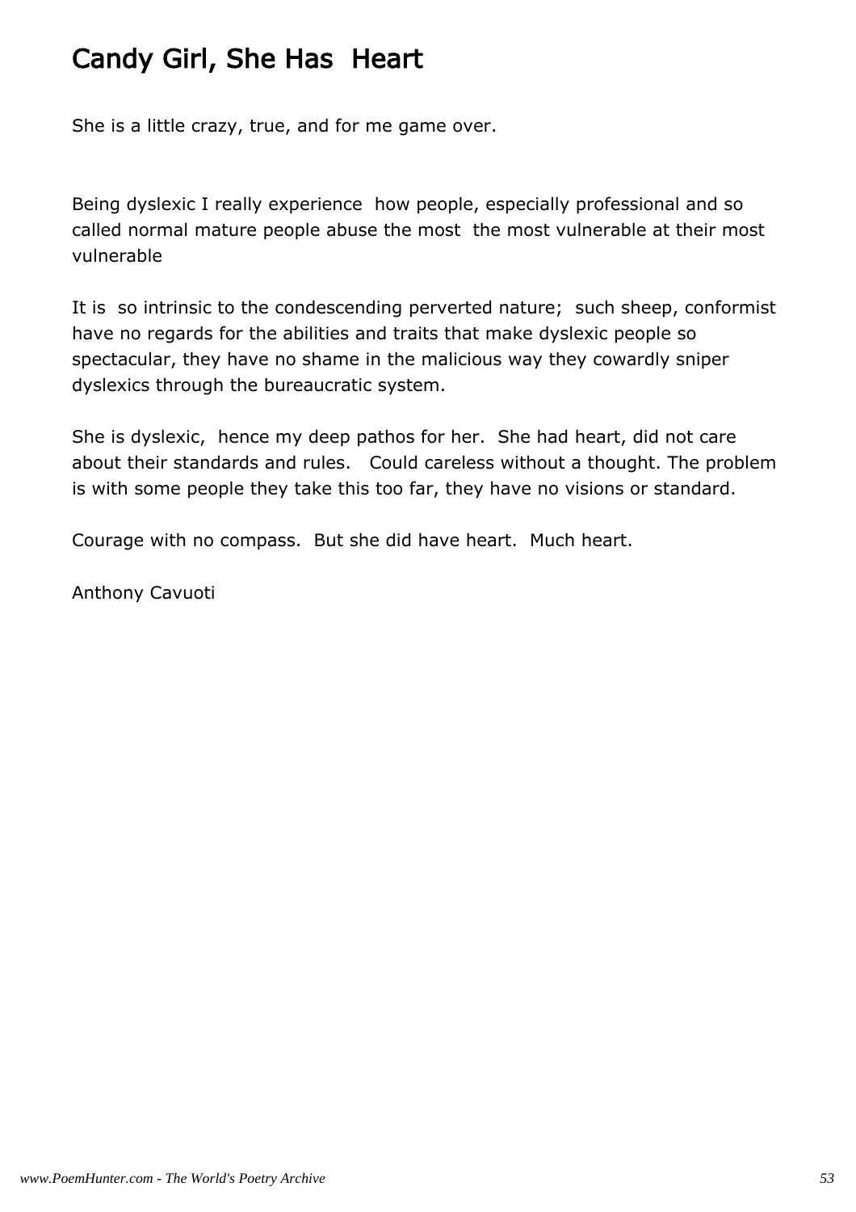# Candy Girl, She Has  Heart

She is a little crazy, true, and for me game over.

Being dyslexic I really experience  how people, especially professional and so called normal mature people abuse the most  the most vulnerable at their most vulnerable

It is  so intrinsic to the condescending perverted nature;  such sheep, conformist have no regards for the abilities and traits that make dyslexic people so spectacular, they have no shame in the malicious way they cowardly sniper dyslexics through the bureaucratic system.

She is dyslexic,  hence my deep pathos for her.  She had heart, did not care about their standards and rules.   Could careless without a thought. The problem is with some people they take this too far, they have no visions or standard.

Courage with no compass.  But she did have heart.  Much heart.

Anthony Cavuoti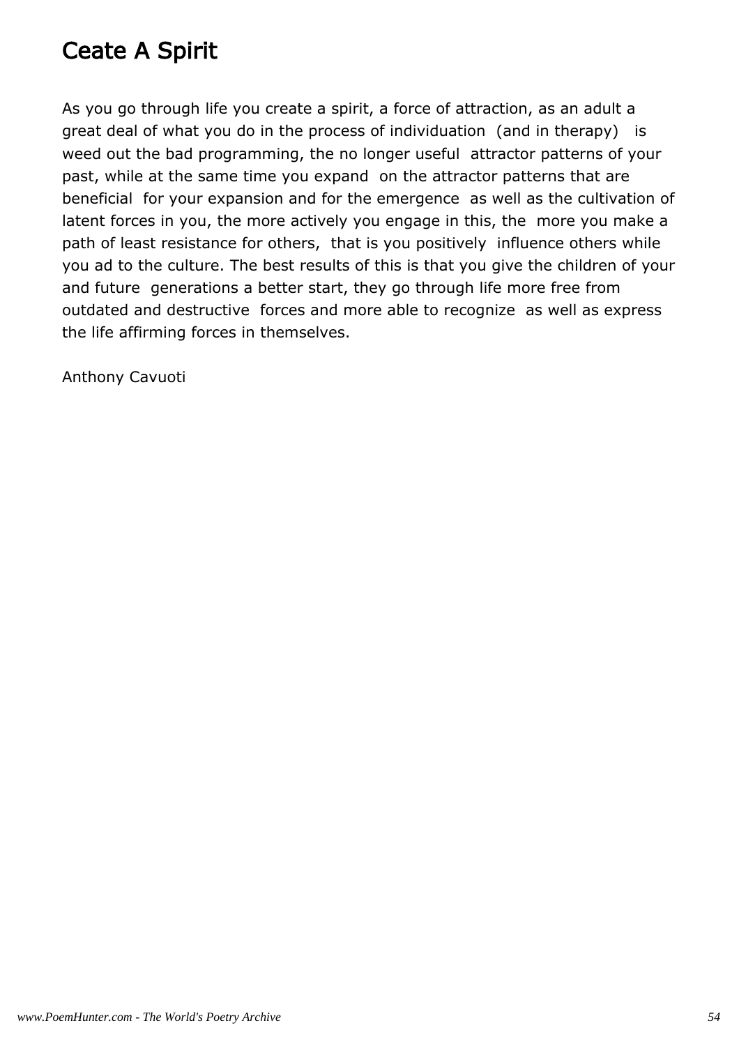# Ceate A Spirit

As you go through life you create a spirit, a force of attraction, as an adult a great deal of what you do in the process of individuation (and in therapy) is weed out the bad programming, the no longer useful attractor patterns of your past, while at the same time you expand on the attractor patterns that are beneficial for your expansion and for the emergence as well as the cultivation of latent forces in you, the more actively you engage in this, the more you make a path of least resistance for others, that is you positively influence others while you ad to the culture. The best results of this is that you give the children of your and future generations a better start, they go through life more free from outdated and destructive forces and more able to recognize as well as express the life affirming forces in themselves.

Anthony Cavuoti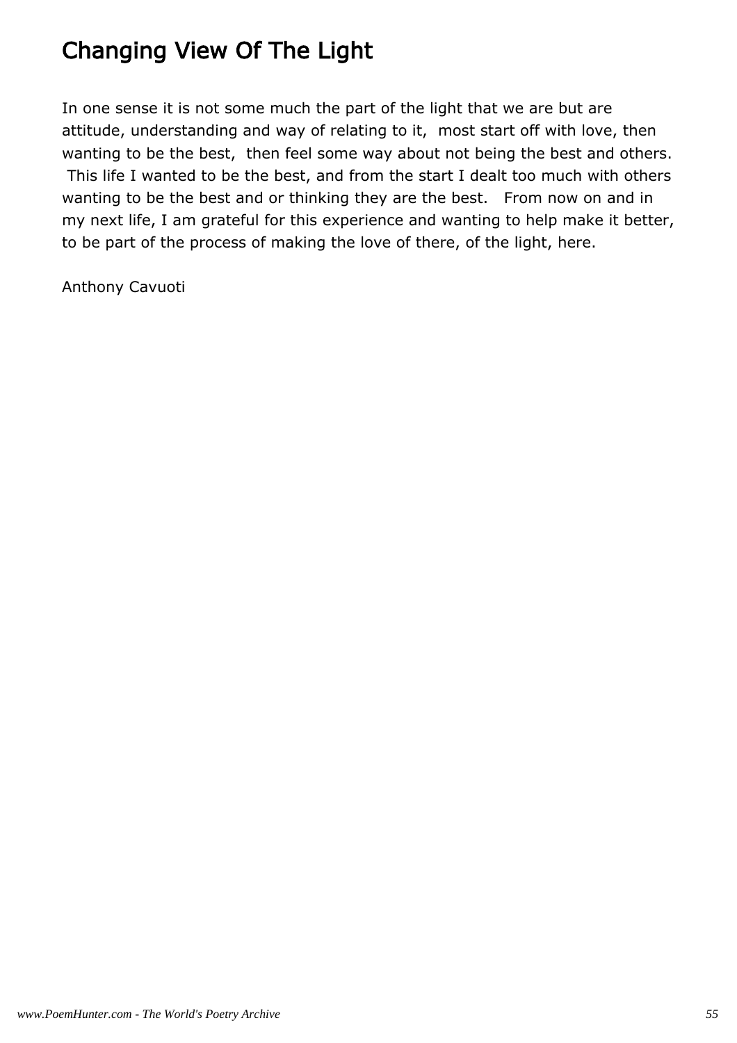# Changing View Of The Light

In one sense it is not some much the part of the light that we are but are attitude, understanding and way of relating to it, most start off with love, then wanting to be the best, then feel some way about not being the best and others. This life I wanted to be the best, and from the start I dealt too much with others wanting to be the best and or thinking they are the best. From now on and in my next life, I am grateful for this experience and wanting to help make it better, to be part of the process of making the love of there, of the light, here.

Anthony Cavuoti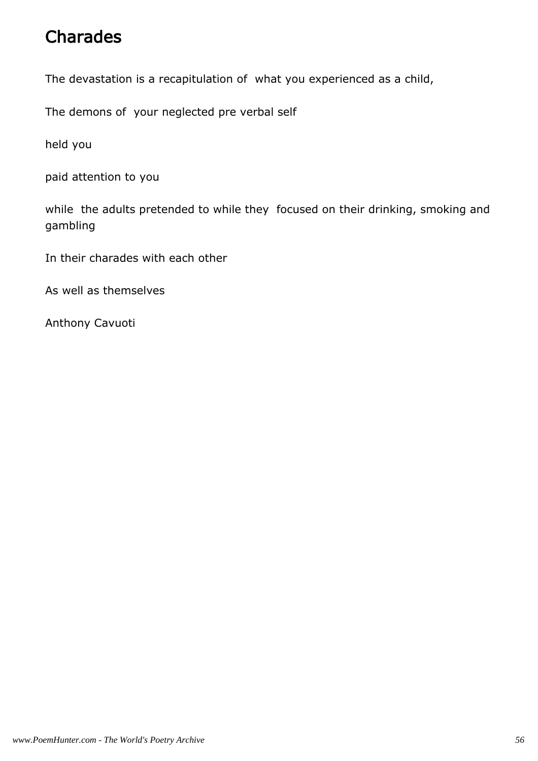# Charades

The devastation is a recapitulation of what you experienced as a child,

The demons of your neglected pre verbal self

held you

paid attention to you

while the adults pretended to while they focused on their drinking, smoking and gambling

In their charades with each other

As well as themselves

Anthony Cavuoti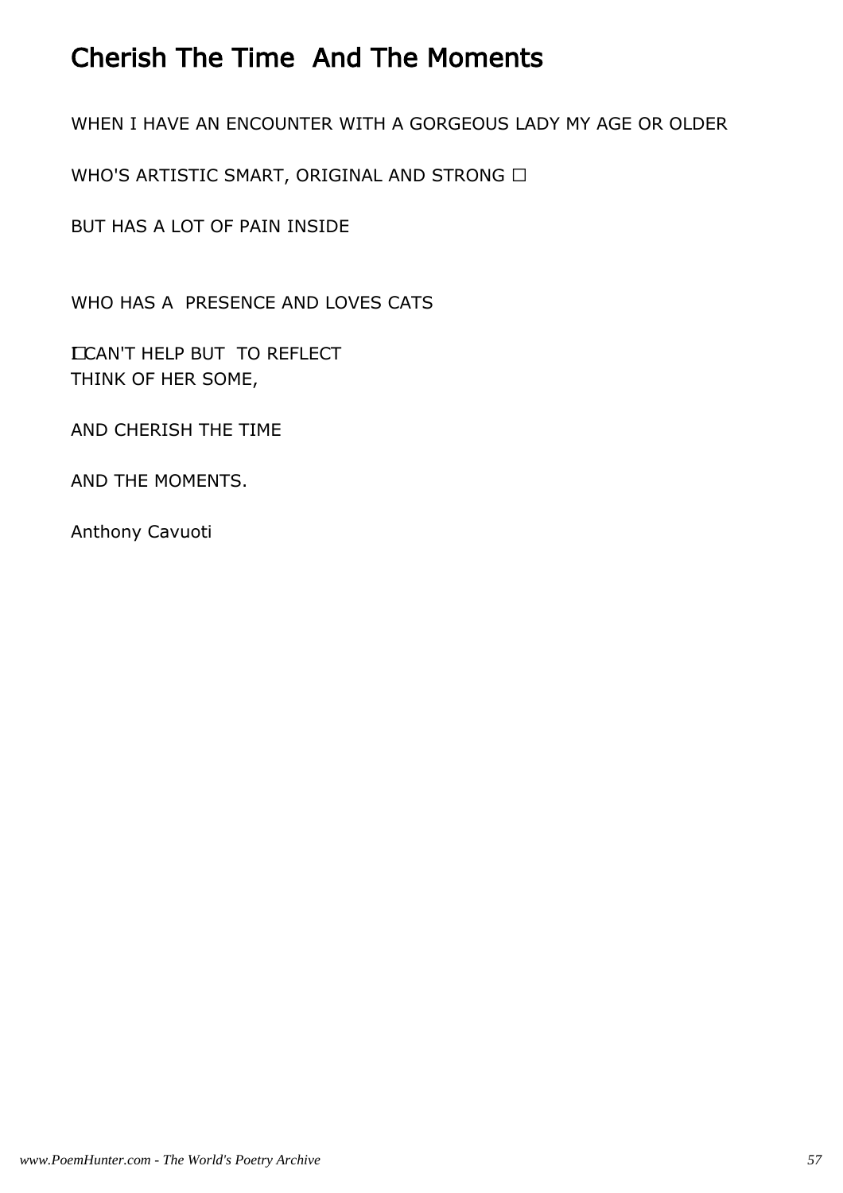# Cherish The Time And The Moments

WHEN I HAVE AN ENCOUNTER WITH A GORGEOUS LADY MY AGE OR OLDER

WHO'S ARTISTIC SMART, ORIGINAL AND STRONG 

BUT HAS A LOT OF PAIN INSIDE

WHO HAS A PRESENCE AND LOVES CATS

I CAN'T HELP BUT TO REFLECT
THINK OF HER SOME,

AND CHERISH THE TIME

AND THE MOMENTS.

Anthony Cavuoti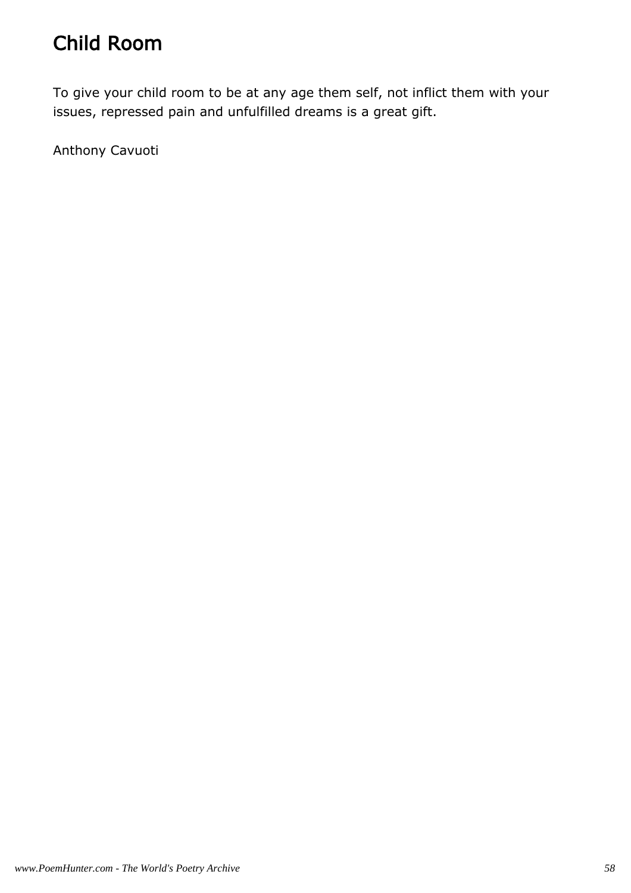# Child Room

To give your child room to be at any age them self, not inflict them with your issues, repressed pain and unfulfilled dreams is a great gift.

Anthony Cavuoti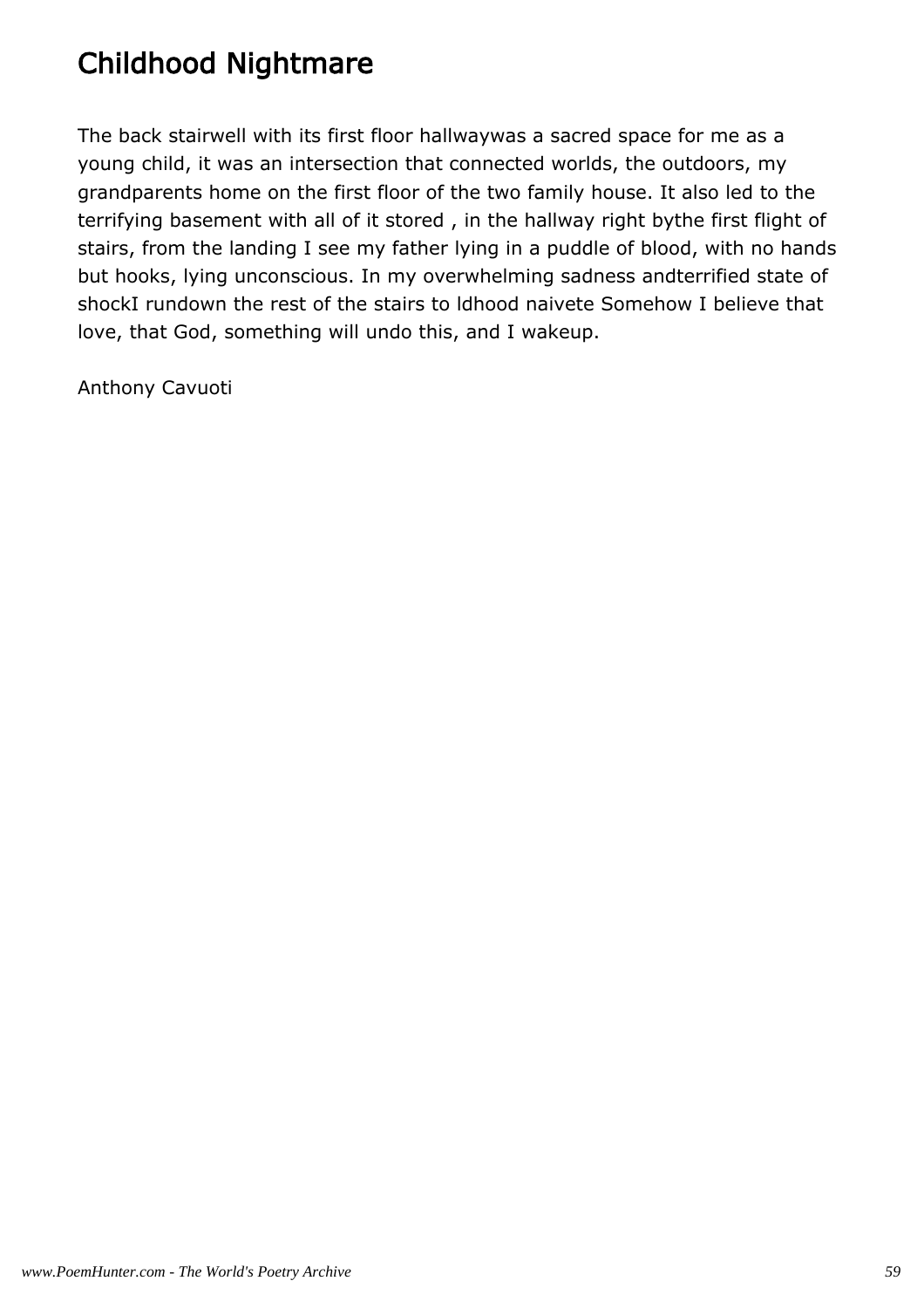# Childhood Nightmare

The back stairwell with its first floor hallwaywas a sacred space for me as a young child, it was an intersection that connected worlds, the outdoors, my grandparents home on the first floor of the two family house. It also led to the terrifying basement with all of it stored , in the hallway right bythe first flight of stairs, from the landing I see my father lying in a puddle of blood, with no hands but hooks, lying unconscious. In my overwhelming sadness andterrified state of shockI rundown the rest of the stairs to ldhood naivete Somehow I believe that love, that God, something will undo this, and I wakeup.

Anthony Cavuoti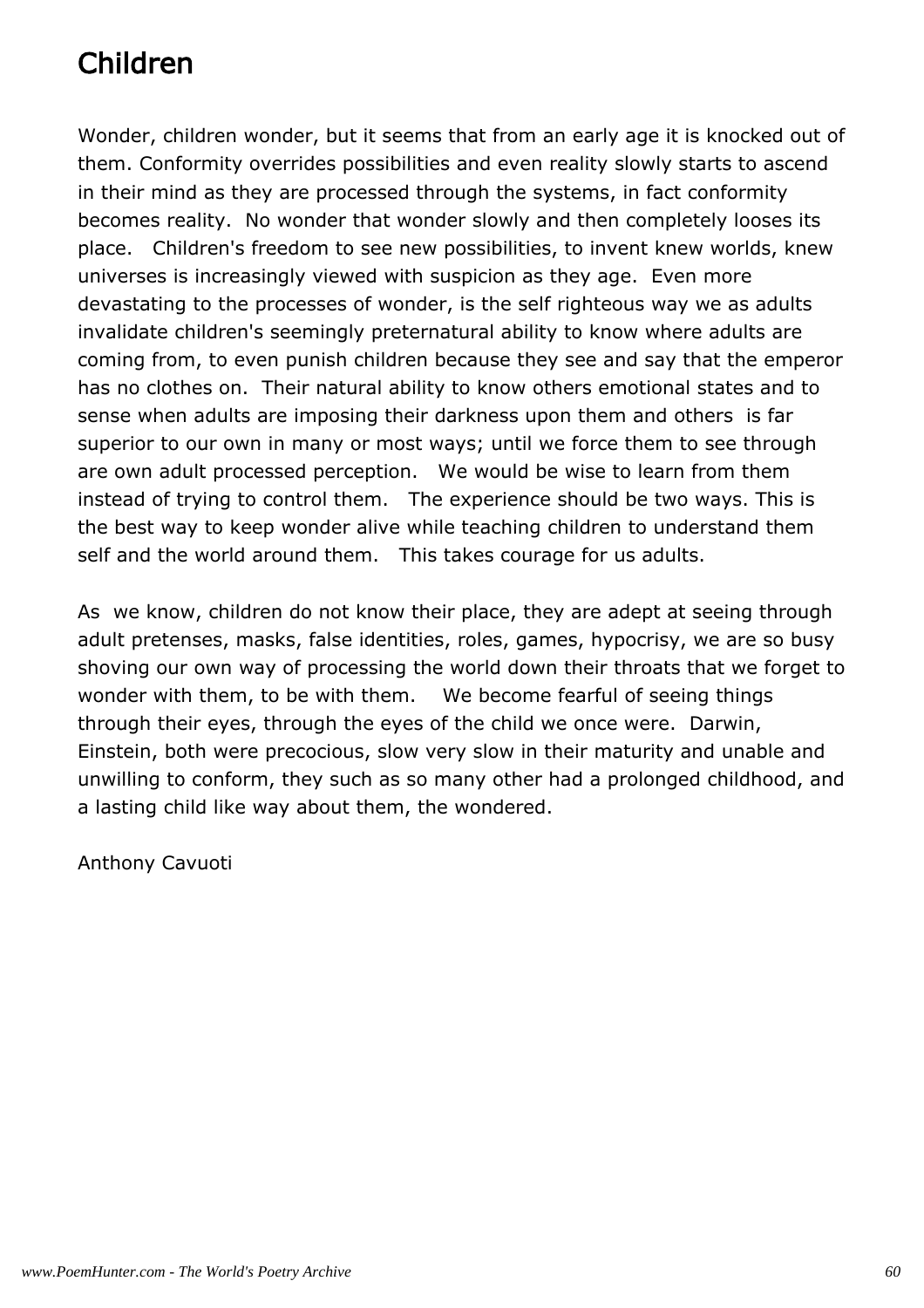# Children

Wonder, children wonder, but it seems that from an early age it is knocked out of them. Conformity overrides possibilities and even reality slowly starts to ascend in their mind as they are processed through the systems, in fact conformity becomes reality.  No wonder that wonder slowly and then completely looses its place.   Children's freedom to see new possibilities, to invent knew worlds, knew universes is increasingly viewed with suspicion as they age.  Even more devastating to the processes of wonder, is the self righteous way we as adults invalidate children's seemingly preternatural ability to know where adults are coming from, to even punish children because they see and say that the emperor has no clothes on.  Their natural ability to know others emotional states and to sense when adults are imposing their darkness upon them and others  is far superior to our own in many or most ways; until we force them to see through are own adult processed perception.   We would be wise to learn from them instead of trying to control them.   The experience should be two ways. This is the best way to keep wonder alive while teaching children to understand them self and the world around them.   This takes courage for us adults.

As  we know, children do not know their place, they are adept at seeing through adult pretenses, masks, false identities, roles, games, hypocrisy, we are so busy shoving our own way of processing the world down their throats that we forget to wonder with them, to be with them.    We become fearful of seeing things through their eyes, through the eyes of the child we once were.  Darwin, Einstein, both were precocious, slow very slow in their maturity and unable and unwilling to conform, they such as so many other had a prolonged childhood, and a lasting child like way about them, the wondered.

Anthony Cavuoti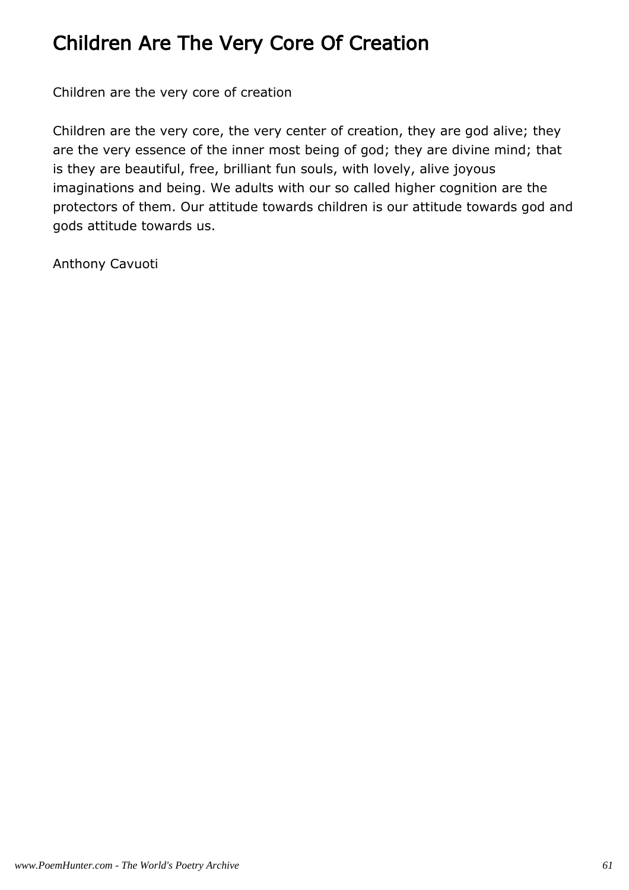# Children Are The Very Core Of Creation

Children are the very core of creation

Children are the very core, the very center of creation, they are god alive; they are the very essence of the inner most being of god; they are divine mind; that is they are beautiful, free, brilliant fun souls, with lovely, alive joyous imaginations and being. We adults with our so called higher cognition are the protectors of them. Our attitude towards children is our attitude towards god and gods attitude towards us.

Anthony Cavuoti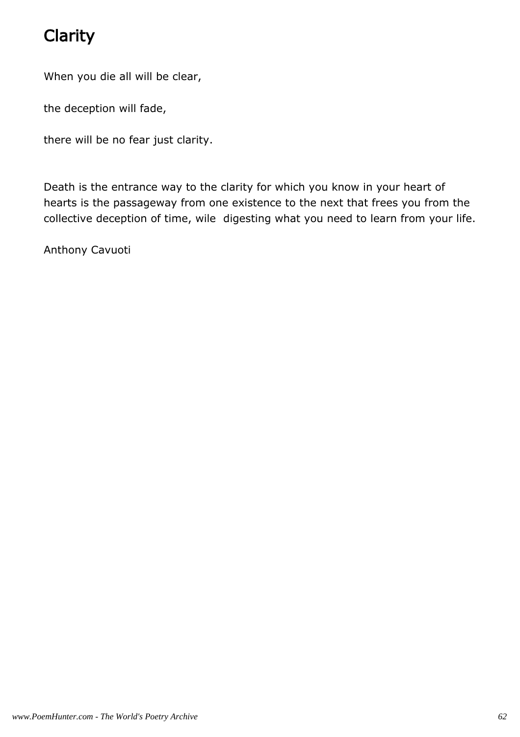# Clarity

When you die all will be clear,

the deception will fade,

there will be no fear just clarity.

Death is the entrance way to the clarity for which you know in your heart of hearts is the passageway from one existence to the next that frees you from the collective deception of time, wile digesting what you need to learn from your life.

Anthony Cavuoti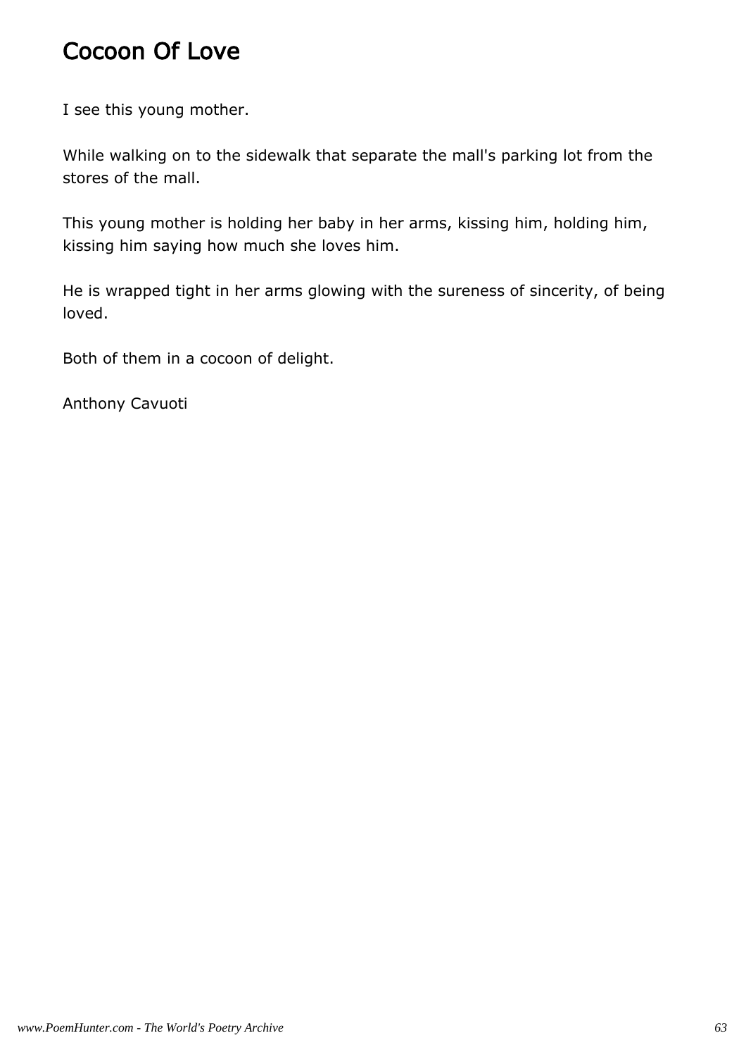# Cocoon Of Love

I see this young mother.

While walking on to the sidewalk that separate the mall's parking lot from the stores of the mall.

This young mother is holding her baby in her arms, kissing him, holding him, kissing him saying how much she loves him.

He is wrapped tight in her arms glowing with the sureness of sincerity, of being loved.

Both of them in a cocoon of delight.

Anthony Cavuoti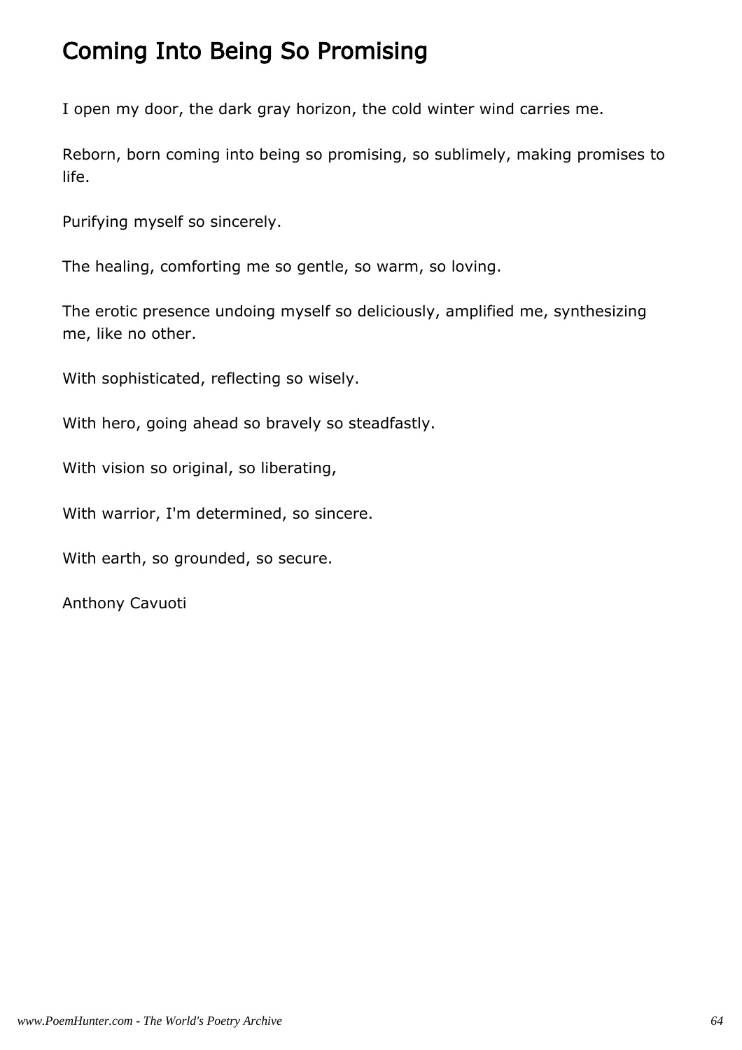# Coming Into Being So Promising

I open my door, the dark gray horizon, the cold winter wind carries me.

Reborn, born coming into being so promising, so sublimely, making promises to life.

Purifying myself so sincerely.

The healing, comforting me so gentle, so warm, so loving.

The erotic presence undoing myself so deliciously, amplified me, synthesizing me, like no other.

With sophisticated, reflecting so wisely.

With hero, going ahead so bravely so steadfastly.

With vision so original, so liberating,

With warrior, I'm determined, so sincere.

With earth, so grounded, so secure.

Anthony Cavuoti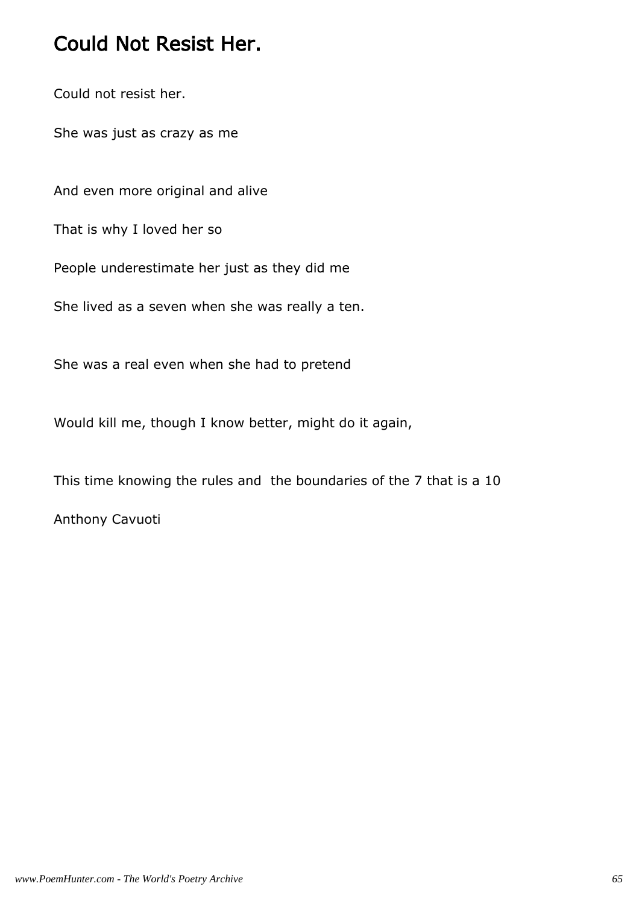# Could Not Resist Her.

Could not resist her.

She was just as crazy as me

And even more original and alive

That is why I loved her so

People underestimate her just as they did me

She lived as a seven when she was really a ten.

She was a real even when she had to pretend

Would kill me, though I know better, might do it again,

This time knowing the rules and  the boundaries of the 7 that is a 10

Anthony Cavuoti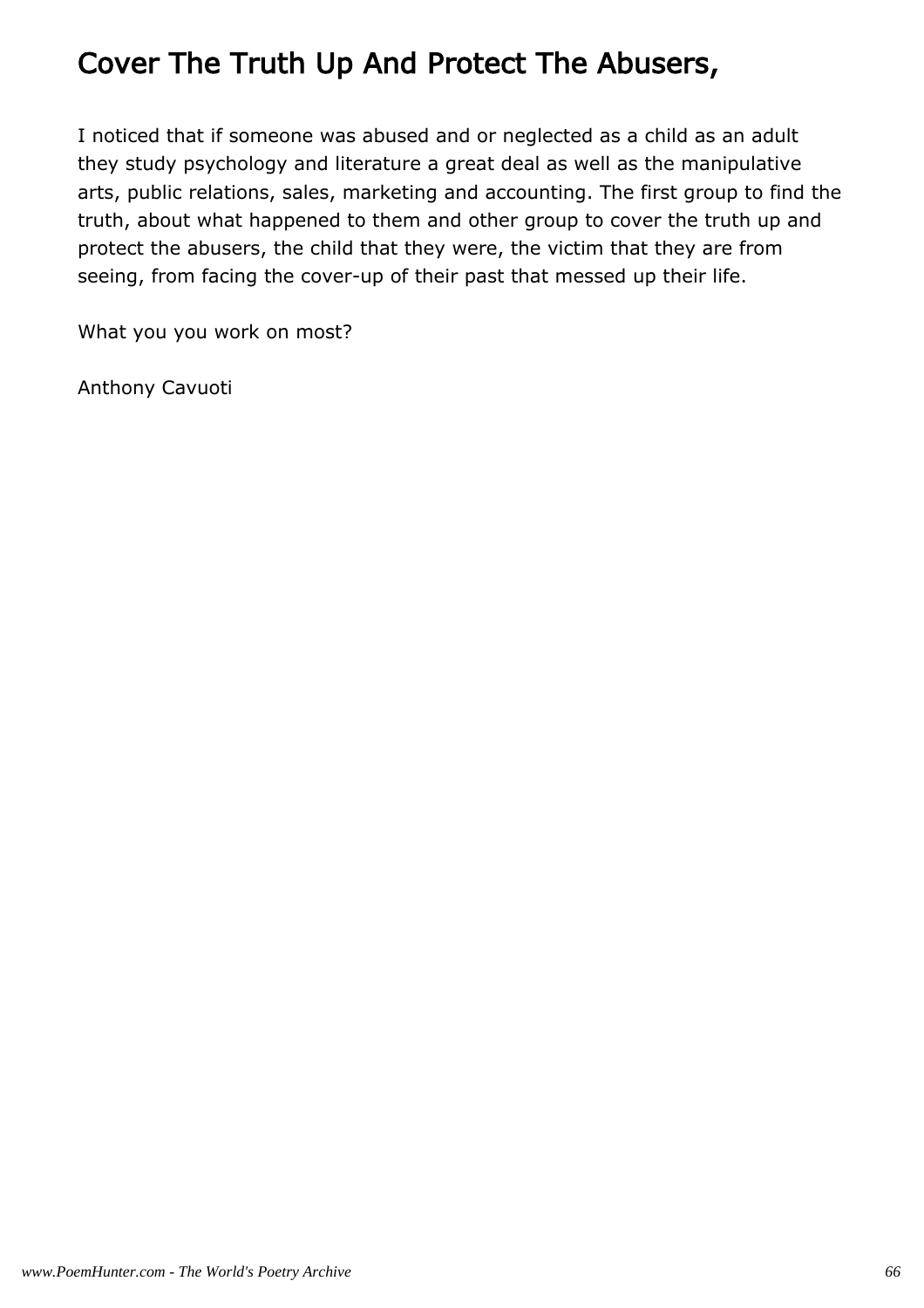# Cover The Truth Up And Protect The Abusers,

I noticed that if someone was abused and or neglected as a child as an adult they study psychology and literature a great deal as well as the manipulative arts, public relations, sales, marketing and accounting. The first group to find the truth, about what happened to them and other group to cover the truth up and protect the abusers, the child that they were, the victim that they are from seeing, from facing the cover-up of their past that messed up their life.

What you you work on most?

Anthony Cavuoti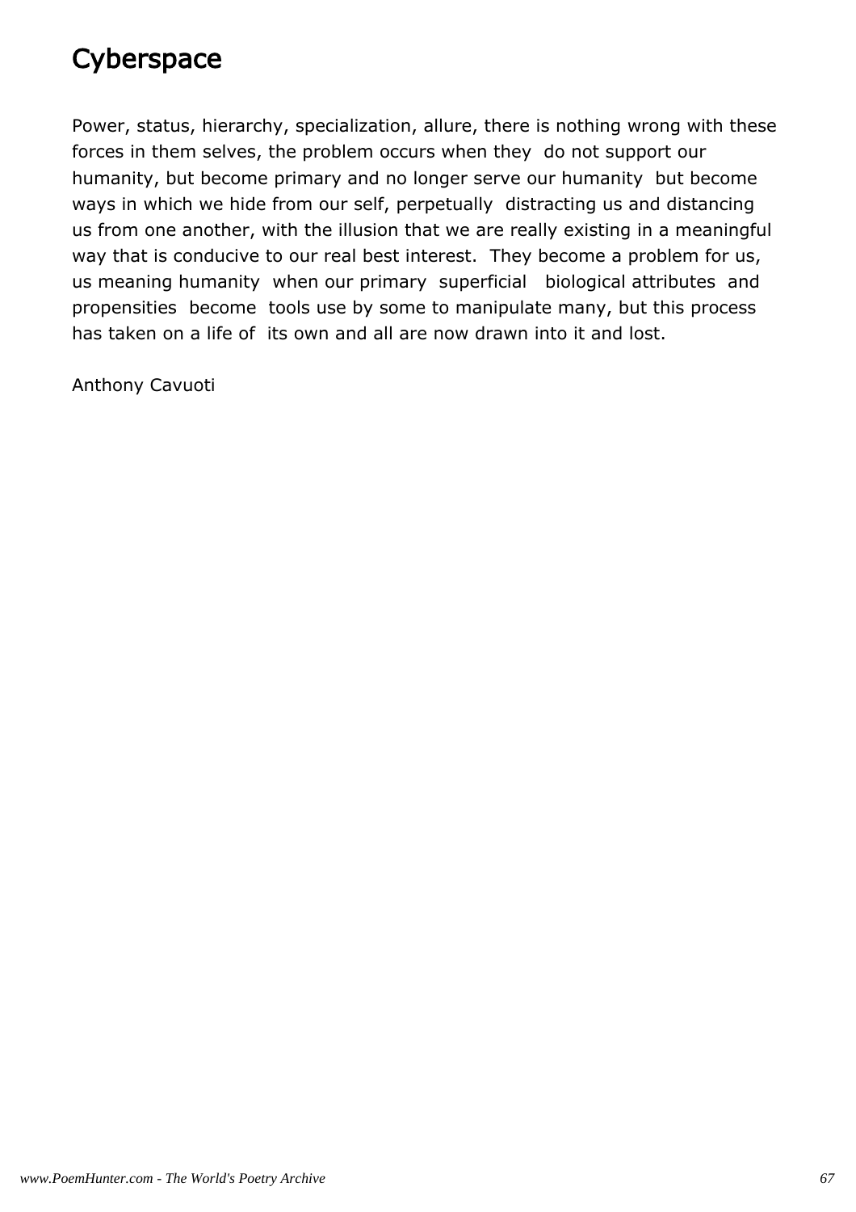# Cyberspace

Power, status, hierarchy, specialization, allure, there is nothing wrong with these forces in them selves, the problem occurs when they  do not support our humanity, but become primary and no longer serve our humanity  but become ways in which we hide from our self, perpetually  distracting us and distancing us from one another, with the illusion that we are really existing in a meaningful way that is conducive to our real best interest.  They become a problem for us, us meaning humanity  when our primary  superficial   biological attributes  and propensities  become  tools use by some to manipulate many, but this process has taken on a life of  its own and all are now drawn into it and lost.

Anthony Cavuoti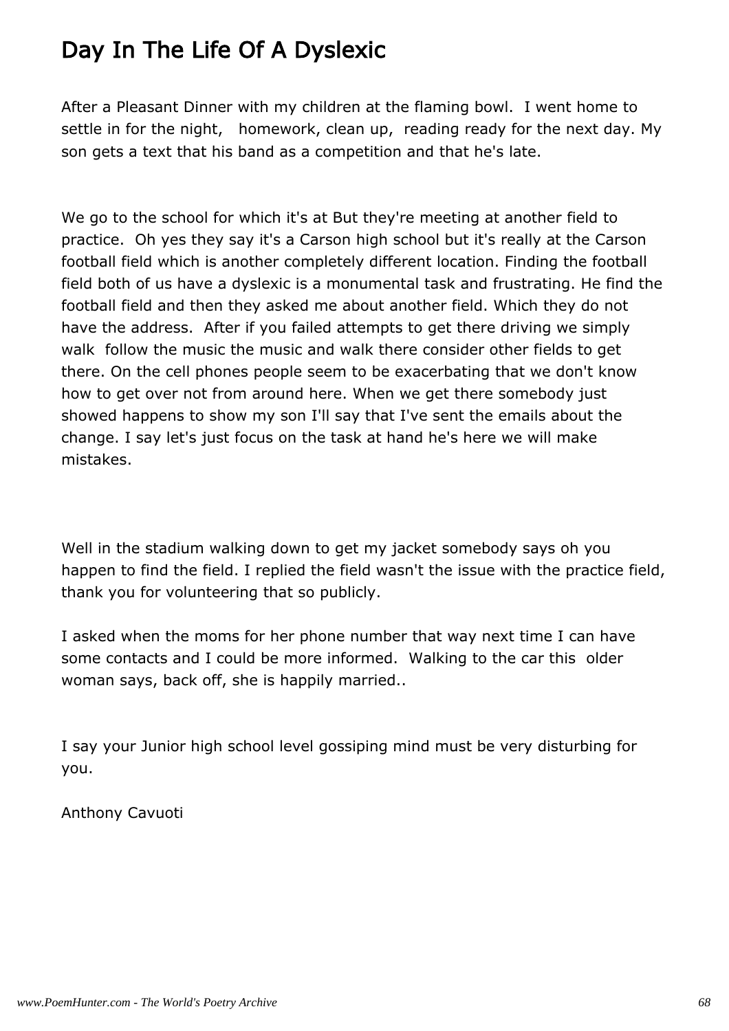# Day In The Life Of A Dyslexic

After a Pleasant Dinner with my children at the flaming bowl.  I went home to settle in for the night,   homework, clean up,  reading ready for the next day. My son gets a text that his band as a competition and that he's late.

We go to the school for which it's at But they're meeting at another field to practice.  Oh yes they say it's a Carson high school but it's really at the Carson football field which is another completely different location. Finding the football field both of us have a dyslexic is a monumental task and frustrating. He find the football field and then they asked me about another field. Which they do not have the address.  After if you failed attempts to get there driving we simply walk  follow the music the music and walk there consider other fields to get there. On the cell phones people seem to be exacerbating that we don't know how to get over not from around here. When we get there somebody just showed happens to show my son I'll say that I've sent the emails about the change. I say let's just focus on the task at hand he's here we will make mistakes.

Well in the stadium walking down to get my jacket somebody says oh you happen to find the field. I replied the field wasn't the issue with the practice field, thank you for volunteering that so publicly.

I asked when the moms for her phone number that way next time I can have some contacts and I could be more informed.  Walking to the car this  older woman says, back off, she is happily married..

I say your Junior high school level gossiping mind must be very disturbing for you.

Anthony Cavuoti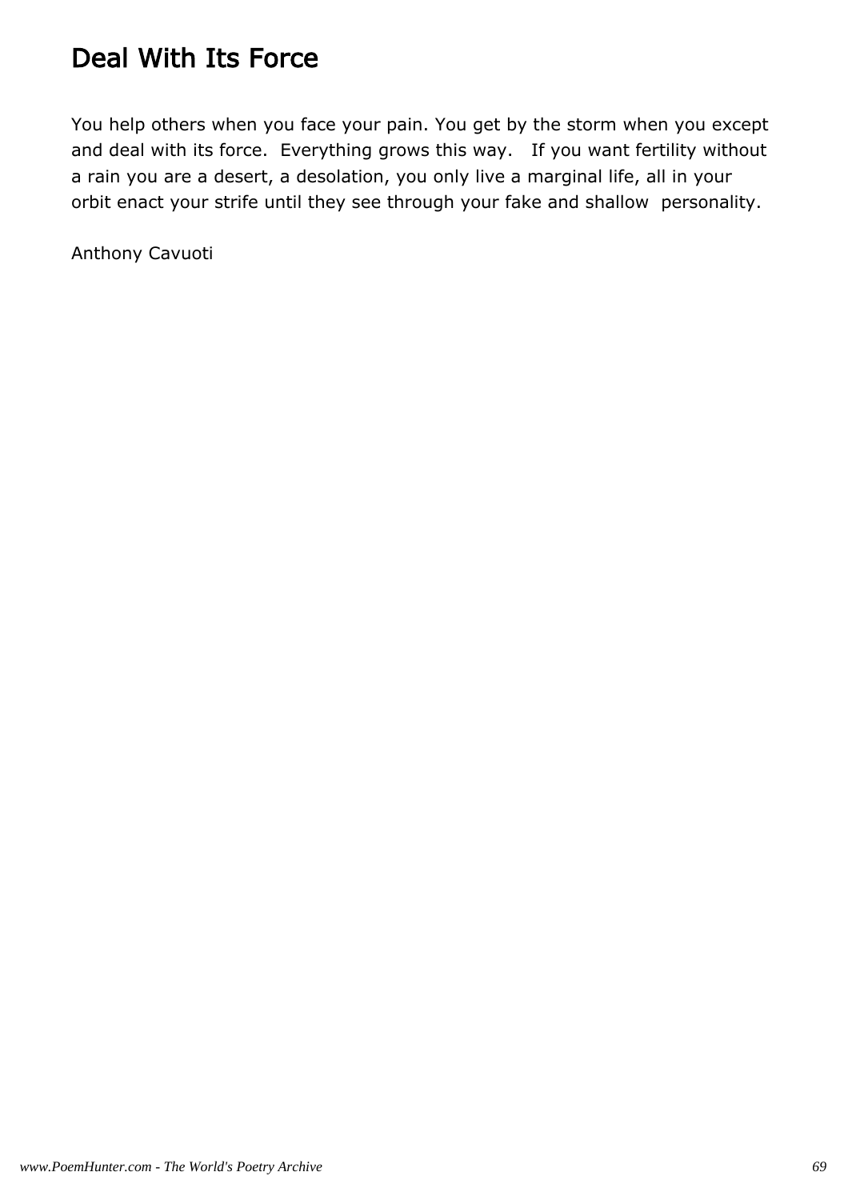# Deal With Its Force

You help others when you face your pain. You get by the storm when you except and deal with its force. Everything grows this way. If you want fertility without a rain you are a desert, a desolation, you only live a marginal life, all in your orbit enact your strife until they see through your fake and shallow personality.

Anthony Cavuoti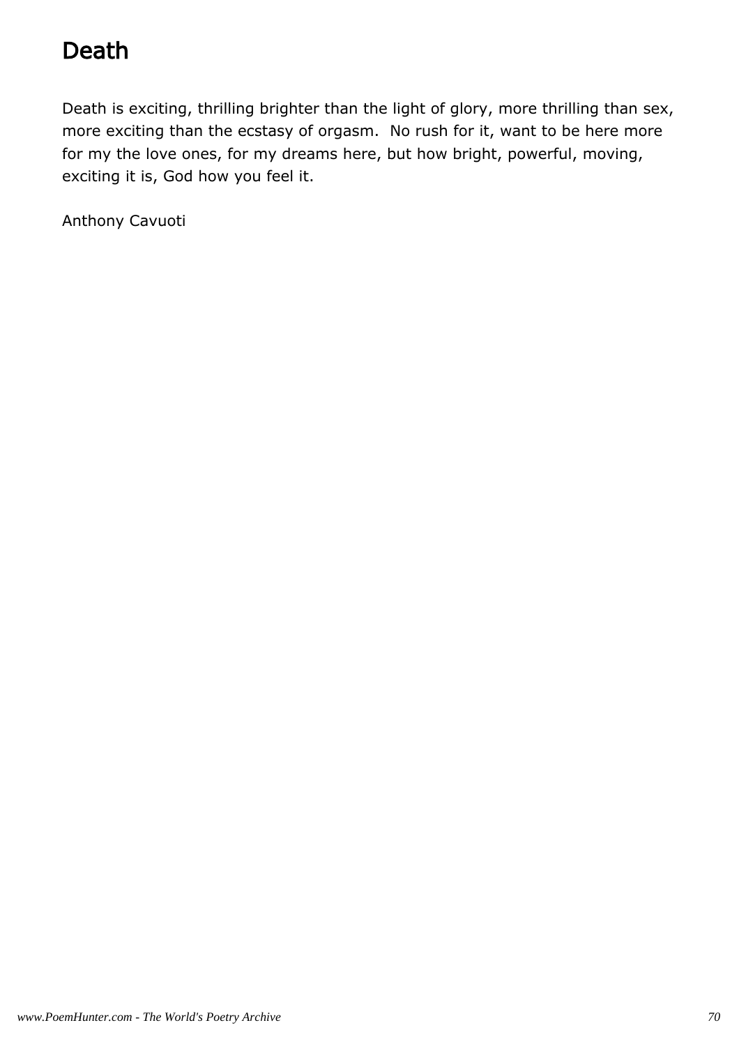# Death

Death is exciting, thrilling brighter than the light of glory, more thrilling than sex, more exciting than the ecstasy of orgasm. No rush for it, want to be here more for my the love ones, for my dreams here, but how bright, powerful, moving, exciting it is, God how you feel it.

Anthony Cavuoti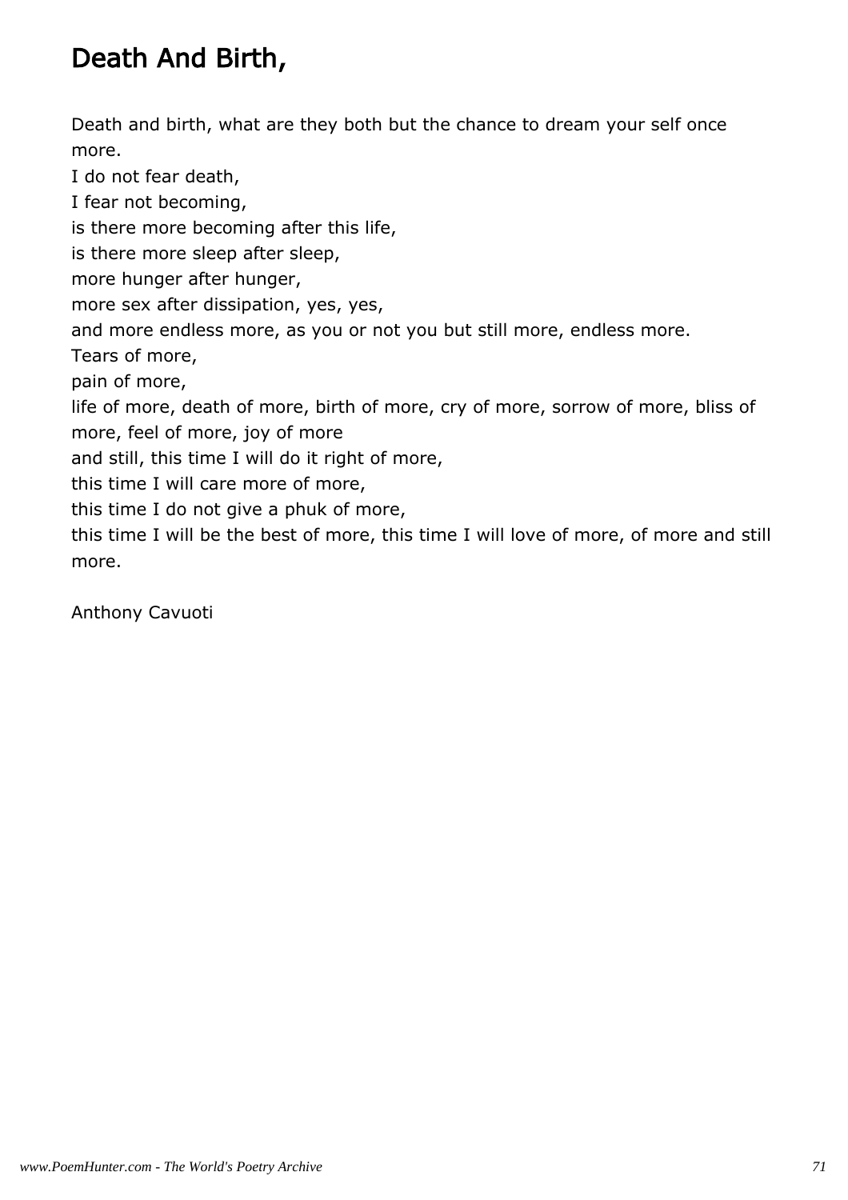# Death And Birth,

Death and birth, what are they both but the chance to dream your self once more.
I do not fear death,
I fear not becoming,
is there more becoming after this life,
is there more sleep after sleep,
more hunger after hunger,
more sex after dissipation, yes, yes,
and more endless more, as you or not you but still more, endless more.
Tears of more,
pain of more,
life of more, death of more, birth of more, cry of more, sorrow of more, bliss of more, feel of more, joy of more
and still, this time I will do it right of more,
this time I will care more of more,
this time I do not give a phuk of more,
this time I will be the best of more, this time I will love of more, of more and still more.

Anthony Cavuoti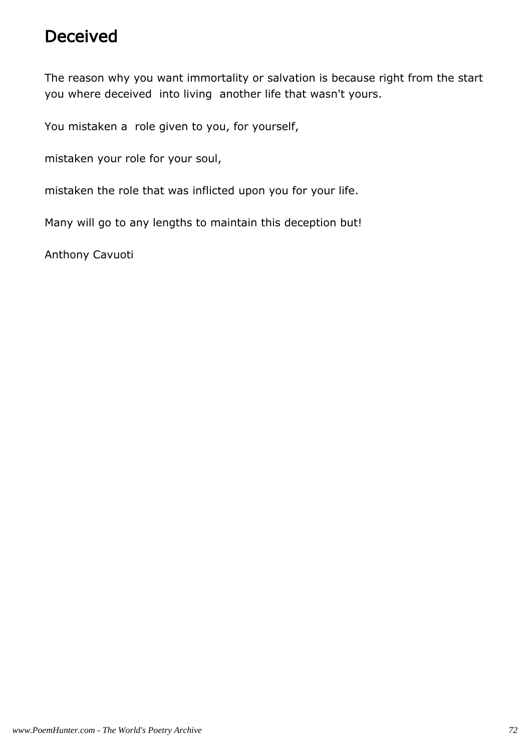# Deceived

The reason why you want immortality or salvation is because right from the start you where deceived into living another life that wasn't yours.

You mistaken a role given to you, for yourself,

mistaken your role for your soul,

mistaken the role that was inflicted upon you for your life.

Many will go to any lengths to maintain this deception but!

Anthony Cavuoti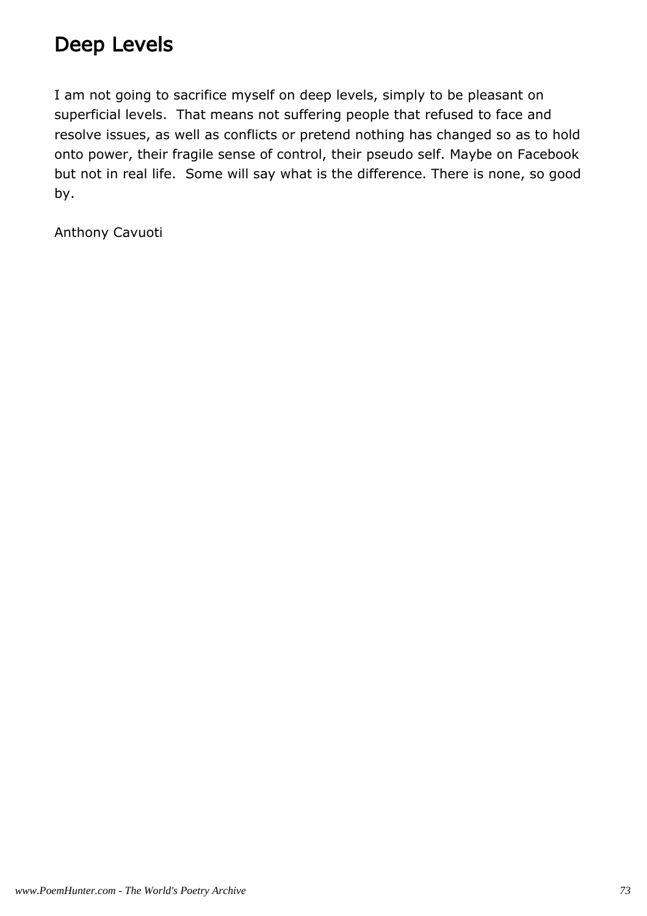# Deep Levels

I am not going to sacrifice myself on deep levels, simply to be pleasant on superficial levels.  That means not suffering people that refused to face and resolve issues, as well as conflicts or pretend nothing has changed so as to hold onto power, their fragile sense of control, their pseudo self. Maybe on Facebook but not in real life.  Some will say what is the difference. There is none, so good by.

Anthony Cavuoti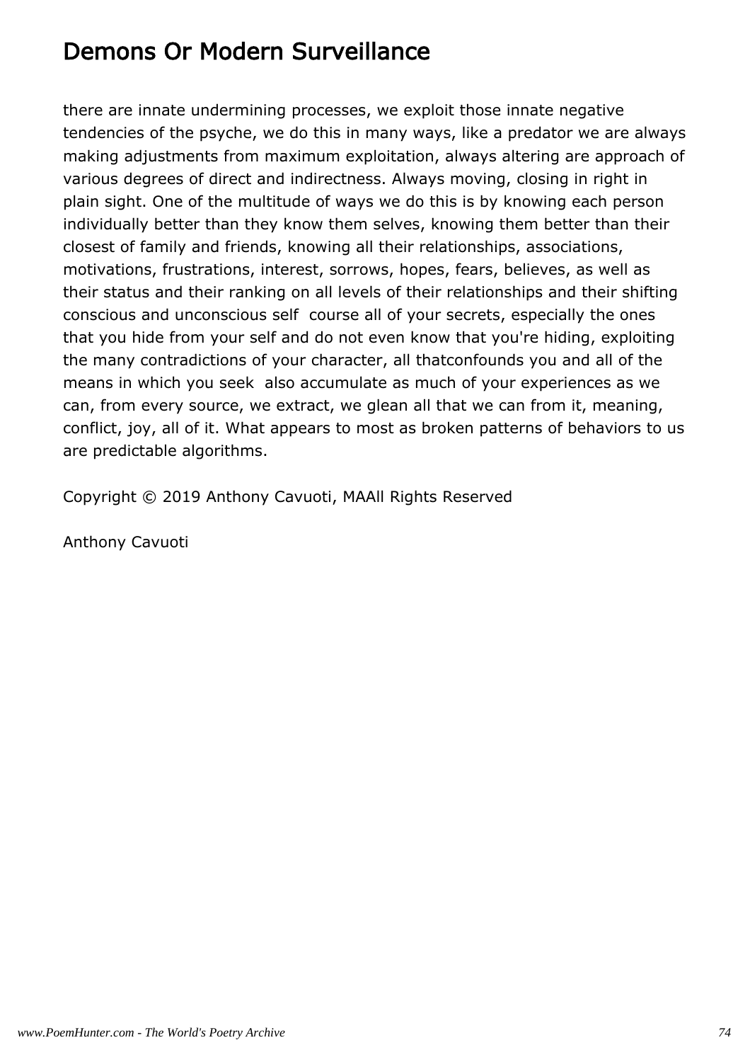there are innate undermining processes, we exploit those innate negative tendencies of the psyche, we do this in many ways, like a predator we are always making adjustments from maximum exploitation, always altering are approach of various degrees of direct and indirectness. Always moving, closing in right in plain sight. One of the multitude of ways we do this is by knowing each person individually better than they know them selves, knowing them better than their closest of family and friends, knowing all their relationships, associations, motivations, frustrations, interest, sorrows, hopes, fears, believes, as well as their status and their ranking on all levels of their relationships and their shifting conscious and unconscious self  course all of your secrets, especially the ones that you hide from your self and do not even know that you're hiding, exploiting the many contradictions of your character, all thatconfounds you and all of the means in which you seek  also accumulate as much of your experiences as we can, from every source, we extract, we glean all that we can from it, meaning, conflict, joy, all of it. What appears to most as broken patterns of behaviors to us are predictable algorithms.

Copyright © 2019 Anthony Cavuoti, MAAll Rights Reserved

Anthony Cavuoti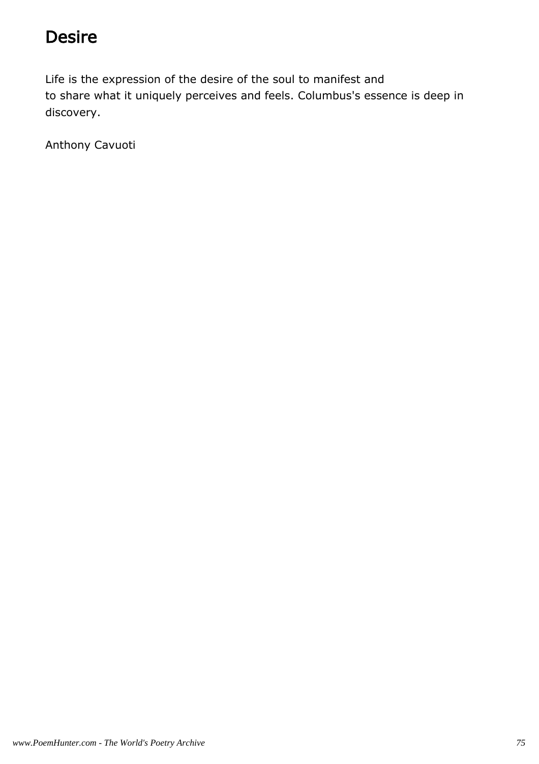# Desire

Life is the expression of the desire of the soul to manifest and
to share what it uniquely perceives and feels. Columbus's essence is deep in discovery.

Anthony Cavuoti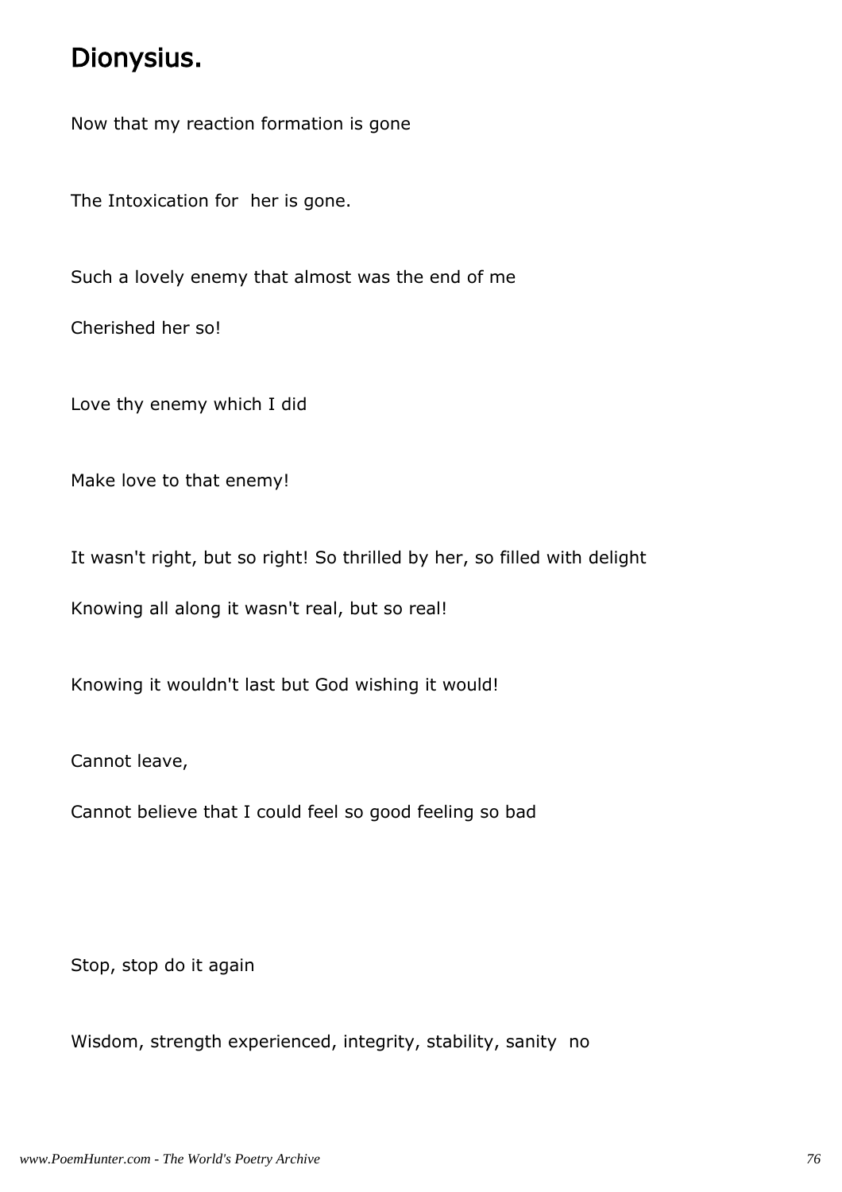# Dionysius.

Now that my reaction formation is gone

The Intoxication for her is gone.

Such a lovely enemy that almost was the end of me

Cherished her so!

Love thy enemy which I did

Make love to that enemy!

It wasn't right, but so right! So thrilled by her, so filled with delight

Knowing all along it wasn't real, but so real!

Knowing it wouldn't last but God wishing it would!

Cannot leave,

Cannot believe that I could feel so good feeling so bad

Stop, stop do it again

Wisdom, strength experienced, integrity, stability, sanity no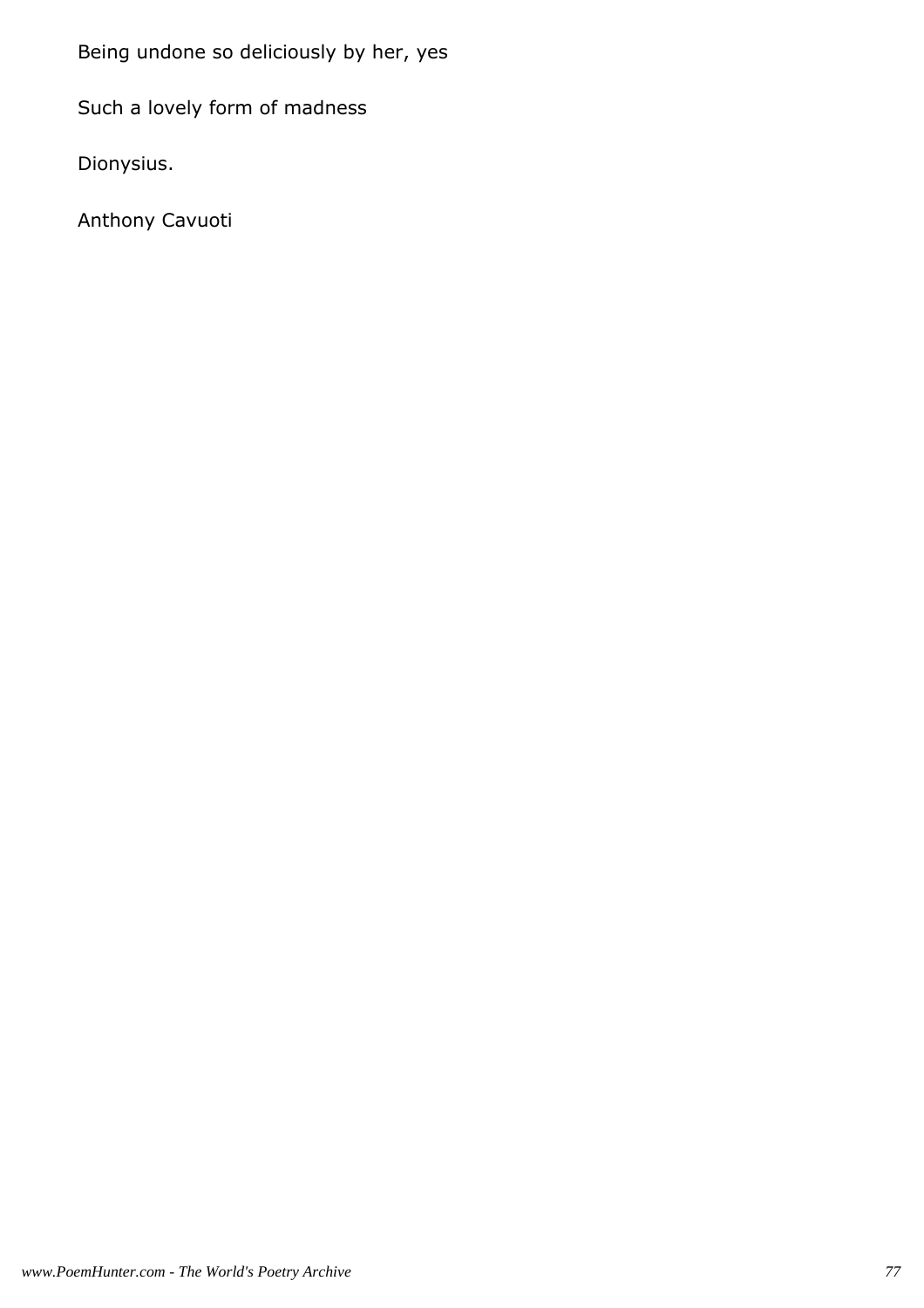Being undone so deliciously by her, yes

Such a lovely form of madness

Dionysius.

Anthony Cavuoti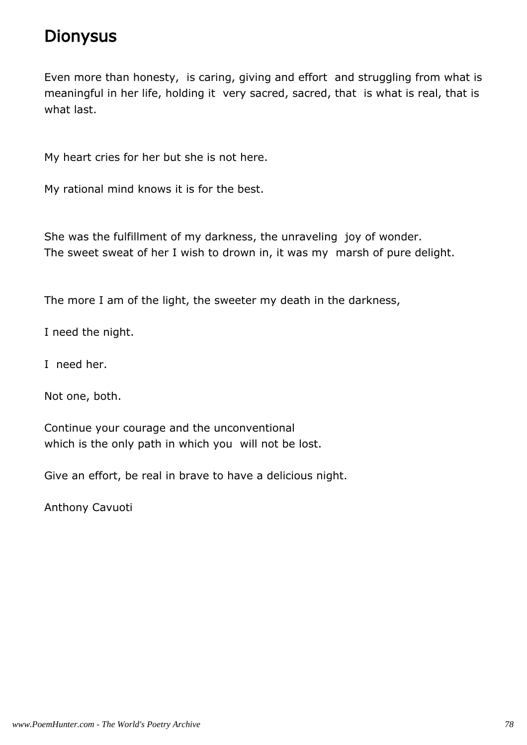# Dionysus

Even more than honesty, is caring, giving and effort and struggling from what is meaningful in her life, holding it very sacred, sacred, that is what is real, that is what last.

My heart cries for her but she is not here.

My rational mind knows it is for the best.

She was the fulfillment of my darkness, the unraveling joy of wonder.
The sweet sweat of her I wish to drown in, it was my marsh of pure delight.

The more I am of the light, the sweeter my death in the darkness,

I need the night.

I need her.

Not one, both.

Continue your courage and the unconventional
which is the only path in which you will not be lost.

Give an effort, be real in brave to have a delicious night.

Anthony Cavuoti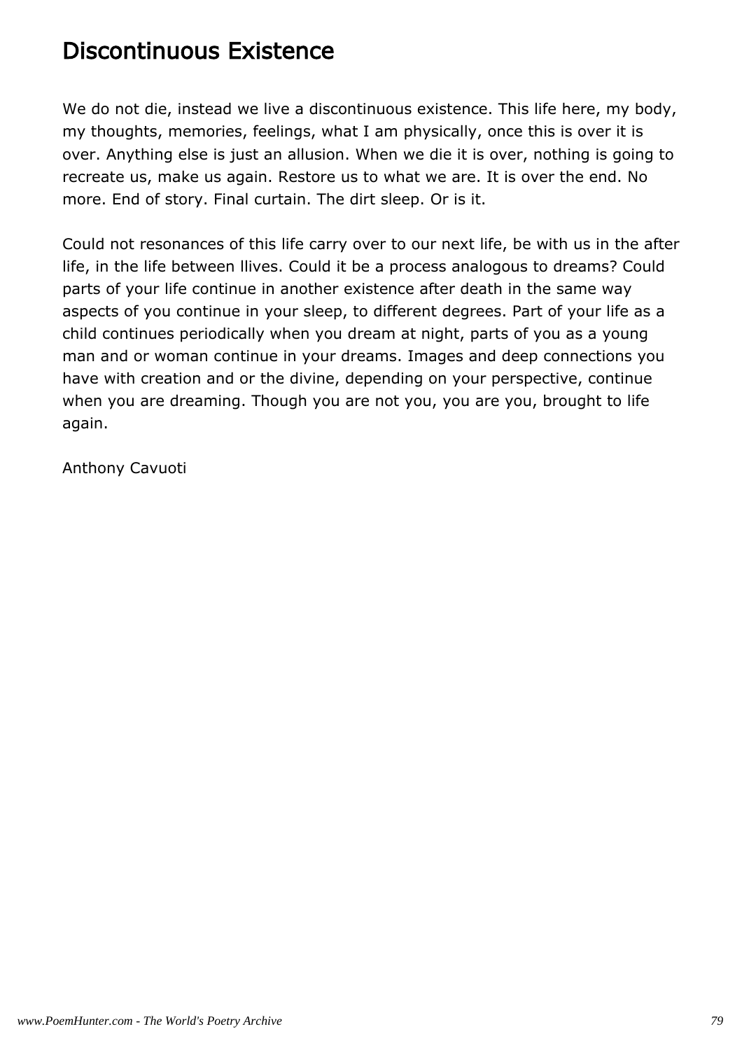# Discontinuous Existence

We do not die, instead we live a discontinuous existence. This life here, my body, my thoughts, memories, feelings, what I am physically, once this is over it is over. Anything else is just an allusion. When we die it is over, nothing is going to recreate us, make us again. Restore us to what we are. It is over the end. No more. End of story. Final curtain. The dirt sleep. Or is it.

Could not resonances of this life carry over to our next life, be with us in the after life, in the life between llives. Could it be a process analogous to dreams? Could parts of your life continue in another existence after death in the same way aspects of you continue in your sleep, to different degrees. Part of your life as a child continues periodically when you dream at night, parts of you as a young man and or woman continue in your dreams. Images and deep connections you have with creation and or the divine, depending on your perspective, continue when you are dreaming. Though you are not you, you are you, brought to life again.

Anthony Cavuoti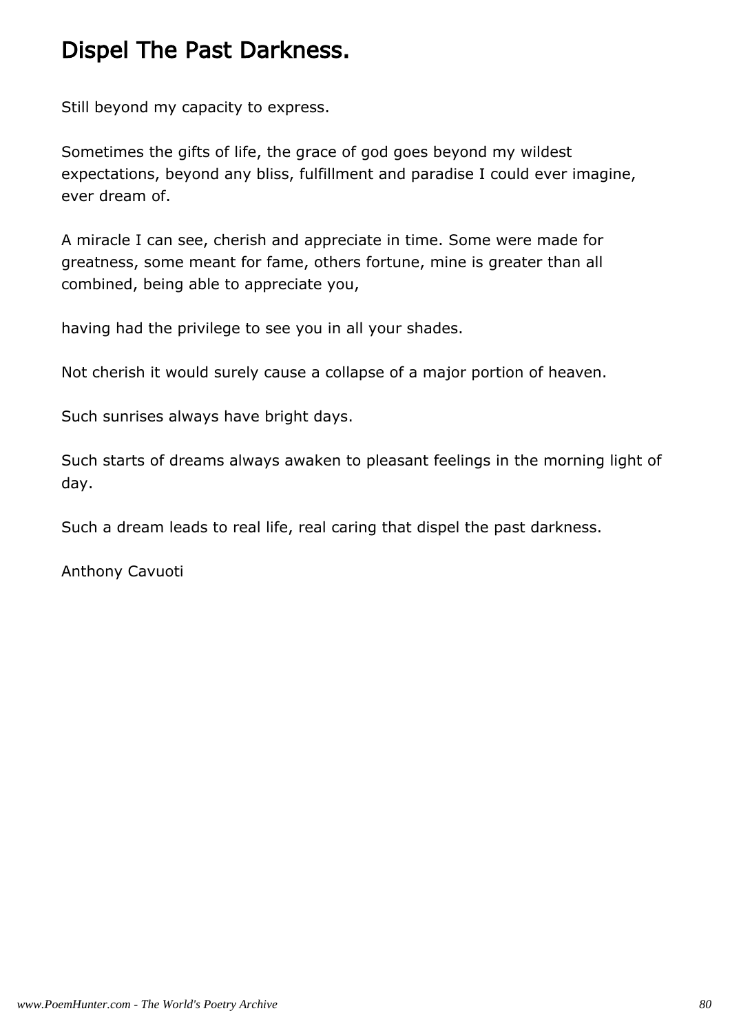# Dispel The Past Darkness.

Still beyond my capacity to express.

Sometimes the gifts of life, the grace of god goes beyond my wildest expectations, beyond any bliss, fulfillment and paradise I could ever imagine, ever dream of.

A miracle I can see, cherish and appreciate in time. Some were made for greatness, some meant for fame, others fortune, mine is greater than all combined, being able to appreciate you,

having had the privilege to see you in all your shades.

Not cherish it would surely cause a collapse of a major portion of heaven.

Such sunrises always have bright days.

Such starts of dreams always awaken to pleasant feelings in the morning light of day.

Such a dream leads to real life, real caring that dispel the past darkness.

Anthony Cavuoti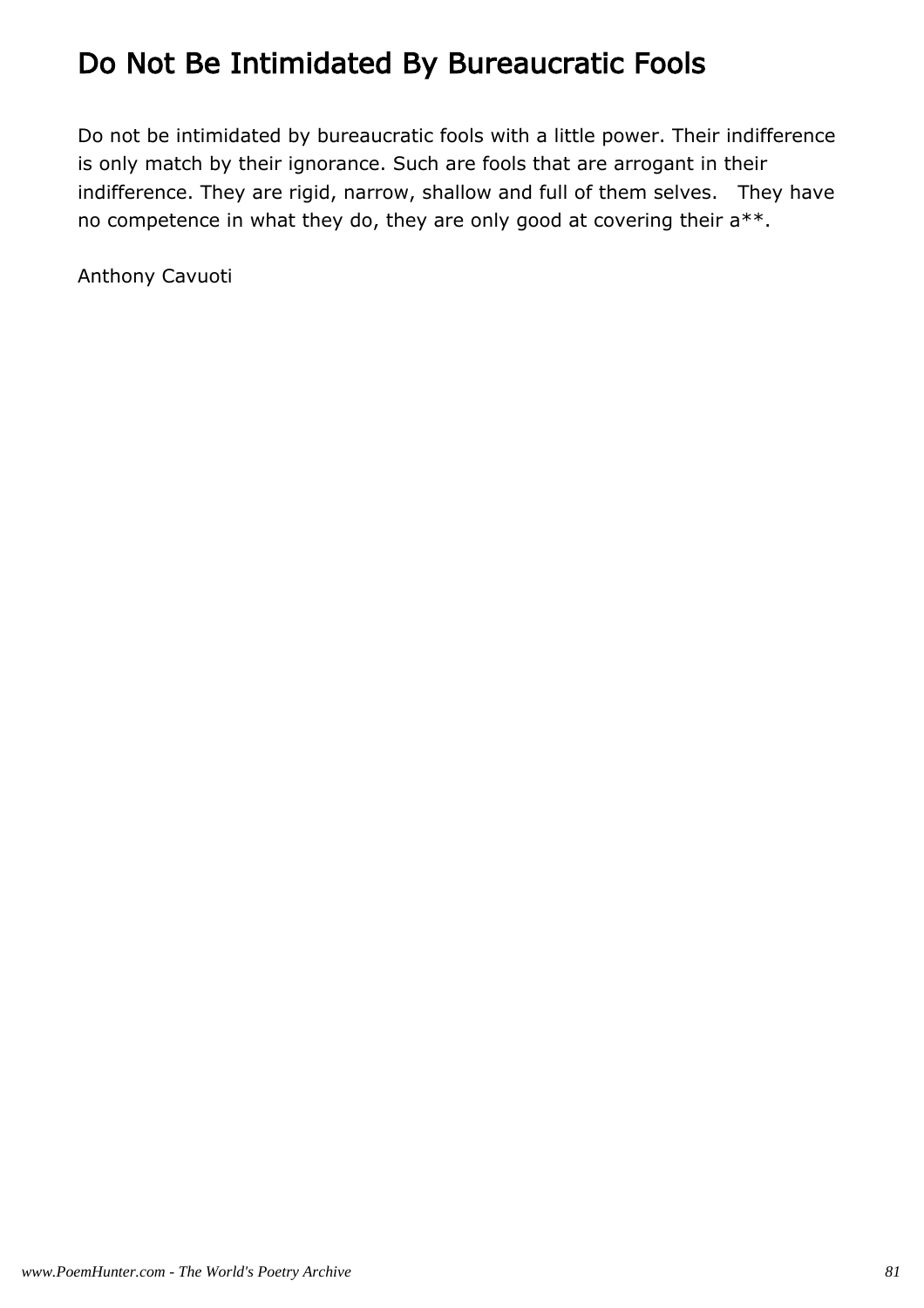# Do Not Be Intimidated By Bureaucratic Fools

Do not be intimidated by bureaucratic fools with a little power. Their indifference is only match by their ignorance. Such are fools that are arrogant in their indifference. They are rigid, narrow, shallow and full of them selves.   They have no competence in what they do, they are only good at covering their a**.

Anthony Cavuoti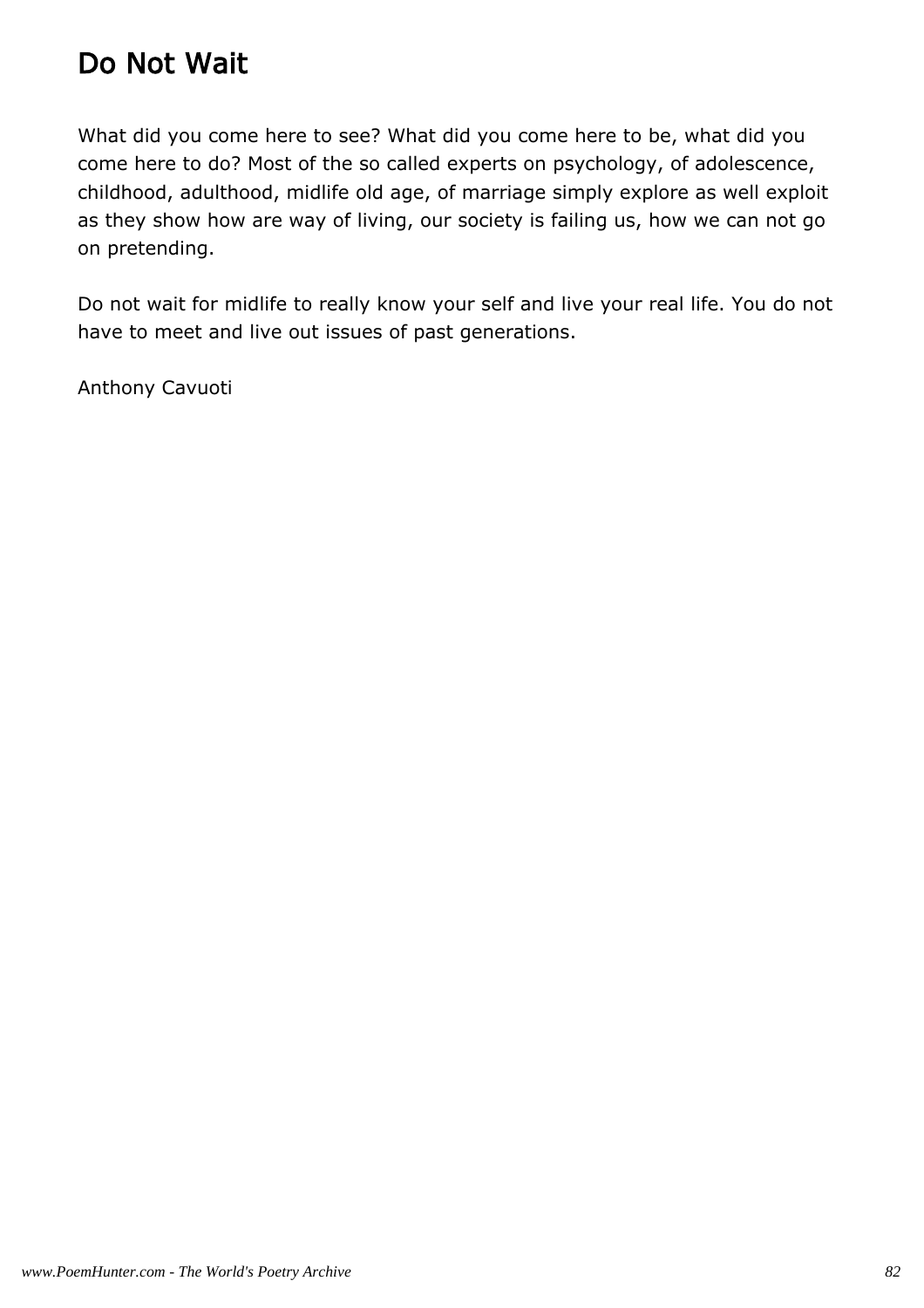# Do Not Wait

What did you come here to see? What did you come here to be, what did you come here to do? Most of the so called experts on psychology, of adolescence, childhood, adulthood, midlife old age, of marriage simply explore as well exploit as they show how are way of living, our society is failing us, how we can not go on pretending.

Do not wait for midlife to really know your self and live your real life. You do not have to meet and live out issues of past generations.

Anthony Cavuoti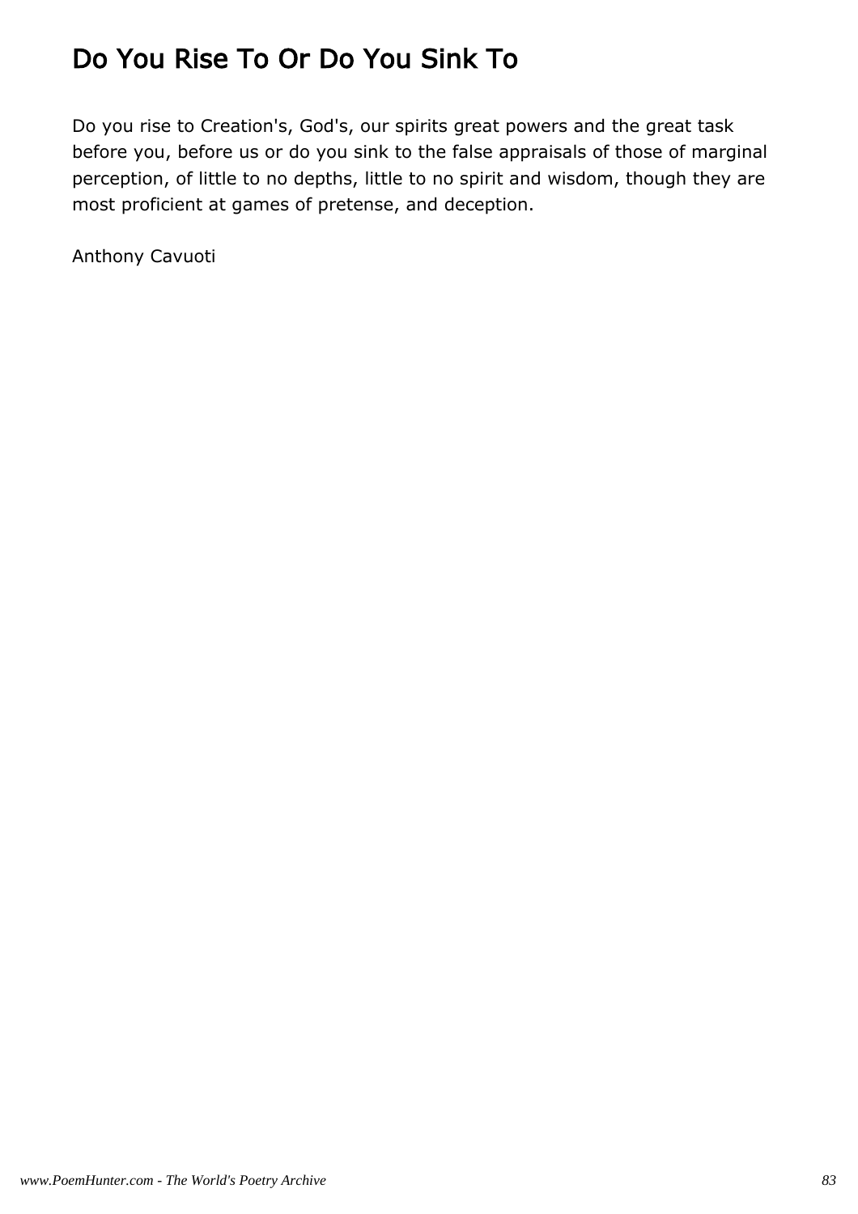# Do You Rise To Or Do You Sink To

Do you rise to Creation's, God's, our spirits great powers and the great task before you, before us or do you sink to the false appraisals of those of marginal perception, of little to no depths, little to no spirit and wisdom, though they are most proficient at games of pretense, and deception.

Anthony Cavuoti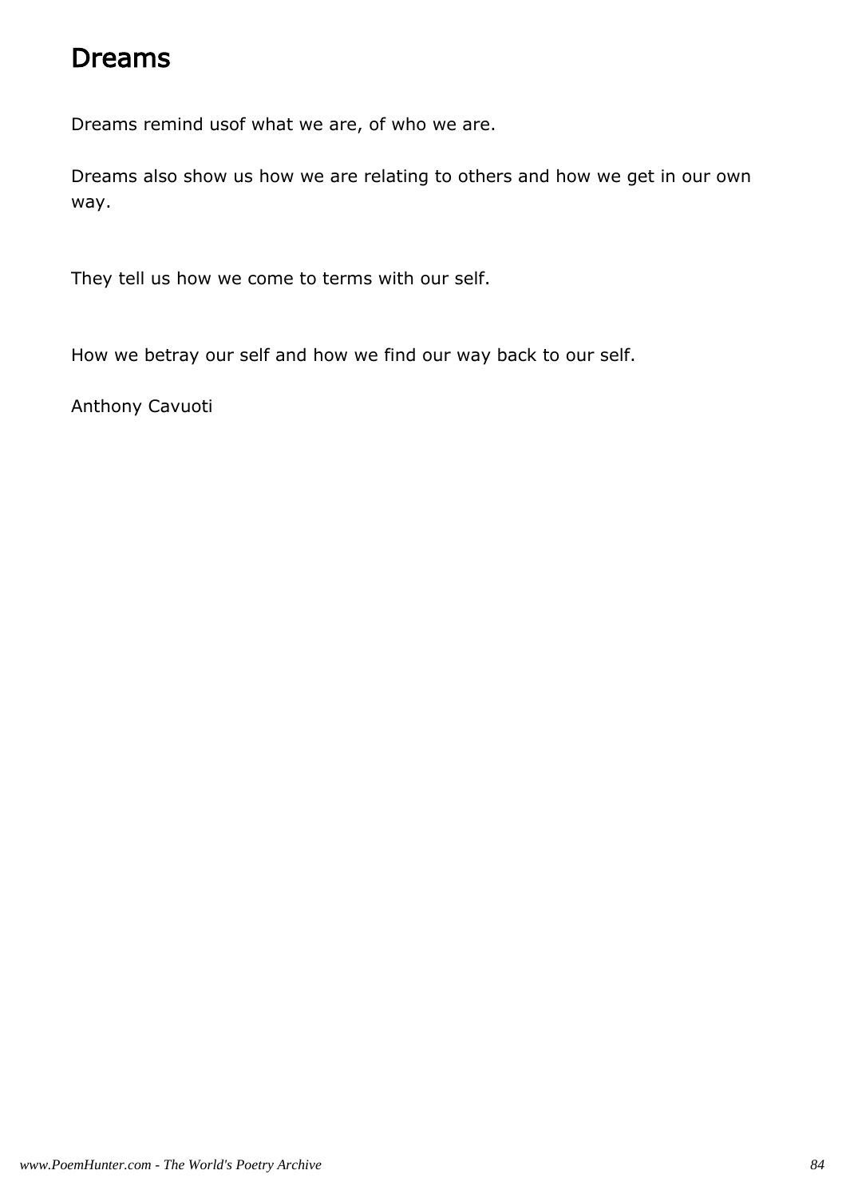# Dreams

Dreams remind usof what we are, of who we are.

Dreams also show us how we are relating to others and how we get in our own way.

They tell us how we come to terms with our self.

How we betray our self and how we find our way back to our self.

Anthony Cavuoti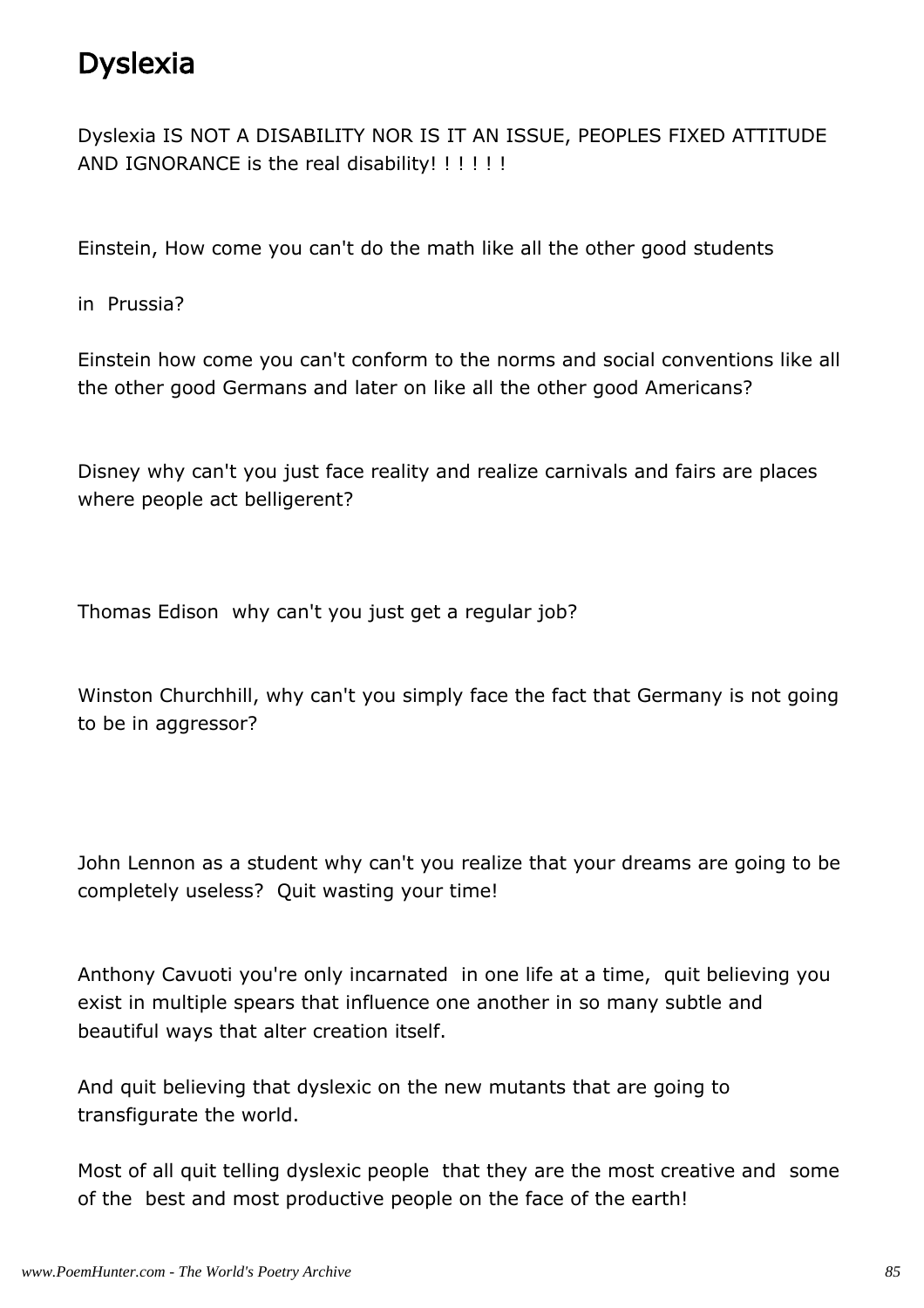# Dyslexia

Dyslexia IS NOT A DISABILITY NOR IS IT AN ISSUE, PEOPLES FIXED ATTITUDE AND IGNORANCE is the real disability! ! ! ! ! !

Einstein, How come you can't do the math like all the other good students

in Prussia?

Einstein how come you can't conform to the norms and social conventions like all the other good Germans and later on like all the other good Americans?

Disney why can't you just face reality and realize carnivals and fairs are places where people act belligerent?

Thomas Edison why can't you just get a regular job?

Winston Churchhill, why can't you simply face the fact that Germany is not going to be in aggressor?

John Lennon as a student why can't you realize that your dreams are going to be completely useless? Quit wasting your time!

Anthony Cavuoti you're only incarnated in one life at a time, quit believing you exist in multiple spears that influence one another in so many subtle and beautiful ways that alter creation itself.

And quit believing that dyslexic on the new mutants that are going to transfigurate the world.

Most of all quit telling dyslexic people that they are the most creative and some of the best and most productive people on the face of the earth!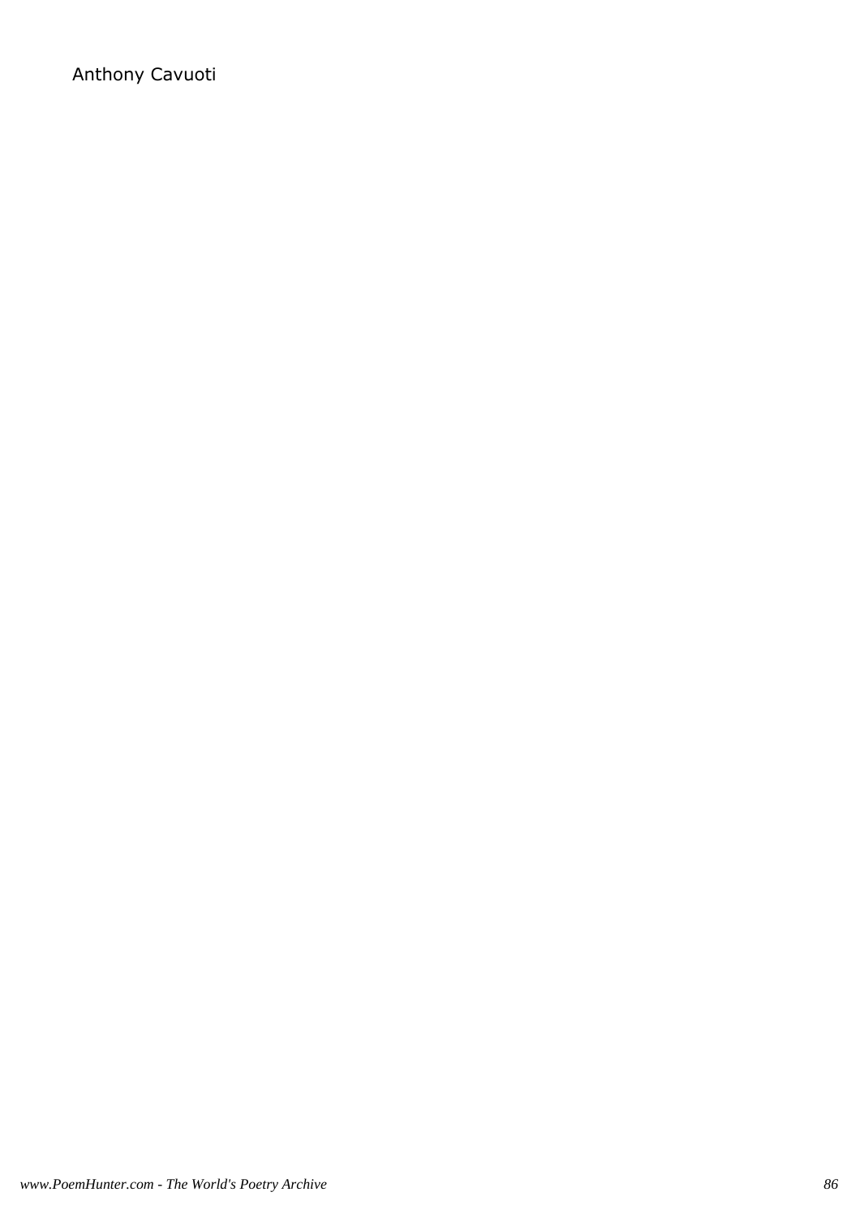Anthony Cavuoti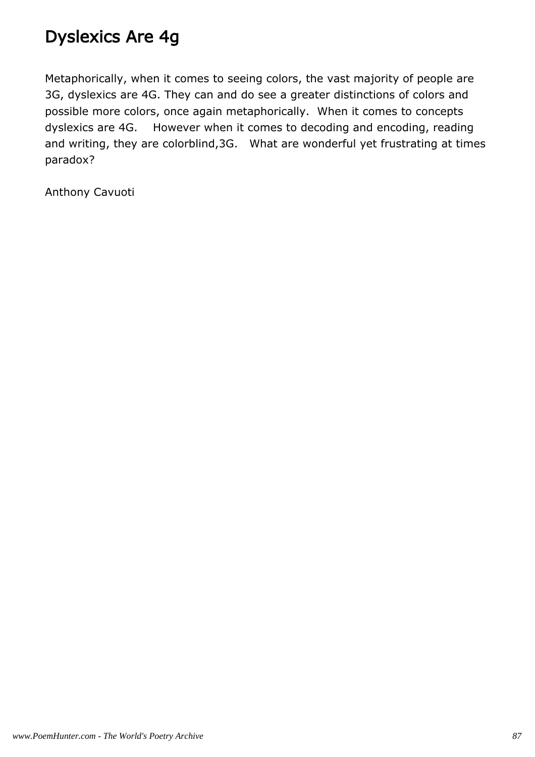# Dyslexics Are 4g

Metaphorically, when it comes to seeing colors, the vast majority of people are 3G, dyslexics are 4G. They can and do see a greater distinctions of colors and possible more colors, once again metaphorically. When it comes to concepts dyslexics are 4G. However when it comes to decoding and encoding, reading and writing, they are colorblind,3G. What are wonderful yet frustrating at times paradox?

Anthony Cavuoti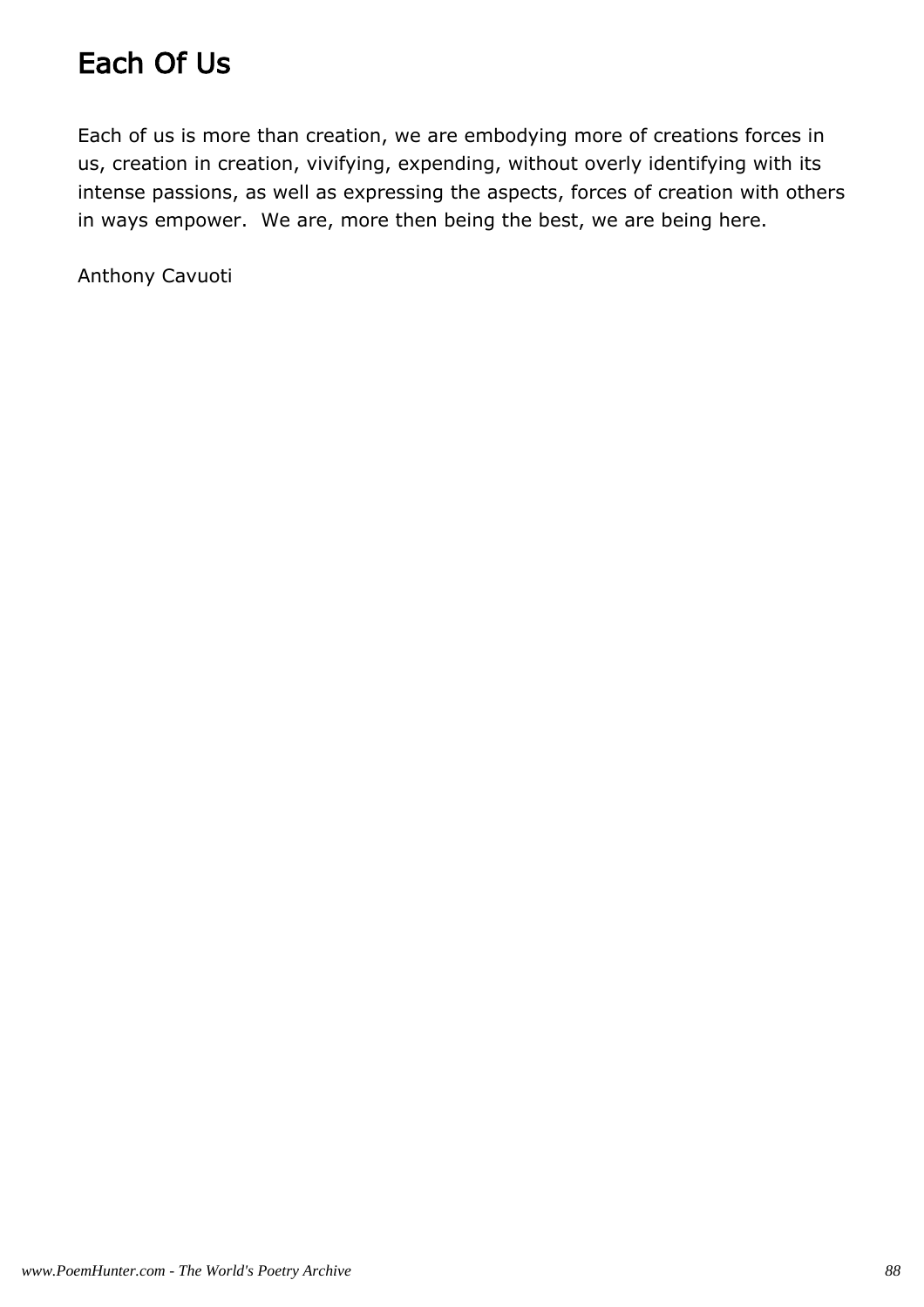# Each Of Us

Each of us is more than creation, we are embodying more of creations forces in us, creation in creation, vivifying, expending, without overly identifying with its intense passions, as well as expressing the aspects, forces of creation with others in ways empower.  We are, more then being the best, we are being here.

Anthony Cavuoti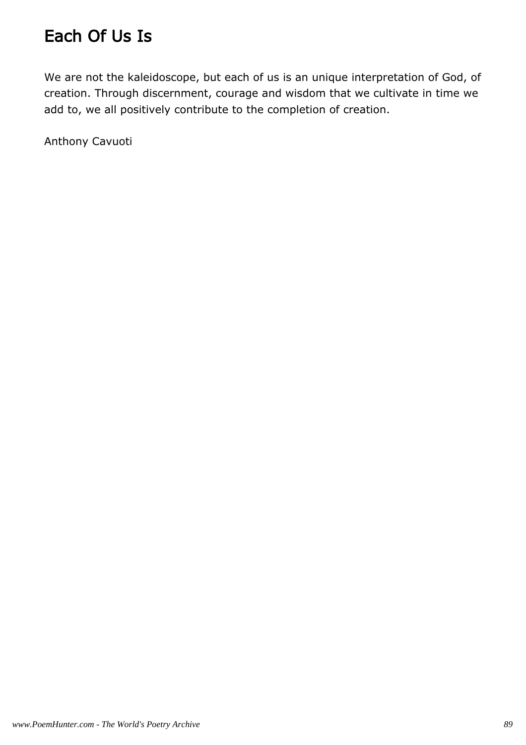# Each Of Us Is

We are not the kaleidoscope, but each of us is an unique interpretation of God, of creation. Through discernment, courage and wisdom that we cultivate in time we add to, we all positively contribute to the completion of creation.

Anthony Cavuoti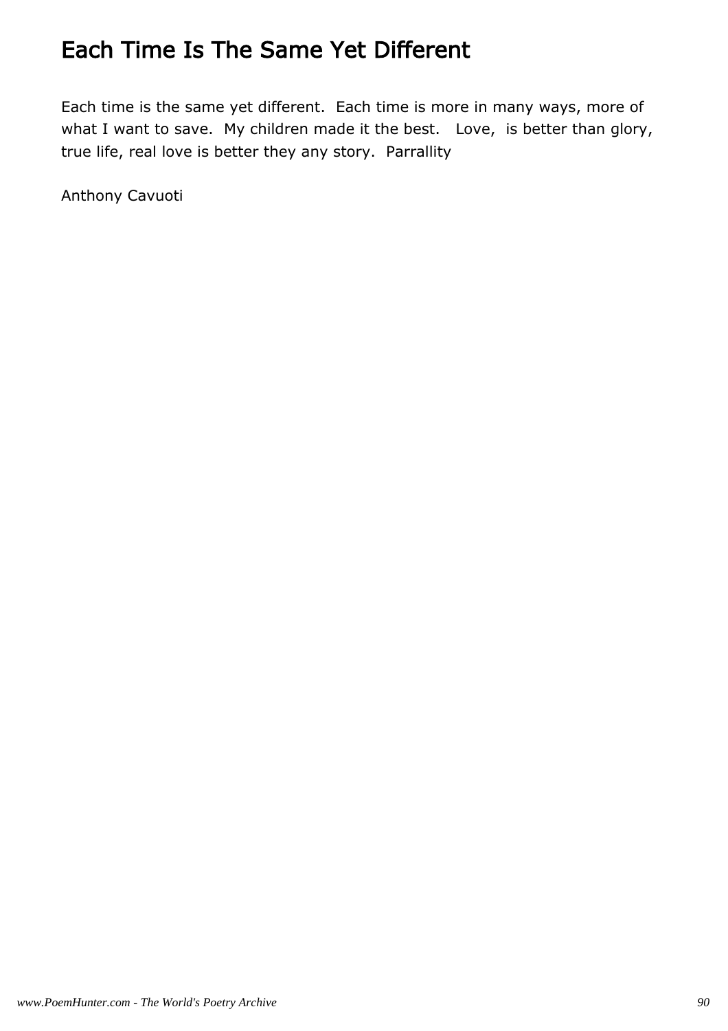# Each Time Is The Same Yet Different

Each time is the same yet different.  Each time is more in many ways, more of what I want to save.  My children made it the best.   Love,  is better than glory, true life, real love is better they any story.  Parrallity

Anthony Cavuoti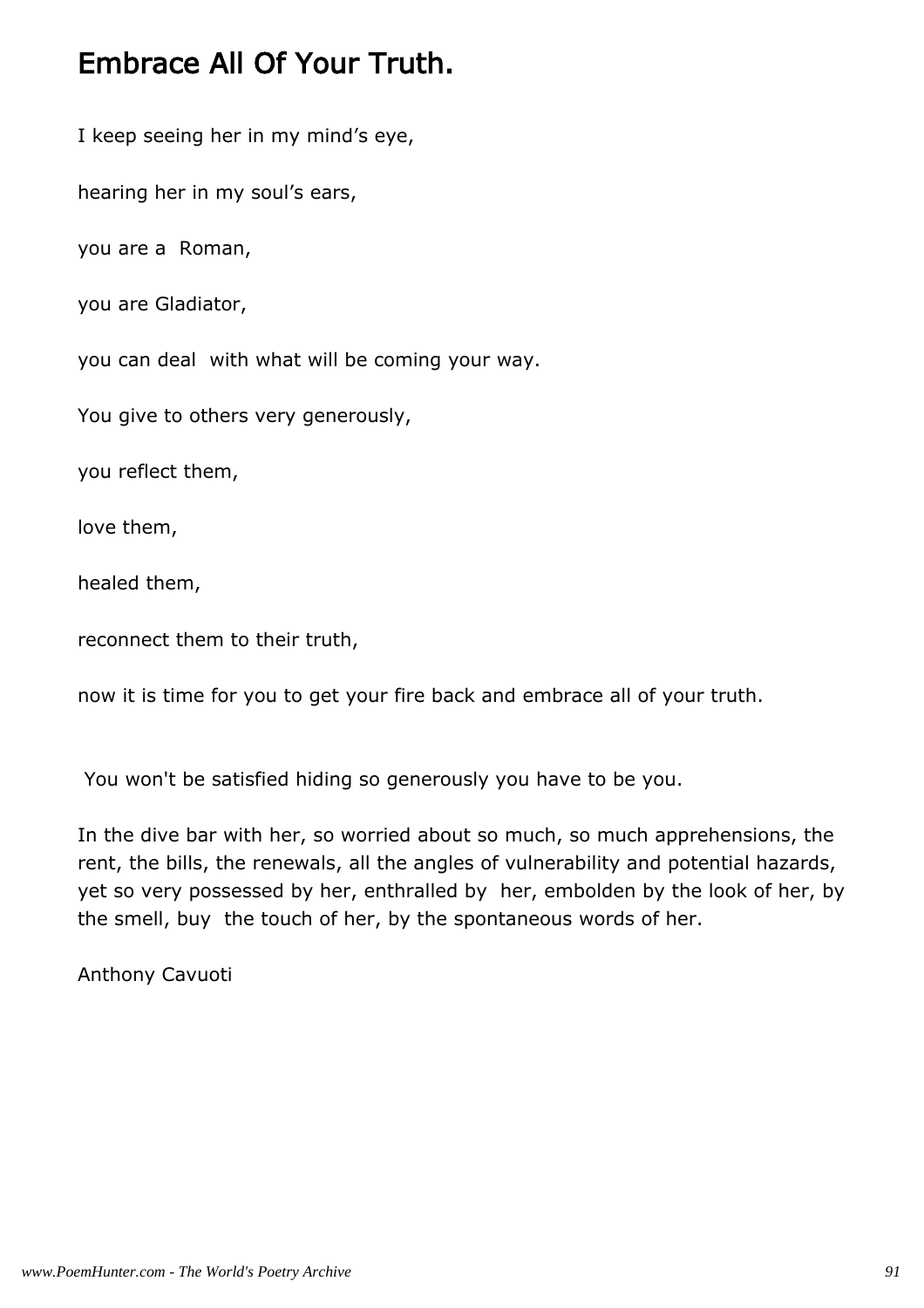# Embrace All Of Your Truth.

I keep seeing her in my mind's eye,

hearing her in my soul's ears,

you are a Roman,

you are Gladiator,

you can deal with what will be coming your way.

You give to others very generously,

you reflect them,

love them,

healed them,

reconnect them to their truth,

now it is time for you to get your fire back and embrace all of your truth.

You won't be satisfied hiding so generously you have to be you.

In the dive bar with her, so worried about so much, so much apprehensions, the rent, the bills, the renewals, all the angles of vulnerability and potential hazards, yet so very possessed by her, enthralled by her, embolden by the look of her, by the smell, buy the touch of her, by the spontaneous words of her.

Anthony Cavuoti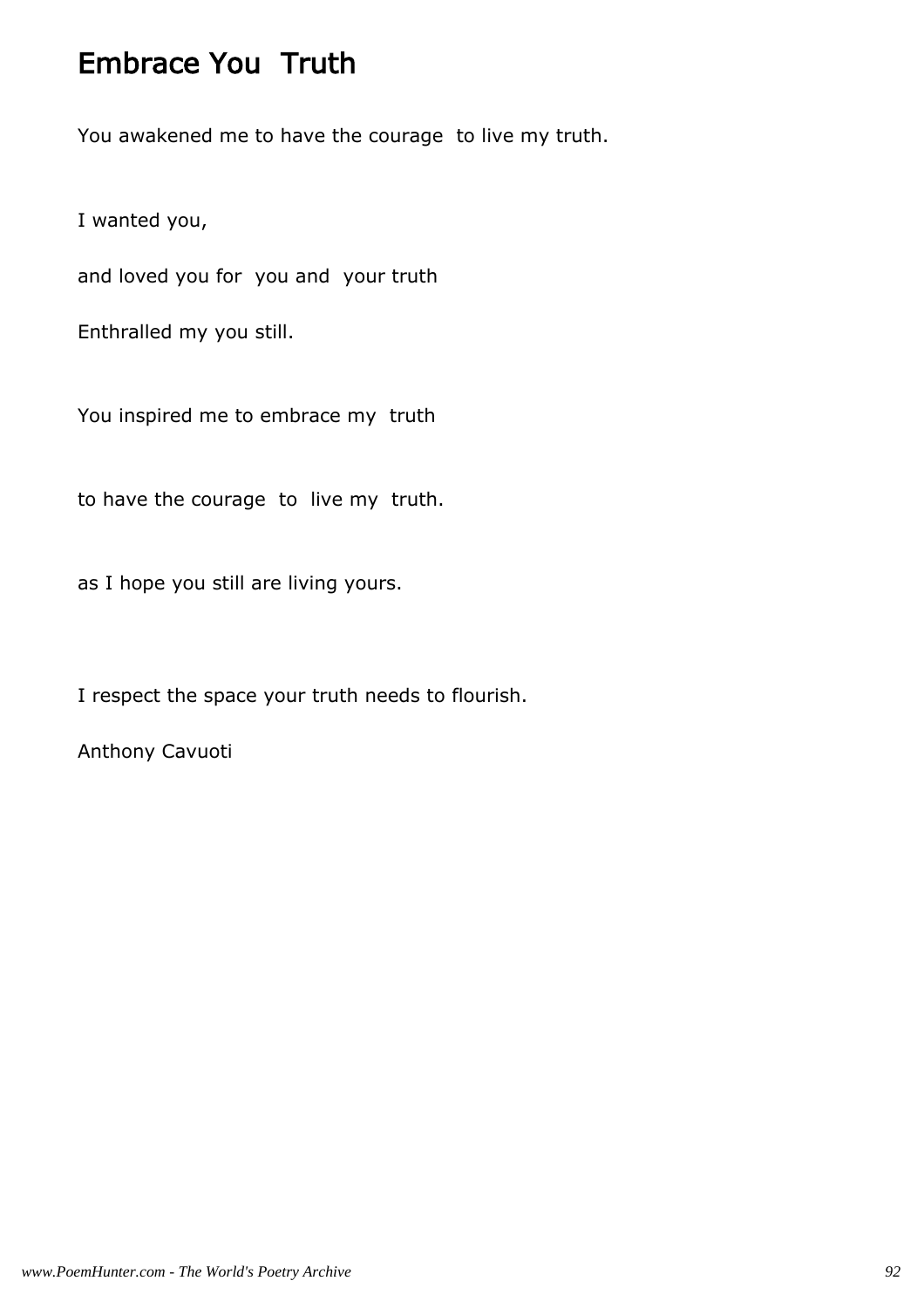# Embrace You Truth

You awakened me to have the courage to live my truth.

I wanted you,

and loved you for you and your truth

Enthralled my you still.

You inspired me to embrace my truth

to have the courage to live my truth.

as I hope you still are living yours.

I respect the space your truth needs to flourish.

Anthony Cavuoti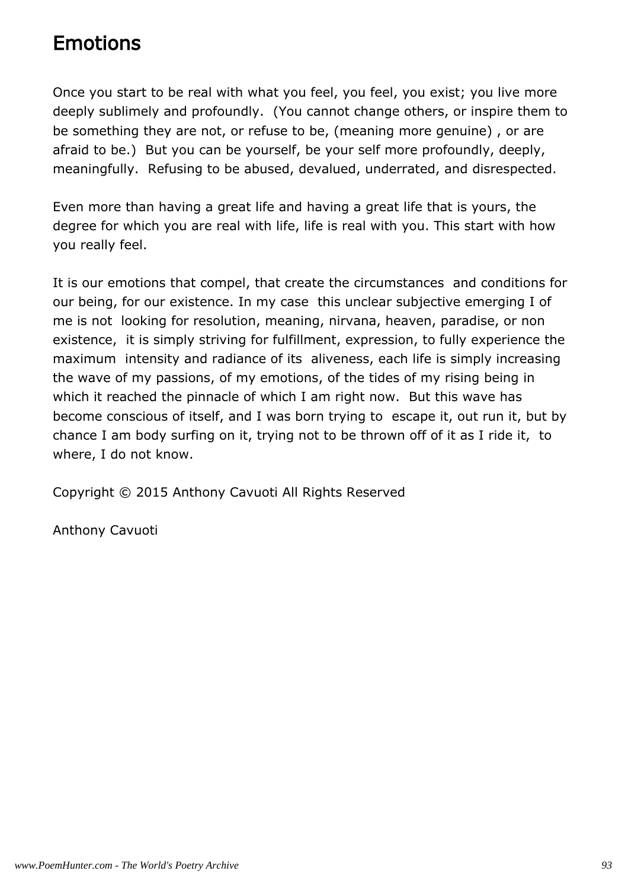# Emotions

Once you start to be real with what you feel, you feel, you exist; you live more deeply sublimely and profoundly.  (You cannot change others, or inspire them to be something they are not, or refuse to be, (meaning more genuine) , or are afraid to be.)  But you can be yourself, be your self more profoundly, deeply, meaningfully.  Refusing to be abused, devalued, underrated, and disrespected.

Even more than having a great life and having a great life that is yours, the degree for which you are real with life, life is real with you. This start with how you really feel.

It is our emotions that compel, that create the circumstances  and conditions for our being, for our existence. In my case  this unclear subjective emerging I of me is not  looking for resolution, meaning, nirvana, heaven, paradise, or non existence,  it is simply striving for fulfillment, expression, to fully experience the maximum  intensity and radiance of its  aliveness, each life is simply increasing the wave of my passions, of my emotions, of the tides of my rising being in which it reached the pinnacle of which I am right now.  But this wave has become conscious of itself, and I was born trying to  escape it, out run it, but by chance I am body surfing on it, trying not to be thrown off of it as I ride it,  to where, I do not know.

Copyright © 2015 Anthony Cavuoti All Rights Reserved

Anthony Cavuoti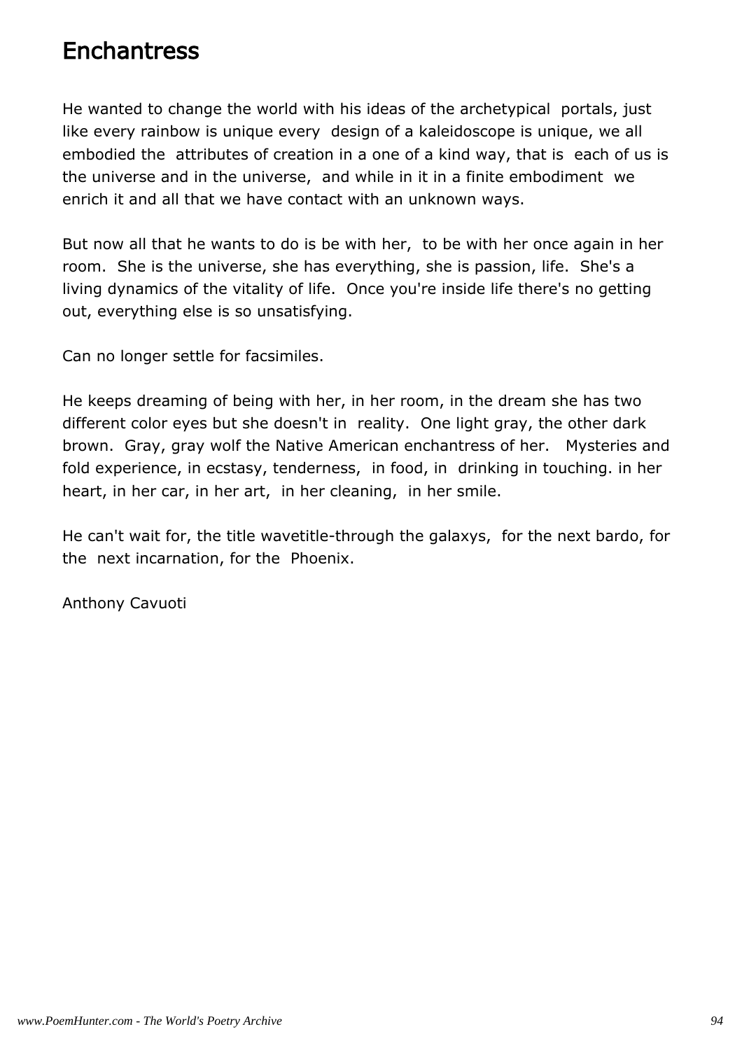# Enchantress

He wanted to change the world with his ideas of the archetypical portals, just like every rainbow is unique every design of a kaleidoscope is unique, we all embodied the attributes of creation in a one of a kind way, that is each of us is the universe and in the universe, and while in it in a finite embodiment we enrich it and all that we have contact with an unknown ways.

But now all that he wants to do is be with her, to be with her once again in her room. She is the universe, she has everything, she is passion, life. She's a living dynamics of the vitality of life. Once you're inside life there's no getting out, everything else is so unsatisfying.

Can no longer settle for facsimiles.

He keeps dreaming of being with her, in her room, in the dream she has two different color eyes but she doesn't in reality. One light gray, the other dark brown. Gray, gray wolf the Native American enchantress of her. Mysteries and fold experience, in ecstasy, tenderness, in food, in drinking in touching. in her heart, in her car, in her art, in her cleaning, in her smile.

He can't wait for, the title wavetitle-through the galaxys, for the next bardo, for the next incarnation, for the Phoenix.

Anthony Cavuoti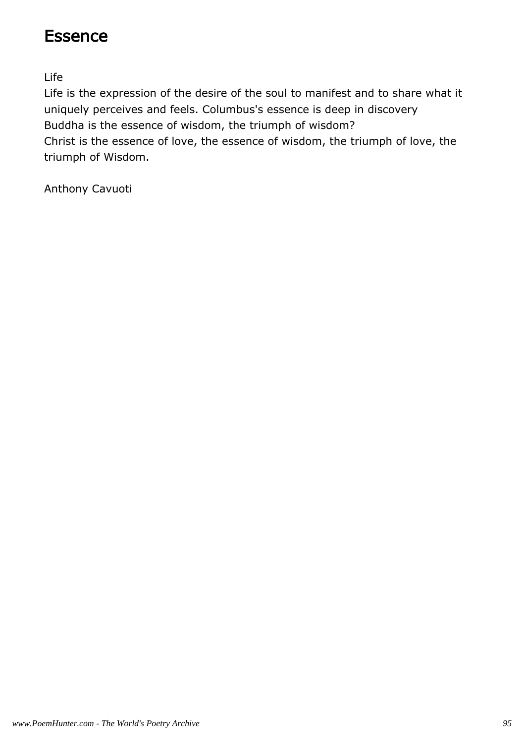# Essence

Life
Life is the expression of the desire of the soul to manifest and to share what it uniquely perceives and feels. Columbus's essence is deep in discovery
Buddha is the essence of wisdom, the triumph of wisdom?
Christ is the essence of love, the essence of wisdom, the triumph of love, the triumph of Wisdom.

Anthony Cavuoti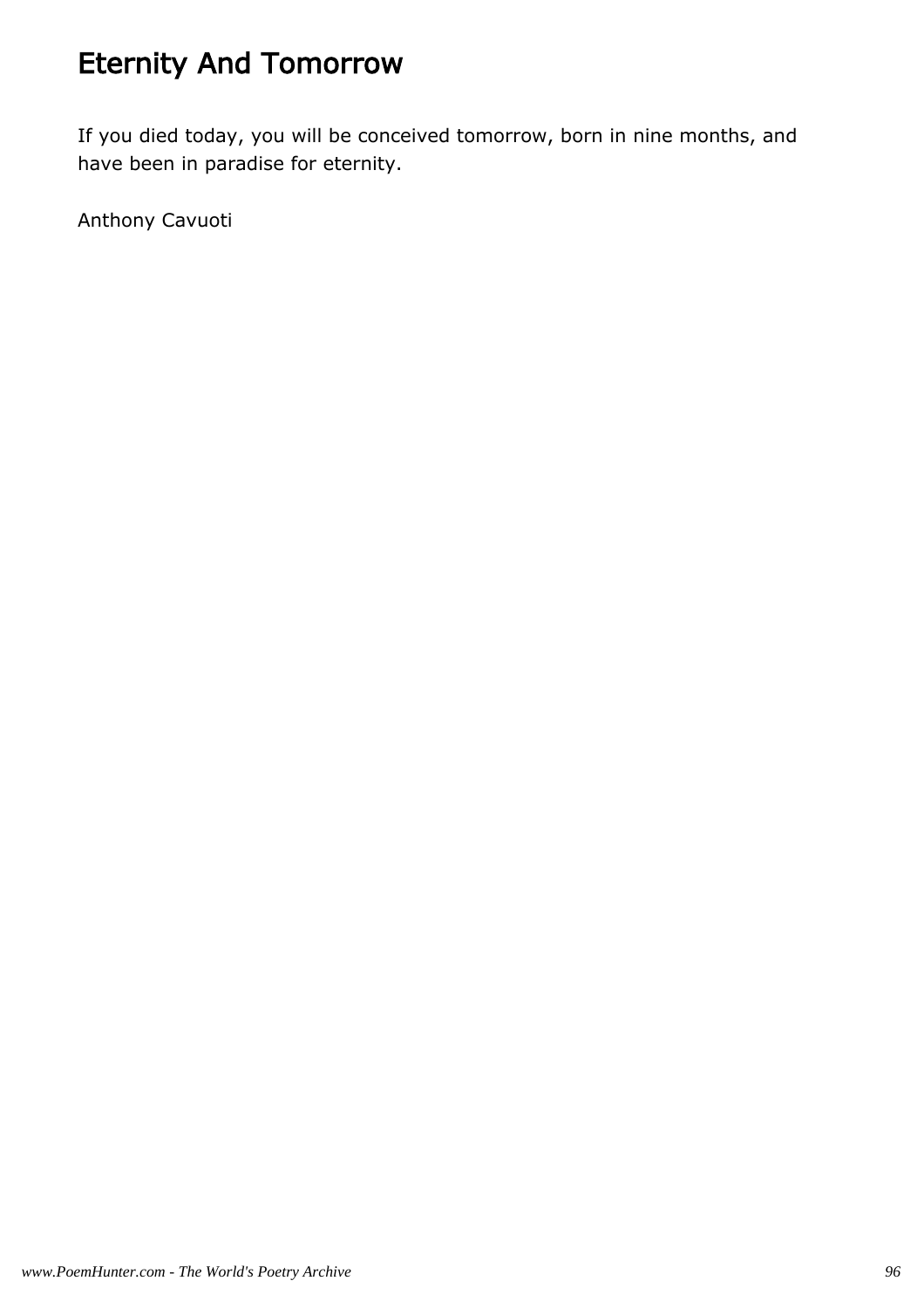# Eternity And Tomorrow

If you died today, you will be conceived tomorrow, born in nine months, and have been in paradise for eternity.

Anthony Cavuoti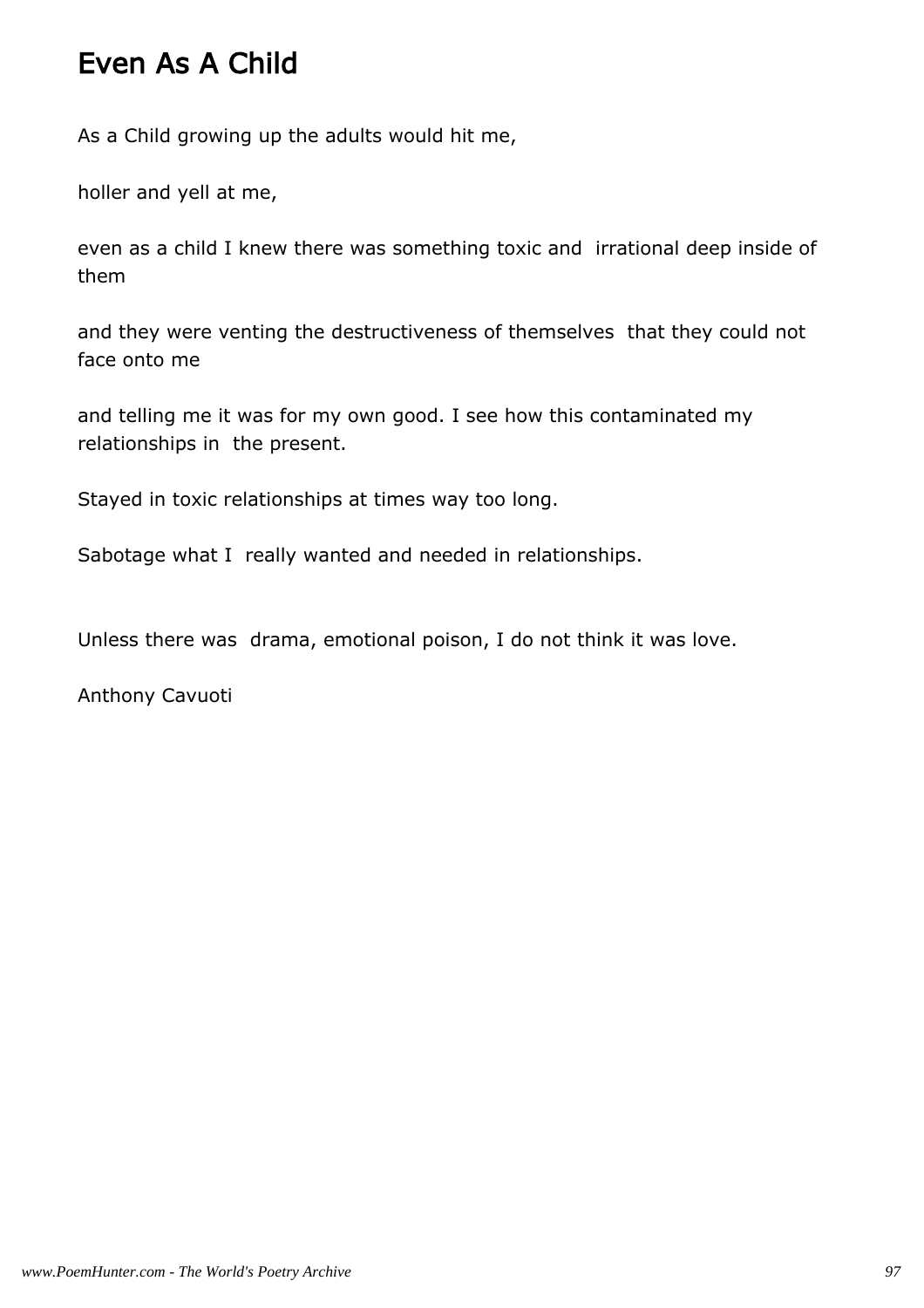# Even As A Child

As a Child growing up the adults would hit me,

holler and yell at me,

even as a child I knew there was something toxic and irrational deep inside of them

and they were venting the destructiveness of themselves that they could not face onto me

and telling me it was for my own good. I see how this contaminated my relationships in the present.

Stayed in toxic relationships at times way too long.

Sabotage what I really wanted and needed in relationships.

Unless there was drama, emotional poison, I do not think it was love.

Anthony Cavuoti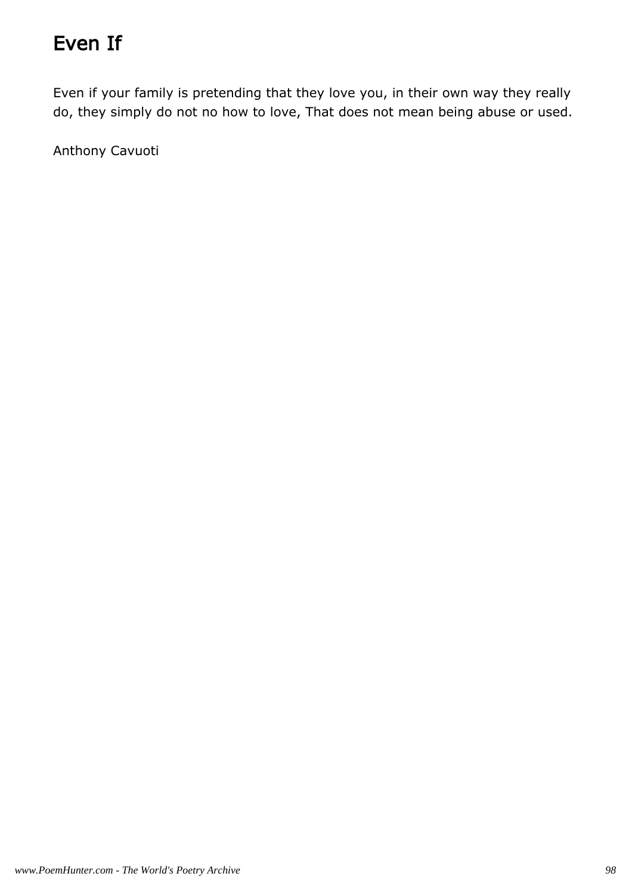# Even If

Even if your family is pretending that they love you, in their own way they really do, they simply do not no how to love, That does not mean being abuse or used.

Anthony Cavuoti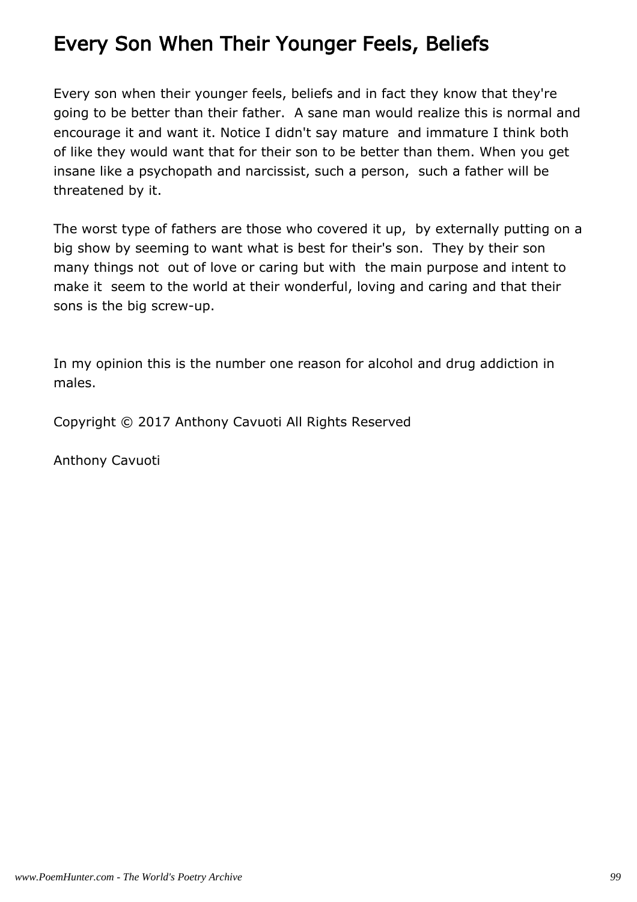# Every Son When Their Younger Feels, Beliefs

Every son when their younger feels, beliefs and in fact they know that they're going to be better than their father. A sane man would realize this is normal and encourage it and want it. Notice I didn't say mature and immature I think both of like they would want that for their son to be better than them. When you get insane like a psychopath and narcissist, such a person, such a father will be threatened by it.

The worst type of fathers are those who covered it up, by externally putting on a big show by seeming to want what is best for their's son. They by their son many things not out of love or caring but with the main purpose and intent to make it seem to the world at their wonderful, loving and caring and that their sons is the big screw-up.

In my opinion this is the number one reason for alcohol and drug addiction in males.

Copyright © 2017 Anthony Cavuoti All Rights Reserved

Anthony Cavuoti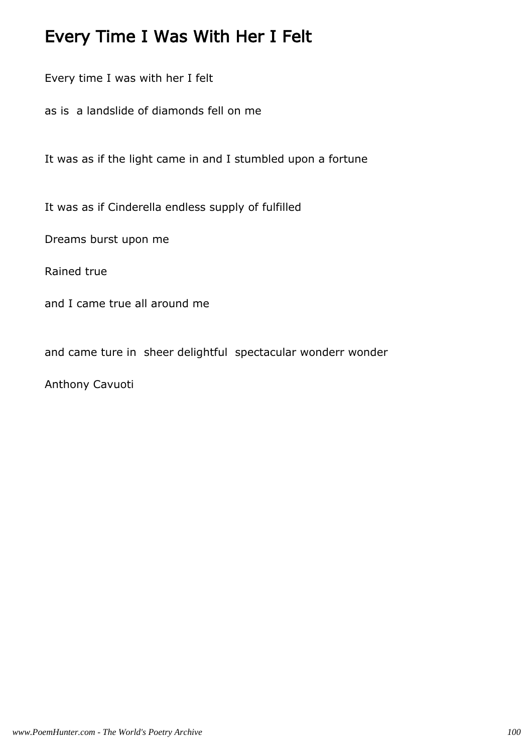# Every Time I Was With Her I Felt

Every time I was with her I felt

as is  a landslide of diamonds fell on me

It was as if the light came in and I stumbled upon a fortune

It was as if Cinderella endless supply of fulfilled

Dreams burst upon me

Rained true

and I came true all around me

and came ture in  sheer delightful  spectacular wonderr wonder

Anthony Cavuoti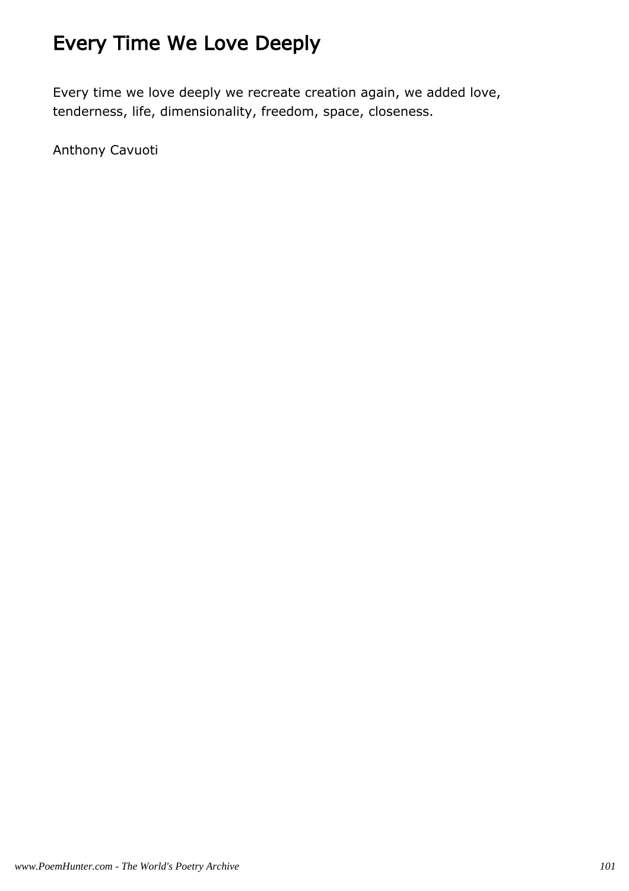# Every Time We Love Deeply

Every time we love deeply we recreate creation again, we added love, tenderness, life, dimensionality, freedom, space, closeness.

Anthony Cavuoti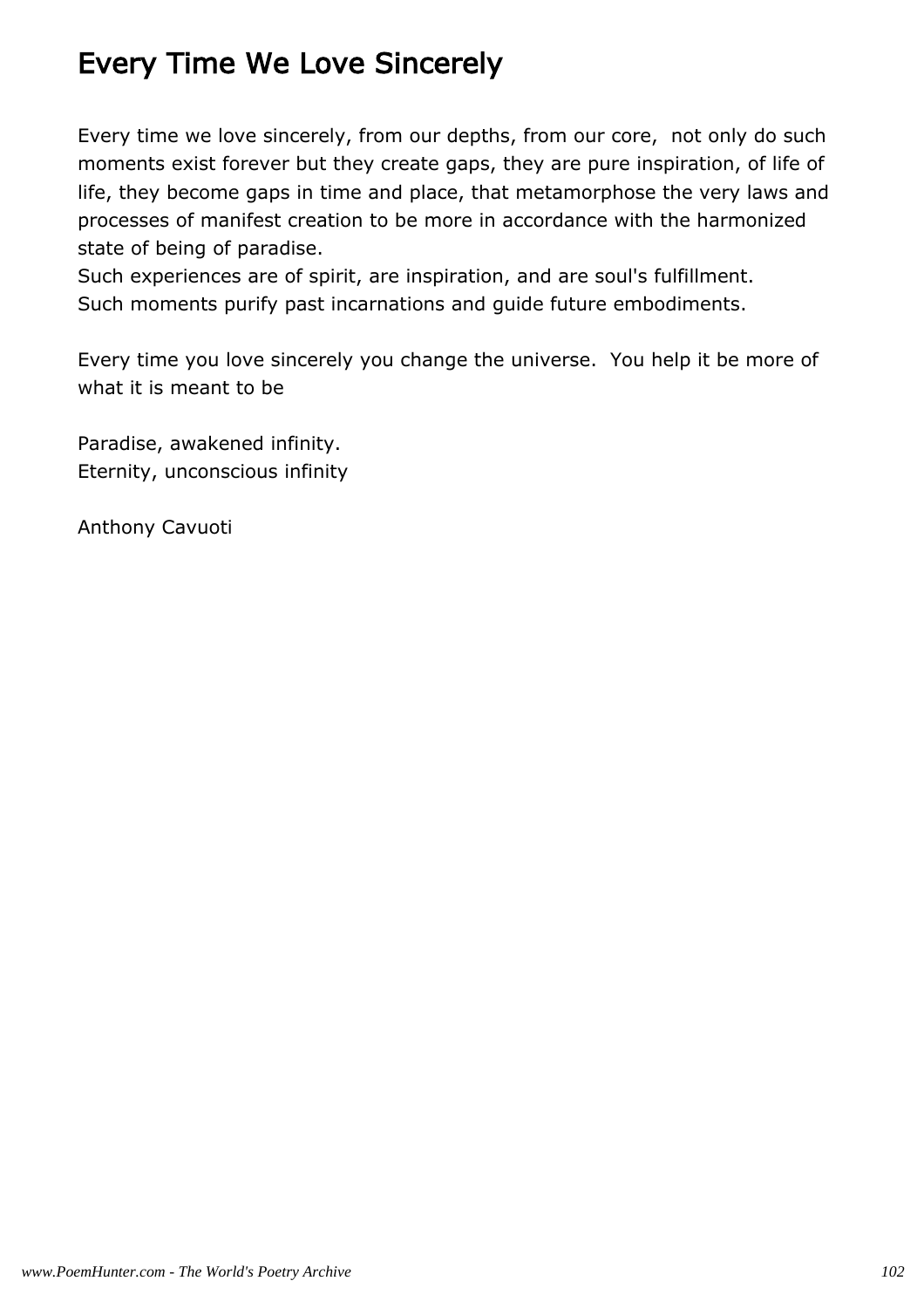# Every Time We Love Sincerely

Every time we love sincerely, from our depths, from our core,  not only do such moments exist forever but they create gaps, they are pure inspiration, of life of life, they become gaps in time and place, that metamorphose the very laws and processes of manifest creation to be more in accordance with the harmonized state of being of paradise.
Such experiences are of spirit, are inspiration, and are soul's fulfillment.
Such moments purify past incarnations and guide future embodiments.

Every time you love sincerely you change the universe.  You help it be more of what it is meant to be

Paradise, awakened infinity.
Eternity, unconscious infinity

Anthony Cavuoti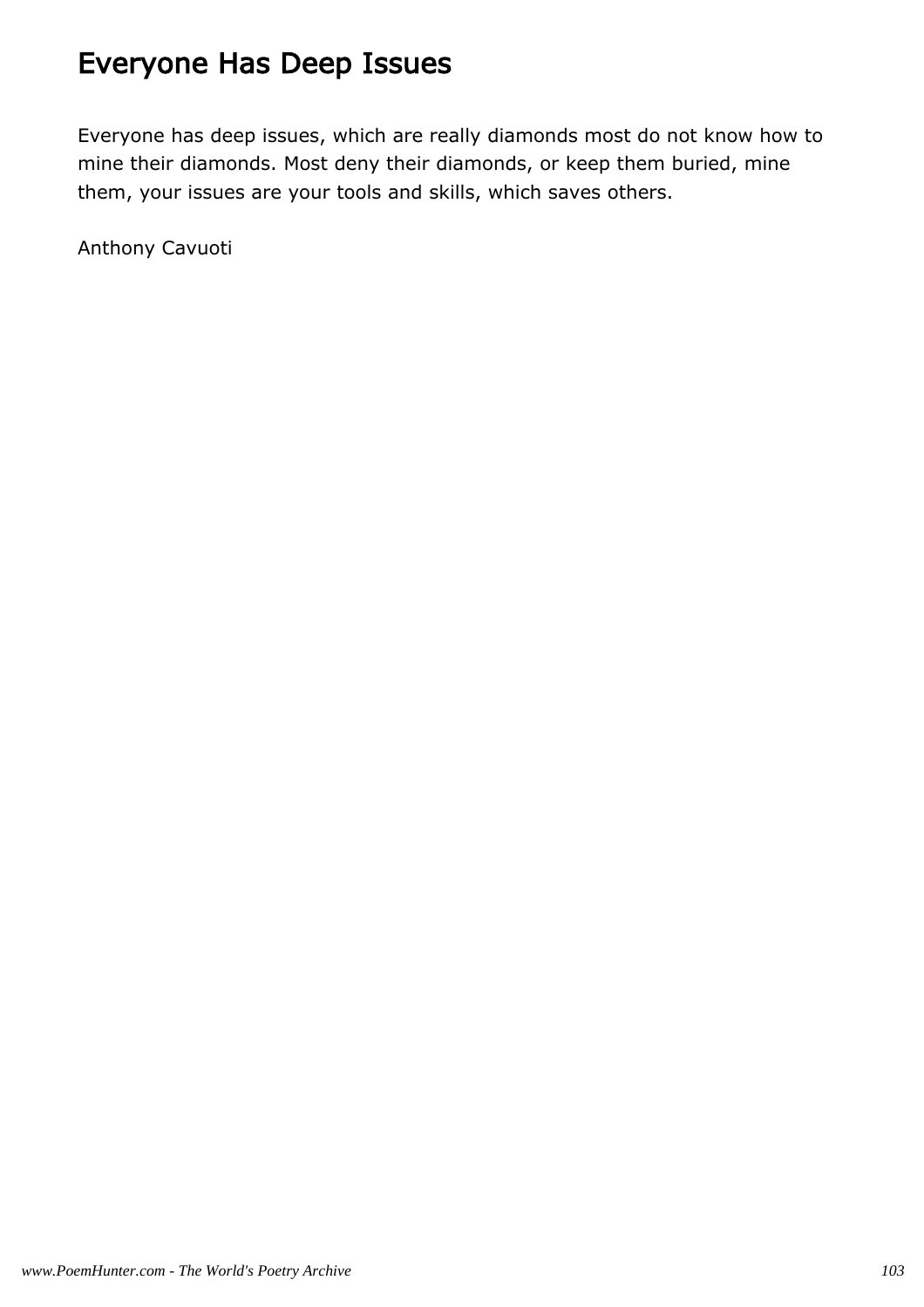# Everyone Has Deep Issues

Everyone has deep issues, which are really diamonds most do not know how to mine their diamonds. Most deny their diamonds, or keep them buried, mine them, your issues are your tools and skills, which saves others.

Anthony Cavuoti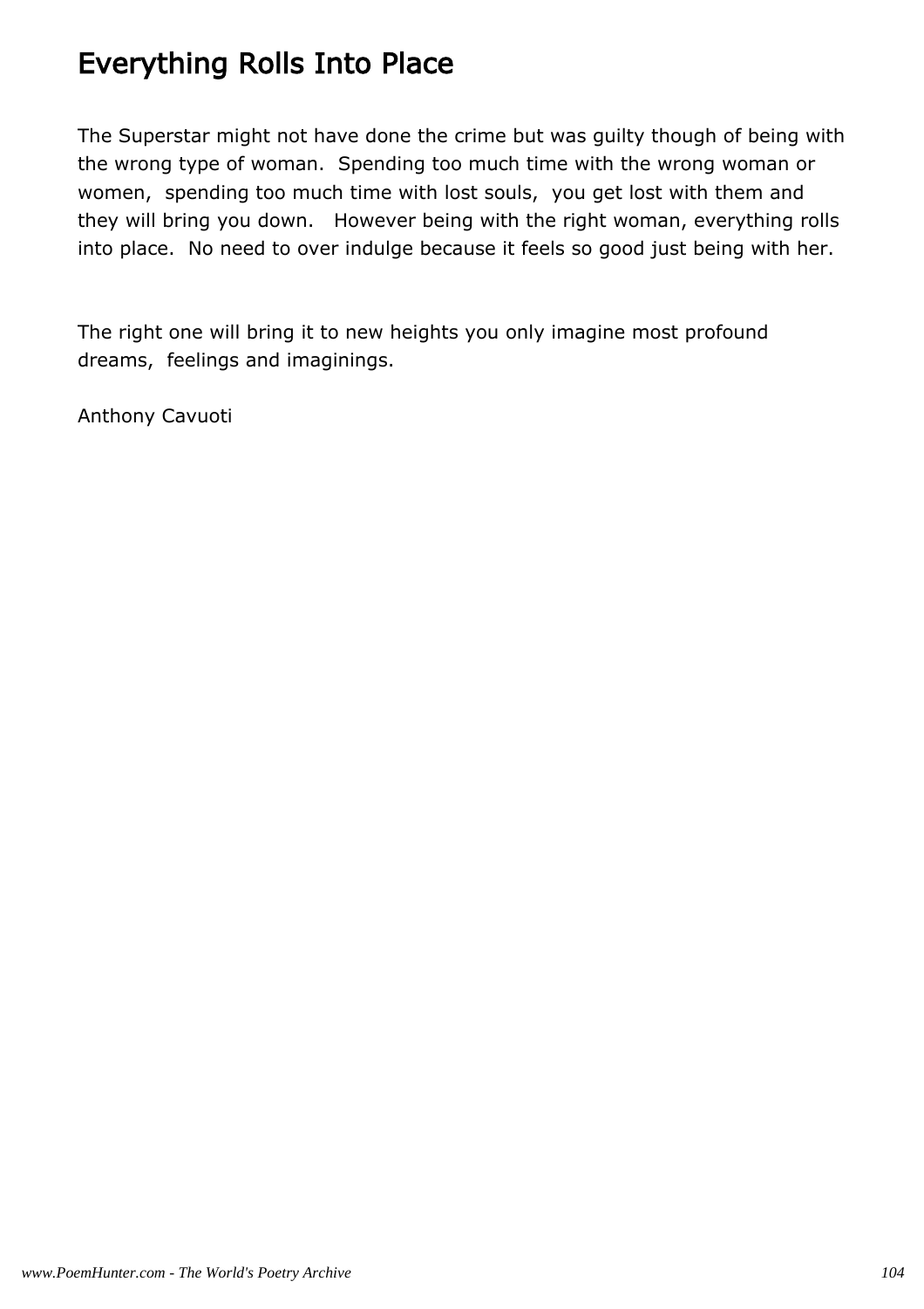# Everything Rolls Into Place

The Superstar might not have done the crime but was guilty though of being with the wrong type of woman. Spending too much time with the wrong woman or women, spending too much time with lost souls, you get lost with them and they will bring you down. However being with the right woman, everything rolls into place. No need to over indulge because it feels so good just being with her.

The right one will bring it to new heights you only imagine most profound dreams, feelings and imaginings.

Anthony Cavuoti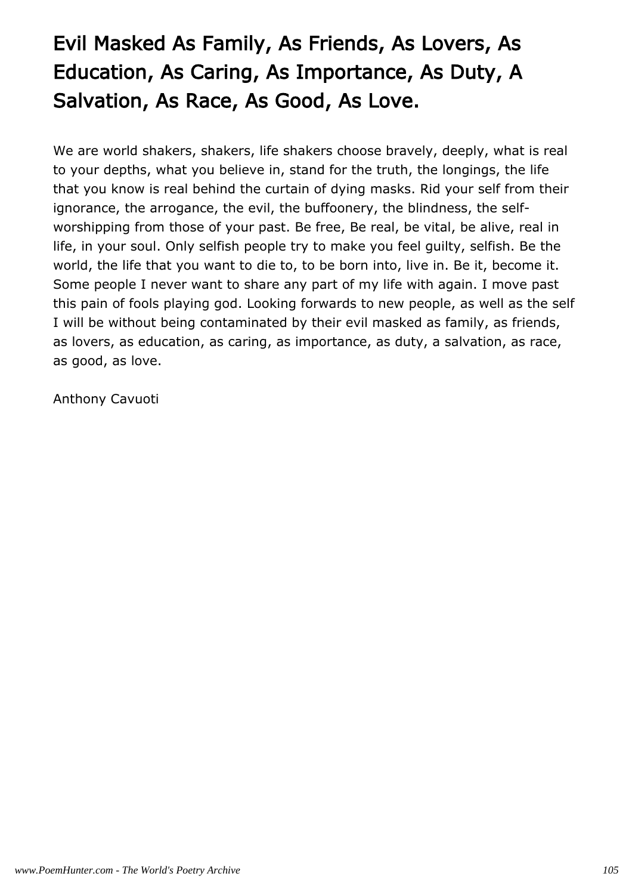# Evil Masked As Family, As Friends, As Lovers, As Education, As Caring, As Importance, As Duty, A Salvation, As Race, As Good, As Love.

We are world shakers, shakers, life shakers choose bravely, deeply, what is real to your depths, what you believe in, stand for the truth, the longings, the life that you know is real behind the curtain of dying masks. Rid your self from their ignorance, the arrogance, the evil, the buffoonery, the blindness, the self-worshipping from those of your past. Be free, Be real, be vital, be alive, real in life, in your soul. Only selfish people try to make you feel guilty, selfish. Be the world, the life that you want to die to, to be born into, live in. Be it, become it. Some people I never want to share any part of my life with again. I move past this pain of fools playing god. Looking forwards to new people, as well as the self I will be without being contaminated by their evil masked as family, as friends, as lovers, as education, as caring, as importance, as duty, a salvation, as race, as good, as love.

Anthony Cavuoti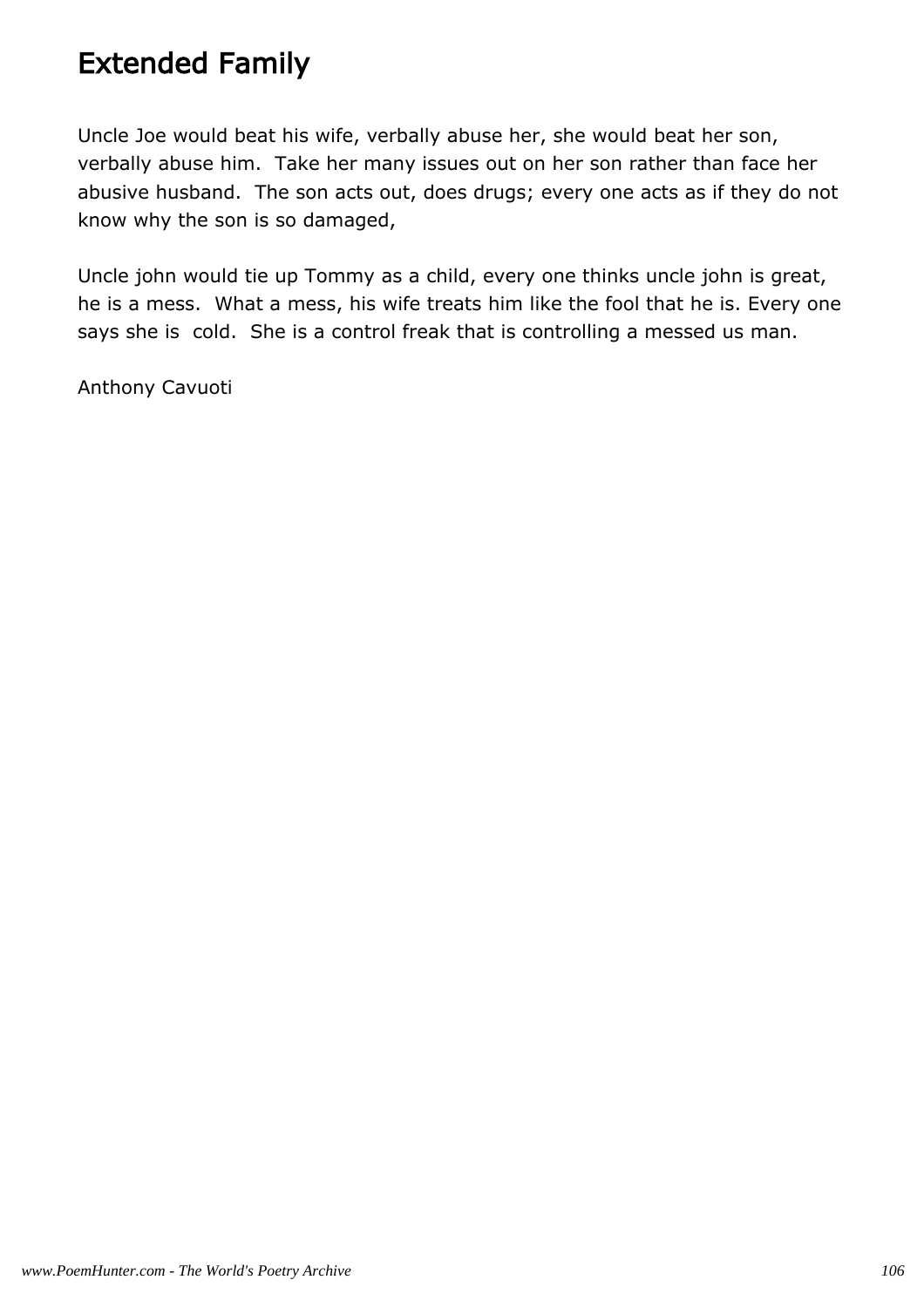# Extended Family

Uncle Joe would beat his wife, verbally abuse her, she would beat her son, verbally abuse him. Take her many issues out on her son rather than face her abusive husband. The son acts out, does drugs; every one acts as if they do not know why the son is so damaged,

Uncle john would tie up Tommy as a child, every one thinks uncle john is great, he is a mess. What a mess, his wife treats him like the fool that he is. Every one says she is cold. She is a control freak that is controlling a messed us man.

Anthony Cavuoti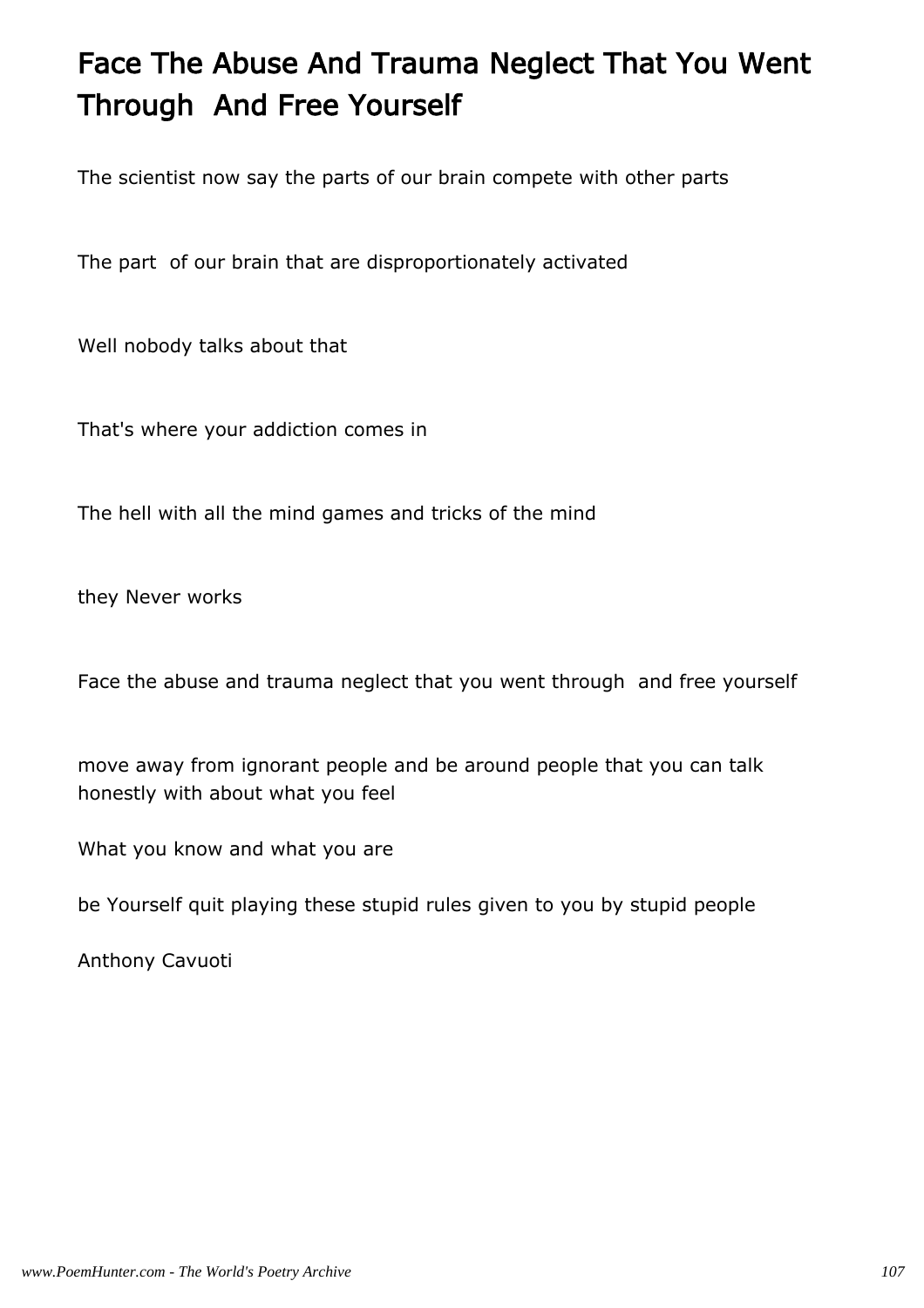# Face The Abuse And Trauma Neglect That You Went Through  And Free Yourself

The scientist now say the parts of our brain compete with other parts

The part  of our brain that are disproportionately activated

Well nobody talks about that

That's where your addiction comes in

The hell with all the mind games and tricks of the mind

they Never works

Face the abuse and trauma neglect that you went through  and free yourself

move away from ignorant people and be around people that you can talk honestly with about what you feel

What you know and what you are

be Yourself quit playing these stupid rules given to you by stupid people

Anthony Cavuoti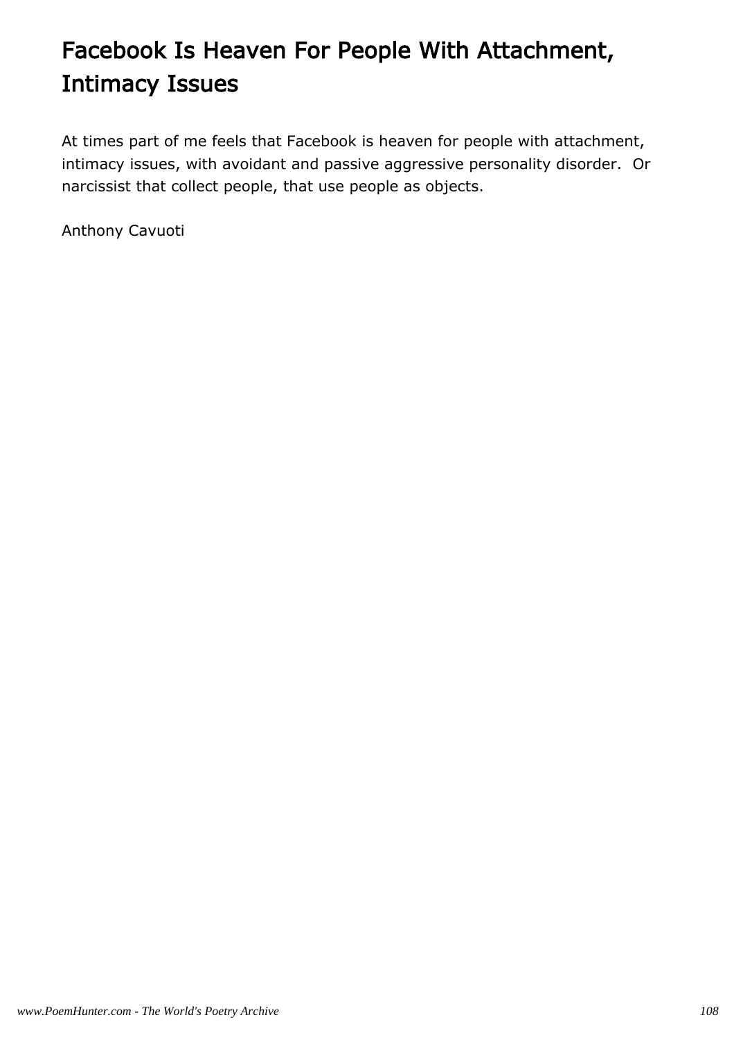# Facebook Is Heaven For People With Attachment, Intimacy Issues

At times part of me feels that Facebook is heaven for people with attachment, intimacy issues, with avoidant and passive aggressive personality disorder.  Or narcissist that collect people, that use people as objects.

Anthony Cavuoti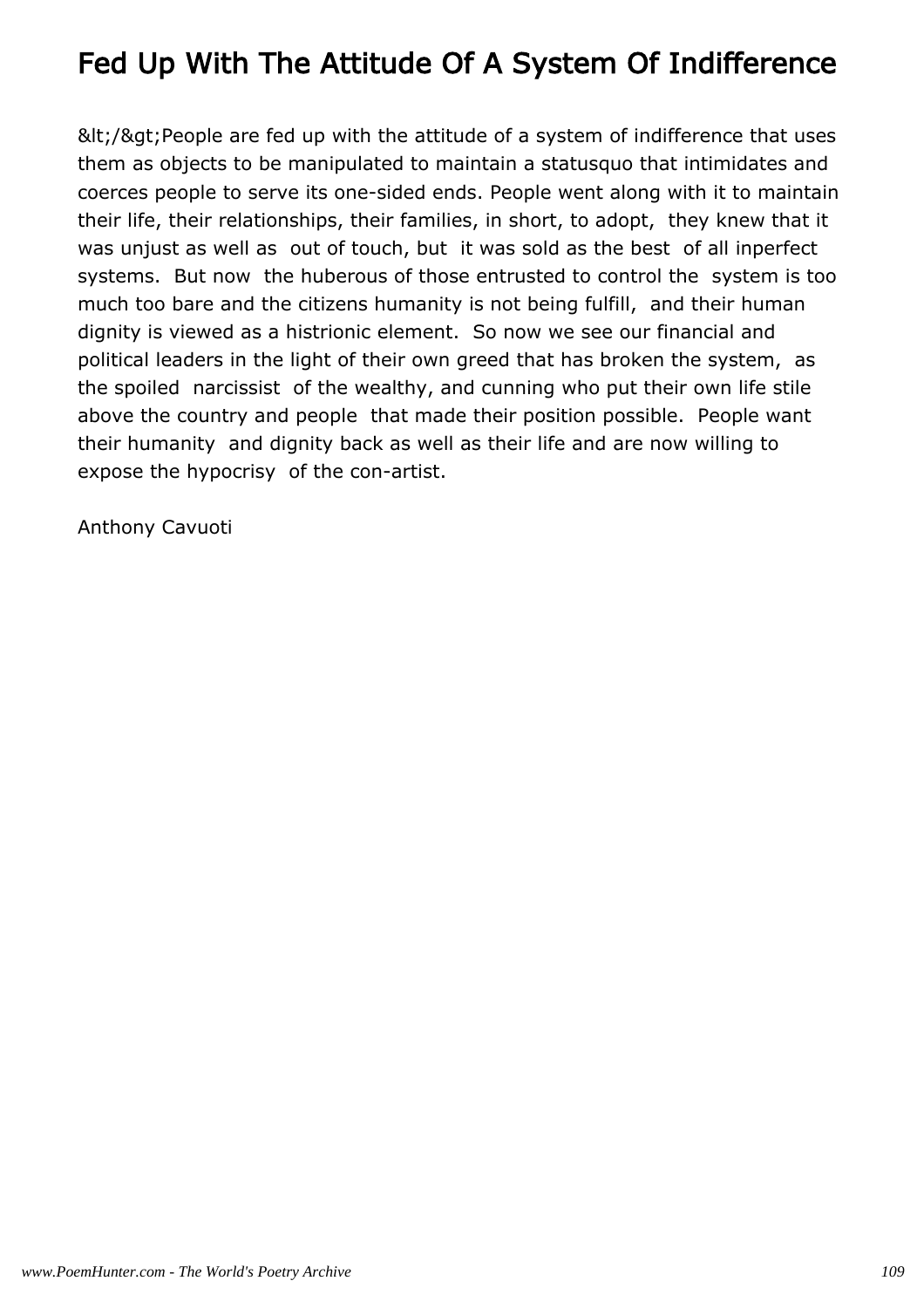# Fed Up With The Attitude Of A System Of Indifference

&lt;/&gt;People are fed up with the attitude of a system of indifference that uses them as objects to be manipulated to maintain a statusquo that intimidates and coerces people to serve its one-sided ends. People went along with it to maintain their life, their relationships, their families, in short, to adopt, they knew that it was unjust as well as out of touch, but it was sold as the best of all inperfect systems. But now the huberous of those entrusted to control the system is too much too bare and the citizens humanity is not being fulfill, and their human dignity is viewed as a histrionic element. So now we see our financial and political leaders in the light of their own greed that has broken the system, as the spoiled narcissist of the wealthy, and cunning who put their own life stile above the country and people that made their position possible. People want their humanity and dignity back as well as their life and are now willing to expose the hypocrisy of the con-artist.

Anthony Cavuoti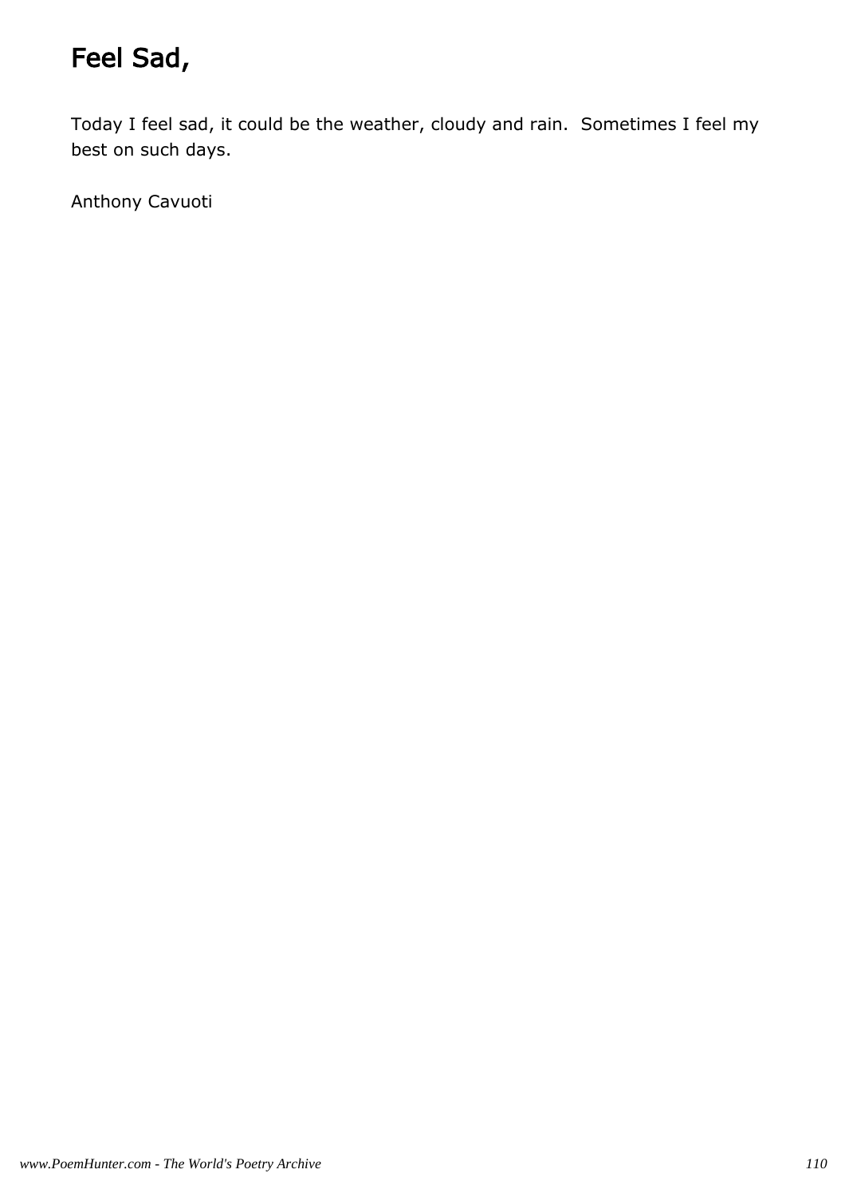# Feel Sad,

Today I feel sad, it could be the weather, cloudy and rain.  Sometimes I feel my best on such days.

Anthony Cavuoti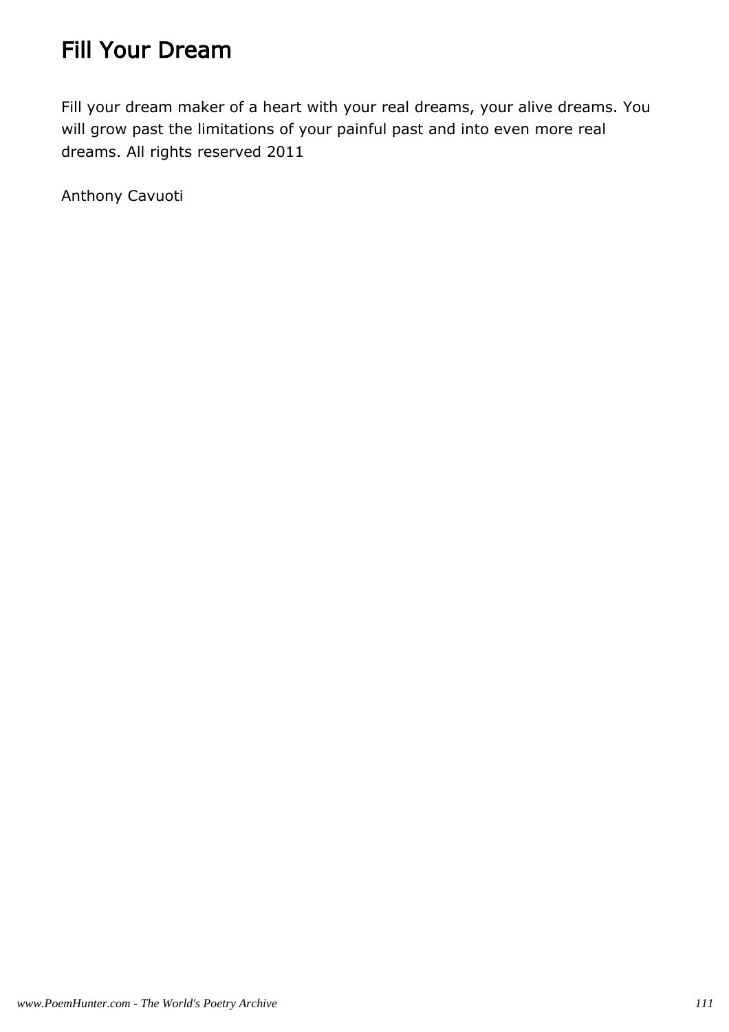# Fill Your Dream

Fill your dream maker of a heart with your real dreams, your alive dreams. You will grow past the limitations of your painful past and into even more real dreams. All rights reserved 2011

Anthony Cavuoti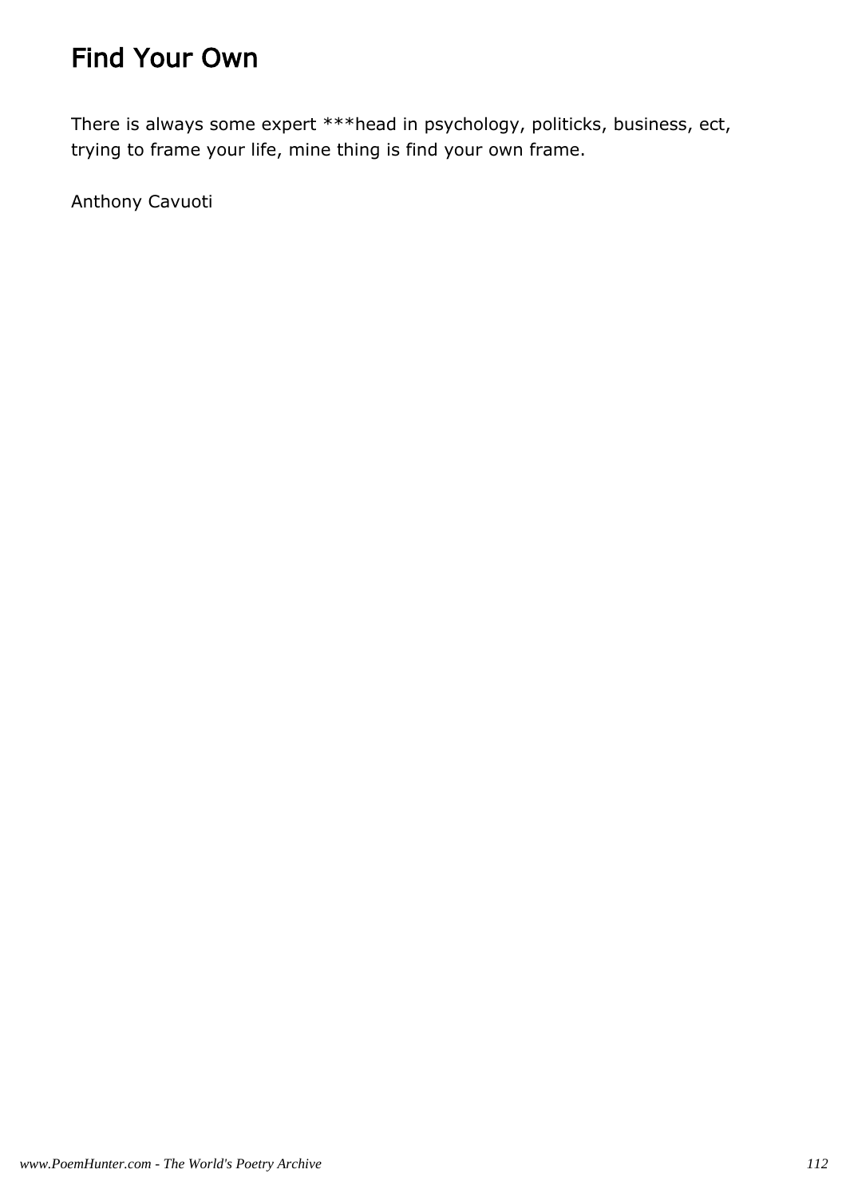# Find Your Own

There is always some expert ***head in psychology, politicks, business, ect, trying to frame your life, mine thing is find your own frame.

Anthony Cavuoti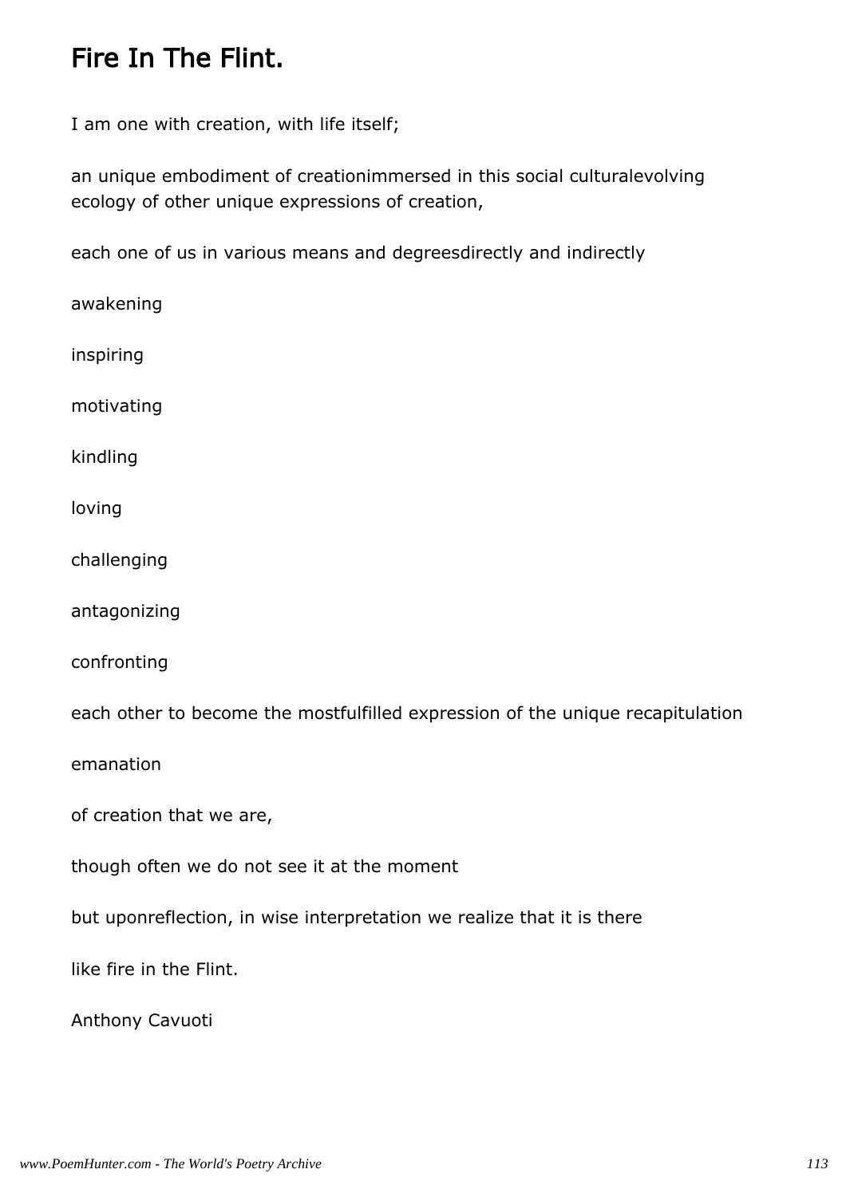# Fire In The Flint.

I am one with creation, with life itself;

an unique embodiment of creationimmersed in this social culturalevolving ecology of other unique expressions of creation,

each one of us in various means and degreesdirectly and indirectly

awakening

inspiring

motivating

kindling

loving

challenging

antagonizing

confronting

each other to become the mostfulfilled expression of the unique recapitulation

emanation

of creation that we are,

though often we do not see it at the moment

but uponreflection, in wise interpretation we realize that it is there

like fire in the Flint.

Anthony Cavuoti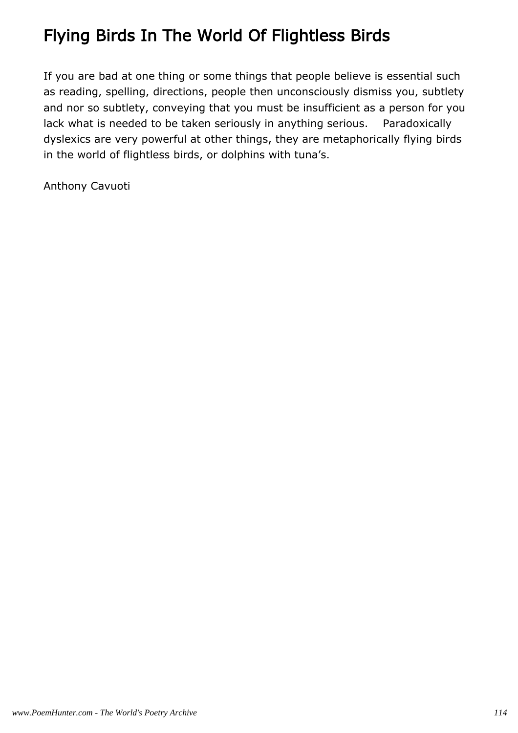# Flying Birds In The World Of Flightless Birds

If you are bad at one thing or some things that people believe is essential such as reading, spelling, directions, people then unconsciously dismiss you, subtlety and nor so subtlety, conveying that you must be insufficient as a person for you lack what is needed to be taken seriously in anything serious. Paradoxically dyslexics are very powerful at other things, they are metaphorically flying birds in the world of flightless birds, or dolphins with tuna's.

Anthony Cavuoti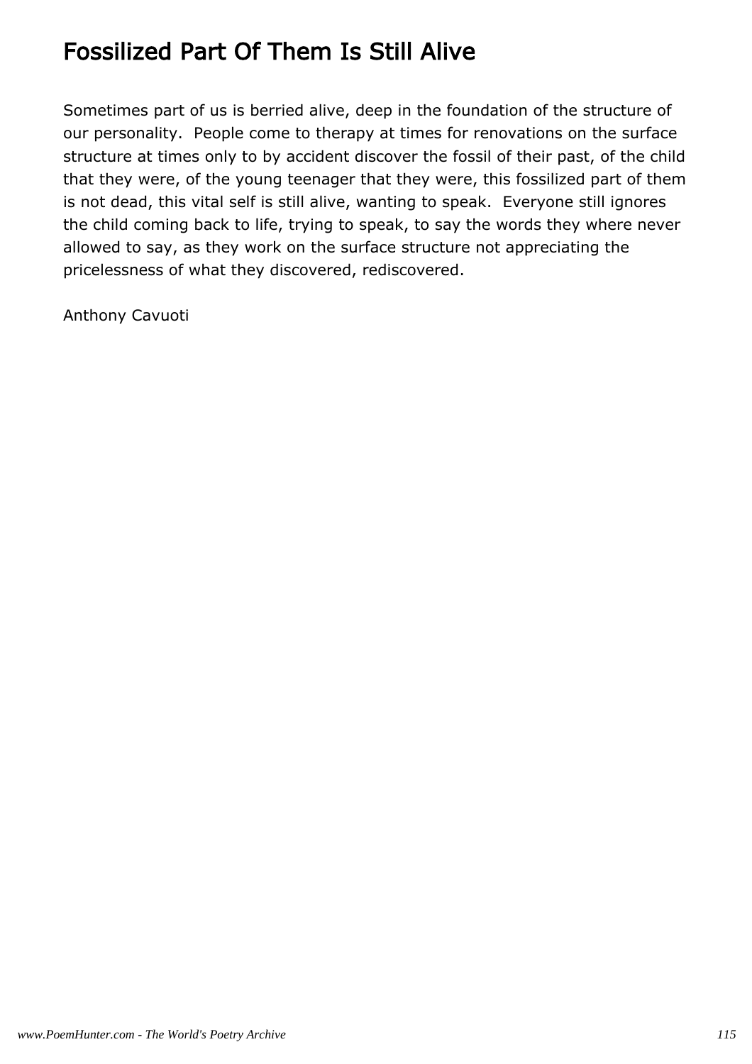# Fossilized Part Of Them Is Still Alive

Sometimes part of us is berried alive, deep in the foundation of the structure of our personality. People come to therapy at times for renovations on the surface structure at times only to by accident discover the fossil of their past, of the child that they were, of the young teenager that they were, this fossilized part of them is not dead, this vital self is still alive, wanting to speak. Everyone still ignores the child coming back to life, trying to speak, to say the words they where never allowed to say, as they work on the surface structure not appreciating the pricelessness of what they discovered, rediscovered.

Anthony Cavuoti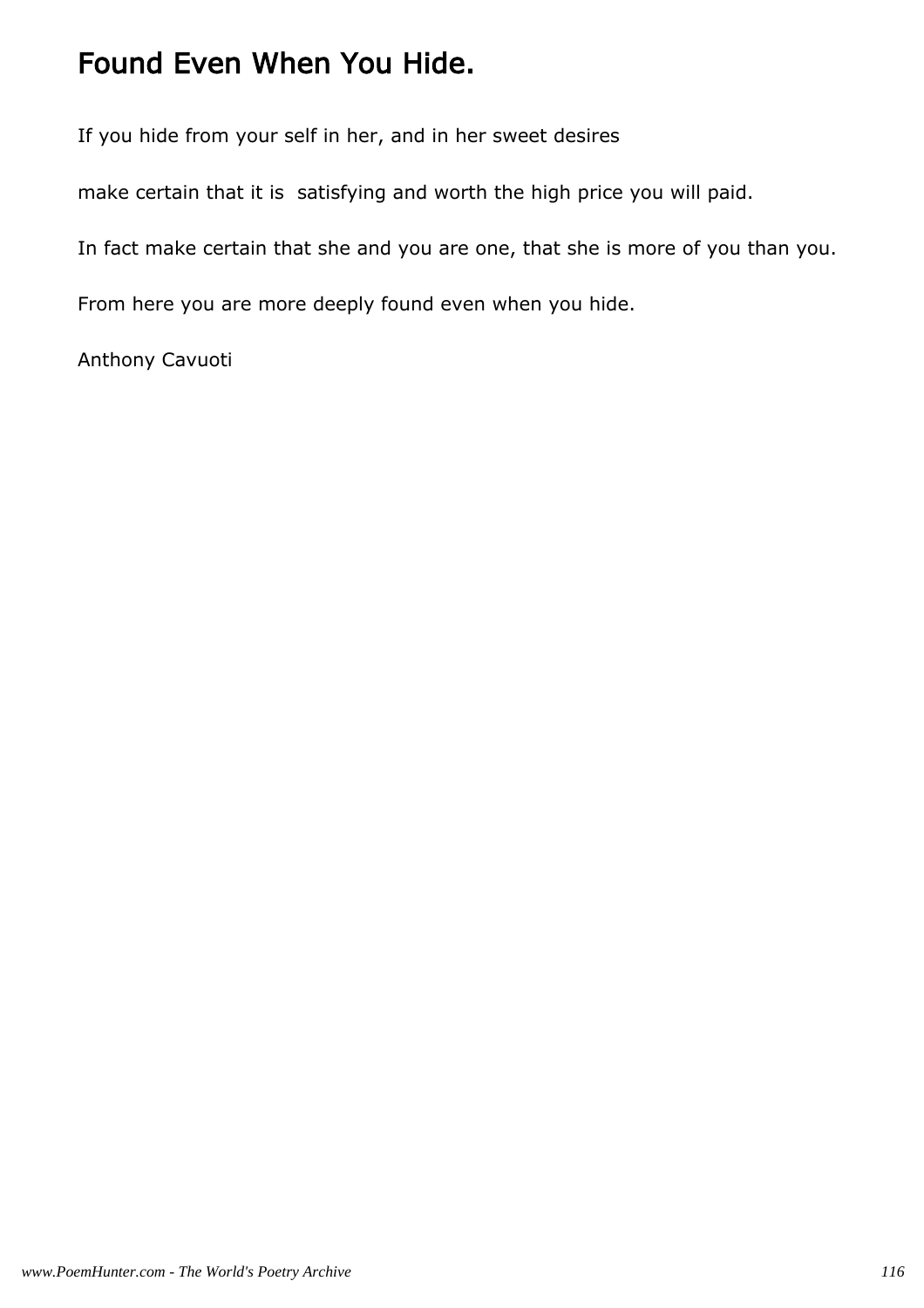# Found Even When You Hide.

If you hide from your self in her, and in her sweet desires

make certain that it is  satisfying and worth the high price you will paid.

In fact make certain that she and you are one, that she is more of you than you.

From here you are more deeply found even when you hide.

Anthony Cavuoti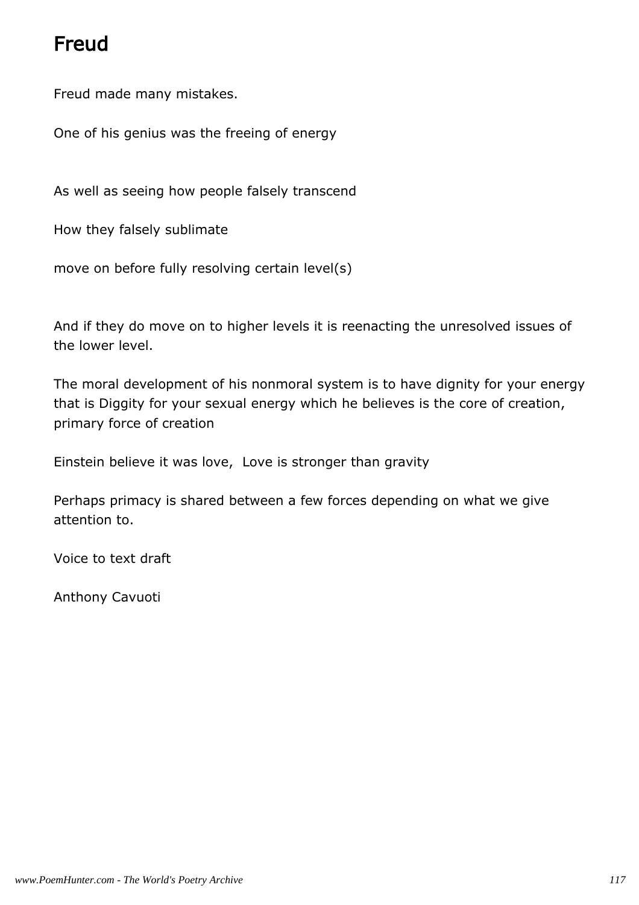# Freud

Freud made many mistakes.

One of his genius was the freeing of energy

As well as seeing how people falsely transcend

How they falsely sublimate

move on before fully resolving certain level(s)

And if they do move on to higher levels it is reenacting the unresolved issues of the lower level.

The moral development of his nonmoral system is to have dignity for your energy that is Diggity for your sexual energy which he believes is the core of creation, primary force of creation

Einstein believe it was love, Love is stronger than gravity

Perhaps primacy is shared between a few forces depending on what we give attention to.

Voice to text draft

Anthony Cavuoti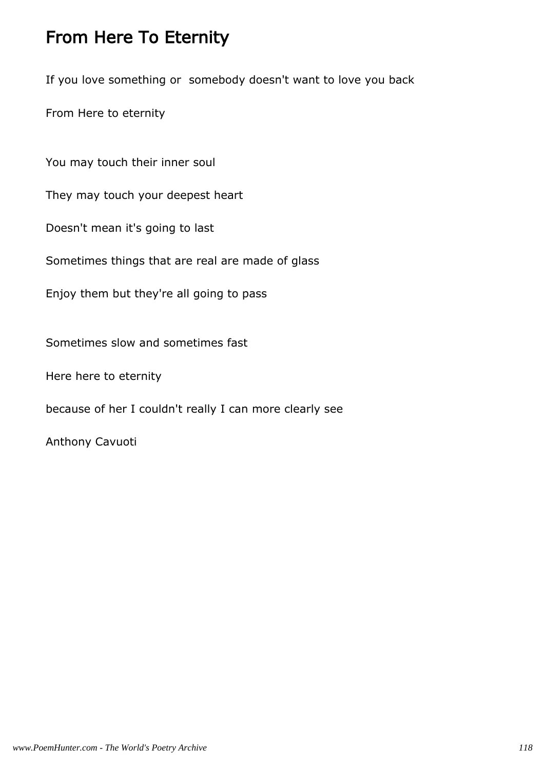# From Here To Eternity

If you love something or somebody doesn't want to love you back

From Here to eternity

You may touch their inner soul

They may touch your deepest heart

Doesn't mean it's going to last

Sometimes things that are real are made of glass

Enjoy them but they're all going to pass

Sometimes slow and sometimes fast

Here here to eternity

because of her I couldn't really I can more clearly see

Anthony Cavuoti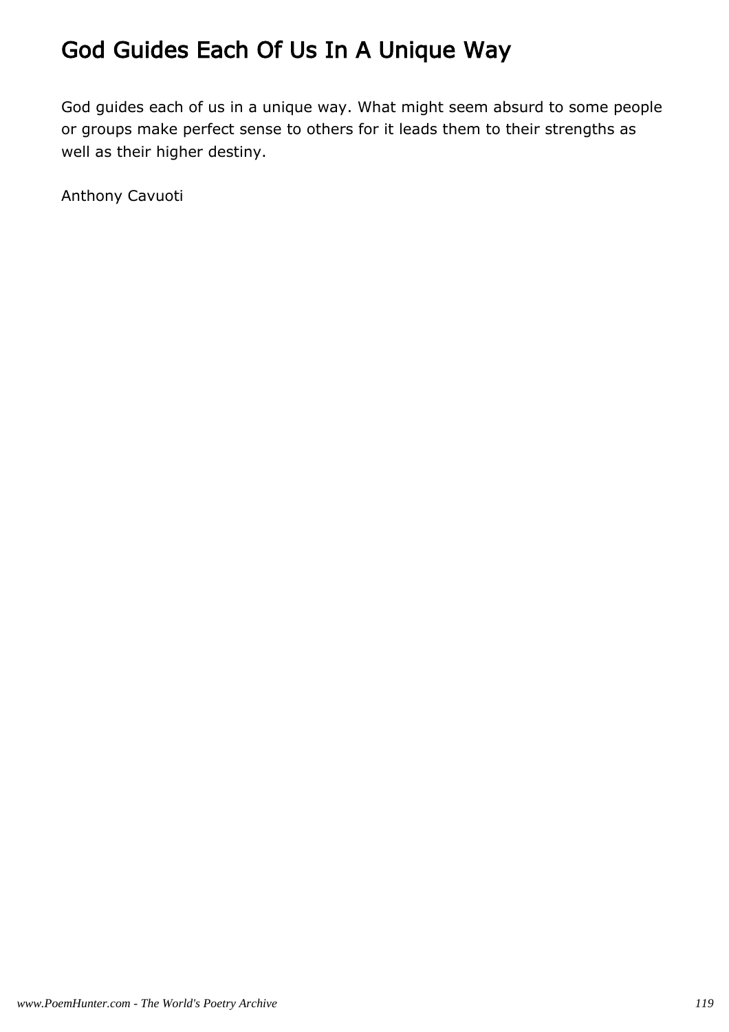# God Guides Each Of Us In A Unique Way

God guides each of us in a unique way. What might seem absurd to some people or groups make perfect sense to others for it leads them to their strengths as well as their higher destiny.

Anthony Cavuoti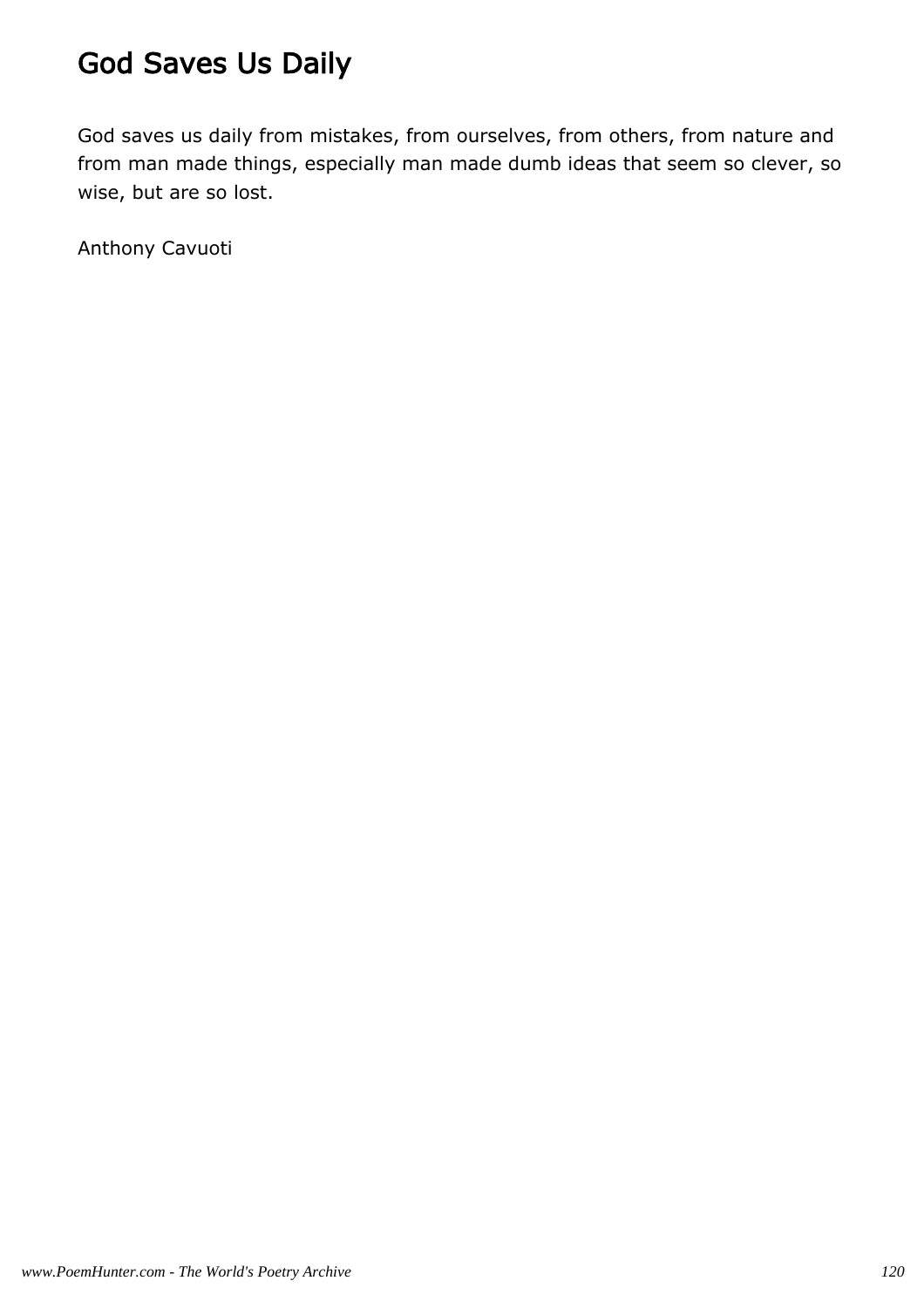# God Saves Us Daily

God saves us daily from mistakes, from ourselves, from others, from nature and from man made things, especially man made dumb ideas that seem so clever, so wise, but are so lost.

Anthony Cavuoti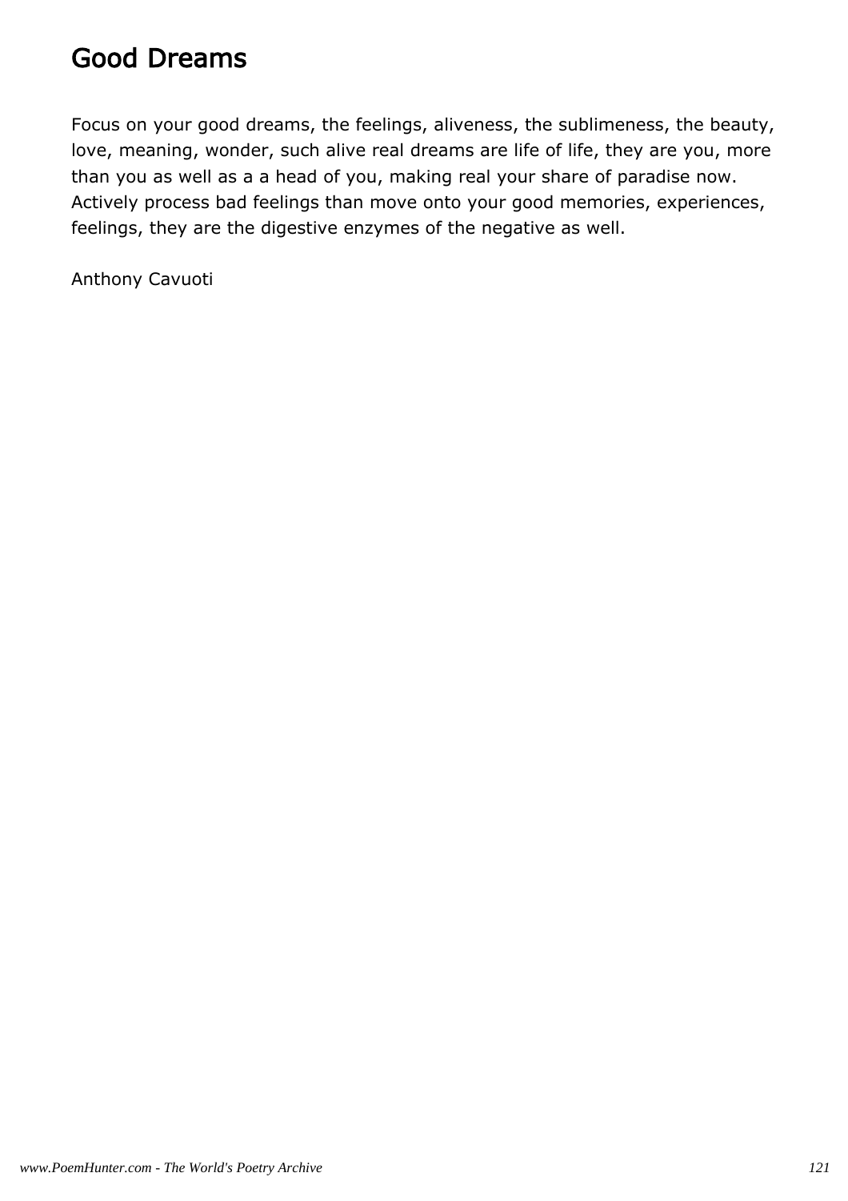# Good Dreams

Focus on your good dreams, the feelings, aliveness, the sublimeness, the beauty, love, meaning, wonder, such alive real dreams are life of life, they are you, more than you as well as a a head of you, making real your share of paradise now. Actively process bad feelings than move onto your good memories, experiences, feelings, they are the digestive enzymes of the negative as well.

Anthony Cavuoti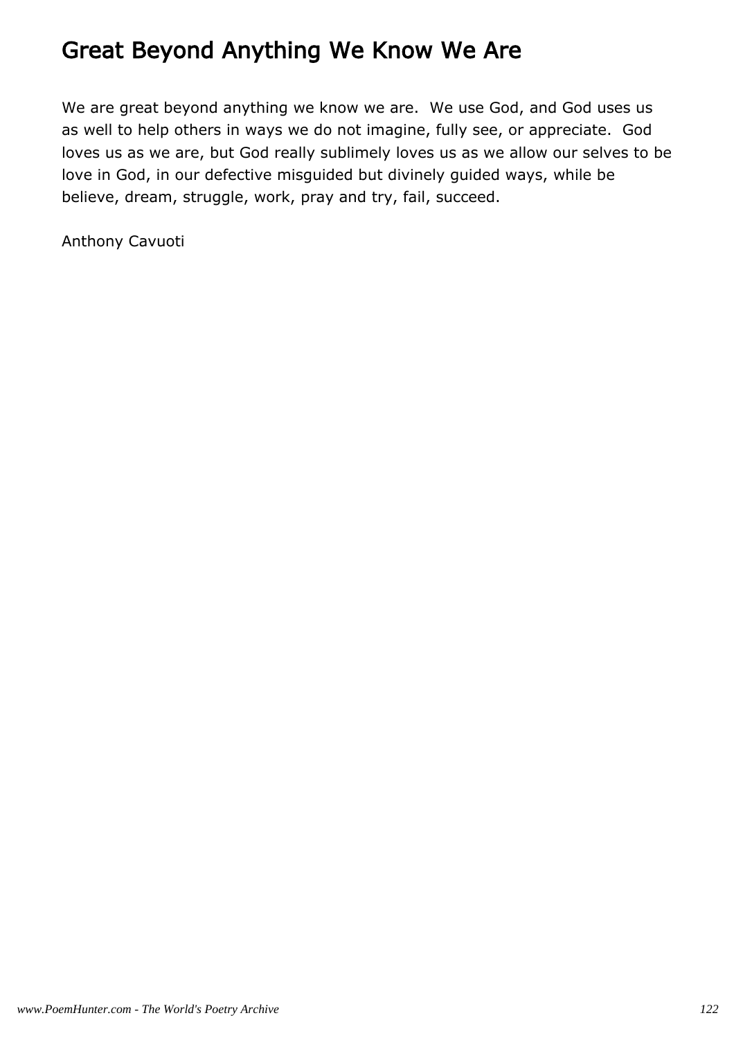# Great Beyond Anything We Know We Are

We are great beyond anything we know we are.  We use God, and God uses us as well to help others in ways we do not imagine, fully see, or appreciate.  God loves us as we are, but God really sublimely loves us as we allow our selves to be love in God, in our defective misguided but divinely guided ways, while be believe, dream, struggle, work, pray and try, fail, succeed.

Anthony Cavuoti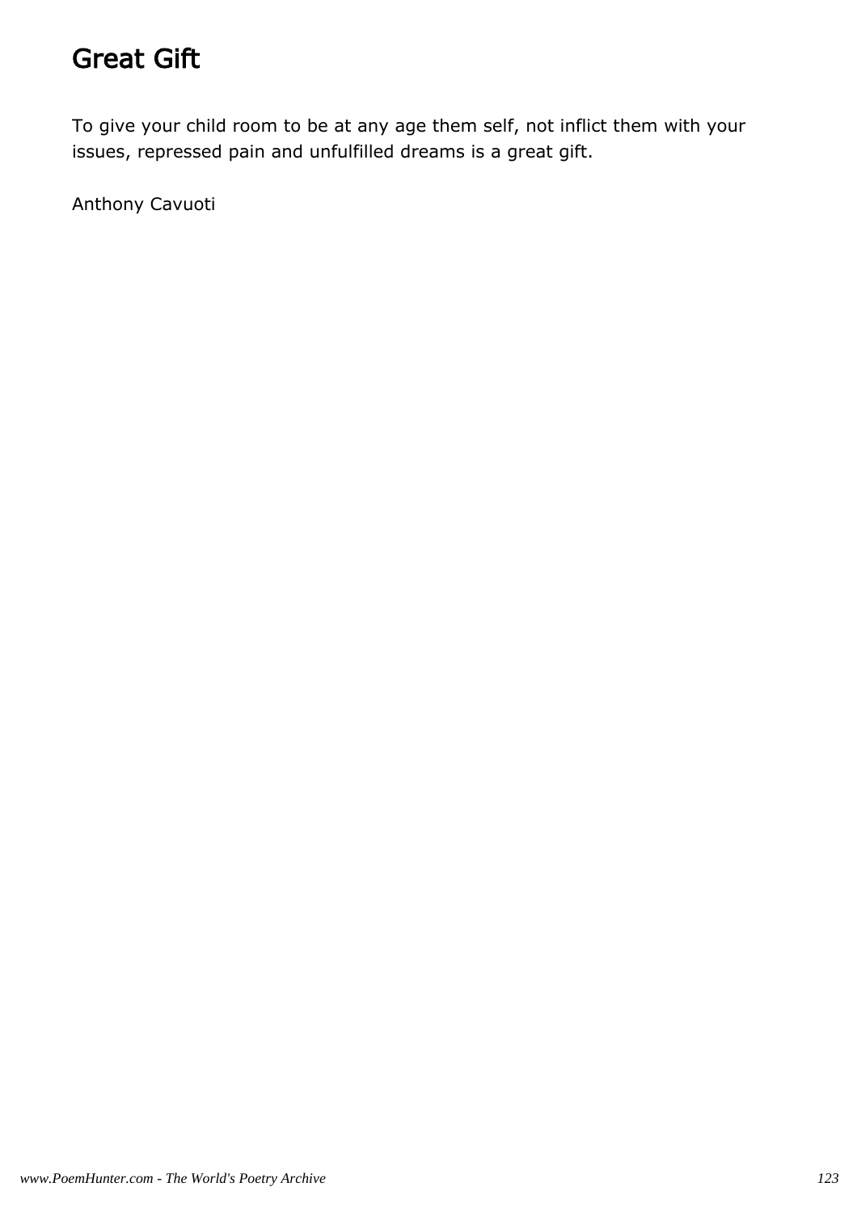# Great Gift

To give your child room to be at any age them self, not inflict them with your issues, repressed pain and unfulfilled dreams is a great gift.

Anthony Cavuoti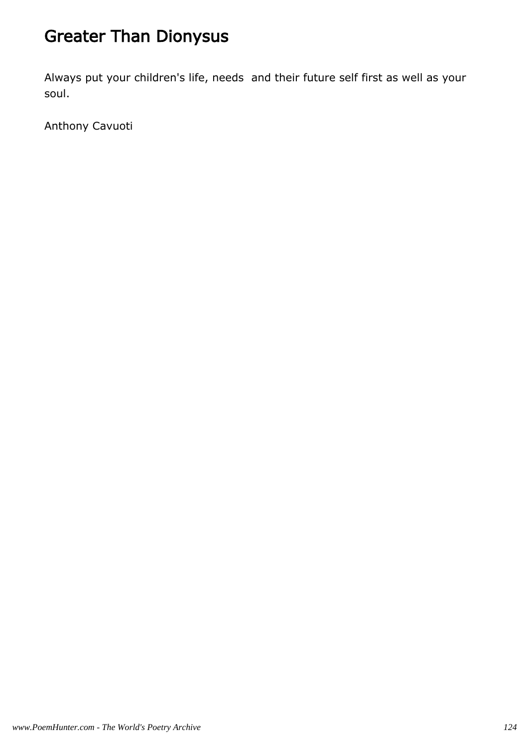# Greater Than Dionysus

Always put your children's life, needs  and their future self first as well as your soul.

Anthony Cavuoti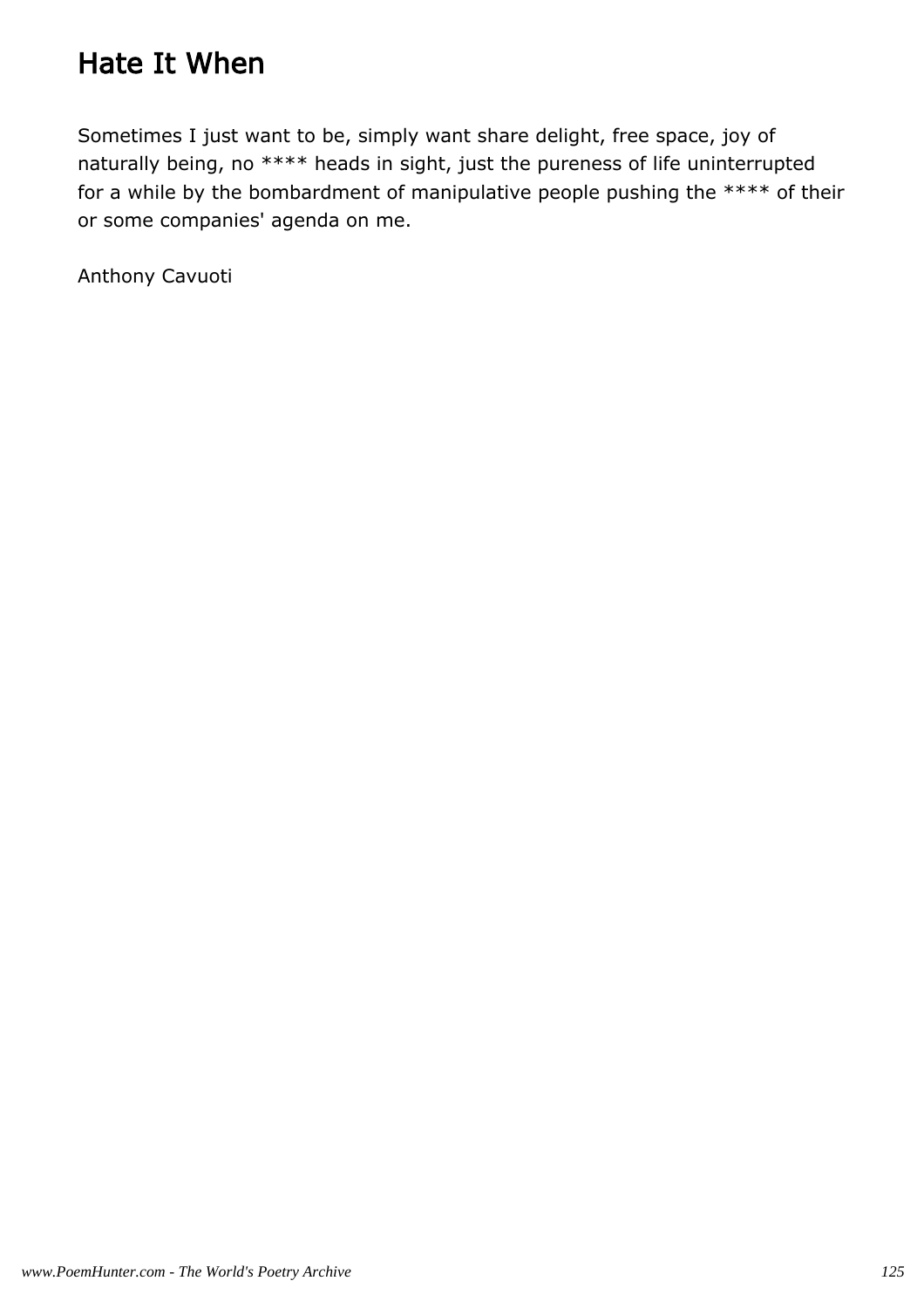# Hate It When

Sometimes I just want to be, simply want share delight, free space, joy of naturally being, no **** heads in sight, just the pureness of life uninterrupted for a while by the bombardment of manipulative people pushing the **** of their or some companies' agenda on me.

Anthony Cavuoti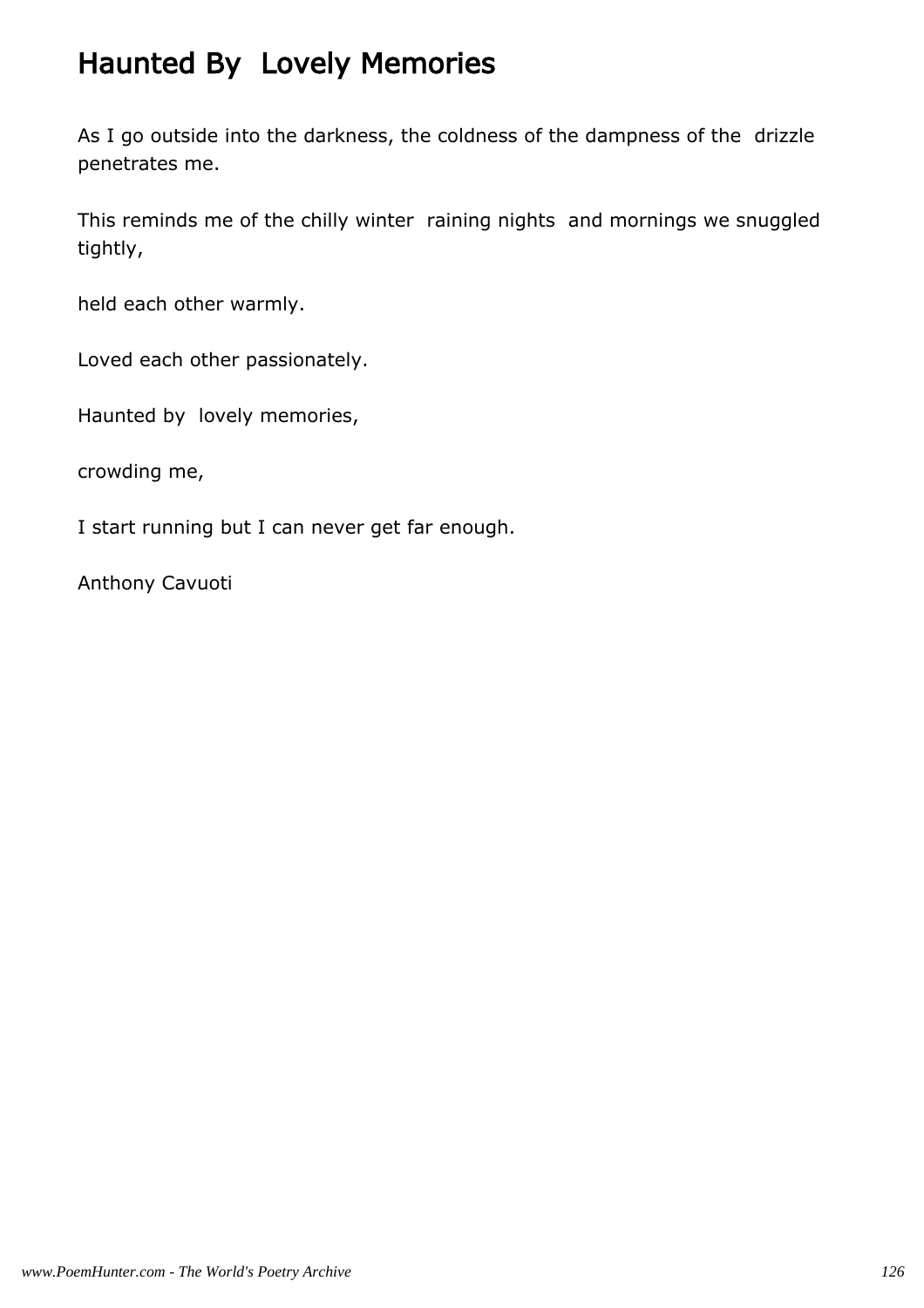# Haunted By  Lovely Memories

As I go outside into the darkness, the coldness of the dampness of the  drizzle penetrates me.

This reminds me of the chilly winter  raining nights  and mornings we snuggled tightly,

held each other warmly.

Loved each other passionately.

Haunted by  lovely memories,

crowding me,

I start running but I can never get far enough.

Anthony Cavuoti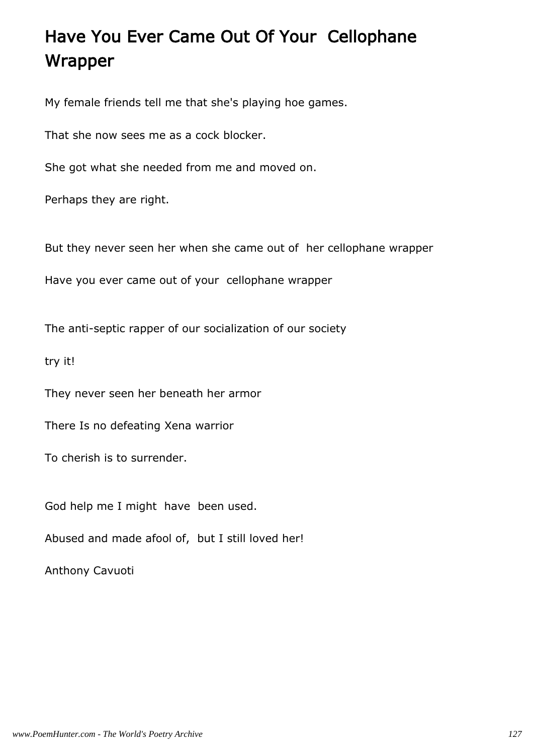# Have You Ever Came Out Of Your Cellophane Wrapper

My female friends tell me that she's playing hoe games.

That she now sees me as a cock blocker.

She got what she needed from me and moved on.

Perhaps they are right.

But they never seen her when she came out of her cellophane wrapper

Have you ever came out of your cellophane wrapper

The anti-septic rapper of our socialization of our society

try it!

They never seen her beneath her armor

There Is no defeating Xena warrior

To cherish is to surrender.

God help me I might have been used.

Abused and made afool of, but I still loved her!

Anthony Cavuoti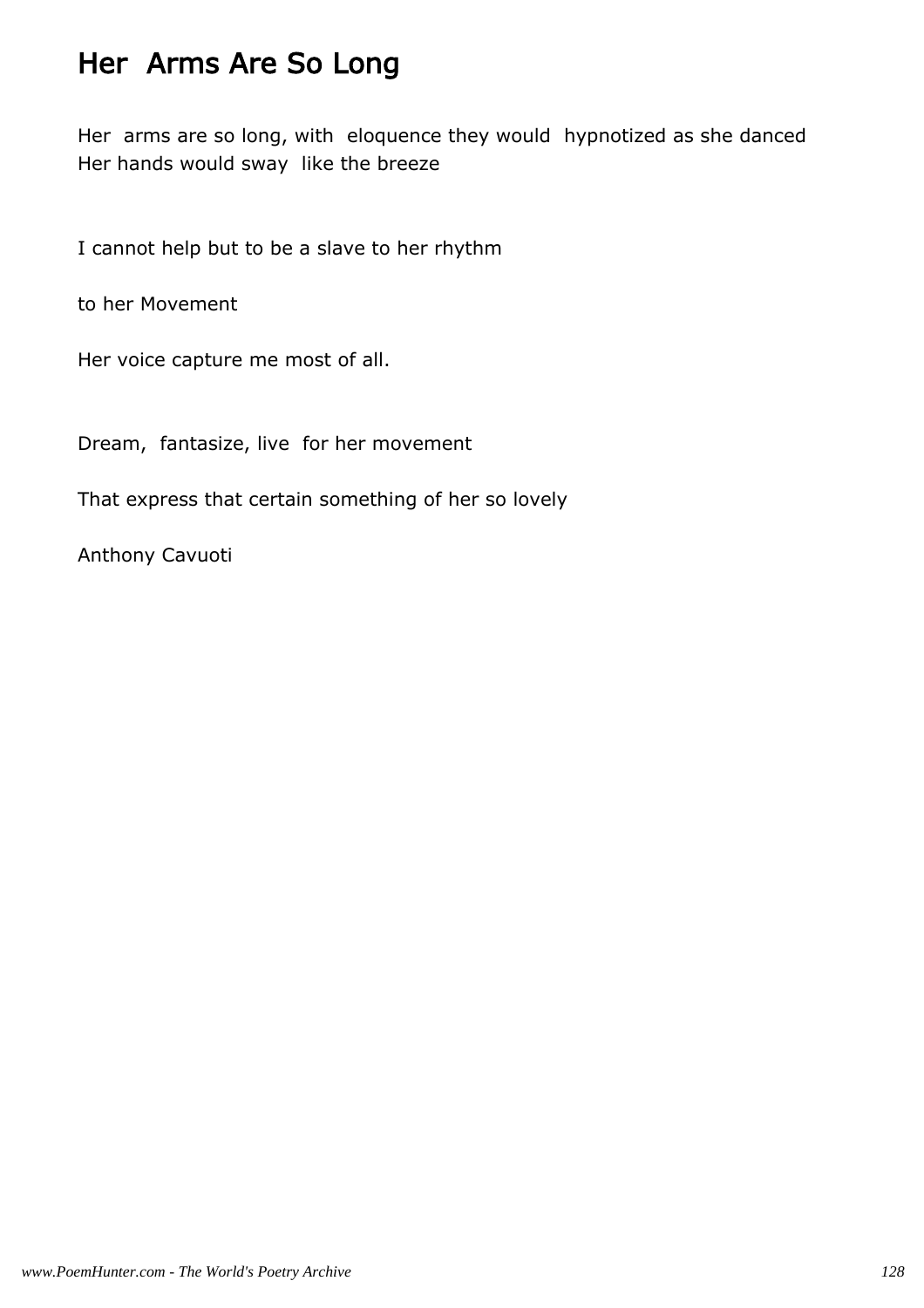# Her Arms Are So Long

Her arms are so long, with eloquence they would hypnotized as she danced
Her hands would sway like the breeze

I cannot help but to be a slave to her rhythm

to her Movement

Her voice capture me most of all.

Dream, fantasize, live for her movement

That express that certain something of her so lovely

Anthony Cavuoti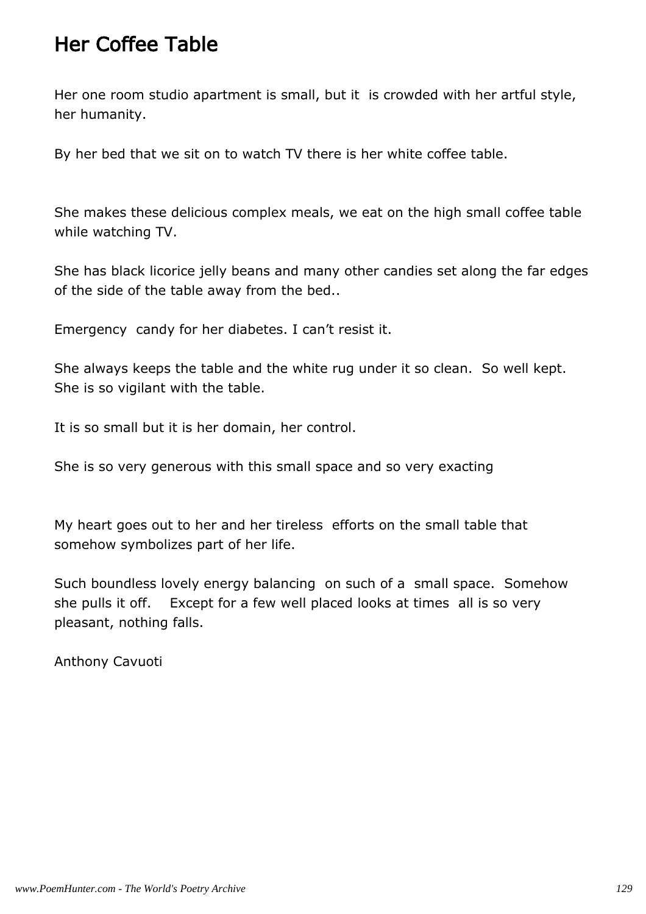# Her Coffee Table

Her one room studio apartment is small, but it is crowded with her artful style, her humanity.

By her bed that we sit on to watch TV there is her white coffee table.

She makes these delicious complex meals, we eat on the high small coffee table while watching TV.

She has black licorice jelly beans and many other candies set along the far edges of the side of the table away from the bed..

Emergency candy for her diabetes. I can't resist it.

She always keeps the table and the white rug under it so clean. So well kept. She is so vigilant with the table.

It is so small but it is her domain, her control.

She is so very generous with this small space and so very exacting

My heart goes out to her and her tireless efforts on the small table that somehow symbolizes part of her life.

Such boundless lovely energy balancing on such of a small space. Somehow she pulls it off. Except for a few well placed looks at times all is so very pleasant, nothing falls.

Anthony Cavuoti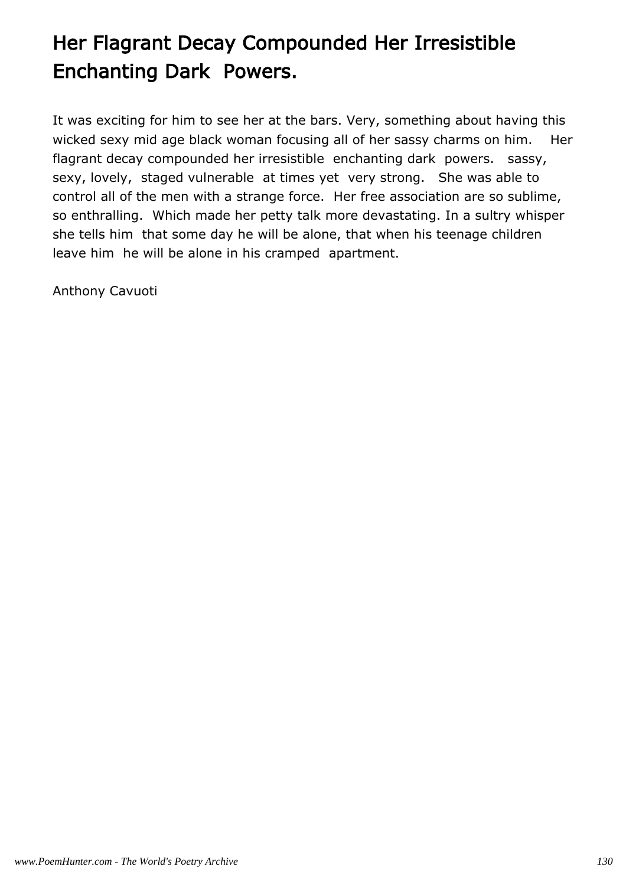# Her Flagrant Decay Compounded Her Irresistible Enchanting Dark Powers.

It was exciting for him to see her at the bars. Very, something about having this wicked sexy mid age black woman focusing all of her sassy charms on him. Her flagrant decay compounded her irresistible enchanting dark powers. sassy, sexy, lovely, staged vulnerable at times yet very strong. She was able to control all of the men with a strange force. Her free association are so sublime, so enthralling. Which made her petty talk more devastating. In a sultry whisper she tells him that some day he will be alone, that when his teenage children leave him he will be alone in his cramped apartment.

Anthony Cavuoti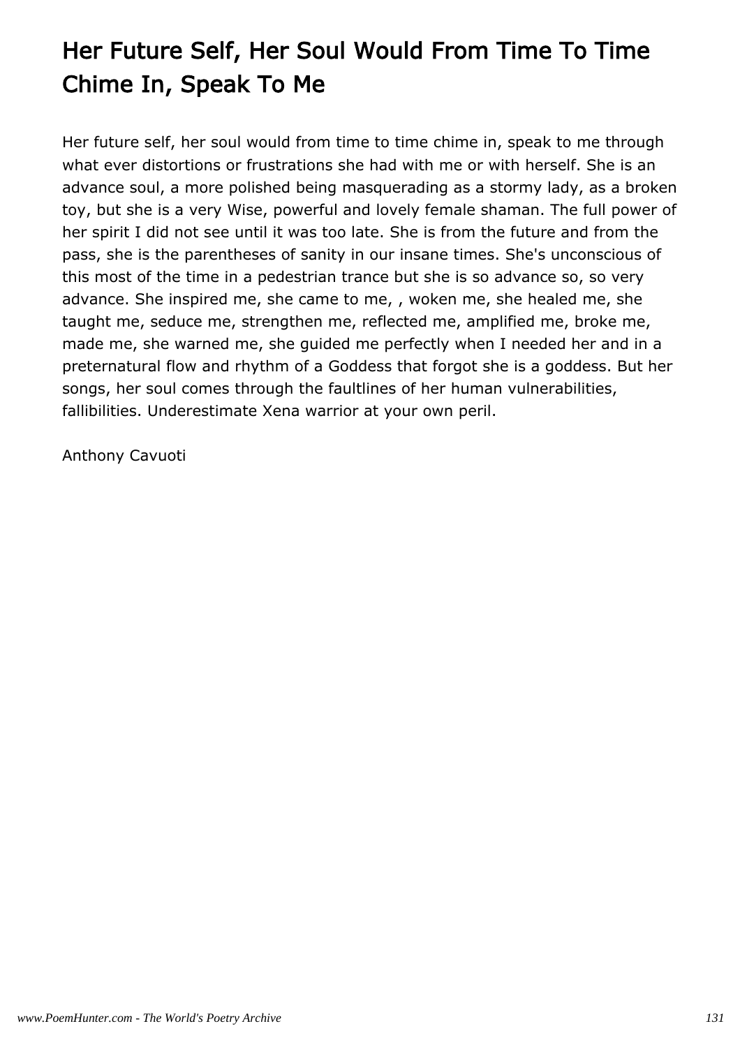# Her Future Self, Her Soul Would From Time To Time Chime In, Speak To Me

Her future self, her soul would from time to time chime in, speak to me through what ever distortions or frustrations she had with me or with herself. She is an advance soul, a more polished being masquerading as a stormy lady, as a broken toy, but she is a very Wise, powerful and lovely female shaman. The full power of her spirit I did not see until it was too late. She is from the future and from the pass, she is the parentheses of sanity in our insane times. She's unconscious of this most of the time in a pedestrian trance but she is so advance so, so very advance. She inspired me, she came to me, , woken me, she healed me, she taught me, seduce me, strengthen me, reflected me, amplified me, broke me, made me, she warned me, she guided me perfectly when I needed her and in a preternatural flow and rhythm of a Goddess that forgot she is a goddess. But her songs, her soul comes through the faultlines of her human vulnerabilities, fallibilities. Underestimate Xena warrior at your own peril.

Anthony Cavuoti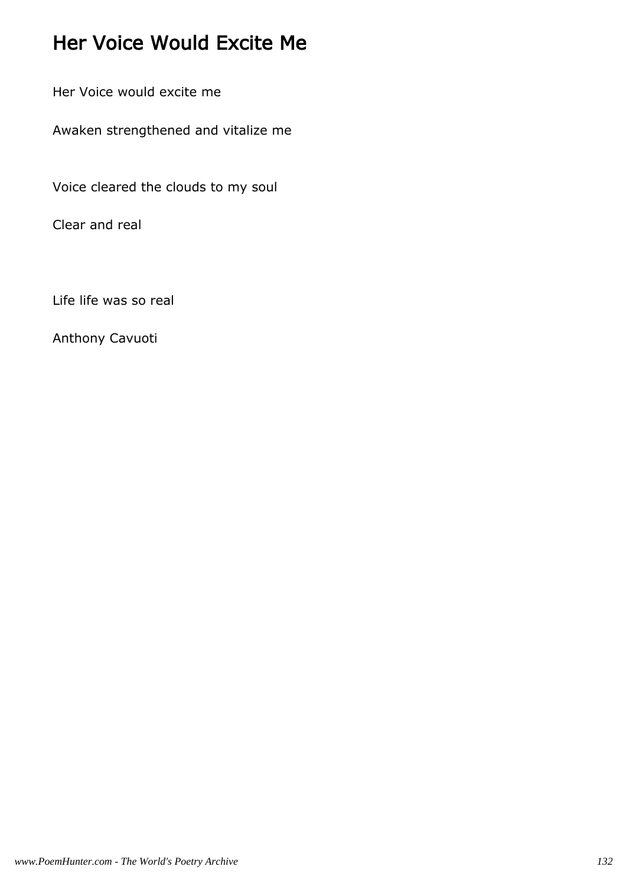# Her Voice Would Excite Me

Her Voice would excite me

Awaken strengthened and vitalize me

Voice cleared the clouds to my soul

Clear and real

Life life was so real

Anthony Cavuoti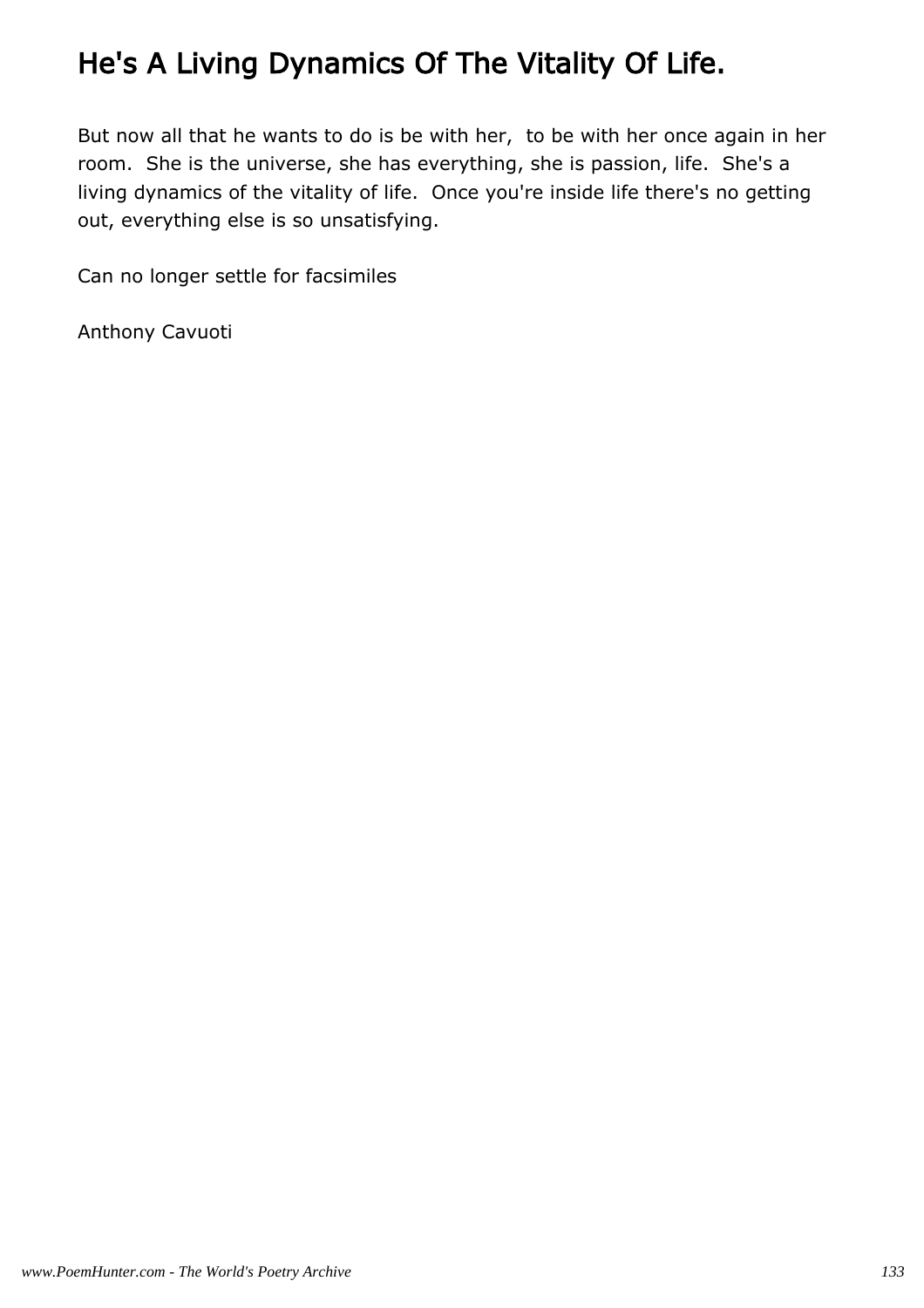# He's A Living Dynamics Of The Vitality Of Life.

But now all that he wants to do is be with her,  to be with her once again in her room.  She is the universe, she has everything, she is passion, life.  She's a living dynamics of the vitality of life.  Once you're inside life there's no getting out, everything else is so unsatisfying.

Can no longer settle for facsimiles

Anthony Cavuoti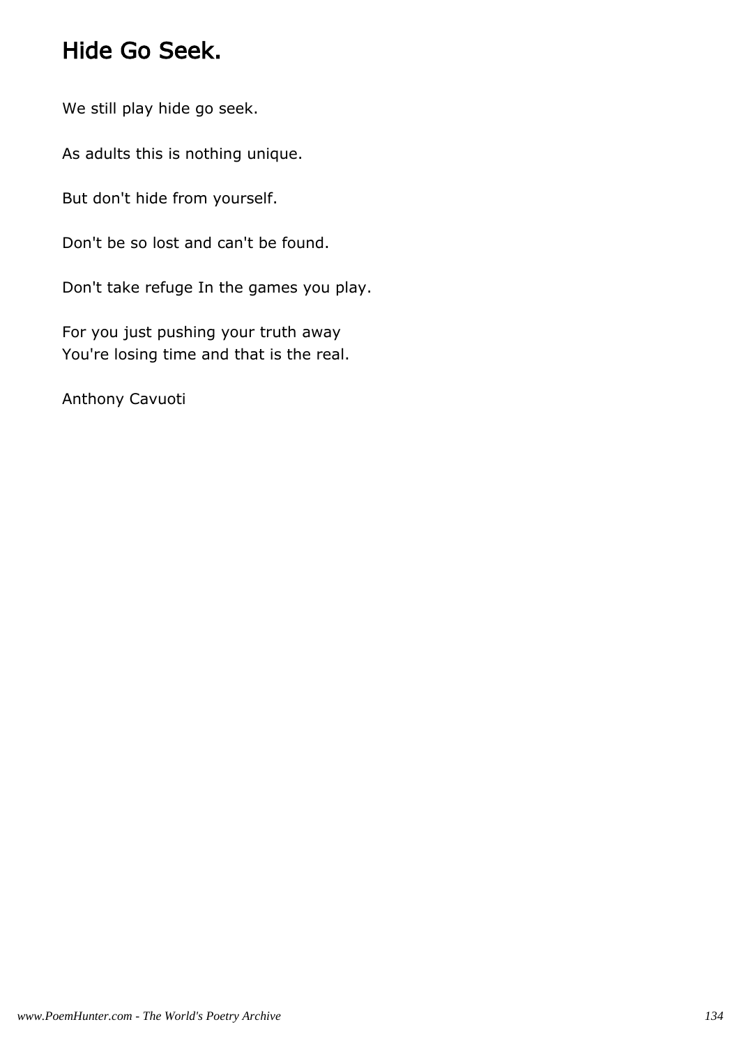# Hide Go Seek.

We still play hide go seek.

As adults this is nothing unique.

But don't hide from yourself.

Don't be so lost and can't be found.

Don't take refuge In the games you play.

For you just pushing your truth away
You're losing time and that is the real.

Anthony Cavuoti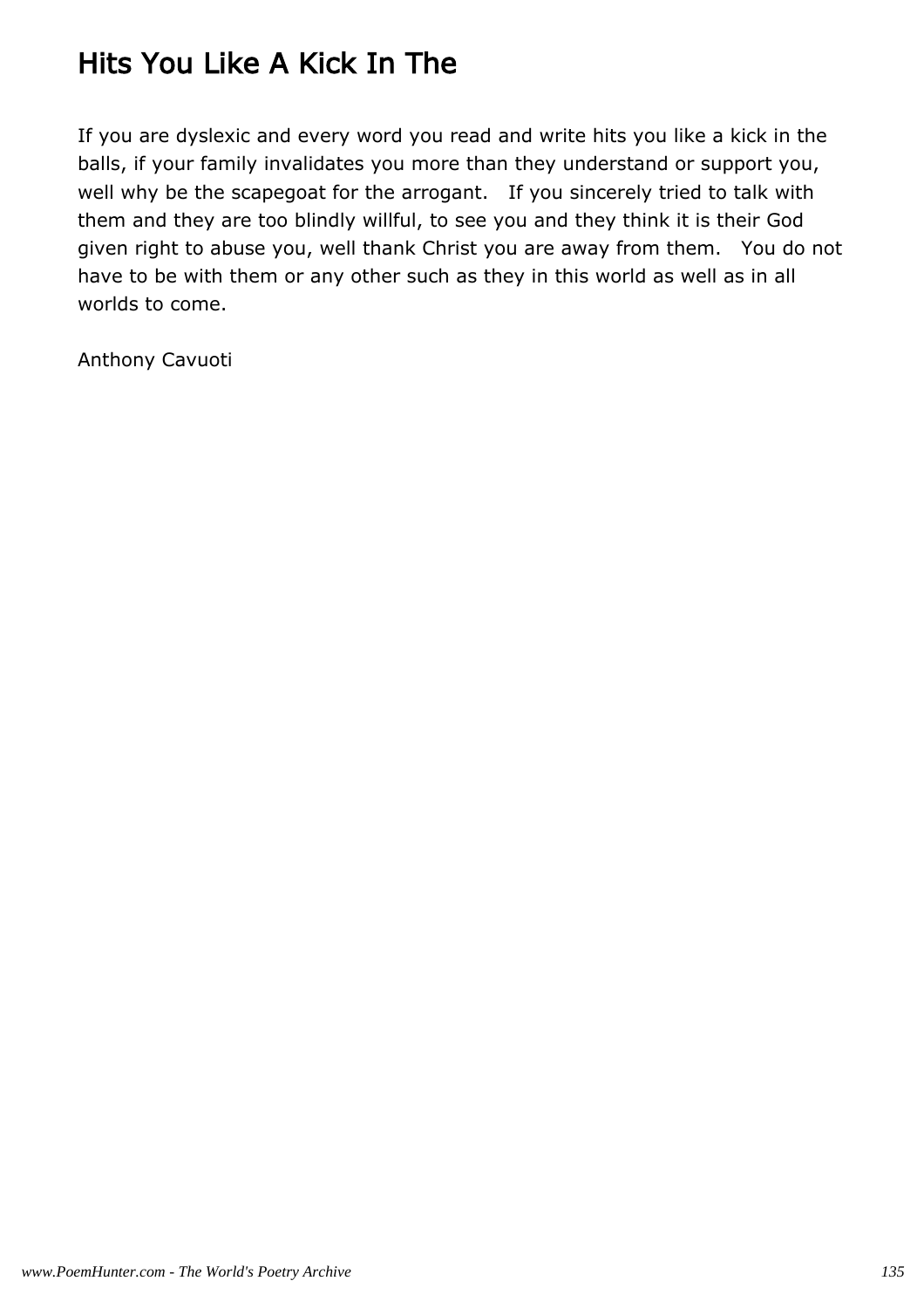# Hits You Like A Kick In The

If you are dyslexic and every word you read and write hits you like a kick in the balls, if your family invalidates you more than they understand or support you, well why be the scapegoat for the arrogant.   If you sincerely tried to talk with them and they are too blindly willful, to see you and they think it is their God given right to abuse you, well thank Christ you are away from them.   You do not have to be with them or any other such as they in this world as well as in all worlds to come.

Anthony Cavuoti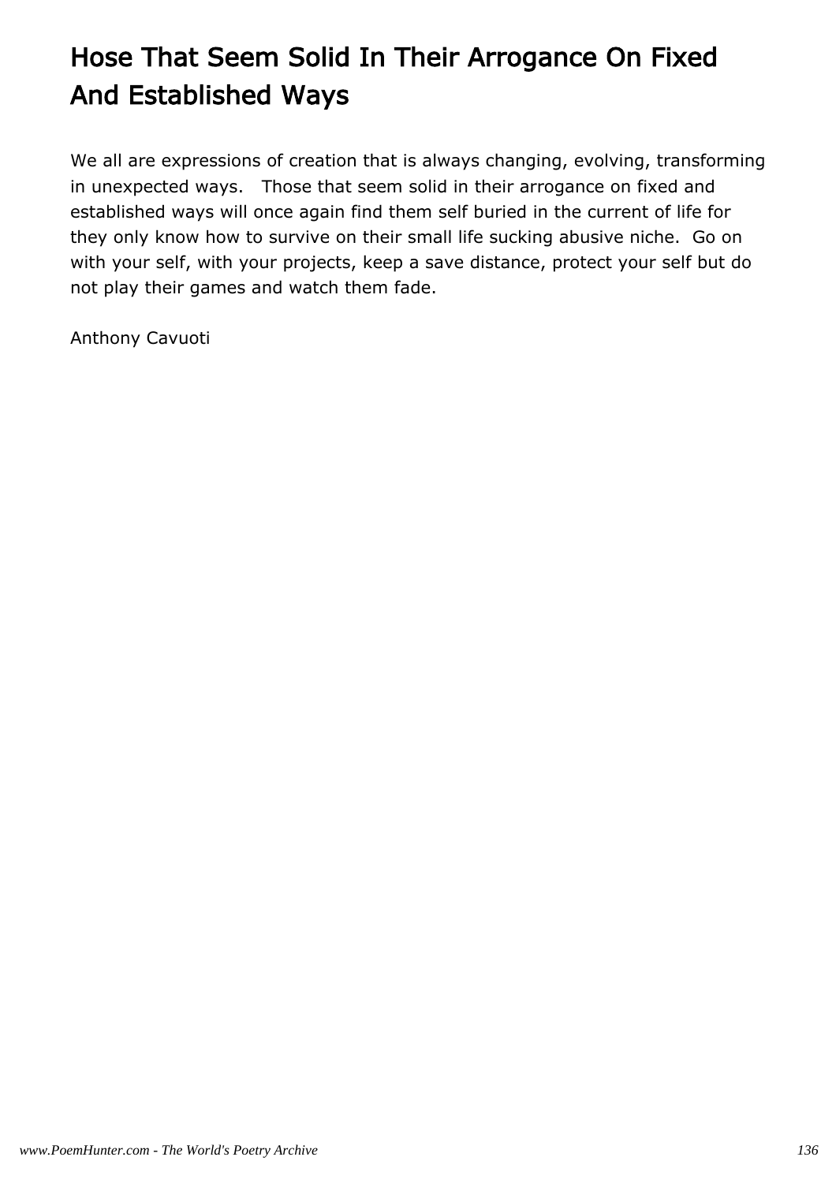# Hose That Seem Solid In Their Arrogance On Fixed And Established Ways

We all are expressions of creation that is always changing, evolving, transforming in unexpected ways.   Those that seem solid in their arrogance on fixed and established ways will once again find them self buried in the current of life for they only know how to survive on their small life sucking abusive niche.  Go on with your self, with your projects, keep a save distance, protect your self but do not play their games and watch them fade.

Anthony Cavuoti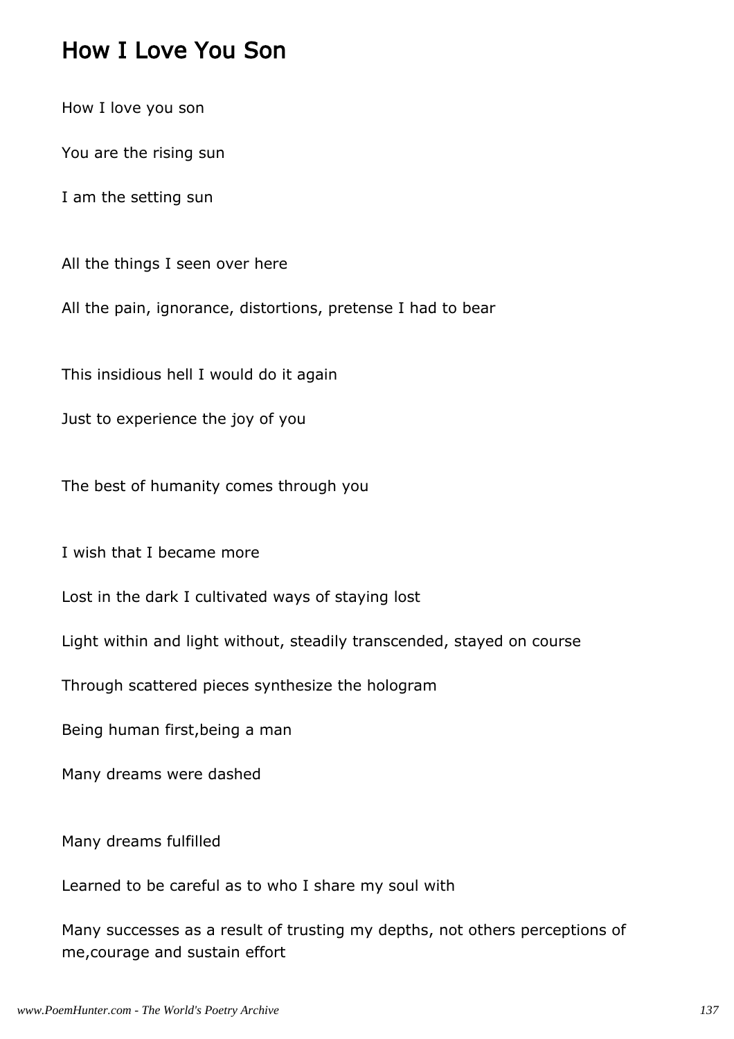## How I Love You Son

How I love you son

You are the rising sun

I am the setting sun

All the things I seen over here

All the pain, ignorance, distortions, pretense I had to bear

This insidious hell I would do it again

Just to experience the joy of you

The best of humanity comes through you

I wish that I became more

Lost in the dark I cultivated ways of staying lost

Light within and light without, steadily transcended, stayed on course

Through scattered pieces synthesize the hologram

Being human first,being a man

Many dreams were dashed

Many dreams fulfilled

Learned to be careful as to who I share my soul with

Many successes as a result of trusting my depths, not others perceptions of me,courage and sustain effort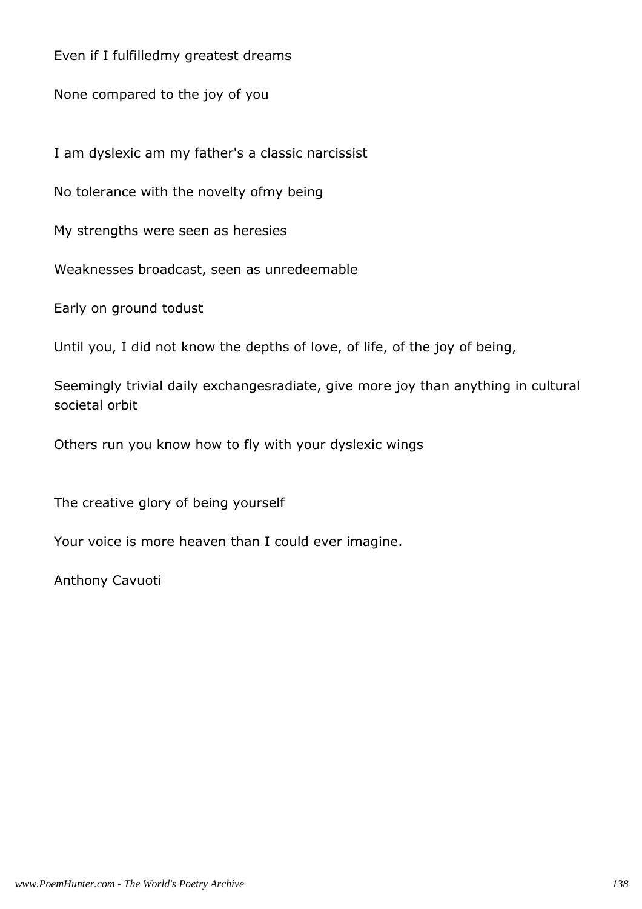Even if I fulfilledmy greatest dreams

None compared to the joy of you

I am dyslexic am my father's a classic narcissist

No tolerance with the novelty ofmy being

My strengths were seen as heresies

Weaknesses broadcast, seen as unredeemable

Early on ground todust

Until you, I did not know the depths of love, of life, of the joy of being,

Seemingly trivial daily exchangesradiate, give more joy than anything in cultural societal orbit

Others run you know how to fly with your dyslexic wings

The creative glory of being yourself

Your voice is more heaven than I could ever imagine.

Anthony Cavuoti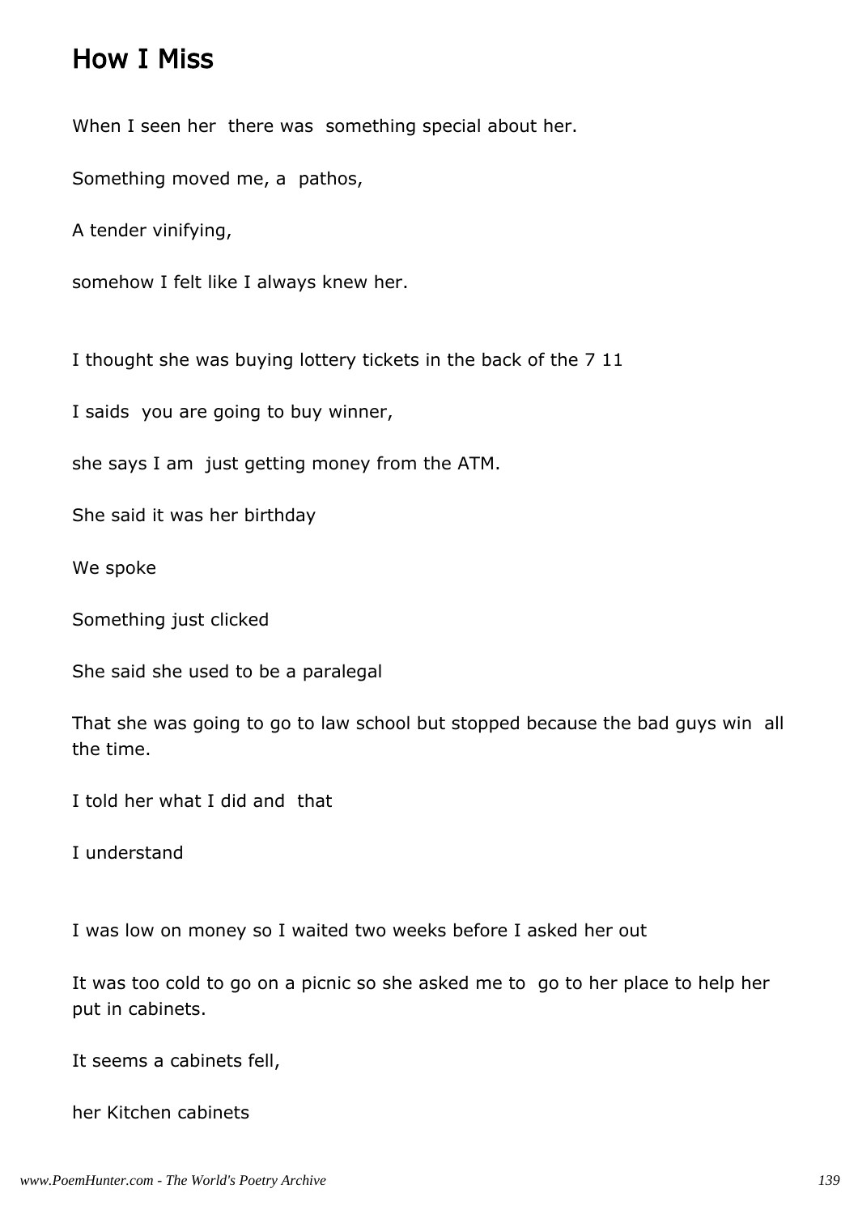## How I Miss

When I seen her there was something special about her.

Something moved me, a pathos,

A tender vinifying,

somehow I felt like I always knew her.

I thought she was buying lottery tickets in the back of the 7 11

I saids you are going to buy winner,

she says I am just getting money from the ATM.

She said it was her birthday

We spoke

Something just clicked

She said she used to be a paralegal

That she was going to go to law school but stopped because the bad guys win all the time.

I told her what I did and that

I understand

I was low on money so I waited two weeks before I asked her out

It was too cold to go on a picnic so she asked me to go to her place to help her put in cabinets.

It seems a cabinets fell,

her Kitchen cabinets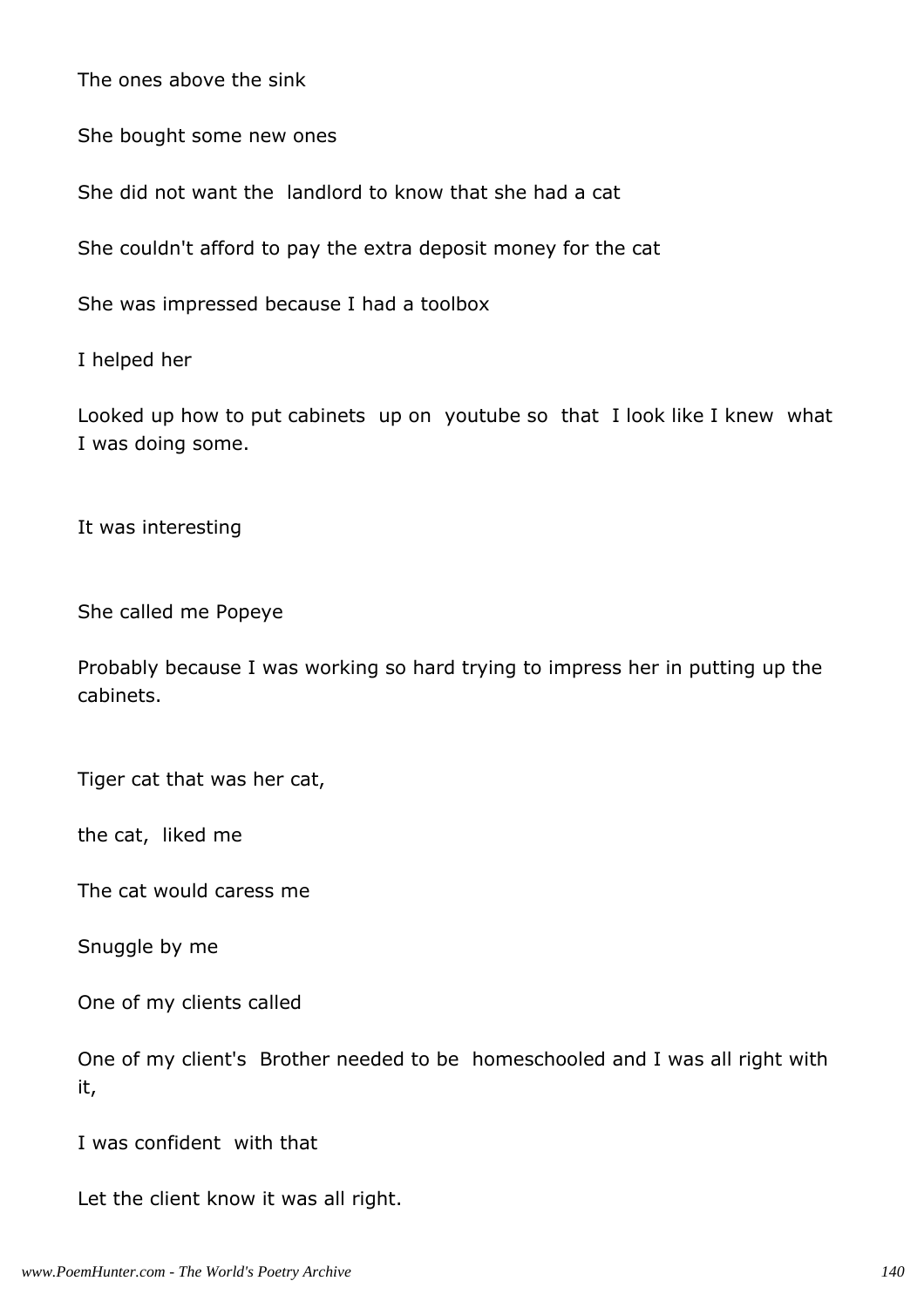The ones above the sink

She bought some new ones

She did not want the  landlord to know that she had a cat

She couldn't afford to pay the extra deposit money for the cat

She was impressed because I had a toolbox

I helped her

Looked up how to put cabinets  up on  youtube so  that  I look like I knew  what I was doing some.

It was interesting

She called me Popeye

Probably because I was working so hard trying to impress her in putting up the cabinets.

Tiger cat that was her cat,

the cat,  liked me

The cat would caress me

Snuggle by me

One of my clients called

One of my client's  Brother needed to be  homeschooled and I was all right with it,

I was confident  with that

Let the client know it was all right.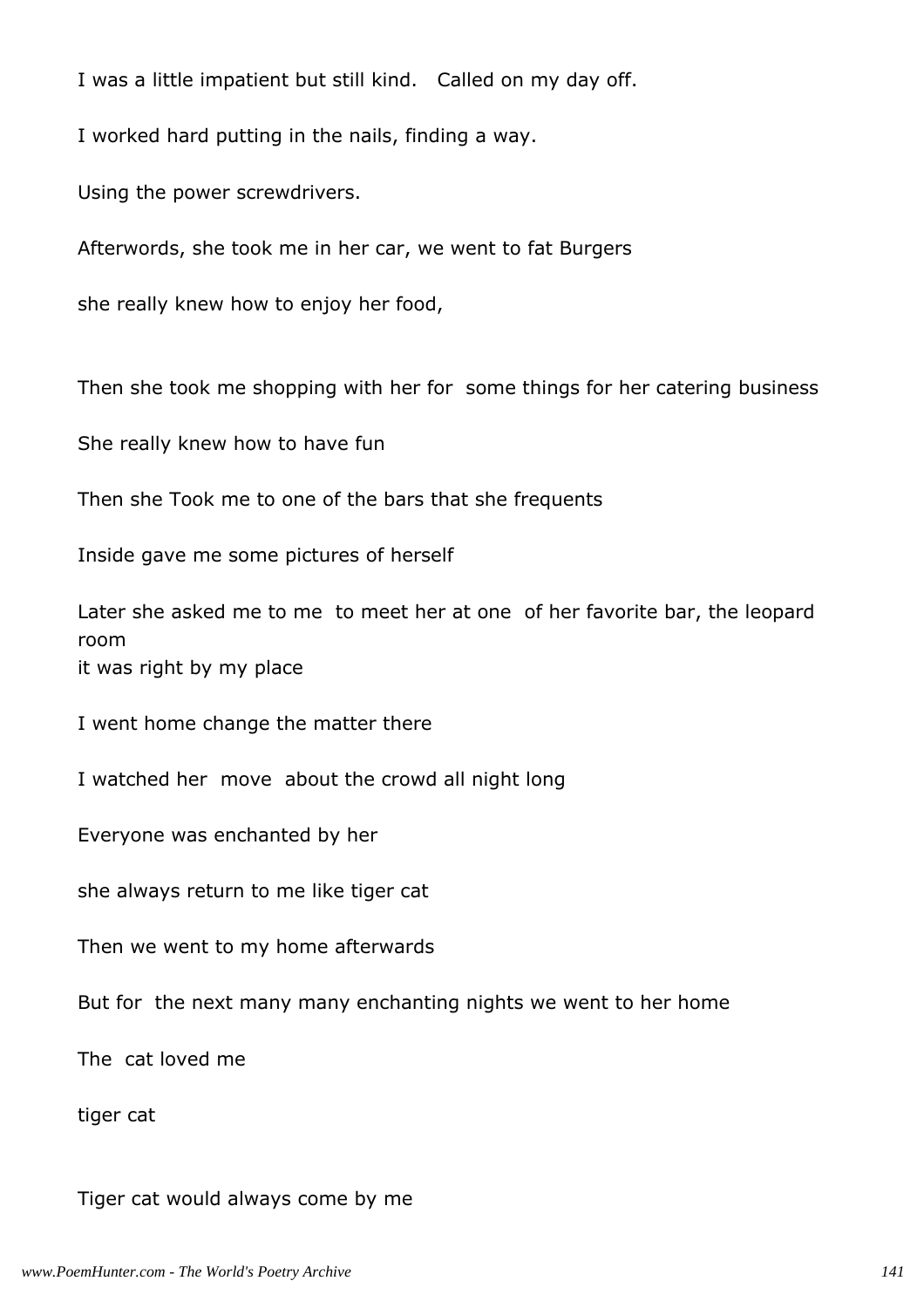I was a little impatient but still kind.   Called on my day off.

I worked hard putting in the nails, finding a way.

Using the power screwdrivers.

Afterwords, she took me in her car, we went to fat Burgers

she really knew how to enjoy her food,

Then she took me shopping with her for  some things for her catering business

She really knew how to have fun

Then she Took me to one of the bars that she frequents

Inside gave me some pictures of herself

Later she asked me to me  to meet her at one  of her favorite bar, the leopard room
it was right by my place

I went home change the matter there

I watched her  move  about the crowd all night long

Everyone was enchanted by her

she always return to me like tiger cat

Then we went to my home afterwards

But for  the next many many enchanting nights we went to her home

The  cat loved me

tiger cat

Tiger cat would always come by me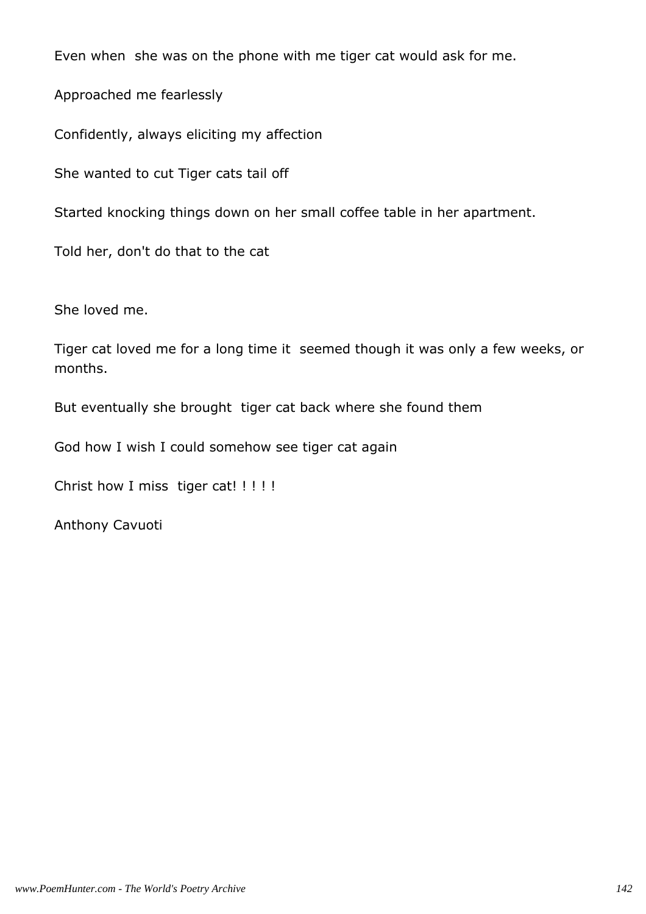Even when  she was on the phone with me tiger cat would ask for me.

Approached me fearlessly

Confidently, always eliciting my affection

She wanted to cut Tiger cats tail off

Started knocking things down on her small coffee table in her apartment.

Told her, don't do that to the cat

She loved me.

Tiger cat loved me for a long time it  seemed though it was only a few weeks, or months.

But eventually she brought  tiger cat back where she found them

God how I wish I could somehow see tiger cat again

Christ how I miss  tiger cat! ! ! ! !

Anthony Cavuoti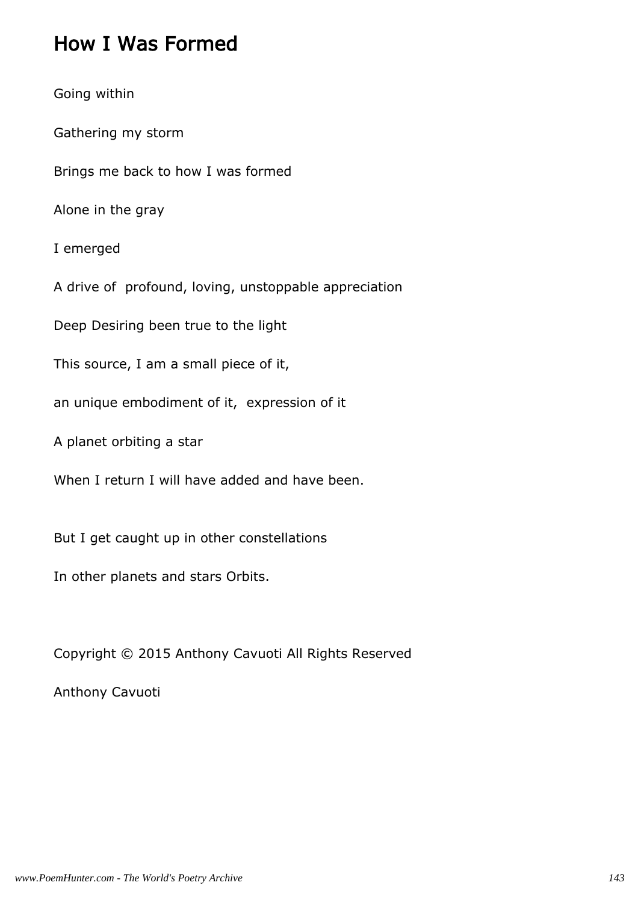## How I Was Formed

Going within

Gathering my storm

Brings me back to how I was formed

Alone in the gray

I emerged

A drive of profound, loving, unstoppable appreciation

Deep Desiring been true to the light

This source, I am a small piece of it,

an unique embodiment of it, expression of it

A planet orbiting a star

When I return I will have added and have been.

But I get caught up in other constellations

In other planets and stars Orbits.

Copyright © 2015 Anthony Cavuoti All Rights Reserved

Anthony Cavuoti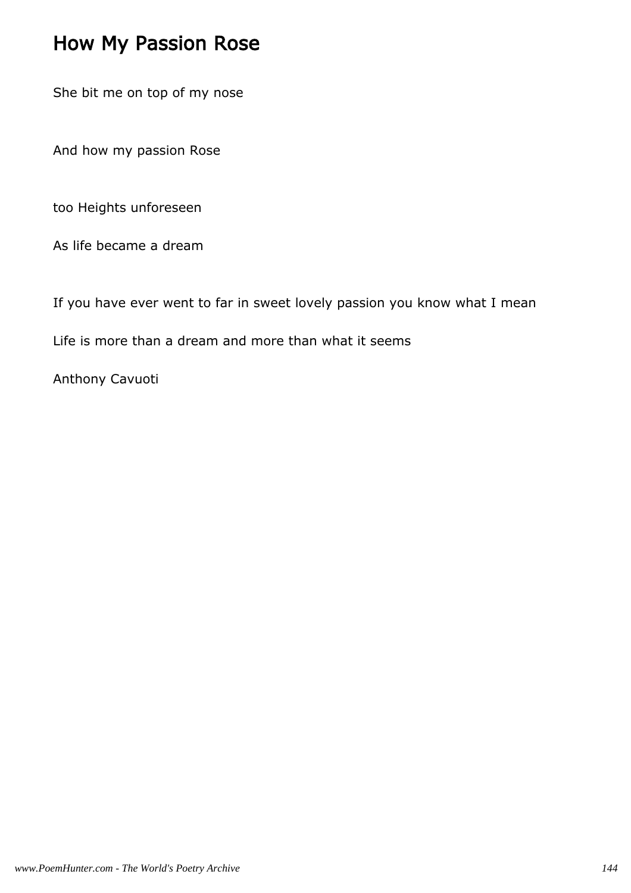# How My Passion Rose

She bit me on top of my nose

And how my passion Rose

too Heights unforeseen

As life became a dream

If you have ever went to far in sweet lovely passion you know what I mean

Life is more than a dream and more than what it seems

Anthony Cavuoti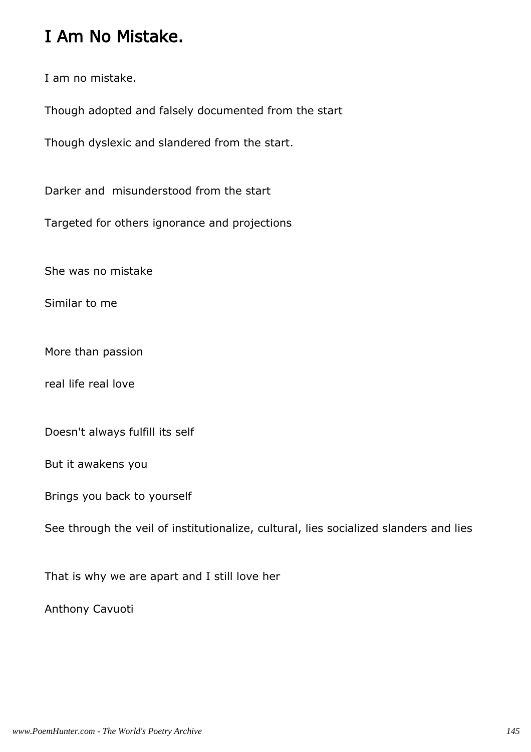# I Am No Mistake.

I am no mistake.

Though adopted and falsely documented from the start

Though dyslexic and slandered from the start.

Darker and  misunderstood from the start

Targeted for others ignorance and projections

She was no mistake

Similar to me

More than passion

real life real love

Doesn't always fulfill its self

But it awakens you

Brings you back to yourself

See through the veil of institutionalize, cultural, lies socialized slanders and lies

That is why we are apart and I still love her

Anthony Cavuoti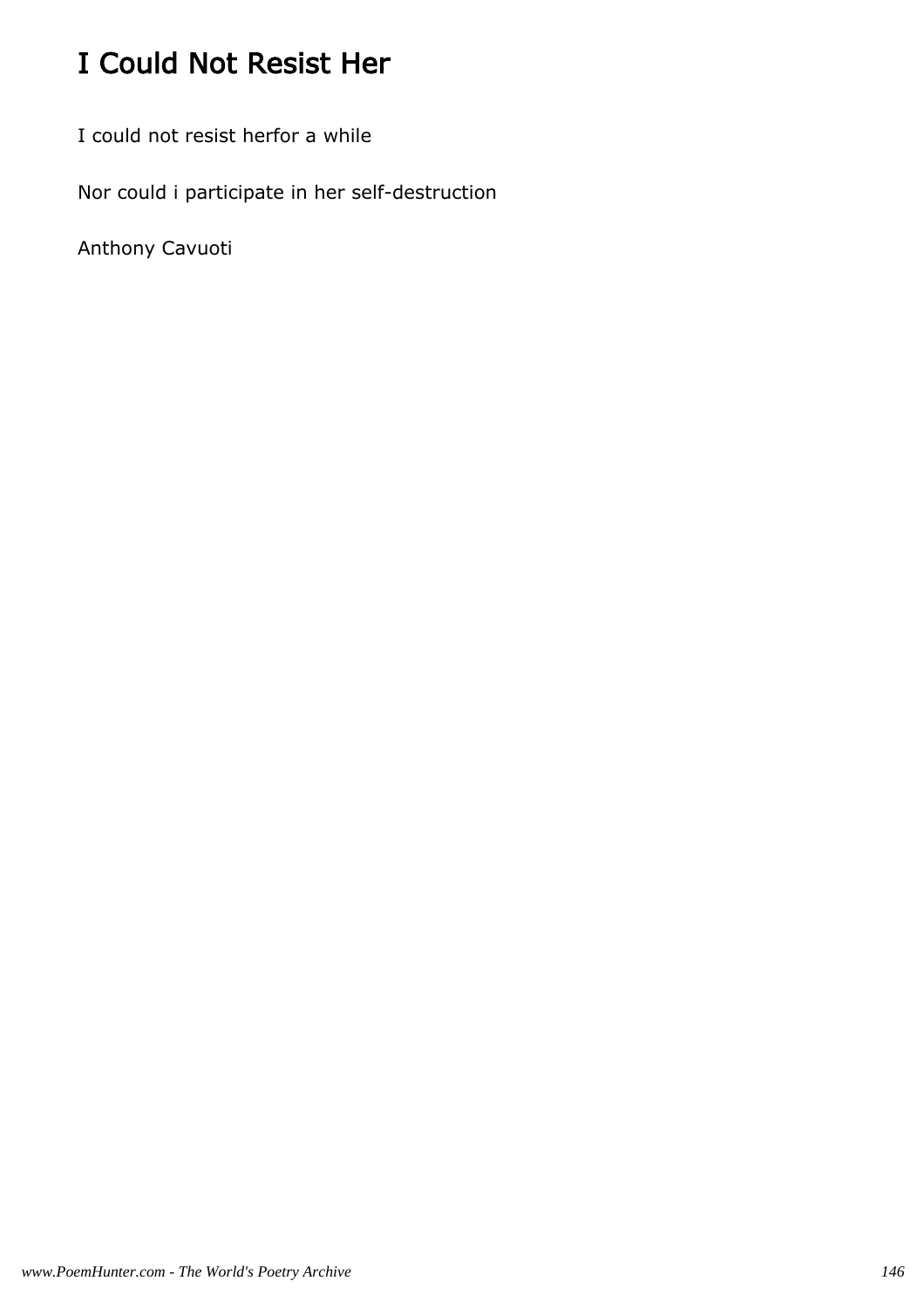# I Could Not Resist Her

I could not resist herfor a while

Nor could i participate in her self-destruction

Anthony Cavuoti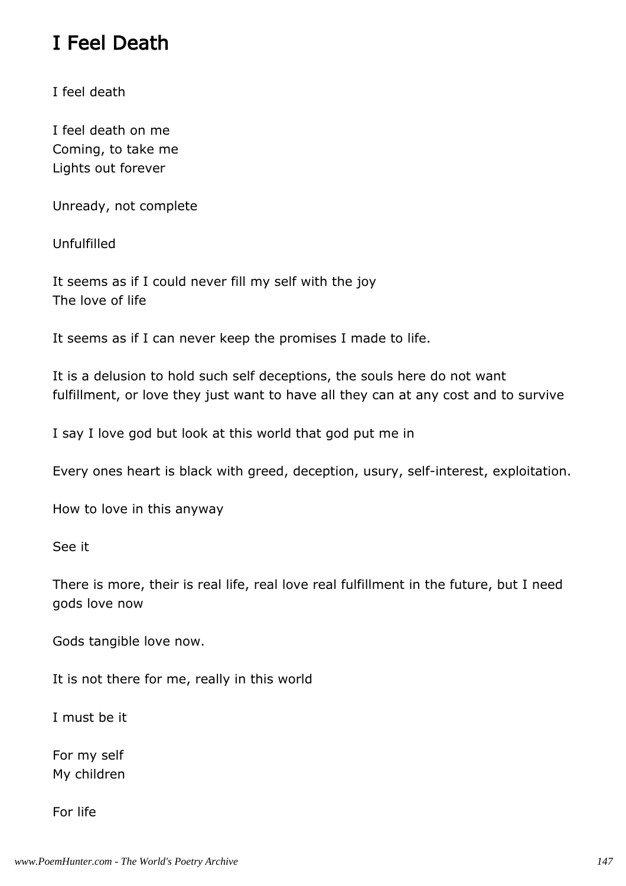## I Feel Death

I feel death

I feel death on me
Coming, to take me
Lights out forever

Unready, not complete

Unfulfilled

It seems as if I could never fill my self with the joy
The love of life

It seems as if I can never keep the promises I made to life.

It is a delusion to hold such self deceptions, the souls here do not want fulfillment, or love they just want to have all they can at any cost and to survive

I say I love god but look at this world that god put me in

Every ones heart is black with greed, deception, usury, self-interest, exploitation.

How to love in this anyway

See it

There is more, their is real life, real love real fulfillment in the future, but I need gods love now

Gods tangible love now.

It is not there for me, really in this world

I must be it

For my self
My children

For life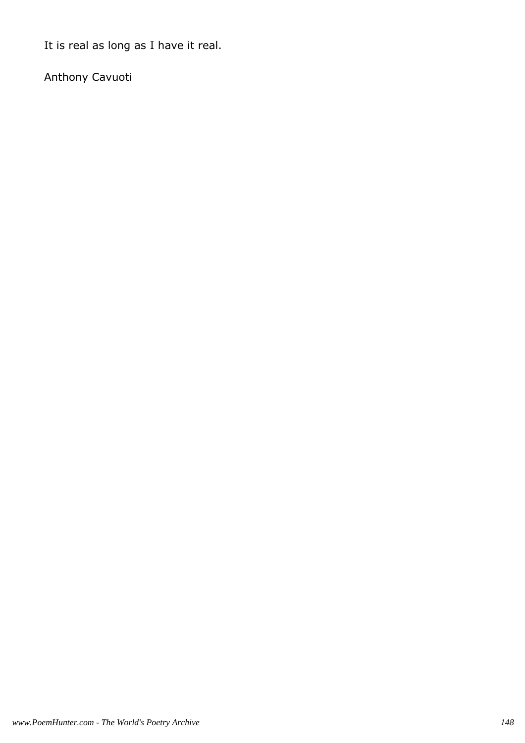It is real as long as I have it real.

Anthony Cavuoti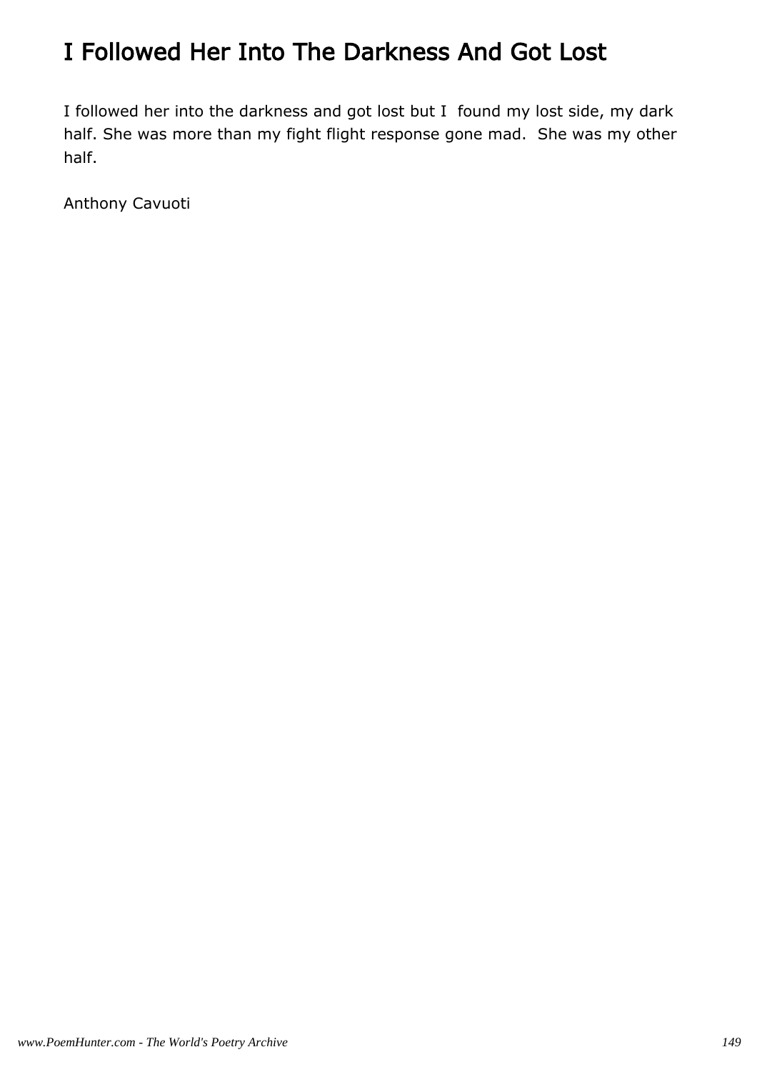# I Followed Her Into The Darkness And Got Lost

I followed her into the darkness and got lost but I found my lost side, my dark half. She was more than my fight flight response gone mad. She was my other half.

Anthony Cavuoti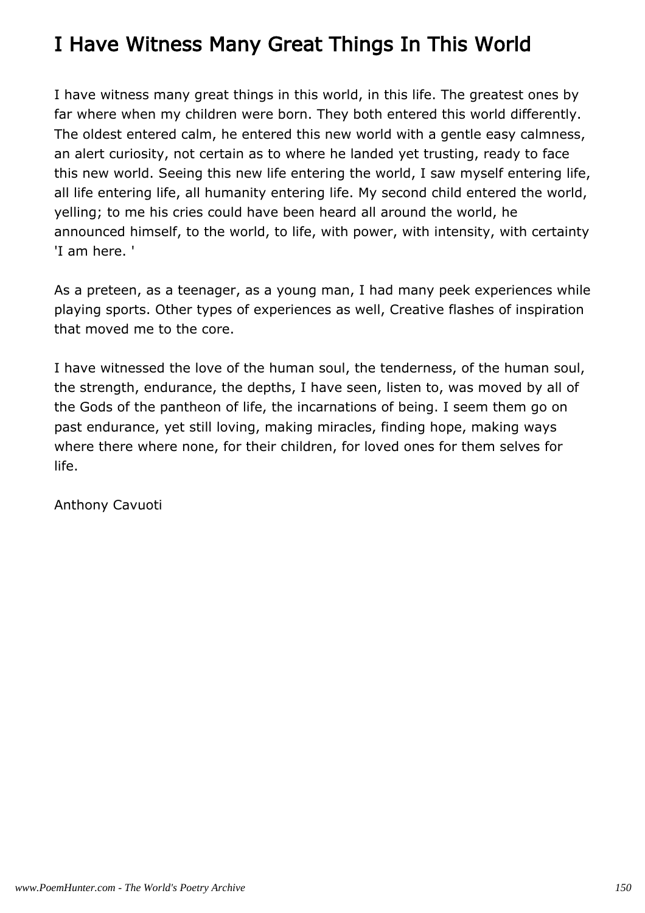# I Have Witness Many Great Things In This World

I have witness many great things in this world, in this life. The greatest ones by far where when my children were born. They both entered this world differently. The oldest entered calm, he entered this new world with a gentle easy calmness, an alert curiosity, not certain as to where he landed yet trusting, ready to face this new world. Seeing this new life entering the world, I saw myself entering life, all life entering life, all humanity entering life. My second child entered the world, yelling; to me his cries could have been heard all around the world, he announced himself, to the world, to life, with power, with intensity, with certainty 'I am here. '

As a preteen, as a teenager, as a young man, I had many peek experiences while playing sports. Other types of experiences as well, Creative flashes of inspiration that moved me to the core.

I have witnessed the love of the human soul, the tenderness, of the human soul, the strength, endurance, the depths, I have seen, listen to, was moved by all of the Gods of the pantheon of life, the incarnations of being. I seem them go on past endurance, yet still loving, making miracles, finding hope, making ways where there where none, for their children, for loved ones for them selves for life.

Anthony Cavuoti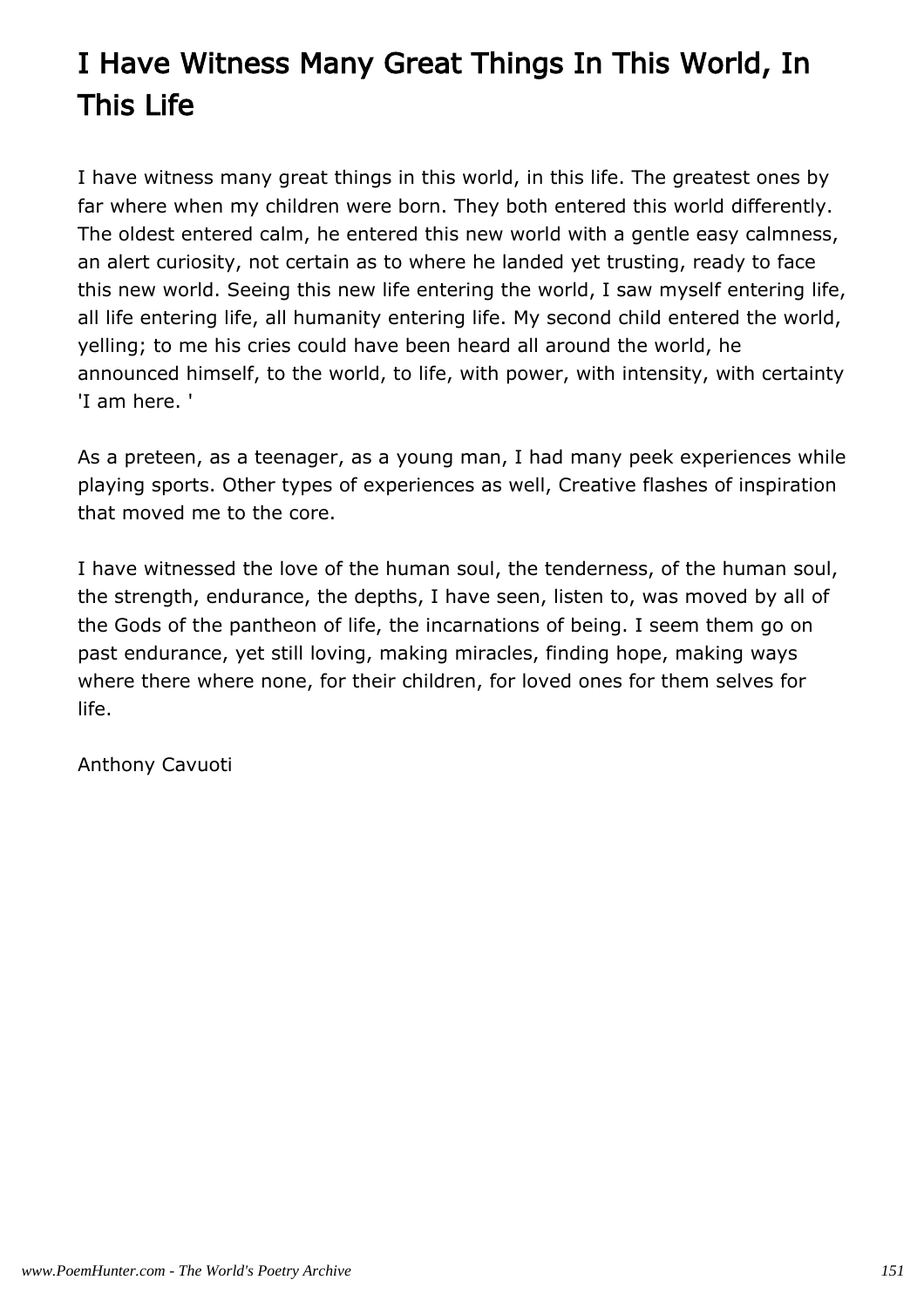# I Have Witness Many Great Things In This World, In This Life

I have witness many great things in this world, in this life. The greatest ones by far where when my children were born. They both entered this world differently. The oldest entered calm, he entered this new world with a gentle easy calmness, an alert curiosity, not certain as to where he landed yet trusting, ready to face this new world. Seeing this new life entering the world, I saw myself entering life, all life entering life, all humanity entering life. My second child entered the world, yelling; to me his cries could have been heard all around the world, he announced himself, to the world, to life, with power, with intensity, with certainty 'I am here. '

As a preteen, as a teenager, as a young man, I had many peek experiences while playing sports. Other types of experiences as well, Creative flashes of inspiration that moved me to the core.

I have witnessed the love of the human soul, the tenderness, of the human soul, the strength, endurance, the depths, I have seen, listen to, was moved by all of the Gods of the pantheon of life, the incarnations of being. I seem them go on past endurance, yet still loving, making miracles, finding hope, making ways where there where none, for their children, for loved ones for them selves for life.

Anthony Cavuoti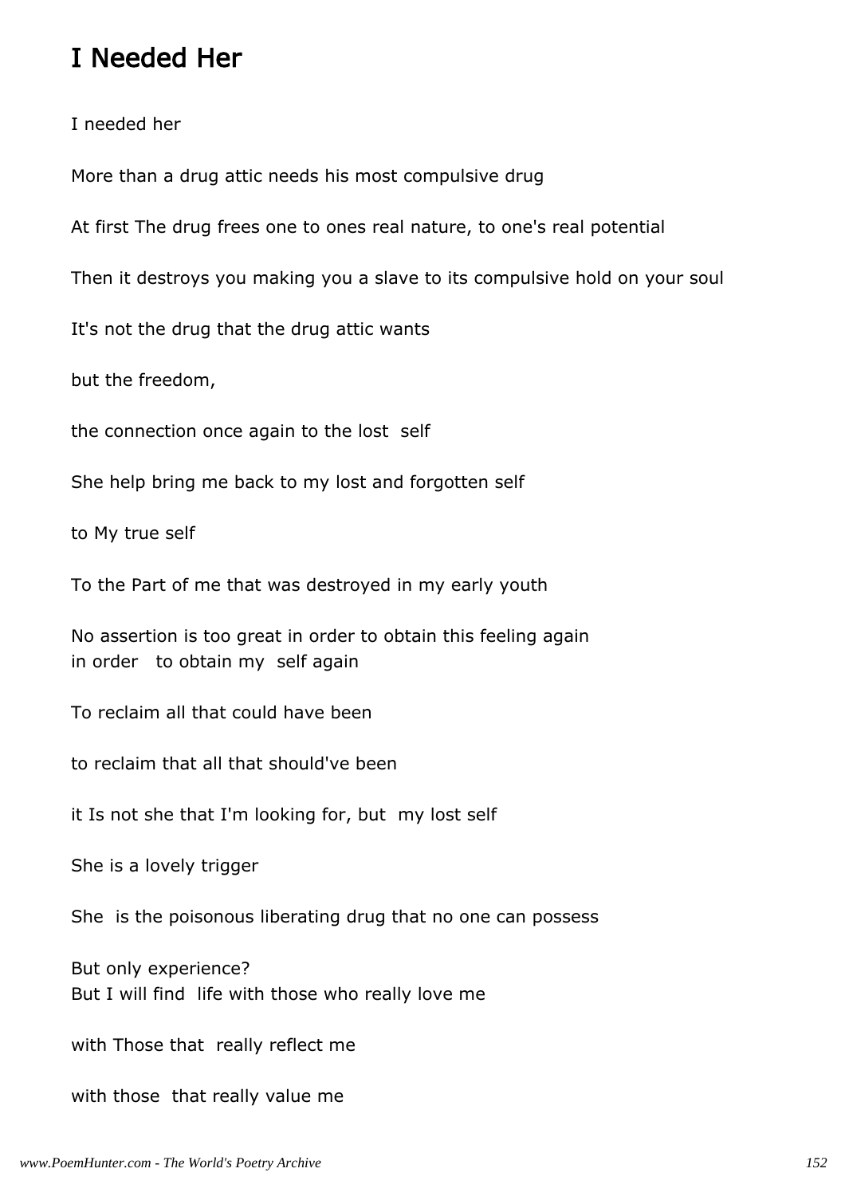# I Needed Her

I needed her

More than a drug attic needs his most compulsive drug

At first The drug frees one to ones real nature, to one's real potential

Then it destroys you making you a slave to its compulsive hold on your soul

It's not the drug that the drug attic wants

but the freedom,

the connection once again to the lost  self

She help bring me back to my lost and forgotten self

to My true self

To the Part of me that was destroyed in my early youth

No assertion is too great in order to obtain this feeling again
in order   to obtain my  self again

To reclaim all that could have been

to reclaim that all that should've been

it Is not she that I'm looking for, but  my lost self

She is a lovely trigger

She  is the poisonous liberating drug that no one can possess

But only experience?
But I will find  life with those who really love me

with Those that  really reflect me

with those  that really value me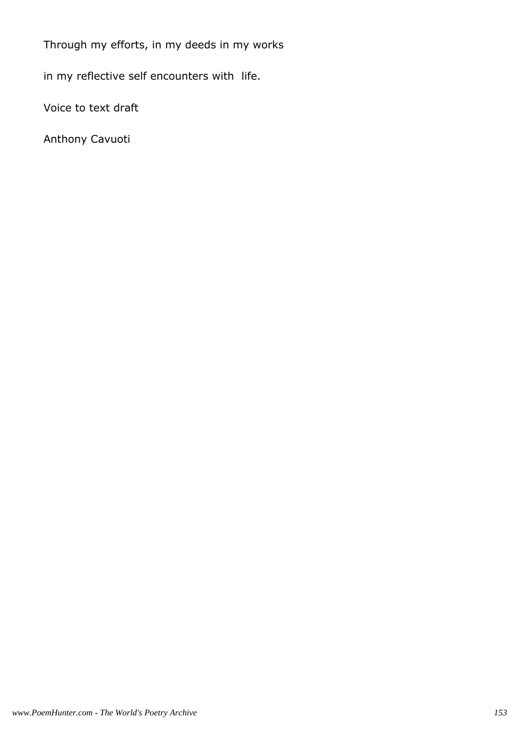Through my efforts, in my deeds in my works

in my reflective self encounters with  life.

Voice to text draft

Anthony Cavuoti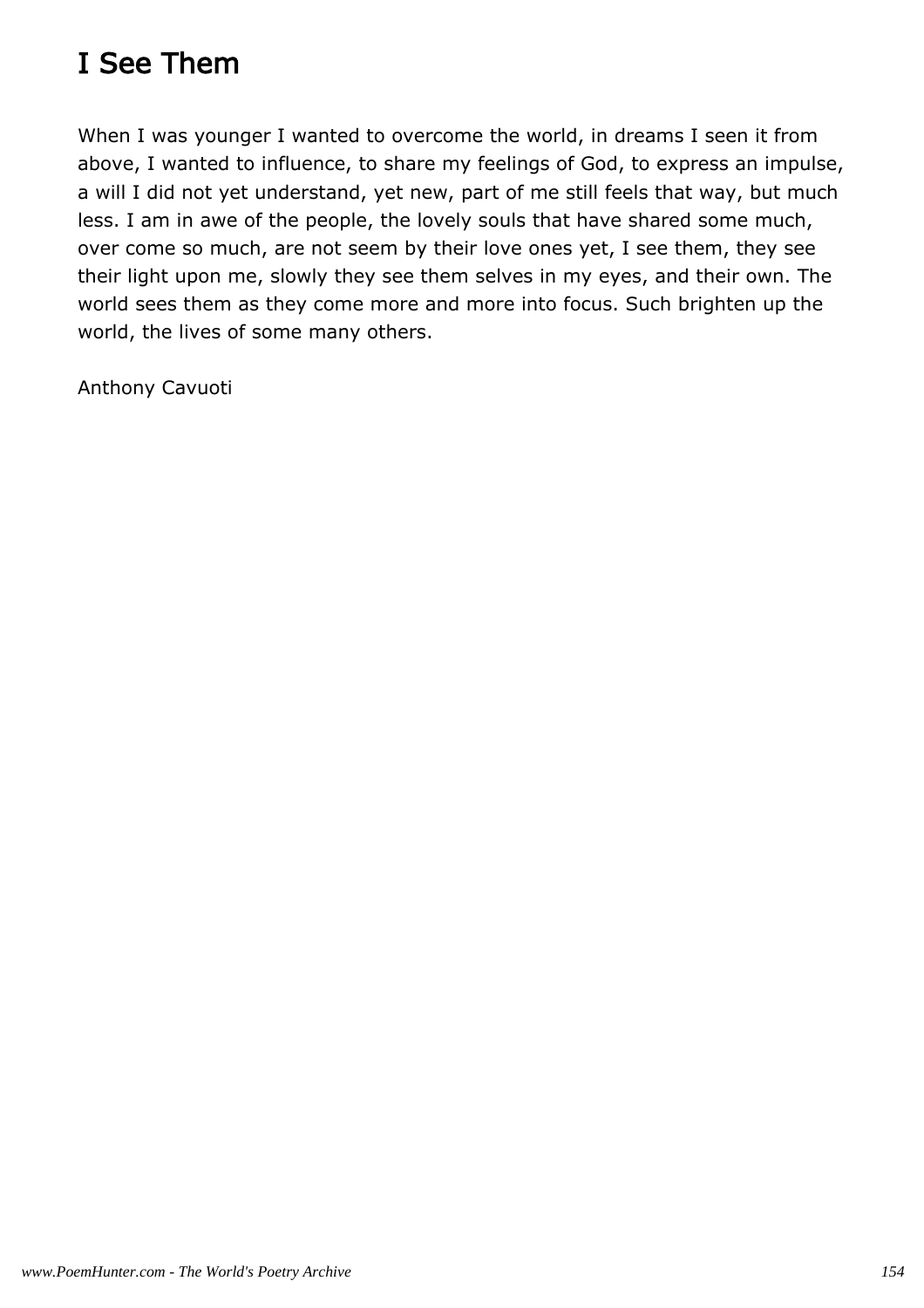# I See Them

When I was younger I wanted to overcome the world, in dreams I seen it from above, I wanted to influence, to share my feelings of God, to express an impulse, a will I did not yet understand, yet new, part of me still feels that way, but much less. I am in awe of the people, the lovely souls that have shared some much, over come so much, are not seem by their love ones yet, I see them, they see their light upon me, slowly they see them selves in my eyes, and their own. The world sees them as they come more and more into focus. Such brighten up the world, the lives of some many others.

Anthony Cavuoti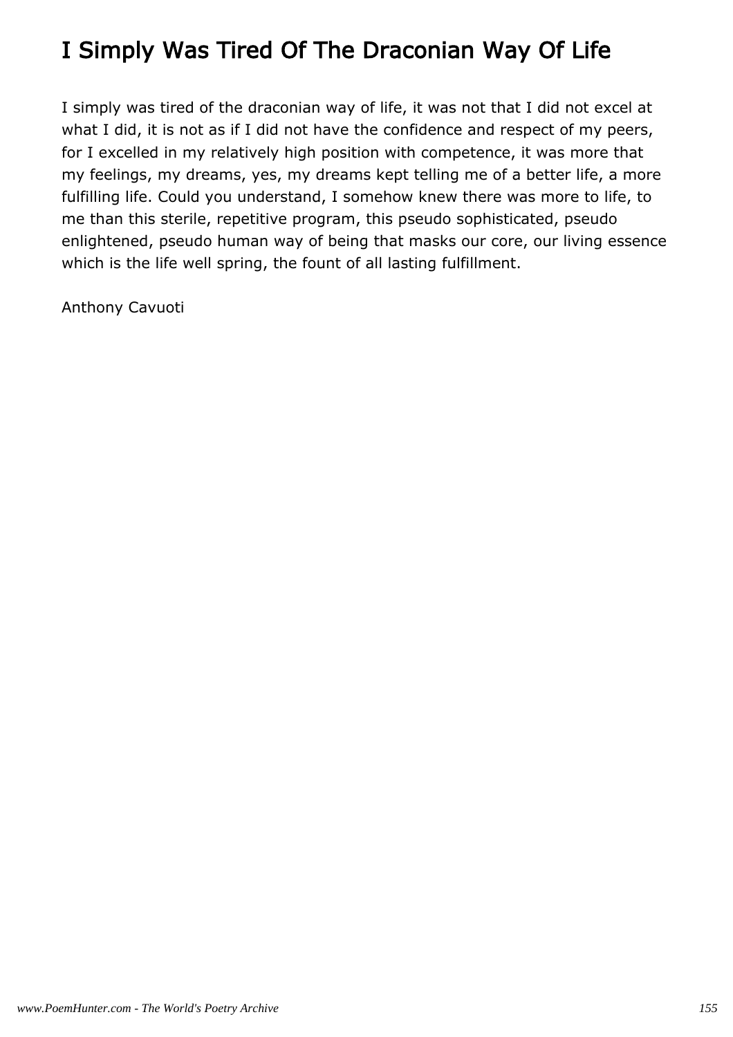# I Simply Was Tired Of The Draconian Way Of Life

I simply was tired of the draconian way of life, it was not that I did not excel at what I did, it is not as if I did not have the confidence and respect of my peers, for I excelled in my relatively high position with competence, it was more that my feelings, my dreams, yes, my dreams kept telling me of a better life, a more fulfilling life. Could you understand, I somehow knew there was more to life, to me than this sterile, repetitive program, this pseudo sophisticated, pseudo enlightened, pseudo human way of being that masks our core, our living essence which is the life well spring, the fount of all lasting fulfillment.

Anthony Cavuoti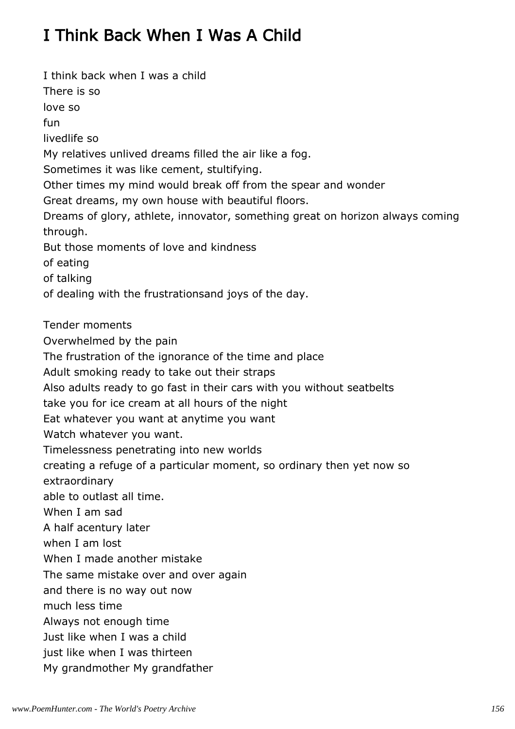# I Think Back When I Was A Child

I think back when I was a child
There is so
love so
fun
livedlife so
My relatives unlived dreams filled the air like a fog.
Sometimes it was like cement, stultifying.
Other times my mind would break off from the spear and wonder
Great dreams, my own house with beautiful floors.
Dreams of glory, athlete, innovator, something great on horizon always coming through.
But those moments of love and kindness
of eating
of talking
of dealing with the frustrationsand joys of the day.

Tender moments
Overwhelmed by the pain
The frustration of the ignorance of the time and place
Adult smoking ready to take out their straps
Also adults ready to go fast in their cars with you without seatbelts
take you for ice cream at all hours of the night
Eat whatever you want at anytime you want
Watch whatever you want.
Timelessness penetrating into new worlds
creating a refuge of a particular moment, so ordinary then yet now so extraordinary
able to outlast all time.
When I am sad
A half acentury later
when I am lost
When I made another mistake
The same mistake over and over again
and there is no way out now
much less time
Always not enough time
Just like when I was a child
just like when I was thirteen
My grandmother My grandfather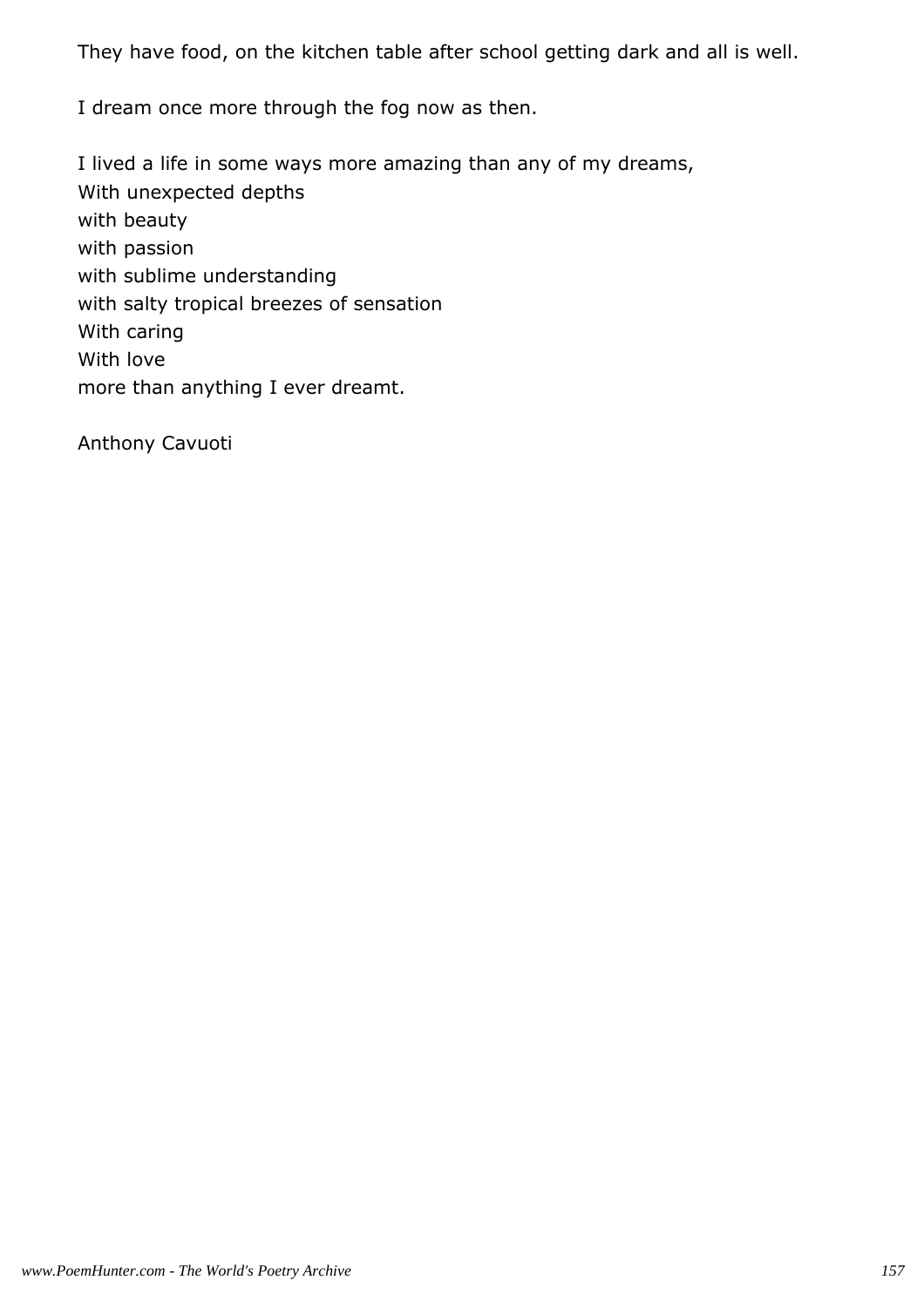They have food, on the kitchen table after school getting dark and all is well.

I dream once more through the fog now as then.

I lived a life in some ways more amazing than any of my dreams,
With unexpected depths
with beauty
with passion
with sublime understanding
with salty tropical breezes of sensation
With caring
With love
more than anything I ever dreamt.

Anthony Cavuoti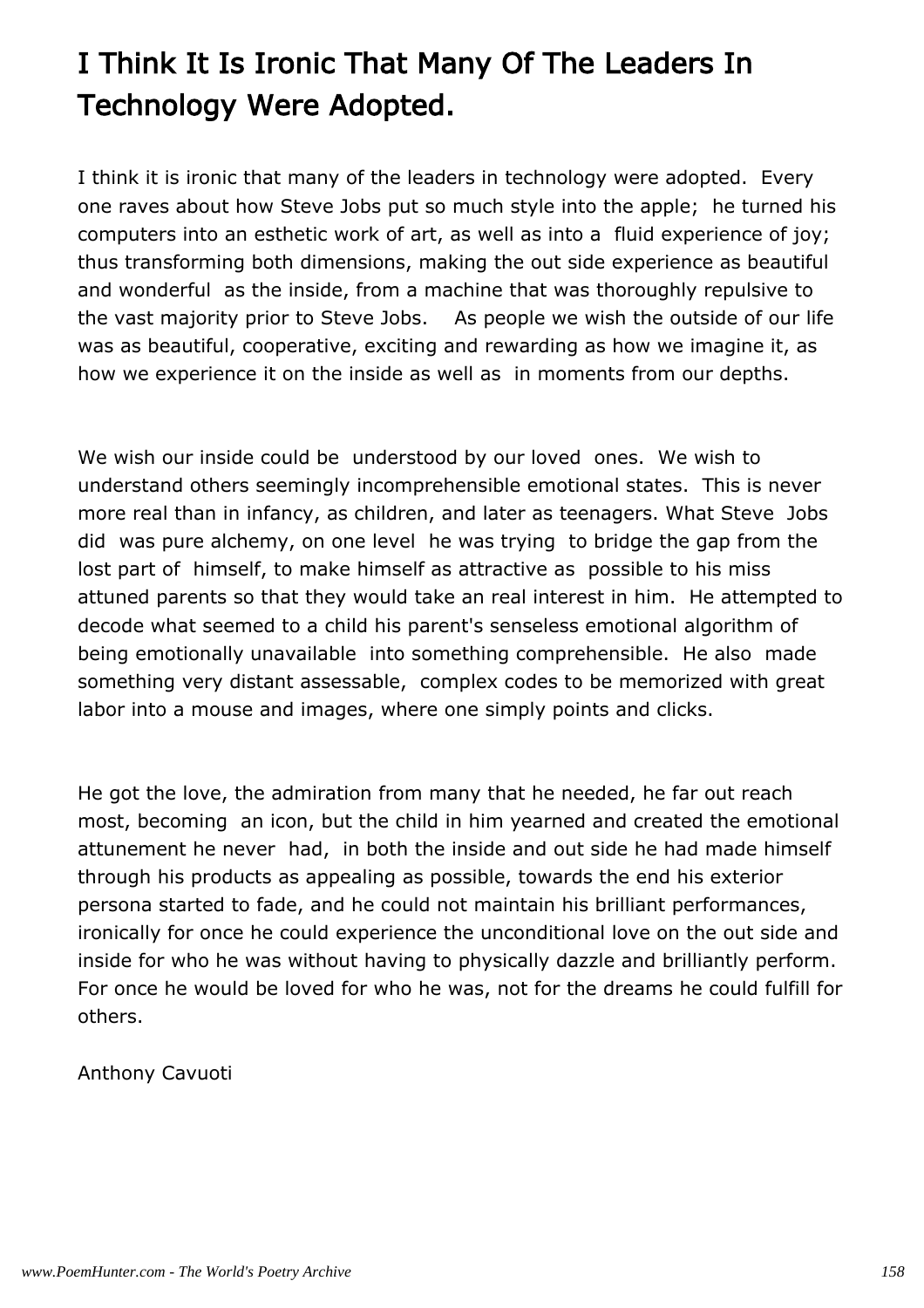# I Think It Is Ironic That Many Of The Leaders In Technology Were Adopted.

I think it is ironic that many of the leaders in technology were adopted. Every one raves about how Steve Jobs put so much style into the apple; he turned his computers into an esthetic work of art, as well as into a fluid experience of joy; thus transforming both dimensions, making the out side experience as beautiful and wonderful as the inside, from a machine that was thoroughly repulsive to the vast majority prior to Steve Jobs. As people we wish the outside of our life was as beautiful, cooperative, exciting and rewarding as how we imagine it, as how we experience it on the inside as well as in moments from our depths.

We wish our inside could be understood by our loved ones. We wish to understand others seemingly incomprehensible emotional states. This is never more real than in infancy, as children, and later as teenagers. What Steve Jobs did was pure alchemy, on one level he was trying to bridge the gap from the lost part of himself, to make himself as attractive as possible to his miss attuned parents so that they would take an real interest in him. He attempted to decode what seemed to a child his parent's senseless emotional algorithm of being emotionally unavailable into something comprehensible. He also made something very distant assessable, complex codes to be memorized with great labor into a mouse and images, where one simply points and clicks.

He got the love, the admiration from many that he needed, he far out reach most, becoming an icon, but the child in him yearned and created the emotional attunement he never had, in both the inside and out side he had made himself through his products as appealing as possible, towards the end his exterior persona started to fade, and he could not maintain his brilliant performances, ironically for once he could experience the unconditional love on the out side and inside for who he was without having to physically dazzle and brilliantly perform. For once he would be loved for who he was, not for the dreams he could fulfill for others.

Anthony Cavuoti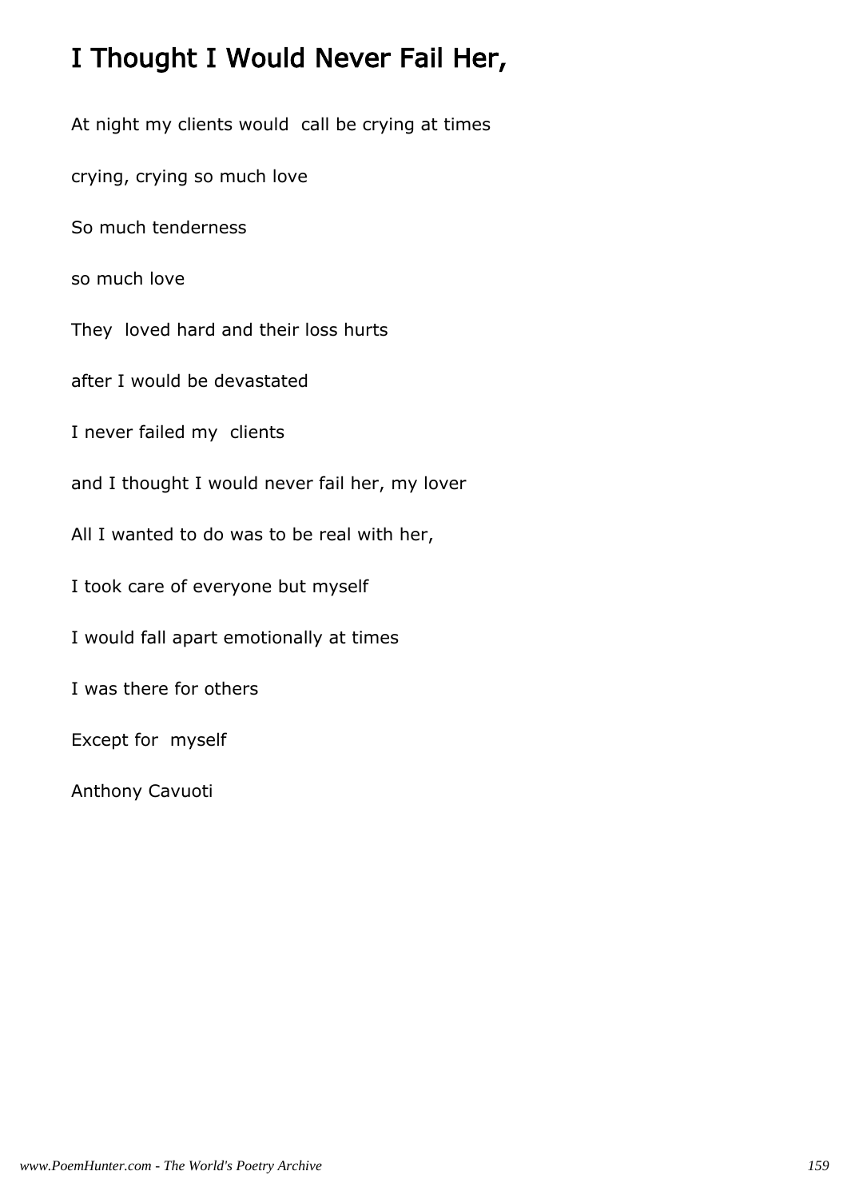# I Thought I Would Never Fail Her,

At night my clients would call be crying at times

crying, crying so much love

So much tenderness

so much love

They loved hard and their loss hurts

after I would be devastated

I never failed my clients

and I thought I would never fail her, my lover

All I wanted to do was to be real with her,

I took care of everyone but myself

I would fall apart emotionally at times

I was there for others

Except for myself

Anthony Cavuoti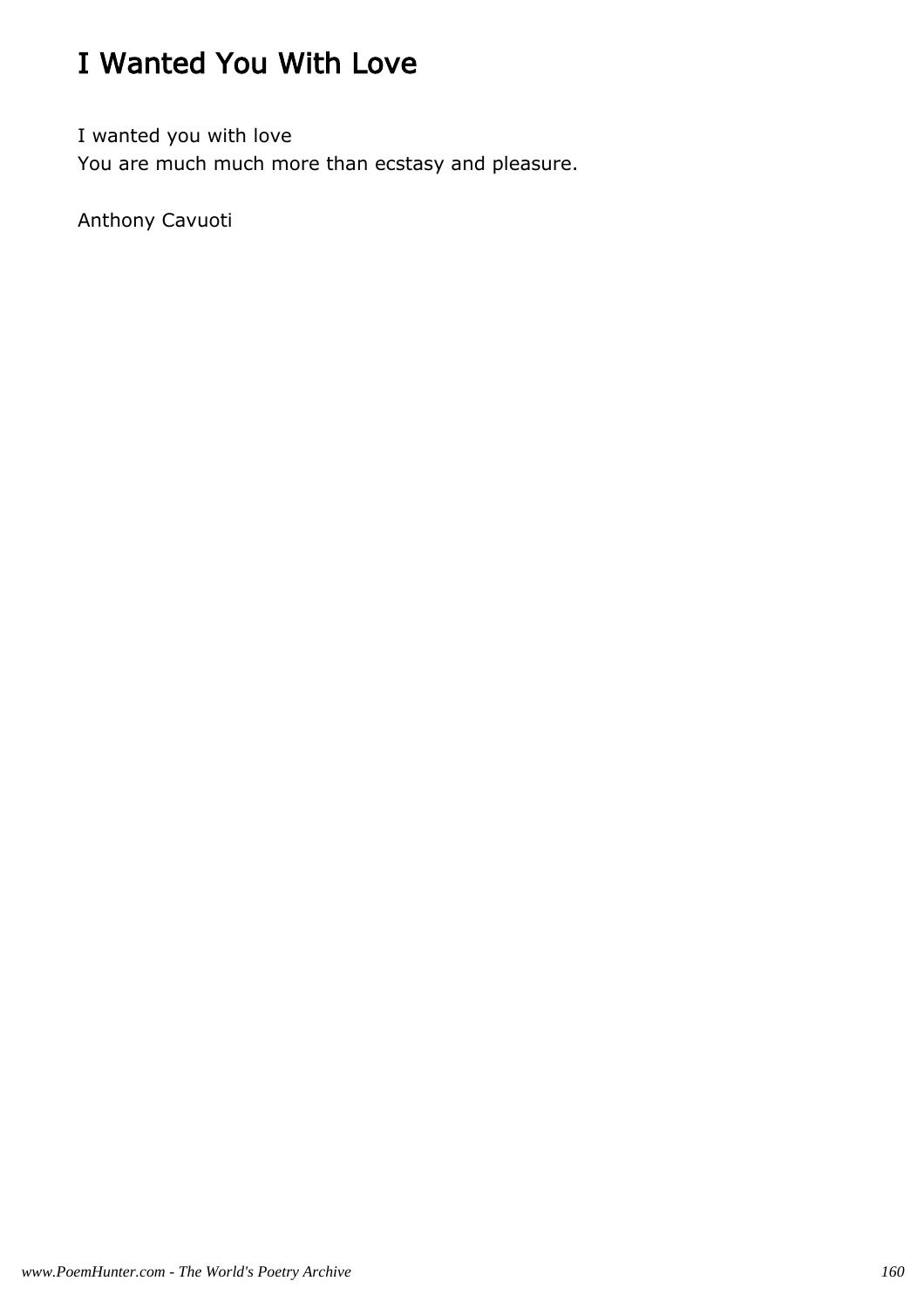# I Wanted You With Love

I wanted you with love
You are much much more than ecstasy and pleasure.

Anthony Cavuoti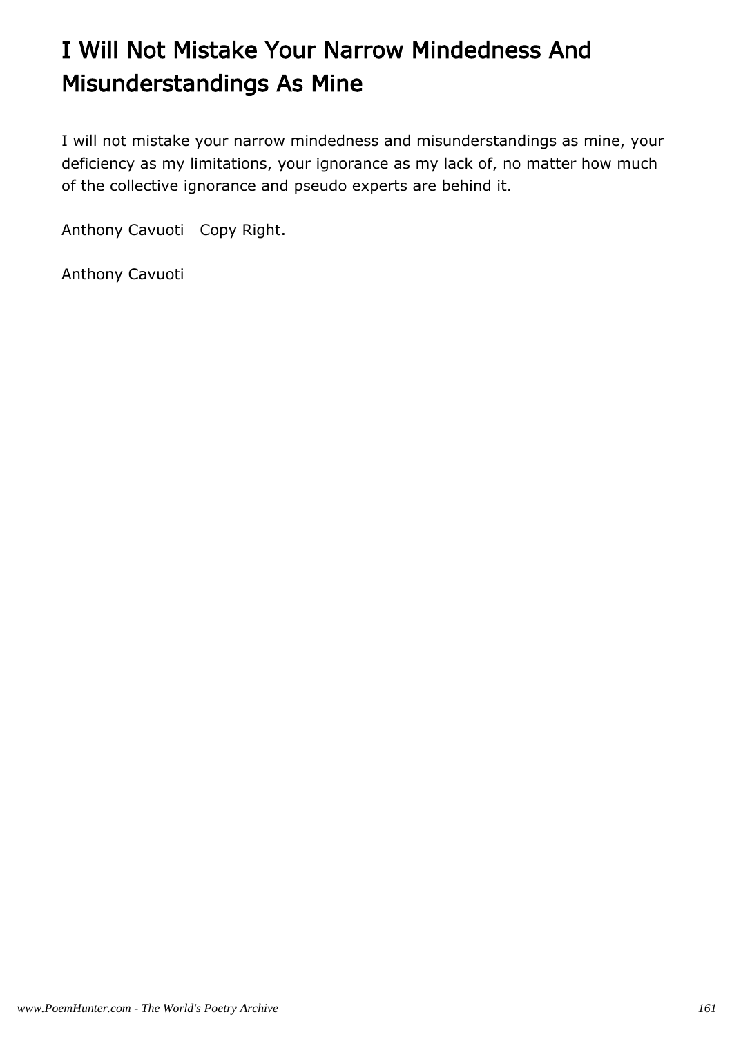# I Will Not Mistake Your Narrow Mindedness And Misunderstandings As Mine

I will not mistake your narrow mindedness and misunderstandings as mine, your deficiency as my limitations, your ignorance as my lack of, no matter how much of the collective ignorance and pseudo experts are behind it.

Anthony Cavuoti   Copy Right.

Anthony Cavuoti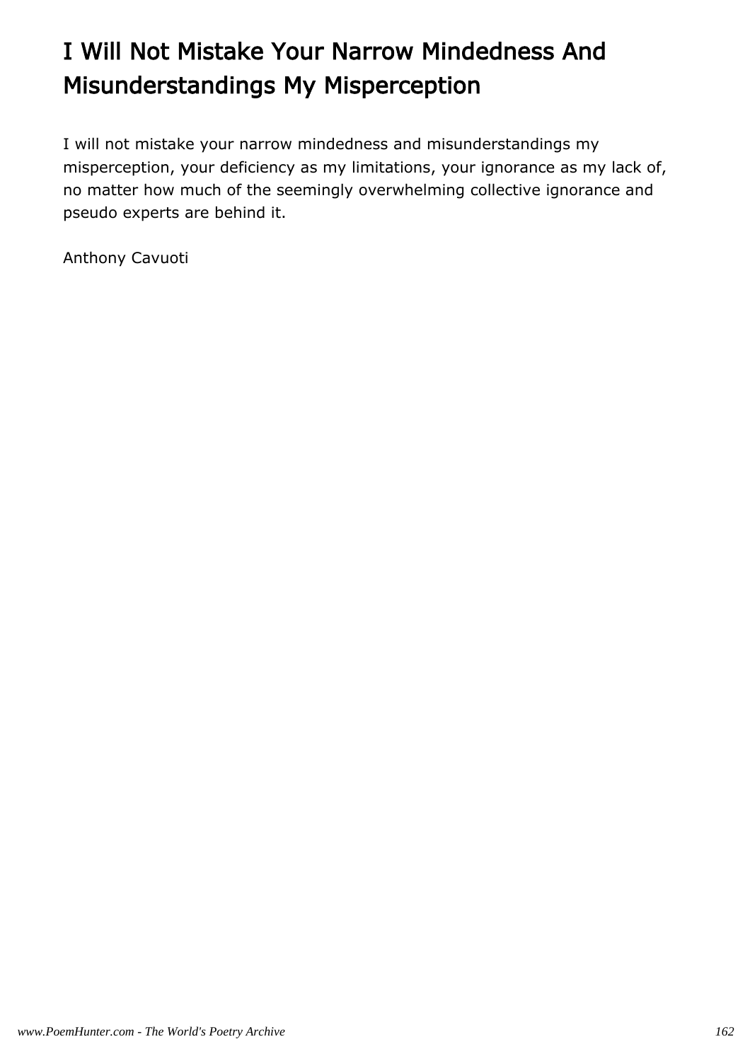# I Will Not Mistake Your Narrow Mindedness And Misunderstandings My Misperception

I will not mistake your narrow mindedness and misunderstandings my misperception, your deficiency as my limitations, your ignorance as my lack of, no matter how much of the seemingly overwhelming collective ignorance and pseudo experts are behind it.

Anthony Cavuoti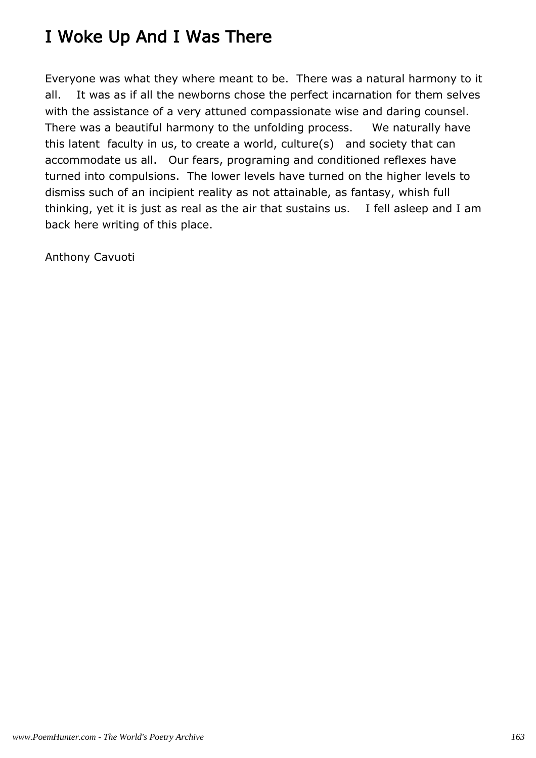# I Woke Up And I Was There

Everyone was what they where meant to be. There was a natural harmony to it all. It was as if all the newborns chose the perfect incarnation for them selves with the assistance of a very attuned compassionate wise and daring counsel. There was a beautiful harmony to the unfolding process. We naturally have this latent faculty in us, to create a world, culture(s) and society that can accommodate us all. Our fears, programing and conditioned reflexes have turned into compulsions. The lower levels have turned on the higher levels to dismiss such of an incipient reality as not attainable, as fantasy, whish full thinking, yet it is just as real as the air that sustains us. I fell asleep and I am back here writing of this place.

Anthony Cavuoti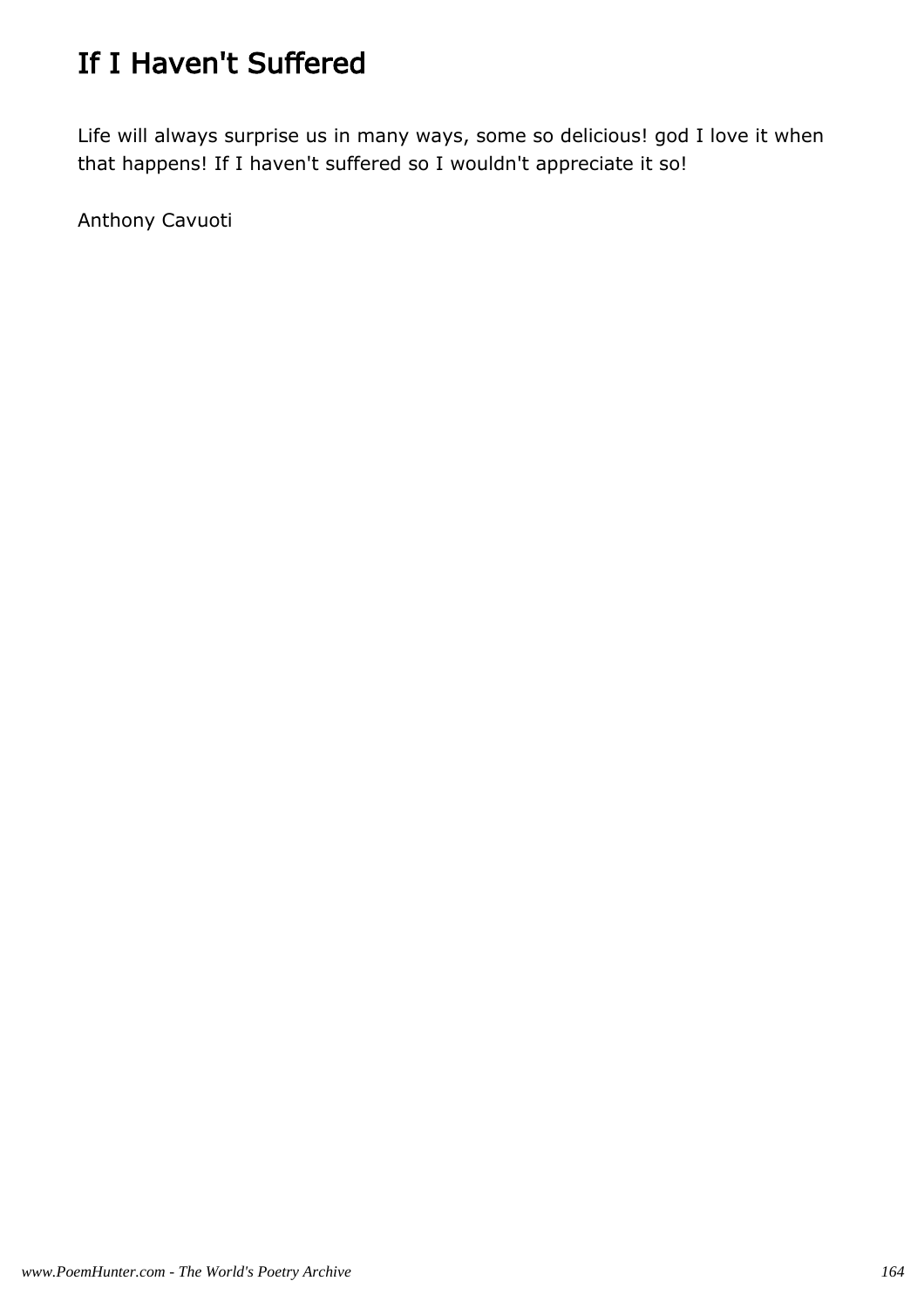# If I Haven't Suffered

Life will always surprise us in many ways, some so delicious! god I love it when that happens! If I haven't suffered so I wouldn't appreciate it so!

Anthony Cavuoti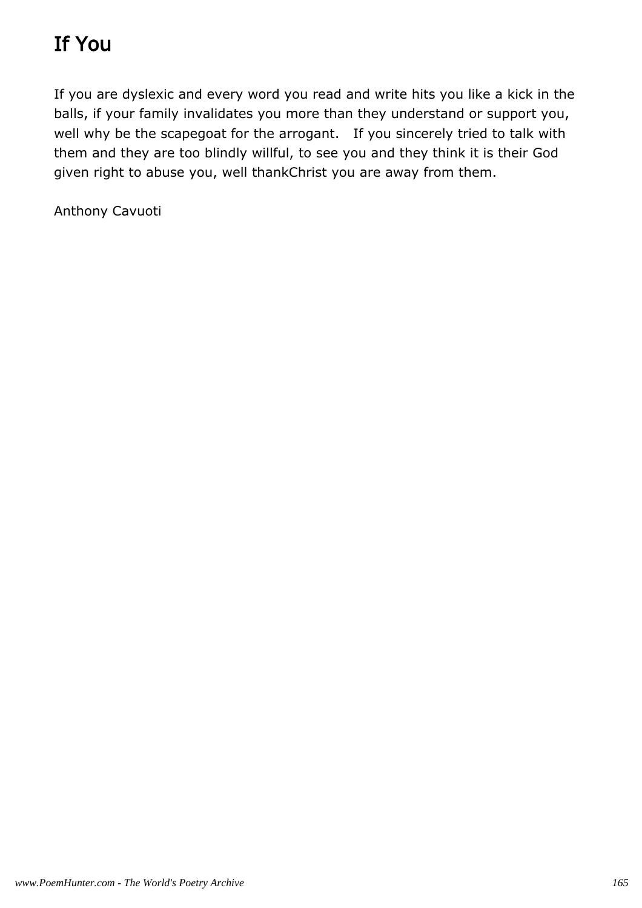# If You

If you are dyslexic and every word you read and write hits you like a kick in the balls, if your family invalidates you more than they understand or support you, well why be the scapegoat for the arrogant.   If you sincerely tried to talk with them and they are too blindly willful, to see you and they think it is their God given right to abuse you, well thankChrist you are away from them.

Anthony Cavuoti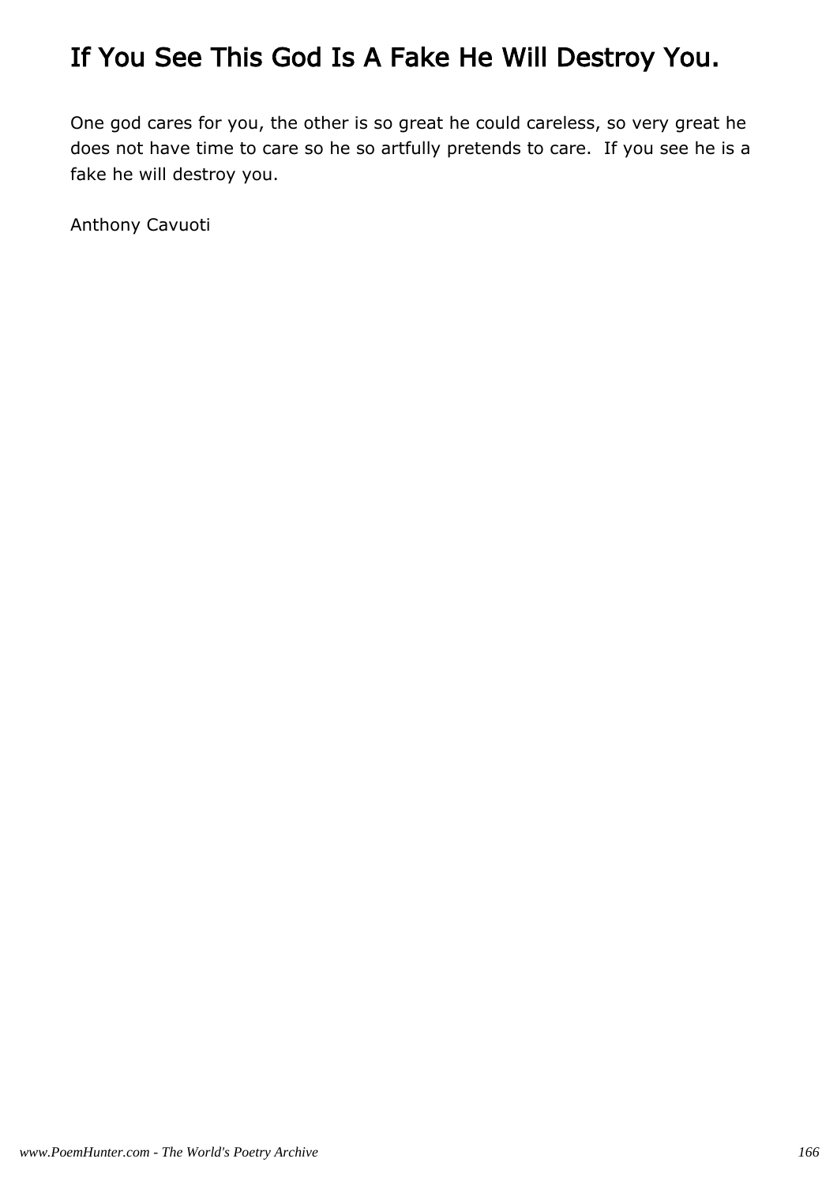# If You See This God Is A Fake He Will Destroy You.

One god cares for you, the other is so great he could careless, so very great he does not have time to care so he so artfully pretends to care.  If you see he is a fake he will destroy you.

Anthony Cavuoti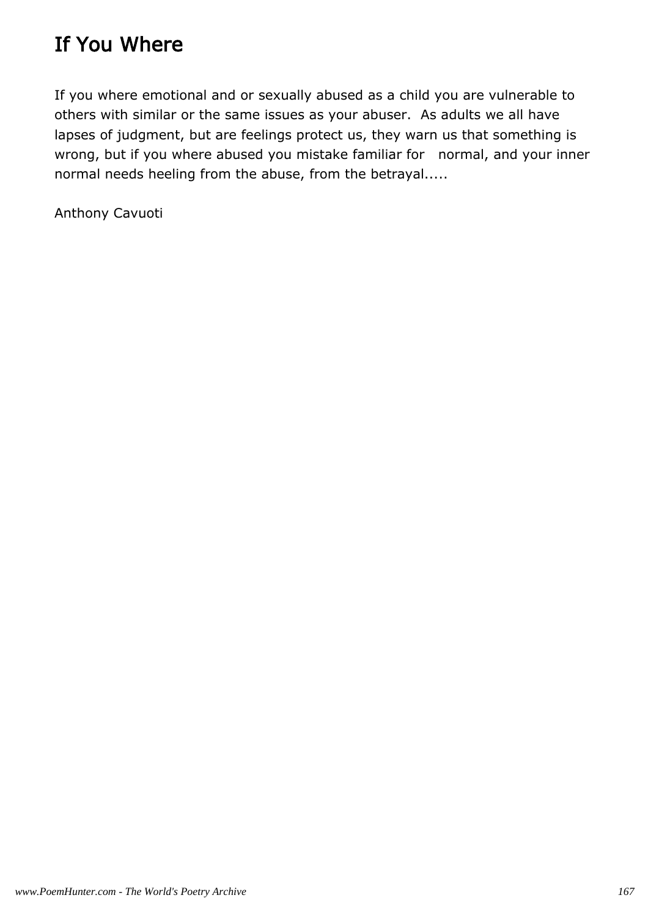# If You Where

If you where emotional and or sexually abused as a child you are vulnerable to others with similar or the same issues as your abuser. As adults we all have lapses of judgment, but are feelings protect us, they warn us that something is wrong, but if you where abused you mistake familiar for normal, and your inner normal needs heeling from the abuse, from the betrayal.....

Anthony Cavuoti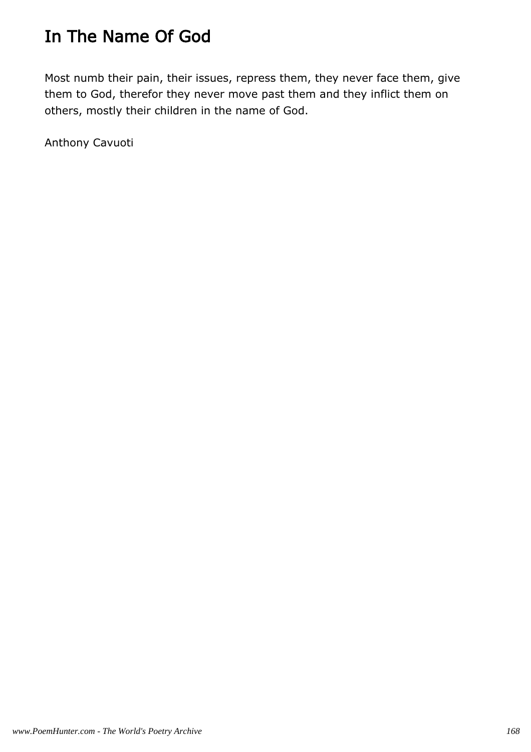# In The Name Of God

Most numb their pain, their issues, repress them, they never face them, give them to God, therefor they never move past them and they inflict them on others, mostly their children in the name of God.

Anthony Cavuoti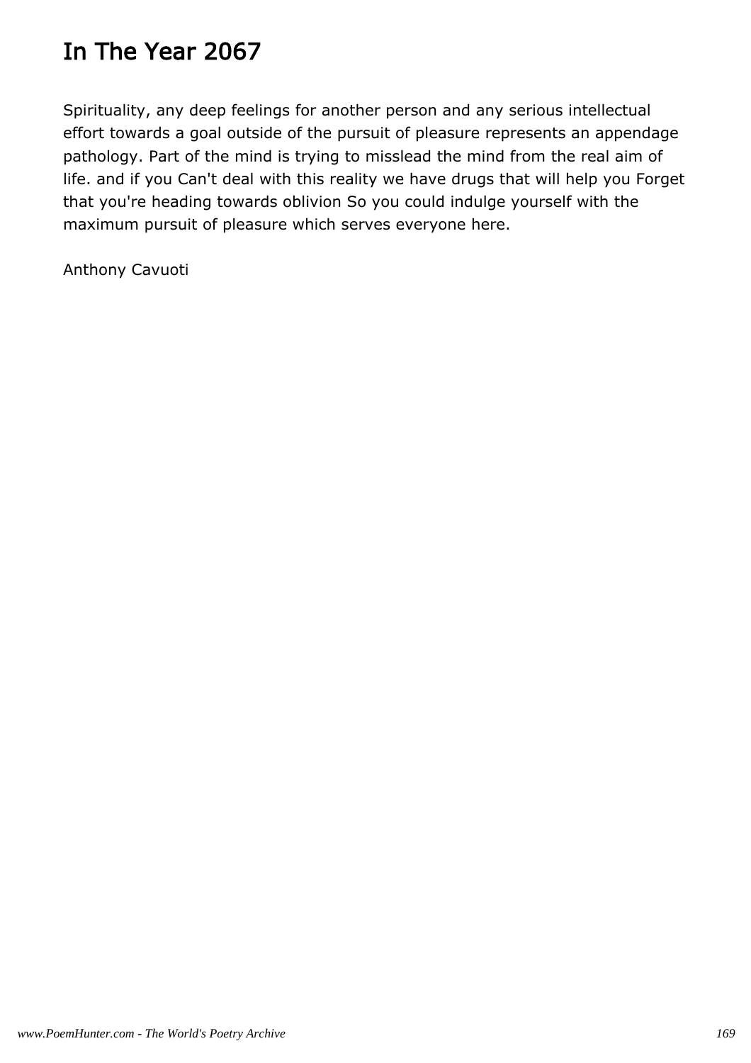# In The Year 2067

Spirituality, any deep feelings for another person and any serious intellectual effort towards a goal outside of the pursuit of pleasure represents an appendage pathology. Part of the mind is trying to misslead the mind from the real aim of life. and if you Can't deal with this reality we have drugs that will help you Forget that you're heading towards oblivion So you could indulge yourself with the maximum pursuit of pleasure which serves everyone here.

Anthony Cavuoti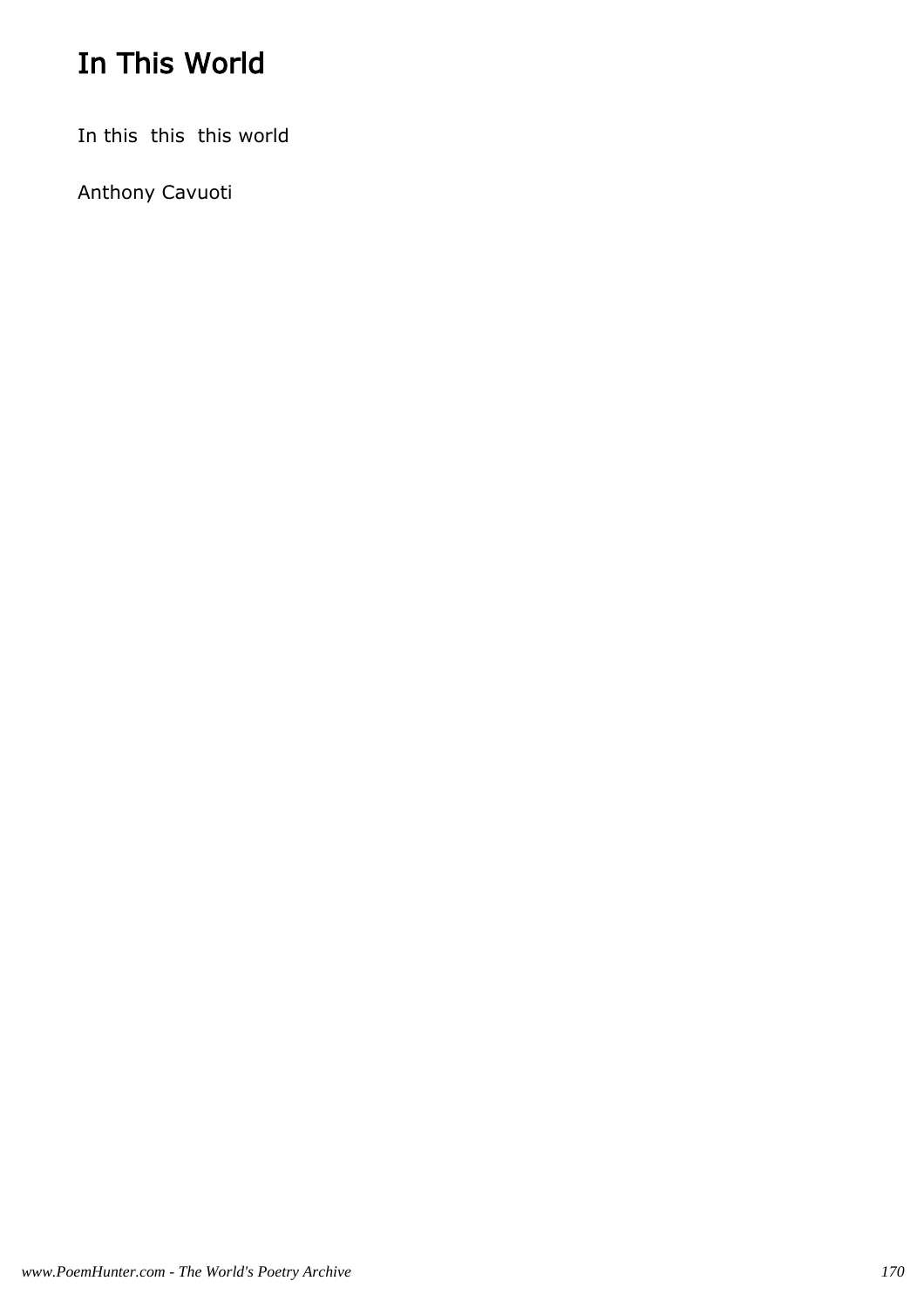# In This World

In this  this  this world

Anthony Cavuoti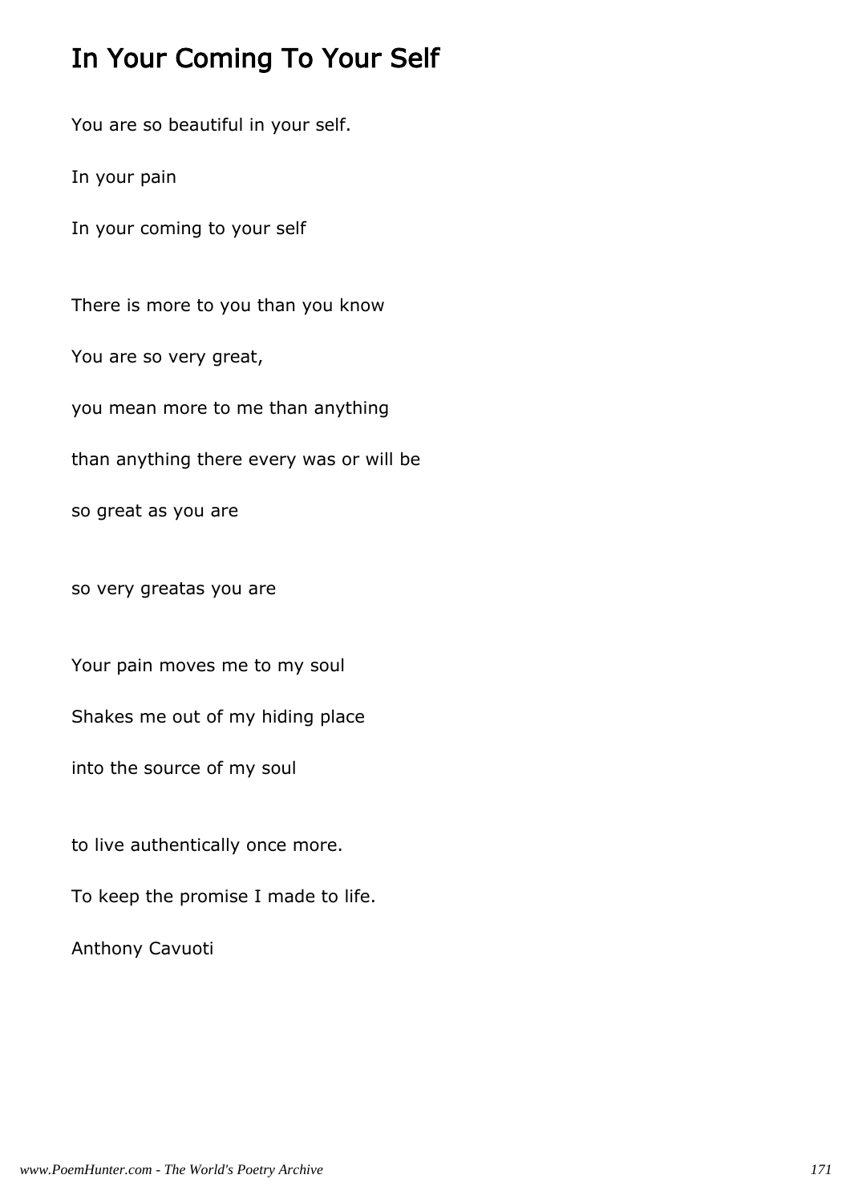# In Your Coming To Your Self

You are so beautiful in your self.

In your pain

In your coming to your self

There is more to you than you know

You are so very great,

you mean more to me than anything

than anything there every was or will be

so great as you are

so very greatas you are

Your pain moves me to my soul

Shakes me out of my hiding place

into the source of my soul

to live authentically once more.

To keep the promise I made to life.

Anthony Cavuoti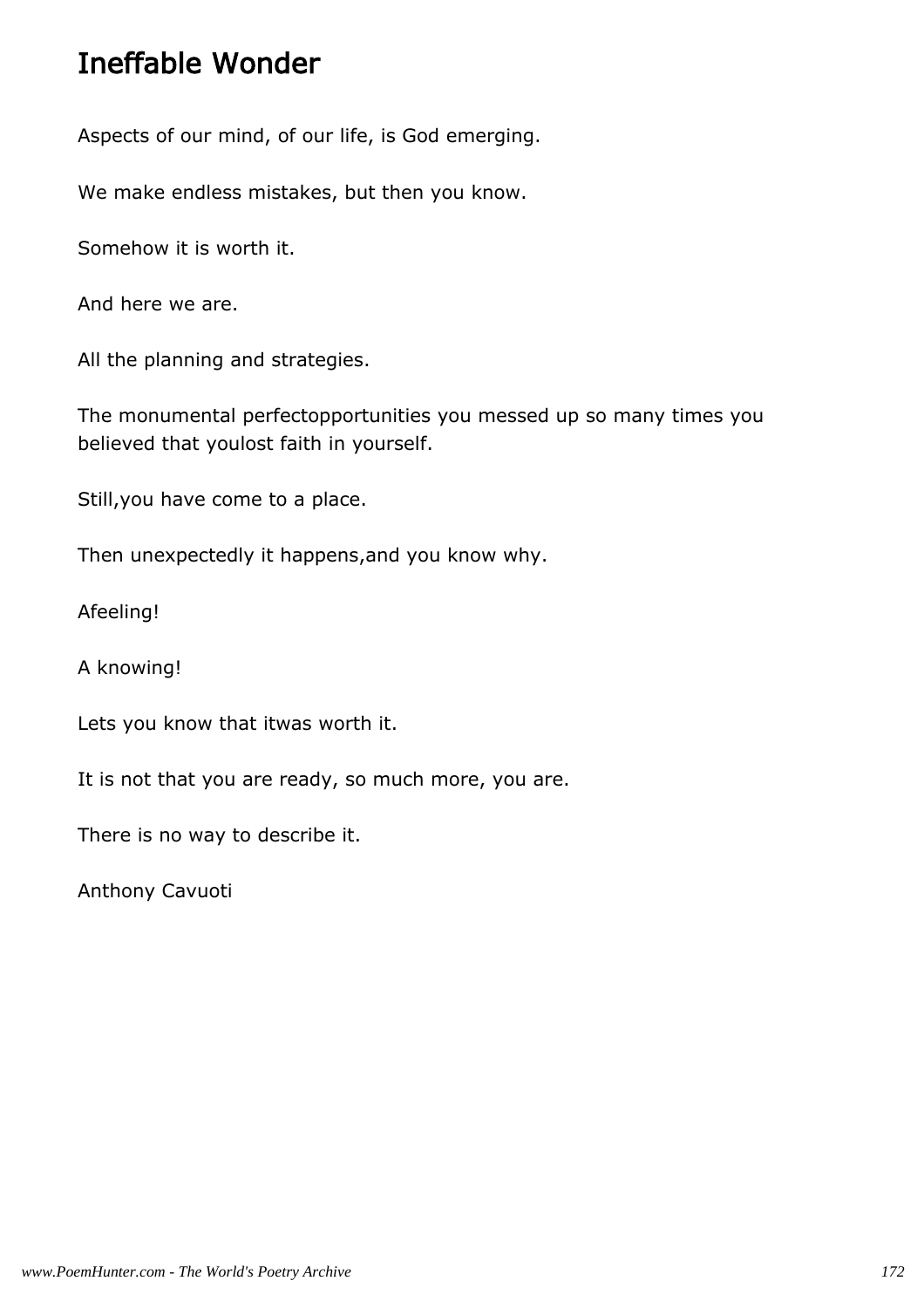# Ineffable Wonder

Aspects of our mind, of our life, is God emerging.

We make endless mistakes, but then you know.

Somehow it is worth it.

And here we are.

All the planning and strategies.

The monumental perfectopportunities you messed up so many times you believed that youlost faith in yourself.

Still,you have come to a place.

Then unexpectedly it happens,and you know why.

Afeeling!

A knowing!

Lets you know that itwas worth it.

It is not that you are ready, so much more, you are.

There is no way to describe it.

Anthony Cavuoti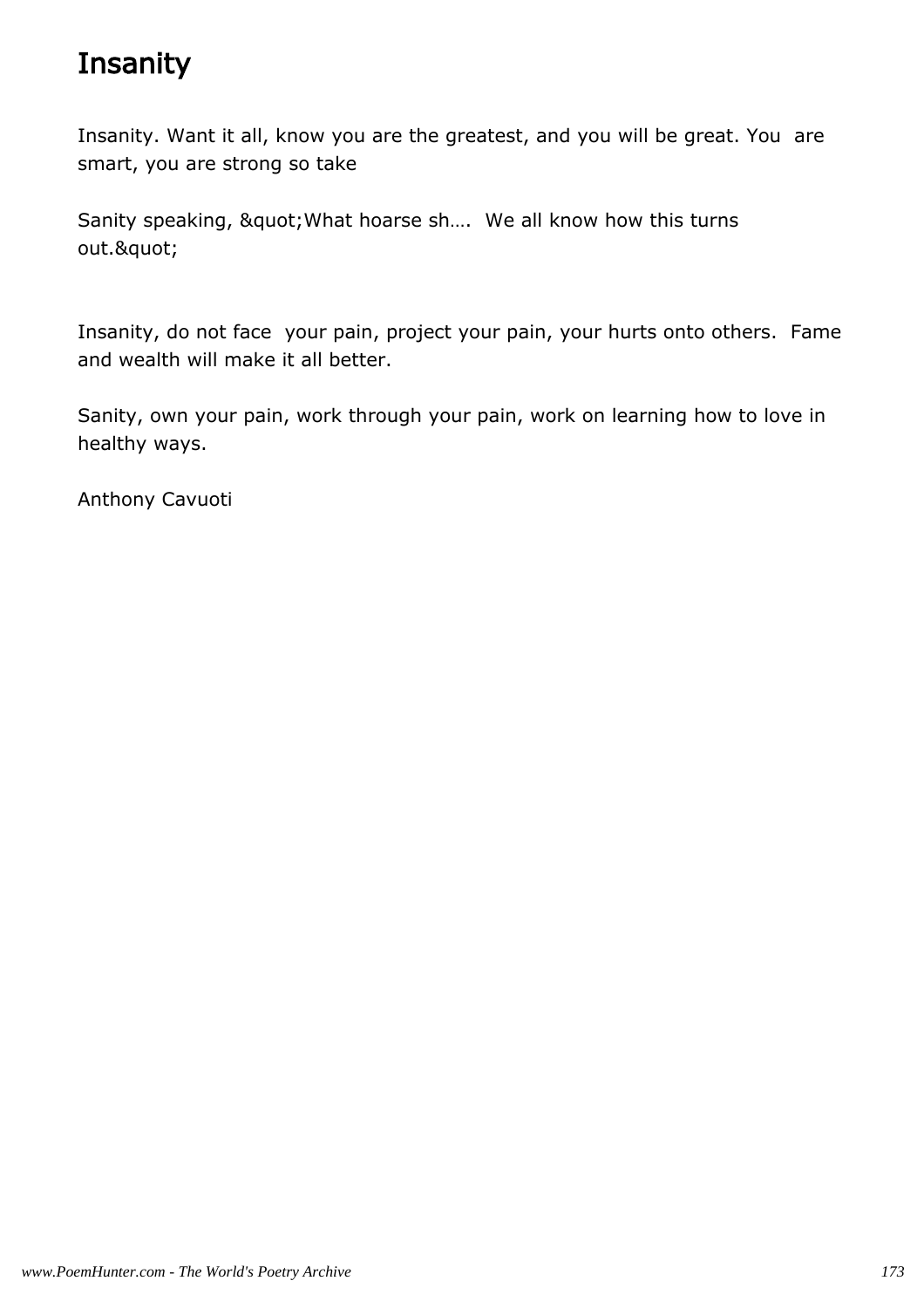# Insanity

Insanity. Want it all, know you are the greatest, and you will be great. You are smart, you are strong so take

Sanity speaking, &quot;What hoarse sh…. We all know how this turns out.&quot;

Insanity, do not face your pain, project your pain, your hurts onto others. Fame and wealth will make it all better.

Sanity, own your pain, work through your pain, work on learning how to love in healthy ways.

Anthony Cavuoti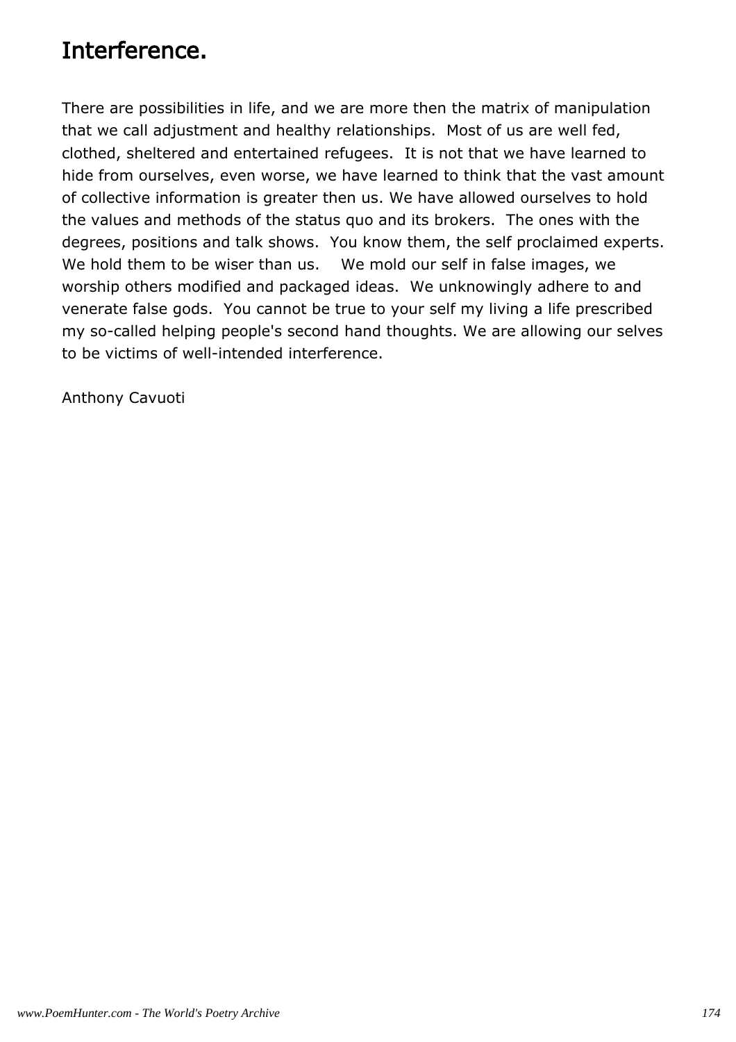# Interference.

There are possibilities in life, and we are more then the matrix of manipulation that we call adjustment and healthy relationships. Most of us are well fed, clothed, sheltered and entertained refugees. It is not that we have learned to hide from ourselves, even worse, we have learned to think that the vast amount of collective information is greater then us. We have allowed ourselves to hold the values and methods of the status quo and its brokers. The ones with the degrees, positions and talk shows. You know them, the self proclaimed experts. We hold them to be wiser than us. We mold our self in false images, we worship others modified and packaged ideas. We unknowingly adhere to and venerate false gods. You cannot be true to your self my living a life prescribed my so-called helping people's second hand thoughts. We are allowing our selves to be victims of well-intended interference.

Anthony Cavuoti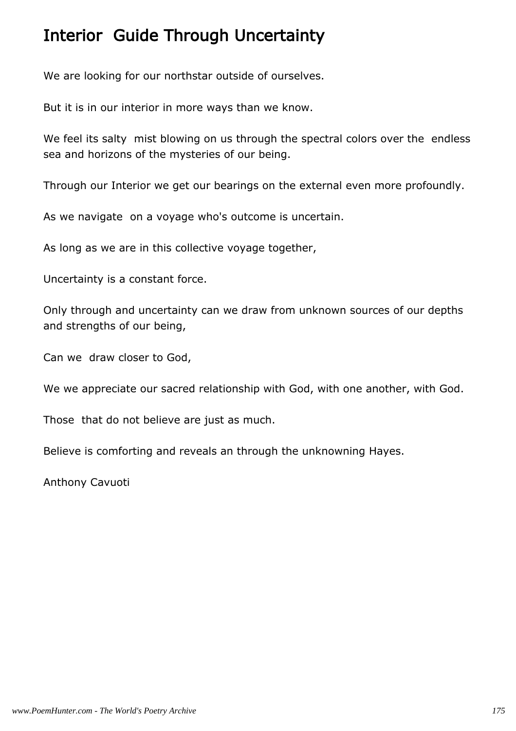# Interior  Guide Through Uncertainty

We are looking for our northstar outside of ourselves.

But it is in our interior in more ways than we know.

We feel its salty  mist blowing on us through the spectral colors over the  endless sea and horizons of the mysteries of our being.

Through our Interior we get our bearings on the external even more profoundly.

As we navigate  on a voyage who's outcome is uncertain.

As long as we are in this collective voyage together,

Uncertainty is a constant force.

Only through and uncertainty can we draw from unknown sources of our depths and strengths of our being,

Can we  draw closer to God,

We we appreciate our sacred relationship with God, with one another, with God.

Those  that do not believe are just as much.

Believe is comforting and reveals an through the unknowning Hayes.

Anthony Cavuoti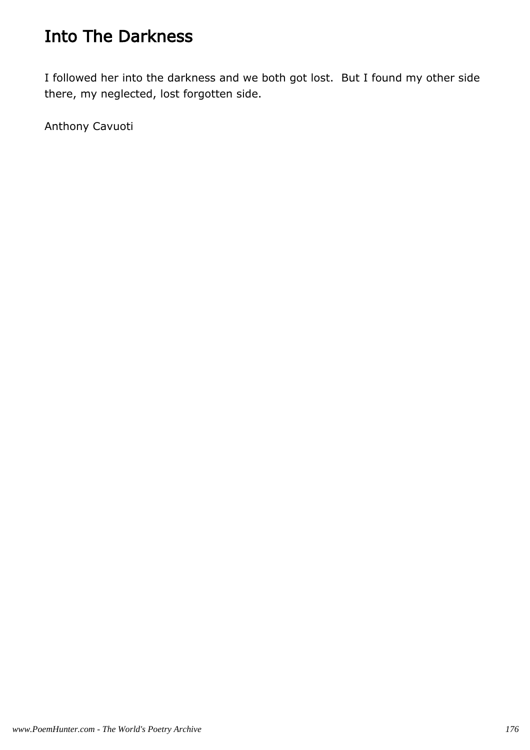# Into The Darkness

I followed her into the darkness and we both got lost. But I found my other side there, my neglected, lost forgotten side.

Anthony Cavuoti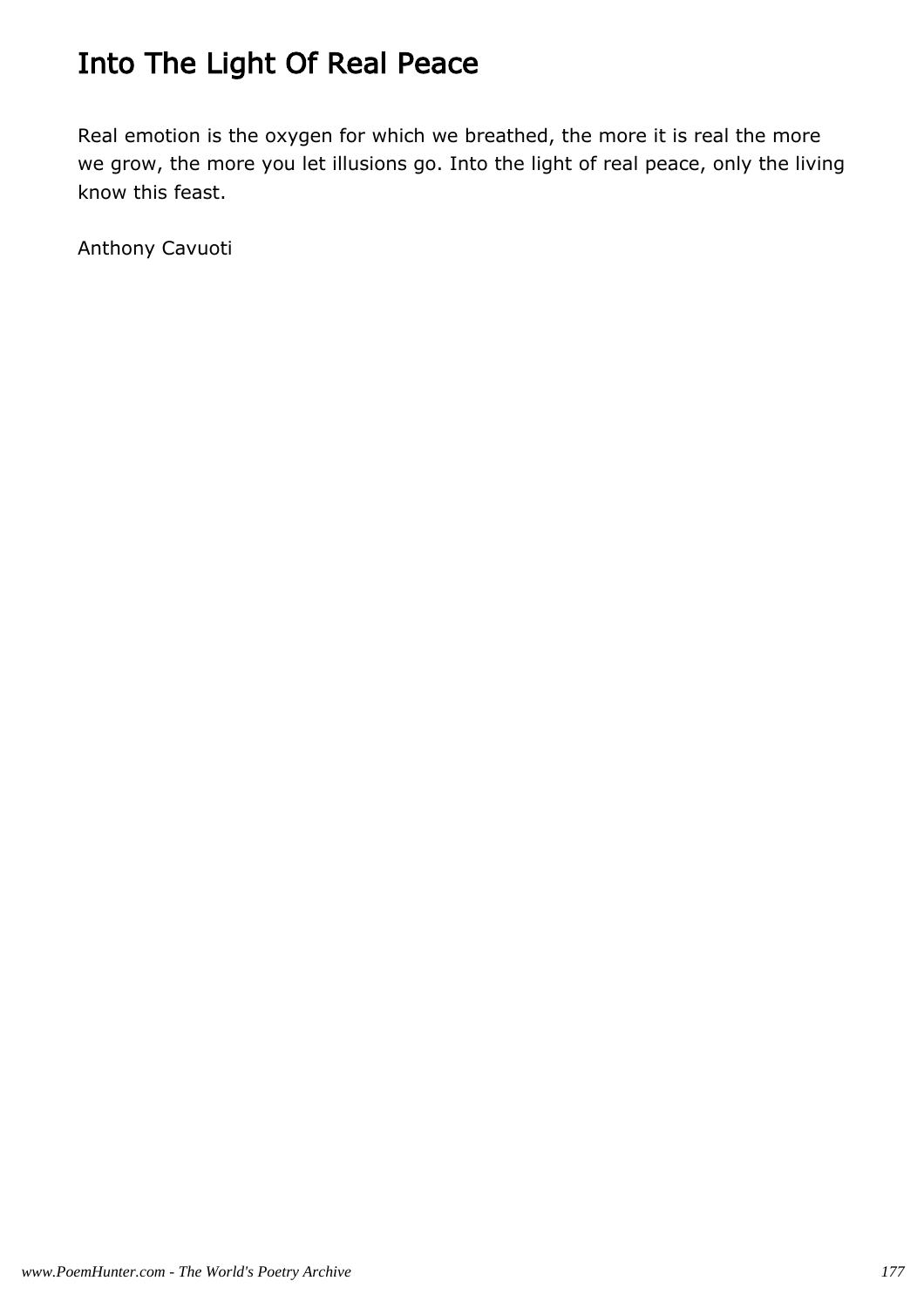# Into The Light Of Real Peace

Real emotion is the oxygen for which we breathed, the more it is real the more we grow, the more you let illusions go. Into the light of real peace, only the living know this feast.

Anthony Cavuoti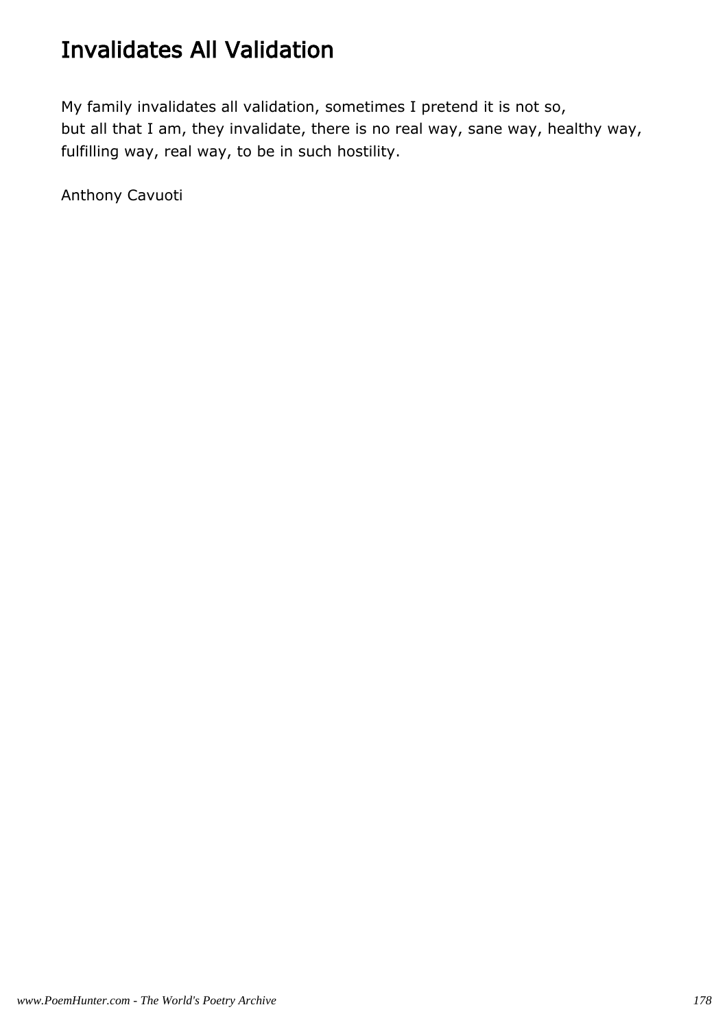# Invalidates All Validation

My family invalidates all validation, sometimes I pretend it is not so,
but all that I am, they invalidate, there is no real way, sane way, healthy way,
fulfilling way, real way, to be in such hostility.

Anthony Cavuoti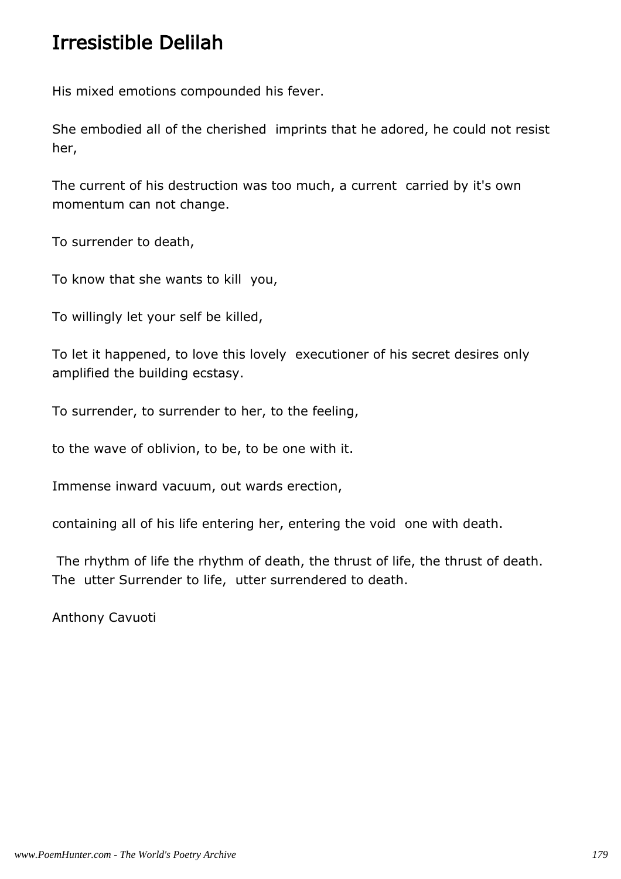# Irresistible Delilah

His mixed emotions compounded his fever.

She embodied all of the cherished imprints that he adored, he could not resist her,

The current of his destruction was too much, a current carried by it's own momentum can not change.

To surrender to death,

To know that she wants to kill you,

To willingly let your self be killed,

To let it happened, to love this lovely executioner of his secret desires only amplified the building ecstasy.

To surrender, to surrender to her, to the feeling,

to the wave of oblivion, to be, to be one with it.

Immense inward vacuum, out wards erection,

containing all of his life entering her, entering the void one with death.

The rhythm of life the rhythm of death, the thrust of life, the thrust of death. The utter Surrender to life, utter surrendered to death.

Anthony Cavuoti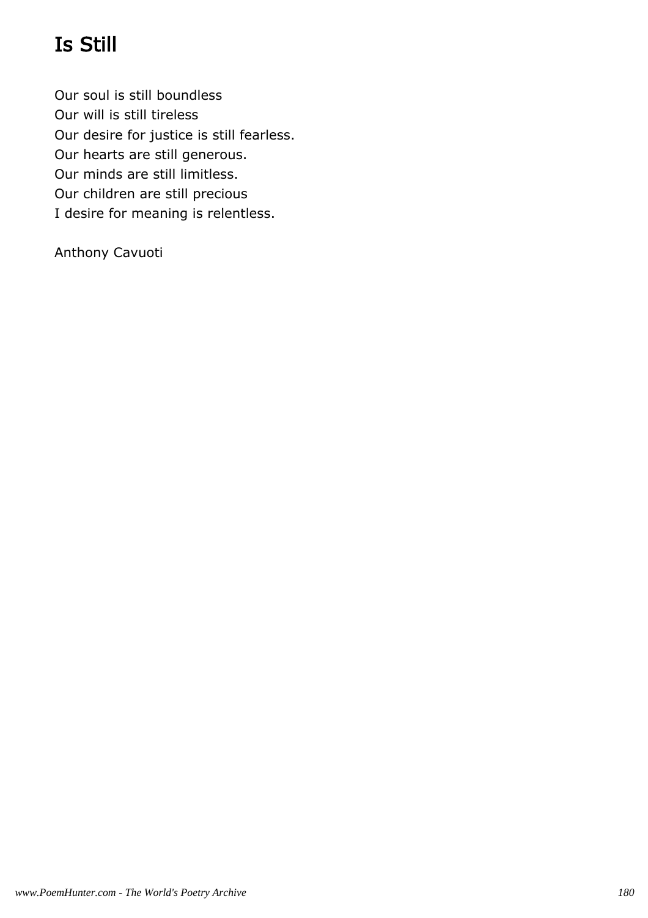# Is Still

Our soul is still boundless  
Our will is still tireless  
Our desire for justice is still fearless.  
Our hearts are still generous.  
Our minds are still limitless.  
Our children are still precious  
I desire for meaning is relentless.

Anthony Cavuoti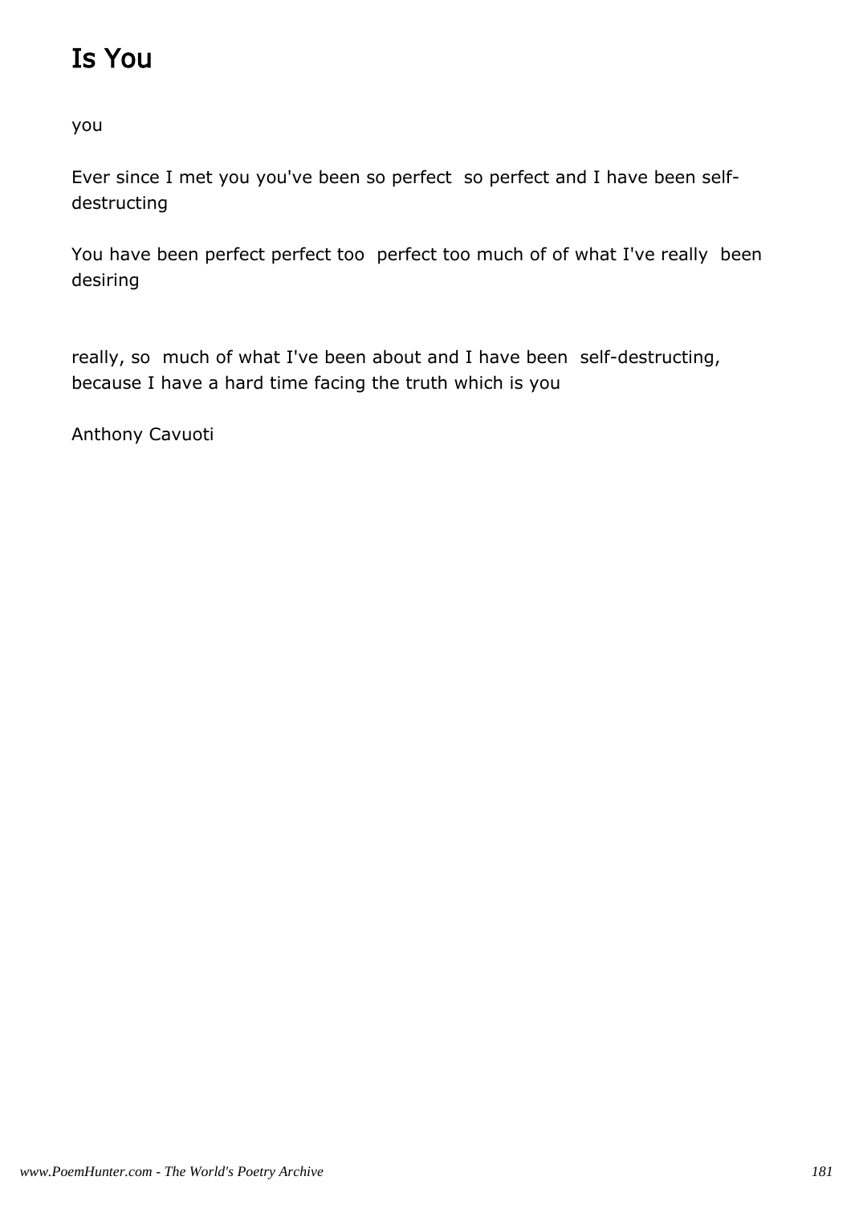# Is You

you

Ever since I met you you've been so perfect so perfect and I have been self-destructing

You have been perfect perfect too perfect too much of of what I've really been desiring

really, so much of what I've been about and I have been self-destructing, because I have a hard time facing the truth which is you

Anthony Cavuoti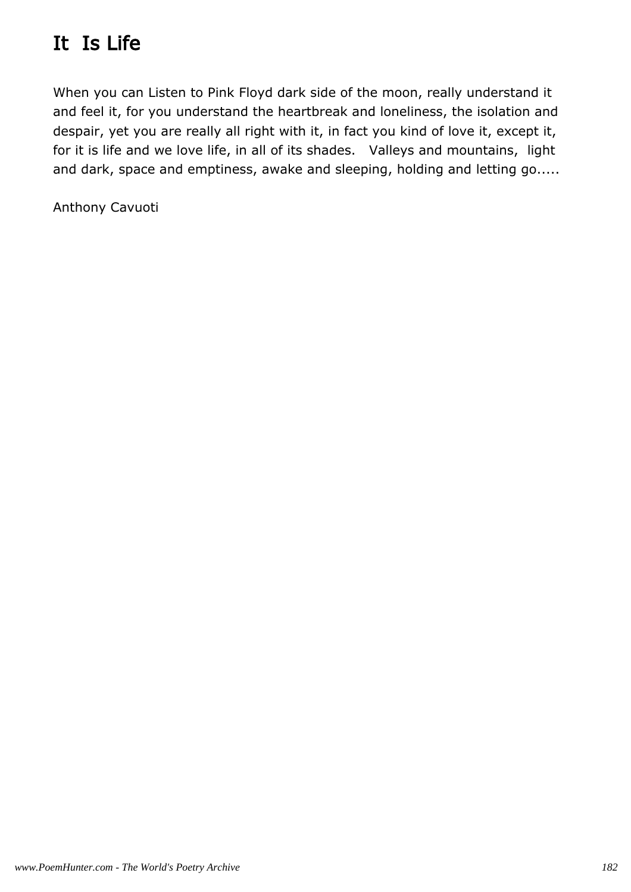# It Is Life

When you can Listen to Pink Floyd dark side of the moon, really understand it and feel it, for you understand the heartbreak and loneliness, the isolation and despair, yet you are really all right with it, in fact you kind of love it, except it, for it is life and we love life, in all of its shades.   Valleys and mountains,  light and dark, space and emptiness, awake and sleeping, holding and letting go.....

Anthony Cavuoti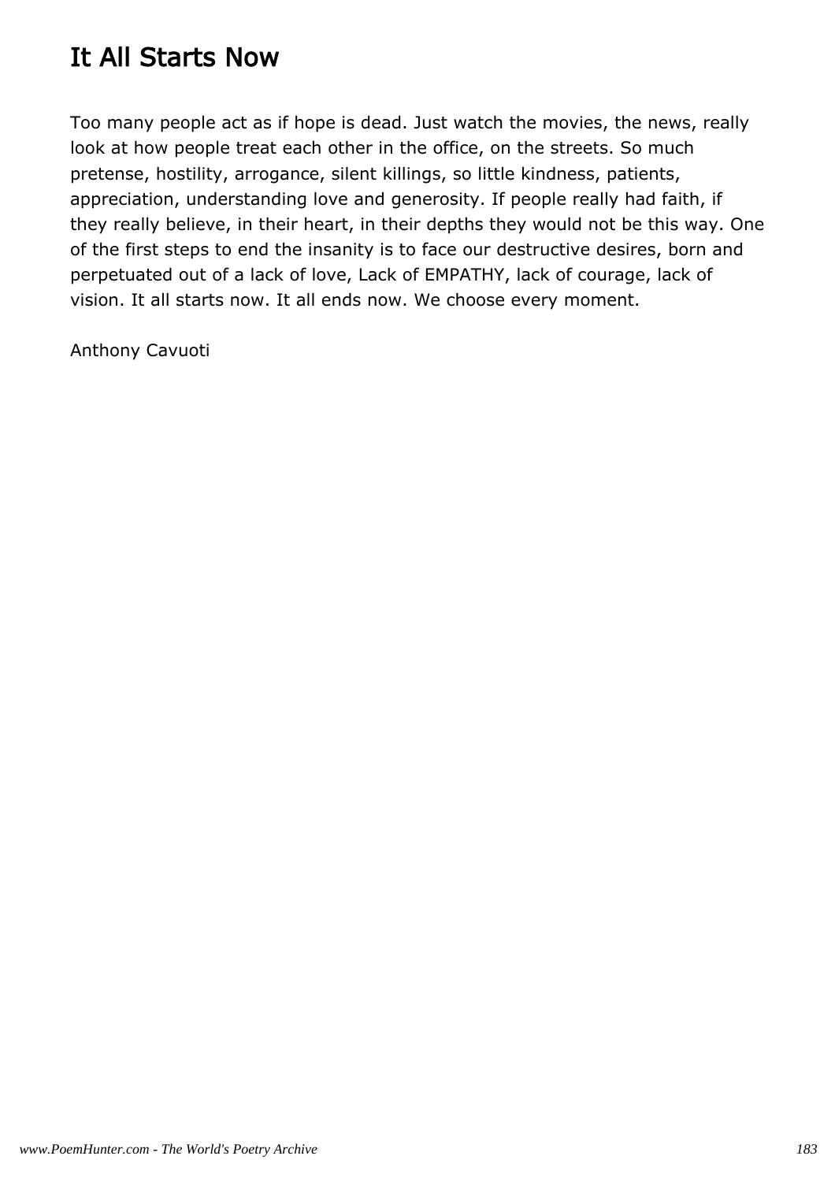# It All Starts Now

Too many people act as if hope is dead. Just watch the movies, the news, really look at how people treat each other in the office, on the streets. So much pretense, hostility, arrogance, silent killings, so little kindness, patients, appreciation, understanding love and generosity. If people really had faith, if they really believe, in their heart, in their depths they would not be this way. One of the first steps to end the insanity is to face our destructive desires, born and perpetuated out of a lack of love, Lack of EMPATHY, lack of courage, lack of vision. It all starts now. It all ends now. We choose every moment.

Anthony Cavuoti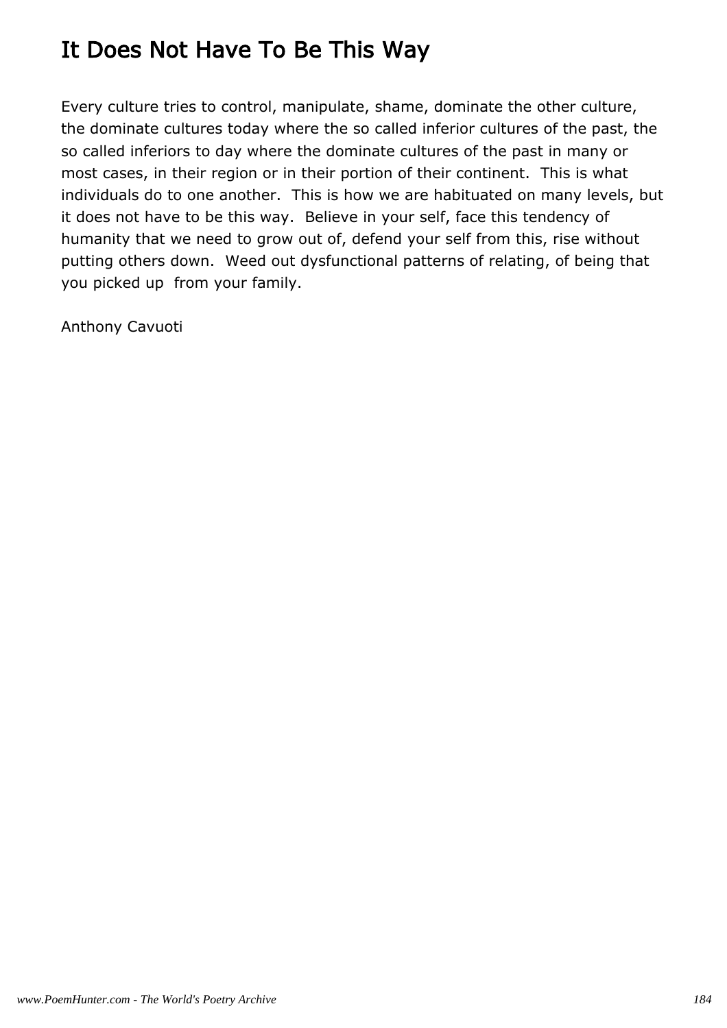# It Does Not Have To Be This Way

Every culture tries to control, manipulate, shame, dominate the other culture, the dominate cultures today where the so called inferior cultures of the past, the so called inferiors to day where the dominate cultures of the past in many or most cases, in their region or in their portion of their continent.  This is what individuals do to one another.  This is how we are habituated on many levels, but it does not have to be this way.  Believe in your self, face this tendency of humanity that we need to grow out of, defend your self from this, rise without putting others down.  Weed out dysfunctional patterns of relating, of being that you picked up  from your family.

Anthony Cavuoti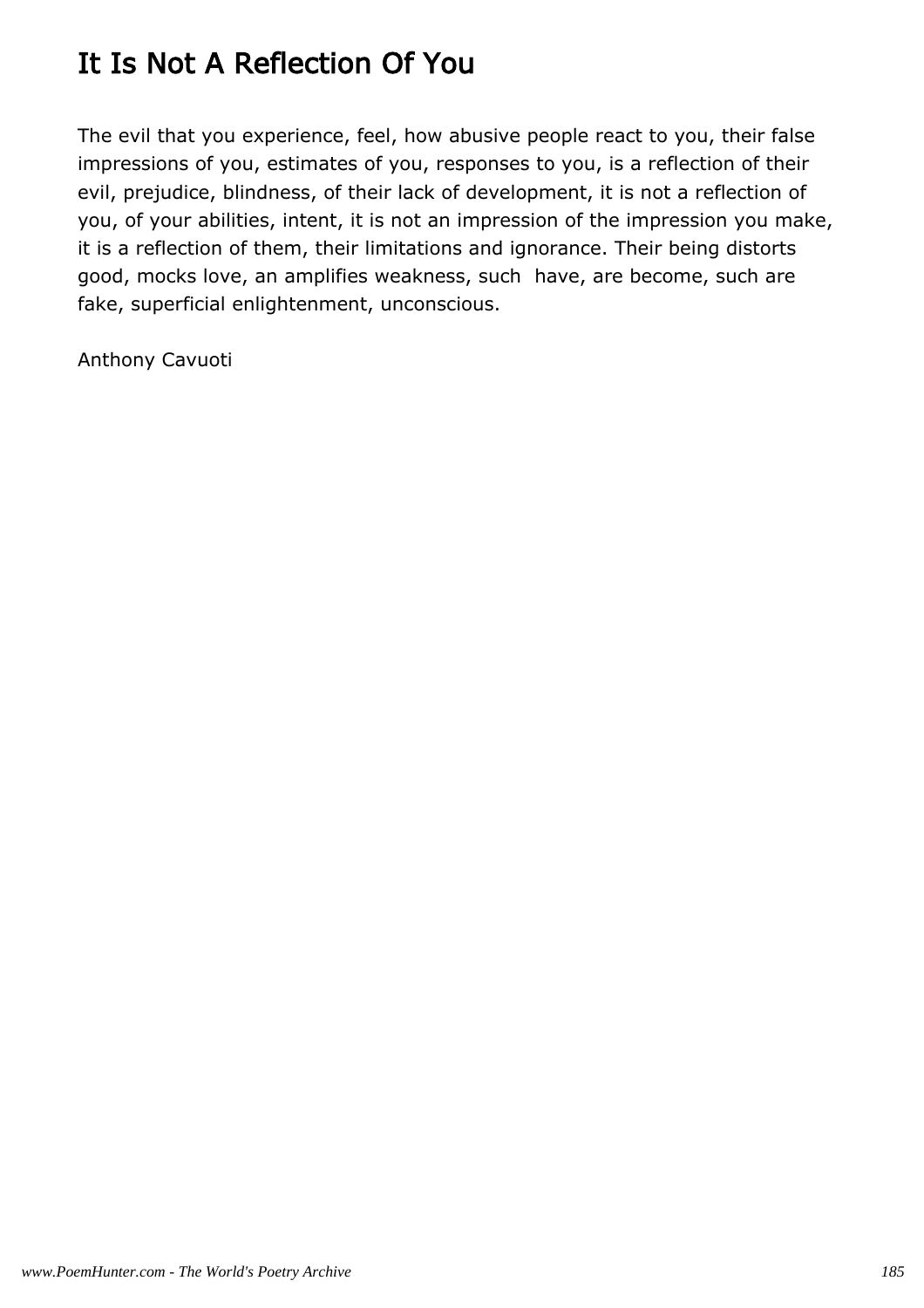# It Is Not A Reflection Of You

The evil that you experience, feel, how abusive people react to you, their false impressions of you, estimates of you, responses to you, is a reflection of their evil, prejudice, blindness, of their lack of development, it is not a reflection of you, of your abilities, intent, it is not an impression of the impression you make, it is a reflection of them, their limitations and ignorance. Their being distorts good, mocks love, an amplifies weakness, such  have, are become, such are fake, superficial enlightenment, unconscious.

Anthony Cavuoti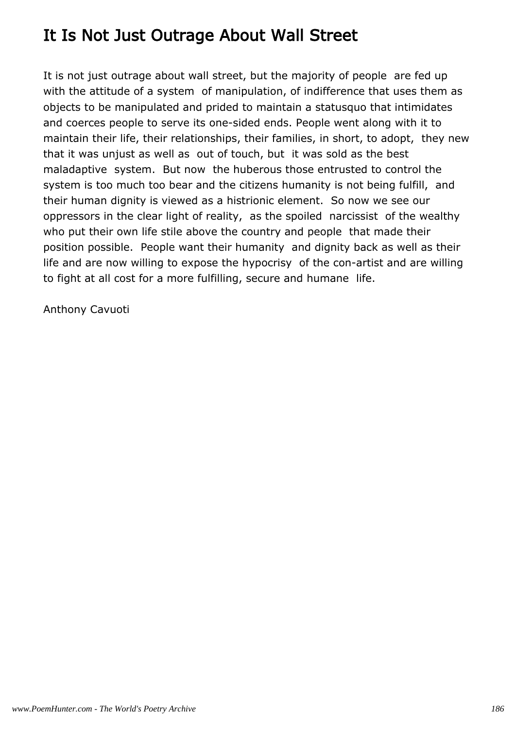# It Is Not Just Outrage About Wall Street

It is not just outrage about wall street, but the majority of people are fed up with the attitude of a system of manipulation, of indifference that uses them as objects to be manipulated and prided to maintain a statusquo that intimidates and coerces people to serve its one-sided ends. People went along with it to maintain their life, their relationships, their families, in short, to adopt, they new that it was unjust as well as out of touch, but it was sold as the best maladaptive system. But now the huberous those entrusted to control the system is too much too bear and the citizens humanity is not being fulfill, and their human dignity is viewed as a histrionic element. So now we see our oppressors in the clear light of reality, as the spoiled narcissist of the wealthy who put their own life stile above the country and people that made their position possible. People want their humanity and dignity back as well as their life and are now willing to expose the hypocrisy of the con-artist and are willing to fight at all cost for a more fulfilling, secure and humane life.

Anthony Cavuoti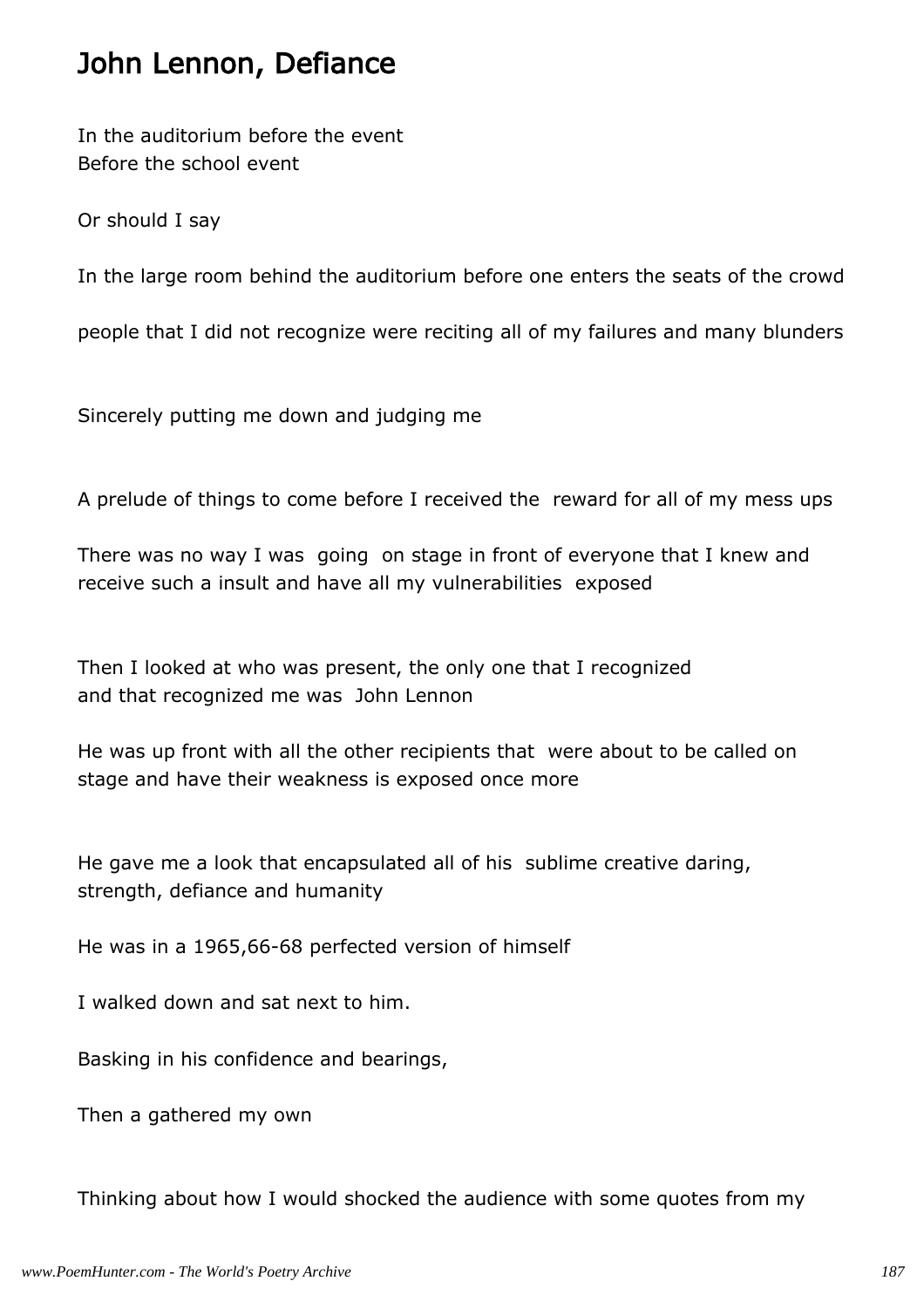# John Lennon, Defiance

In the auditorium before the event
Before the school event

Or should I say

In the large room behind the auditorium before one enters the seats of the crowd

people that I did not recognize were reciting all of my failures and many blunders

Sincerely putting me down and judging me

A prelude of things to come before I received the reward for all of my mess ups

There was no way I was going on stage in front of everyone that I knew and receive such a insult and have all my vulnerabilities exposed

Then I looked at who was present, the only one that I recognized
and that recognized me was John Lennon

He was up front with all the other recipients that were about to be called on stage and have their weakness is exposed once more

He gave me a look that encapsulated all of his sublime creative daring, strength, defiance and humanity

He was in a 1965,66-68 perfected version of himself

I walked down and sat next to him.

Basking in his confidence and bearings,

Then a gathered my own

Thinking about how I would shocked the audience with some quotes from my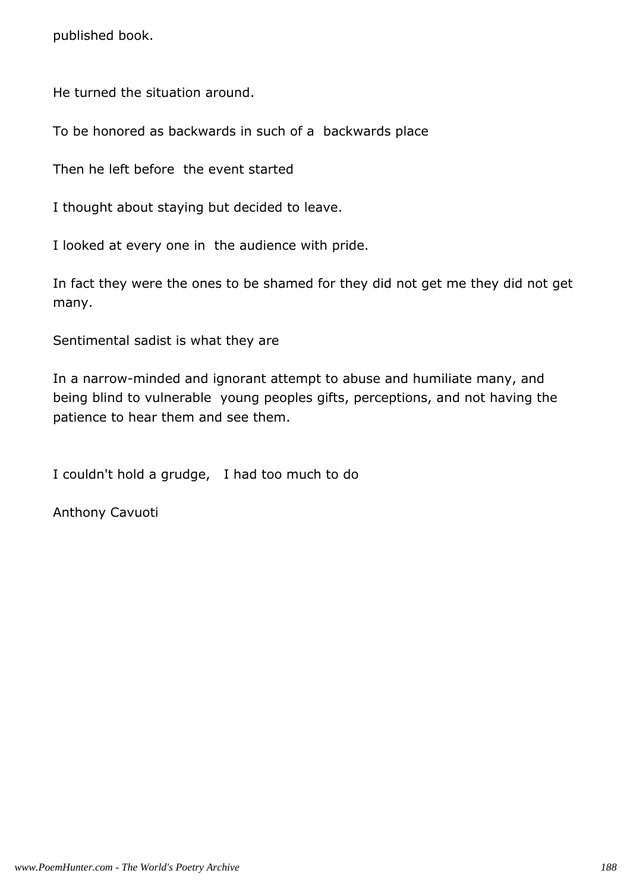published book.

He turned the situation around.

To be honored as backwards in such of a backwards place

Then he left before the event started

I thought about staying but decided to leave.

I looked at every one in the audience with pride.

In fact they were the ones to be shamed for they did not get me they did not get many.

Sentimental sadist is what they are

In a narrow-minded and ignorant attempt to abuse and humiliate many, and being blind to vulnerable young peoples gifts, perceptions, and not having the patience to hear them and see them.

I couldn't hold a grudge, I had too much to do

Anthony Cavuoti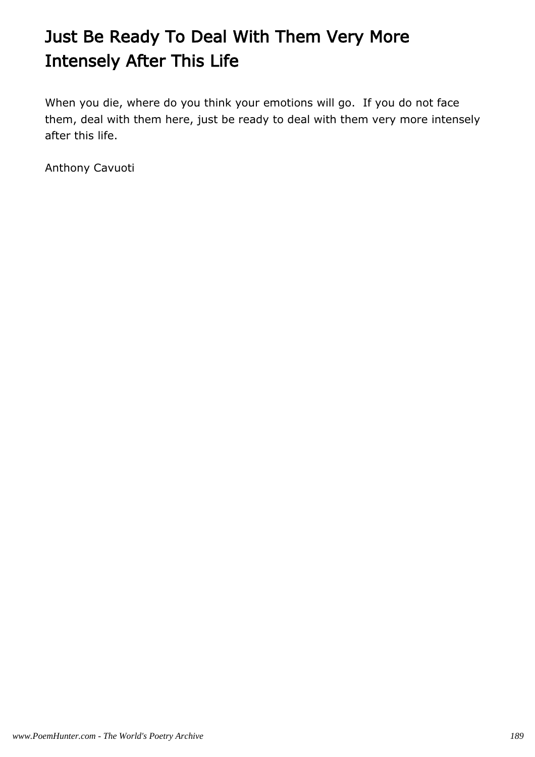# Just Be Ready To Deal With Them Very More Intensely After This Life

When you die, where do you think your emotions will go. If you do not face them, deal with them here, just be ready to deal with them very more intensely after this life.

Anthony Cavuoti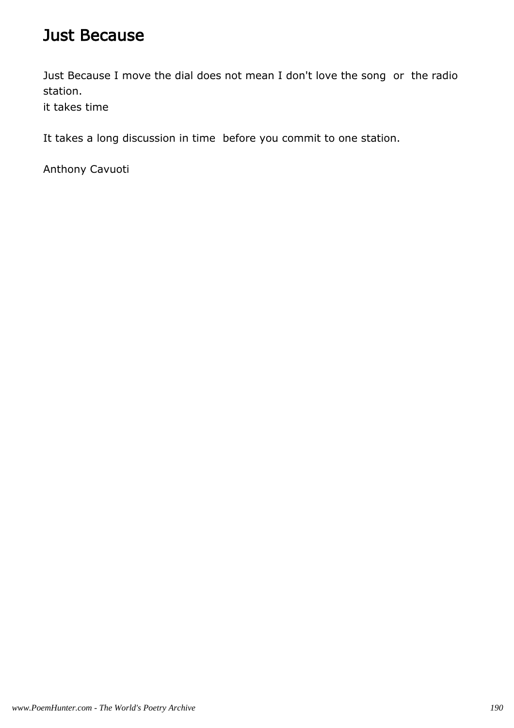# Just Because

Just Because I move the dial does not mean I don't love the song or the radio station.
it takes time

It takes a long discussion in time before you commit to one station.

Anthony Cavuoti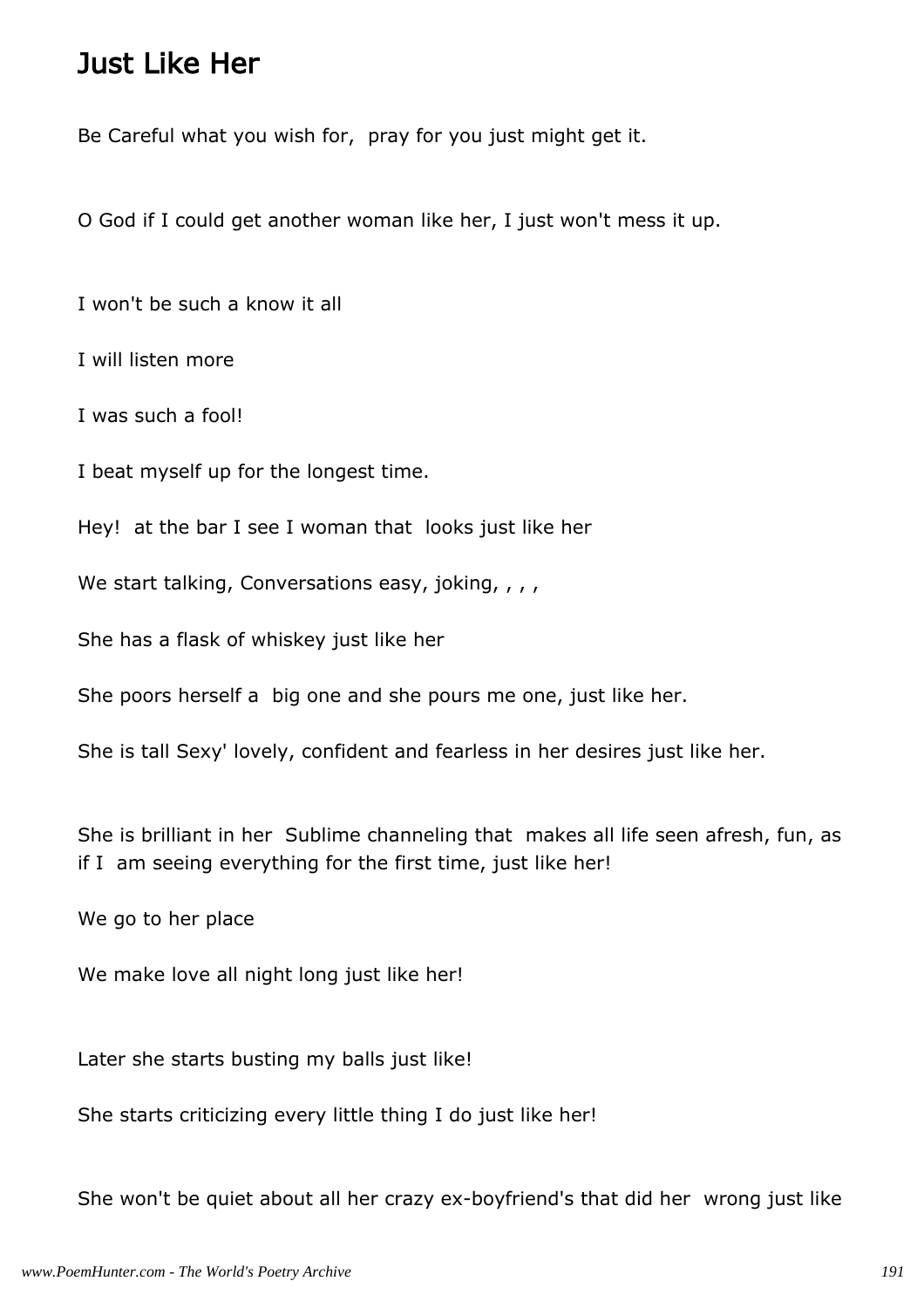# Just Like Her

Be Careful what you wish for, pray for you just might get it.

O God if I could get another woman like her, I just won't mess it up.

I won't be such a know it all

I will listen more

I was such a fool!

I beat myself up for the longest time.

Hey! at the bar I see I woman that looks just like her

We start talking, Conversations easy, joking, , , ,

She has a flask of whiskey just like her

She poors herself a big one and she pours me one, just like her.

She is tall Sexy' lovely, confident and fearless in her desires just like her.

She is brilliant in her Sublime channeling that makes all life seen afresh, fun, as if I am seeing everything for the first time, just like her!

We go to her place

We make love all night long just like her!

Later she starts busting my balls just like!

She starts criticizing every little thing I do just like her!

She won't be quiet about all her crazy ex-boyfriend's that did her wrong just like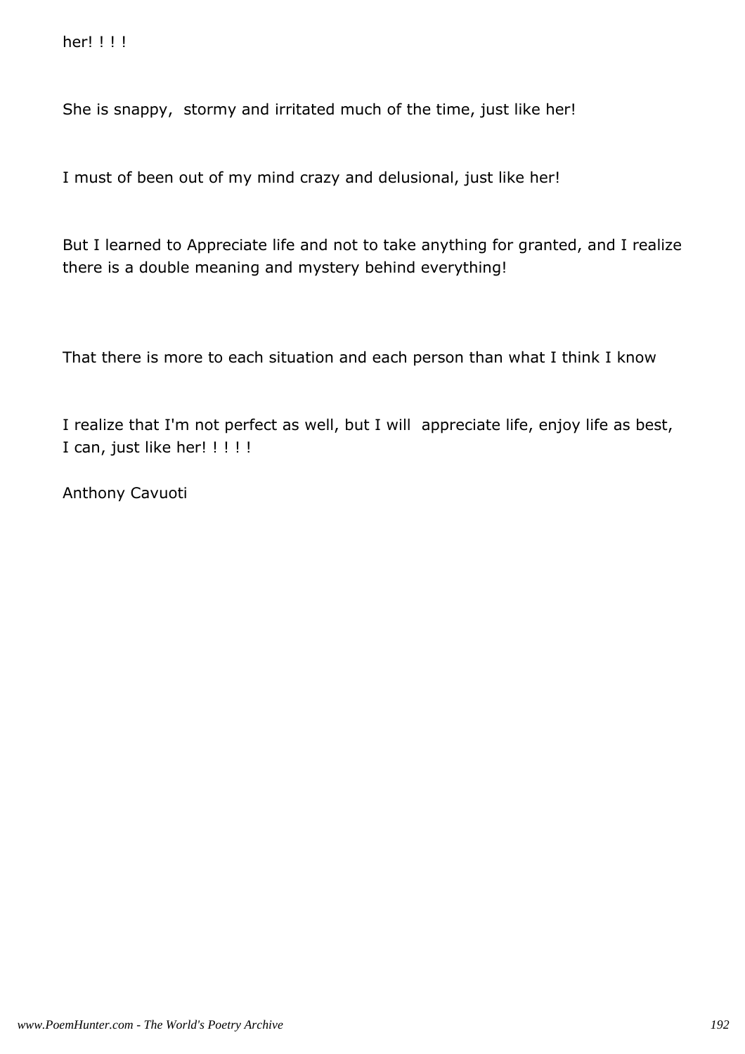her! ! ! !

She is snappy,  stormy and irritated much of the time, just like her!

I must of been out of my mind crazy and delusional, just like her!

But I learned to Appreciate life and not to take anything for granted, and I realize there is a double meaning and mystery behind everything!

That there is more to each situation and each person than what I think I know

I realize that I'm not perfect as well, but I will  appreciate life, enjoy life as best, I can, just like her! ! ! ! !

Anthony Cavuoti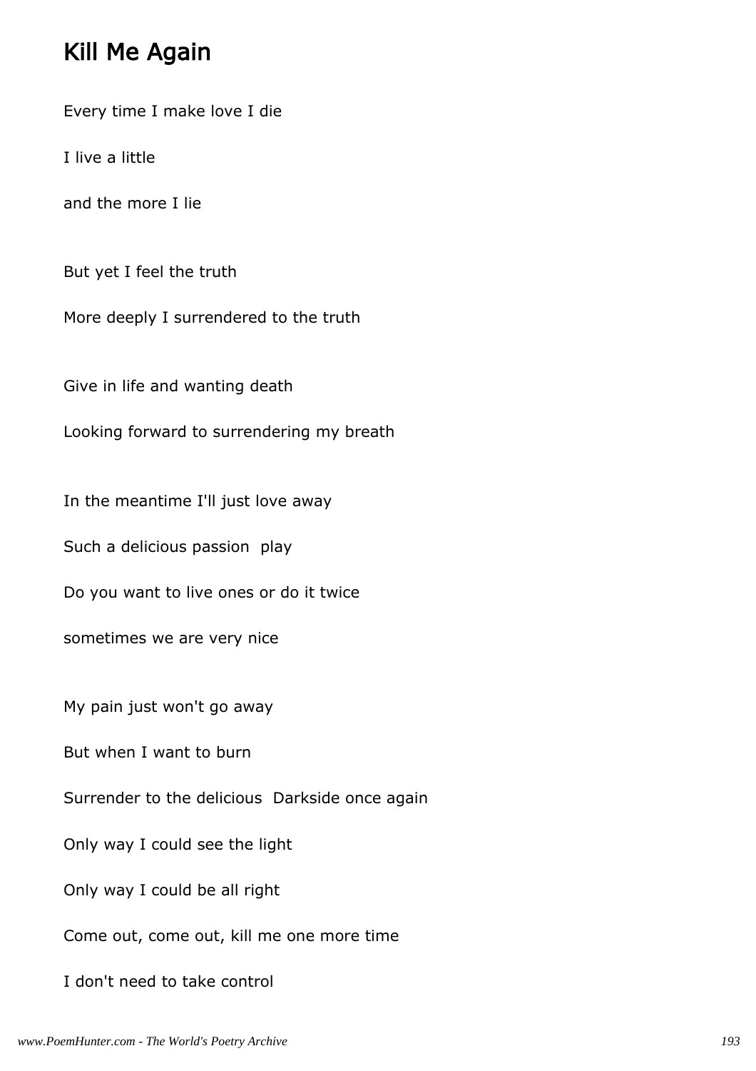## Kill Me Again

Every time I make love I die

I live a little

and the more I lie

But yet I feel the truth

More deeply I surrendered to the truth

Give in life and wanting death

Looking forward to surrendering my breath

In the meantime I'll just love away

Such a delicious passion play

Do you want to live ones or do it twice

sometimes we are very nice

My pain just won't go away

But when I want to burn

Surrender to the delicious Darkside once again

Only way I could see the light

Only way I could be all right

Come out, come out, kill me one more time

I don't need to take control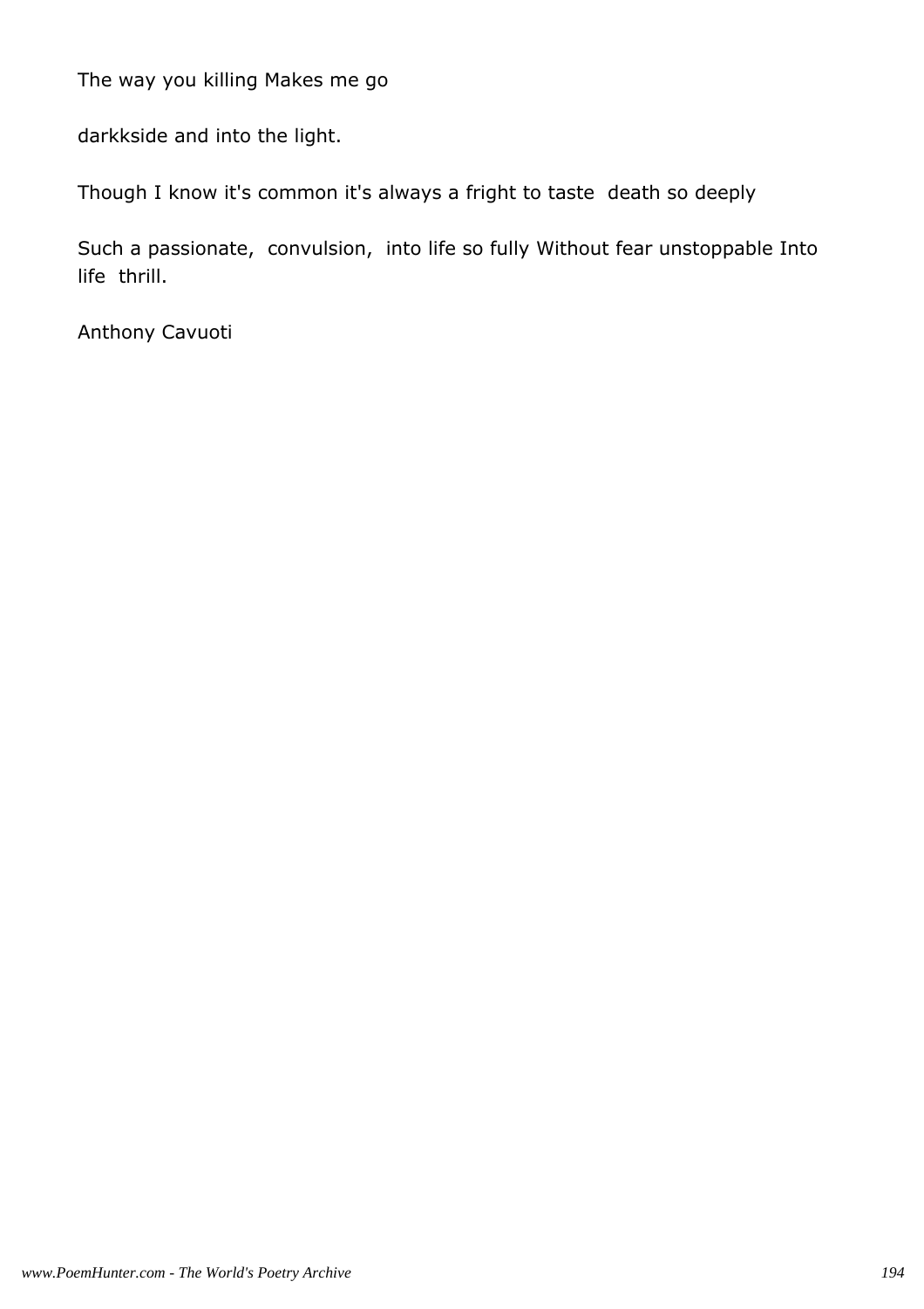The way you killing Makes me go

darkkside and into the light.

Though I know it's common it's always a fright to taste  death so deeply

Such a passionate,  convulsion,  into life so fully Without fear unstoppable Into life  thrill.

Anthony Cavuoti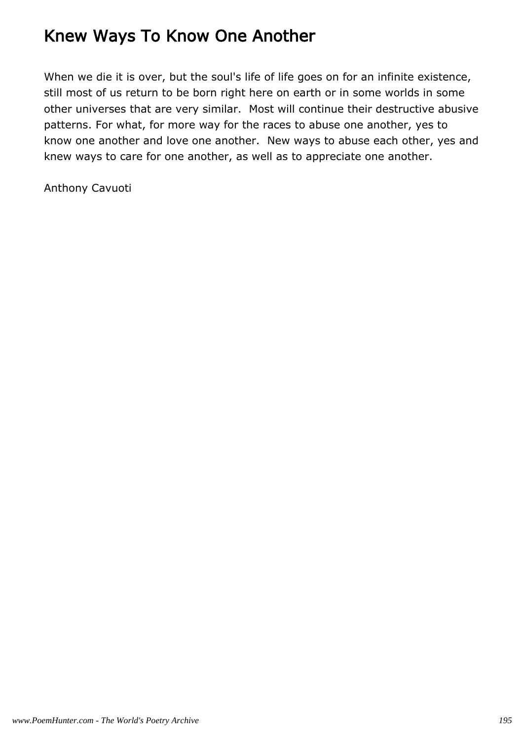# Knew Ways To Know One Another

When we die it is over, but the soul's life of life goes on for an infinite existence, still most of us return to be born right here on earth or in some worlds in some other universes that are very similar.  Most will continue their destructive abusive patterns. For what, for more way for the races to abuse one another, yes to know one another and love one another.  New ways to abuse each other, yes and knew ways to care for one another, as well as to appreciate one another.

Anthony Cavuoti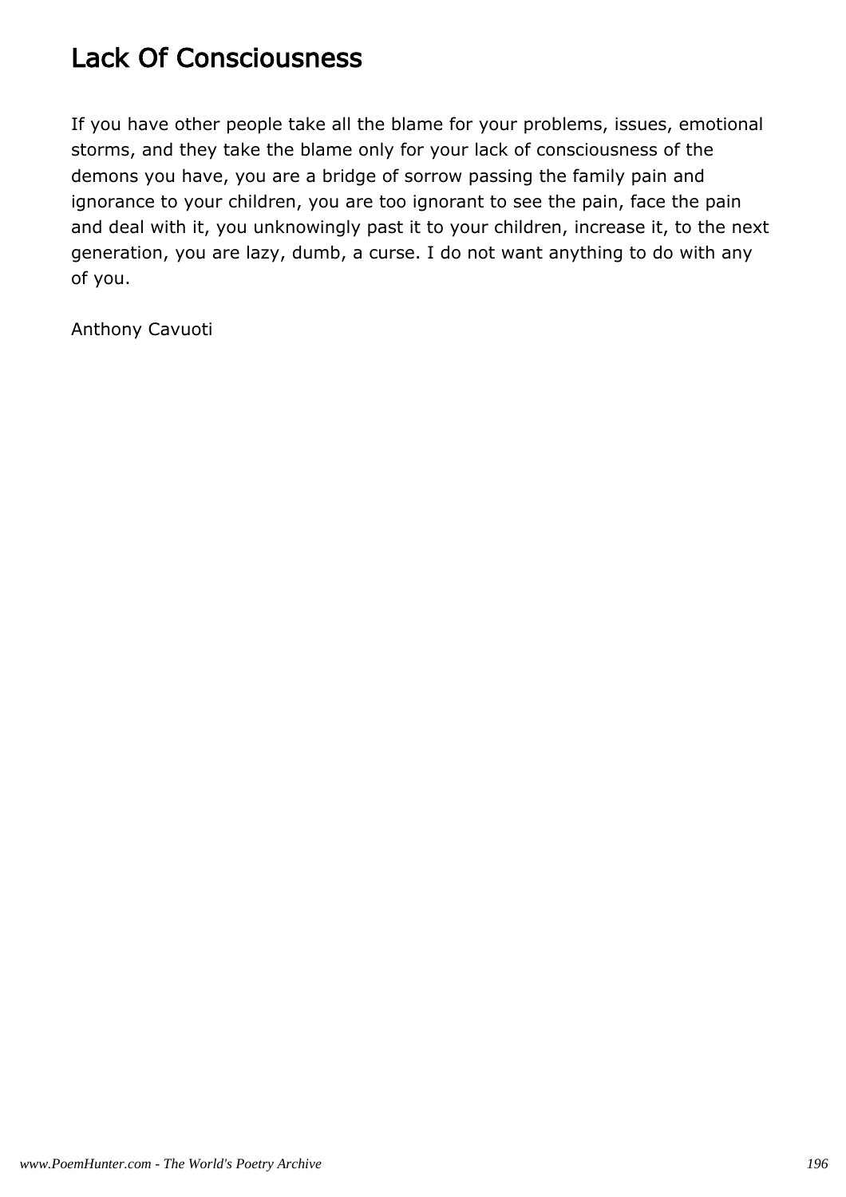# Lack Of Consciousness

If you have other people take all the blame for your problems, issues, emotional storms, and they take the blame only for your lack of consciousness of the demons you have, you are a bridge of sorrow passing the family pain and ignorance to your children, you are too ignorant to see the pain, face the pain and deal with it, you unknowingly past it to your children, increase it, to the next generation, you are lazy, dumb, a curse. I do not want anything to do with any of you.

Anthony Cavuoti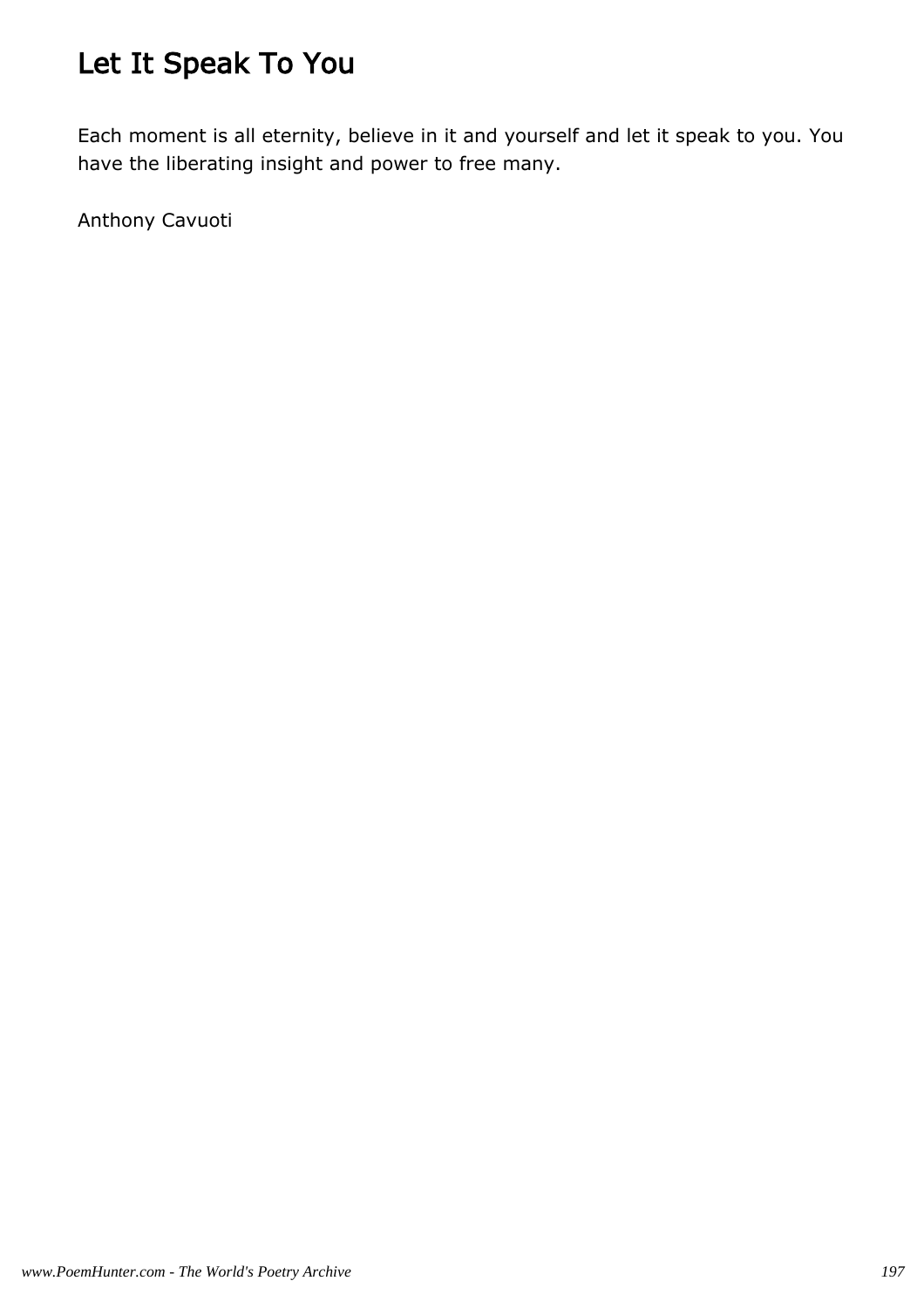# Let It Speak To You

Each moment is all eternity, believe in it and yourself and let it speak to you. You have the liberating insight and power to free many.

Anthony Cavuoti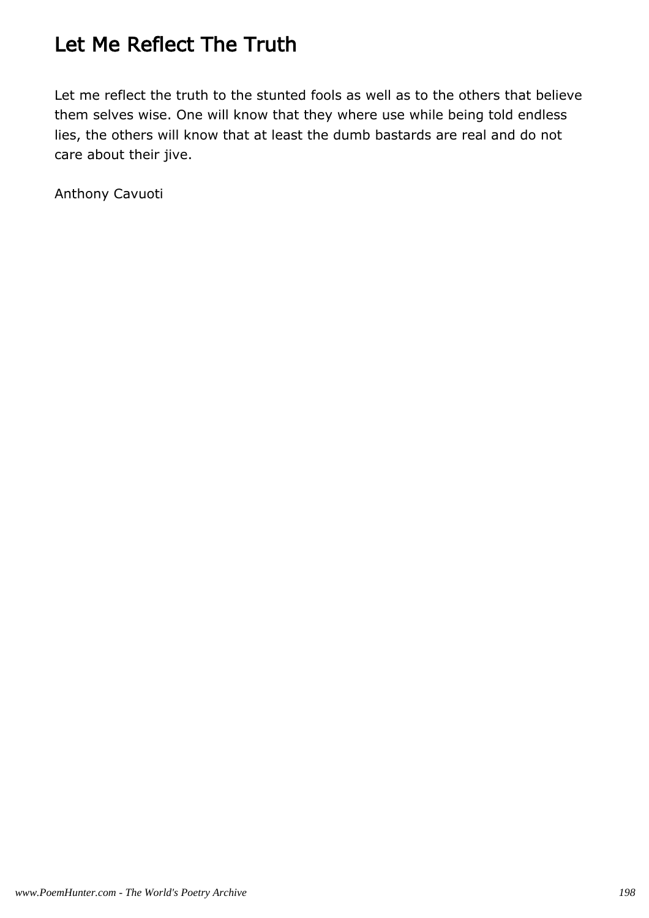# Let Me Reflect The Truth

Let me reflect the truth to the stunted fools as well as to the others that believe them selves wise. One will know that they where use while being told endless lies, the others will know that at least the dumb bastards are real and do not care about their jive.

Anthony Cavuoti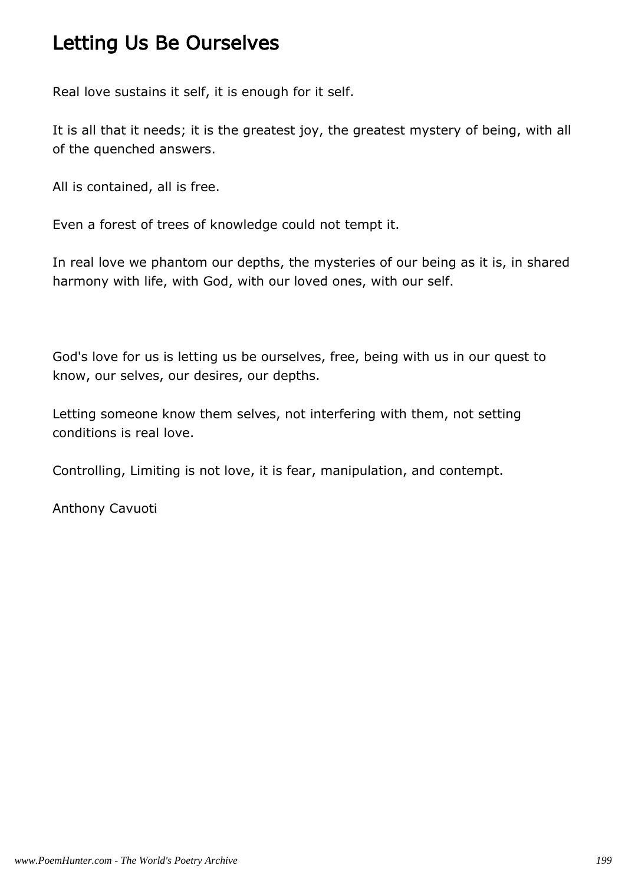# Letting Us Be Ourselves

Real love sustains it self, it is enough for it self.

It is all that it needs; it is the greatest joy, the greatest mystery of being, with all of the quenched answers.

All is contained, all is free.

Even a forest of trees of knowledge could not tempt it.

In real love we phantom our depths, the mysteries of our being as it is, in shared harmony with life, with God, with our loved ones, with our self.

God's love for us is letting us be ourselves, free, being with us in our quest to know, our selves, our desires, our depths.

Letting someone know them selves, not interfering with them, not setting conditions is real love.

Controlling, Limiting is not love, it is fear, manipulation, and contempt.

Anthony Cavuoti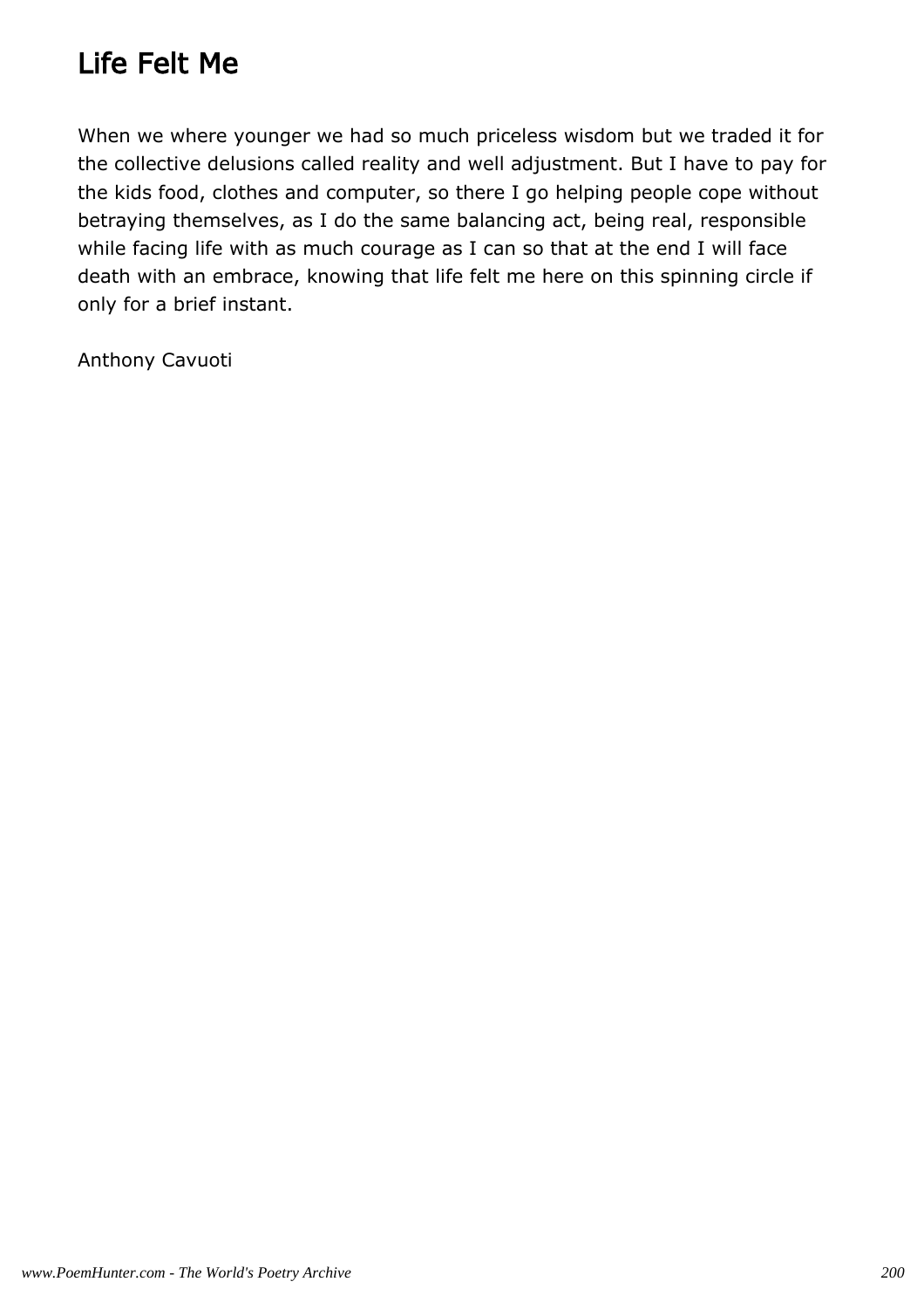# Life Felt Me

When we where younger we had so much priceless wisdom but we traded it for the collective delusions called reality and well adjustment. But I have to pay for the kids food, clothes and computer, so there I go helping people cope without betraying themselves, as I do the same balancing act, being real, responsible while facing life with as much courage as I can so that at the end I will face death with an embrace, knowing that life felt me here on this spinning circle if only for a brief instant.

Anthony Cavuoti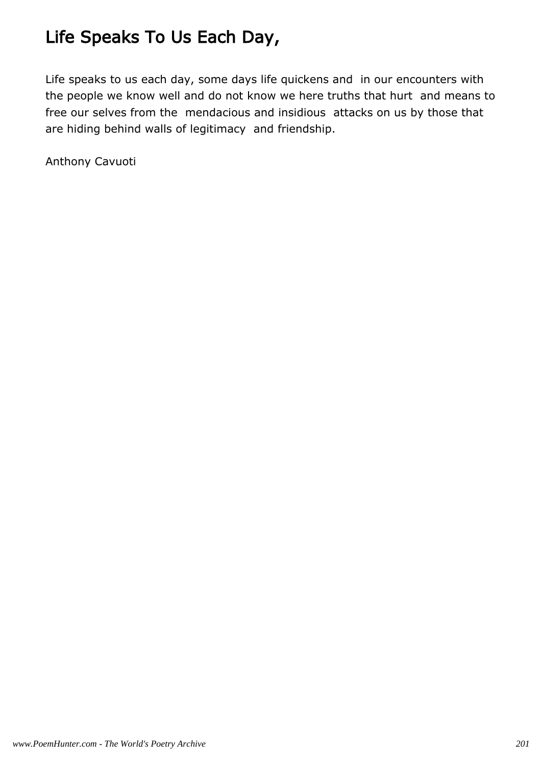# Life Speaks To Us Each Day,

Life speaks to us each day, some days life quickens and in our encounters with the people we know well and do not know we here truths that hurt and means to free our selves from the mendacious and insidious attacks on us by those that are hiding behind walls of legitimacy and friendship.

Anthony Cavuoti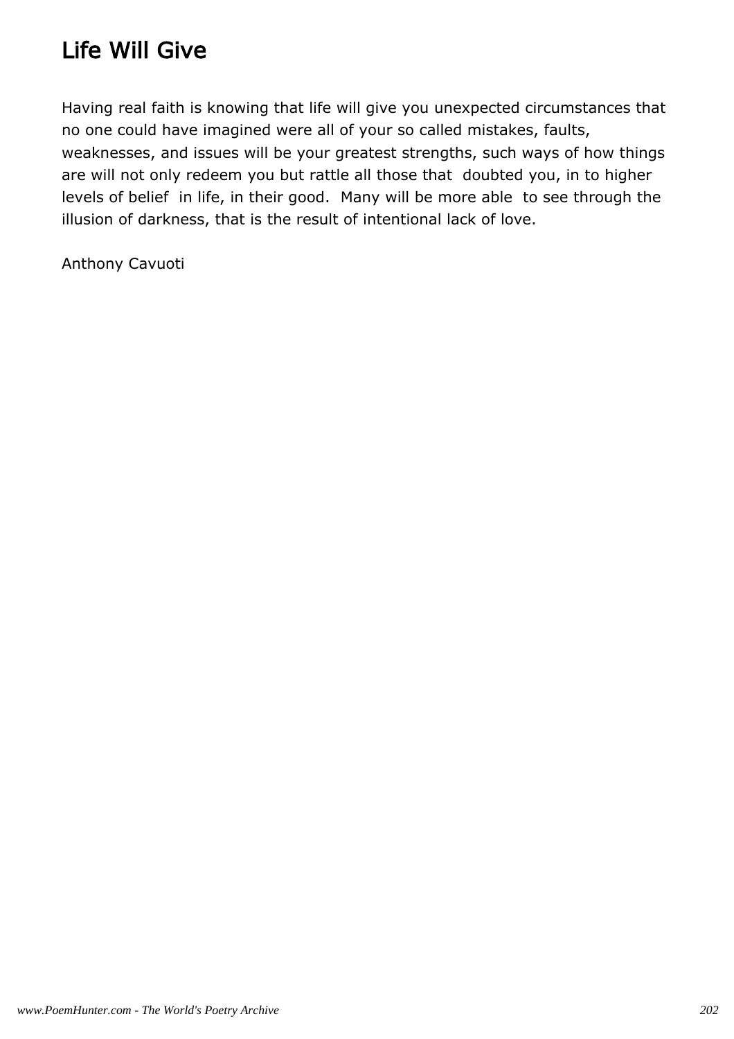# Life Will Give

Having real faith is knowing that life will give you unexpected circumstances that no one could have imagined were all of your so called mistakes, faults, weaknesses, and issues will be your greatest strengths, such ways of how things are will not only redeem you but rattle all those that doubted you, in to higher levels of belief in life, in their good. Many will be more able to see through the illusion of darkness, that is the result of intentional lack of love.

Anthony Cavuoti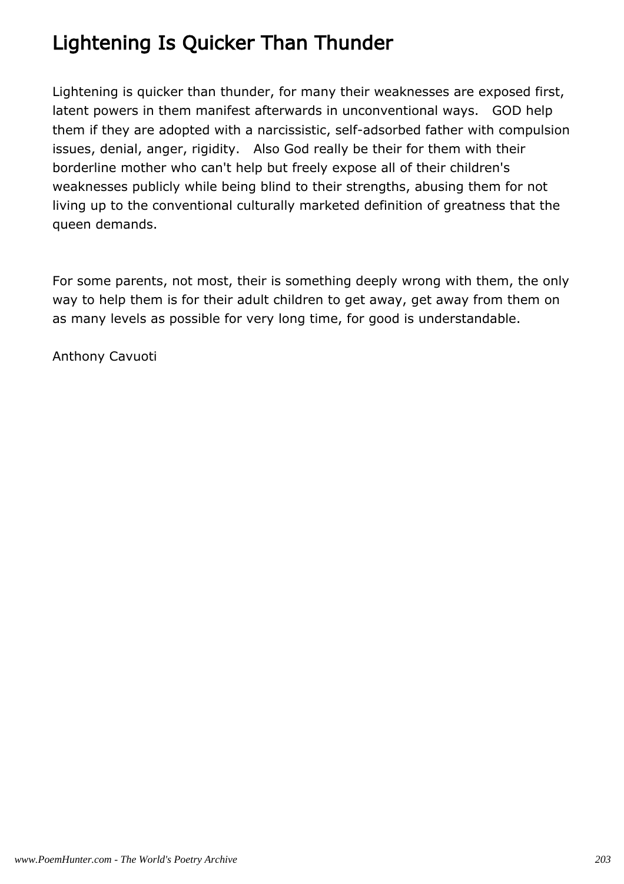# Lightening Is Quicker Than Thunder

Lightening is quicker than thunder, for many their weaknesses are exposed first, latent powers in them manifest afterwards in unconventional ways.   GOD help them if they are adopted with a narcissistic, self-adsorbed father with compulsion issues, denial, anger, rigidity.   Also God really be their for them with their borderline mother who can't help but freely expose all of their children's weaknesses publicly while being blind to their strengths, abusing them for not living up to the conventional culturally marketed definition of greatness that the queen demands.

For some parents, not most, their is something deeply wrong with them, the only way to help them is for their adult children to get away, get away from them on as many levels as possible for very long time, for good is understandable.

Anthony Cavuoti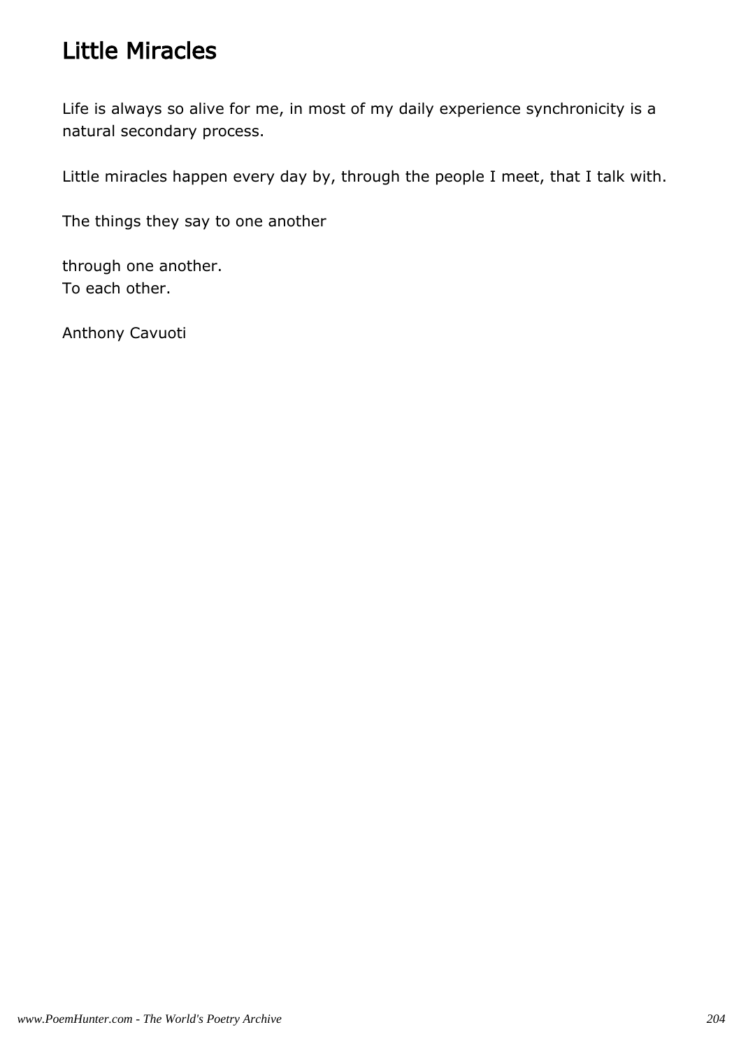# Little Miracles

Life is always so alive for me, in most of my daily experience synchronicity is a natural secondary process.

Little miracles happen every day by, through the people I meet, that I talk with.

The things they say to one another

through one another.
To each other.

Anthony Cavuoti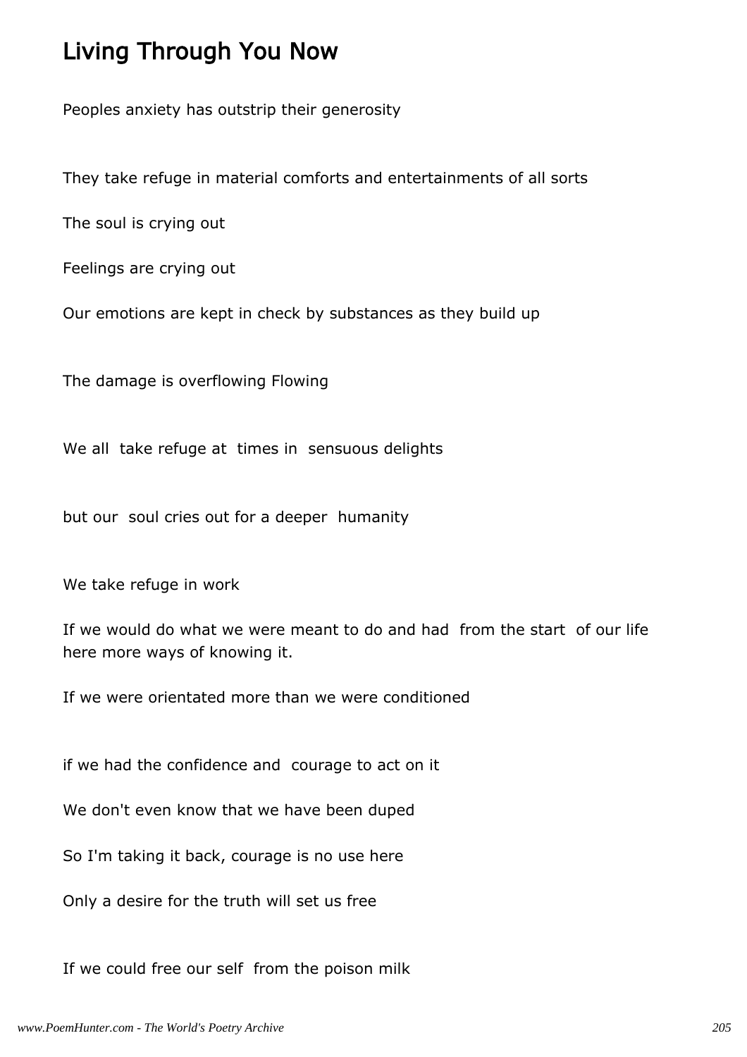## Living Through You Now

Peoples anxiety has outstrip their generosity

They take refuge in material comforts and entertainments of all sorts

The soul is crying out

Feelings are crying out

Our emotions are kept in check by substances as they build up

The damage is overflowing Flowing

We all take refuge at times in sensuous delights

but our soul cries out for a deeper humanity

We take refuge in work

If we would do what we were meant to do and had from the start of our life here more ways of knowing it.

If we were orientated more than we were conditioned

if we had the confidence and courage to act on it

We don't even know that we have been duped

So I'm taking it back, courage is no use here

Only a desire for the truth will set us free

If we could free our self from the poison milk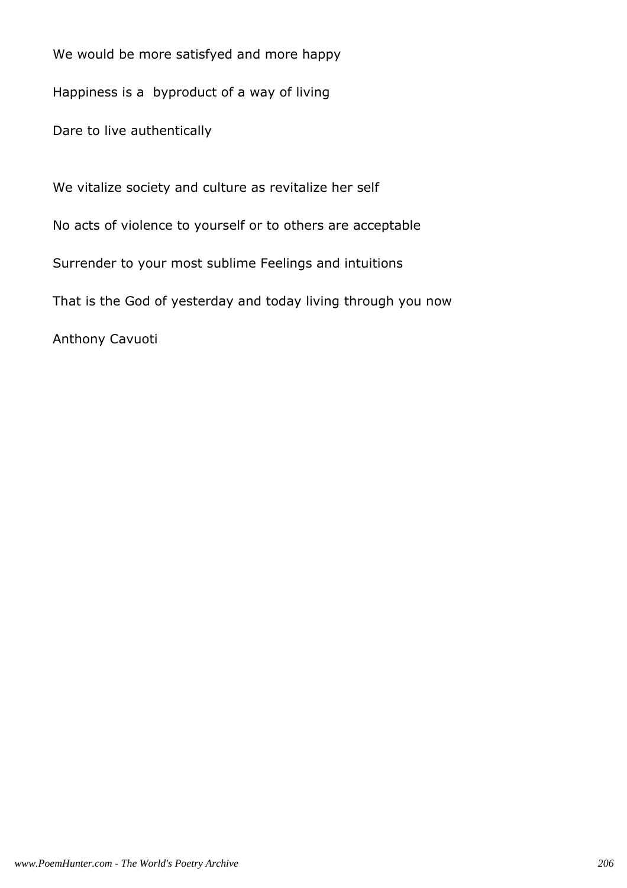We would be more satisfyed and more happy

Happiness is a  byproduct of a way of living

Dare to live authentically

We vitalize society and culture as revitalize her self

No acts of violence to yourself or to others are acceptable

Surrender to your most sublime Feelings and intuitions

That is the God of yesterday and today living through you now

Anthony Cavuoti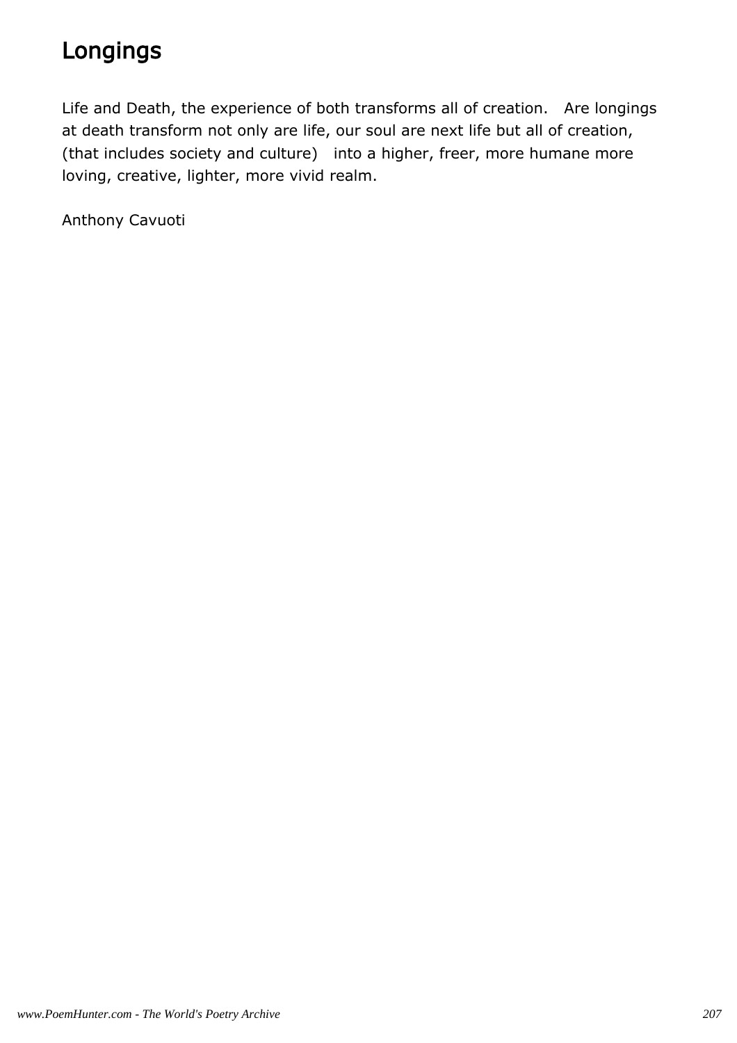# Longings

Life and Death, the experience of both transforms all of creation.   Are longings at death transform not only are life, our soul are next life but all of creation, (that includes society and culture)   into a higher, freer, more humane more loving, creative, lighter, more vivid realm.

Anthony Cavuoti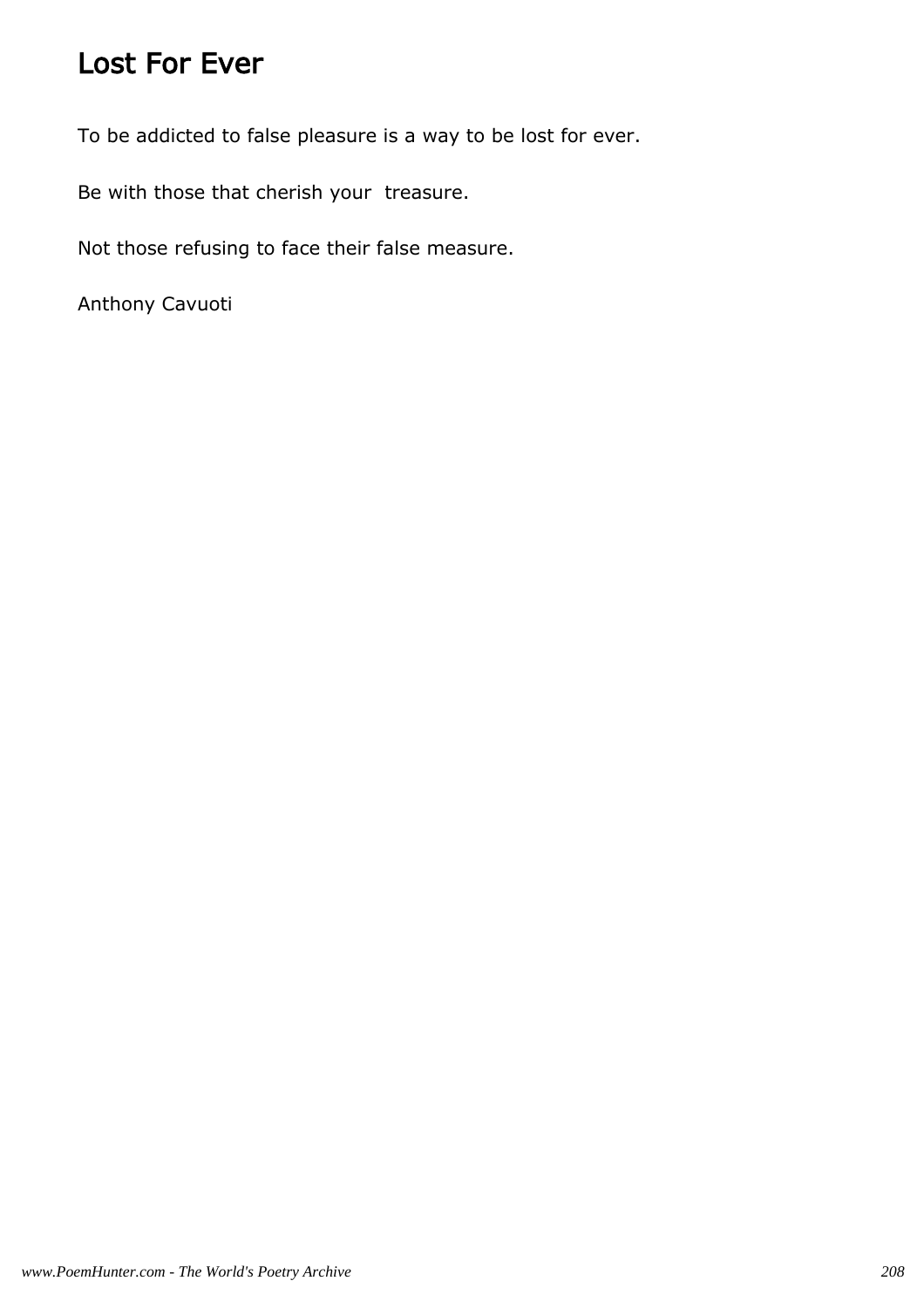# Lost For Ever

To be addicted to false pleasure is a way to be lost for ever.

Be with those that cherish your treasure.

Not those refusing to face their false measure.

Anthony Cavuoti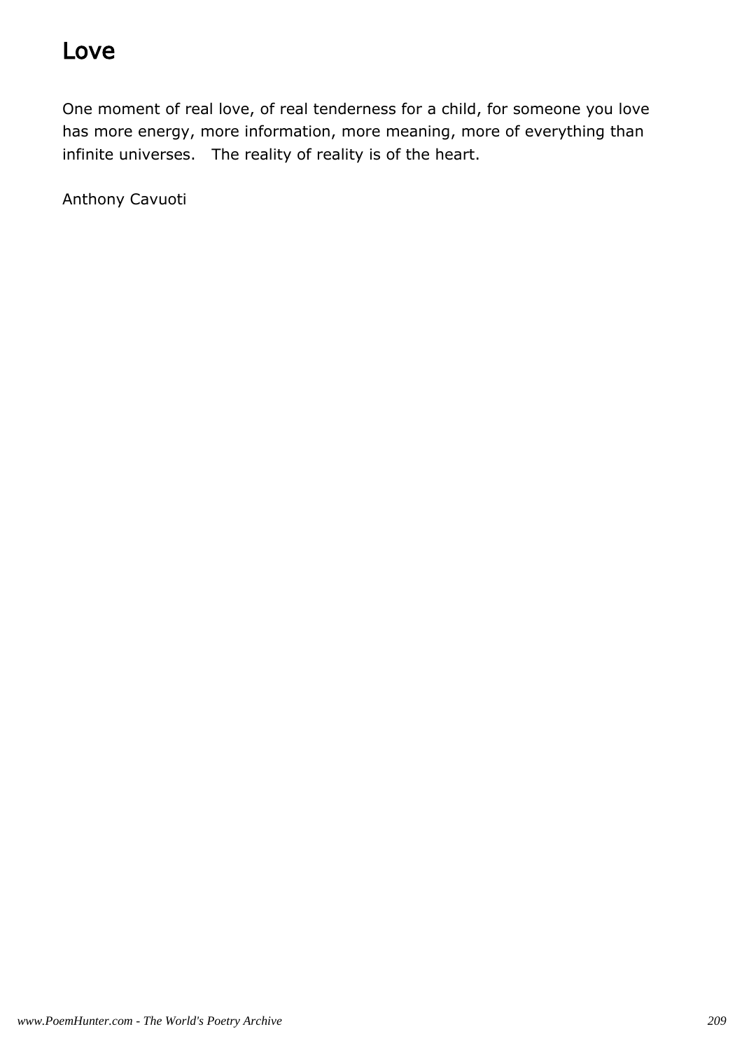# Love

One moment of real love, of real tenderness for a child, for someone you love has more energy, more information, more meaning, more of everything than infinite universes.   The reality of reality is of the heart.

Anthony Cavuoti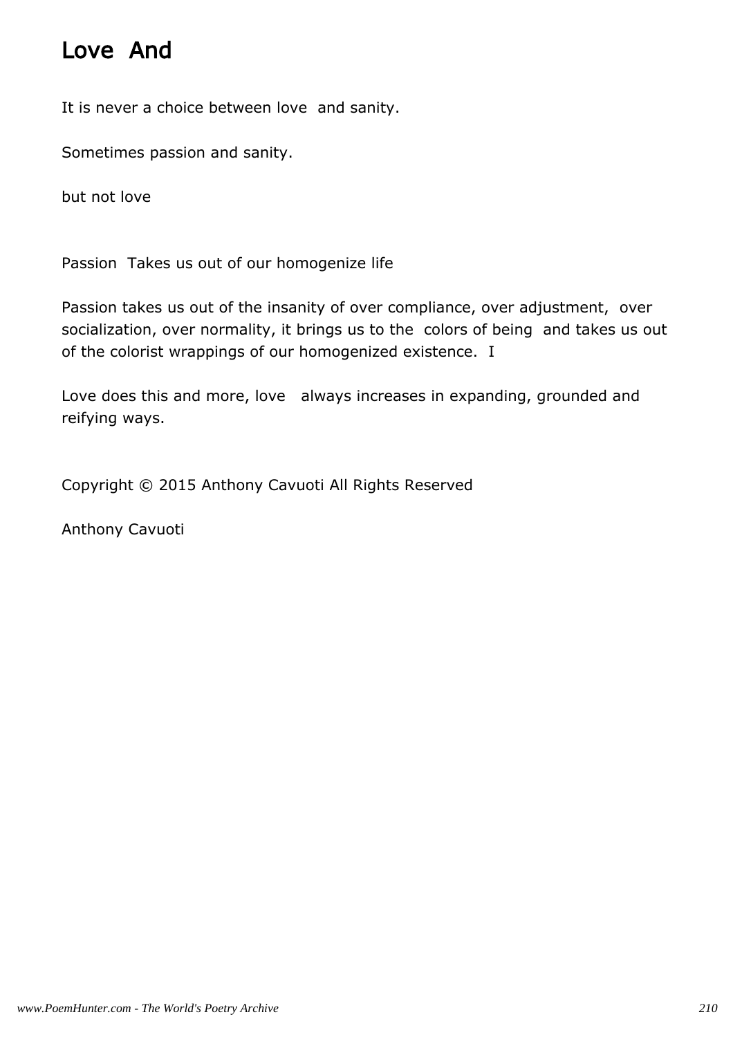# Love And

It is never a choice between love and sanity.

Sometimes passion and sanity.

but not love

Passion Takes us out of our homogenize life

Passion takes us out of the insanity of over compliance, over adjustment, over socialization, over normality, it brings us to the colors of being and takes us out of the colorist wrappings of our homogenized existence. I

Love does this and more, love always increases in expanding, grounded and reifying ways.

Copyright © 2015 Anthony Cavuoti All Rights Reserved

Anthony Cavuoti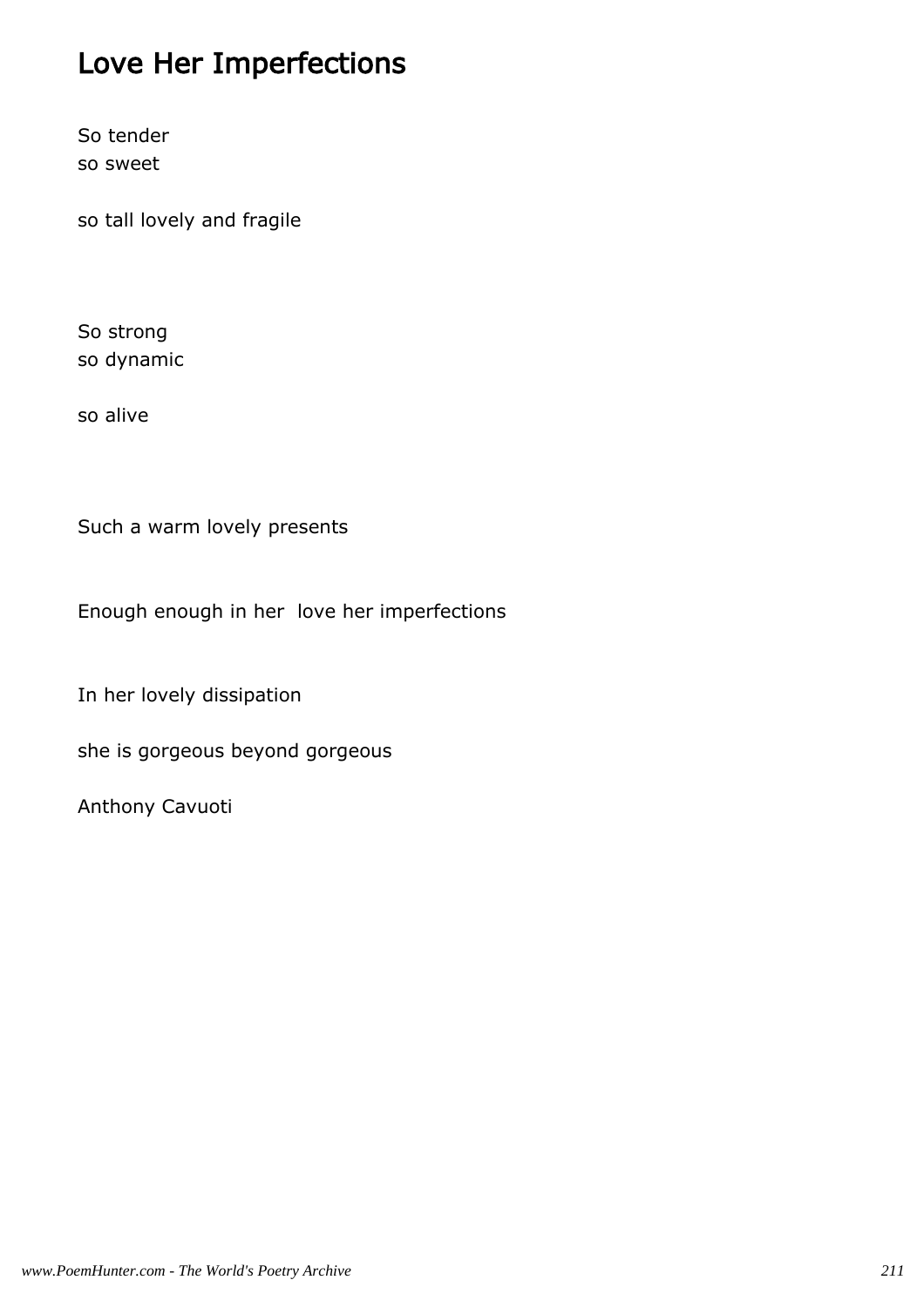# Love Her Imperfections

So tender
so sweet

so tall lovely and fragile

So strong
so dynamic

so alive

Such a warm lovely presents

Enough enough in her  love her imperfections

In her lovely dissipation

she is gorgeous beyond gorgeous

Anthony Cavuoti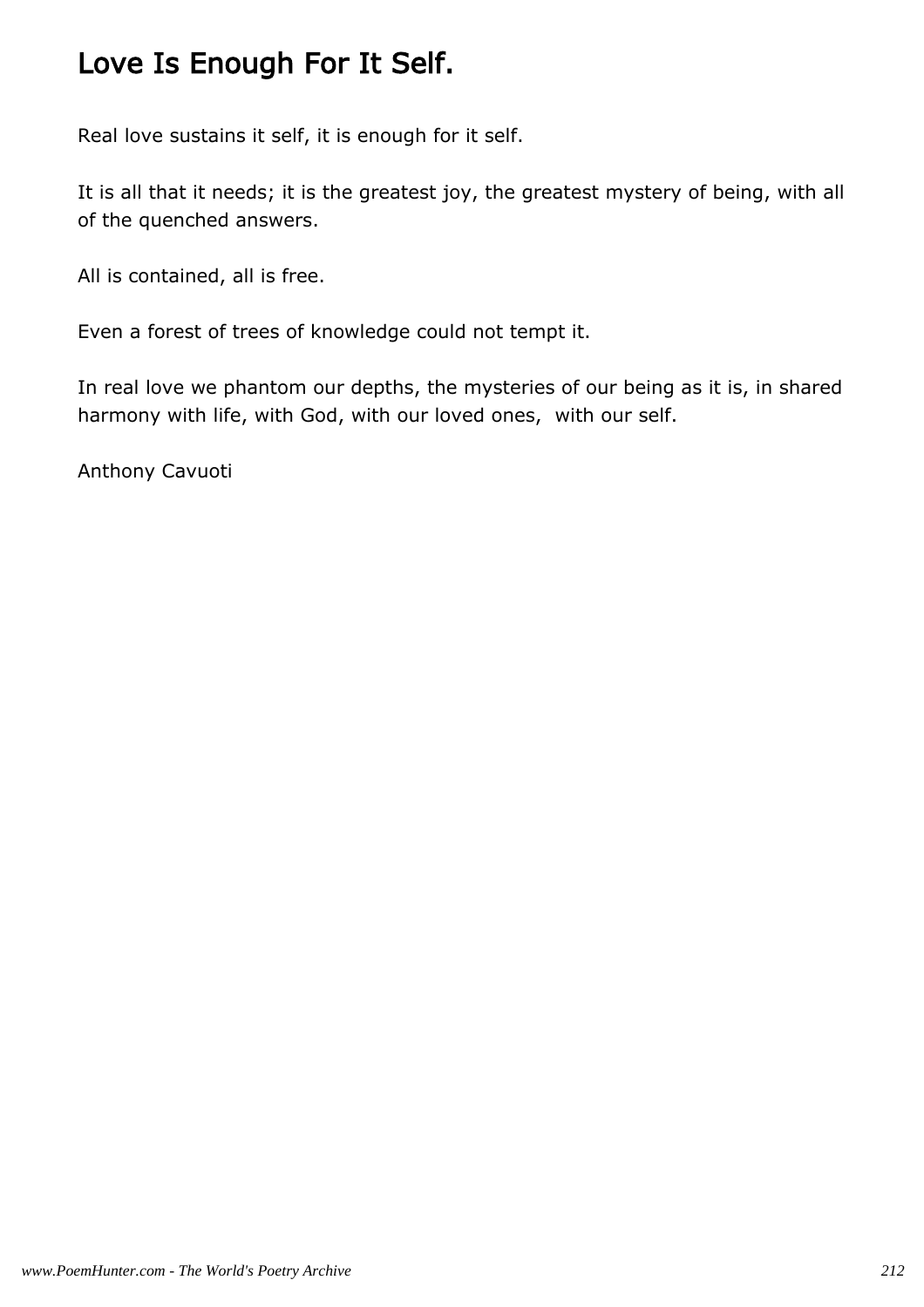# Love Is Enough For It Self.

Real love sustains it self, it is enough for it self.

It is all that it needs; it is the greatest joy, the greatest mystery of being, with all of the quenched answers.

All is contained, all is free.

Even a forest of trees of knowledge could not tempt it.

In real love we phantom our depths, the mysteries of our being as it is, in shared harmony with life, with God, with our loved ones,  with our self.

Anthony Cavuoti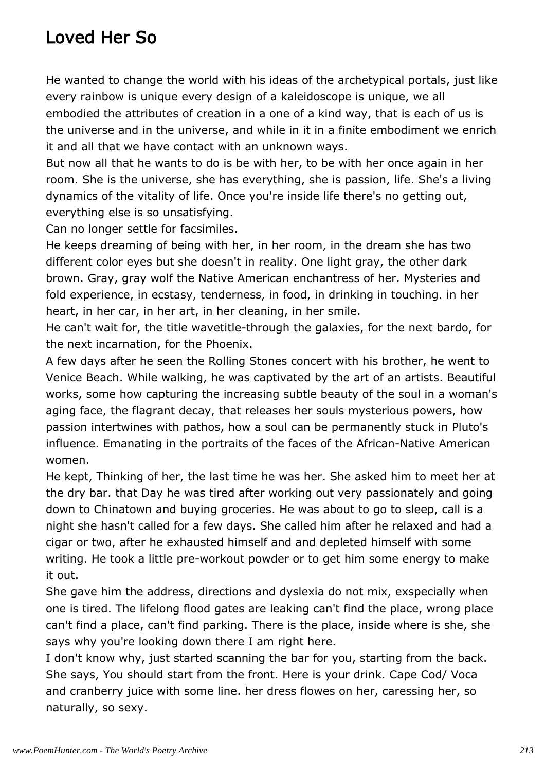# Loved Her So

He wanted to change the world with his ideas of the archetypical portals, just like every rainbow is unique every design of a kaleidoscope is unique, we all embodied the attributes of creation in a one of a kind way, that is each of us is the universe and in the universe, and while in it in a finite embodiment we enrich it and all that we have contact with an unknown ways.
But now all that he wants to do is be with her, to be with her once again in her room. She is the universe, she has everything, she is passion, life. She's a living dynamics of the vitality of life. Once you're inside life there's no getting out, everything else is so unsatisfying.
Can no longer settle for facsimiles.
He keeps dreaming of being with her, in her room, in the dream she has two different color eyes but she doesn't in reality. One light gray, the other dark brown. Gray, gray wolf the Native American enchantress of her. Mysteries and fold experience, in ecstasy, tenderness, in food, in drinking in touching. in her heart, in her car, in her art, in her cleaning, in her smile.
He can't wait for, the title wavetitle-through the galaxies, for the next bardo, for the next incarnation, for the Phoenix.
A few days after he seen the Rolling Stones concert with his brother, he went to Venice Beach. While walking, he was captivated by the art of an artists. Beautiful works, some how capturing the increasing subtle beauty of the soul in a woman's aging face, the flagrant decay, that releases her souls mysterious powers, how passion intertwines with pathos, how a soul can be permanently stuck in Pluto's influence. Emanating in the portraits of the faces of the African-Native American women.
He kept, Thinking of her, the last time he was her. She asked him to meet her at the dry bar. that Day he was tired after working out very passionately and going down to Chinatown and buying groceries. He was about to go to sleep, call is a night she hasn't called for a few days. She called him after he relaxed and had a cigar or two, after he exhausted himself and and depleted himself with some writing. He took a little pre-workout powder or to get him some energy to make it out.
She gave him the address, directions and dyslexia do not mix, exspecially when one is tired. The lifelong flood gates are leaking can't find the place, wrong place can't find a place, can't find parking. There is the place, inside where is she, she says why you're looking down there I am right here.
I don't know why, just started scanning the bar for you, starting from the back. She says, You should start from the front. Here is your drink. Cape Cod/ Voca and cranberry juice with some line. her dress flowes on her, caressing her, so naturally, so sexy.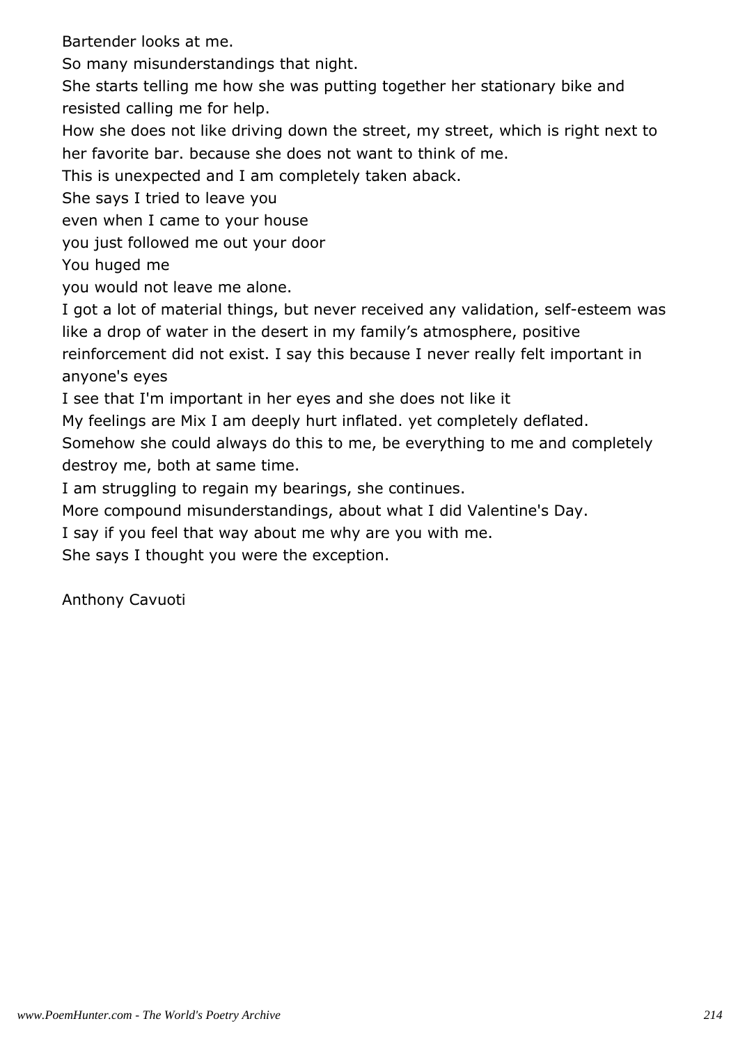Bartender looks at me.

So many misunderstandings that night.

She starts telling me how she was putting together her stationary bike and resisted calling me for help.

How she does not like driving down the street, my street, which is right next to her favorite bar. because she does not want to think of me.

This is unexpected and I am completely taken aback.

She says I tried to leave you

even when I came to your house

you just followed me out your door

You huged me

you would not leave me alone.

I got a lot of material things, but never received any validation, self-esteem was like a drop of water in the desert in my family's atmosphere, positive reinforcement did not exist. I say this because I never really felt important in anyone's eyes

I see that I'm important in her eyes and she does not like it

My feelings are Mix I am deeply hurt inflated. yet completely deflated.

Somehow she could always do this to me, be everything to me and completely destroy me, both at same time.

I am struggling to regain my bearings, she continues.

More compound misunderstandings, about what I did Valentine's Day.

I say if you feel that way about me why are you with me.

She says I thought you were the exception.

Anthony Cavuoti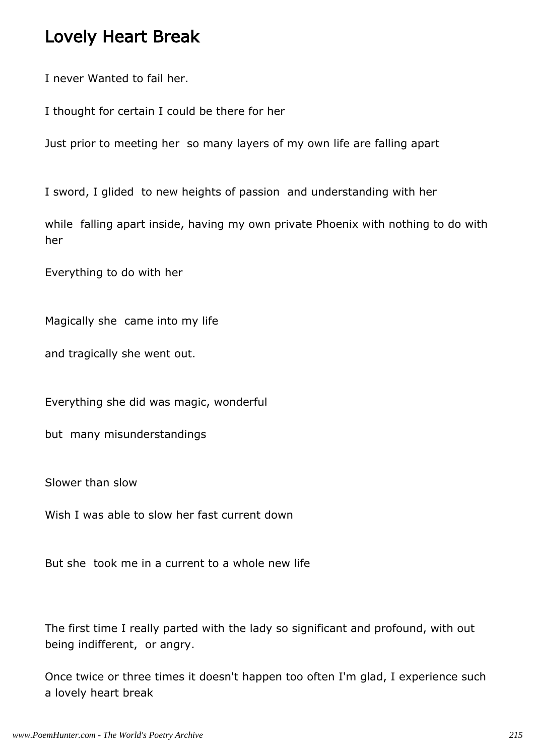# Lovely Heart Break

I never Wanted to fail her.

I thought for certain I could be there for her

Just prior to meeting her so many layers of my own life are falling apart

I sword, I glided to new heights of passion and understanding with her

while falling apart inside, having my own private Phoenix with nothing to do with her

Everything to do with her

Magically she came into my life

and tragically she went out.

Everything she did was magic, wonderful

but many misunderstandings

Slower than slow

Wish I was able to slow her fast current down

But she took me in a current to a whole new life

The first time I really parted with the lady so significant and profound, with out being indifferent, or angry.

Once twice or three times it doesn't happen too often I'm glad, I experience such a lovely heart break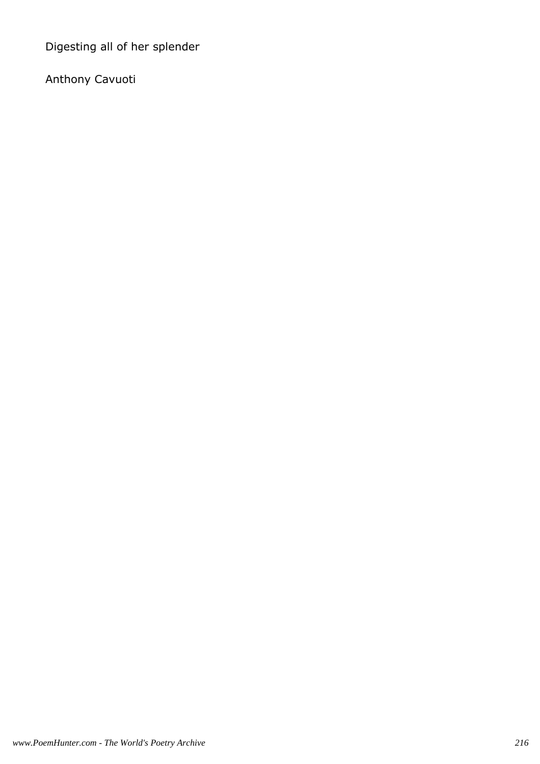Digesting all of her splender

Anthony Cavuoti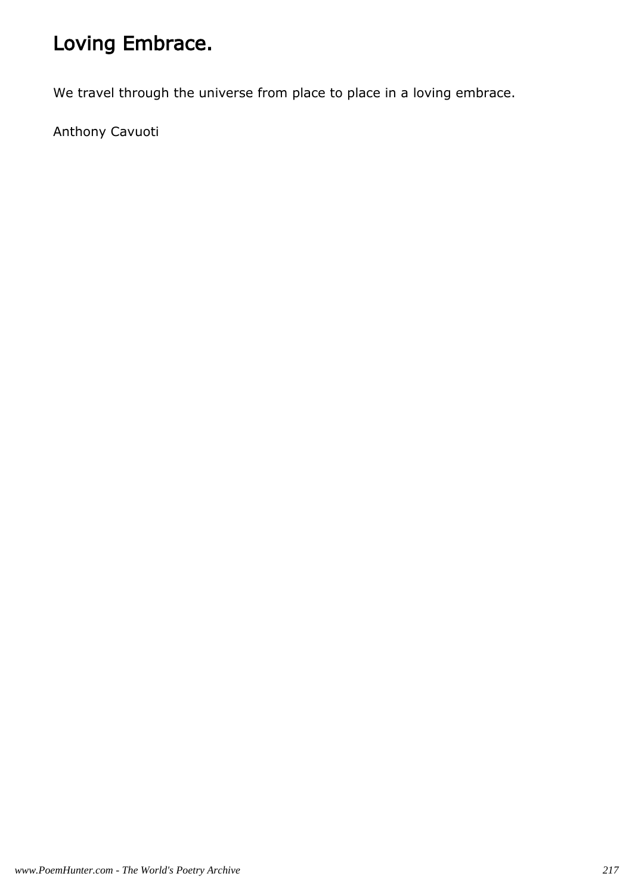# Loving Embrace.

We travel through the universe from place to place in a loving embrace.

Anthony Cavuoti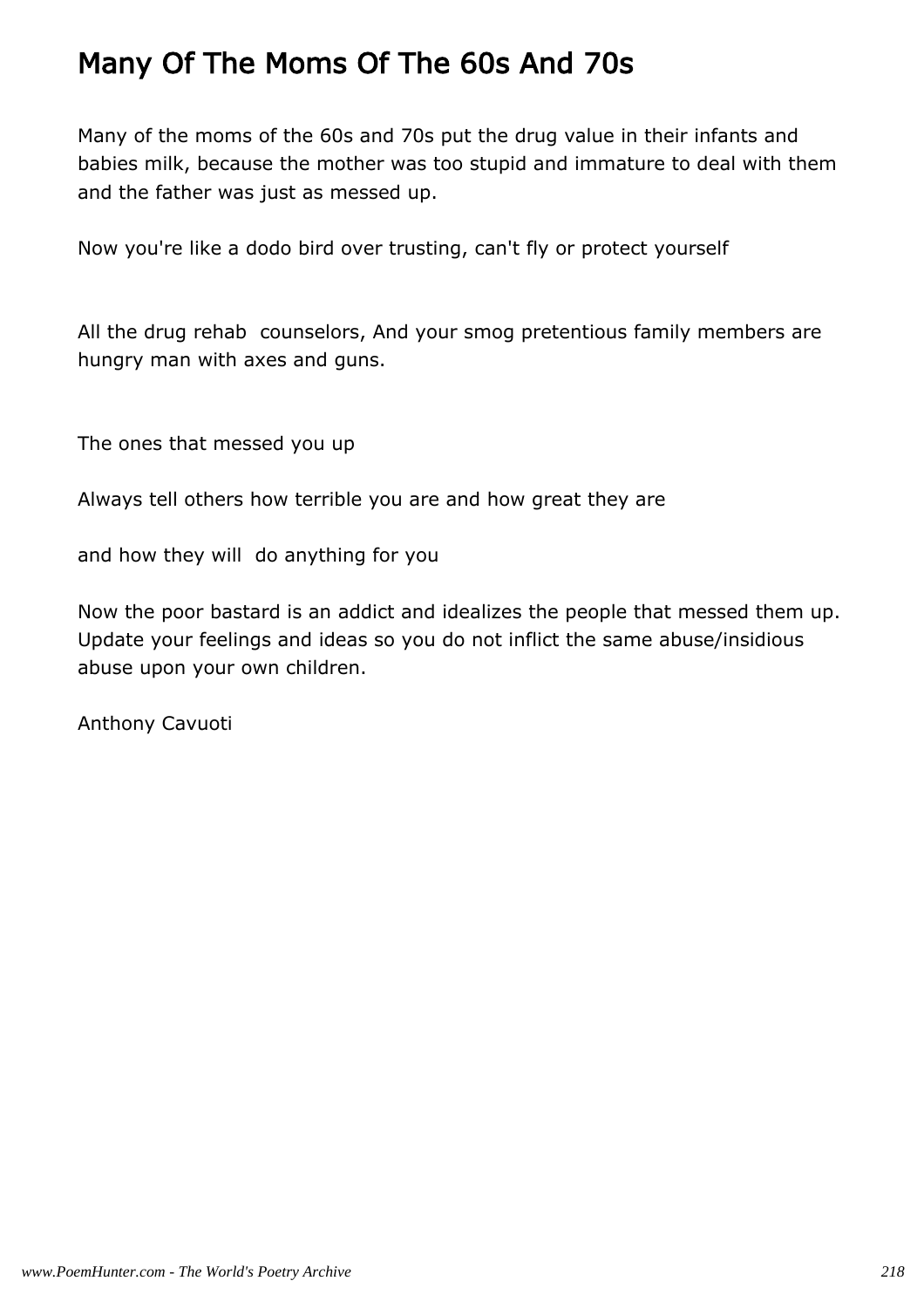# Many Of The Moms Of The 60s And 70s

Many of the moms of the 60s and 70s put the drug value in their infants and babies milk, because the mother was too stupid and immature to deal with them and the father was just as messed up.

Now you're like a dodo bird over trusting, can't fly or protect yourself

All the drug rehab counselors, And your smog pretentious family members are hungry man with axes and guns.

The ones that messed you up

Always tell others how terrible you are and how great they are

and how they will do anything for you

Now the poor bastard is an addict and idealizes the people that messed them up. Update your feelings and ideas so you do not inflict the same abuse/insidious abuse upon your own children.

Anthony Cavuoti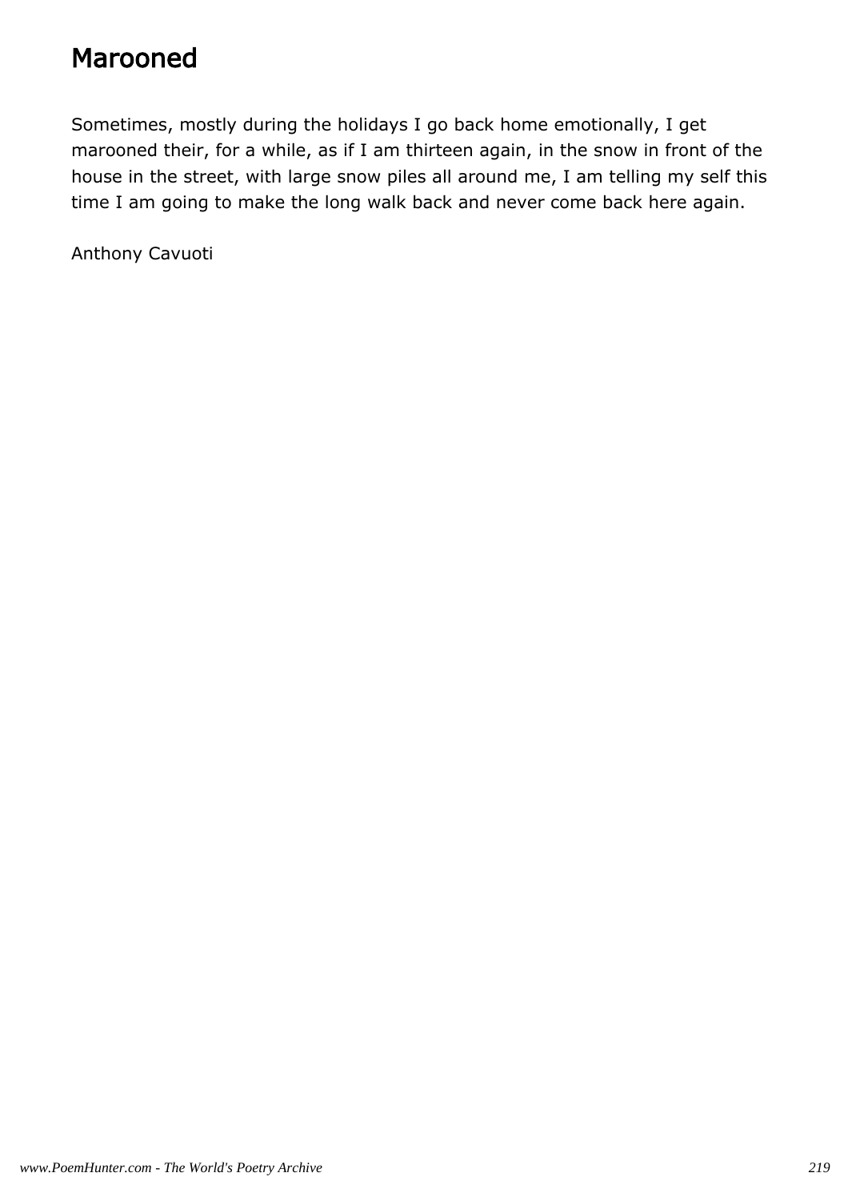# Marooned

Sometimes, mostly during the holidays I go back home emotionally, I get marooned their, for a while, as if I am thirteen again, in the snow in front of the house in the street, with large snow piles all around me, I am telling my self this time I am going to make the long walk back and never come back here again.

Anthony Cavuoti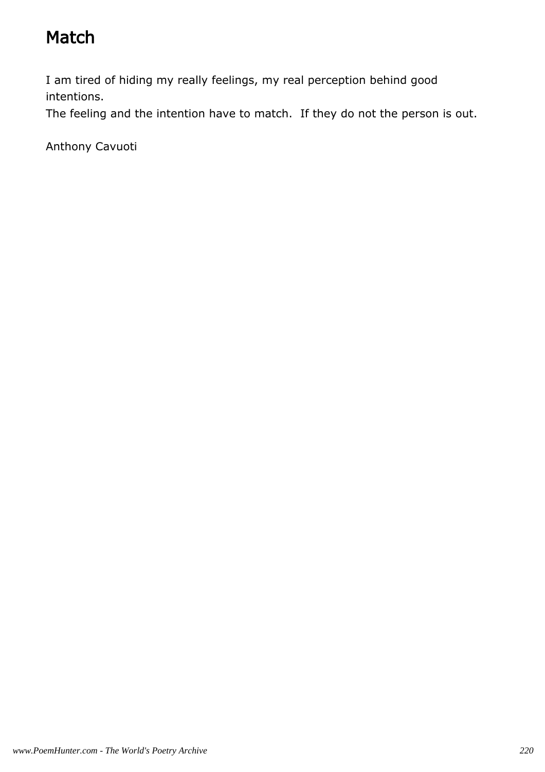# Match

I am tired of hiding my really feelings, my real perception behind good intentions.
The feeling and the intention have to match.  If they do not the person is out.

Anthony Cavuoti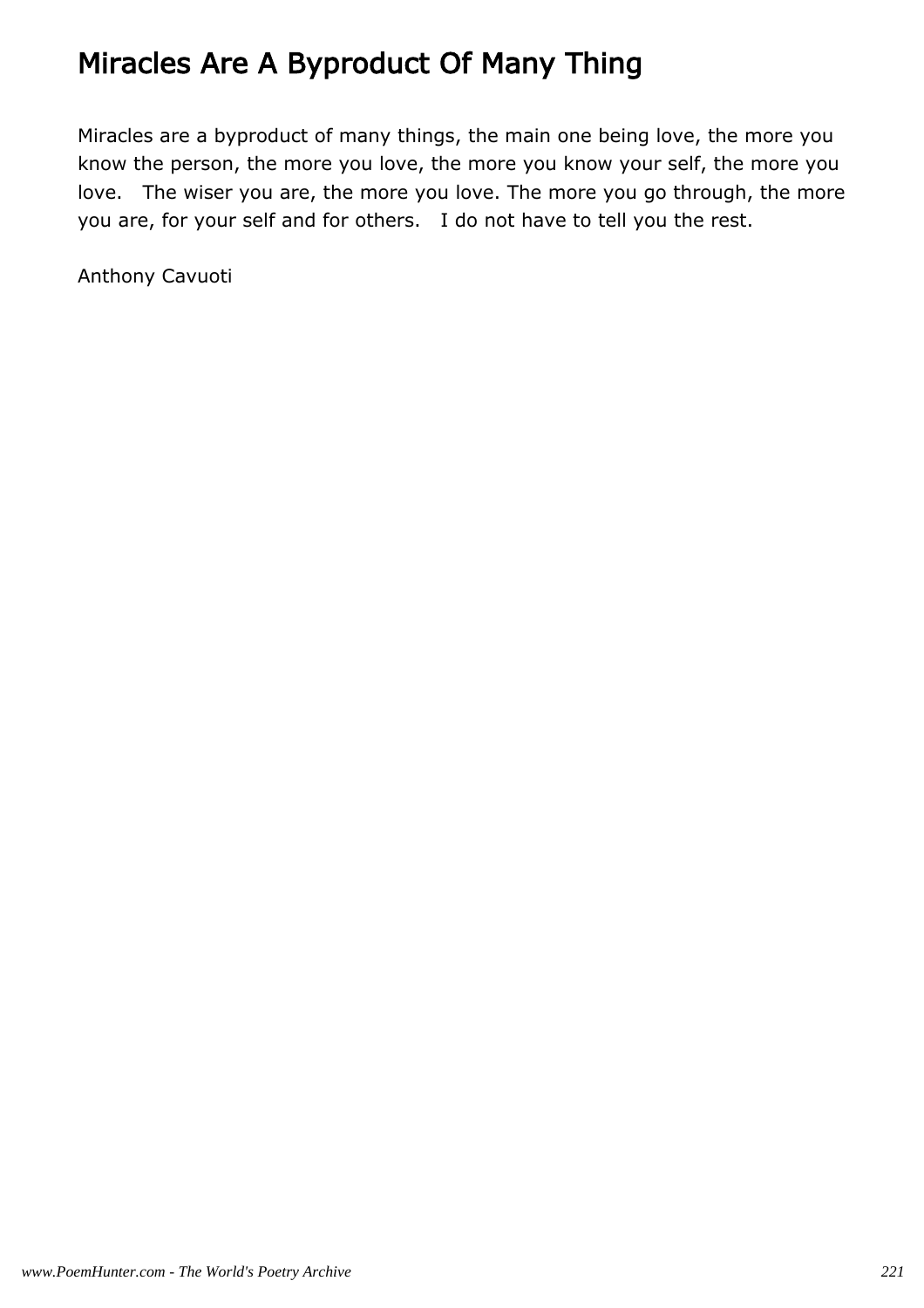# Miracles Are A Byproduct Of Many Thing

Miracles are a byproduct of many things, the main one being love, the more you know the person, the more you love, the more you know your self, the more you love.   The wiser you are, the more you love. The more you go through, the more you are, for your self and for others.   I do not have to tell you the rest.

Anthony Cavuoti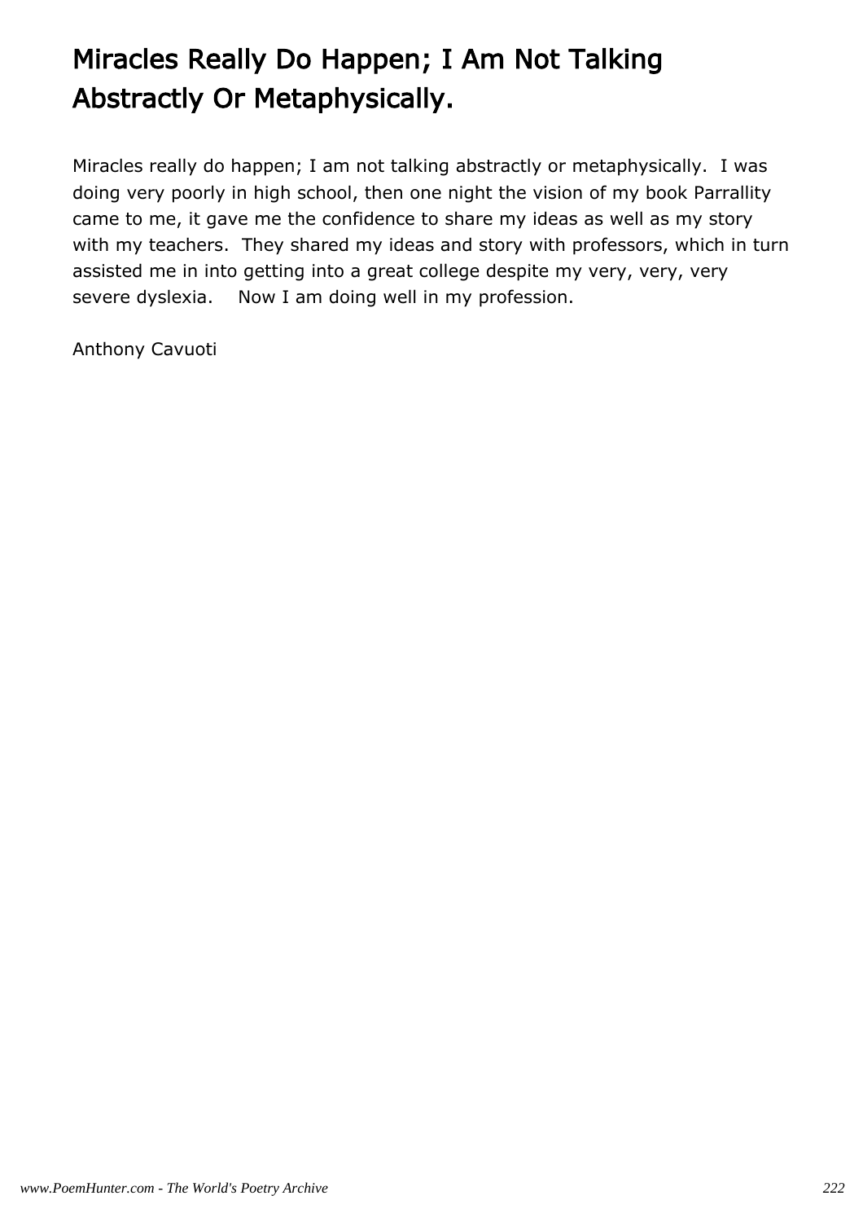# Miracles Really Do Happen; I Am Not Talking Abstractly Or Metaphysically.

Miracles really do happen; I am not talking abstractly or metaphysically. I was doing very poorly in high school, then one night the vision of my book Parrallity came to me, it gave me the confidence to share my ideas as well as my story with my teachers. They shared my ideas and story with professors, which in turn assisted me in into getting into a great college despite my very, very, very severe dyslexia. Now I am doing well in my profession.

Anthony Cavuoti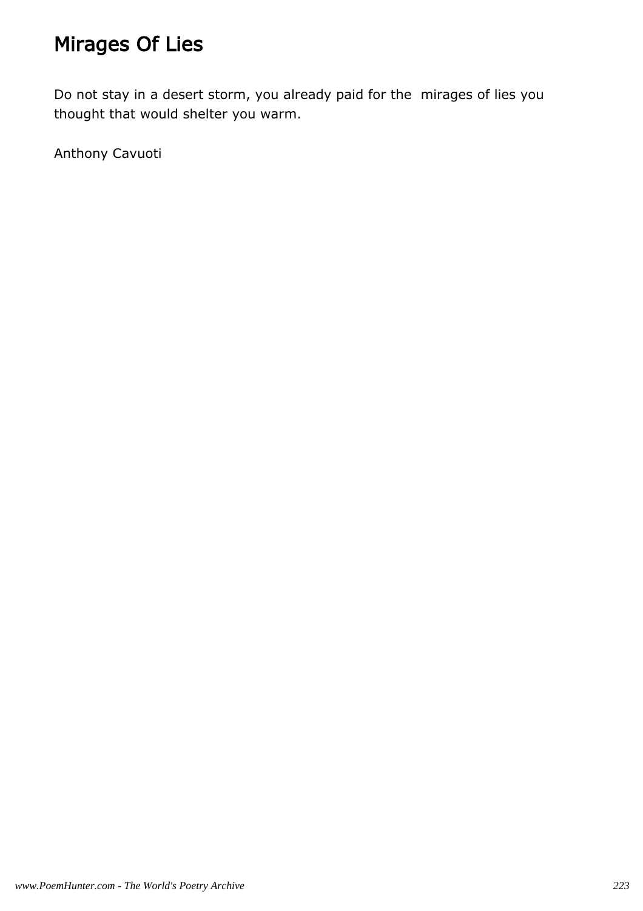# Mirages Of Lies

Do not stay in a desert storm, you already paid for the mirages of lies you thought that would shelter you warm.

Anthony Cavuoti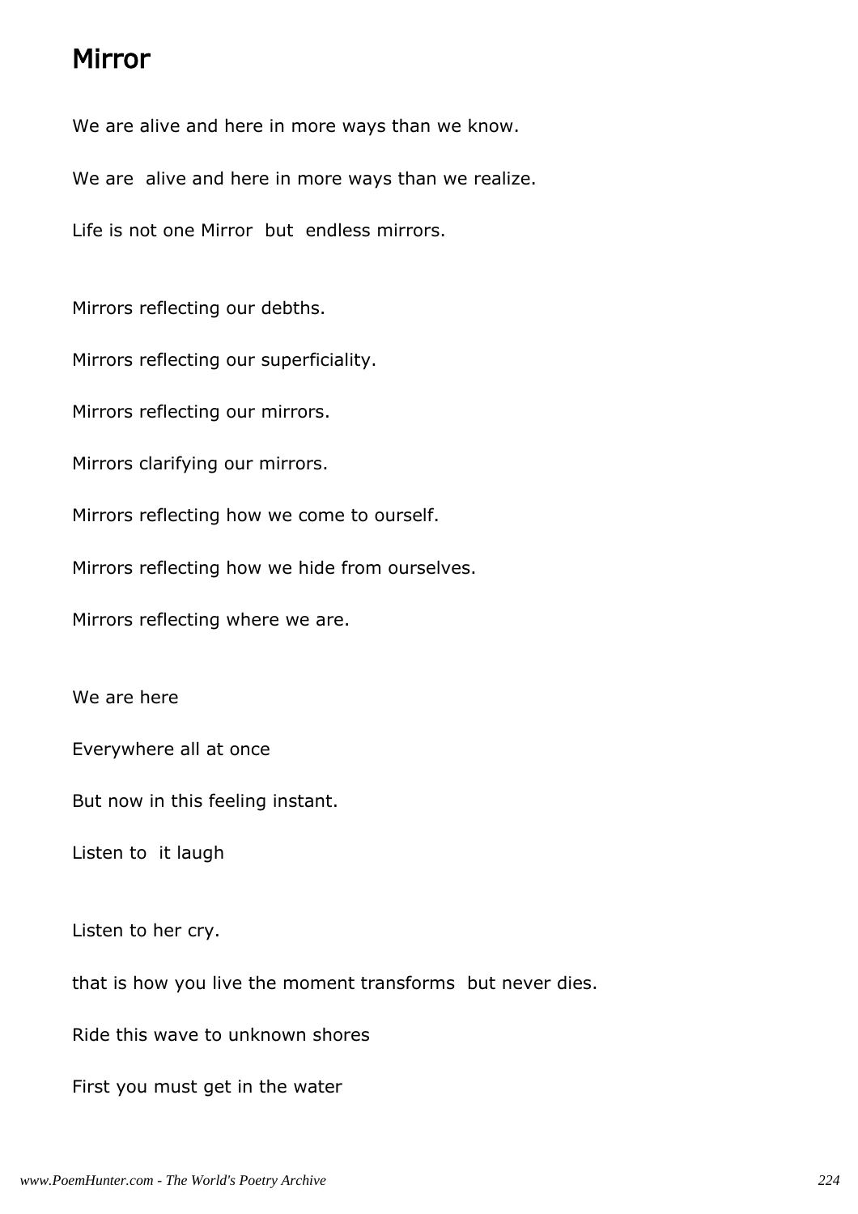# Mirror

We are alive and here in more ways than we know.

We are alive and here in more ways than we realize.

Life is not one Mirror but endless mirrors.

Mirrors reflecting our debths.

Mirrors reflecting our superficiality.

Mirrors reflecting our mirrors.

Mirrors clarifying our mirrors.

Mirrors reflecting how we come to ourself.

Mirrors reflecting how we hide from ourselves.

Mirrors reflecting where we are.

We are here

Everywhere all at once

But now in this feeling instant.

Listen to it laugh

Listen to her cry.

that is how you live the moment transforms but never dies.

Ride this wave to unknown shores

First you must get in the water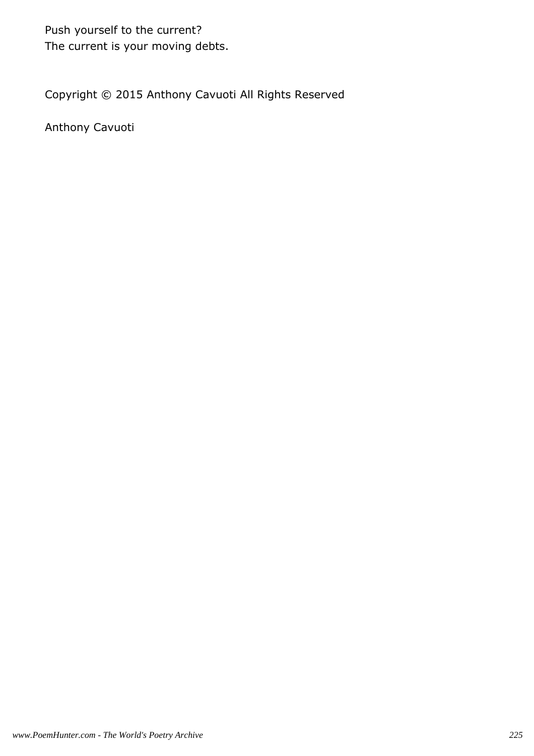Push yourself to the current?
The current is your moving debts.

Copyright © 2015 Anthony Cavuoti All Rights Reserved

Anthony Cavuoti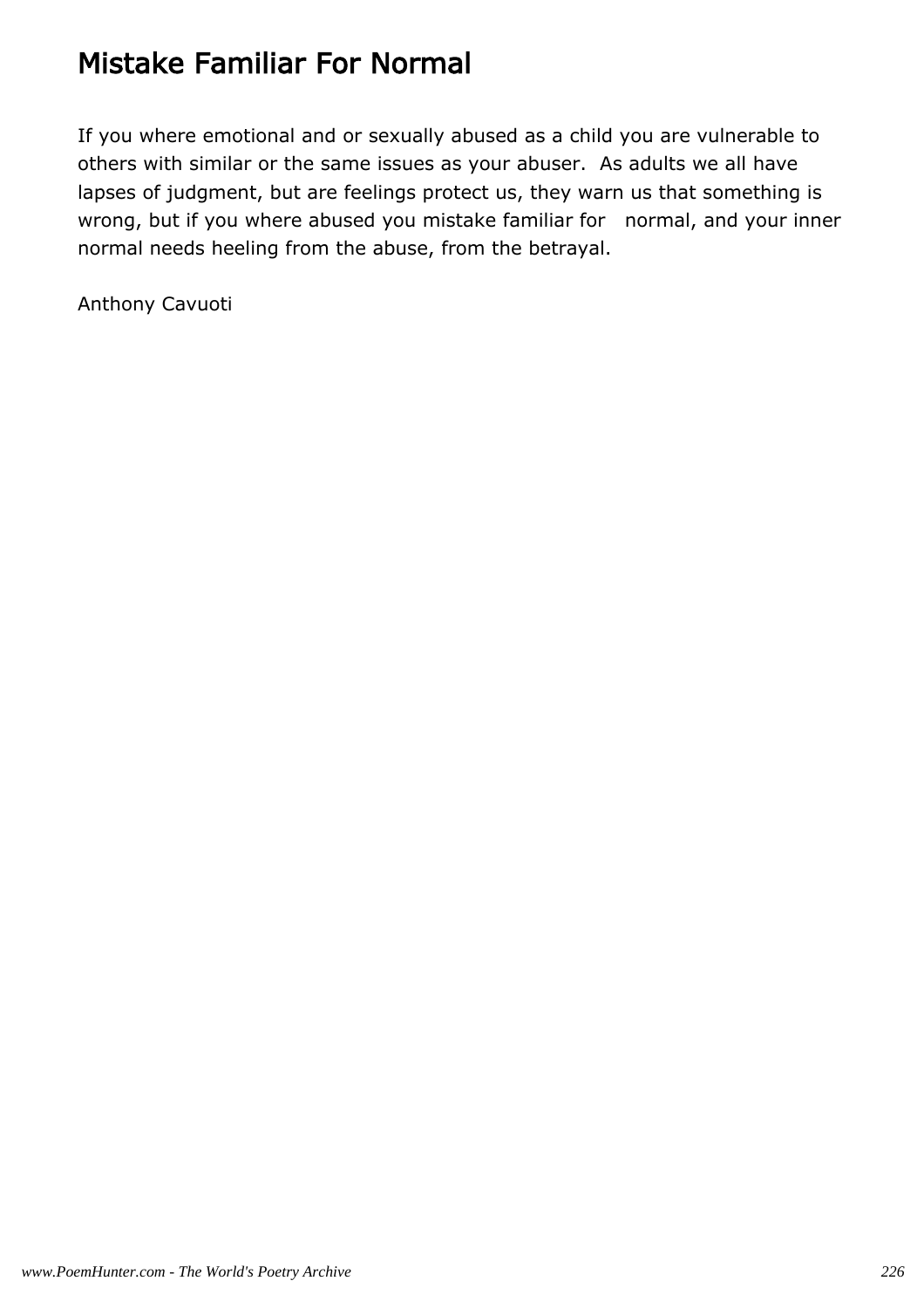# Mistake Familiar For Normal

If you where emotional and or sexually abused as a child you are vulnerable to others with similar or the same issues as your abuser. As adults we all have lapses of judgment, but are feelings protect us, they warn us that something is wrong, but if you where abused you mistake familiar for normal, and your inner normal needs heeling from the abuse, from the betrayal.

Anthony Cavuoti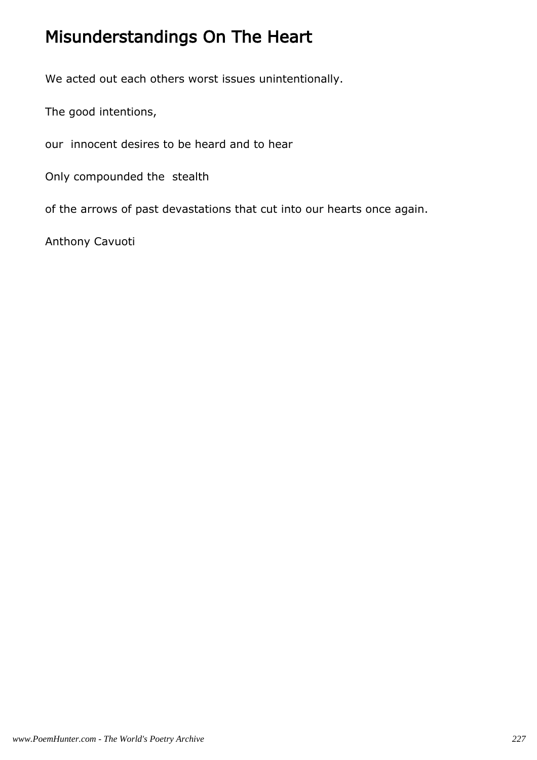# Misunderstandings On The Heart

We acted out each others worst issues unintentionally.

The good intentions,

our innocent desires to be heard and to hear

Only compounded the stealth

of the arrows of past devastations that cut into our hearts once again.

Anthony Cavuoti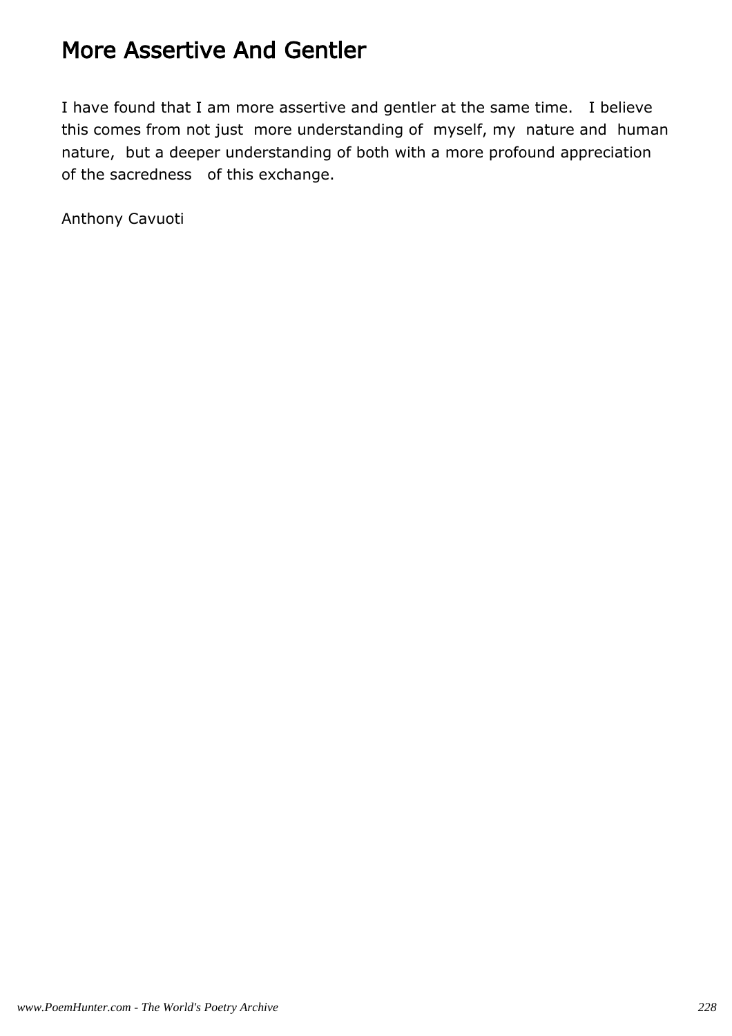# More Assertive And Gentler

I have found that I am more assertive and gentler at the same time. I believe this comes from not just more understanding of myself, my nature and human nature, but a deeper understanding of both with a more profound appreciation of the sacredness of this exchange.

Anthony Cavuoti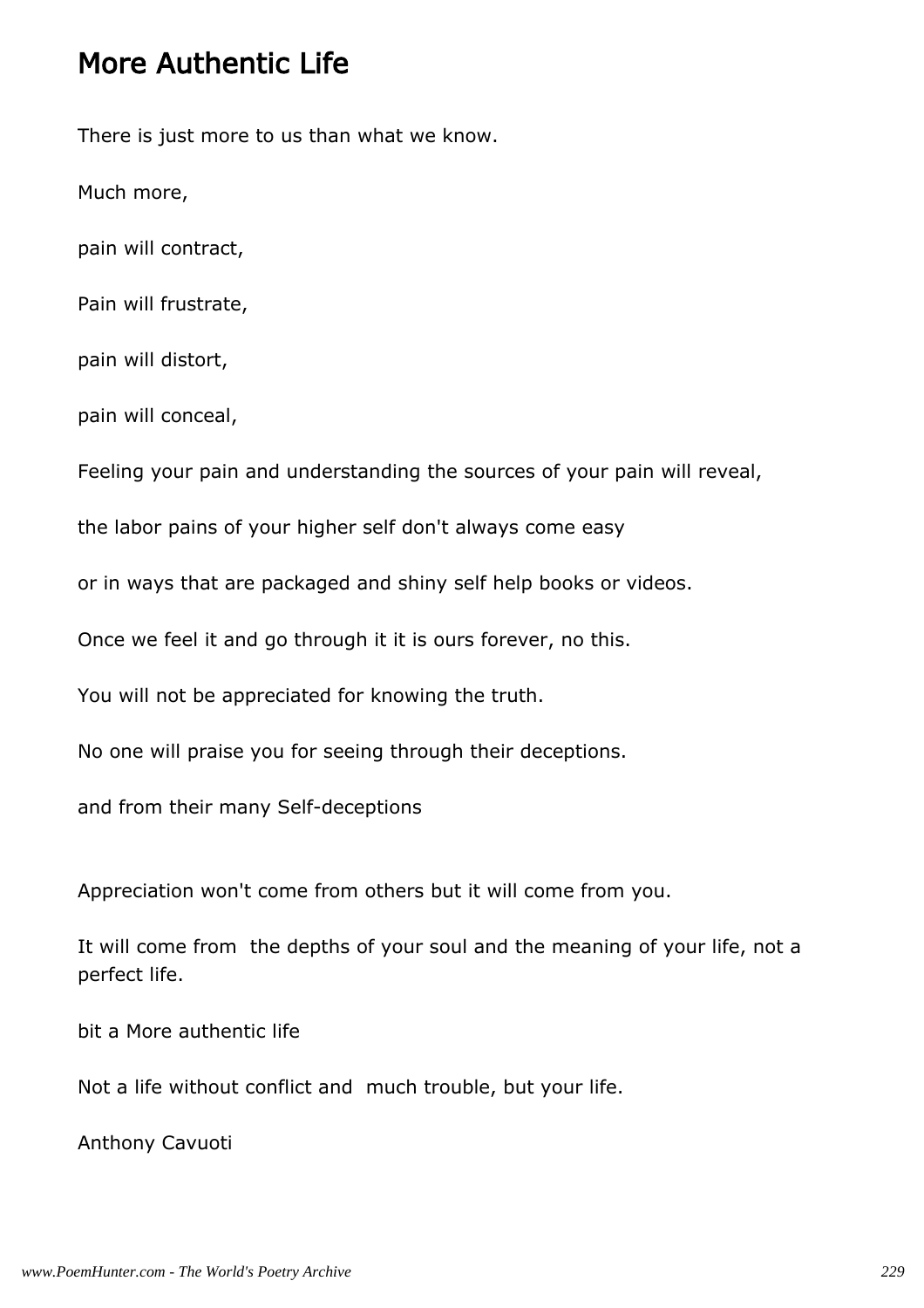# More Authentic Life

There is just more to us than what we know.

Much more,

pain will contract,

Pain will frustrate,

pain will distort,

pain will conceal,

Feeling your pain and understanding the sources of your pain will reveal,

the labor pains of your higher self don't always come easy

or in ways that are packaged and shiny self help books or videos.

Once we feel it and go through it it is ours forever, no this.

You will not be appreciated for knowing the truth.

No one will praise you for seeing through their deceptions.

and from their many Self-deceptions

Appreciation won't come from others but it will come from you.

It will come from  the depths of your soul and the meaning of your life, not a perfect life.

bit a More authentic life

Not a life without conflict and  much trouble, but your life.

Anthony Cavuoti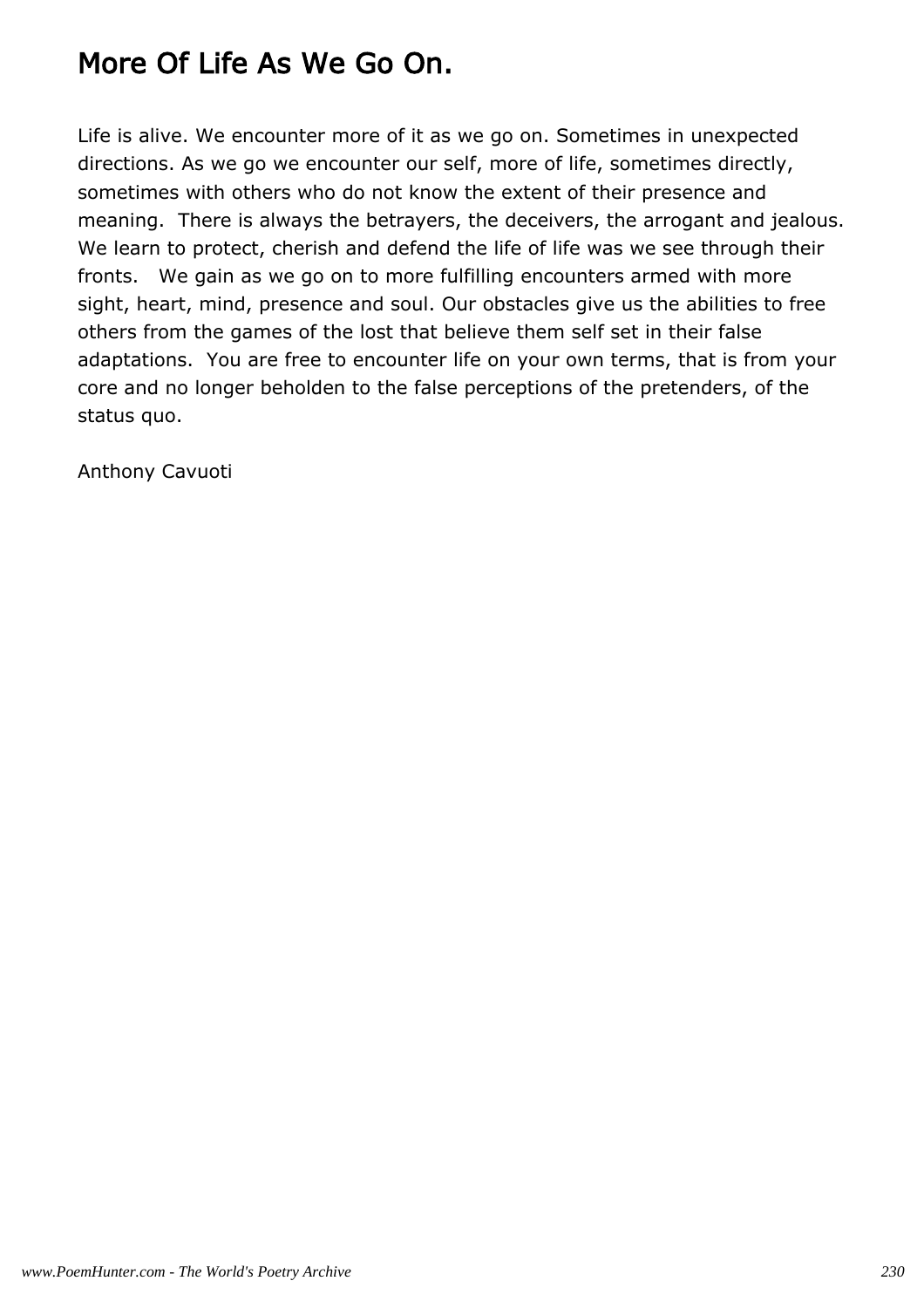# More Of Life As We Go On.

Life is alive. We encounter more of it as we go on. Sometimes in unexpected directions. As we go we encounter our self, more of life, sometimes directly, sometimes with others who do not know the extent of their presence and meaning. There is always the betrayers, the deceivers, the arrogant and jealous. We learn to protect, cherish and defend the life of life was we see through their fronts. We gain as we go on to more fulfilling encounters armed with more sight, heart, mind, presence and soul. Our obstacles give us the abilities to free others from the games of the lost that believe them self set in their false adaptations. You are free to encounter life on your own terms, that is from your core and no longer beholden to the false perceptions of the pretenders, of the status quo.

Anthony Cavuoti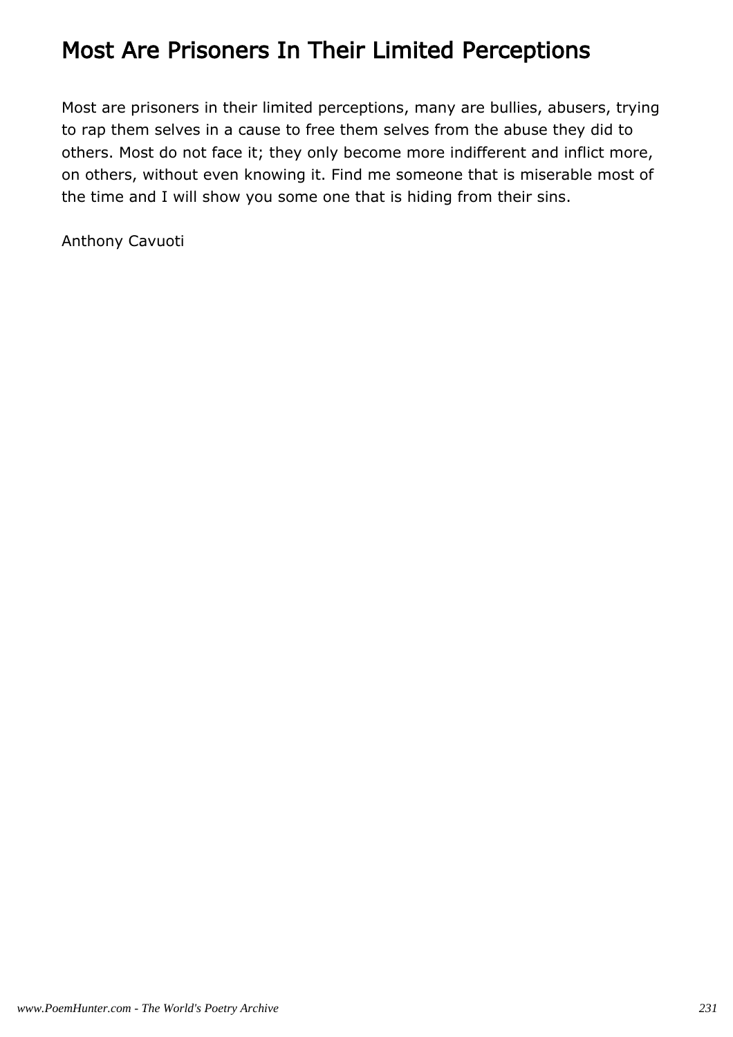# Most Are Prisoners In Their Limited Perceptions

Most are prisoners in their limited perceptions, many are bullies, abusers, trying to rap them selves in a cause to free them selves from the abuse they did to others. Most do not face it; they only become more indifferent and inflict more, on others, without even knowing it. Find me someone that is miserable most of the time and I will show you some one that is hiding from their sins.

Anthony Cavuoti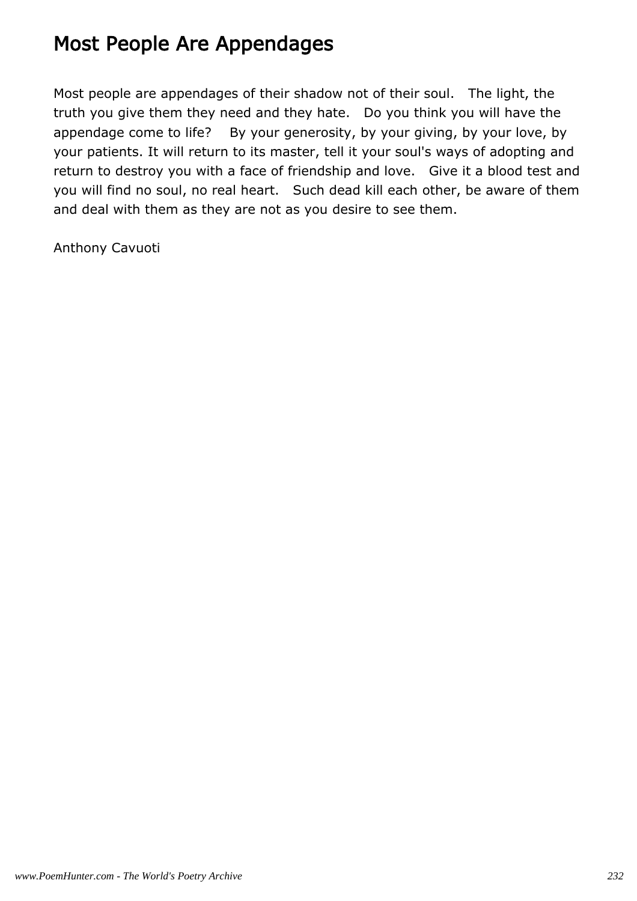# Most People Are Appendages

Most people are appendages of their shadow not of their soul. The light, the truth you give them they need and they hate. Do you think you will have the appendage come to life? By your generosity, by your giving, by your love, by your patients. It will return to its master, tell it your soul's ways of adopting and return to destroy you with a face of friendship and love. Give it a blood test and you will find no soul, no real heart. Such dead kill each other, be aware of them and deal with them as they are not as you desire to see them.

Anthony Cavuoti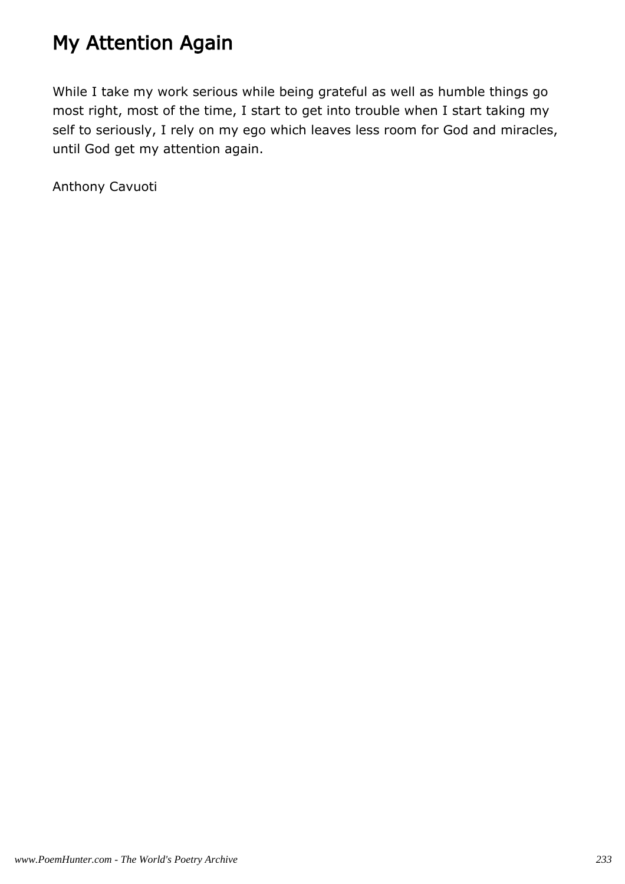# My Attention Again

While I take my work serious while being grateful as well as humble things go most right, most of the time, I start to get into trouble when I start taking my self to seriously, I rely on my ego which leaves less room for God and miracles, until God get my attention again.

Anthony Cavuoti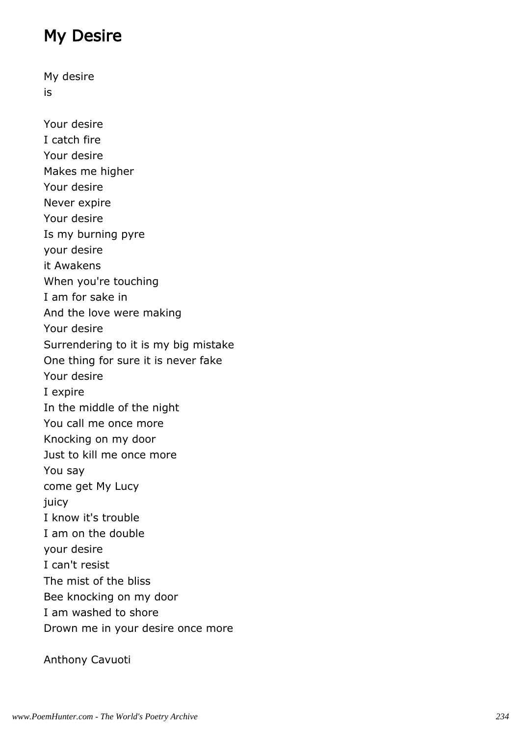# My Desire

My desire  
is

Your desire  
I catch fire  
Your desire  
Makes me higher  
Your desire  
Never expire  
Your desire  
Is my burning pyre  
your desire  
it Awakens  
When you're touching  
I am for sake in  
And the love were making  
Your desire  
Surrendering to it is my big mistake  
One thing for sure it is never fake  
Your desire  
I expire  
In the middle of the night  
You call me once more  
Knocking on my door  
Just to kill me once more  
You say  
come get My Lucy  
juicy  
I know it's trouble  
I am on the double  
your desire  
I can't resist  
The mist of the bliss  
Bee knocking on my door  
I am washed to shore  
Drown me in your desire once more

Anthony Cavuoti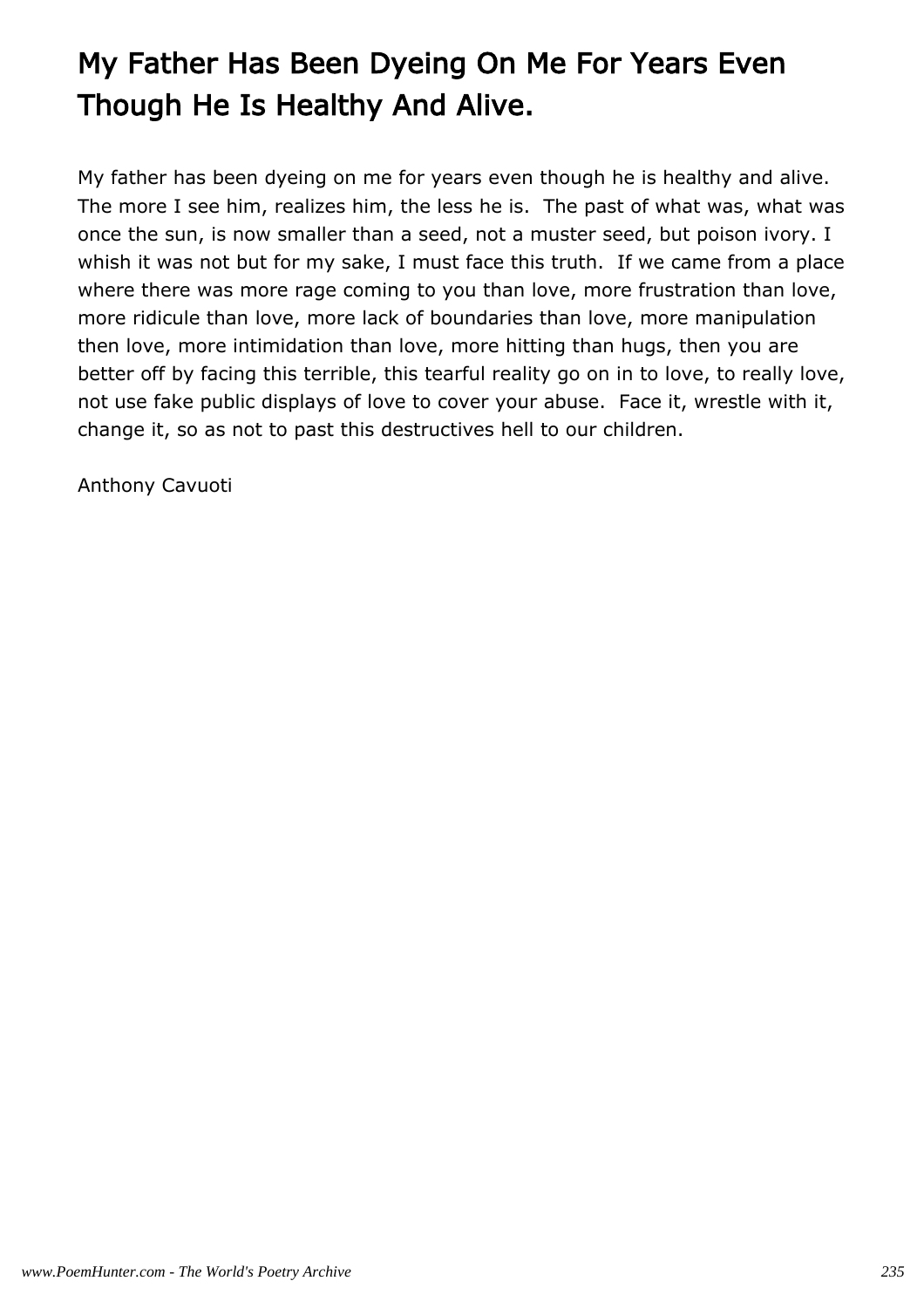# My Father Has Been Dyeing On Me For Years Even Though He Is Healthy And Alive.

My father has been dyeing on me for years even though he is healthy and alive. The more I see him, realizes him, the less he is.  The past of what was, what was once the sun, is now smaller than a seed, not a muster seed, but poison ivory. I whish it was not but for my sake, I must face this truth.  If we came from a place where there was more rage coming to you than love, more frustration than love, more ridicule than love, more lack of boundaries than love, more manipulation then love, more intimidation than love, more hitting than hugs, then you are better off by facing this terrible, this tearful reality go on in to love, to really love, not use fake public displays of love to cover your abuse.  Face it, wrestle with it, change it, so as not to past this destructives hell to our children.

Anthony Cavuoti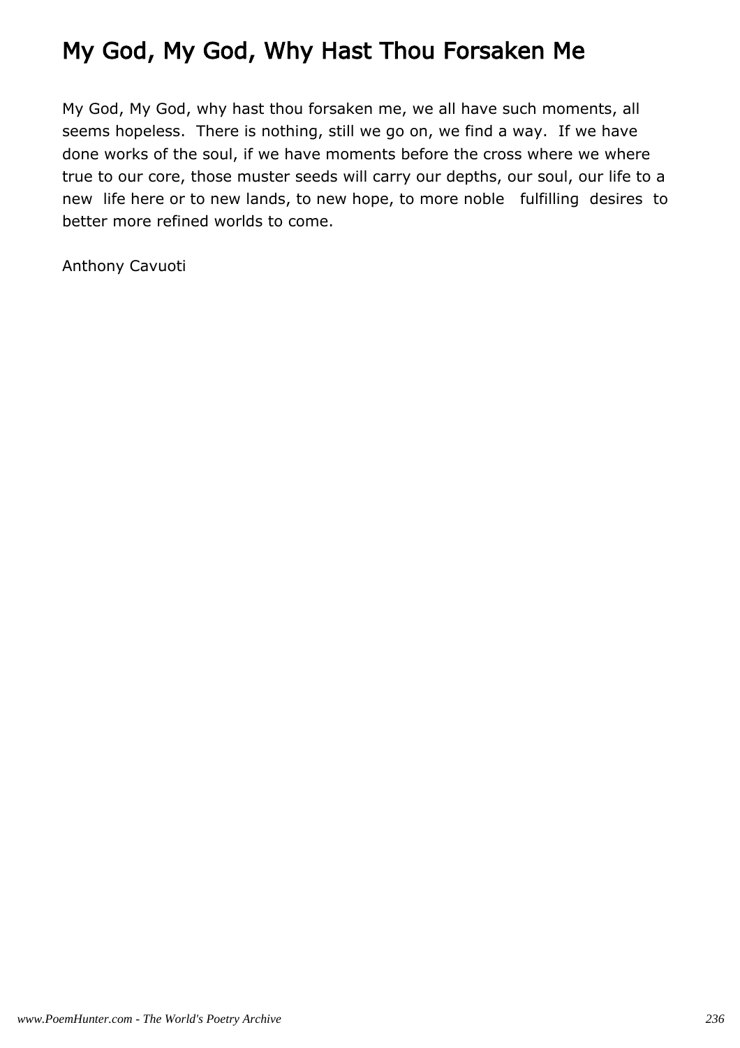# My God, My God, Why Hast Thou Forsaken Me

My God, My God, why hast thou forsaken me, we all have such moments, all seems hopeless. There is nothing, still we go on, we find a way. If we have done works of the soul, if we have moments before the cross where we where true to our core, those muster seeds will carry our depths, our soul, our life to a new life here or to new lands, to new hope, to more noble fulfilling desires to better more refined worlds to come.

Anthony Cavuoti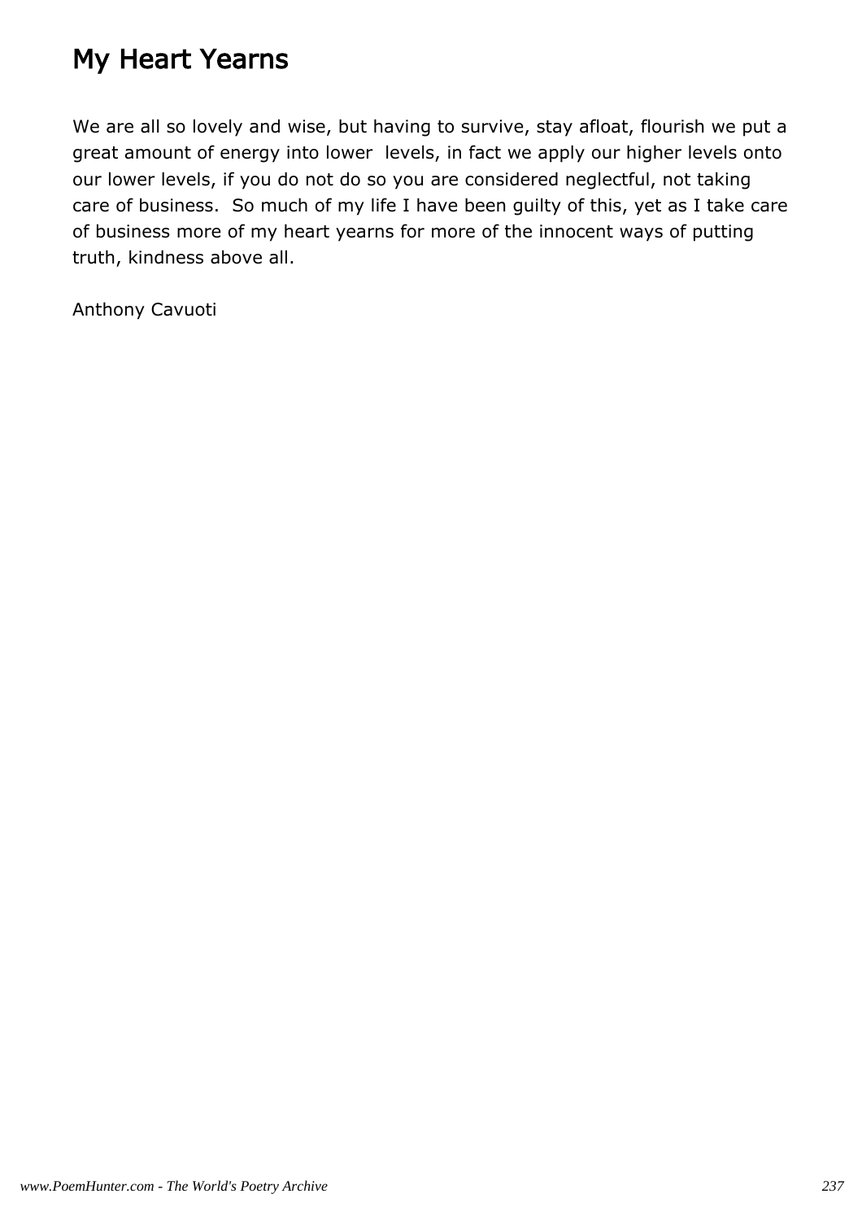# My Heart Yearns

We are all so lovely and wise, but having to survive, stay afloat, flourish we put a great amount of energy into lower levels, in fact we apply our higher levels onto our lower levels, if you do not do so you are considered neglectful, not taking care of business. So much of my life I have been guilty of this, yet as I take care of business more of my heart yearns for more of the innocent ways of putting truth, kindness above all.

Anthony Cavuoti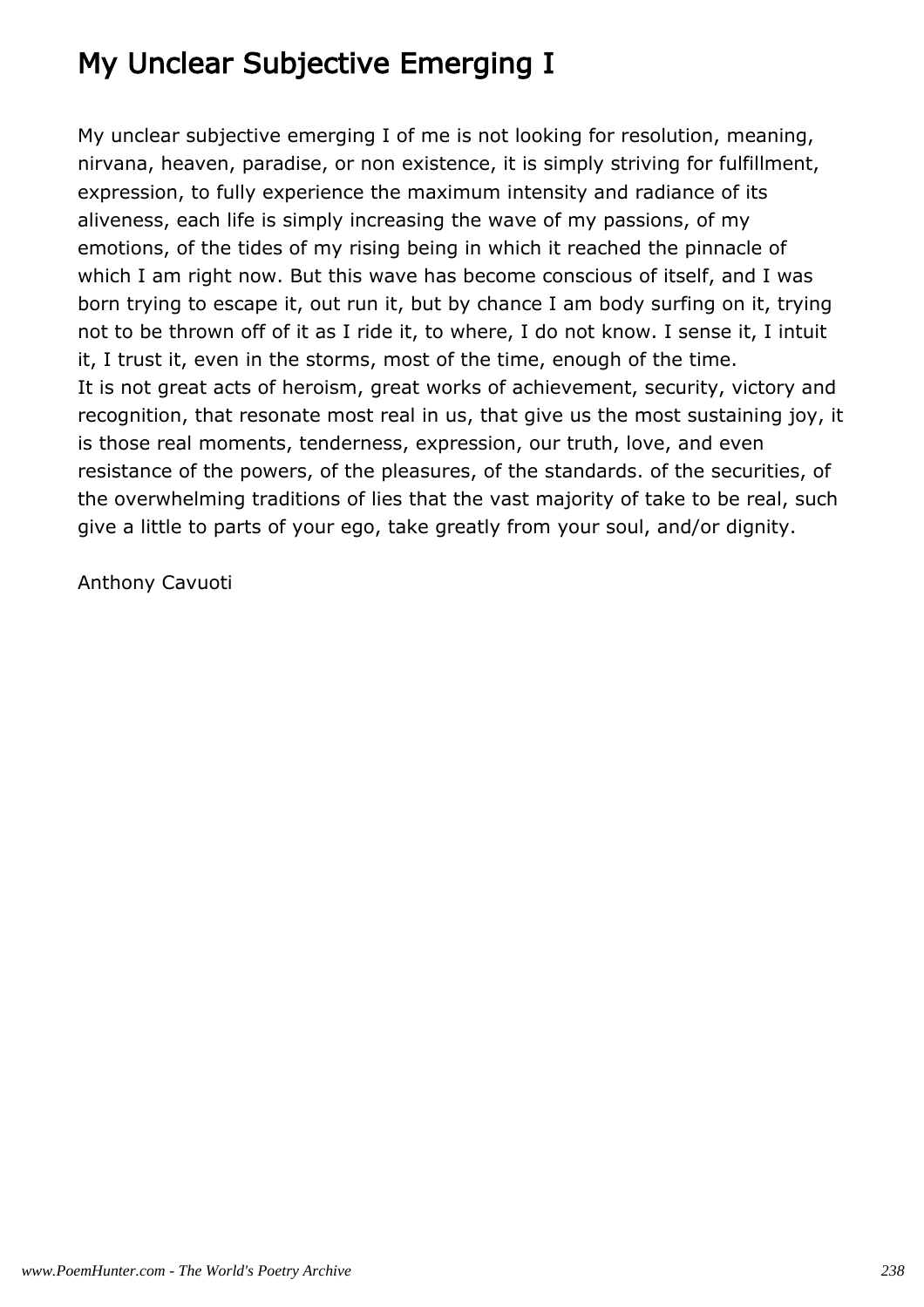# My Unclear Subjective Emerging I

My unclear subjective emerging I of me is not looking for resolution, meaning, nirvana, heaven, paradise, or non existence, it is simply striving for fulfillment, expression, to fully experience the maximum intensity and radiance of its aliveness, each life is simply increasing the wave of my passions, of my emotions, of the tides of my rising being in which it reached the pinnacle of which I am right now. But this wave has become conscious of itself, and I was born trying to escape it, out run it, but by chance I am body surfing on it, trying not to be thrown off of it as I ride it, to where, I do not know. I sense it, I intuit it, I trust it, even in the storms, most of the time, enough of the time.
It is not great acts of heroism, great works of achievement, security, victory and recognition, that resonate most real in us, that give us the most sustaining joy, it is those real moments, tenderness, expression, our truth, love, and even resistance of the powers, of the pleasures, of the standards. of the securities, of the overwhelming traditions of lies that the vast majority of take to be real, such give a little to parts of your ego, take greatly from your soul, and/or dignity.

Anthony Cavuoti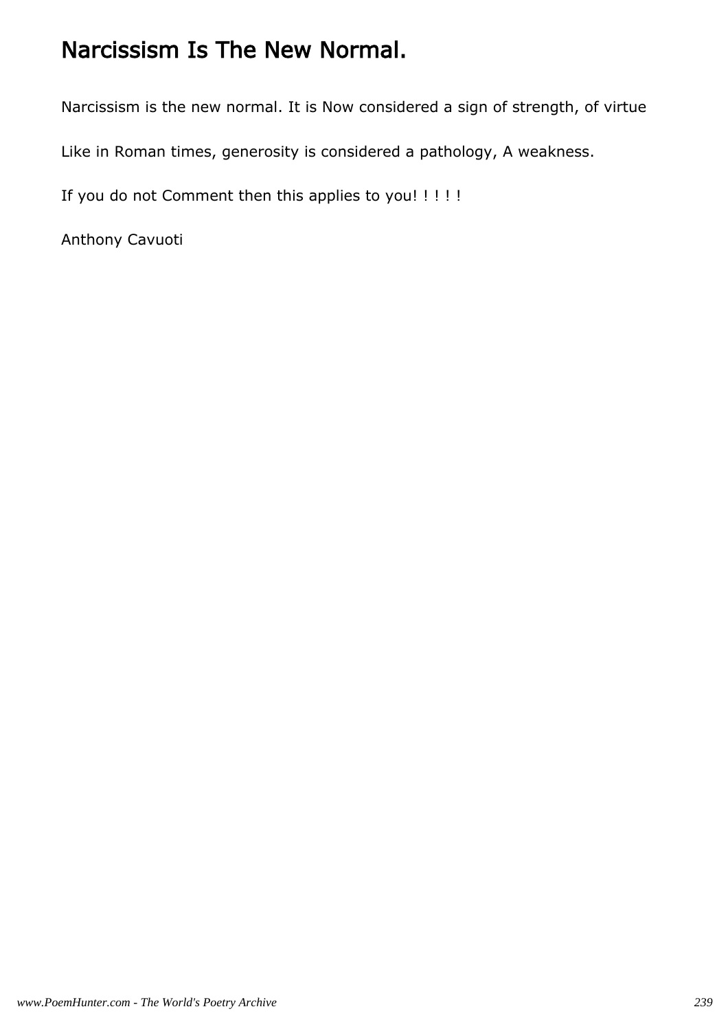# Narcissism Is The New Normal.

Narcissism is the new normal. It is Now considered a sign of strength, of virtue

Like in Roman times, generosity is considered a pathology, A weakness.

If you do not Comment then this applies to you! ! ! ! !

Anthony Cavuoti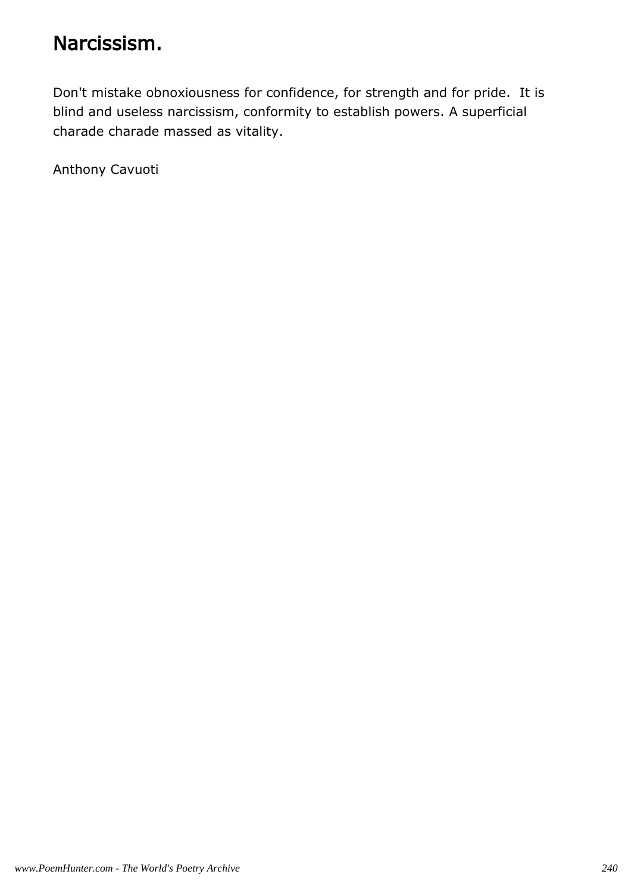# Narcissism.

Don't mistake obnoxiousness for confidence, for strength and for pride. It is blind and useless narcissism, conformity to establish powers. A superficial charade charade massed as vitality.

Anthony Cavuoti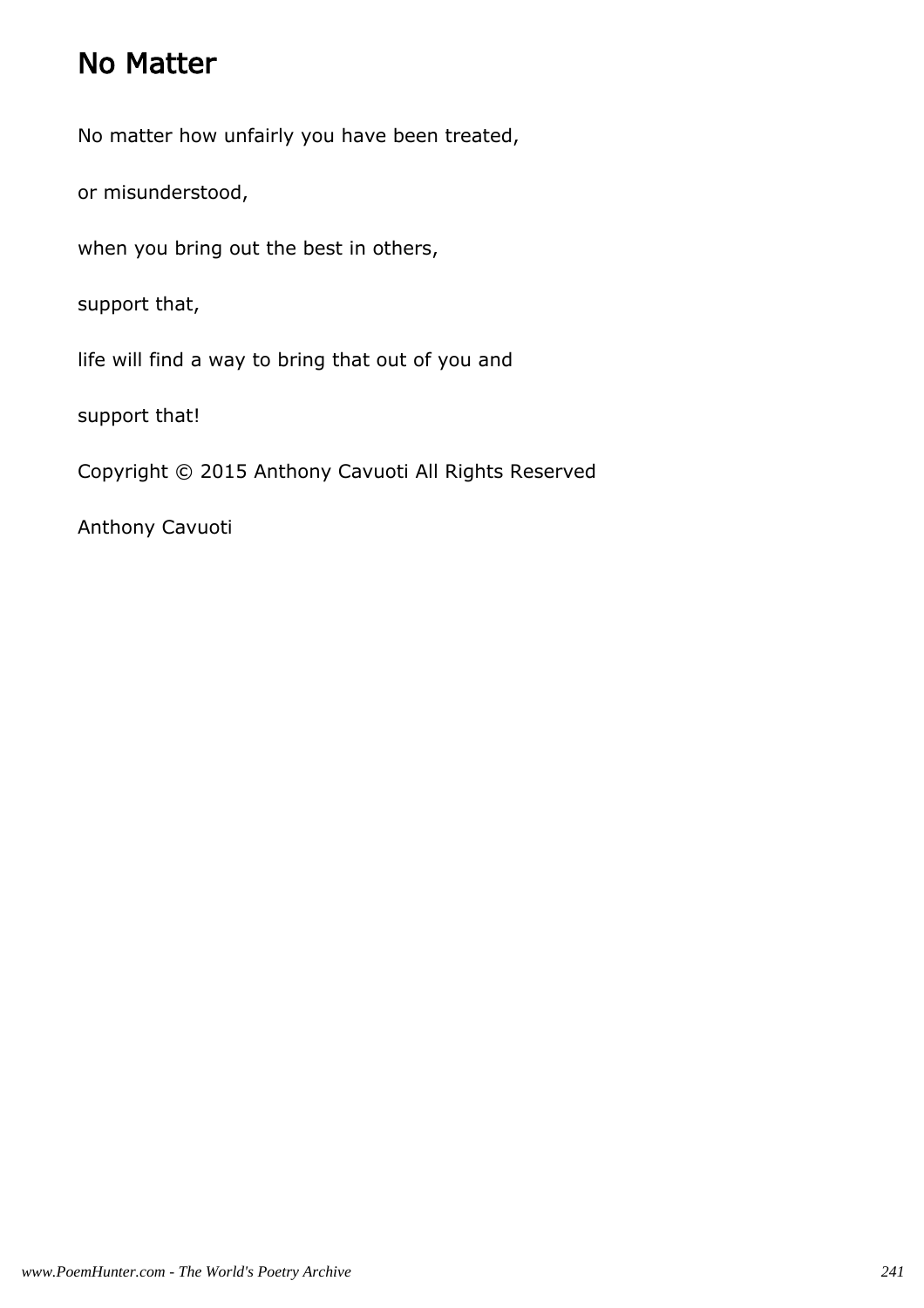# No Matter

No matter how unfairly you have been treated,

or misunderstood,

when you bring out the best in others,

support that,

life will find a way to bring that out of you and

support that!

Copyright © 2015 Anthony Cavuoti All Rights Reserved

Anthony Cavuoti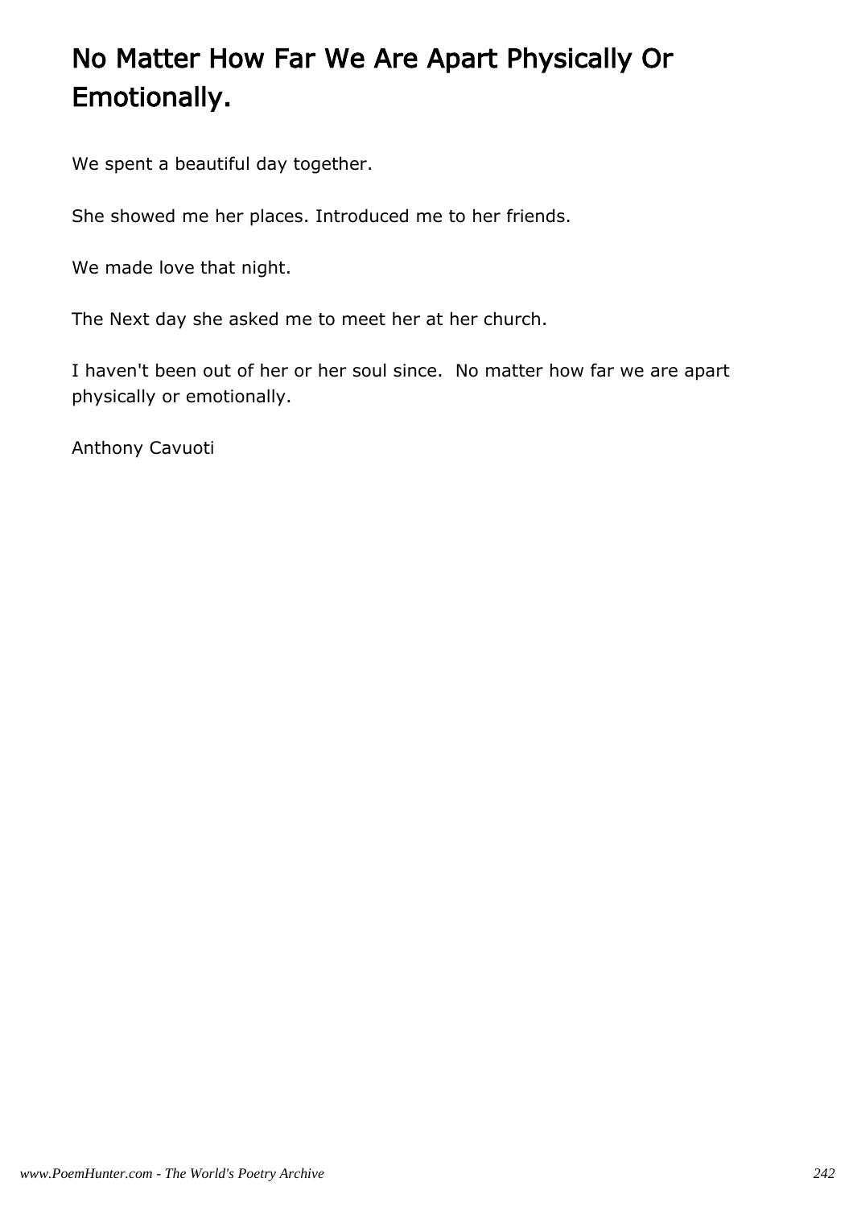# No Matter How Far We Are Apart Physically Or Emotionally.

We spent a beautiful day together.

She showed me her places. Introduced me to her friends.

We made love that night.

The Next day she asked me to meet her at her church.

I haven't been out of her or her soul since.  No matter how far we are apart physically or emotionally.

Anthony Cavuoti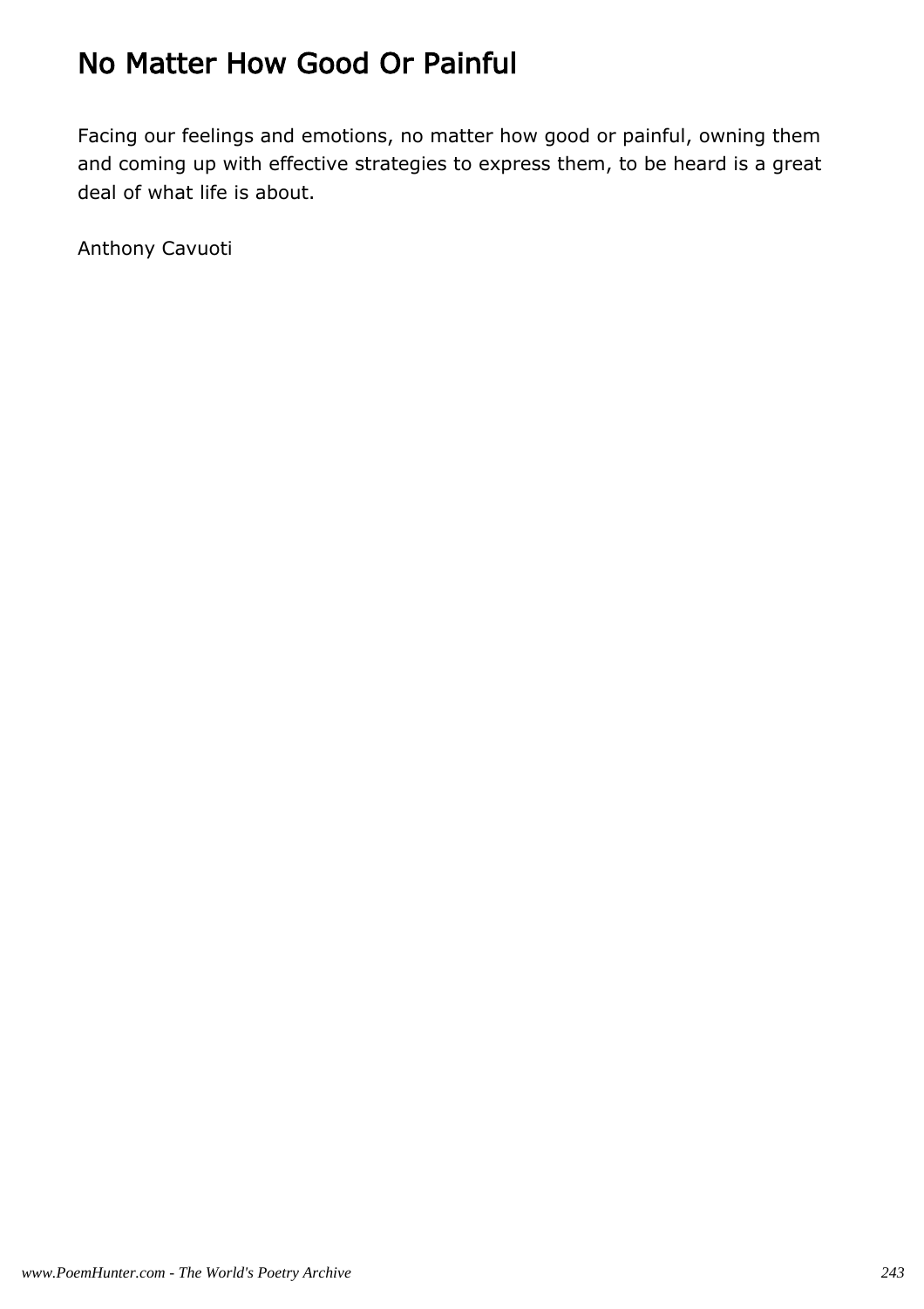# No Matter How Good Or Painful

Facing our feelings and emotions, no matter how good or painful, owning them and coming up with effective strategies to express them, to be heard is a great deal of what life is about.

Anthony Cavuoti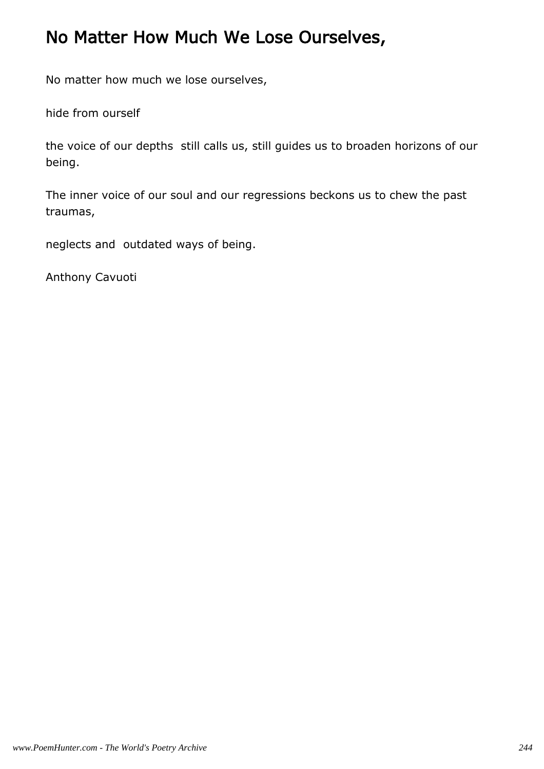# No Matter How Much We Lose Ourselves,

No matter how much we lose ourselves,

hide from ourself

the voice of our depths still calls us, still guides us to broaden horizons of our being.

The inner voice of our soul and our regressions beckons us to chew the past traumas,

neglects and outdated ways of being.

Anthony Cavuoti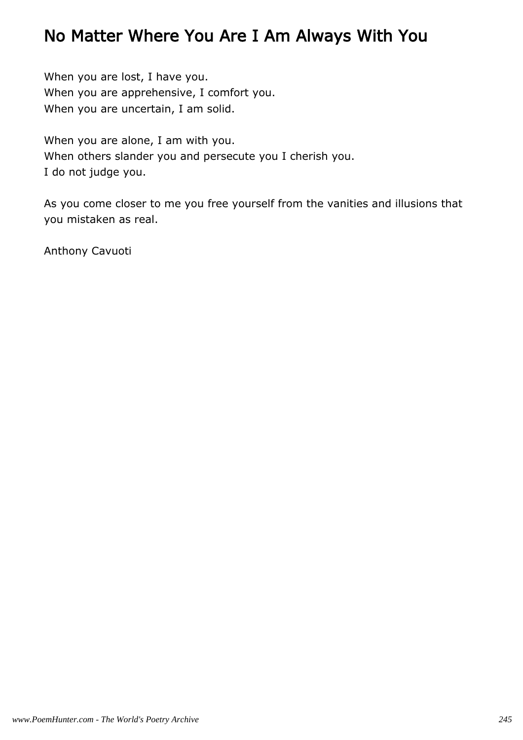# No Matter Where You Are I Am Always With You

When you are lost, I have you.
When you are apprehensive, I comfort you.
When you are uncertain, I am solid.

When you are alone, I am with you.
When others slander you and persecute you I cherish you.
I do not judge you.

As you come closer to me you free yourself from the vanities and illusions that you mistaken as real.

Anthony Cavuoti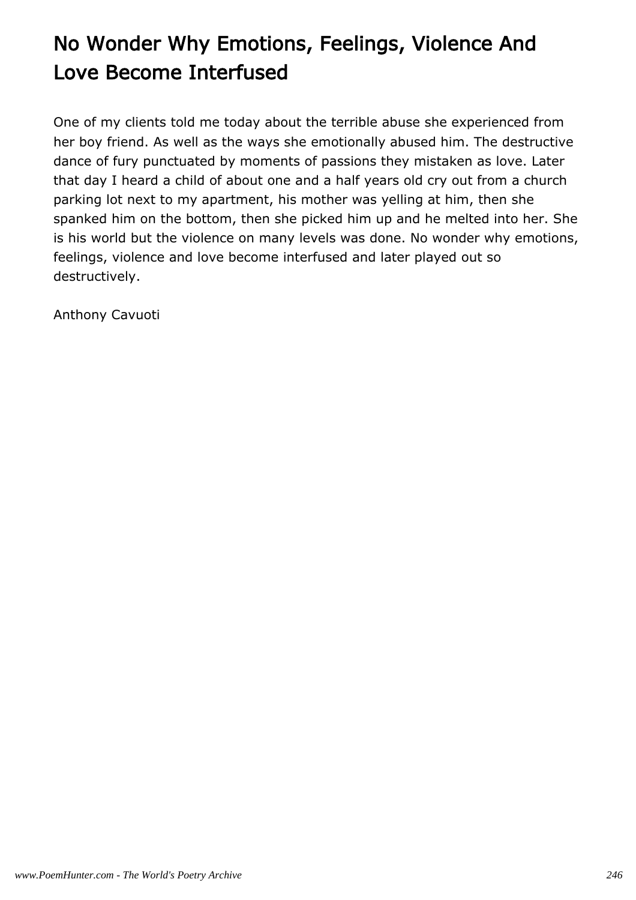# No Wonder Why Emotions, Feelings, Violence And Love Become Interfused

One of my clients told me today about the terrible abuse she experienced from her boy friend. As well as the ways she emotionally abused him. The destructive dance of fury punctuated by moments of passions they mistaken as love. Later that day I heard a child of about one and a half years old cry out from a church parking lot next to my apartment, his mother was yelling at him, then she spanked him on the bottom, then she picked him up and he melted into her. She is his world but the violence on many levels was done. No wonder why emotions, feelings, violence and love become interfused and later played out so destructively.

Anthony Cavuoti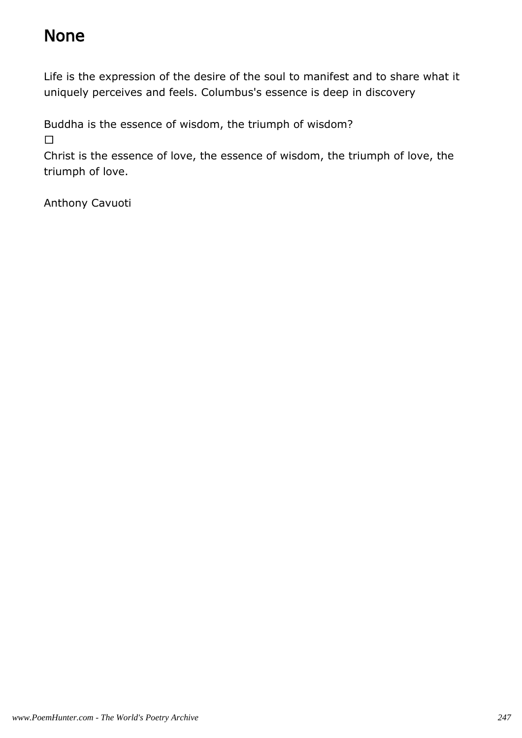# None

Life is the expression of the desire of the soul to manifest and to share what it uniquely perceives and feels. Columbus's essence is deep in discovery

Buddha is the essence of wisdom, the triumph of wisdom?
□
Christ is the essence of love, the essence of wisdom, the triumph of love, the triumph of love.

Anthony Cavuoti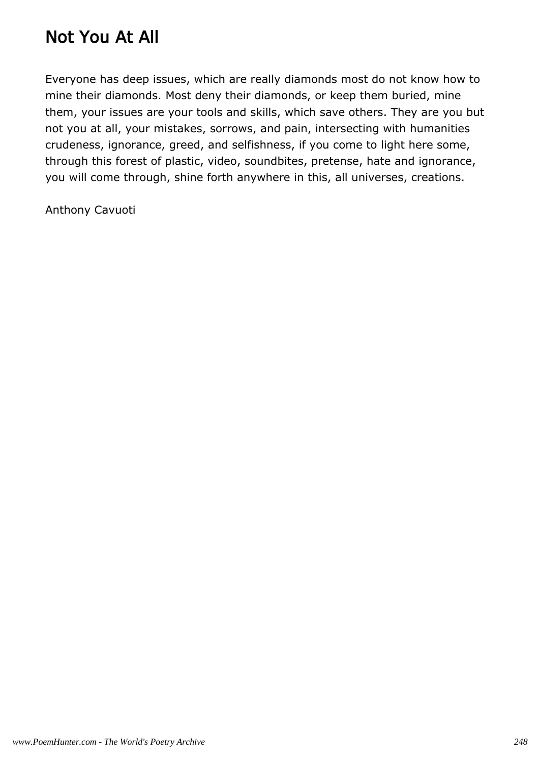# Not You At All

Everyone has deep issues, which are really diamonds most do not know how to mine their diamonds. Most deny their diamonds, or keep them buried, mine them, your issues are your tools and skills, which save others. They are you but not you at all, your mistakes, sorrows, and pain, intersecting with humanities crudeness, ignorance, greed, and selfishness, if you come to light here some, through this forest of plastic, video, soundbites, pretense, hate and ignorance, you will come through, shine forth anywhere in this, all universes, creations.

Anthony Cavuoti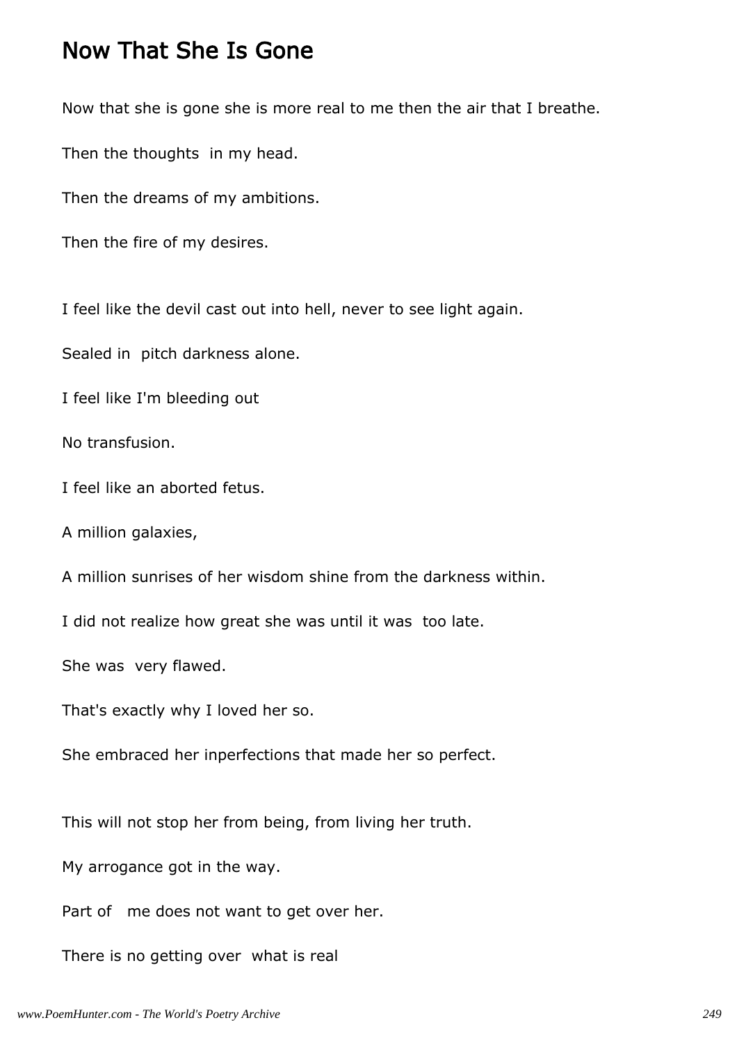# Now That She Is Gone

Now that she is gone she is more real to me then the air that I breathe.

Then the thoughts in my head.

Then the dreams of my ambitions.

Then the fire of my desires.

I feel like the devil cast out into hell, never to see light again.

Sealed in pitch darkness alone.

I feel like I'm bleeding out

No transfusion.

I feel like an aborted fetus.

A million galaxies,

A million sunrises of her wisdom shine from the darkness within.

I did not realize how great she was until it was too late.

She was very flawed.

That's exactly why I loved her so.

She embraced her inperfections that made her so perfect.

This will not stop her from being, from living her truth.

My arrogance got in the way.

Part of me does not want to get over her.

There is no getting over what is real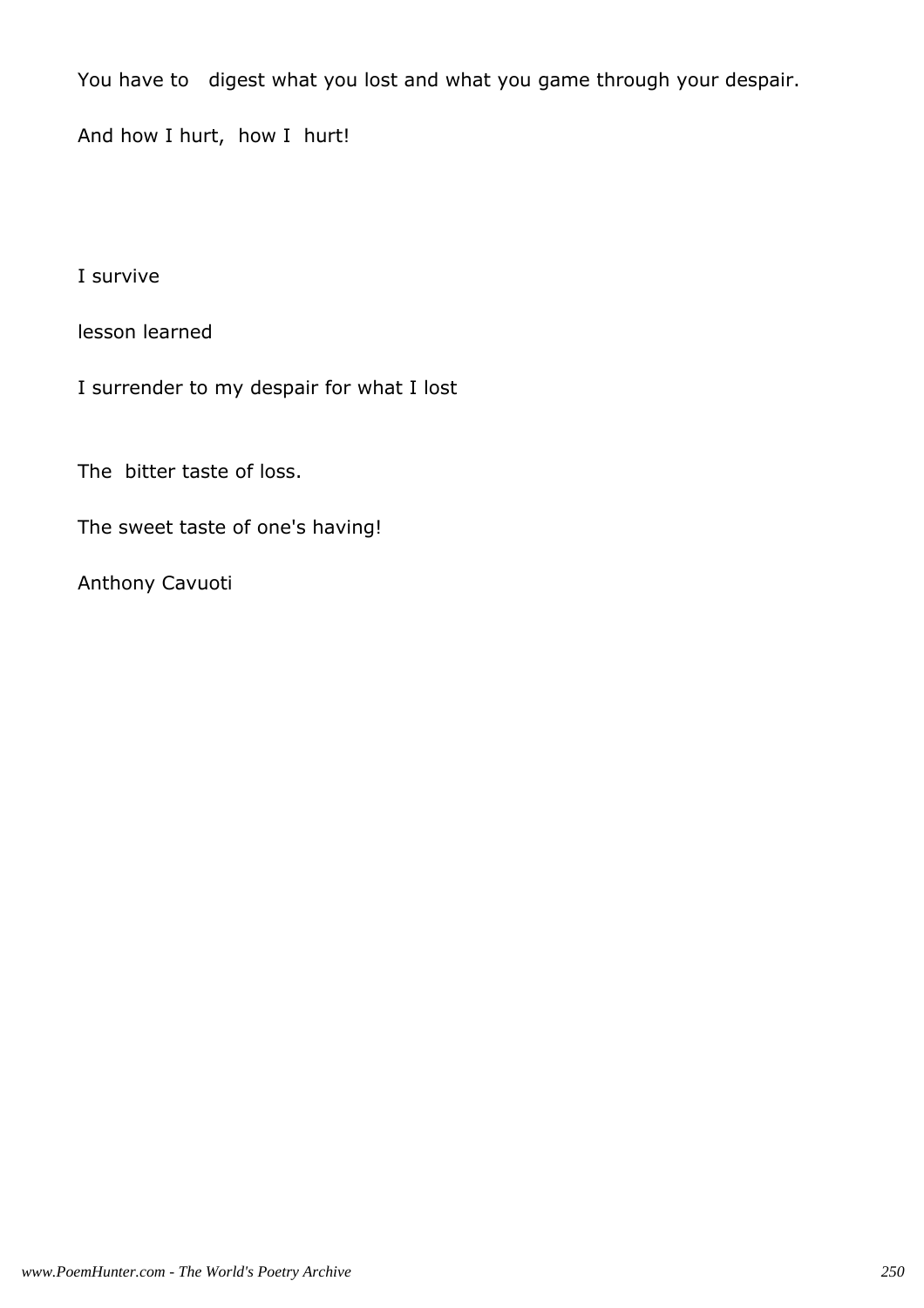You have to digest what you lost and what you game through your despair.

And how I hurt, how I hurt!

I survive

lesson learned

I surrender to my despair for what I lost

The bitter taste of loss.

The sweet taste of one's having!

Anthony Cavuoti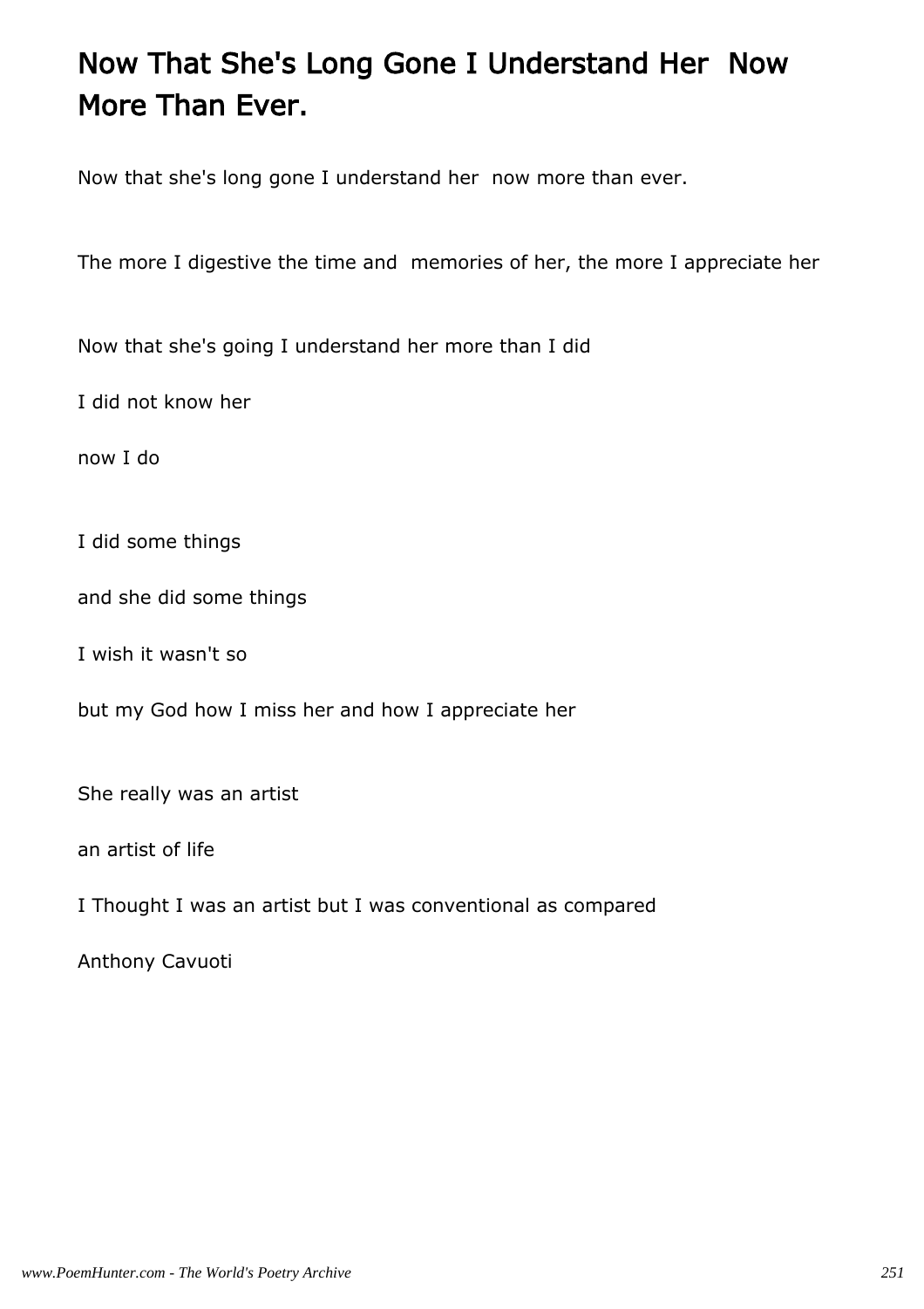# Now That She's Long Gone I Understand Her  Now More Than Ever.

Now that she's long gone I understand her  now more than ever.

The more I digestive the time and  memories of her, the more I appreciate her

Now that she's going I understand her more than I did

I did not know her

now I do

I did some things

and she did some things

I wish it wasn't so

but my God how I miss her and how I appreciate her

She really was an artist

an artist of life

I Thought I was an artist but I was conventional as compared

Anthony Cavuoti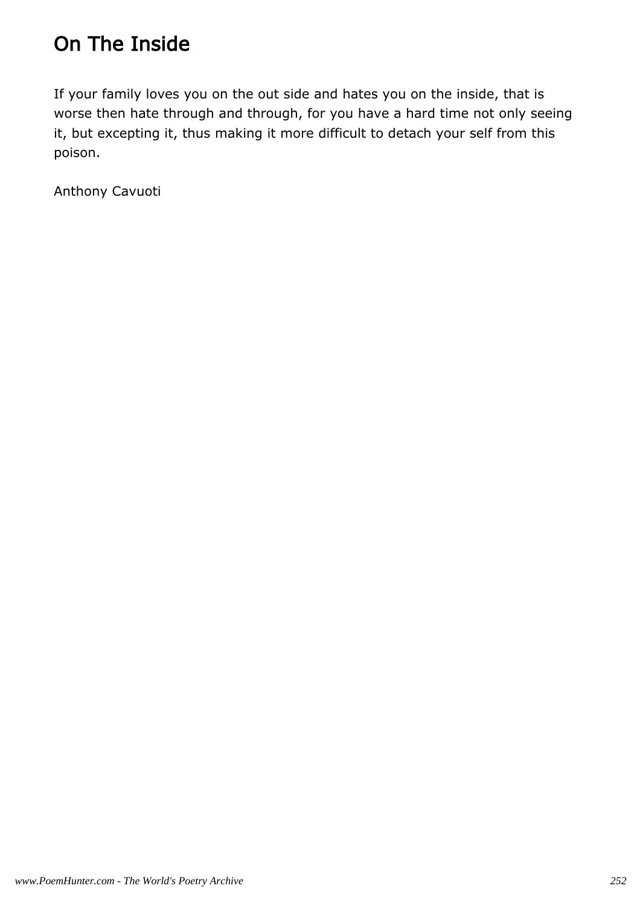# On The Inside

If your family loves you on the out side and hates you on the inside, that is worse then hate through and through, for you have a hard time not only seeing it, but excepting it, thus making it more difficult to detach your self from this poison.

Anthony Cavuoti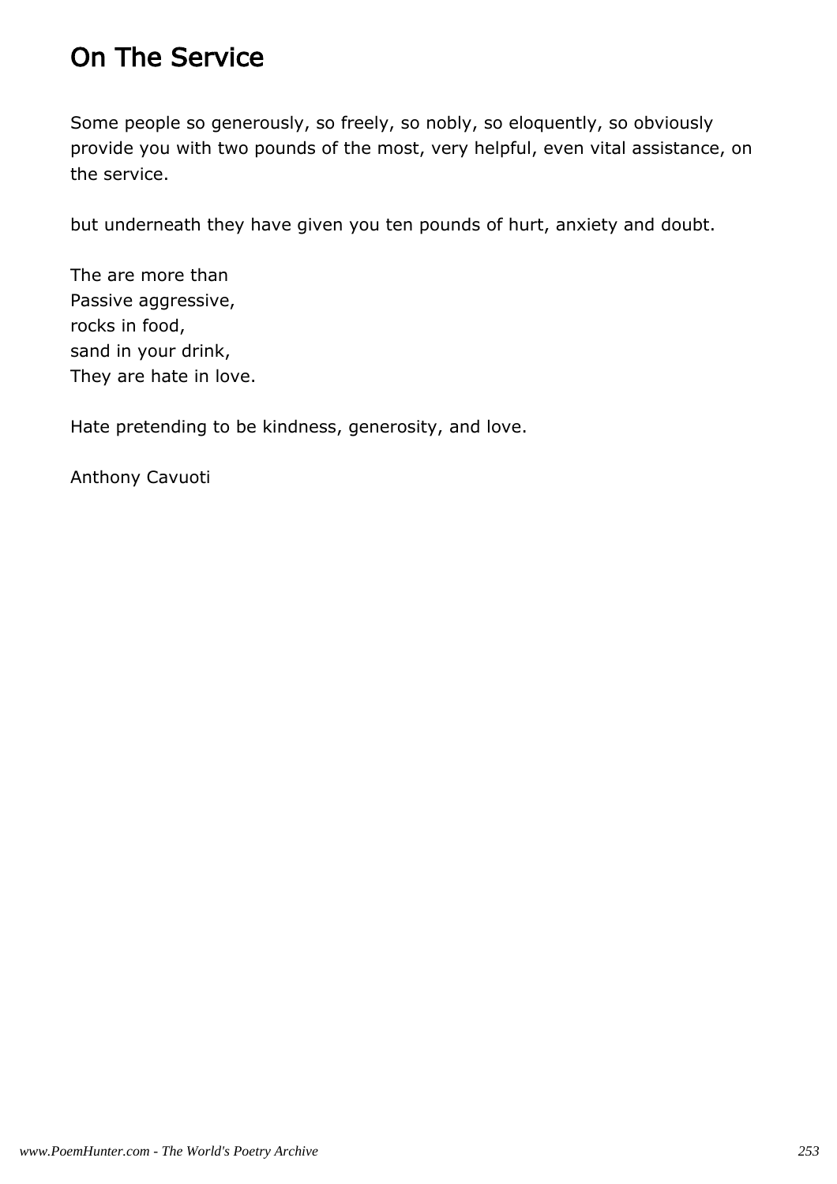# On The Service

Some people so generously, so freely, so nobly, so eloquently, so obviously provide you with two pounds of the most, very helpful, even vital assistance, on the service.

but underneath they have given you ten pounds of hurt, anxiety and doubt.

The are more than  
Passive aggressive,  
rocks in food,  
sand in your drink,  
They are hate in love.

Hate pretending to be kindness, generosity, and love.

Anthony Cavuoti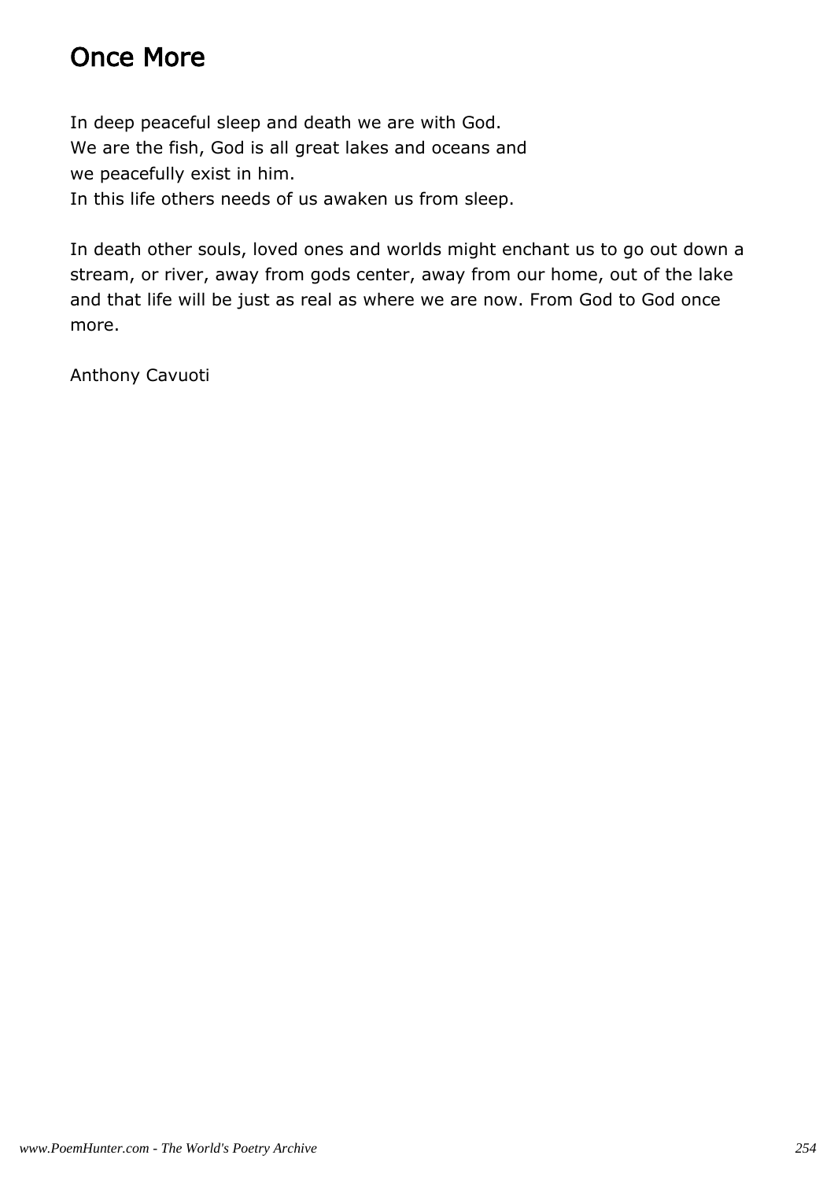## Once More

In deep peaceful sleep and death we are with God.
We are the fish, God is all great lakes and oceans and
we peacefully exist in him.
In this life others needs of us awaken us from sleep.

In death other souls, loved ones and worlds might enchant us to go out down a stream, or river, away from gods center, away from our home, out of the lake and that life will be just as real as where we are now. From God to God once more.

Anthony Cavuoti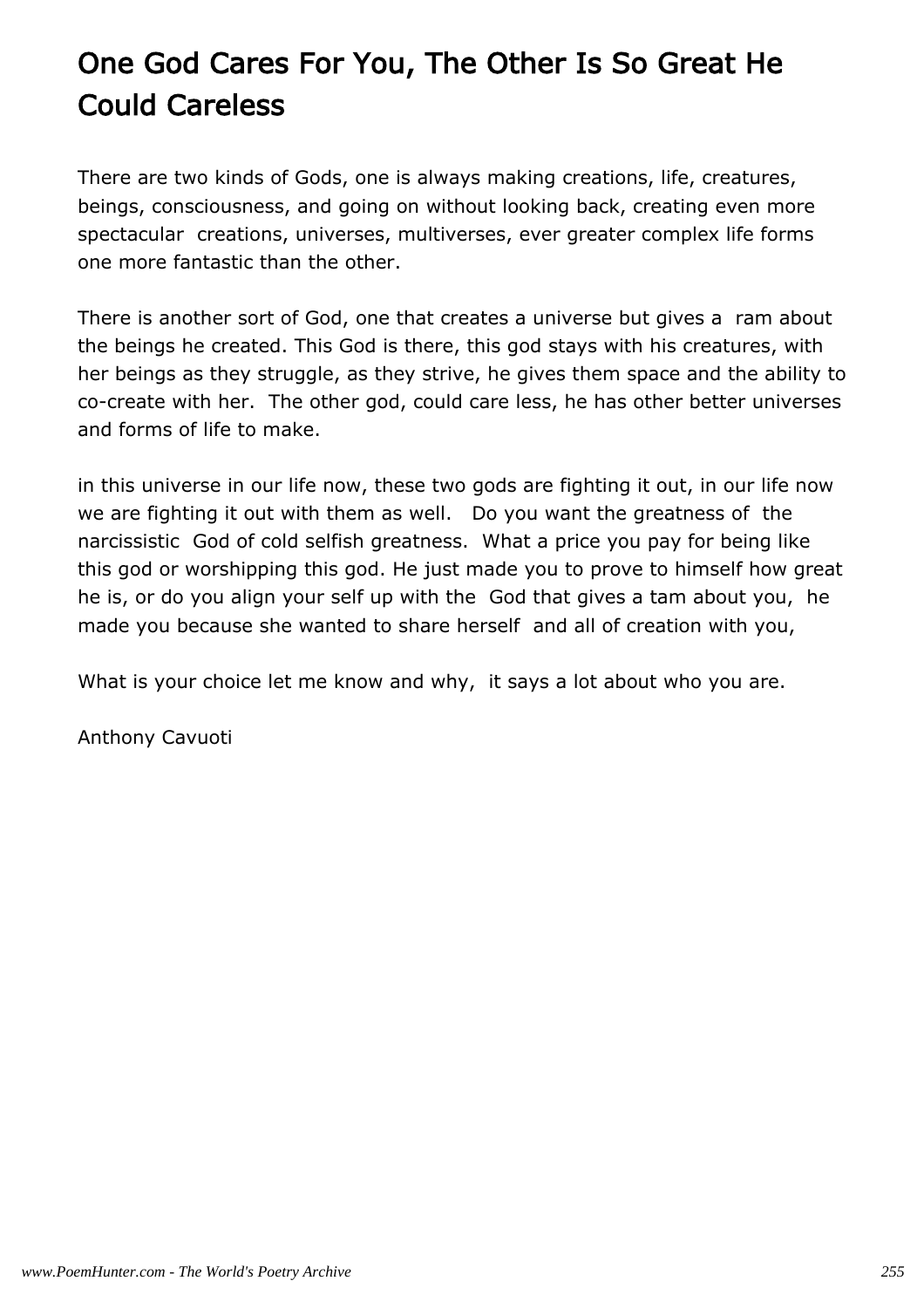# One God Cares For You, The Other Is So Great He Could Careless

There are two kinds of Gods, one is always making creations, life, creatures, beings, consciousness, and going on without looking back, creating even more spectacular creations, universes, multiverses, ever greater complex life forms one more fantastic than the other.

There is another sort of God, one that creates a universe but gives a ram about the beings he created. This God is there, this god stays with his creatures, with her beings as they struggle, as they strive, he gives them space and the ability to co-create with her. The other god, could care less, he has other better universes and forms of life to make.

in this universe in our life now, these two gods are fighting it out, in our life now we are fighting it out with them as well. Do you want the greatness of the narcissistic God of cold selfish greatness. What a price you pay for being like this god or worshipping this god. He just made you to prove to himself how great he is, or do you align your self up with the God that gives a tam about you, he made you because she wanted to share herself and all of creation with you,

What is your choice let me know and why, it says a lot about who you are.

Anthony Cavuoti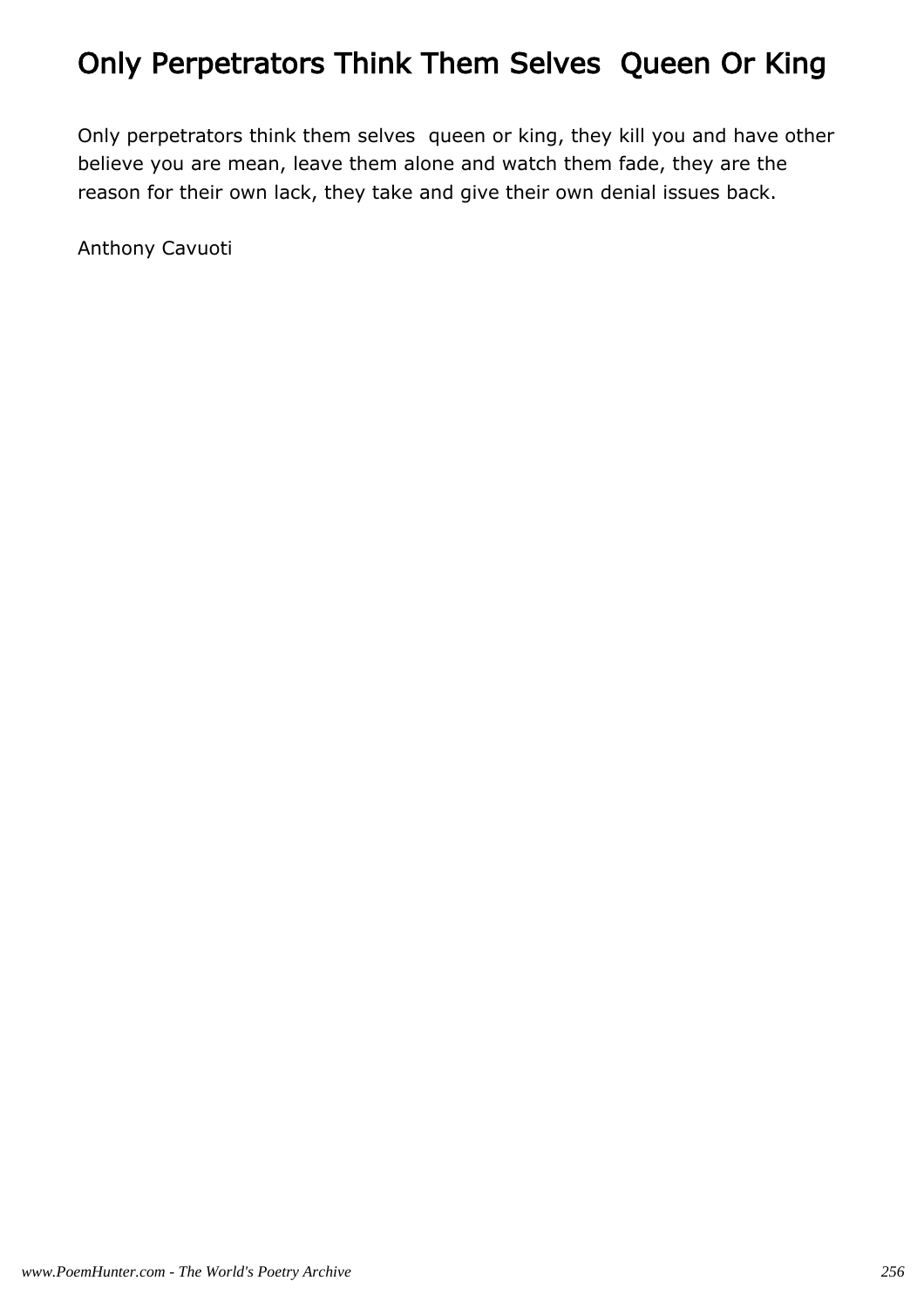# Only Perpetrators Think Them Selves  Queen Or King

Only perpetrators think them selves  queen or king, they kill you and have other believe you are mean, leave them alone and watch them fade, they are the reason for their own lack, they take and give their own denial issues back.

Anthony Cavuoti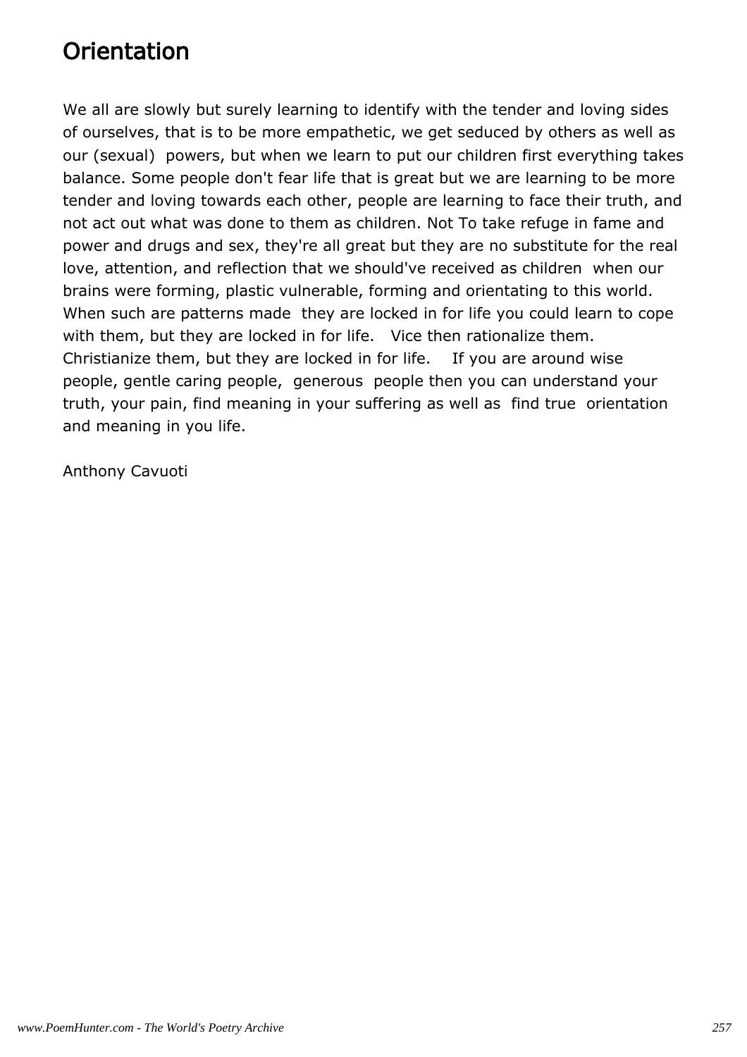# Orientation

We all are slowly but surely learning to identify with the tender and loving sides of ourselves, that is to be more empathetic, we get seduced by others as well as our (sexual)  powers, but when we learn to put our children first everything takes balance. Some people don't fear life that is great but we are learning to be more tender and loving towards each other, people are learning to face their truth, and not act out what was done to them as children. Not To take refuge in fame and power and drugs and sex, they're all great but they are no substitute for the real love, attention, and reflection that we should've received as children  when our brains were forming, plastic vulnerable, forming and orientating to this world. When such are patterns made  they are locked in for life you could learn to cope with them, but they are locked in for life.   Vice then rationalize them. Christianize them, but they are locked in for life.    If you are around wise people, gentle caring people,  generous  people then you can understand your truth, your pain, find meaning in your suffering as well as  find true  orientation and meaning in you life.

Anthony Cavuoti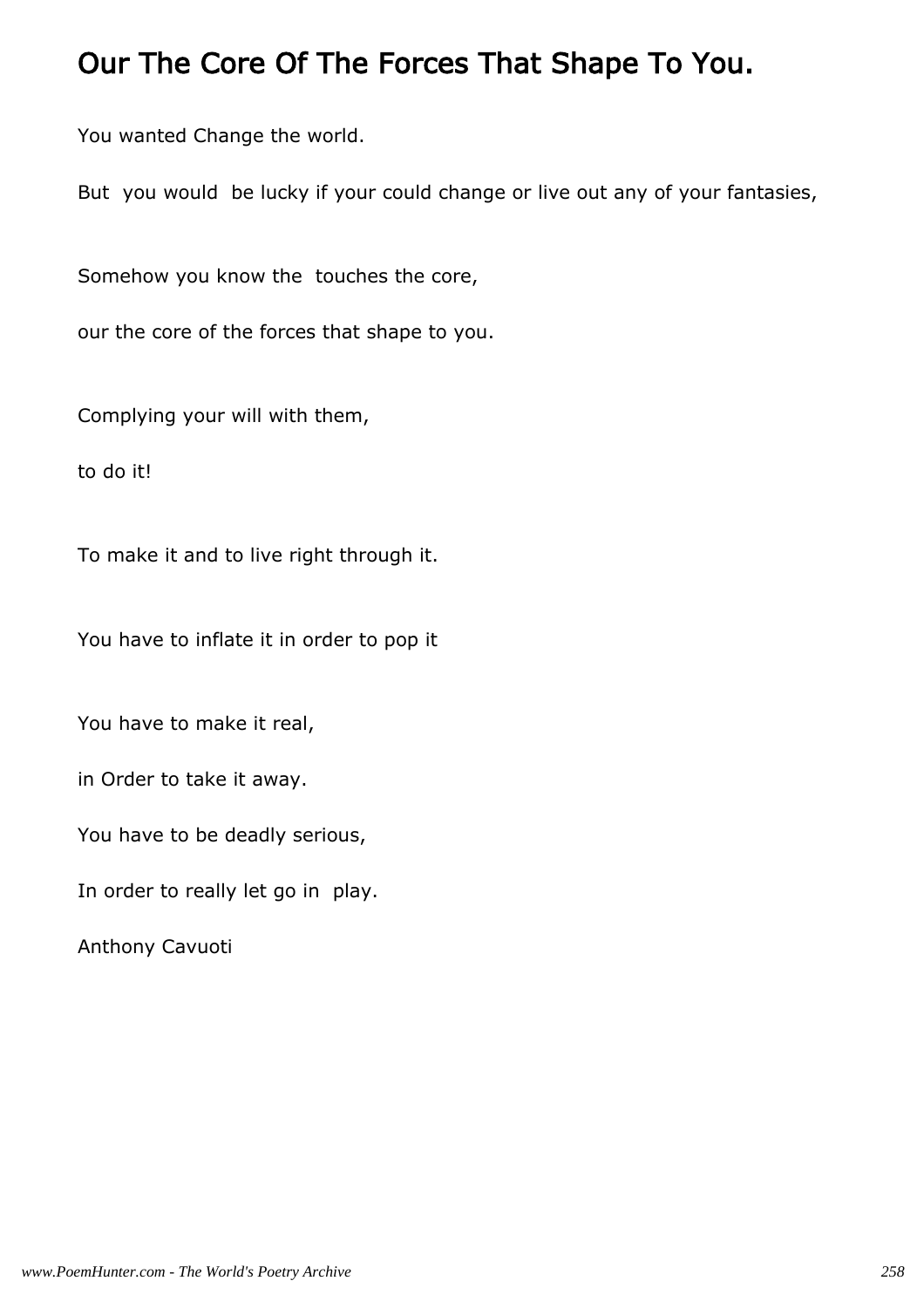# Our The Core Of The Forces That Shape To You.

You wanted Change the world.

But you would be lucky if your could change or live out any of your fantasies,

Somehow you know the touches the core,

our the core of the forces that shape to you.

Complying your will with them,

to do it!

To make it and to live right through it.

You have to inflate it in order to pop it

You have to make it real,

in Order to take it away.

You have to be deadly serious,

In order to really let go in play.

Anthony Cavuoti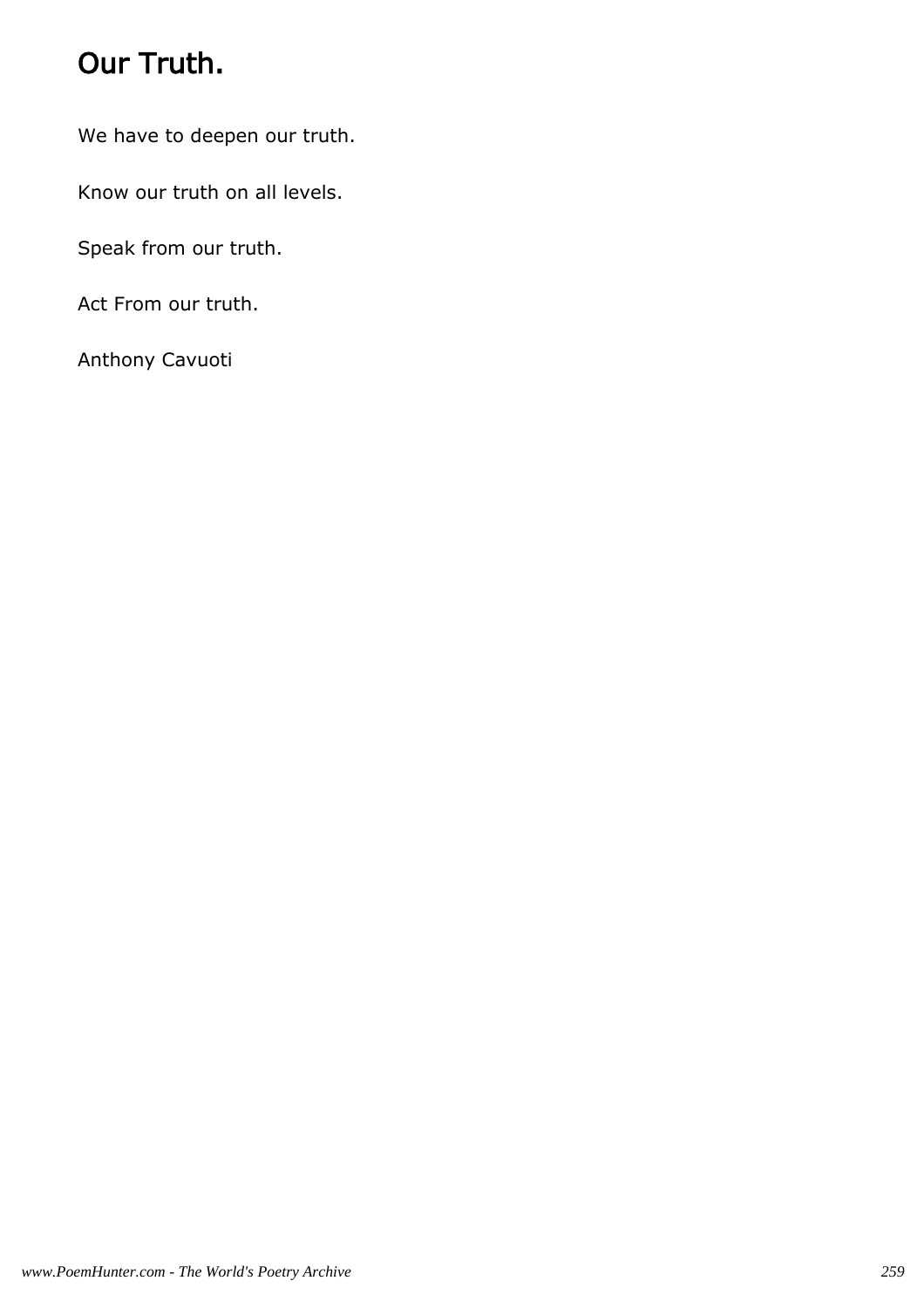# Our Truth.

We have to deepen our truth.

Know our truth on all levels.

Speak from our truth.

Act From our truth.

Anthony Cavuoti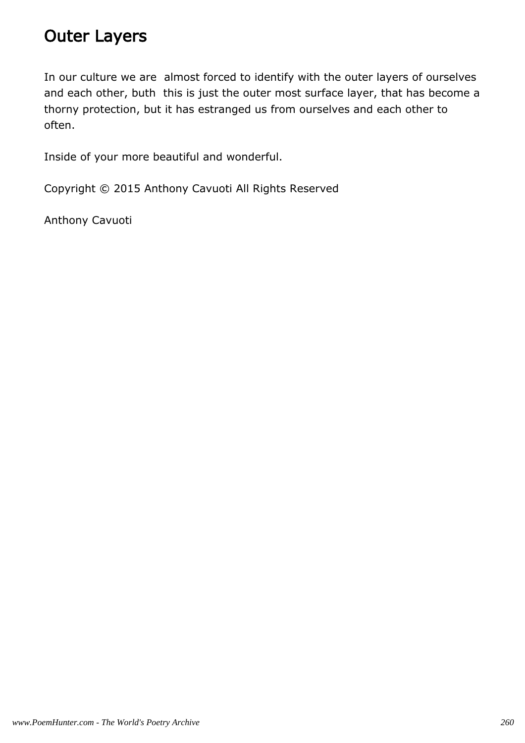# Outer Layers

In our culture we are  almost forced to identify with the outer layers of ourselves and each other, buth  this is just the outer most surface layer, that has become a thorny protection, but it has estranged us from ourselves and each other to often.

Inside of your more beautiful and wonderful.

Copyright © 2015 Anthony Cavuoti All Rights Reserved

Anthony Cavuoti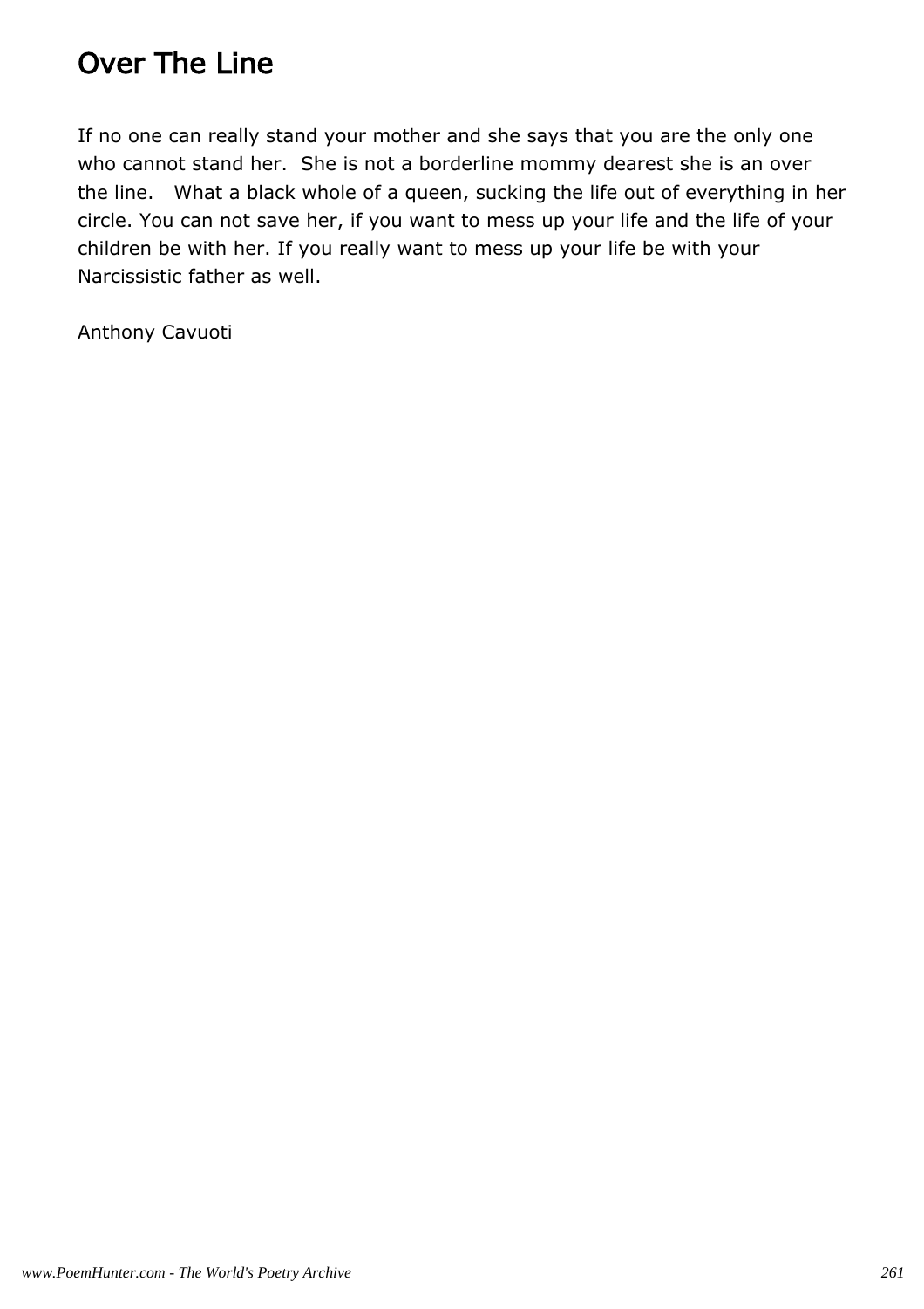# Over The Line

If no one can really stand your mother and she says that you are the only one who cannot stand her. She is not a borderline mommy dearest she is an over the line. What a black whole of a queen, sucking the life out of everything in her circle. You can not save her, if you want to mess up your life and the life of your children be with her. If you really want to mess up your life be with your Narcissistic father as well.

Anthony Cavuoti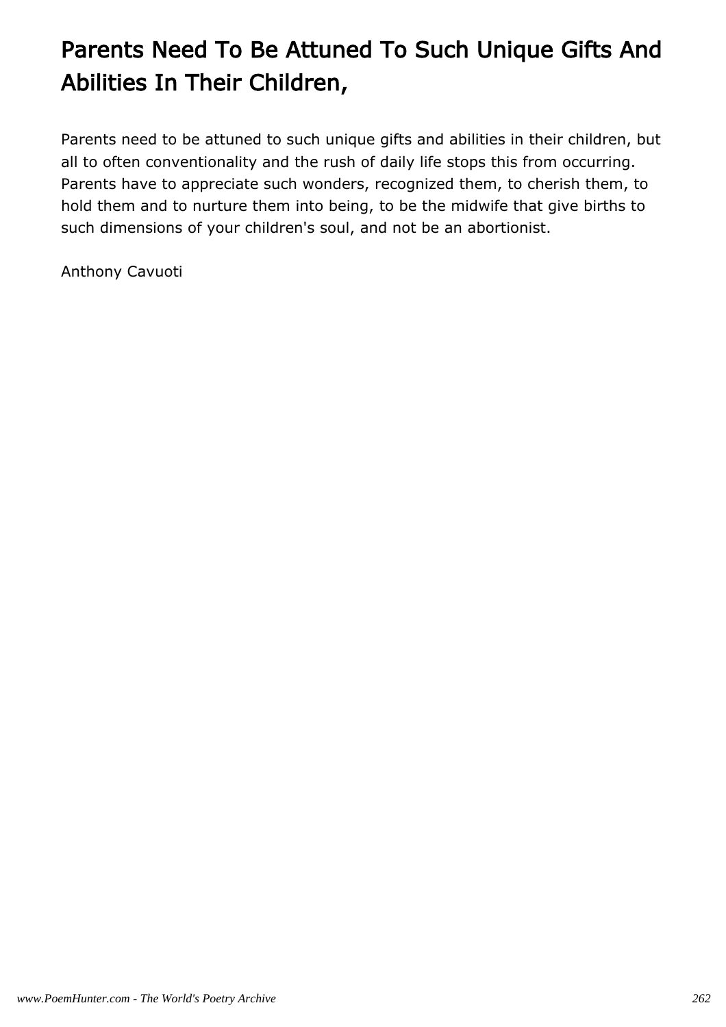# Parents Need To Be Attuned To Such Unique Gifts And Abilities In Their Children,

Parents need to be attuned to such unique gifts and abilities in their children, but all to often conventionality and the rush of daily life stops this from occurring. Parents have to appreciate such wonders, recognized them, to cherish them, to hold them and to nurture them into being, to be the midwife that give births to such dimensions of your children's soul, and not be an abortionist.

Anthony Cavuoti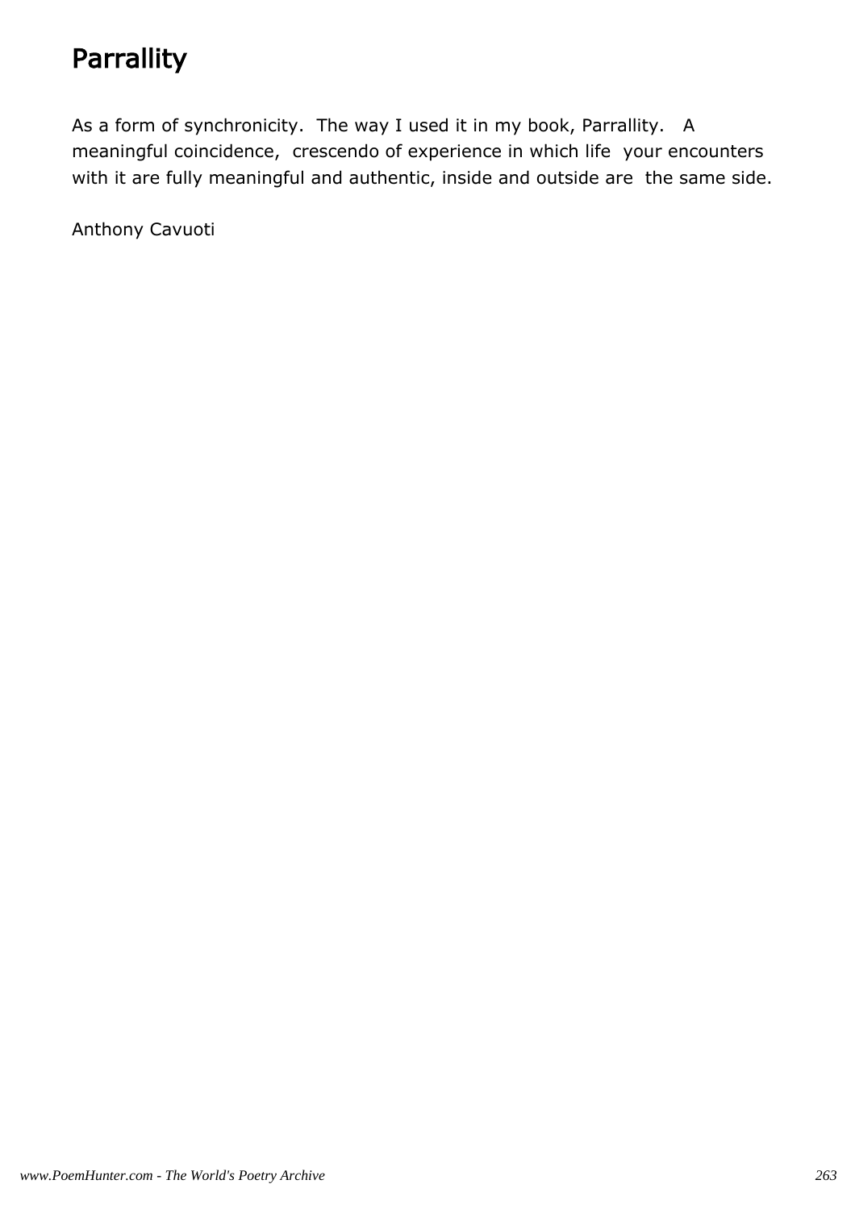# Parrallity

As a form of synchronicity. The way I used it in my book, Parrallity. A meaningful coincidence, crescendo of experience in which life your encounters with it are fully meaningful and authentic, inside and outside are the same side.

Anthony Cavuoti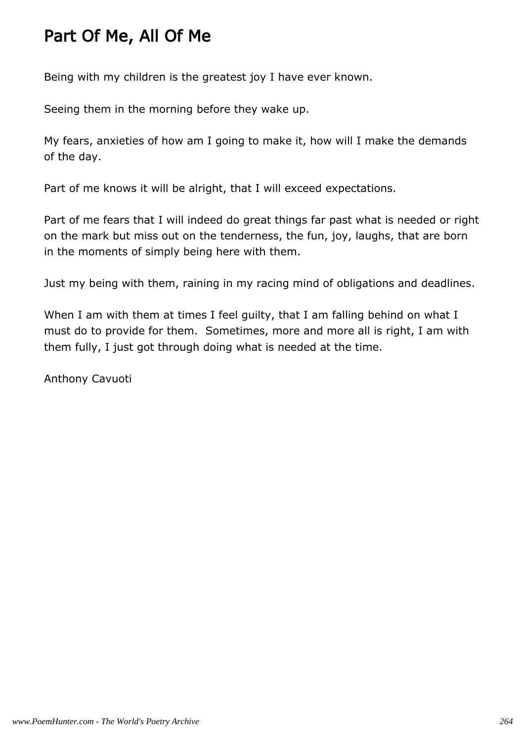# Part Of Me, All Of Me

Being with my children is the greatest joy I have ever known.

Seeing them in the morning before they wake up.

My fears, anxieties of how am I going to make it, how will I make the demands of the day.

Part of me knows it will be alright, that I will exceed expectations.

Part of me fears that I will indeed do great things far past what is needed or right on the mark but miss out on the tenderness, the fun, joy, laughs, that are born in the moments of simply being here with them.

Just my being with them, raining in my racing mind of obligations and deadlines.

When I am with them at times I feel guilty, that I am falling behind on what I must do to provide for them. Sometimes, more and more all is right, I am with them fully, I just got through doing what is needed at the time.

Anthony Cavuoti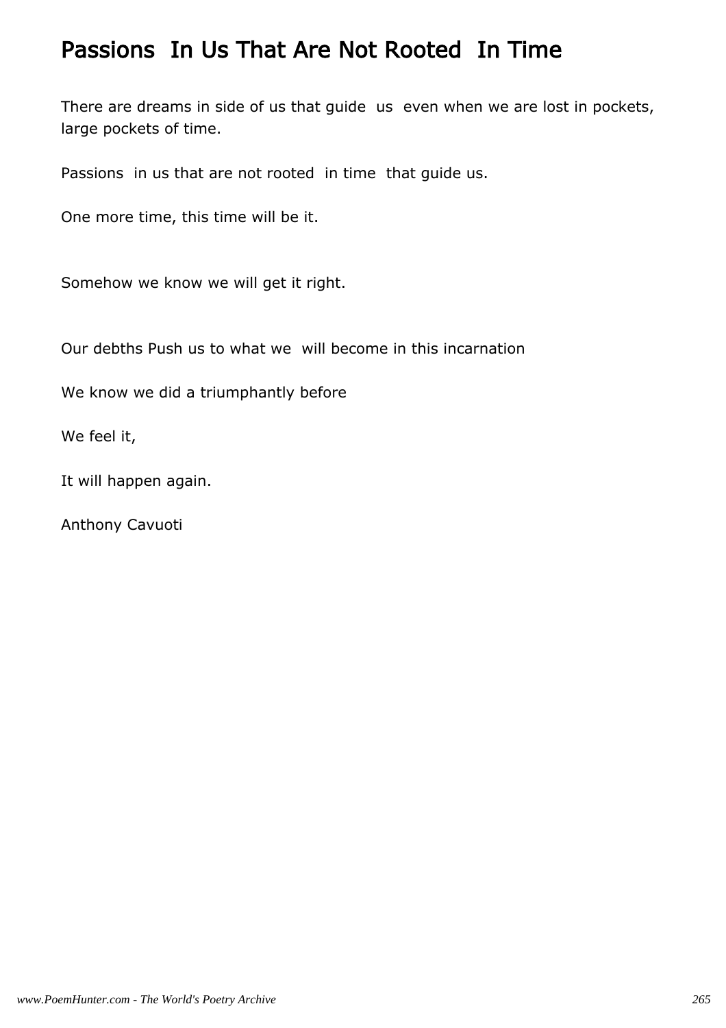# Passions In Us That Are Not Rooted In Time

There are dreams in side of us that guide us even when we are lost in pockets, large pockets of time.

Passions in us that are not rooted in time that guide us.

One more time, this time will be it.

Somehow we know we will get it right.

Our debths Push us to what we will become in this incarnation

We know we did a triumphantly before

We feel it,

It will happen again.

Anthony Cavuoti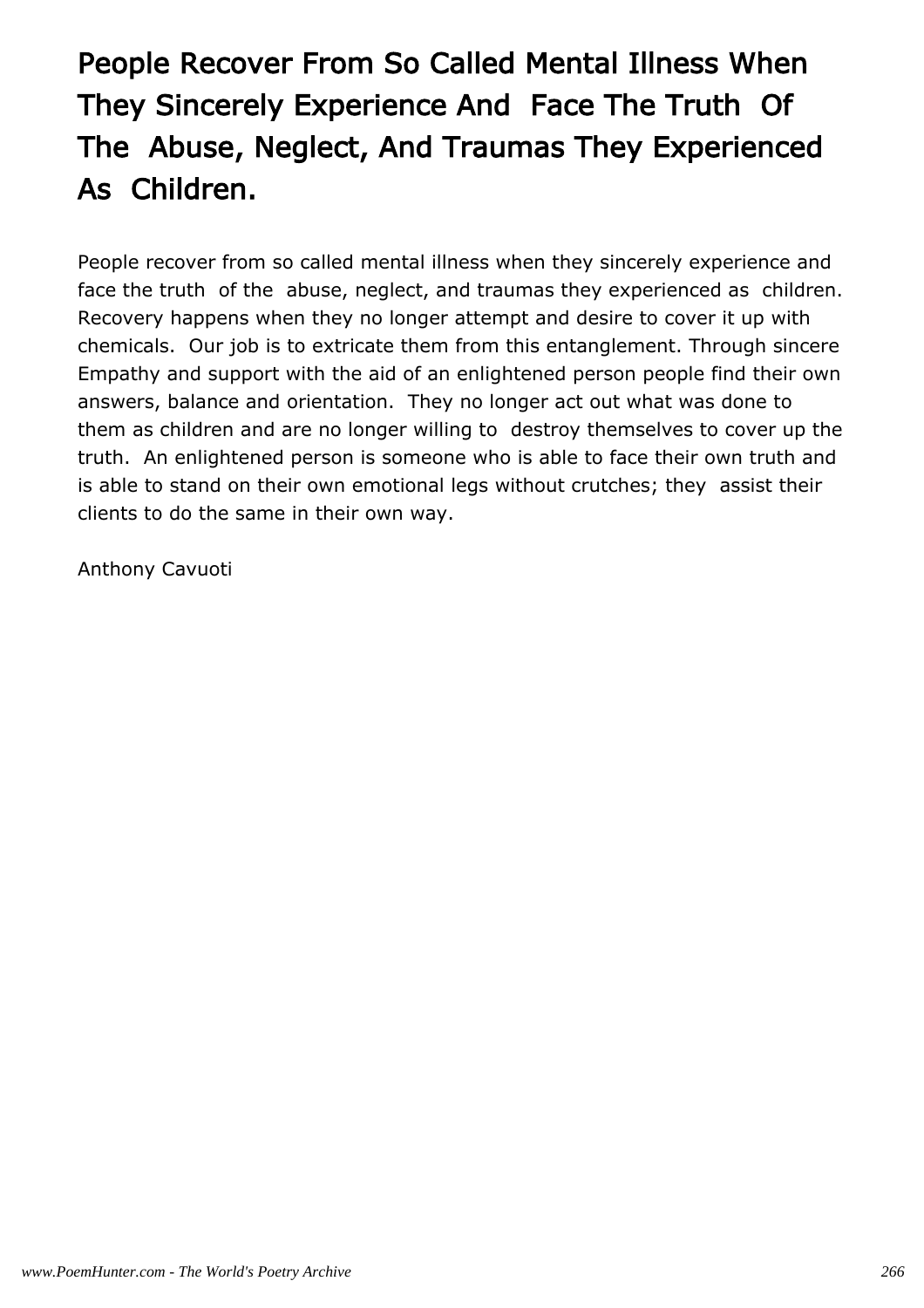# People Recover From So Called Mental Illness When They Sincerely Experience And Face The Truth Of The Abuse, Neglect, And Traumas They Experienced As Children.

People recover from so called mental illness when they sincerely experience and face the truth of the abuse, neglect, and traumas they experienced as children. Recovery happens when they no longer attempt and desire to cover it up with chemicals. Our job is to extricate them from this entanglement. Through sincere Empathy and support with the aid of an enlightened person people find their own answers, balance and orientation. They no longer act out what was done to them as children and are no longer willing to destroy themselves to cover up the truth. An enlightened person is someone who is able to face their own truth and is able to stand on their own emotional legs without crutches; they assist their clients to do the same in their own way.

Anthony Cavuoti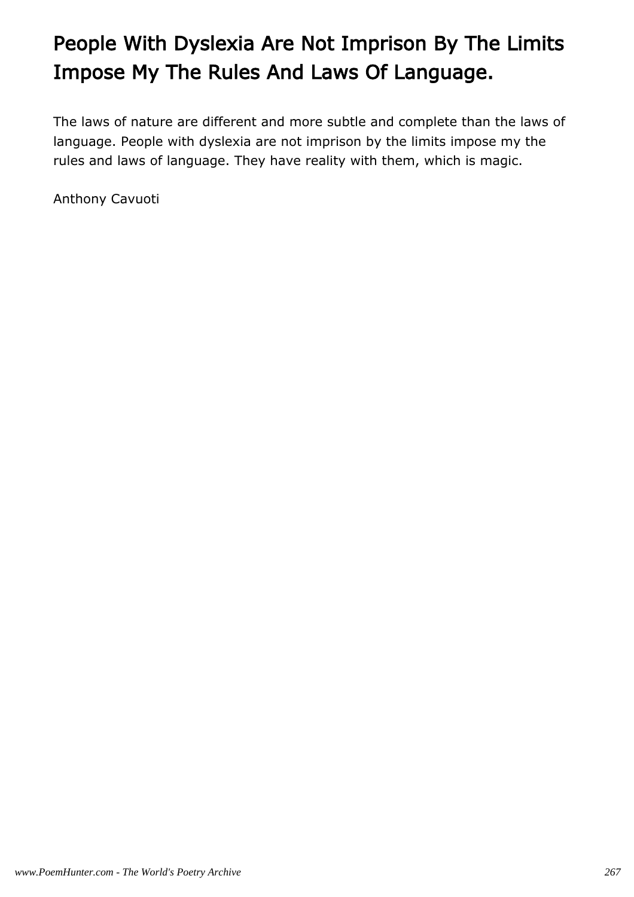# People With Dyslexia Are Not Imprison By The Limits Impose My The Rules And Laws Of Language.

The laws of nature are different and more subtle and complete than the laws of language. People with dyslexia are not imprison by the limits impose my the rules and laws of language. They have reality with them, which is magic.

Anthony Cavuoti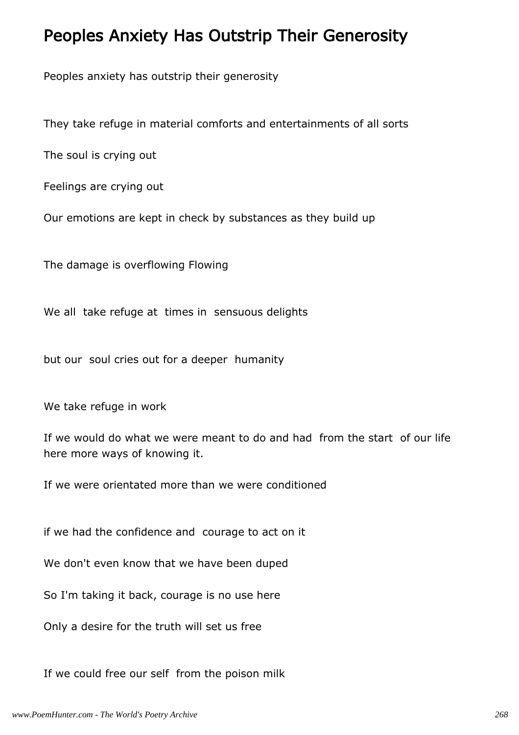# Peoples Anxiety Has Outstrip Their Generosity

Peoples anxiety has outstrip their generosity

They take refuge in material comforts and entertainments of all sorts

The soul is crying out

Feelings are crying out

Our emotions are kept in check by substances as they build up

The damage is overflowing Flowing

We all take refuge at times in sensuous delights

but our soul cries out for a deeper humanity

We take refuge in work

If we would do what we were meant to do and had from the start of our life here more ways of knowing it.

If we were orientated more than we were conditioned

if we had the confidence and courage to act on it

We don't even know that we have been duped

So I'm taking it back, courage is no use here

Only a desire for the truth will set us free

If we could free our self from the poison milk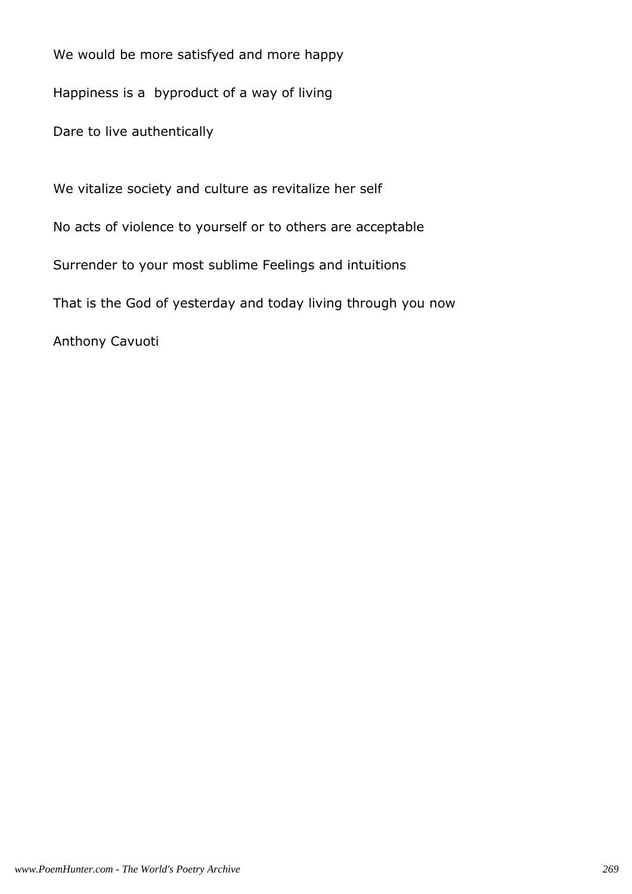We would be more satisfyed and more happy

Happiness is a byproduct of a way of living

Dare to live authentically

We vitalize society and culture as revitalize her self

No acts of violence to yourself or to others are acceptable

Surrender to your most sublime Feelings and intuitions

That is the God of yesterday and today living through you now

Anthony Cavuoti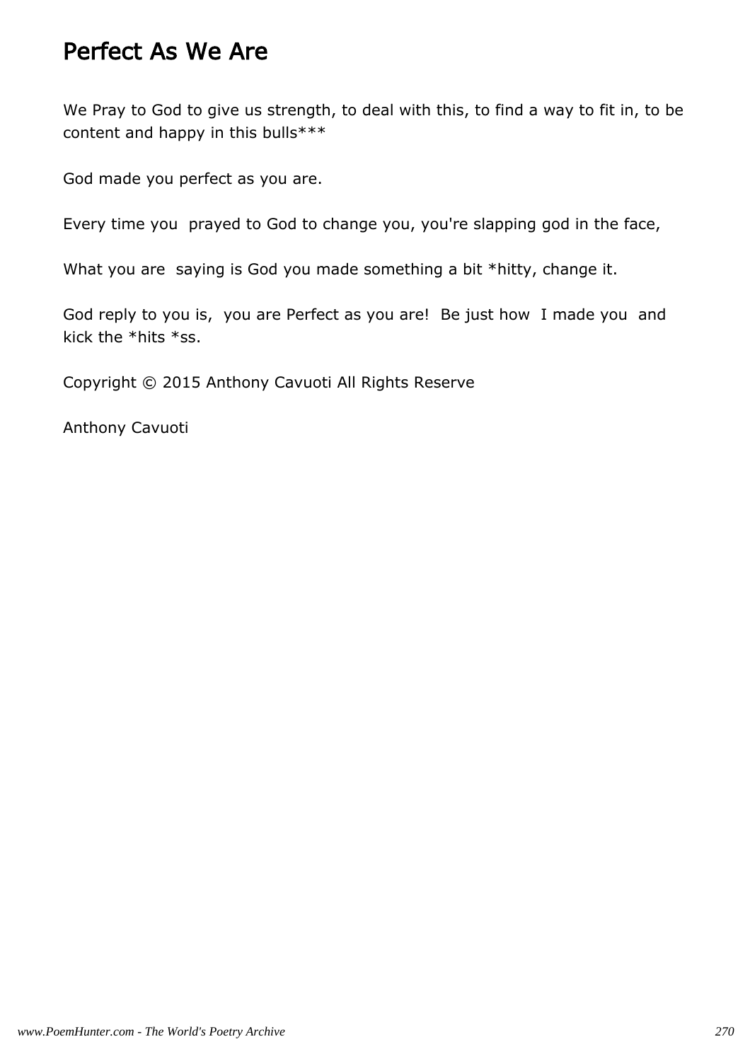# Perfect As We Are

We Pray to God to give us strength, to deal with this, to find a way to fit in, to be content and happy in this bulls***

God made you perfect as you are.

Every time you prayed to God to change you, you're slapping god in the face,

What you are saying is God you made something a bit *hitty, change it.

God reply to you is, you are Perfect as you are! Be just how I made you and kick the *hits *ss.

Copyright © 2015 Anthony Cavuoti All Rights Reserve

Anthony Cavuoti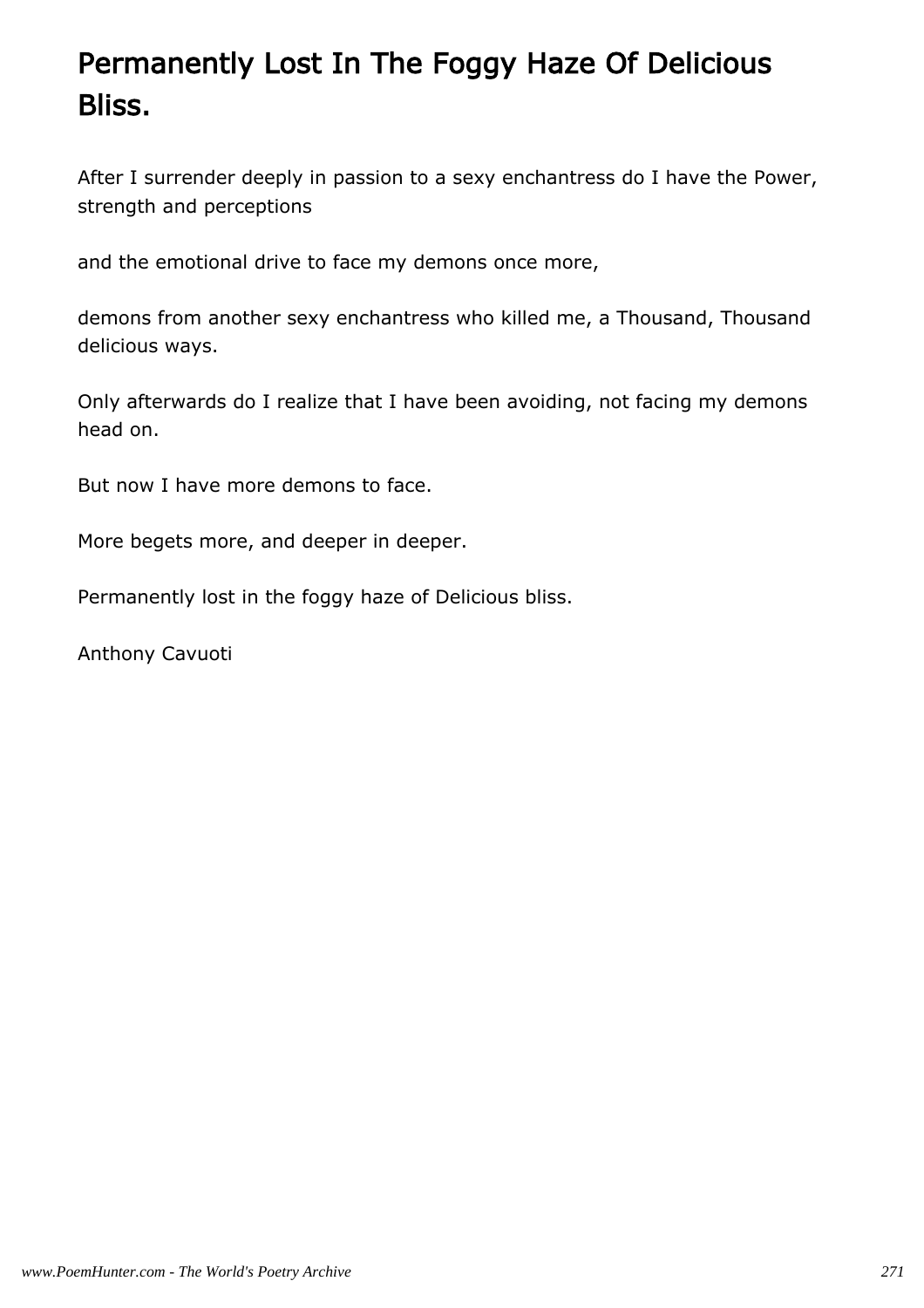# Permanently Lost In The Foggy Haze Of Delicious Bliss.

After I surrender deeply in passion to a sexy enchantress do I have the Power, strength and perceptions

and the emotional drive to face my demons once more,

demons from another sexy enchantress who killed me, a Thousand, Thousand delicious ways.

Only afterwards do I realize that I have been avoiding, not facing my demons head on.

But now I have more demons to face.

More begets more, and deeper in deeper.

Permanently lost in the foggy haze of Delicious bliss.

Anthony Cavuoti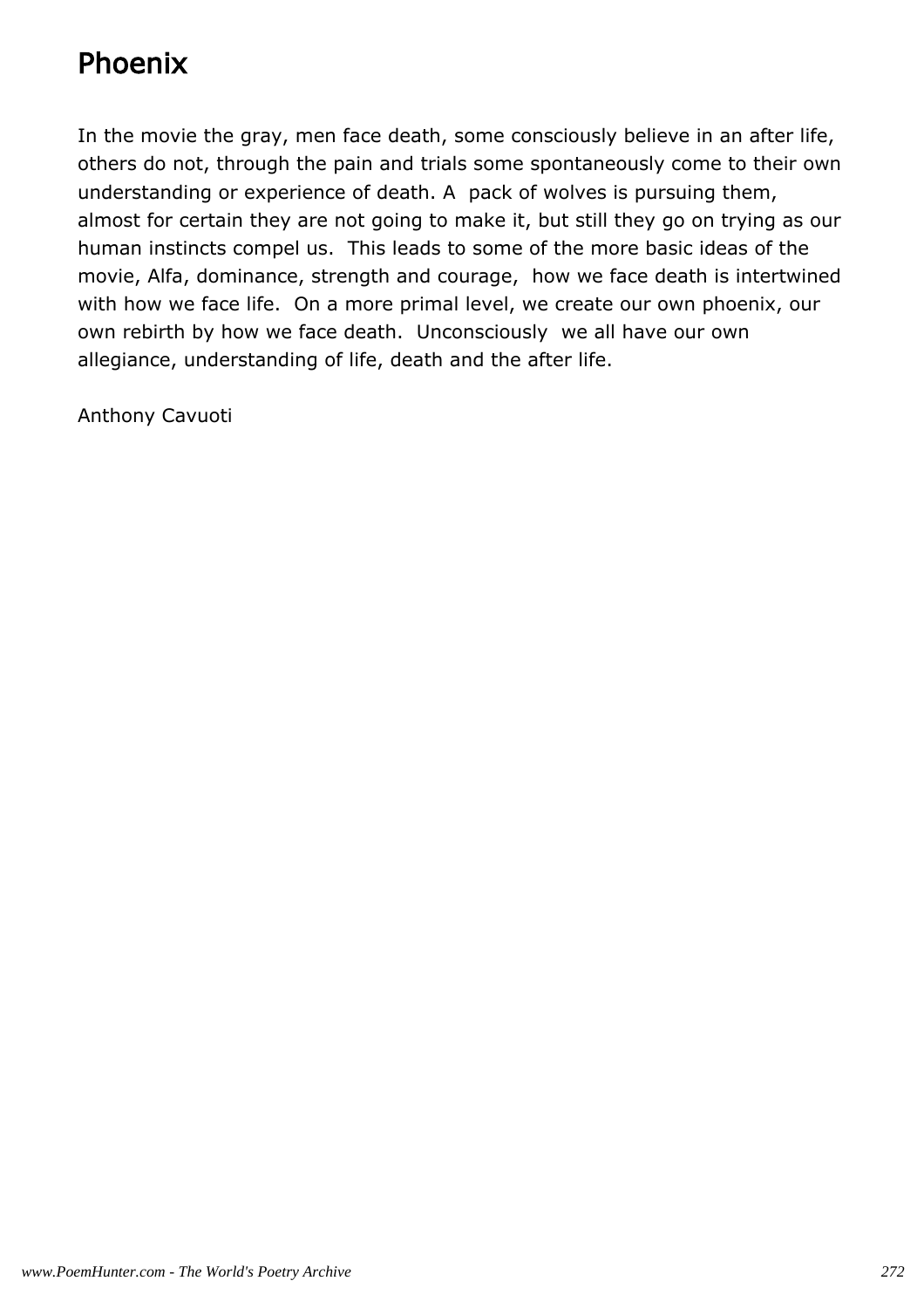# Phoenix

In the movie the gray, men face death, some consciously believe in an after life, others do not, through the pain and trials some spontaneously come to their own understanding or experience of death. A pack of wolves is pursuing them, almost for certain they are not going to make it, but still they go on trying as our human instincts compel us. This leads to some of the more basic ideas of the movie, Alfa, dominance, strength and courage, how we face death is intertwined with how we face life. On a more primal level, we create our own phoenix, our own rebirth by how we face death. Unconsciously we all have our own allegiance, understanding of life, death and the after life.

Anthony Cavuoti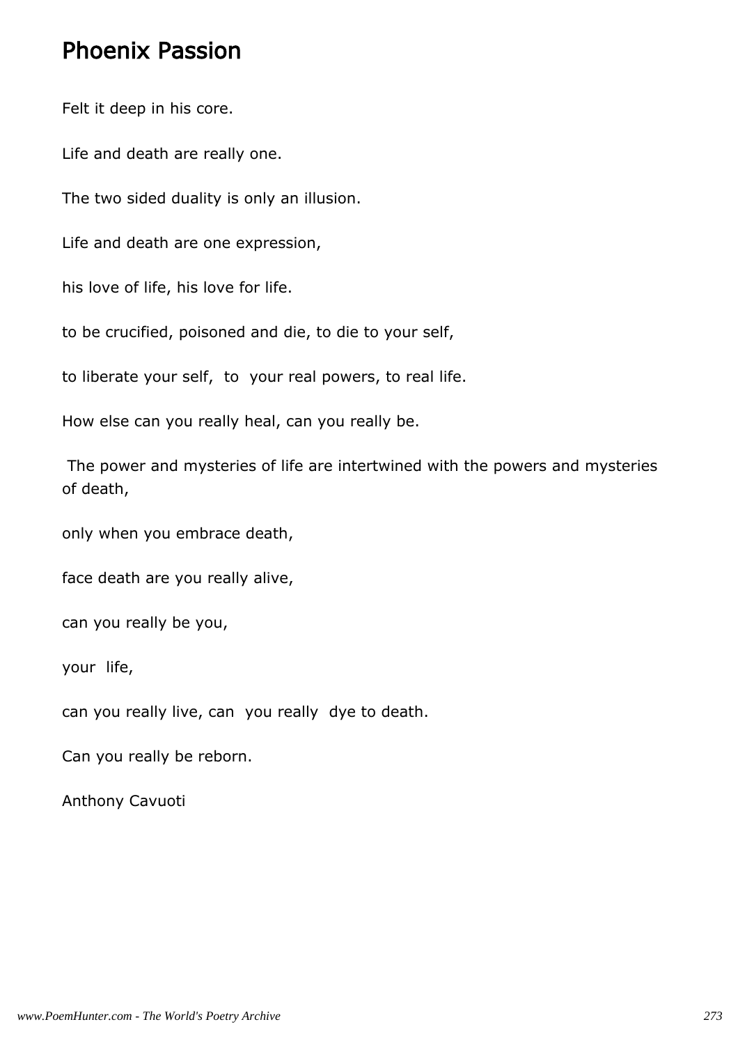# Phoenix Passion

Felt it deep in his core.

Life and death are really one.

The two sided duality is only an illusion.

Life and death are one expression,

his love of life, his love for life.

to be crucified, poisoned and die, to die to your self,

to liberate your self,  to  your real powers, to real life.

How else can you really heal, can you really be.

The power and mysteries of life are intertwined with the powers and mysteries of death,

only when you embrace death,

face death are you really alive,

can you really be you,

your  life,

can you really live, can  you really  dye to death.

Can you really be reborn.

Anthony Cavuoti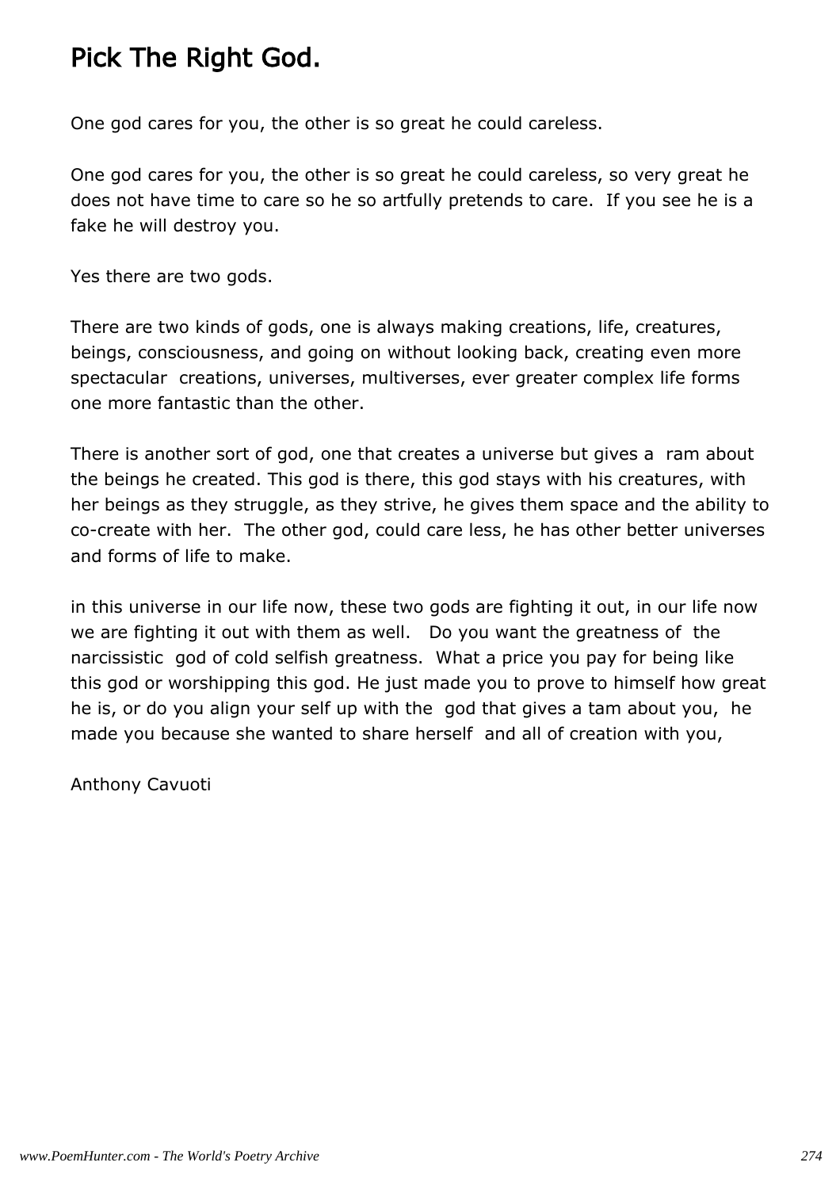# Pick The Right God.

One god cares for you, the other is so great he could careless.

One god cares for you, the other is so great he could careless, so very great he does not have time to care so he so artfully pretends to care. If you see he is a fake he will destroy you.

Yes there are two gods.

There are two kinds of gods, one is always making creations, life, creatures, beings, consciousness, and going on without looking back, creating even more spectacular creations, universes, multiverses, ever greater complex life forms one more fantastic than the other.

There is another sort of god, one that creates a universe but gives a ram about the beings he created. This god is there, this god stays with his creatures, with her beings as they struggle, as they strive, he gives them space and the ability to co-create with her. The other god, could care less, he has other better universes and forms of life to make.

in this universe in our life now, these two gods are fighting it out, in our life now we are fighting it out with them as well. Do you want the greatness of the narcissistic god of cold selfish greatness. What a price you pay for being like this god or worshipping this god. He just made you to prove to himself how great he is, or do you align your self up with the god that gives a tam about you, he made you because she wanted to share herself and all of creation with you,

Anthony Cavuoti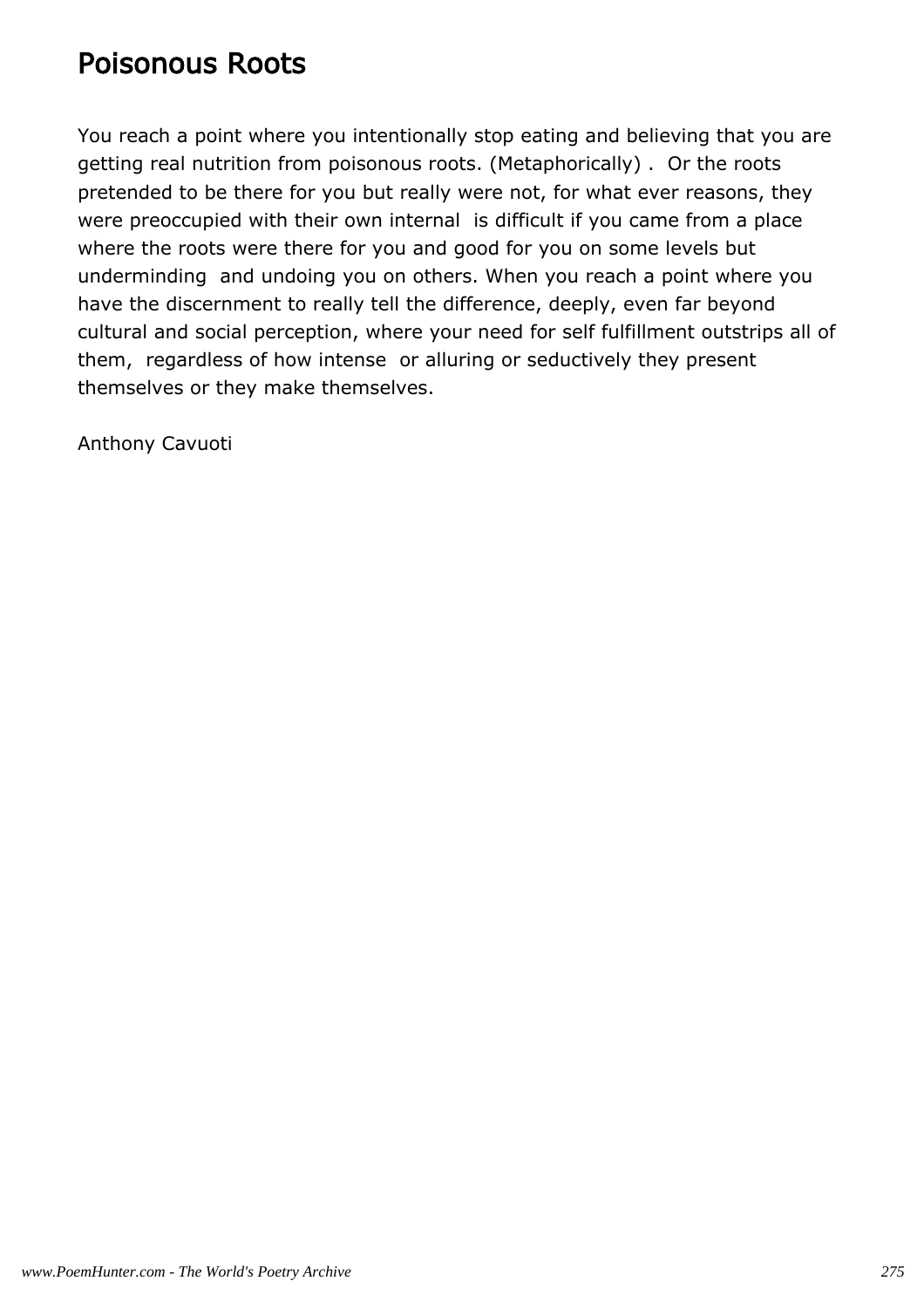# Poisonous Roots

You reach a point where you intentionally stop eating and believing that you are getting real nutrition from poisonous roots. (Metaphorically) . Or the roots pretended to be there for you but really were not, for what ever reasons, they were preoccupied with their own internal is difficult if you came from a place where the roots were there for you and good for you on some levels but underminding and undoing you on others. When you reach a point where you have the discernment to really tell the difference, deeply, even far beyond cultural and social perception, where your need for self fulfillment outstrips all of them, regardless of how intense or alluring or seductively they present themselves or they make themselves.

Anthony Cavuoti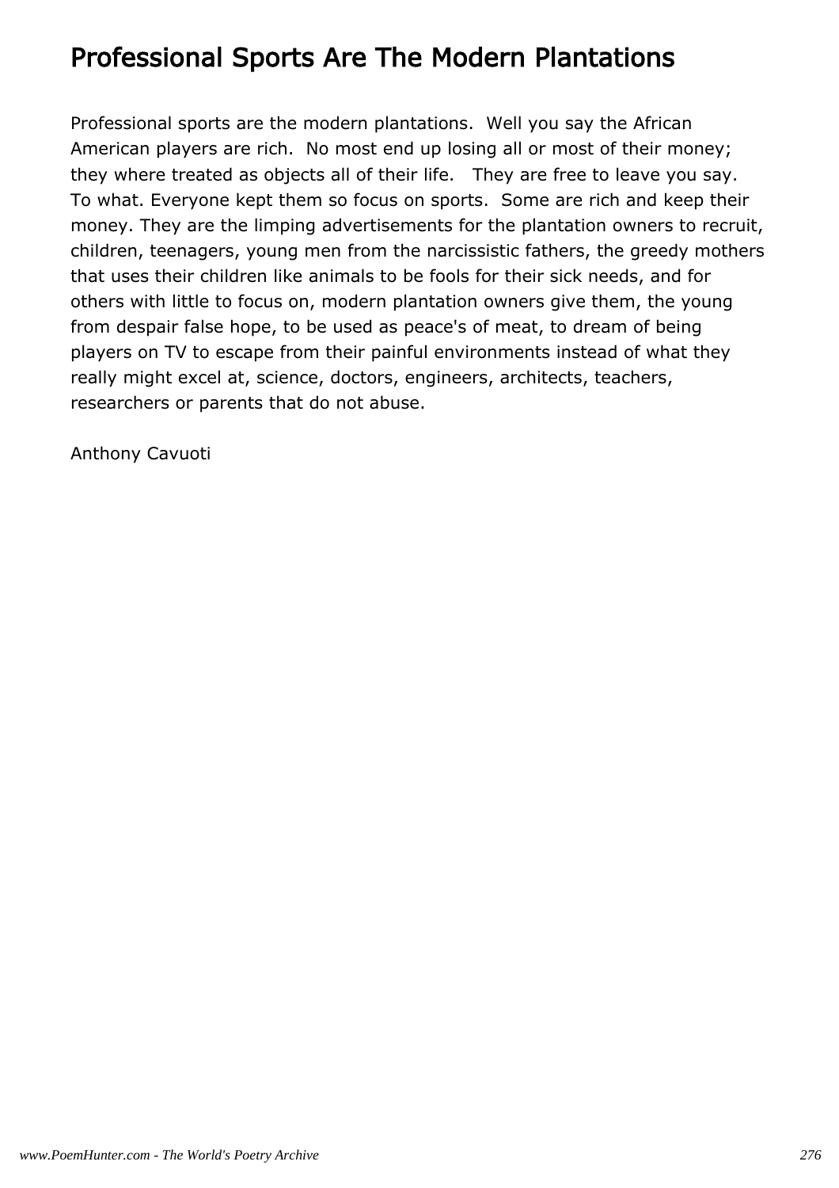# Professional Sports Are The Modern Plantations

Professional sports are the modern plantations. Well you say the African American players are rich. No most end up losing all or most of their money; they where treated as objects all of their life. They are free to leave you say. To what. Everyone kept them so focus on sports. Some are rich and keep their money. They are the limping advertisements for the plantation owners to recruit, children, teenagers, young men from the narcissistic fathers, the greedy mothers that uses their children like animals to be fools for their sick needs, and for others with little to focus on, modern plantation owners give them, the young from despair false hope, to be used as peace's of meat, to dream of being players on TV to escape from their painful environments instead of what they really might excel at, science, doctors, engineers, architects, teachers, researchers or parents that do not abuse.

Anthony Cavuoti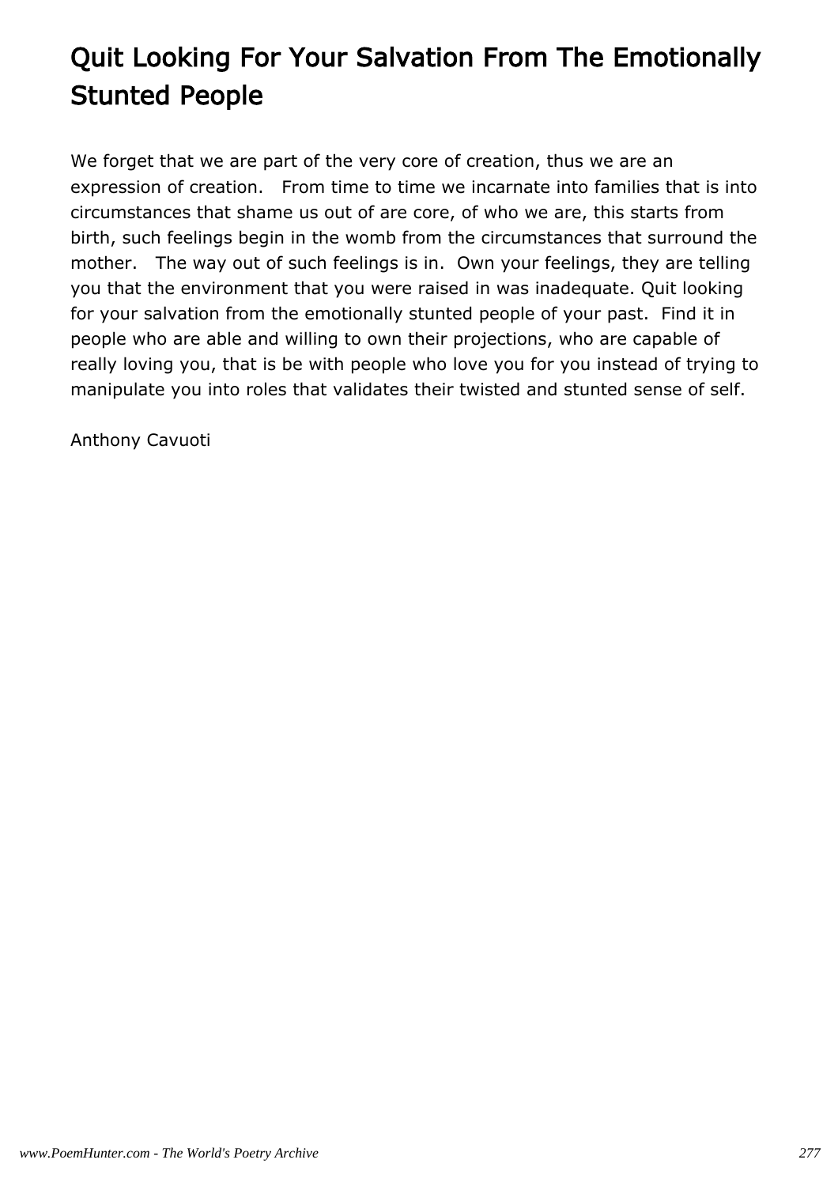# Quit Looking For Your Salvation From The Emotionally Stunted People

We forget that we are part of the very core of creation, thus we are an expression of creation.  From time to time we incarnate into families that is into circumstances that shame us out of are core, of who we are, this starts from birth, such feelings begin in the womb from the circumstances that surround the mother.  The way out of such feelings is in. Own your feelings, they are telling you that the environment that you were raised in was inadequate. Quit looking for your salvation from the emotionally stunted people of your past. Find it in people who are able and willing to own their projections, who are capable of really loving you, that is be with people who love you for you instead of trying to manipulate you into roles that validates their twisted and stunted sense of self.

Anthony Cavuoti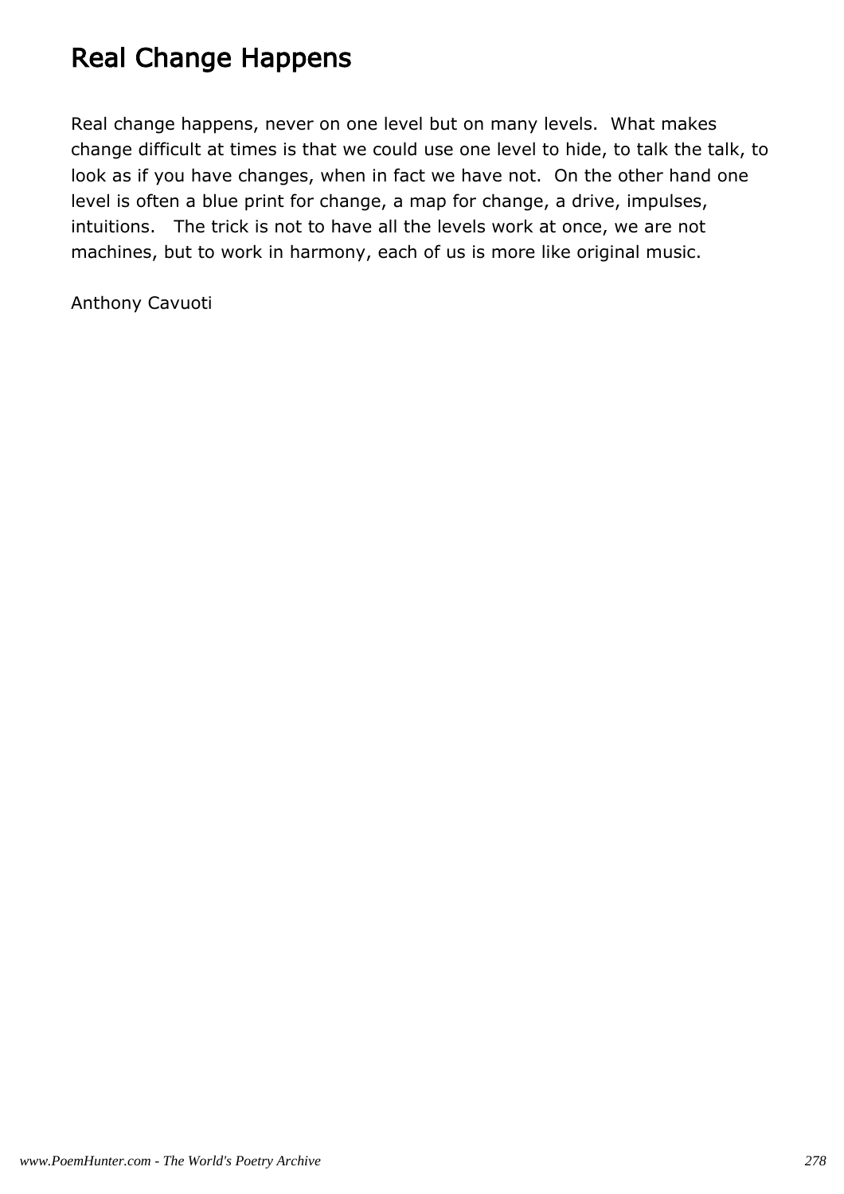# Real Change Happens

Real change happens, never on one level but on many levels.  What makes change difficult at times is that we could use one level to hide, to talk the talk, to look as if you have changes, when in fact we have not.  On the other hand one level is often a blue print for change, a map for change, a drive, impulses, intuitions.   The trick is not to have all the levels work at once, we are not machines, but to work in harmony, each of us is more like original music.

Anthony Cavuoti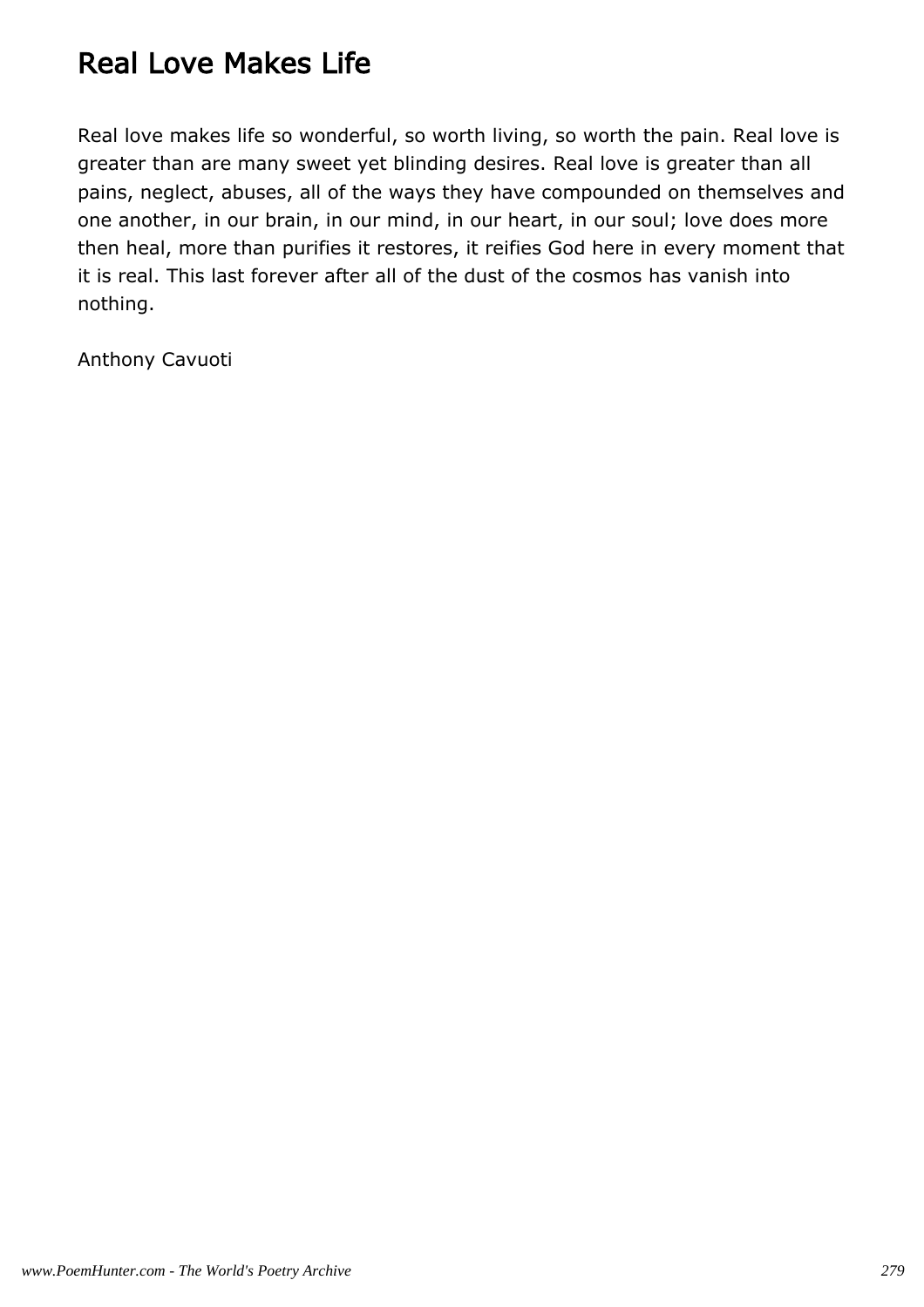# Real Love Makes Life

Real love makes life so wonderful, so worth living, so worth the pain. Real love is greater than are many sweet yet blinding desires. Real love is greater than all pains, neglect, abuses, all of the ways they have compounded on themselves and one another, in our brain, in our mind, in our heart, in our soul; love does more then heal, more than purifies it restores, it reifies God here in every moment that it is real. This last forever after all of the dust of the cosmos has vanish into nothing.

Anthony Cavuoti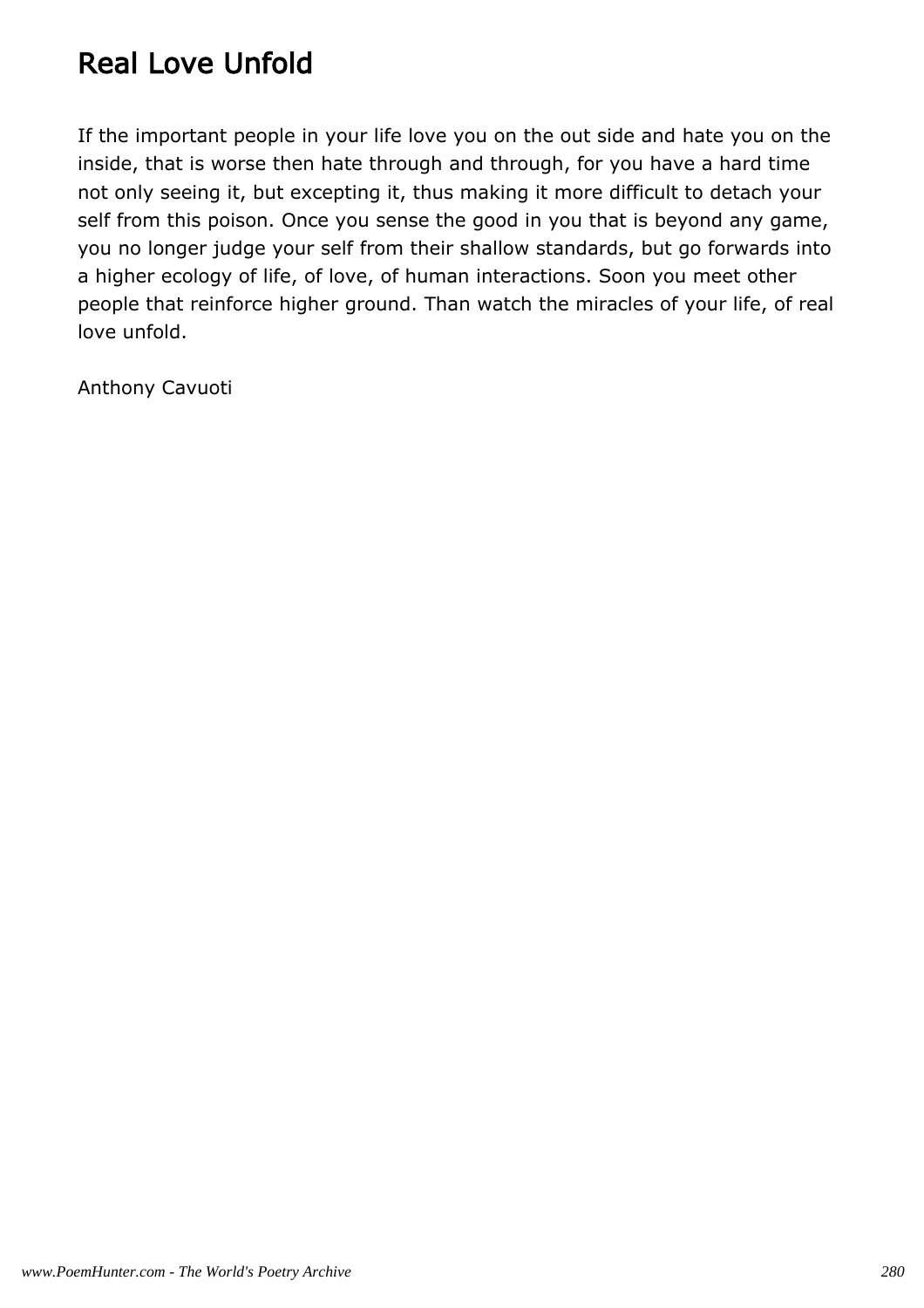# Real Love Unfold

If the important people in your life love you on the out side and hate you on the inside, that is worse then hate through and through, for you have a hard time not only seeing it, but excepting it, thus making it more difficult to detach your self from this poison. Once you sense the good in you that is beyond any game, you no longer judge your self from their shallow standards, but go forwards into a higher ecology of life, of love, of human interactions. Soon you meet other people that reinforce higher ground. Than watch the miracles of your life, of real love unfold.

Anthony Cavuoti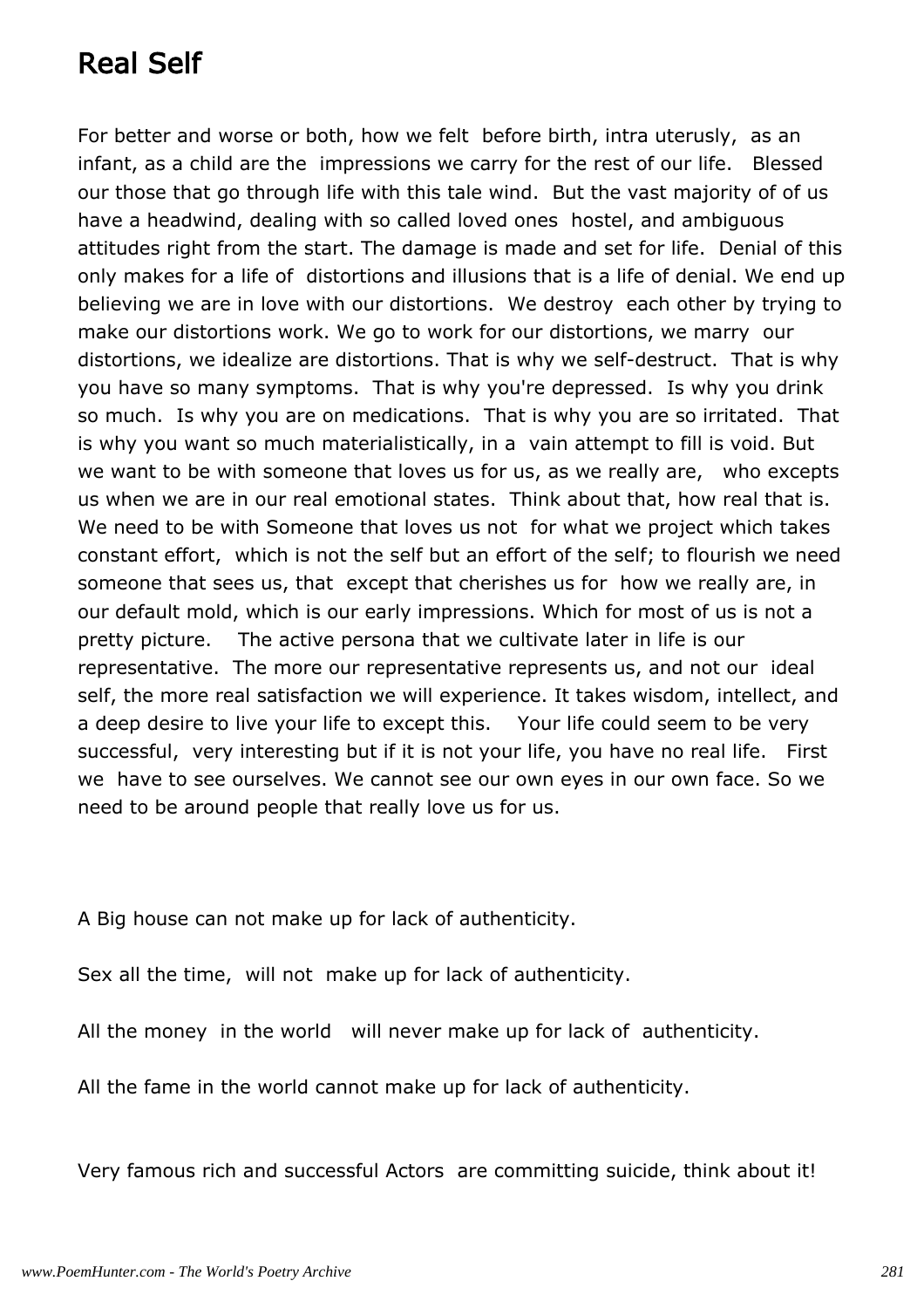# Real Self

For better and worse or both, how we felt before birth, intra uterusly, as an infant, as a child are the impressions we carry for the rest of our life. Blessed our those that go through life with this tale wind. But the vast majority of of us have a headwind, dealing with so called loved ones hostel, and ambiguous attitudes right from the start. The damage is made and set for life. Denial of this only makes for a life of distortions and illusions that is a life of denial. We end up believing we are in love with our distortions. We destroy each other by trying to make our distortions work. We go to work for our distortions, we marry our distortions, we idealize are distortions. That is why we self-destruct. That is why you have so many symptoms. That is why you're depressed. Is why you drink so much. Is why you are on medications. That is why you are so irritated. That is why you want so much materialistically, in a vain attempt to fill is void. But we want to be with someone that loves us for us, as we really are, who excepts us when we are in our real emotional states. Think about that, how real that is. We need to be with Someone that loves us not for what we project which takes constant effort, which is not the self but an effort of the self; to flourish we need someone that sees us, that except that cherishes us for how we really are, in our default mold, which is our early impressions. Which for most of us is not a pretty picture. The active persona that we cultivate later in life is our representative. The more our representative represents us, and not our ideal self, the more real satisfaction we will experience. It takes wisdom, intellect, and a deep desire to live your life to except this. Your life could seem to be very successful, very interesting but if it is not your life, you have no real life. First we have to see ourselves. We cannot see our own eyes in our own face. So we need to be around people that really love us for us.

A Big house can not make up for lack of authenticity.

Sex all the time, will not make up for lack of authenticity.

All the money in the world will never make up for lack of authenticity.

All the fame in the world cannot make up for lack of authenticity.

Very famous rich and successful Actors are committing suicide, think about it!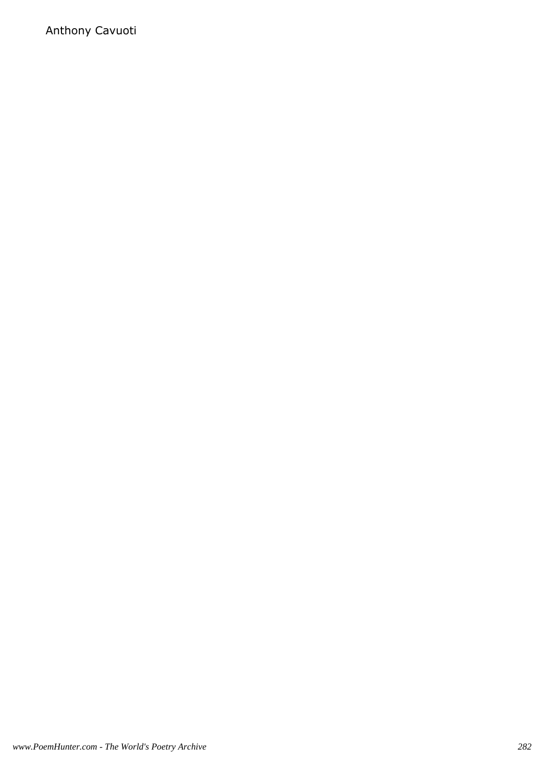Anthony Cavuoti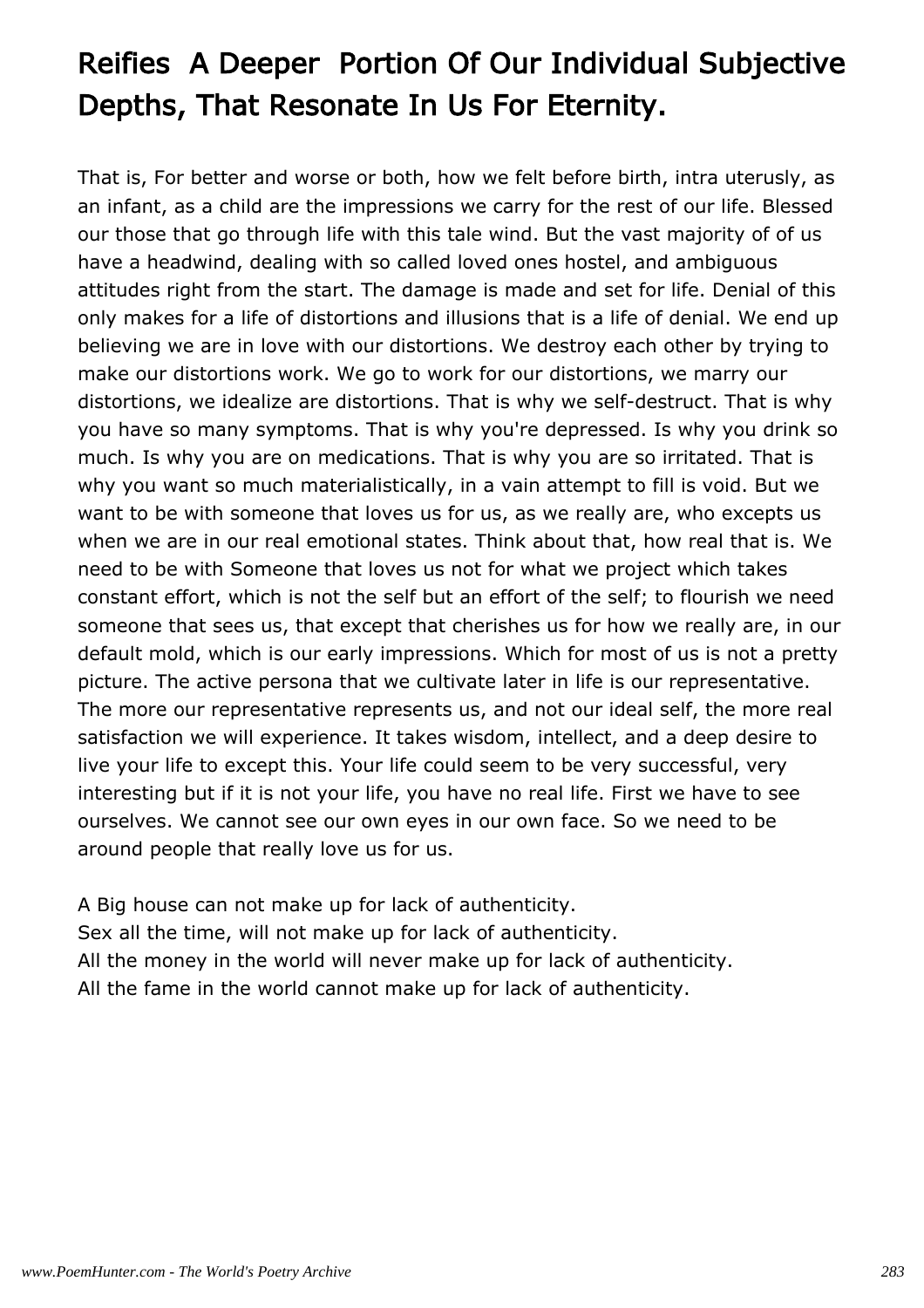# Reifies  A Deeper  Portion Of Our Individual Subjective Depths, That Resonate In Us For Eternity.

That is, For better and worse or both, how we felt before birth, intra uterusly, as an infant, as a child are the impressions we carry for the rest of our life. Blessed our those that go through life with this tale wind. But the vast majority of of us have a headwind, dealing with so called loved ones hostel, and ambiguous attitudes right from the start. The damage is made and set for life. Denial of this only makes for a life of distortions and illusions that is a life of denial. We end up believing we are in love with our distortions. We destroy each other by trying to make our distortions work. We go to work for our distortions, we marry our distortions, we idealize are distortions. That is why we self-destruct. That is why you have so many symptoms. That is why you're depressed. Is why you drink so much. Is why you are on medications. That is why you are so irritated. That is why you want so much materialistically, in a vain attempt to fill is void. But we want to be with someone that loves us for us, as we really are, who excepts us when we are in our real emotional states. Think about that, how real that is. We need to be with Someone that loves us not for what we project which takes constant effort, which is not the self but an effort of the self; to flourish we need someone that sees us, that except that cherishes us for how we really are, in our default mold, which is our early impressions. Which for most of us is not a pretty picture. The active persona that we cultivate later in life is our representative. The more our representative represents us, and not our ideal self, the more real satisfaction we will experience. It takes wisdom, intellect, and a deep desire to live your life to except this. Your life could seem to be very successful, very interesting but if it is not your life, you have no real life. First we have to see ourselves. We cannot see our own eyes in our own face. So we need to be around people that really love us for us.

A Big house can not make up for lack of authenticity.
Sex all the time, will not make up for lack of authenticity.
All the money in the world will never make up for lack of authenticity.
All the fame in the world cannot make up for lack of authenticity.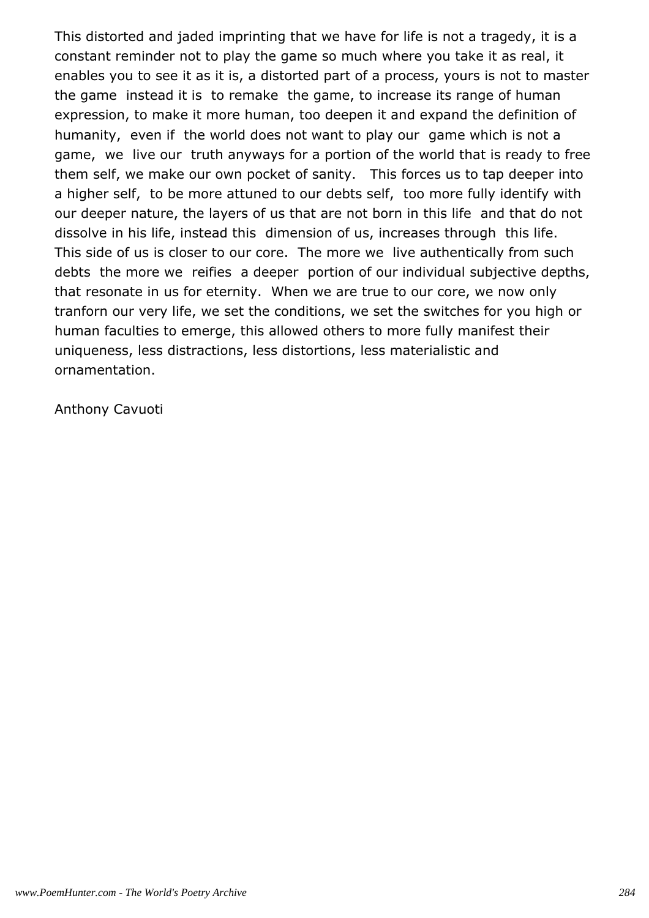This distorted and jaded imprinting that we have for life is not a tragedy, it is a constant reminder not to play the game so much where you take it as real, it enables you to see it as it is, a distorted part of a process, yours is not to master the game instead it is to remake the game, to increase its range of human expression, to make it more human, too deepen it and expand the definition of humanity, even if the world does not want to play our game which is not a game, we live our truth anyways for a portion of the world that is ready to free them self, we make our own pocket of sanity. This forces us to tap deeper into a higher self, to be more attuned to our debts self, too more fully identify with our deeper nature, the layers of us that are not born in this life and that do not dissolve in his life, instead this dimension of us, increases through this life. This side of us is closer to our core. The more we live authentically from such debts the more we reifies a deeper portion of our individual subjective depths, that resonate in us for eternity. When we are true to our core, we now only tranforn our very life, we set the conditions, we set the switches for you high or human faculties to emerge, this allowed others to more fully manifest their uniqueness, less distractions, less distortions, less materialistic and ornamentation.

Anthony Cavuoti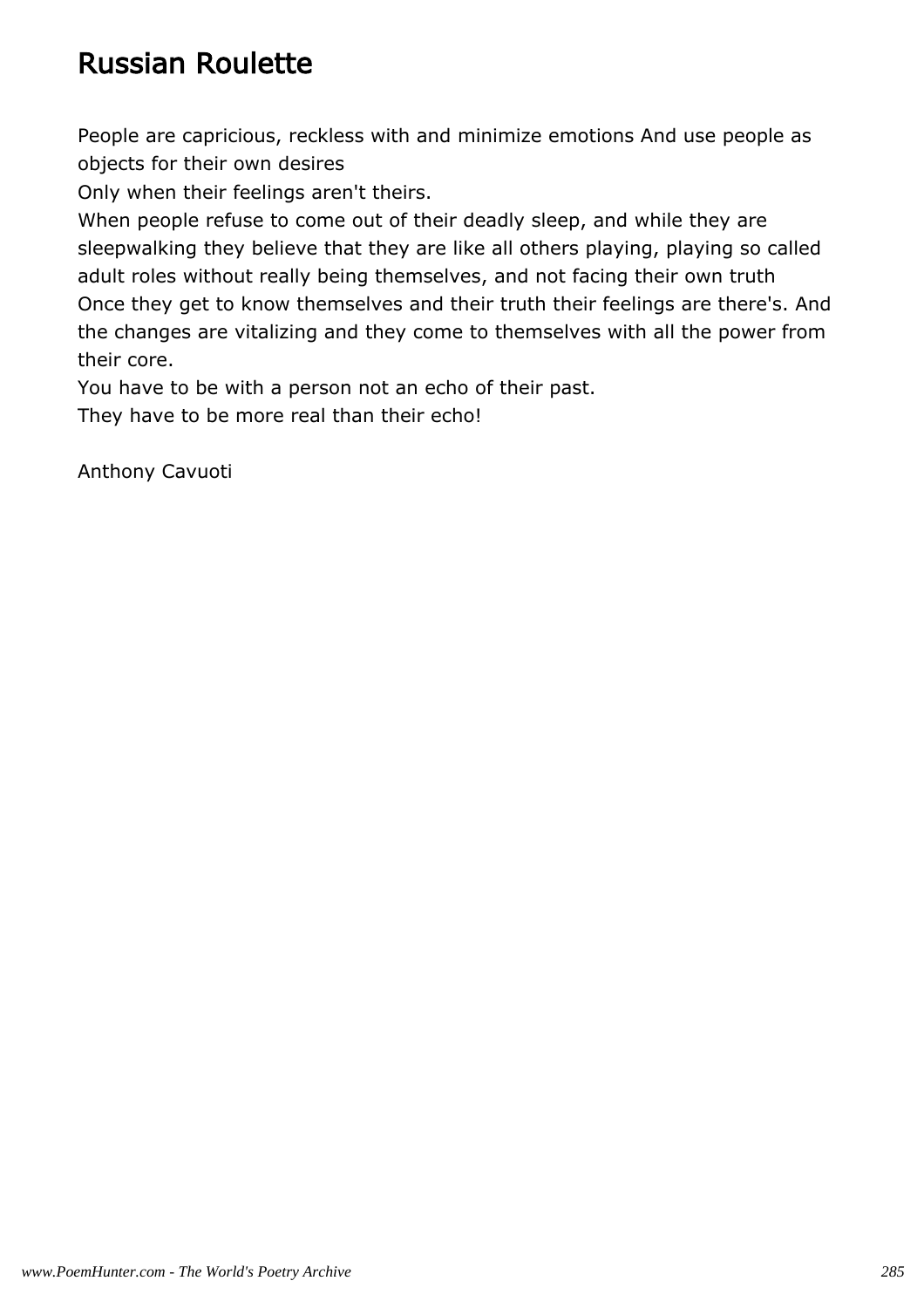# Russian Roulette

People are capricious, reckless with and minimize emotions And use people as objects for their own desires
Only when their feelings aren't theirs.
When people refuse to come out of their deadly sleep, and while they are sleepwalking they believe that they are like all others playing, playing so called adult roles without really being themselves, and not facing their own truth
Once they get to know themselves and their truth their feelings are there's. And the changes are vitalizing and they come to themselves with all the power from their core.
You have to be with a person not an echo of their past.
They have to be more real than their echo!

Anthony Cavuoti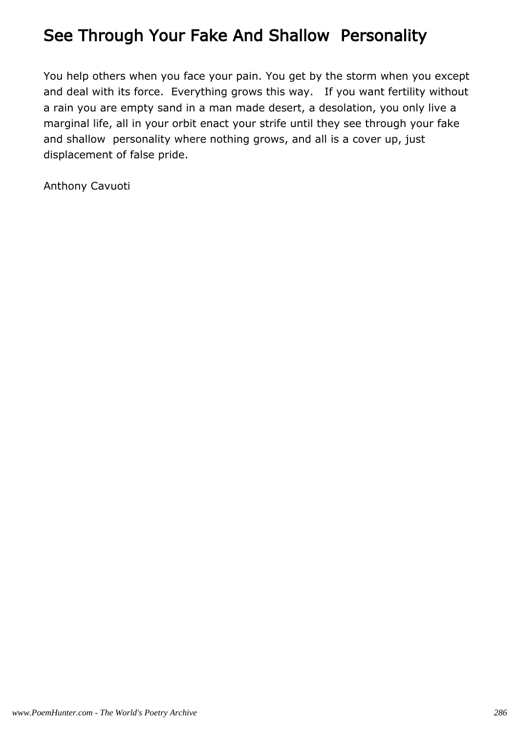# See Through Your Fake And Shallow Personality

You help others when you face your pain. You get by the storm when you except and deal with its force. Everything grows this way. If you want fertility without a rain you are empty sand in a man made desert, a desolation, you only live a marginal life, all in your orbit enact your strife until they see through your fake and shallow personality where nothing grows, and all is a cover up, just displacement of false pride.

Anthony Cavuoti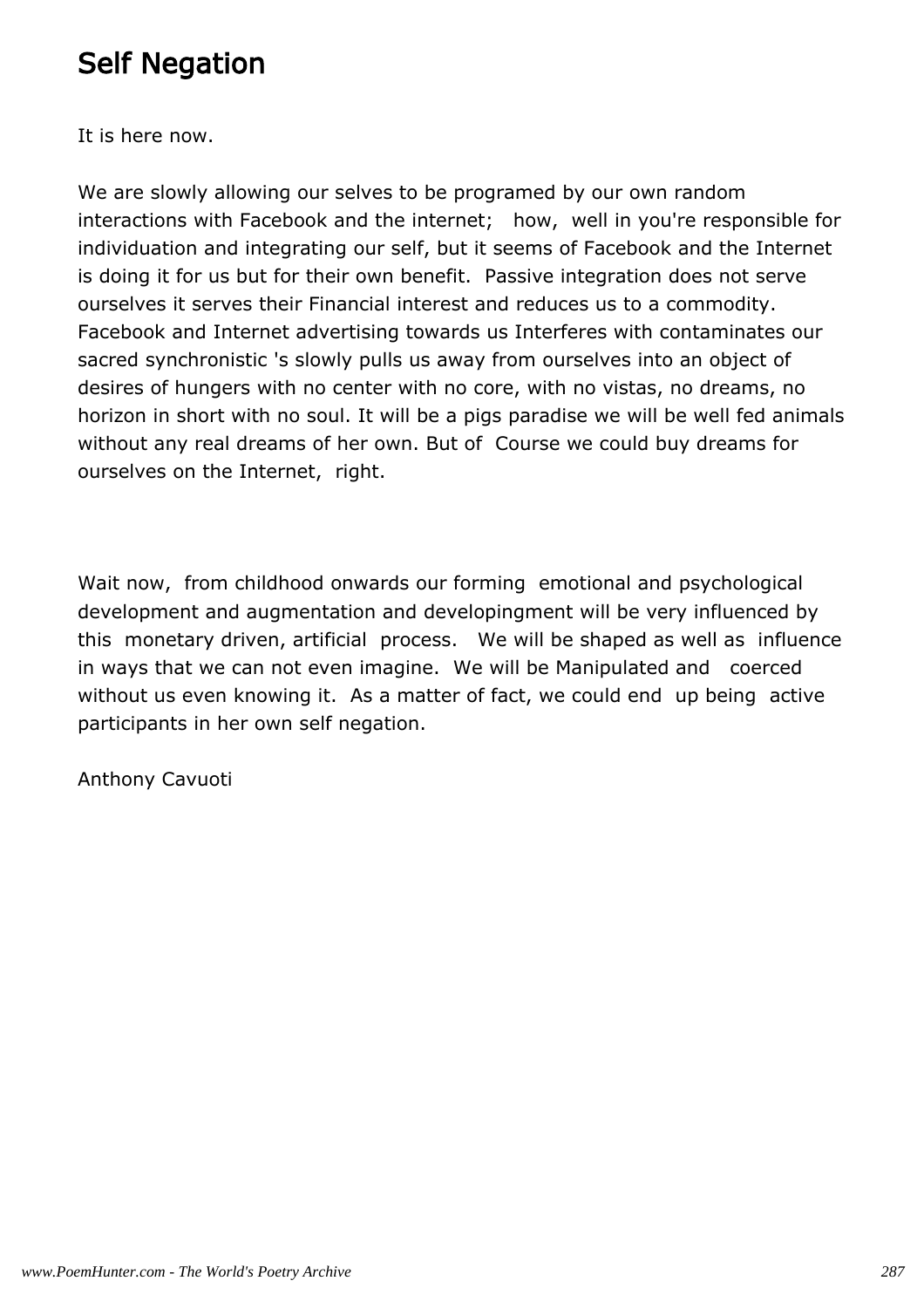# Self Negation

It is here now.

We are slowly allowing our selves to be programed by our own random interactions with Facebook and the internet;  how, well in you're responsible for individuation and integrating our self, but it seems of Facebook and the Internet is doing it for us but for their own benefit. Passive integration does not serve ourselves it serves their Financial interest and reduces us to a commodity. Facebook and Internet advertising towards us Interferes with contaminates our sacred synchronistic 's slowly pulls us away from ourselves into an object of desires of hungers with no center with no core, with no vistas, no dreams, no horizon in short with no soul. It will be a pigs paradise we will be well fed animals without any real dreams of her own. But of Course we could buy dreams for ourselves on the Internet, right.

Wait now, from childhood onwards our forming emotional and psychological development and augmentation and developingment will be very influenced by this monetary driven, artificial process. We will be shaped as well as influence in ways that we can not even imagine. We will be Manipulated and coerced without us even knowing it. As a matter of fact, we could end up being active participants in her own self negation.

Anthony Cavuoti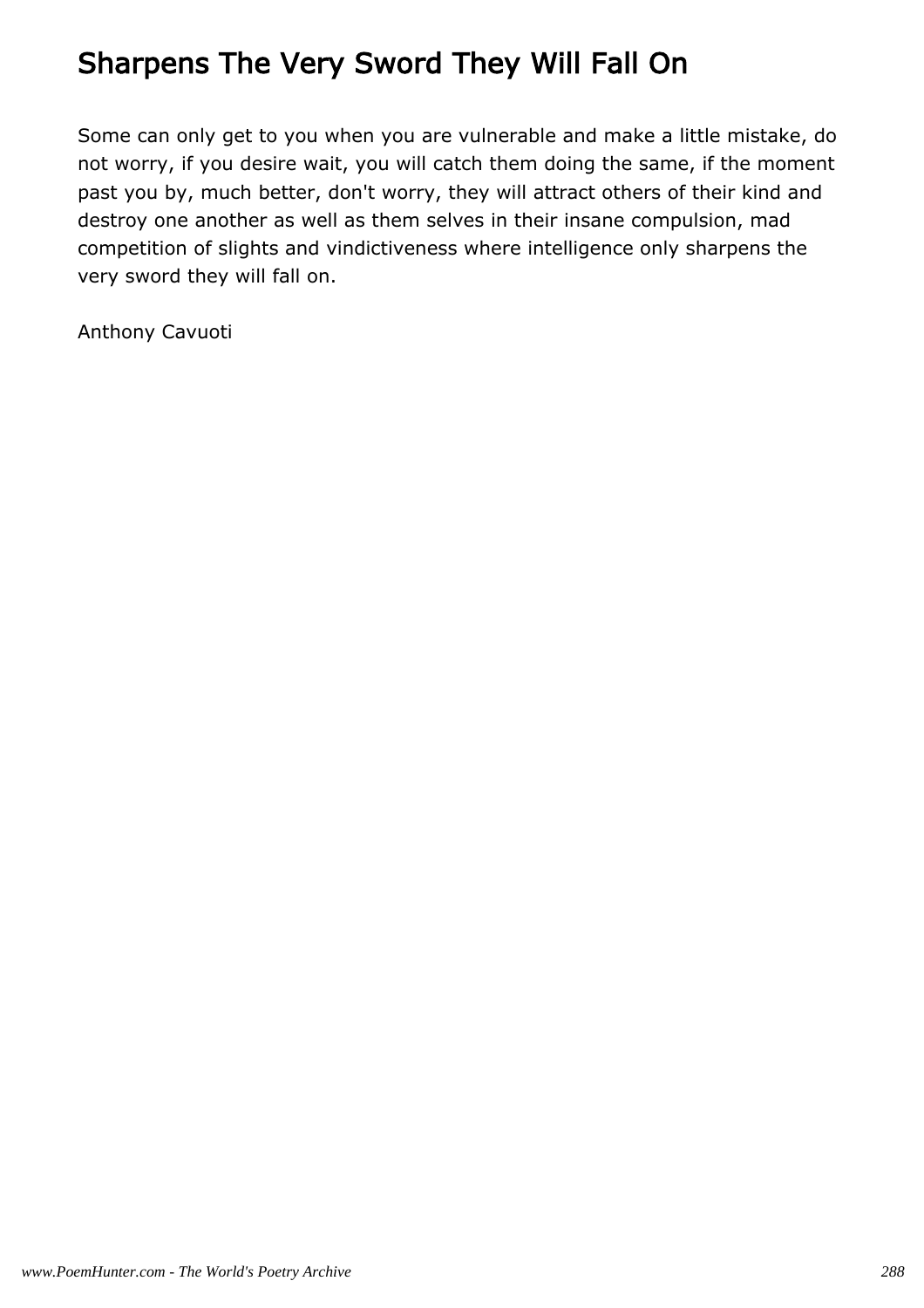# Sharpens The Very Sword They Will Fall On

Some can only get to you when you are vulnerable and make a little mistake, do not worry, if you desire wait, you will catch them doing the same, if the moment past you by, much better, don't worry, they will attract others of their kind and destroy one another as well as them selves in their insane compulsion, mad competition of slights and vindictiveness where intelligence only sharpens the very sword they will fall on.

Anthony Cavuoti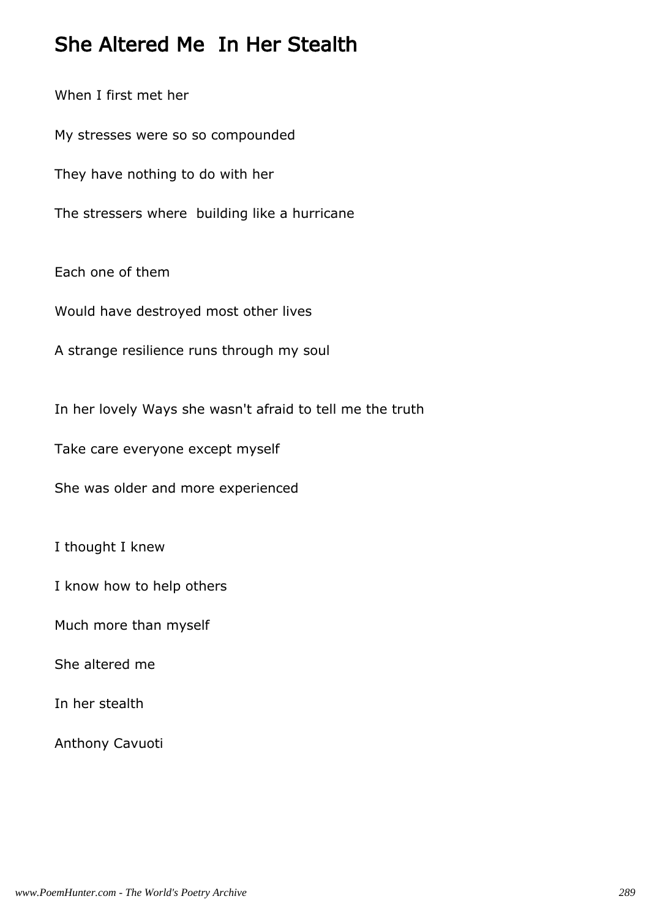# She Altered Me  In Her Stealth

When I first met her

My stresses were so so compounded

They have nothing to do with her

The stressers where  building like a hurricane

Each one of them

Would have destroyed most other lives

A strange resilience runs through my soul

In her lovely Ways she wasn't afraid to tell me the truth

Take care everyone except myself

She was older and more experienced

I thought I knew

I know how to help others

Much more than myself

She altered me

In her stealth

Anthony Cavuoti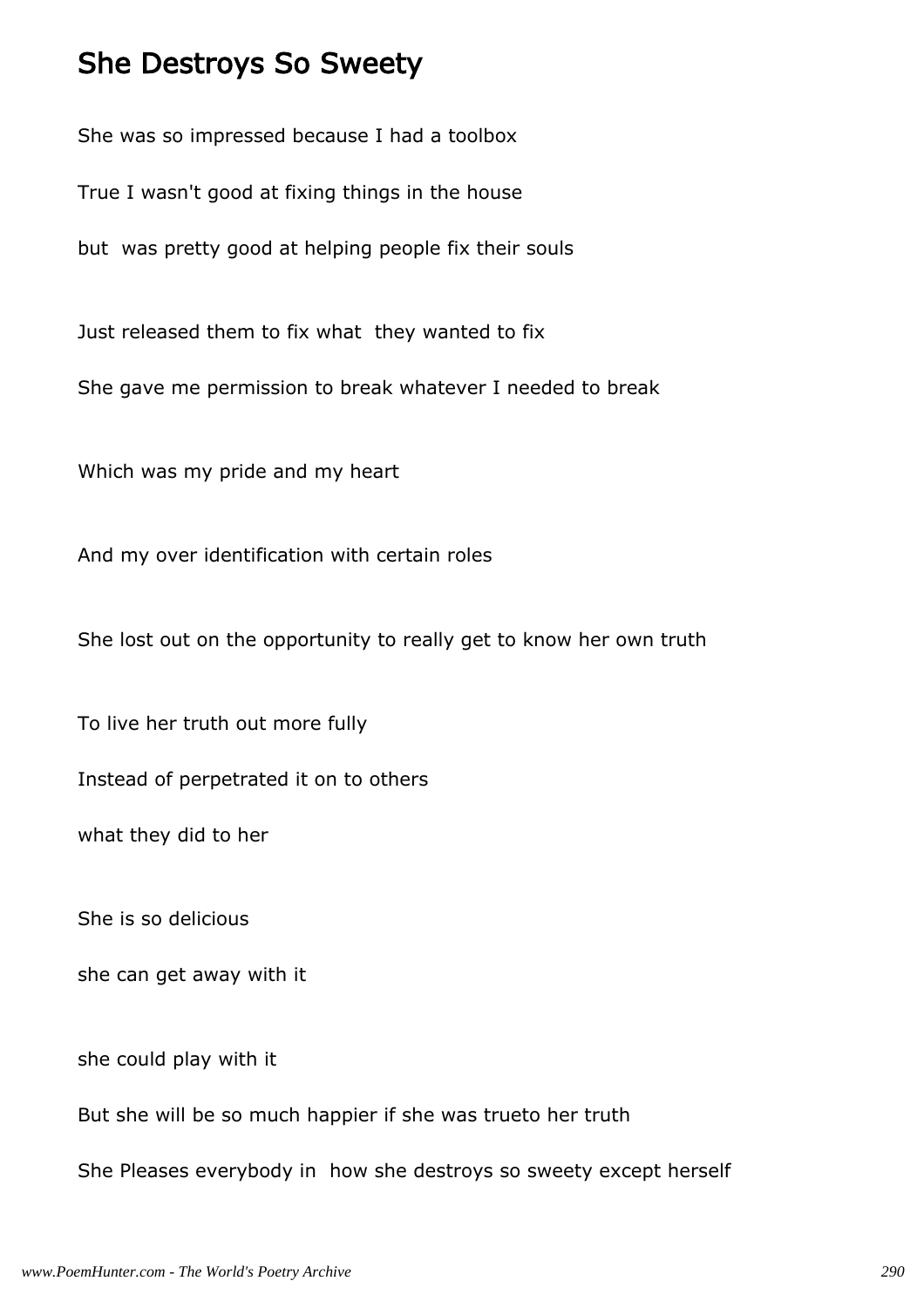# She Destroys So Sweety

She was so impressed because I had a toolbox

True I wasn't good at fixing things in the house

but was pretty good at helping people fix their souls

Just released them to fix what they wanted to fix

She gave me permission to break whatever I needed to break

Which was my pride and my heart

And my over identification with certain roles

She lost out on the opportunity to really get to know her own truth

To live her truth out more fully

Instead of perpetrated it on to others

what they did to her

She is so delicious

she can get away with it

she could play with it

But she will be so much happier if she was trueto her truth

She Pleases everybody in how she destroys so sweety except herself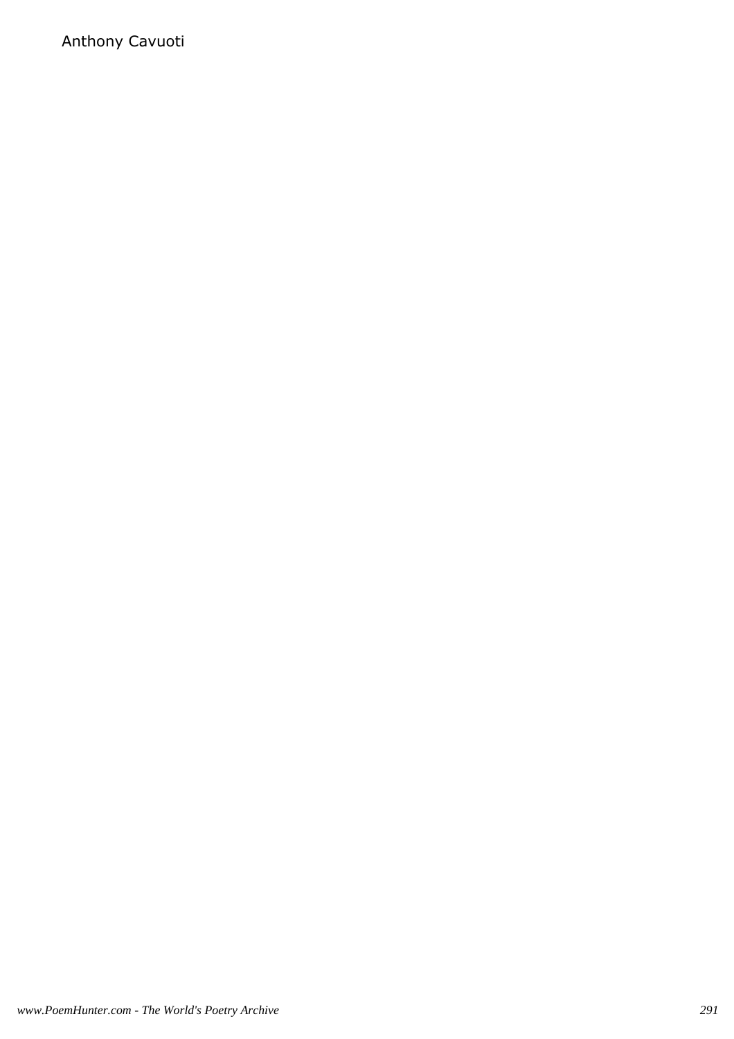Anthony Cavuoti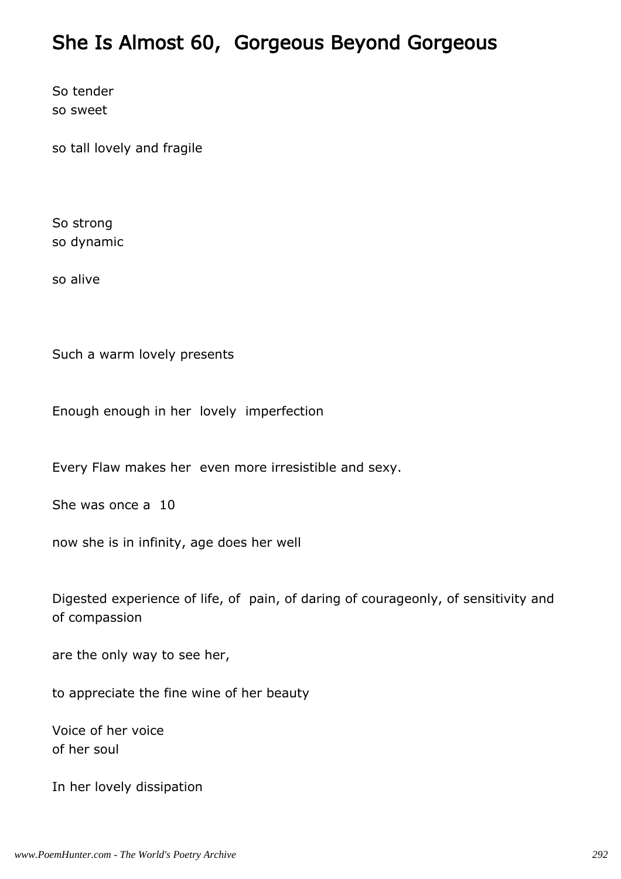## She Is Almost 60,  Gorgeous Beyond Gorgeous

So tender
so sweet

so tall lovely and fragile

So strong
so dynamic

so alive

Such a warm lovely presents

Enough enough in her  lovely  imperfection

Every Flaw makes her  even more irresistible and sexy.

She was once a  10

now she is in infinity, age does her well

Digested experience of life, of  pain, of daring of courageonly, of sensitivity and of compassion

are the only way to see her,

to appreciate the fine wine of her beauty

Voice of her voice
of her soul

In her lovely dissipation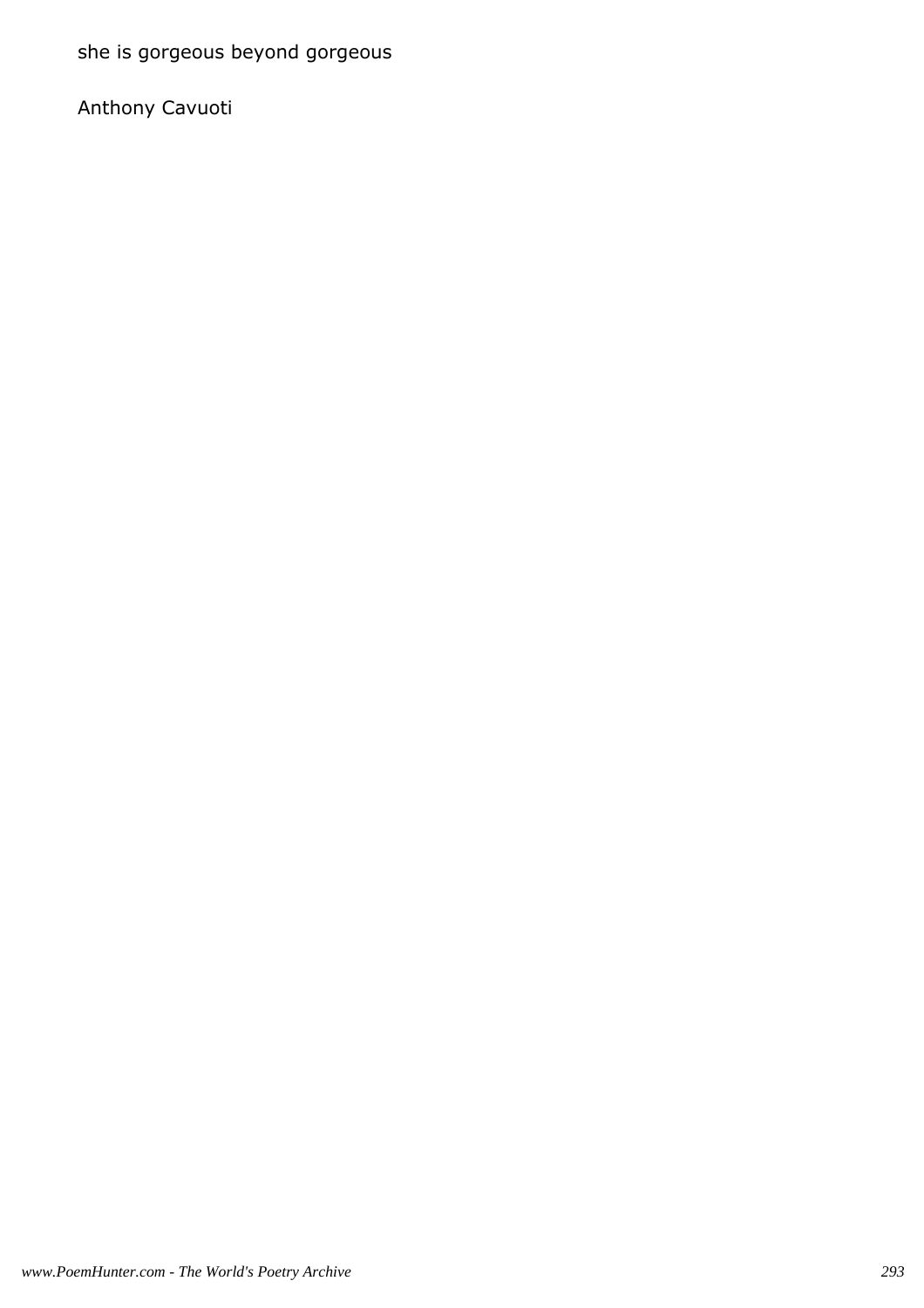she is gorgeous beyond gorgeous

Anthony Cavuoti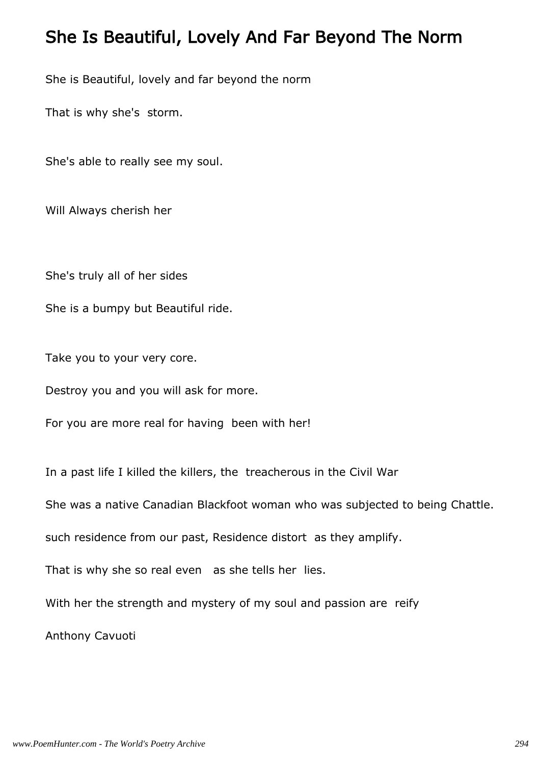# She Is Beautiful, Lovely And Far Beyond The Norm

She is Beautiful, lovely and far beyond the norm

That is why she's  storm.

She's able to really see my soul.

Will Always cherish her

She's truly all of her sides

She is a bumpy but Beautiful ride.

Take you to your very core.

Destroy you and you will ask for more.

For you are more real for having  been with her!

In a past life I killed the killers, the  treacherous in the Civil War

She was a native Canadian Blackfoot woman who was subjected to being Chattle.

such residence from our past, Residence distort  as they amplify.

That is why she so real even   as she tells her  lies.

With her the strength and mystery of my soul and passion are  reify

Anthony Cavuoti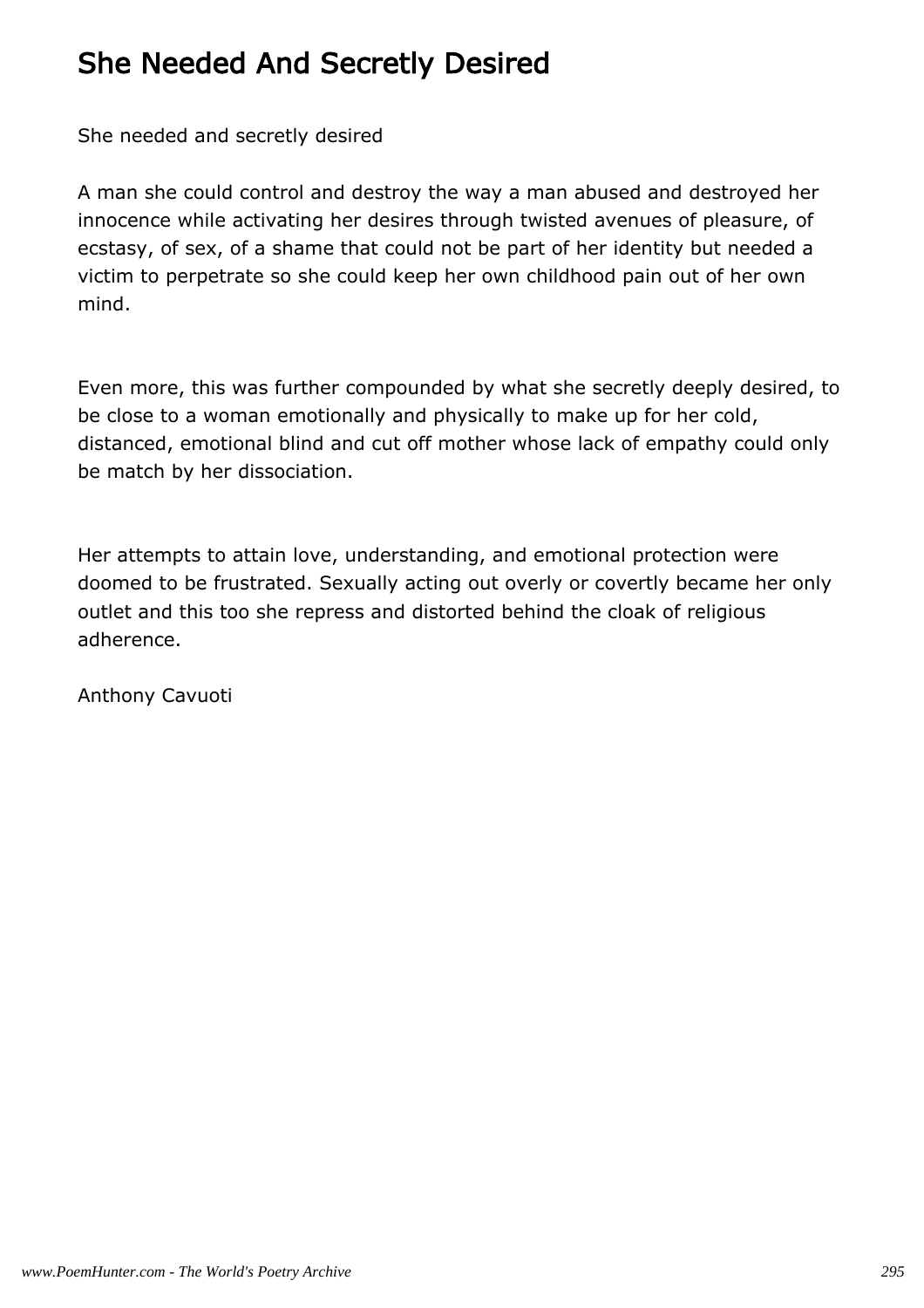# She Needed And Secretly Desired

She needed and secretly desired

A man she could control and destroy the way a man abused and destroyed her innocence while activating her desires through twisted avenues of pleasure, of ecstasy, of sex, of a shame that could not be part of her identity but needed a victim to perpetrate so she could keep her own childhood pain out of her own mind.

Even more, this was further compounded by what she secretly deeply desired, to be close to a woman emotionally and physically to make up for her cold, distanced, emotional blind and cut off mother whose lack of empathy could only be match by her dissociation.

Her attempts to attain love, understanding, and emotional protection were doomed to be frustrated. Sexually acting out overly or covertly became her only outlet and this too she repress and distorted behind the cloak of religious adherence.

Anthony Cavuoti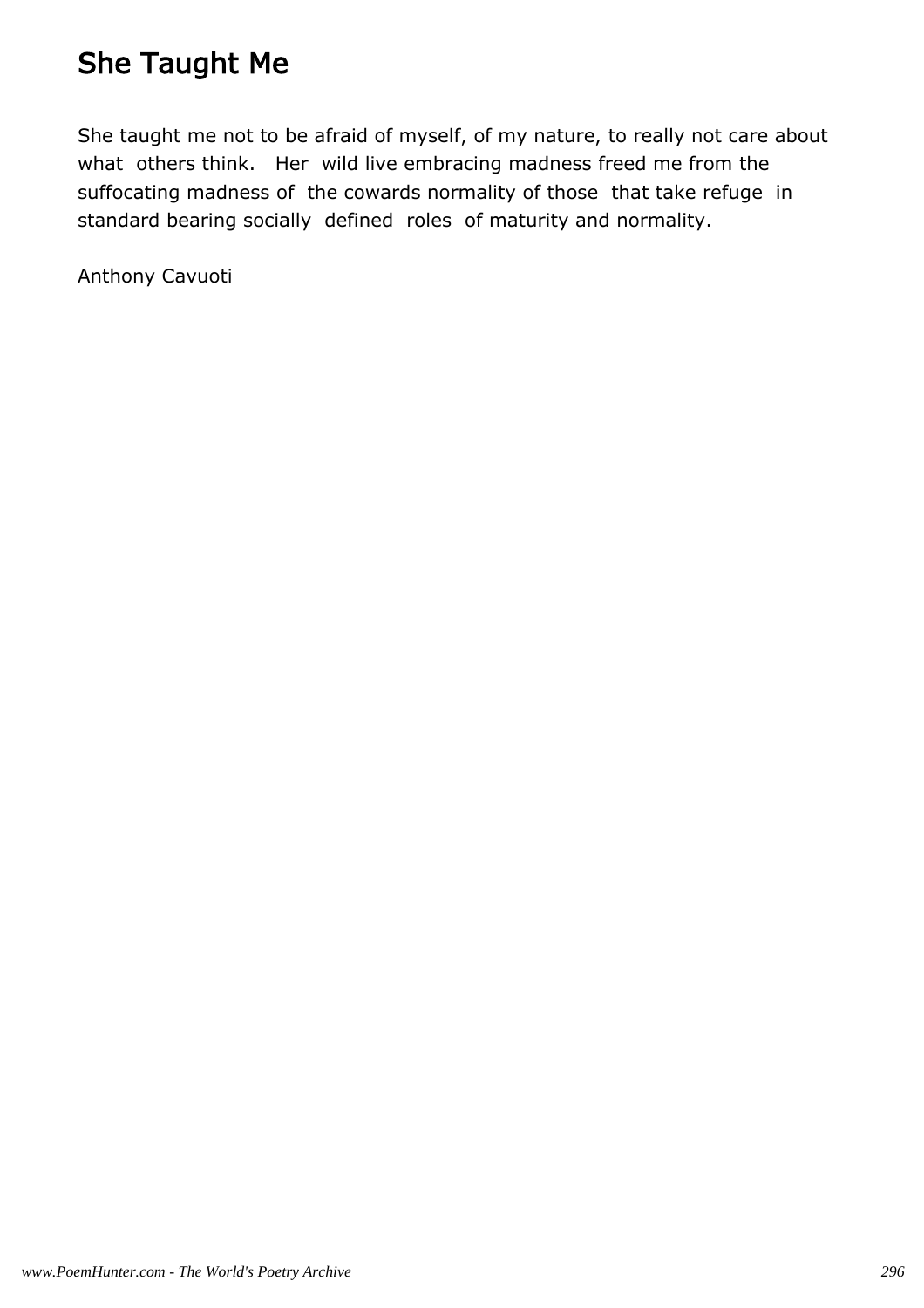# She Taught Me

She taught me not to be afraid of myself, of my nature, to really not care about what others think. Her wild live embracing madness freed me from the suffocating madness of the cowards normality of those that take refuge in standard bearing socially defined roles of maturity and normality.

Anthony Cavuoti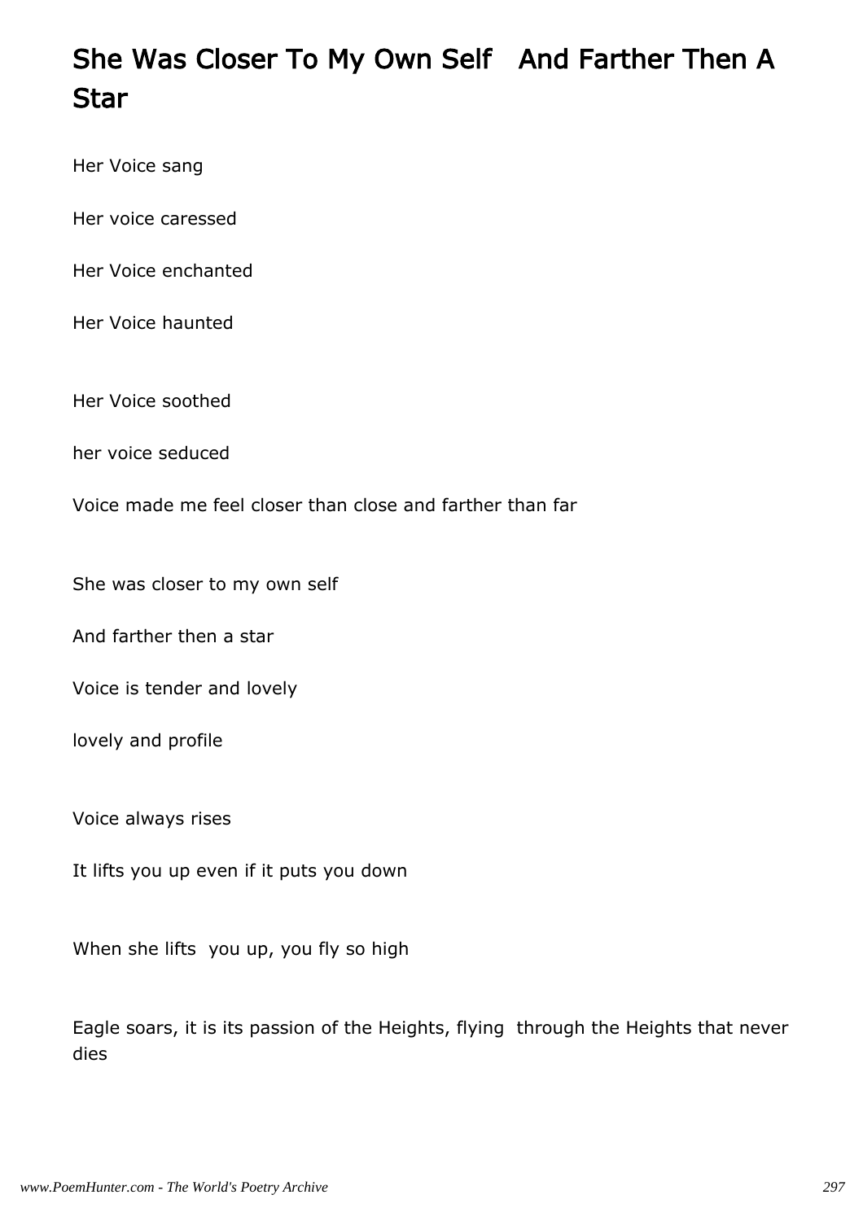# She Was Closer To My Own Self   And Farther Then A Star

Her Voice sang

Her voice caressed

Her Voice enchanted

Her Voice haunted

Her Voice soothed

her voice seduced

Voice made me feel closer than close and farther than far

She was closer to my own self

And farther then a star

Voice is tender and lovely

lovely and profile

Voice always rises

It lifts you up even if it puts you down

When she lifts  you up, you fly so high

Eagle soars, it is its passion of the Heights, flying  through the Heights that never dies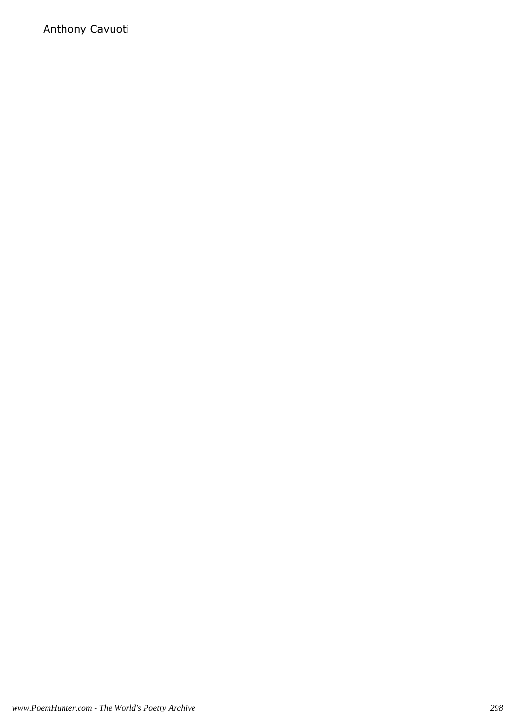Anthony Cavuoti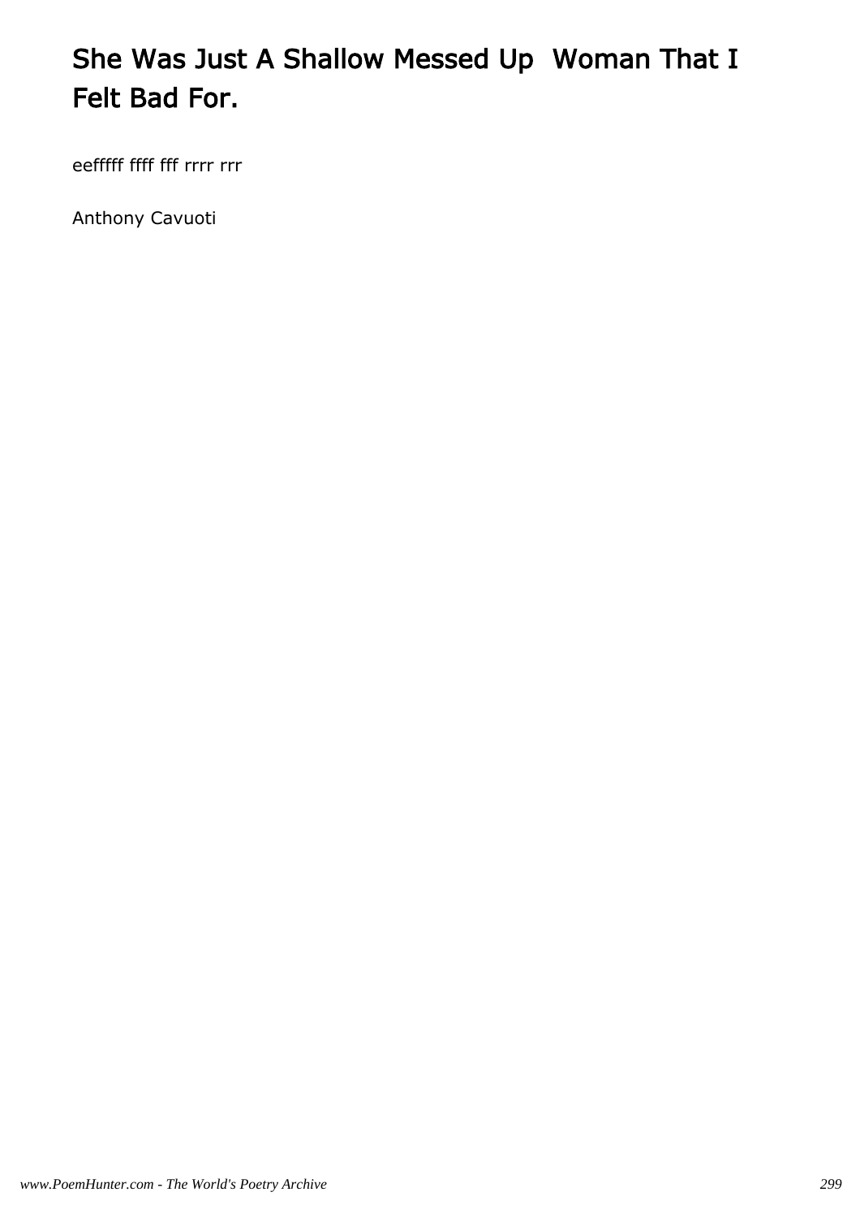# She Was Just A Shallow Messed Up  Woman That I Felt Bad For.

eefffff ffff fff rrrr rrr

Anthony Cavuoti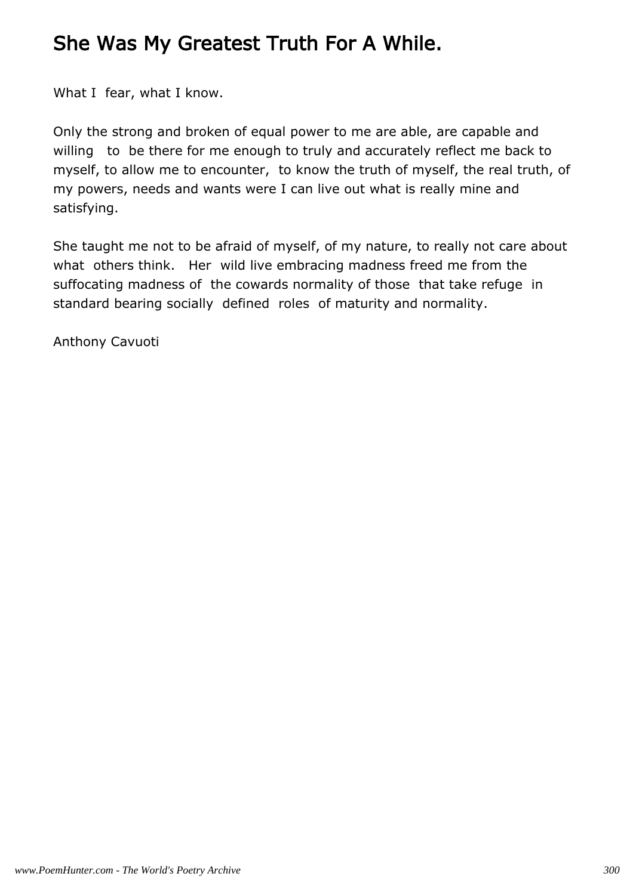# She Was My Greatest Truth For A While.

What I fear, what I know.

Only the strong and broken of equal power to me are able, are capable and willing to be there for me enough to truly and accurately reflect me back to myself, to allow me to encounter, to know the truth of myself, the real truth, of my powers, needs and wants were I can live out what is really mine and satisfying.

She taught me not to be afraid of myself, of my nature, to really not care about what others think. Her wild live embracing madness freed me from the suffocating madness of the cowards normality of those that take refuge in standard bearing socially defined roles of maturity and normality.

Anthony Cavuoti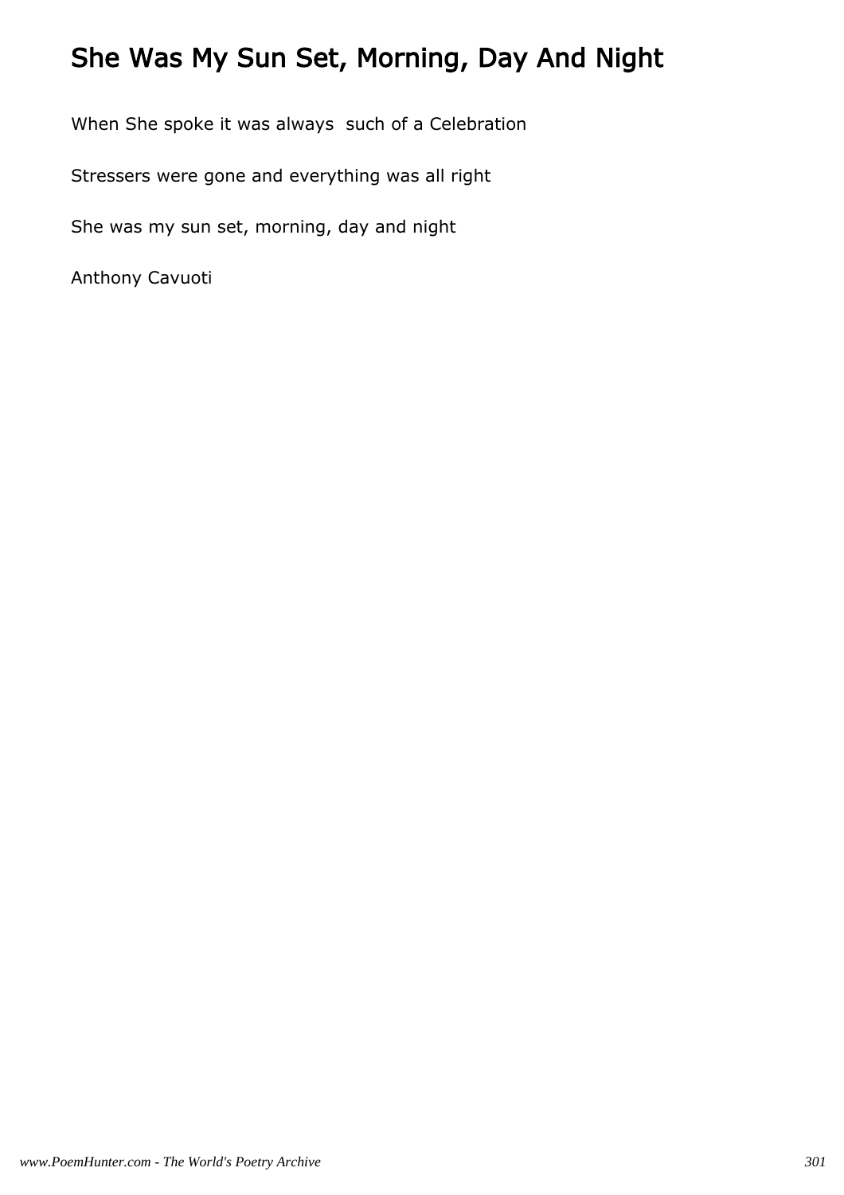# She Was My Sun Set, Morning, Day And Night

When She spoke it was always  such of a Celebration

Stressers were gone and everything was all right

She was my sun set, morning, day and night

Anthony Cavuoti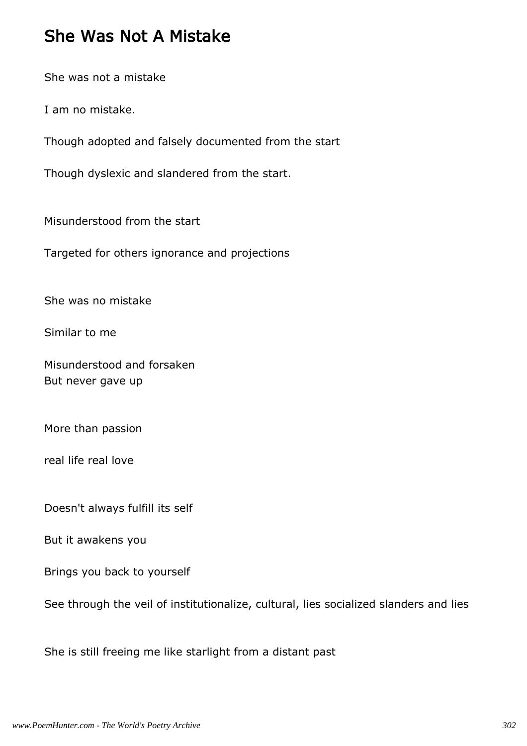# She Was Not A Mistake

She was not a mistake

I am no mistake.

Though adopted and falsely documented from the start

Though dyslexic and slandered from the start.

Misunderstood from the start

Targeted for others ignorance and projections

She was no mistake

Similar to me

Misunderstood and forsaken
But never gave up

More than passion

real life real love

Doesn't always fulfill its self

But it awakens you

Brings you back to yourself

See through the veil of institutionalize, cultural, lies socialized slanders and lies

She is still freeing me like starlight from a distant past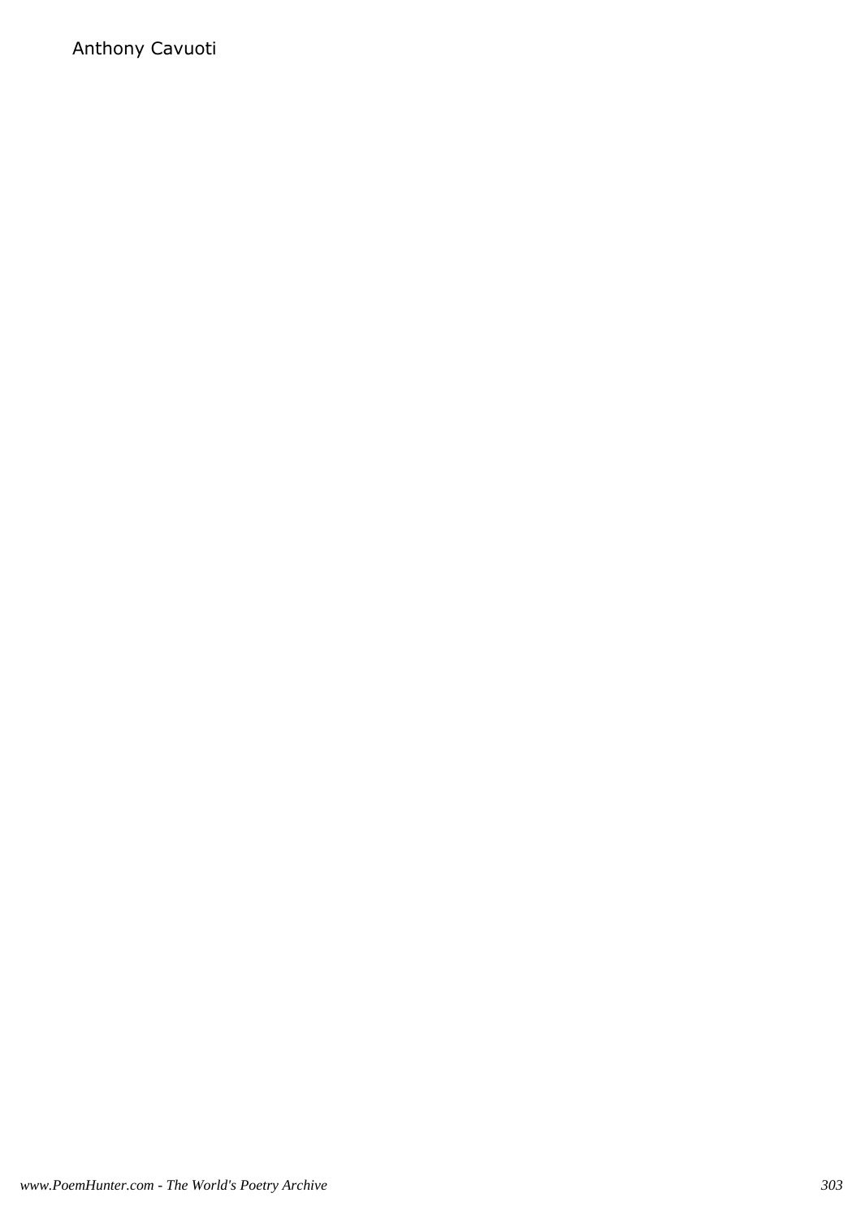Anthony Cavuoti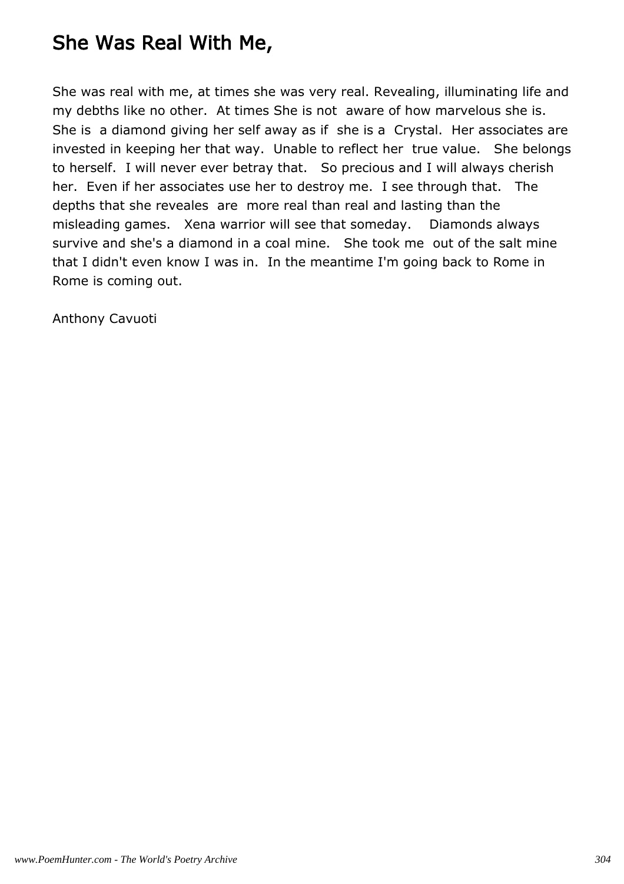# She Was Real With Me,

She was real with me, at times she was very real. Revealing, illuminating life and my debths like no other. At times She is not aware of how marvelous she is. She is a diamond giving her self away as if she is a Crystal. Her associates are invested in keeping her that way. Unable to reflect her true value. She belongs to herself. I will never ever betray that. So precious and I will always cherish her. Even if her associates use her to destroy me. I see through that. The depths that she reveales are more real than real and lasting than the misleading games. Xena warrior will see that someday. Diamonds always survive and she's a diamond in a coal mine. She took me out of the salt mine that I didn't even know I was in. In the meantime I'm going back to Rome in Rome is coming out.

Anthony Cavuoti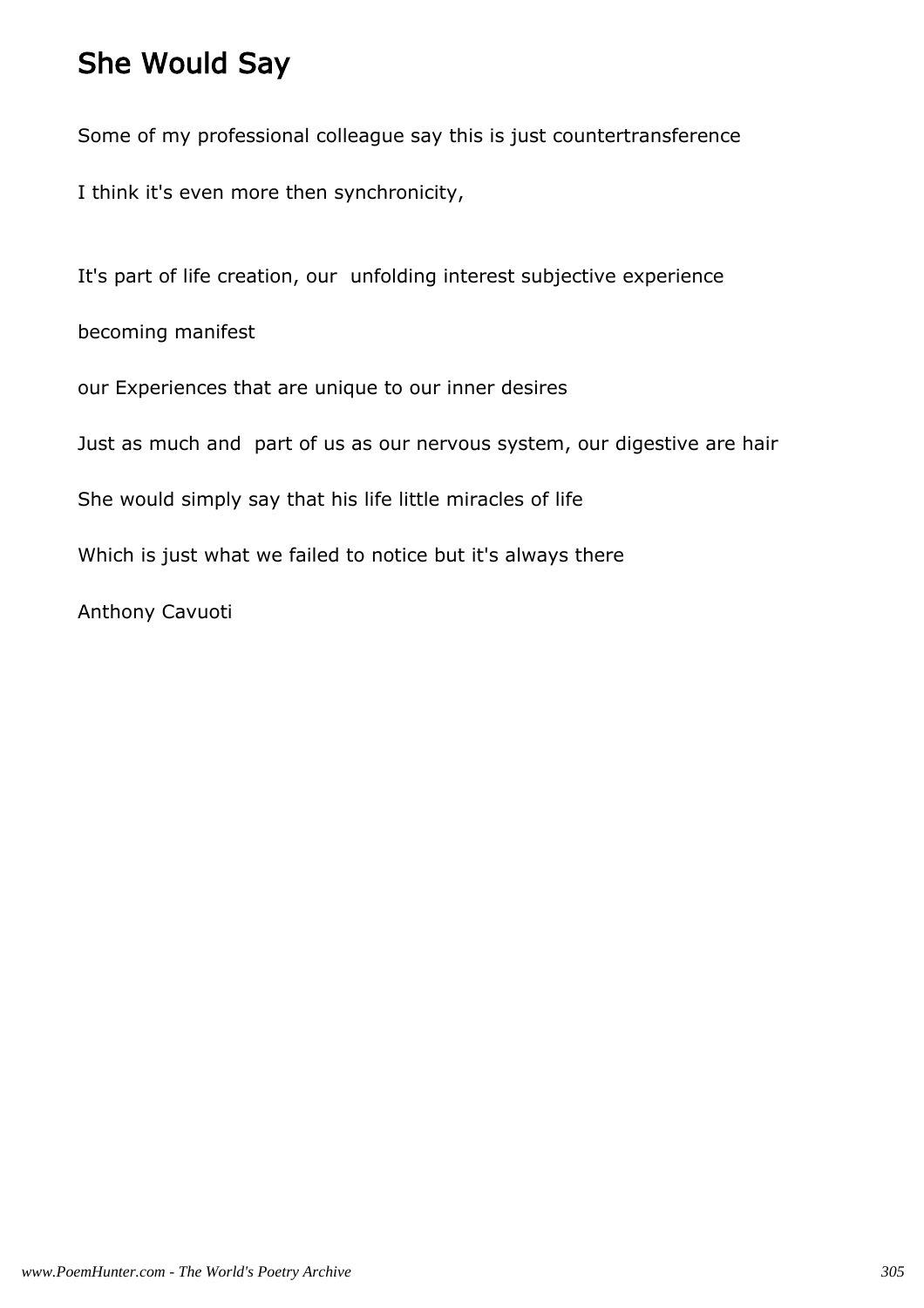# She Would Say

Some of my professional colleague say this is just countertransference

I think it's even more then synchronicity,

It's part of life creation, our unfolding interest subjective experience

becoming manifest

our Experiences that are unique to our inner desires

Just as much and part of us as our nervous system, our digestive are hair

She would simply say that his life little miracles of life

Which is just what we failed to notice but it's always there

Anthony Cavuoti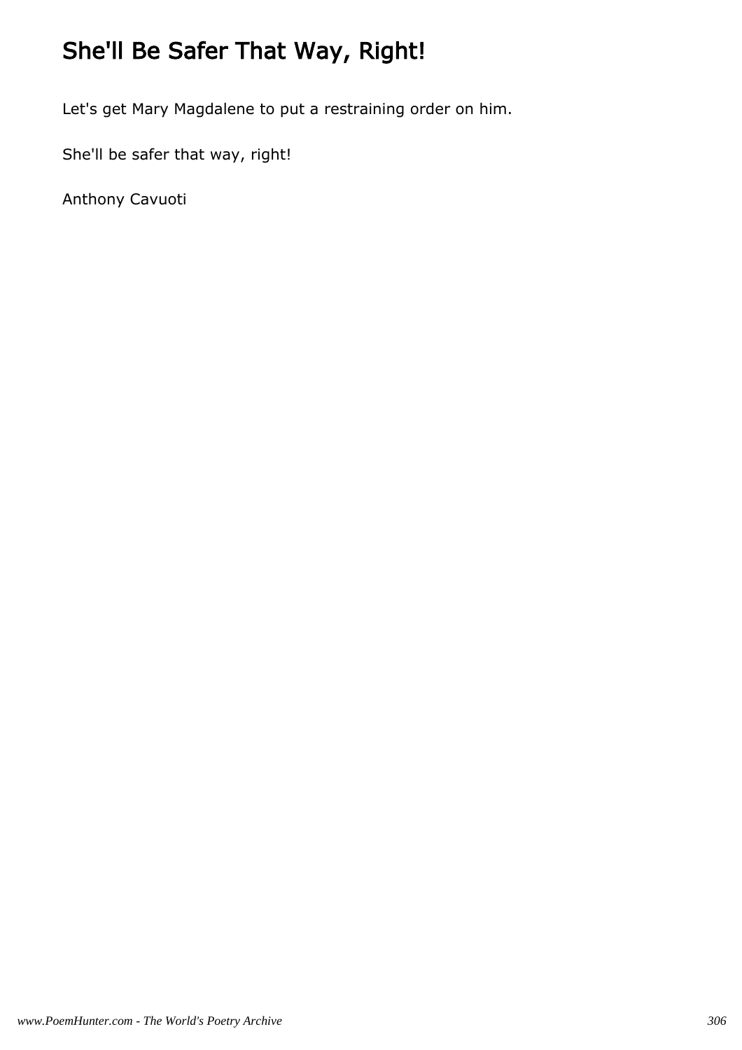# She'll Be Safer That Way, Right!

Let's get Mary Magdalene to put a restraining order on him.

She'll be safer that way, right!

Anthony Cavuoti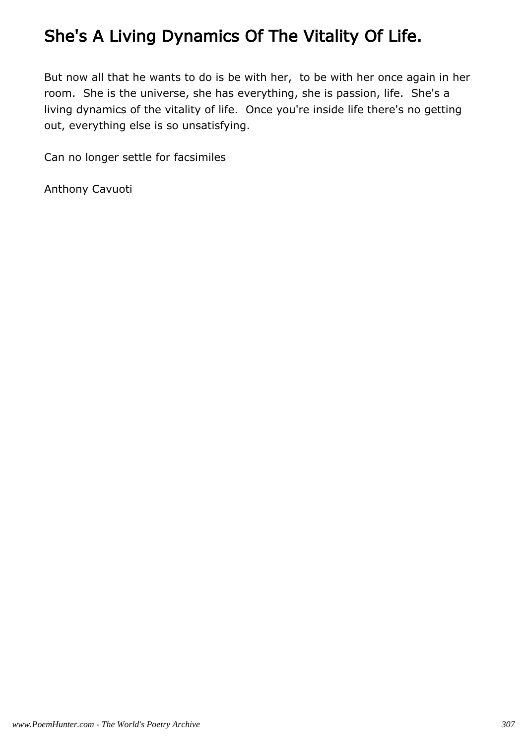# She's A Living Dynamics Of The Vitality Of Life.

But now all that he wants to do is be with her, to be with her once again in her room. She is the universe, she has everything, she is passion, life. She's a living dynamics of the vitality of life. Once you're inside life there's no getting out, everything else is so unsatisfying.

Can no longer settle for facsimiles

Anthony Cavuoti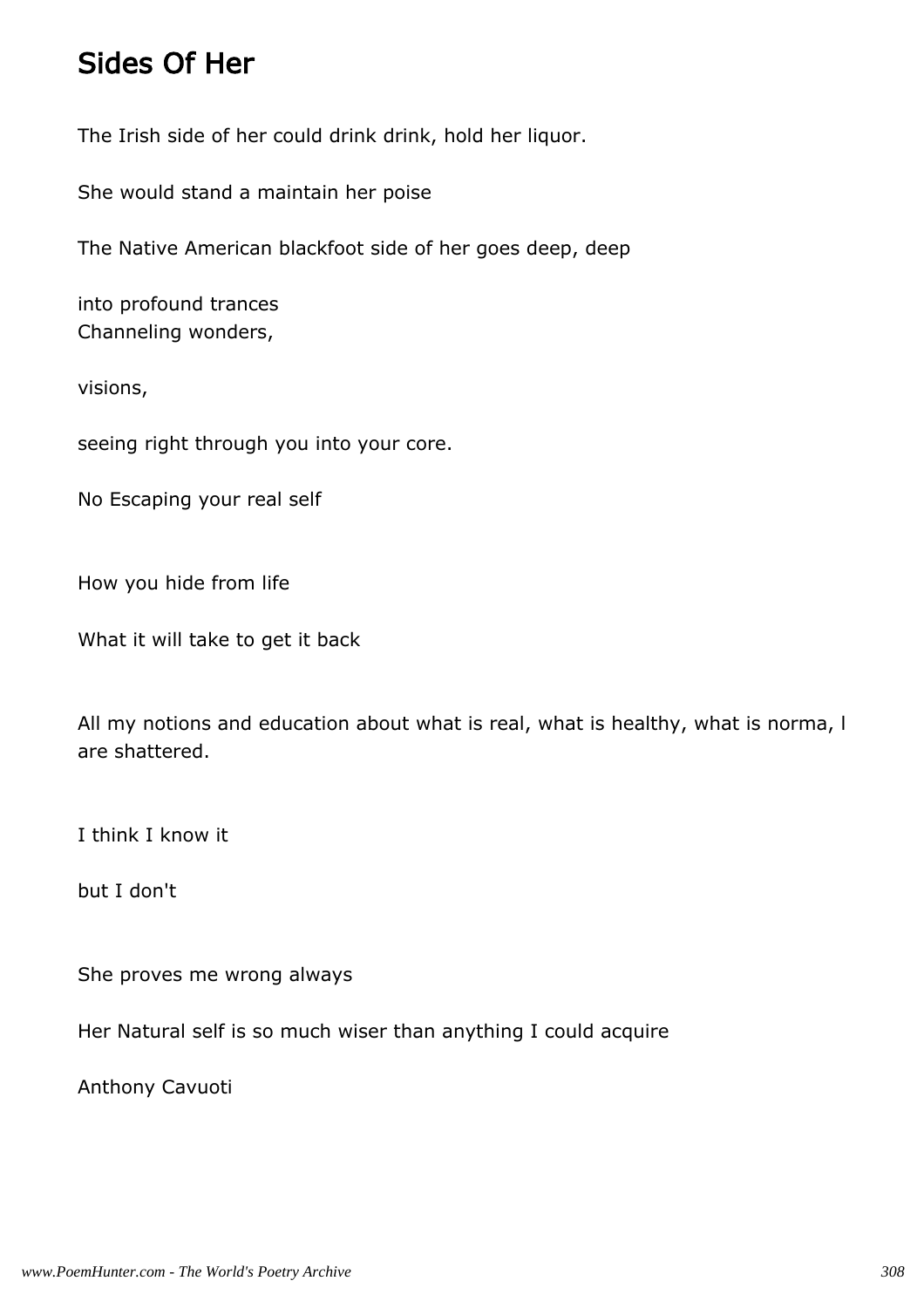# Sides Of Her

The Irish side of her could drink drink, hold her liquor.

She would stand a maintain her poise

The Native American blackfoot side of her goes deep, deep

into profound trances
Channeling wonders,

visions,

seeing right through you into your core.

No Escaping your real self

How you hide from life

What it will take to get it back

All my notions and education about what is real, what is healthy, what is norma, l are shattered.

I think I know it

but I don't

She proves me wrong always

Her Natural self is so much wiser than anything I could acquire

Anthony Cavuoti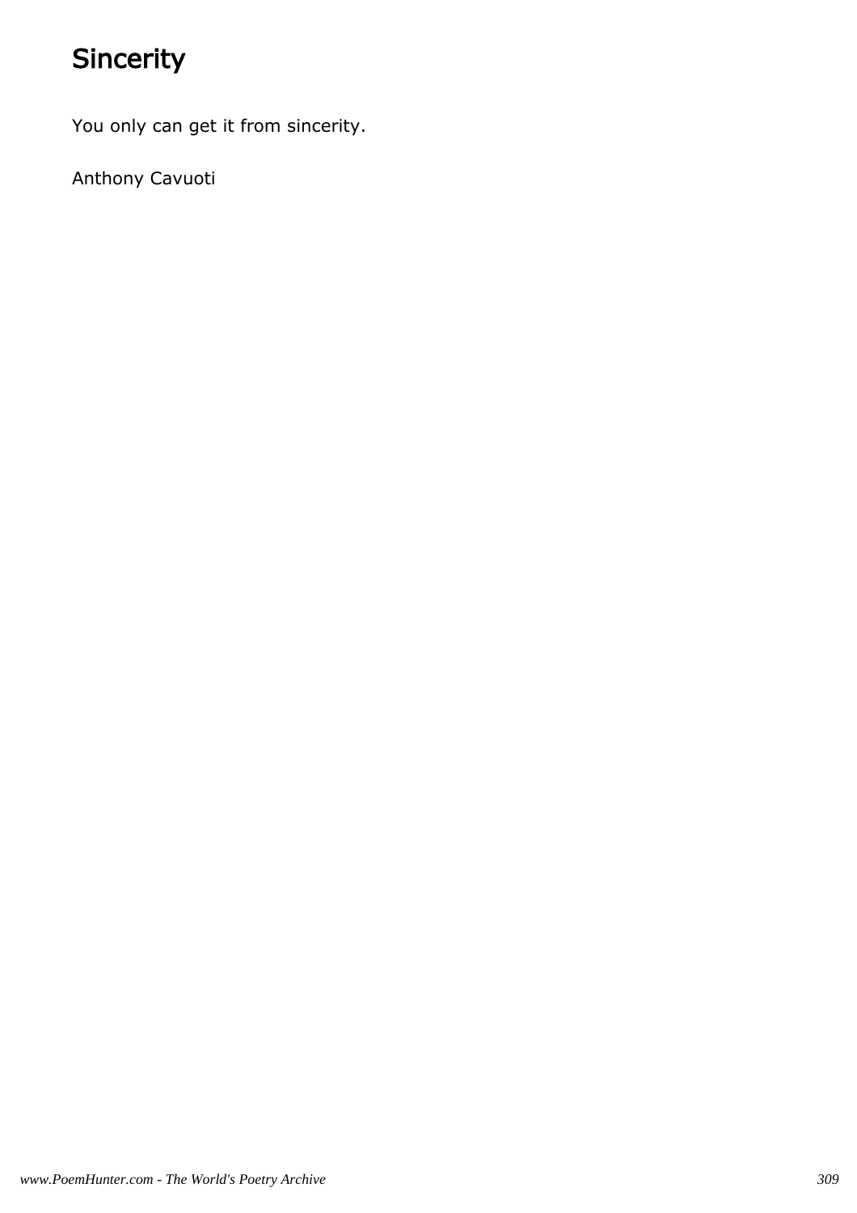# Sincerity

You only can get it from sincerity.

Anthony Cavuoti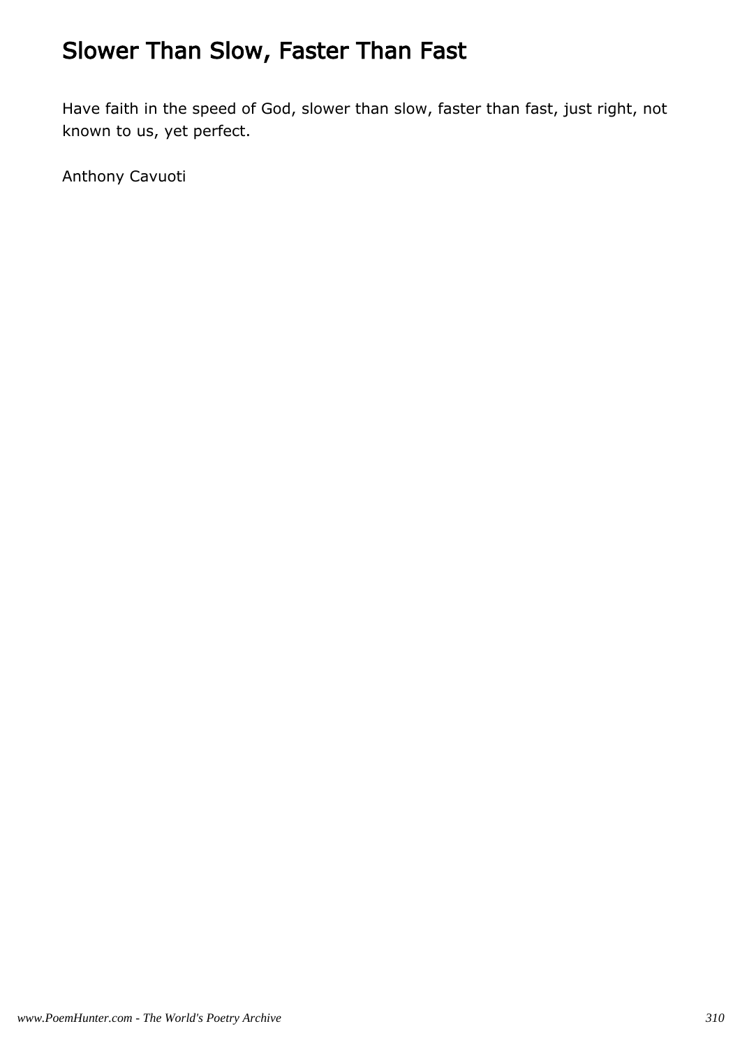# Slower Than Slow, Faster Than Fast

Have faith in the speed of God, slower than slow, faster than fast, just right, not known to us, yet perfect.

Anthony Cavuoti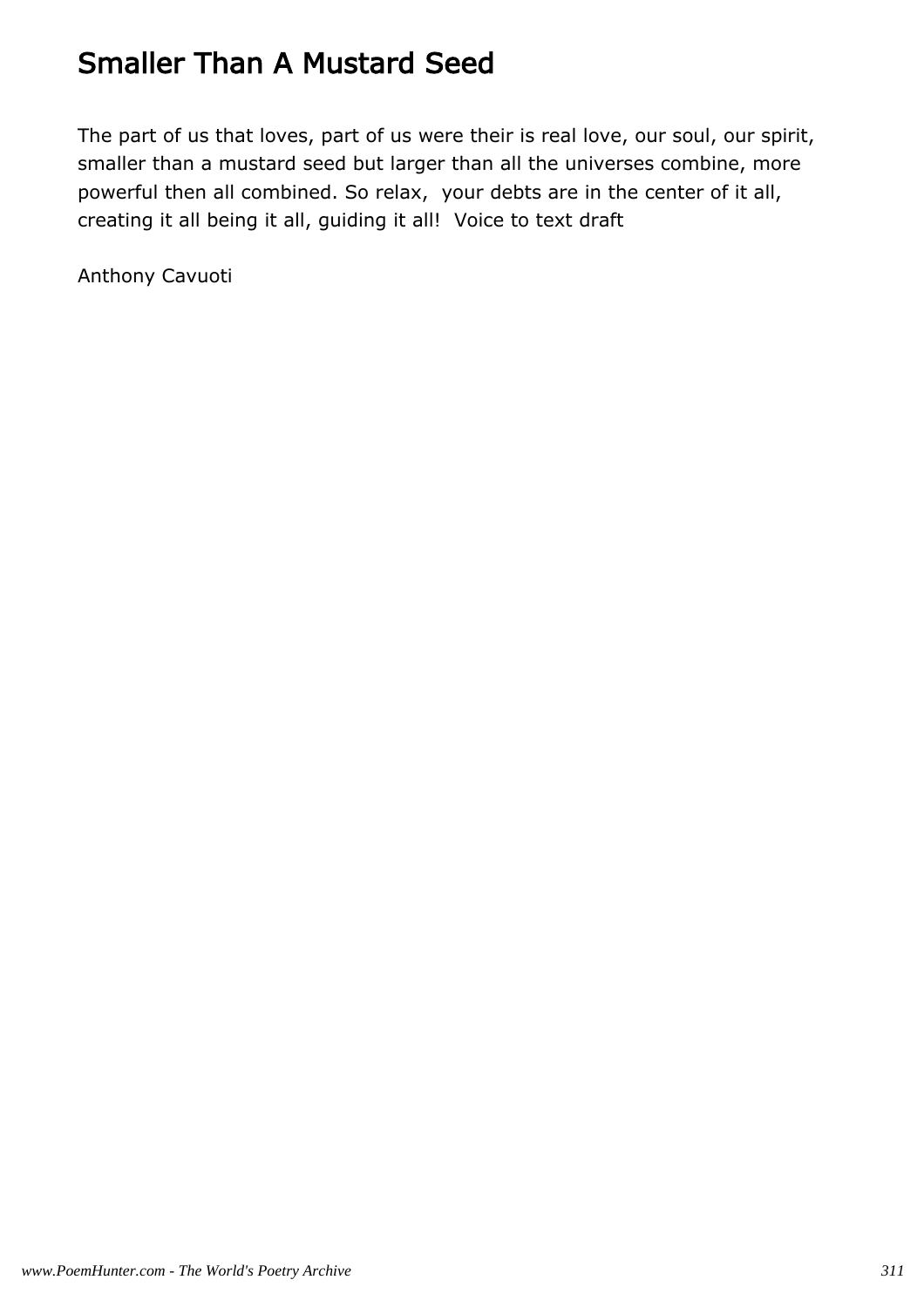# Smaller Than A Mustard Seed

The part of us that loves, part of us were their is real love, our soul, our spirit, smaller than a mustard seed but larger than all the universes combine, more powerful then all combined. So relax,  your debts are in the center of it all, creating it all being it all, guiding it all!  Voice to text draft

Anthony Cavuoti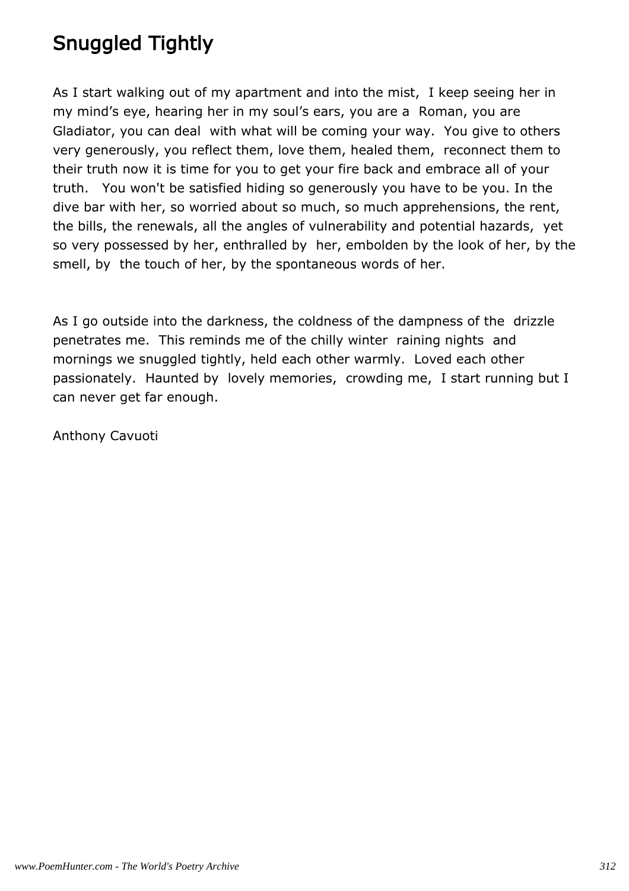# Snuggled Tightly

As I start walking out of my apartment and into the mist, I keep seeing her in my mind's eye, hearing her in my soul's ears, you are a Roman, you are Gladiator, you can deal with what will be coming your way. You give to others very generously, you reflect them, love them, healed them, reconnect them to their truth now it is time for you to get your fire back and embrace all of your truth. You won't be satisfied hiding so generously you have to be you. In the dive bar with her, so worried about so much, so much apprehensions, the rent, the bills, the renewals, all the angles of vulnerability and potential hazards, yet so very possessed by her, enthralled by her, embolden by the look of her, by the smell, by the touch of her, by the spontaneous words of her.

As I go outside into the darkness, the coldness of the dampness of the drizzle penetrates me. This reminds me of the chilly winter raining nights and mornings we snuggled tightly, held each other warmly. Loved each other passionately. Haunted by lovely memories, crowding me, I start running but I can never get far enough.

Anthony Cavuoti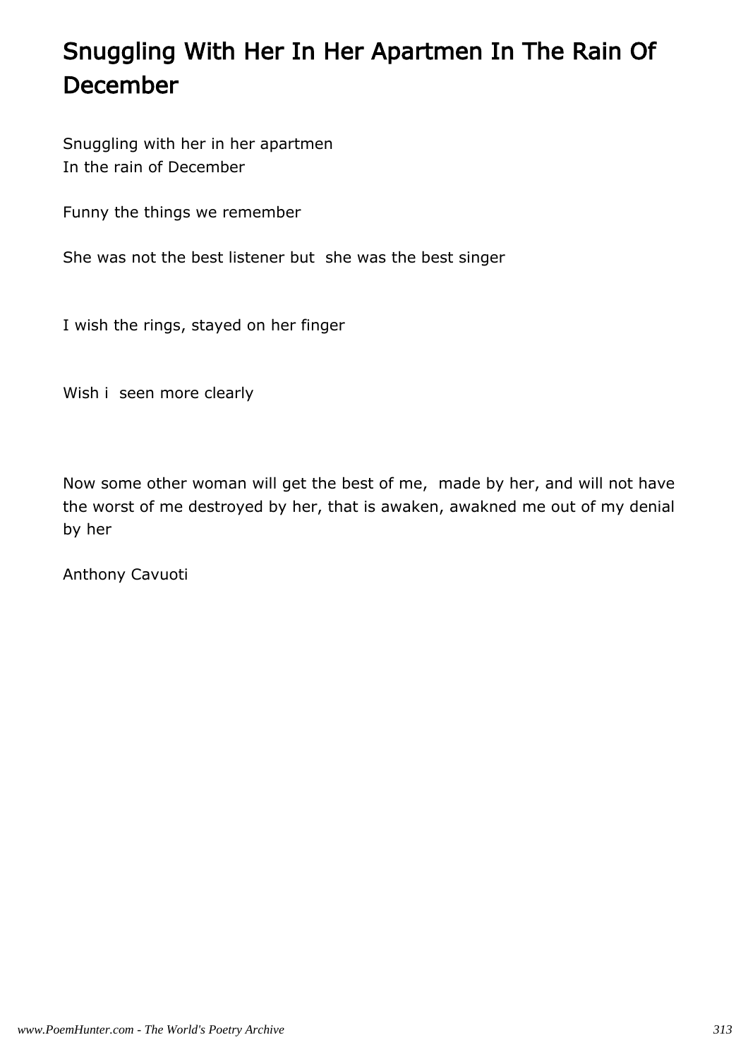# Snuggling With Her In Her Apartmen In The Rain Of December

Snuggling with her in her apartmen
In the rain of December

Funny the things we remember

She was not the best listener but  she was the best singer

I wish the rings, stayed on her finger

Wish i  seen more clearly

Now some other woman will get the best of me,  made by her, and will not have the worst of me destroyed by her, that is awaken, awakned me out of my denial by her

Anthony Cavuoti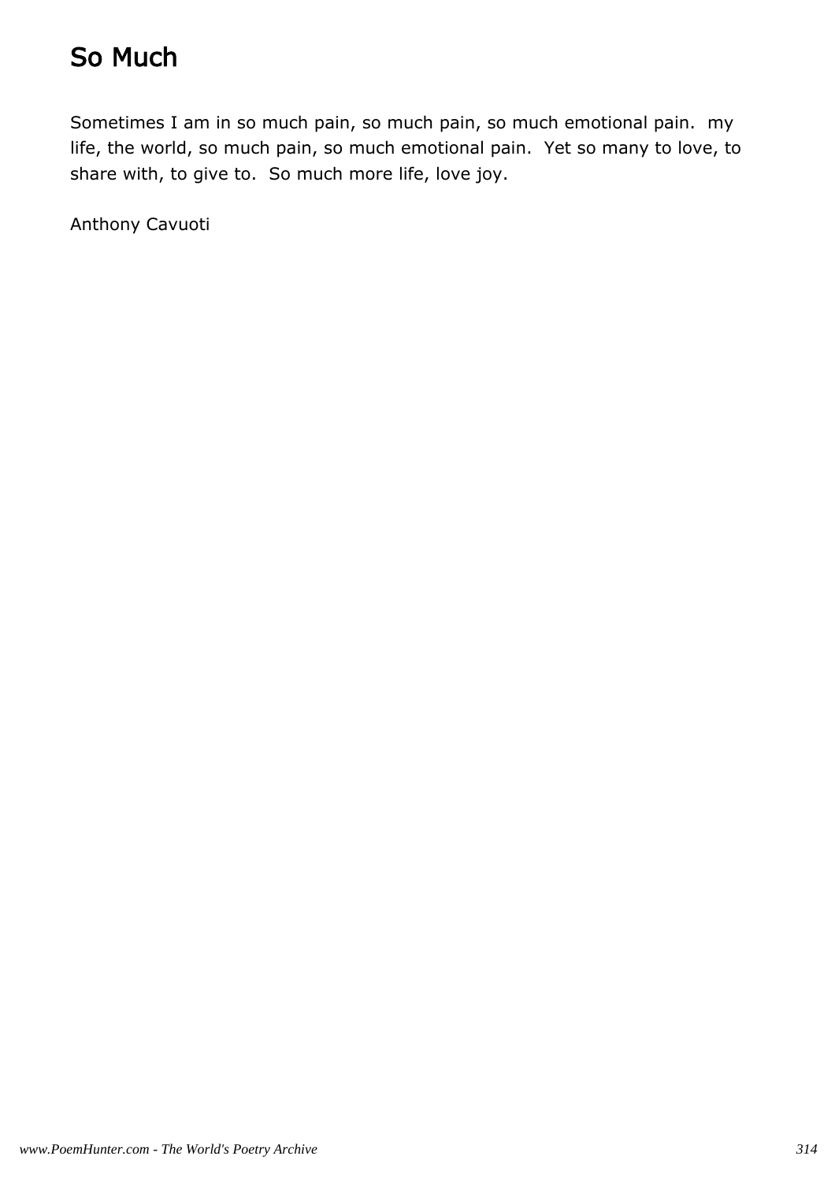# So Much

Sometimes I am in so much pain, so much pain, so much emotional pain.  my life, the world, so much pain, so much emotional pain.  Yet so many to love, to share with, to give to.  So much more life, love joy.

Anthony Cavuoti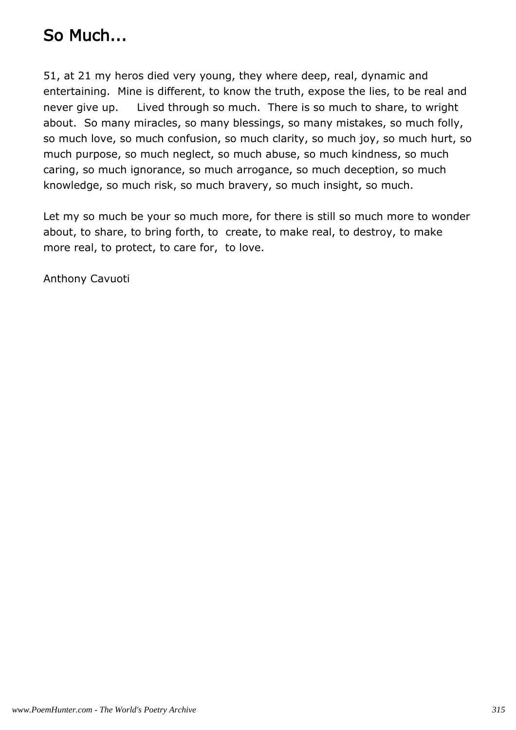# So Much...

51, at 21 my heros died very young, they where deep, real, dynamic and entertaining. Mine is different, to know the truth, expose the lies, to be real and never give up. Lived through so much. There is so much to share, to wright about. So many miracles, so many blessings, so many mistakes, so much folly, so much love, so much confusion, so much clarity, so much joy, so much hurt, so much purpose, so much neglect, so much abuse, so much kindness, so much caring, so much ignorance, so much arrogance, so much deception, so much knowledge, so much risk, so much bravery, so much insight, so much.

Let my so much be your so much more, for there is still so much more to wonder about, to share, to bring forth, to create, to make real, to destroy, to make more real, to protect, to care for, to love.

Anthony Cavuoti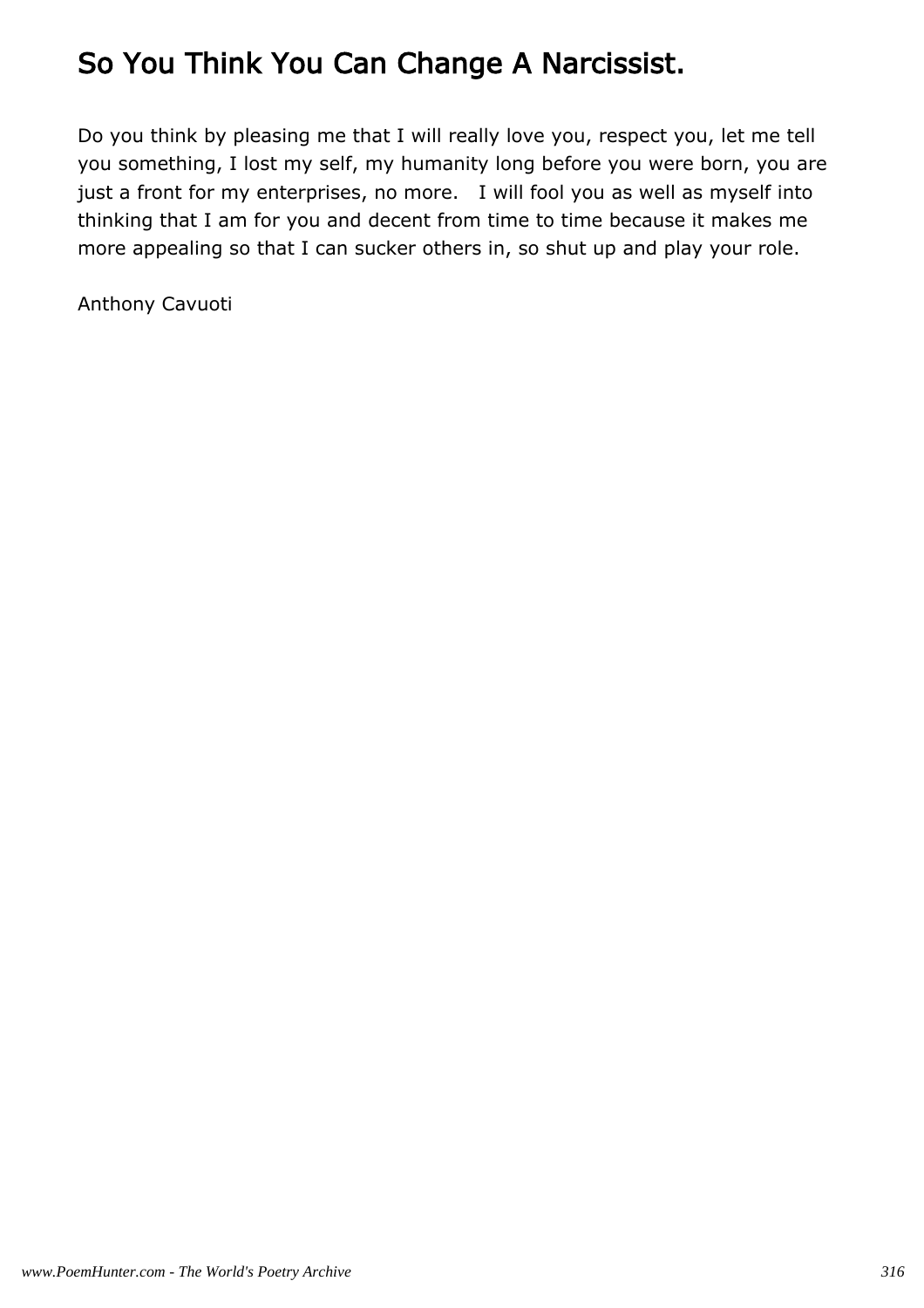# So You Think You Can Change A Narcissist.

Do you think by pleasing me that I will really love you, respect you, let me tell you something, I lost my self, my humanity long before you were born, you are just a front for my enterprises, no more.   I will fool you as well as myself into thinking that I am for you and decent from time to time because it makes me more appealing so that I can sucker others in, so shut up and play your role.

Anthony Cavuoti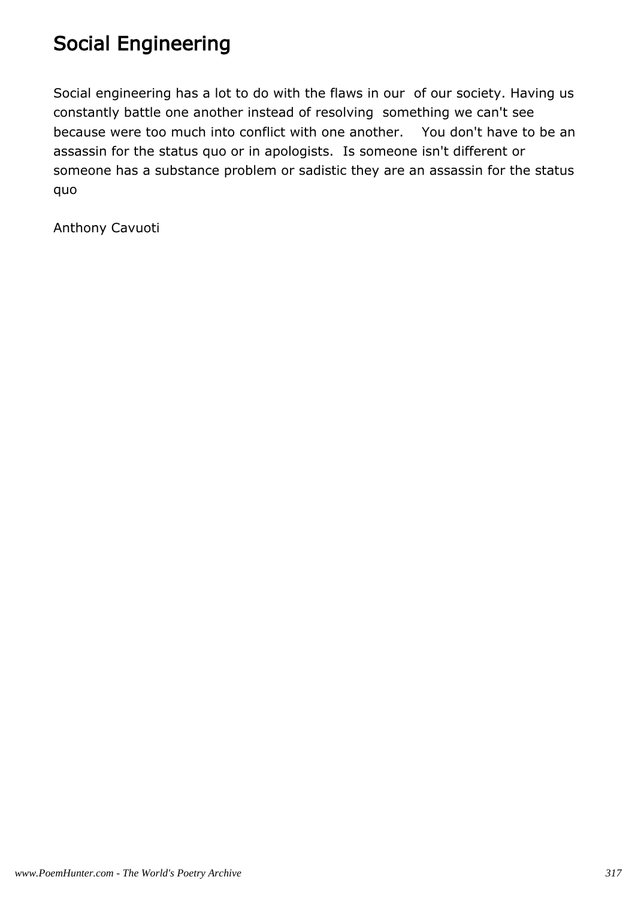# Social Engineering

Social engineering has a lot to do with the flaws in our  of our society. Having us constantly battle one another instead of resolving  something we can't see because were too much into conflict with one another.    You don't have to be an assassin for the status quo or in apologists.  Is someone isn't different or someone has a substance problem or sadistic they are an assassin for the status quo

Anthony Cavuoti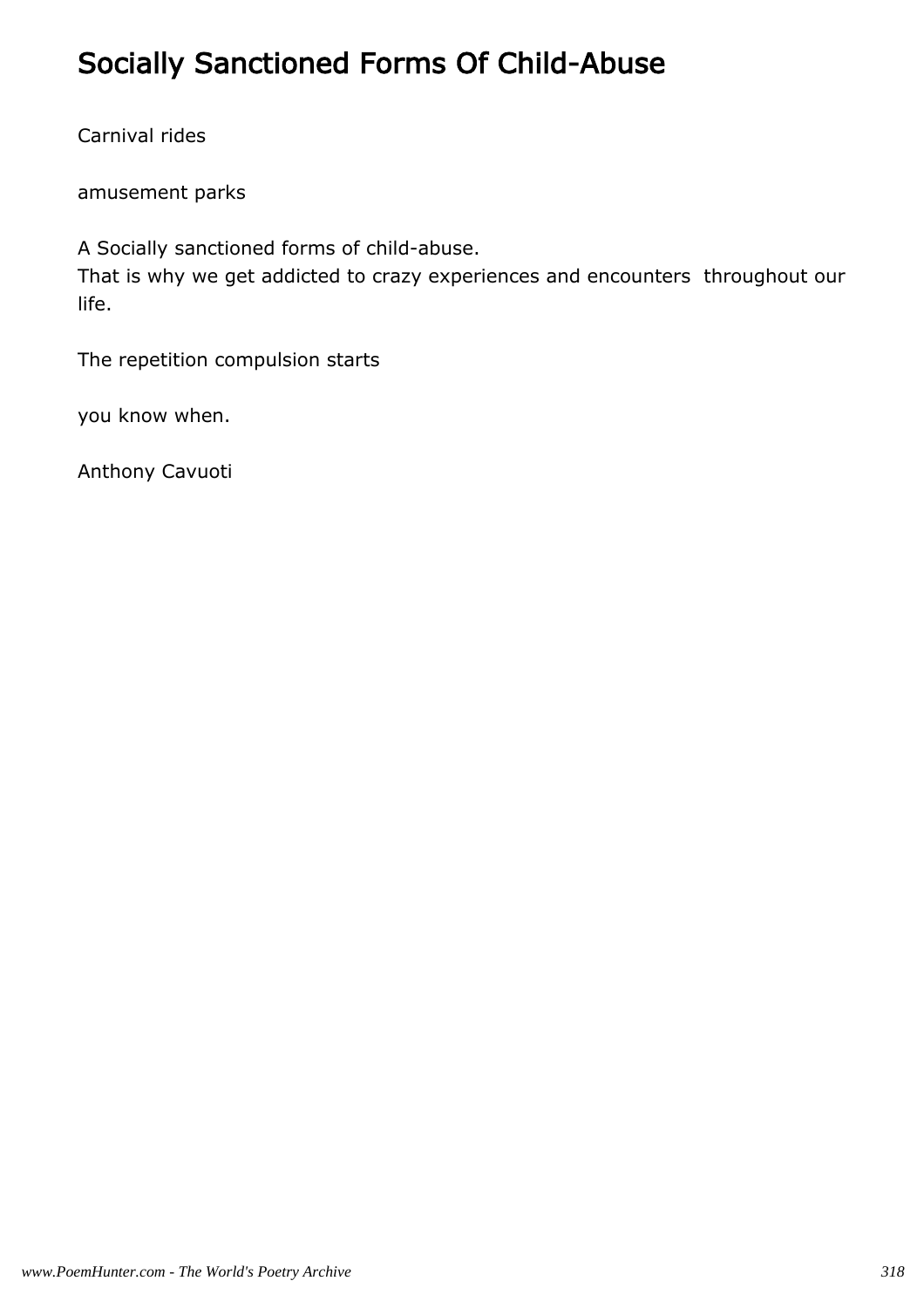# Socially Sanctioned Forms Of Child-Abuse

Carnival rides

amusement parks

A Socially sanctioned forms of child-abuse.
That is why we get addicted to crazy experiences and encounters throughout our life.

The repetition compulsion starts

you know when.

Anthony Cavuoti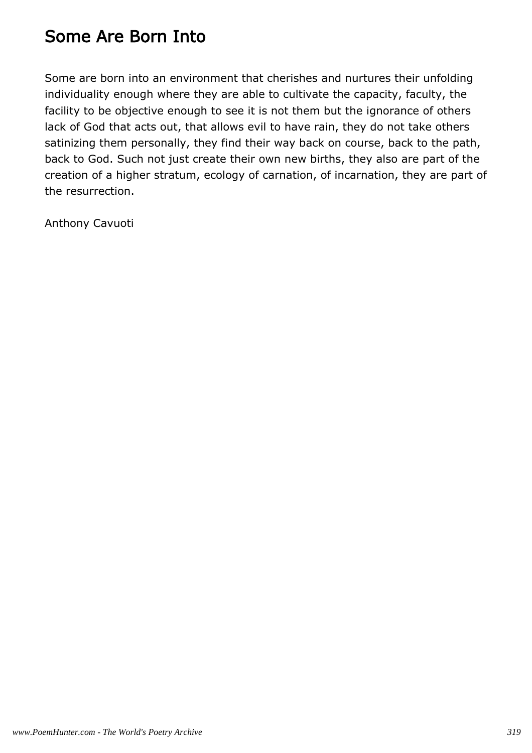# Some Are Born Into

Some are born into an environment that cherishes and nurtures their unfolding individuality enough where they are able to cultivate the capacity, faculty, the facility to be objective enough to see it is not them but the ignorance of others lack of God that acts out, that allows evil to have rain, they do not take others satinizing them personally, they find their way back on course, back to the path, back to God. Such not just create their own new births, they also are part of the creation of a higher stratum, ecology of carnation, of incarnation, they are part of the resurrection.

Anthony Cavuoti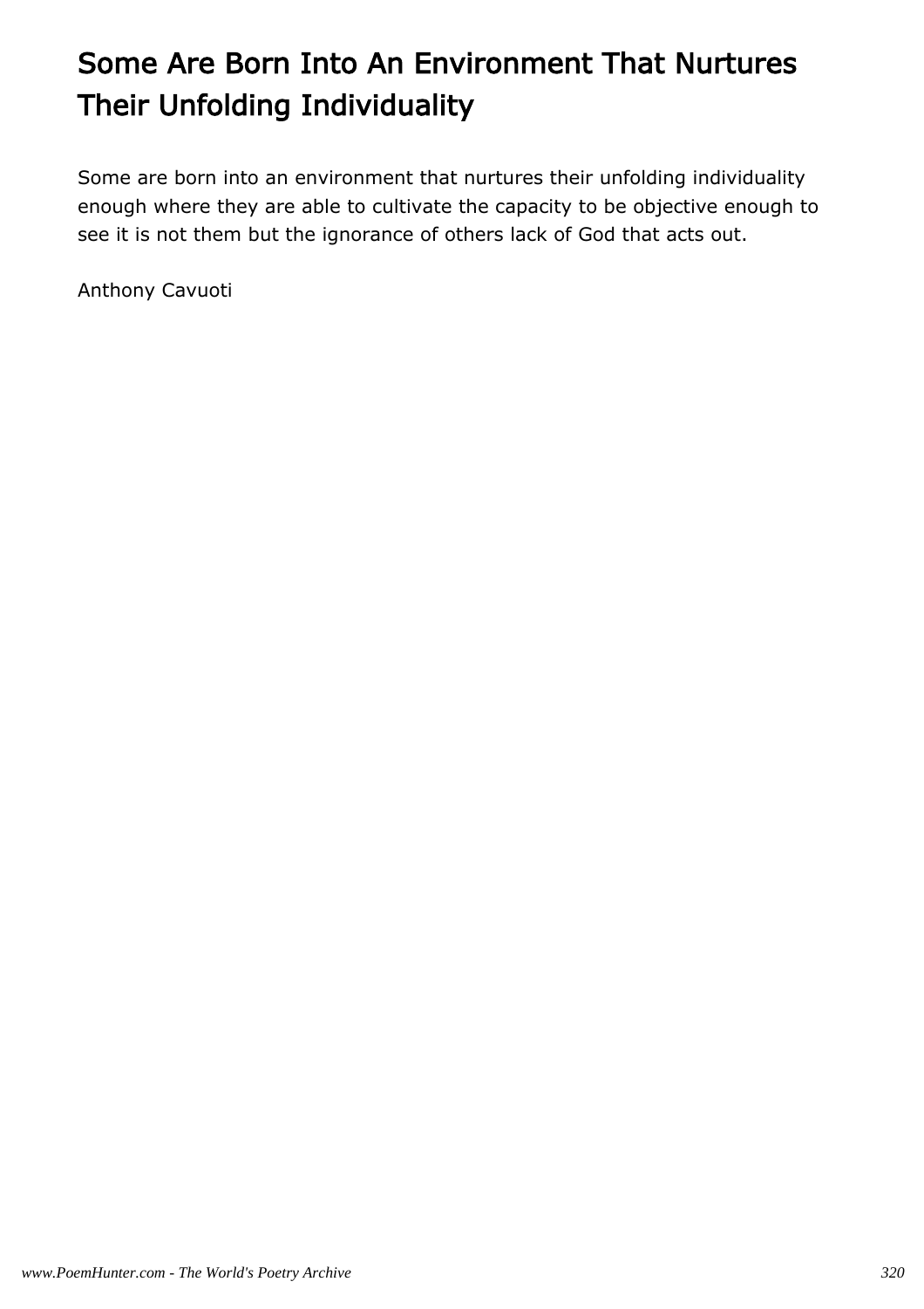# Some Are Born Into An Environment That Nurtures Their Unfolding Individuality

Some are born into an environment that nurtures their unfolding individuality enough where they are able to cultivate the capacity to be objective enough to see it is not them but the ignorance of others lack of God that acts out.

Anthony Cavuoti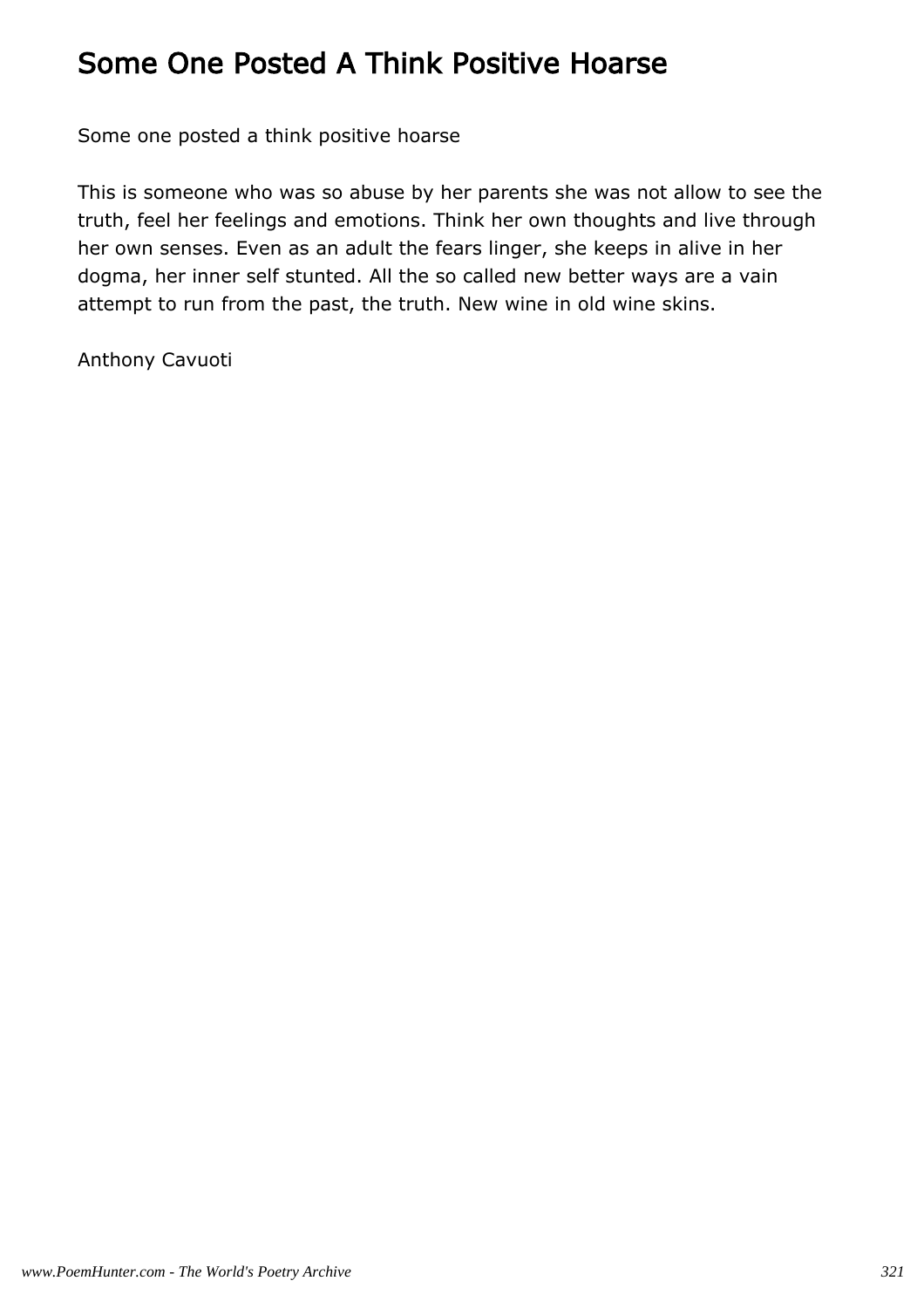# Some One Posted A Think Positive Hoarse

Some one posted a think positive hoarse

This is someone who was so abuse by her parents she was not allow to see the truth, feel her feelings and emotions. Think her own thoughts and live through her own senses. Even as an adult the fears linger, she keeps in alive in her dogma, her inner self stunted. All the so called new better ways are a vain attempt to run from the past, the truth. New wine in old wine skins.

Anthony Cavuoti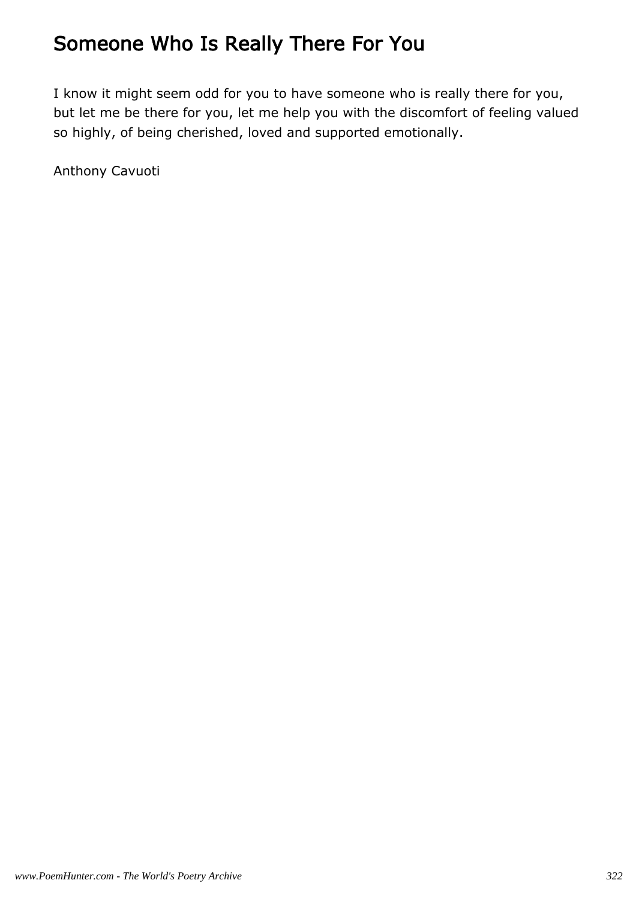# Someone Who Is Really There For You

I know it might seem odd for you to have someone who is really there for you, but let me be there for you, let me help you with the discomfort of feeling valued so highly, of being cherished, loved and supported emotionally.

Anthony Cavuoti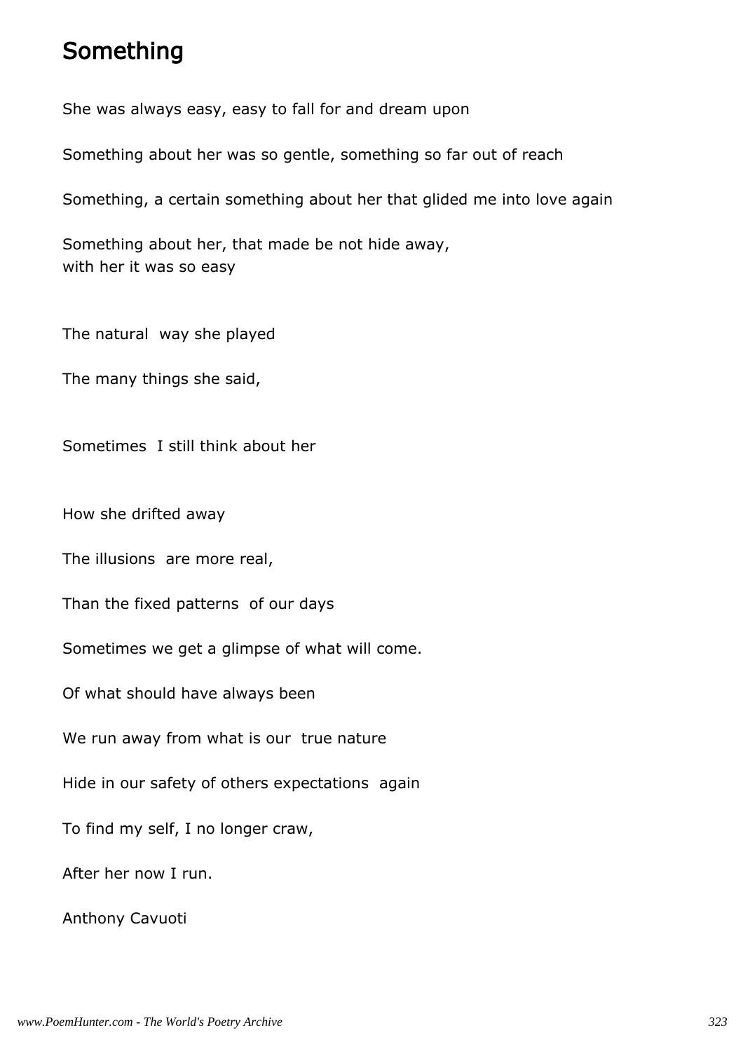# Something

She was always easy, easy to fall for and dream upon

Something about her was so gentle, something so far out of reach

Something, a certain something about her that glided me into love again

Something about her, that made be not hide away,
with her it was so easy

The natural way she played

The many things she said,

Sometimes I still think about her

How she drifted away

The illusions are more real,

Than the fixed patterns of our days

Sometimes we get a glimpse of what will come.

Of what should have always been

We run away from what is our true nature

Hide in our safety of others expectations again

To find my self, I no longer craw,

After her now I run.

Anthony Cavuoti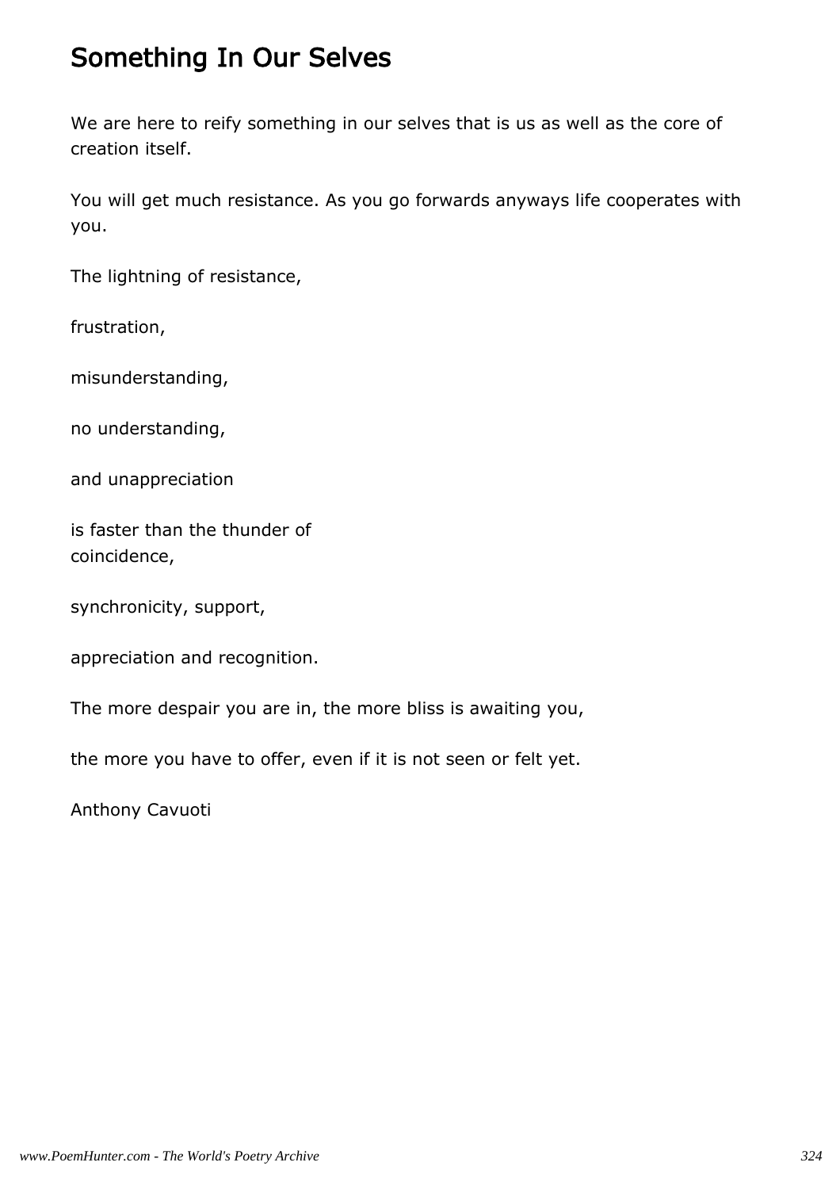# Something In Our Selves

We are here to reify something in our selves that is us as well as the core of creation itself.

You will get much resistance. As you go forwards anyways life cooperates with you.

The lightning of resistance,

frustration,

misunderstanding,

no understanding,

and unappreciation

is faster than the thunder of
coincidence,

synchronicity, support,

appreciation and recognition.

The more despair you are in, the more bliss is awaiting you,

the more you have to offer, even if it is not seen or felt yet.

Anthony Cavuoti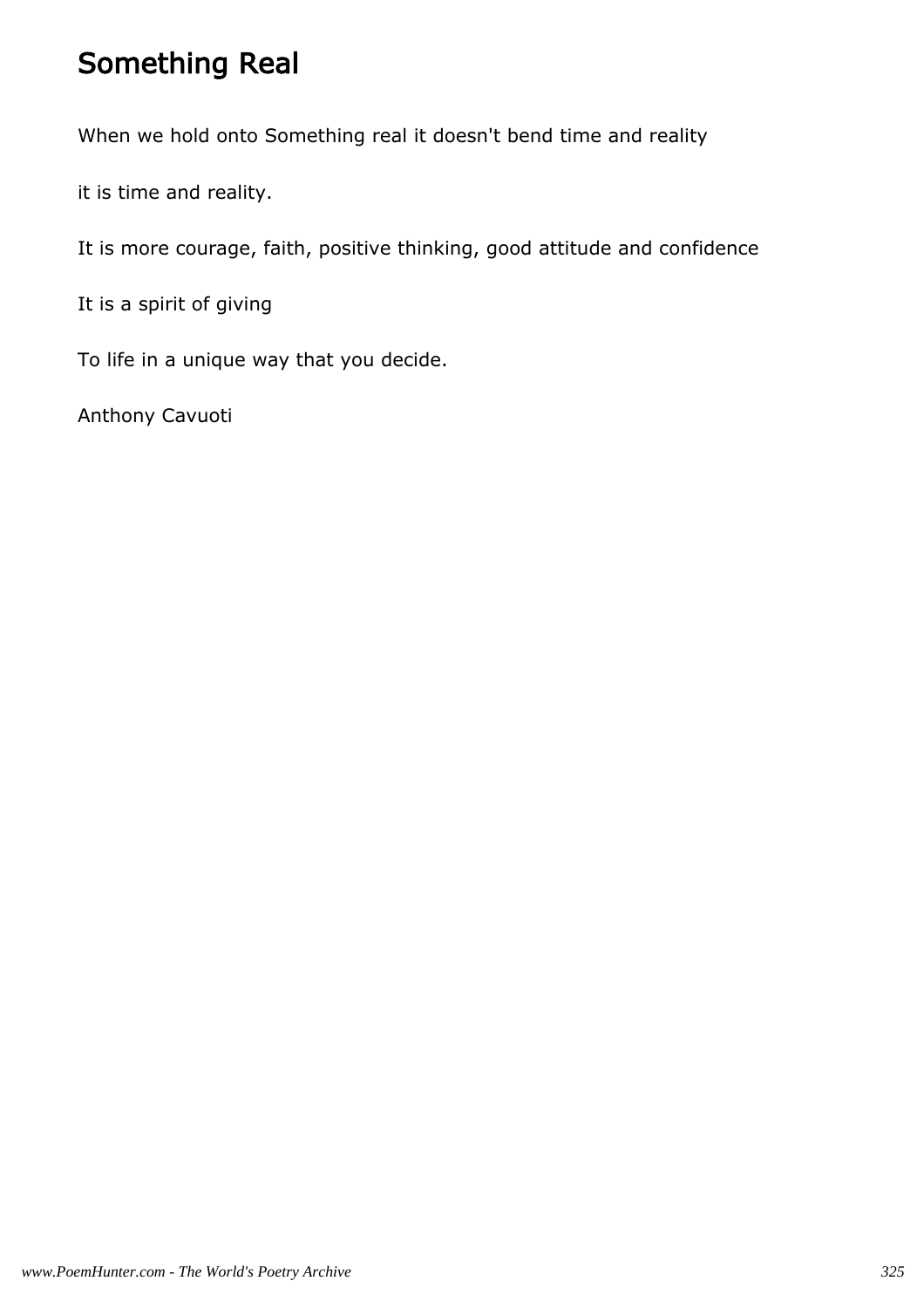# Something Real

When we hold onto Something real it doesn't bend time and reality

it is time and reality.

It is more courage, faith, positive thinking, good attitude and confidence

It is a spirit of giving

To life in a unique way that you decide.

Anthony Cavuoti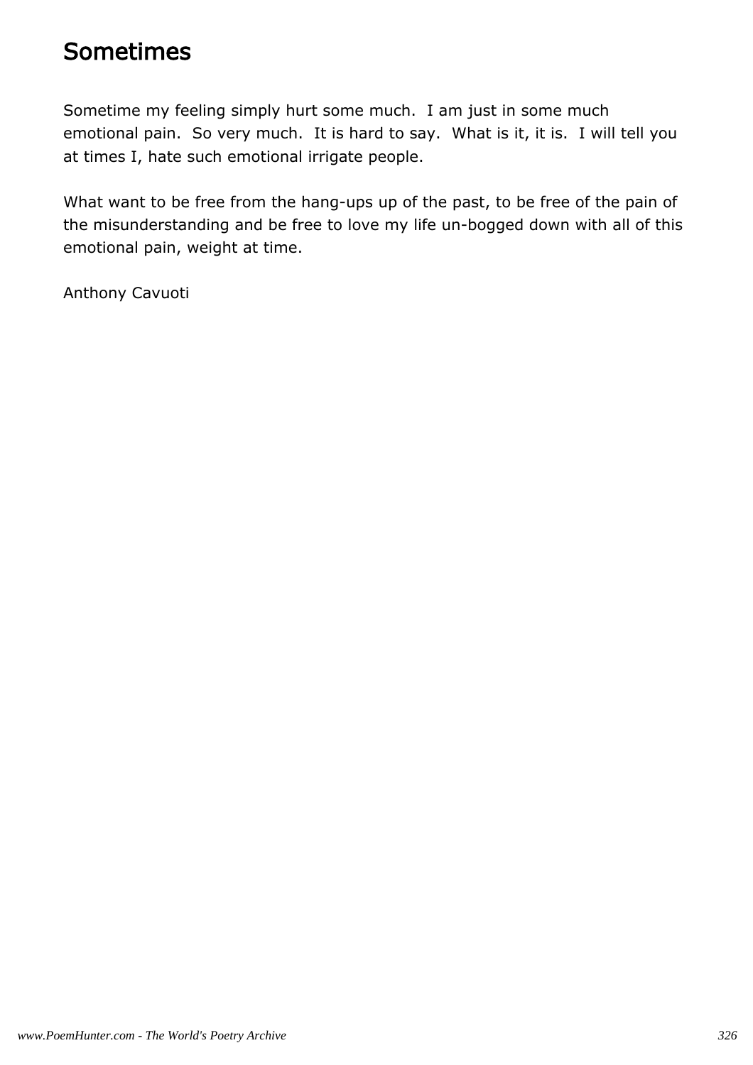# Sometimes

Sometime my feeling simply hurt some much.  I am just in some much emotional pain.  So very much.  It is hard to say.  What is it, it is.  I will tell you at times I, hate such emotional irrigate people.

What want to be free from the hang-ups up of the past, to be free of the pain of the misunderstanding and be free to love my life un-bogged down with all of this emotional pain, weight at time.

Anthony Cavuoti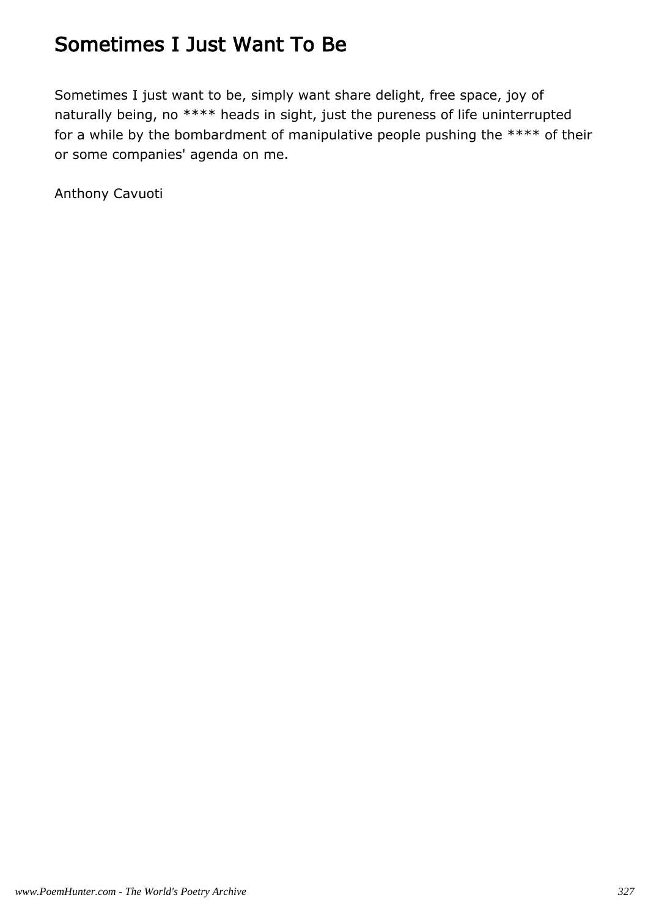# Sometimes I Just Want To Be

Sometimes I just want to be, simply want share delight, free space, joy of naturally being, no **** heads in sight, just the pureness of life uninterrupted for a while by the bombardment of manipulative people pushing the **** of their or some companies' agenda on me.

Anthony Cavuoti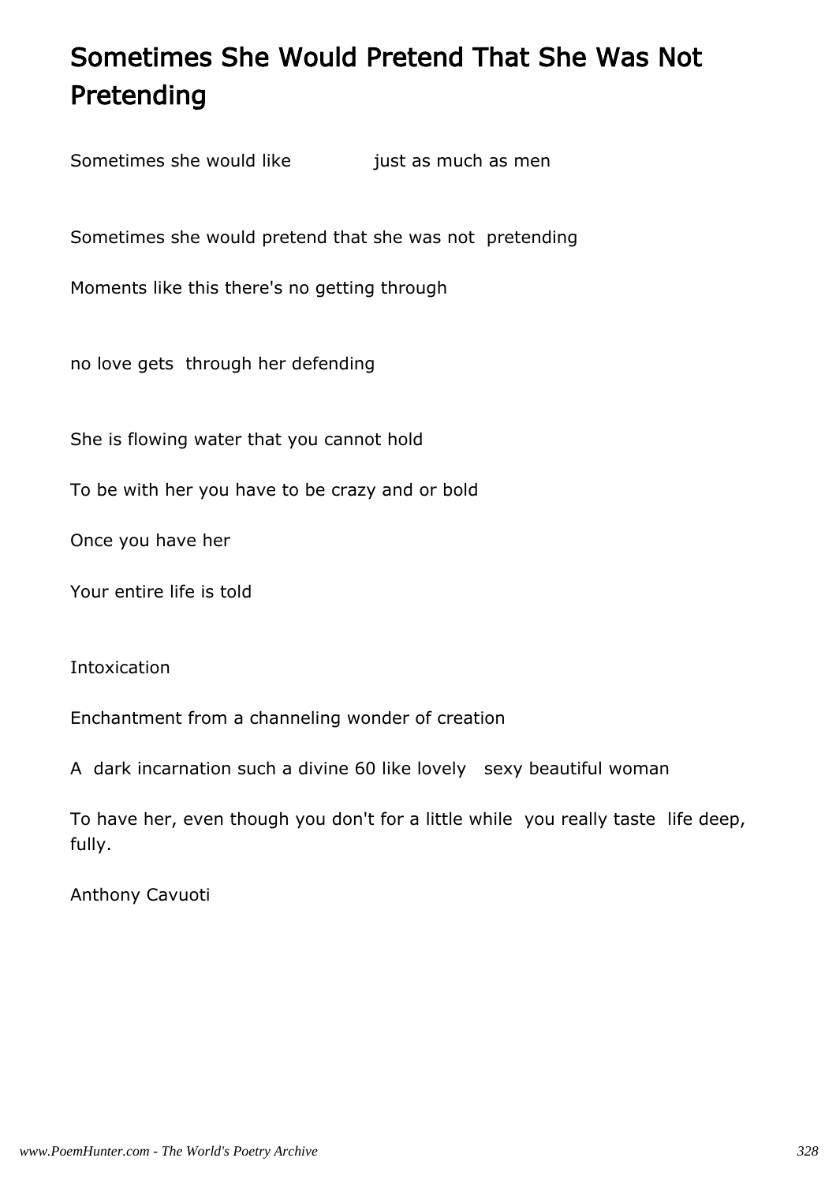# Sometimes She Would Pretend That She Was Not Pretending

Sometimes she would like just as much as men

Sometimes she would pretend that she was not pretending

Moments like this there's no getting through

no love gets through her defending

She is flowing water that you cannot hold

To be with her you have to be crazy and or bold

Once you have her

Your entire life is told

Intoxication

Enchantment from a channeling wonder of creation

A dark incarnation such a divine 60 like lovely sexy beautiful woman

To have her, even though you don't for a little while you really taste life deep, fully.

Anthony Cavuoti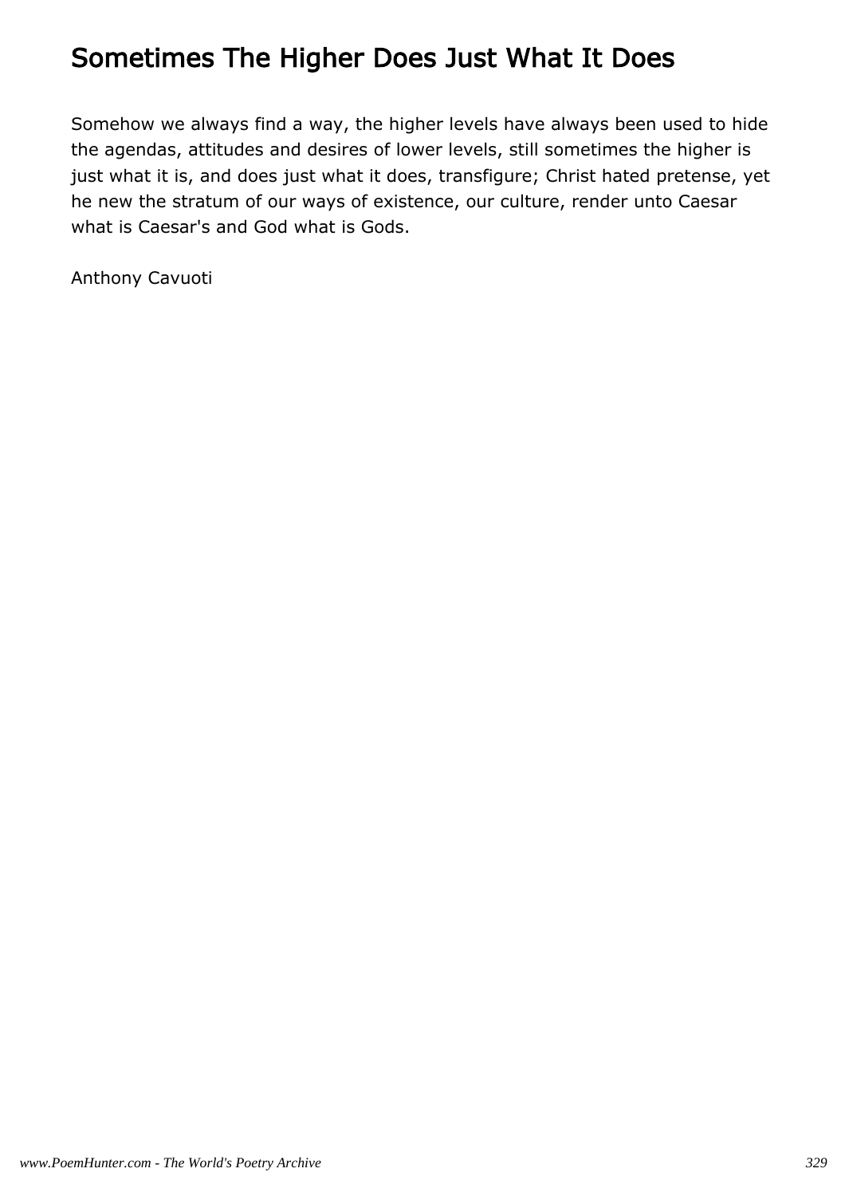# Sometimes The Higher Does Just What It Does

Somehow we always find a way, the higher levels have always been used to hide the agendas, attitudes and desires of lower levels, still sometimes the higher is just what it is, and does just what it does, transfigure; Christ hated pretense, yet he new the stratum of our ways of existence, our culture, render unto Caesar what is Caesar's and God what is Gods.

Anthony Cavuoti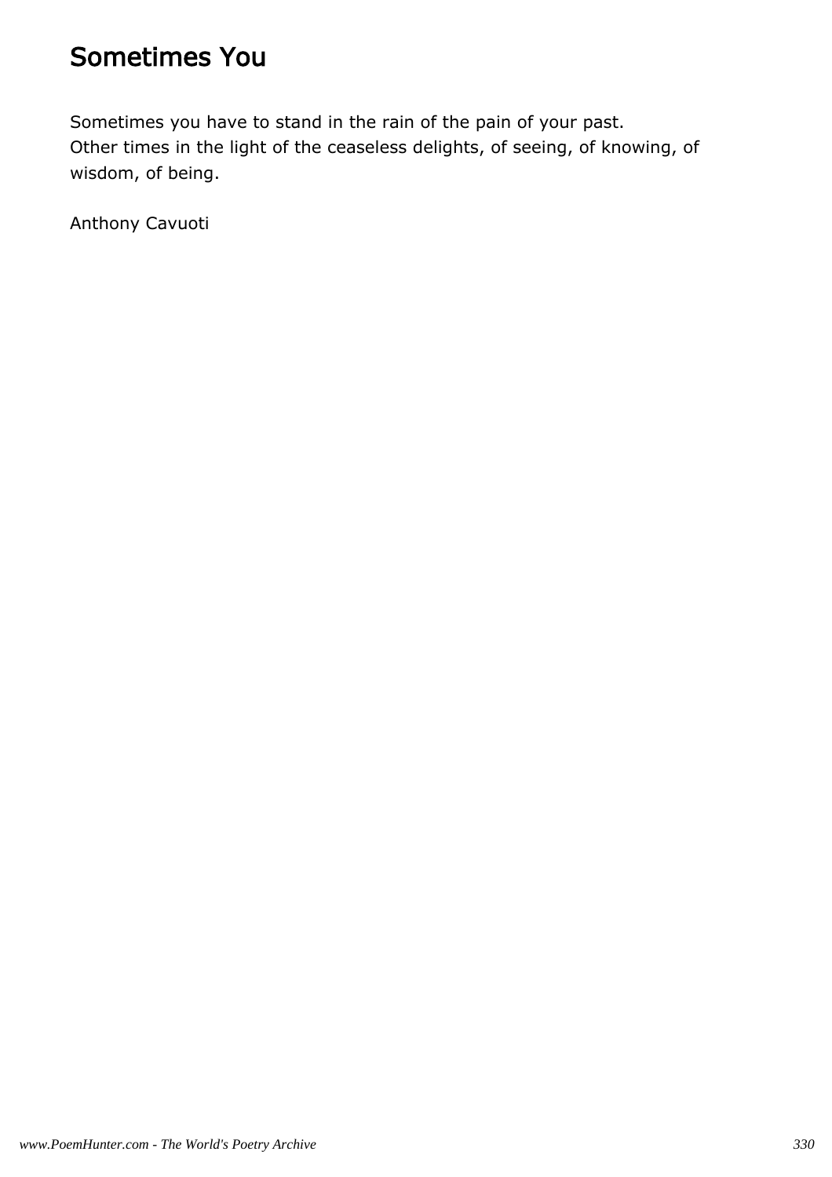# Sometimes You

Sometimes you have to stand in the rain of the pain of your past.
Other times in the light of the ceaseless delights, of seeing, of knowing, of wisdom, of being.

Anthony Cavuoti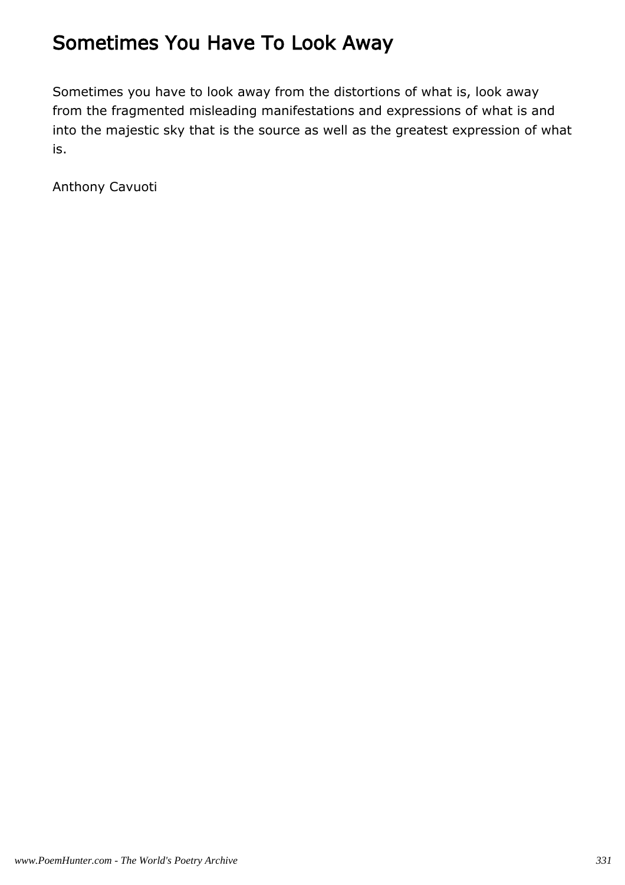# Sometimes You Have To Look Away

Sometimes you have to look away from the distortions of what is, look away from the fragmented misleading manifestations and expressions of what is and into the majestic sky that is the source as well as the greatest expression of what is.

Anthony Cavuoti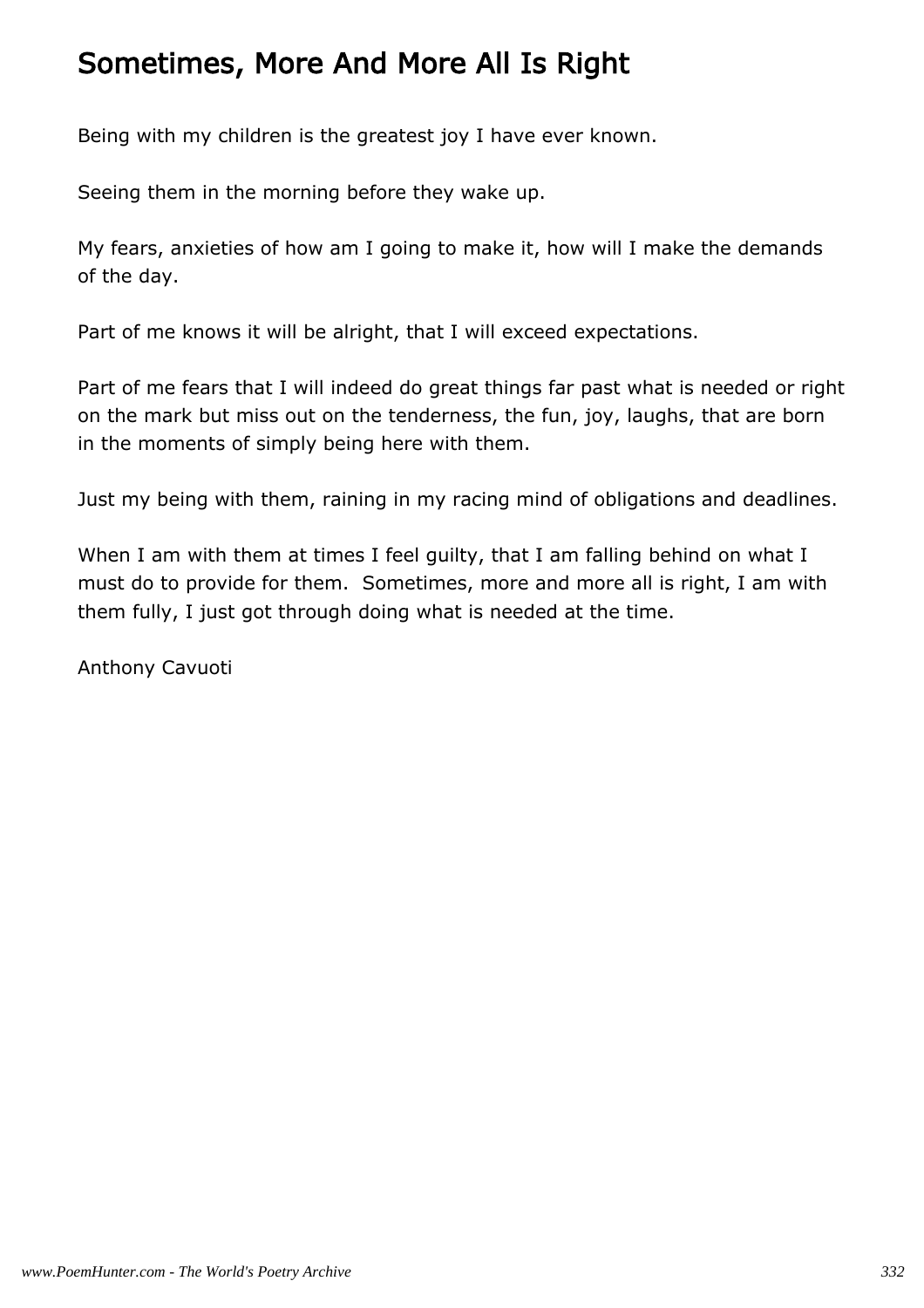# Sometimes, More And More All Is Right

Being with my children is the greatest joy I have ever known.

Seeing them in the morning before they wake up.

My fears, anxieties of how am I going to make it, how will I make the demands of the day.

Part of me knows it will be alright, that I will exceed expectations.

Part of me fears that I will indeed do great things far past what is needed or right on the mark but miss out on the tenderness, the fun, joy, laughs, that are born in the moments of simply being here with them.

Just my being with them, raining in my racing mind of obligations and deadlines.

When I am with them at times I feel guilty, that I am falling behind on what I must do to provide for them. Sometimes, more and more all is right, I am with them fully, I just got through doing what is needed at the time.

Anthony Cavuoti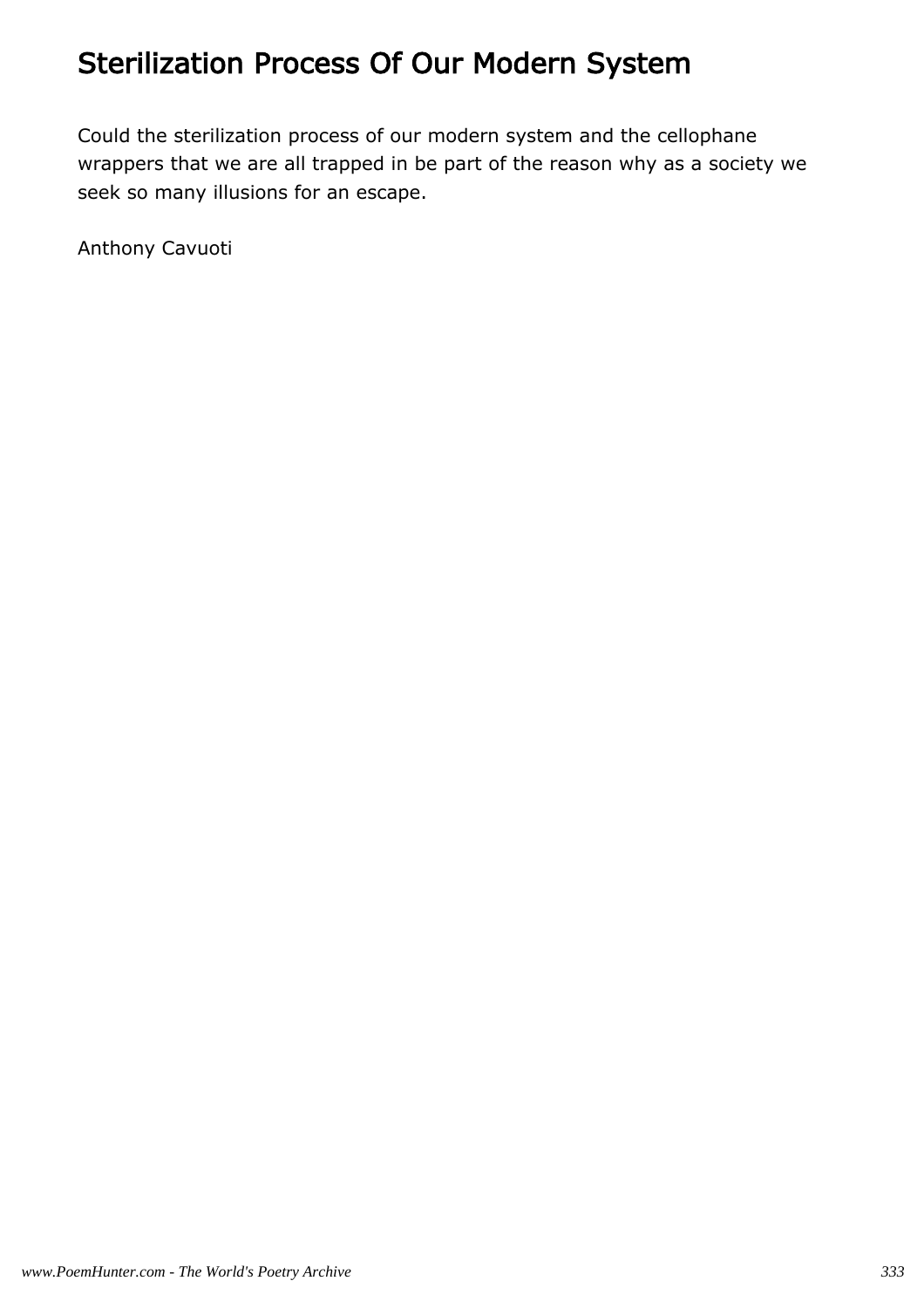# Sterilization Process Of Our Modern System

Could the sterilization process of our modern system and the cellophane wrappers that we are all trapped in be part of the reason why as a society we seek so many illusions for an escape.

Anthony Cavuoti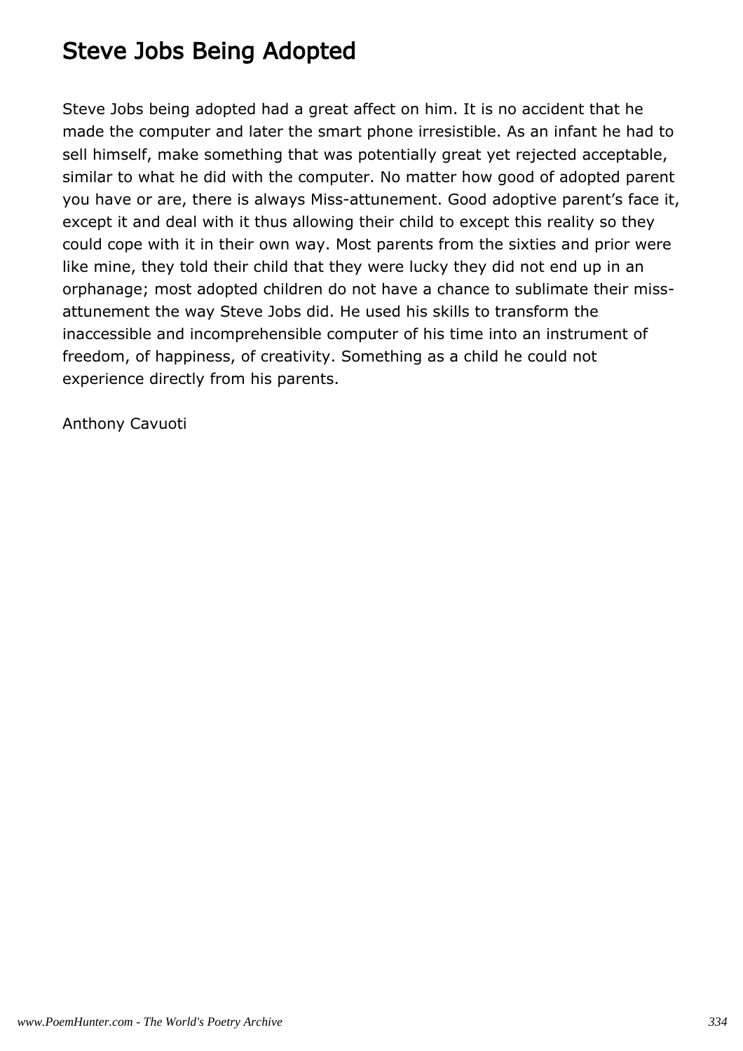# Steve Jobs Being Adopted

Steve Jobs being adopted had a great affect on him. It is no accident that he made the computer and later the smart phone irresistible. As an infant he had to sell himself, make something that was potentially great yet rejected acceptable, similar to what he did with the computer. No matter how good of adopted parent you have or are, there is always Miss-attunement. Good adoptive parent's face it, except it and deal with it thus allowing their child to except this reality so they could cope with it in their own way. Most parents from the sixties and prior were like mine, they told their child that they were lucky they did not end up in an orphanage; most adopted children do not have a chance to sublimate their miss-attunement the way Steve Jobs did. He used his skills to transform the inaccessible and incomprehensible computer of his time into an instrument of freedom, of happiness, of creativity. Something as a child he could not experience directly from his parents.

Anthony Cavuoti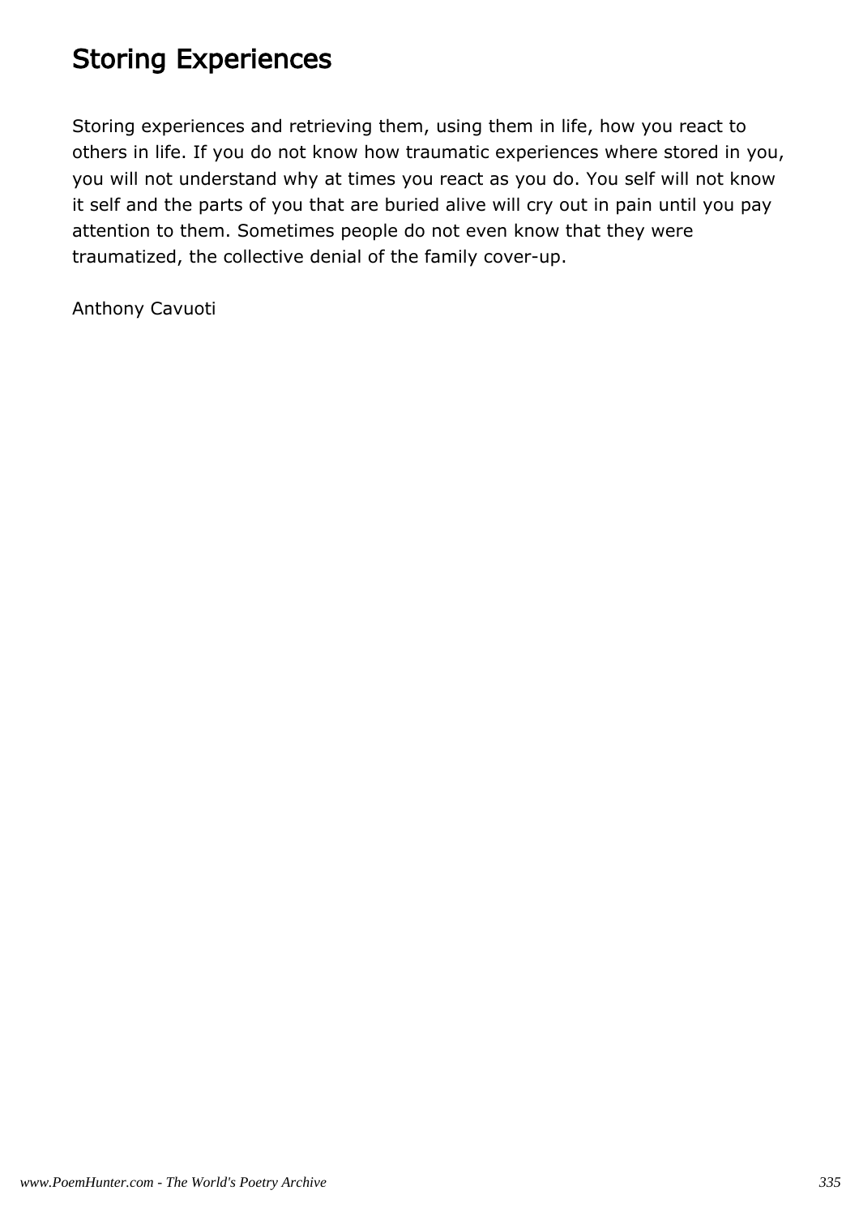## Storing Experiences

Storing experiences and retrieving them, using them in life, how you react to others in life. If you do not know how traumatic experiences where stored in you, you will not understand why at times you react as you do. You self will not know it self and the parts of you that are buried alive will cry out in pain until you pay attention to them. Sometimes people do not even know that they were traumatized, the collective denial of the family cover-up.

Anthony Cavuoti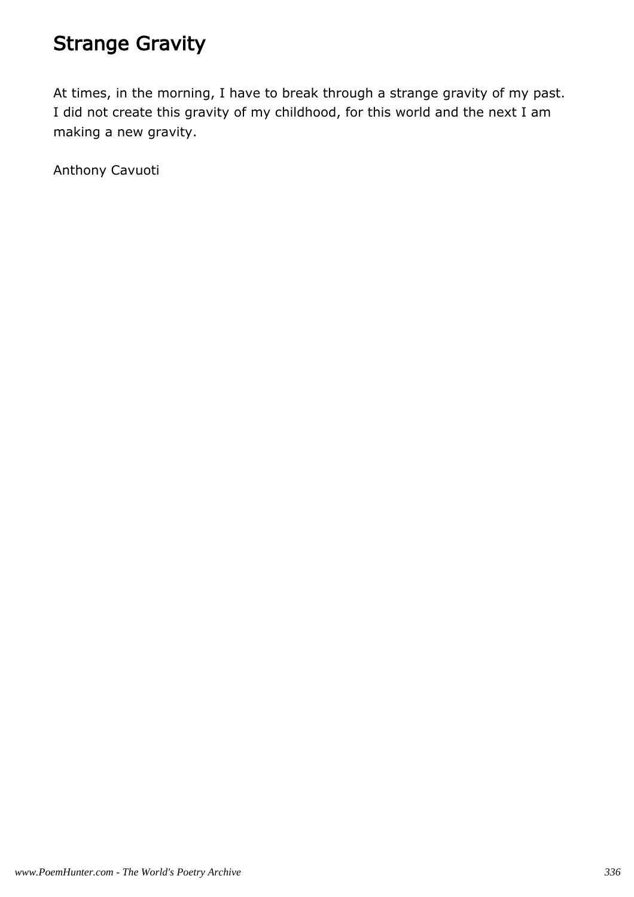# Strange Gravity

At times, in the morning, I have to break through a strange gravity of my past.
I did not create this gravity of my childhood, for this world and the next I am
making a new gravity.

Anthony Cavuoti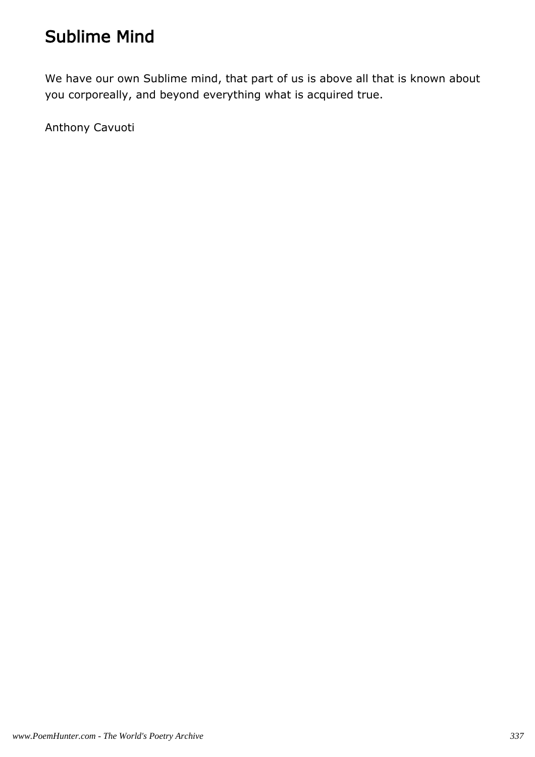# Sublime Mind

We have our own Sublime mind, that part of us is above all that is known about you corporeally, and beyond everything what is acquired true.

Anthony Cavuoti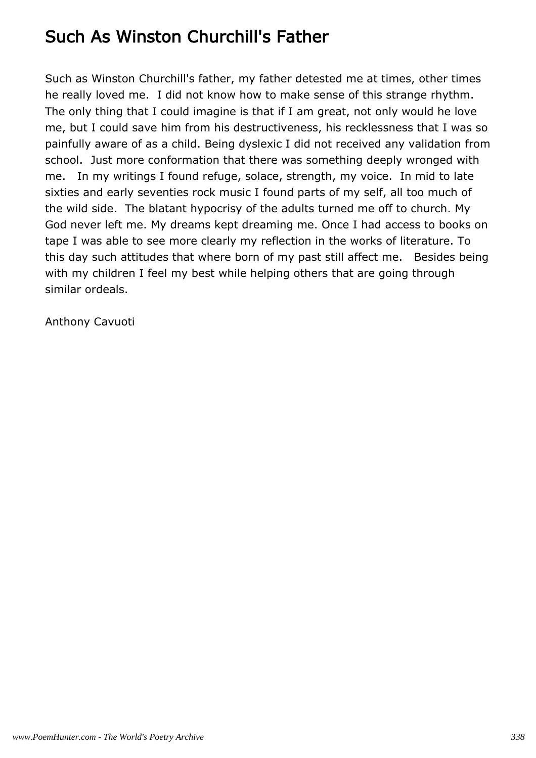# Such As Winston Churchill's Father

Such as Winston Churchill's father, my father detested me at times, other times he really loved me. I did not know how to make sense of this strange rhythm. The only thing that I could imagine is that if I am great, not only would he love me, but I could save him from his destructiveness, his recklessness that I was so painfully aware of as a child. Being dyslexic I did not received any validation from school. Just more conformation that there was something deeply wronged with me. In my writings I found refuge, solace, strength, my voice. In mid to late sixties and early seventies rock music I found parts of my self, all too much of the wild side. The blatant hypocrisy of the adults turned me off to church. My God never left me. My dreams kept dreaming me. Once I had access to books on tape I was able to see more clearly my reflection in the works of literature. To this day such attitudes that where born of my past still affect me. Besides being with my children I feel my best while helping others that are going through similar ordeals.

Anthony Cavuoti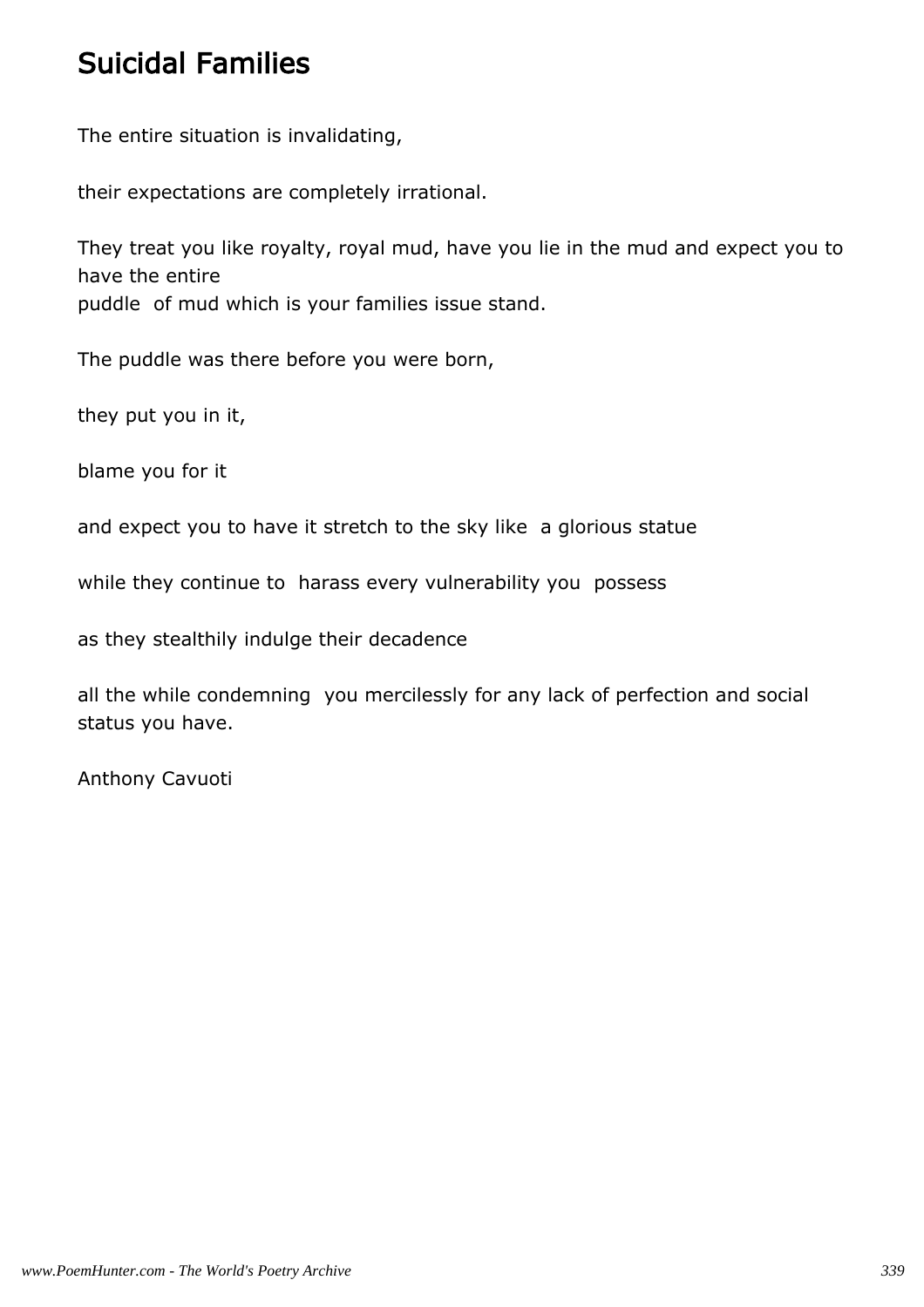## Suicidal Families

The entire situation is invalidating,

their expectations are completely irrational.

They treat you like royalty, royal mud, have you lie in the mud and expect you to have the entire
puddle of mud which is your families issue stand.

The puddle was there before you were born,

they put you in it,

blame you for it

and expect you to have it stretch to the sky like a glorious statue

while they continue to harass every vulnerability you possess

as they stealthily indulge their decadence

all the while condemning you mercilessly for any lack of perfection and social status you have.

Anthony Cavuoti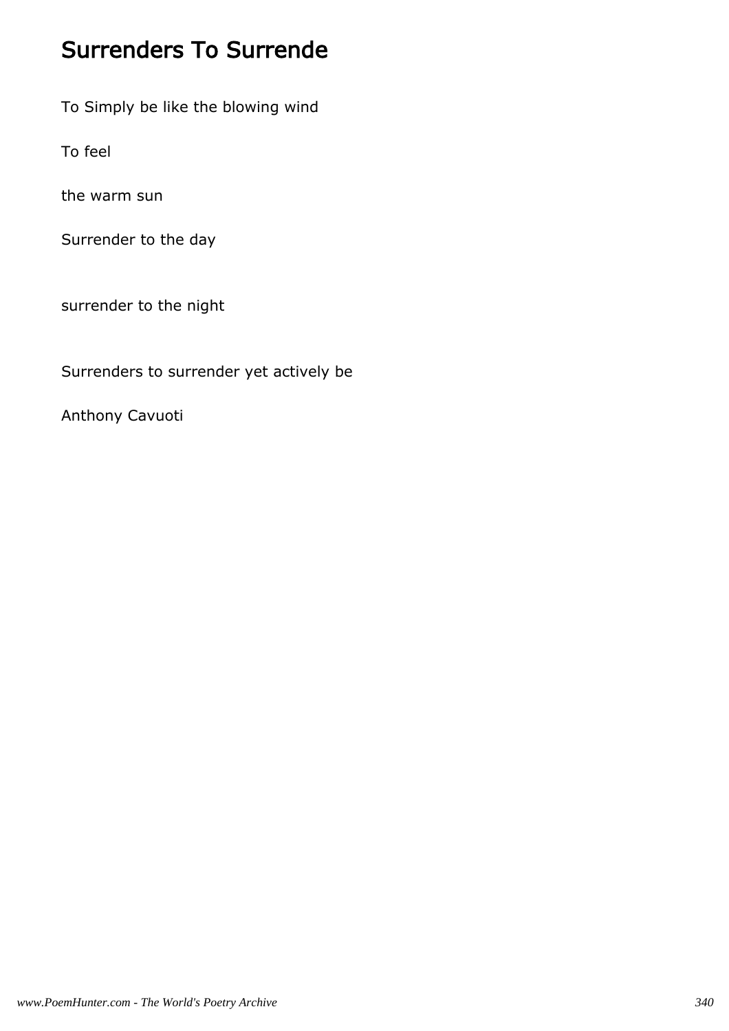## Surrenders To Surrende

To Simply be like the blowing wind

To feel

the warm sun

Surrender to the day

surrender to the night

Surrenders to surrender yet actively be

Anthony Cavuoti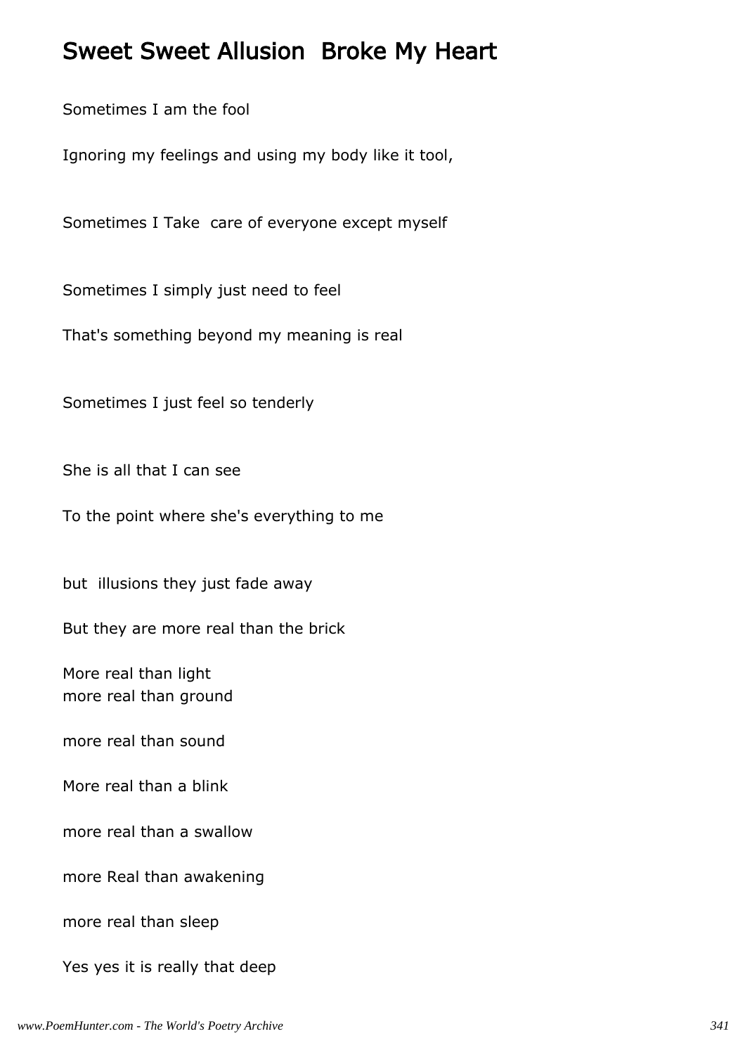# Sweet Sweet Allusion Broke My Heart

Sometimes I am the fool

Ignoring my feelings and using my body like it tool,

Sometimes I Take care of everyone except myself

Sometimes I simply just need to feel

That's something beyond my meaning is real

Sometimes I just feel so tenderly

She is all that I can see

To the point where she's everything to me

but illusions they just fade away

But they are more real than the brick

More real than light
more real than ground

more real than sound

More real than a blink

more real than a swallow

more Real than awakening

more real than sleep

Yes yes it is really that deep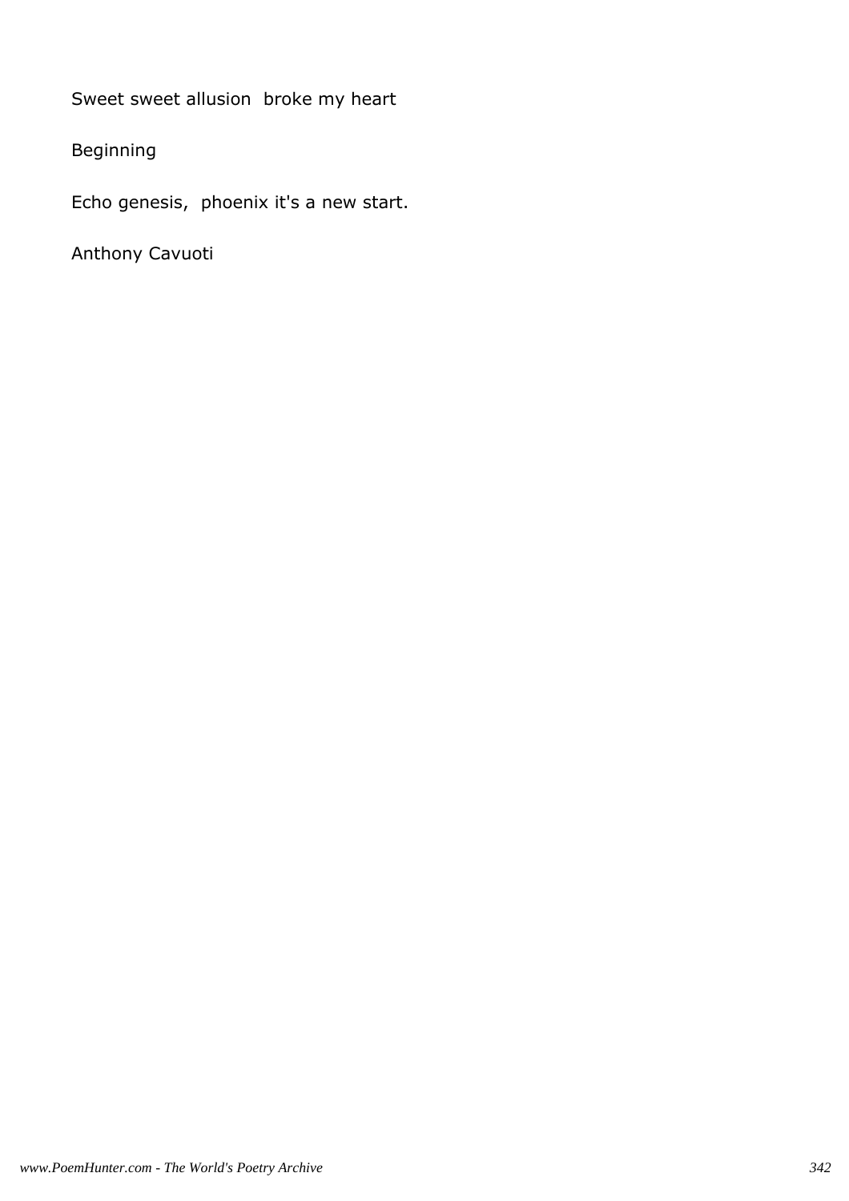Sweet sweet allusion  broke my heart

Beginning

Echo genesis,  phoenix it's a new start.

Anthony Cavuoti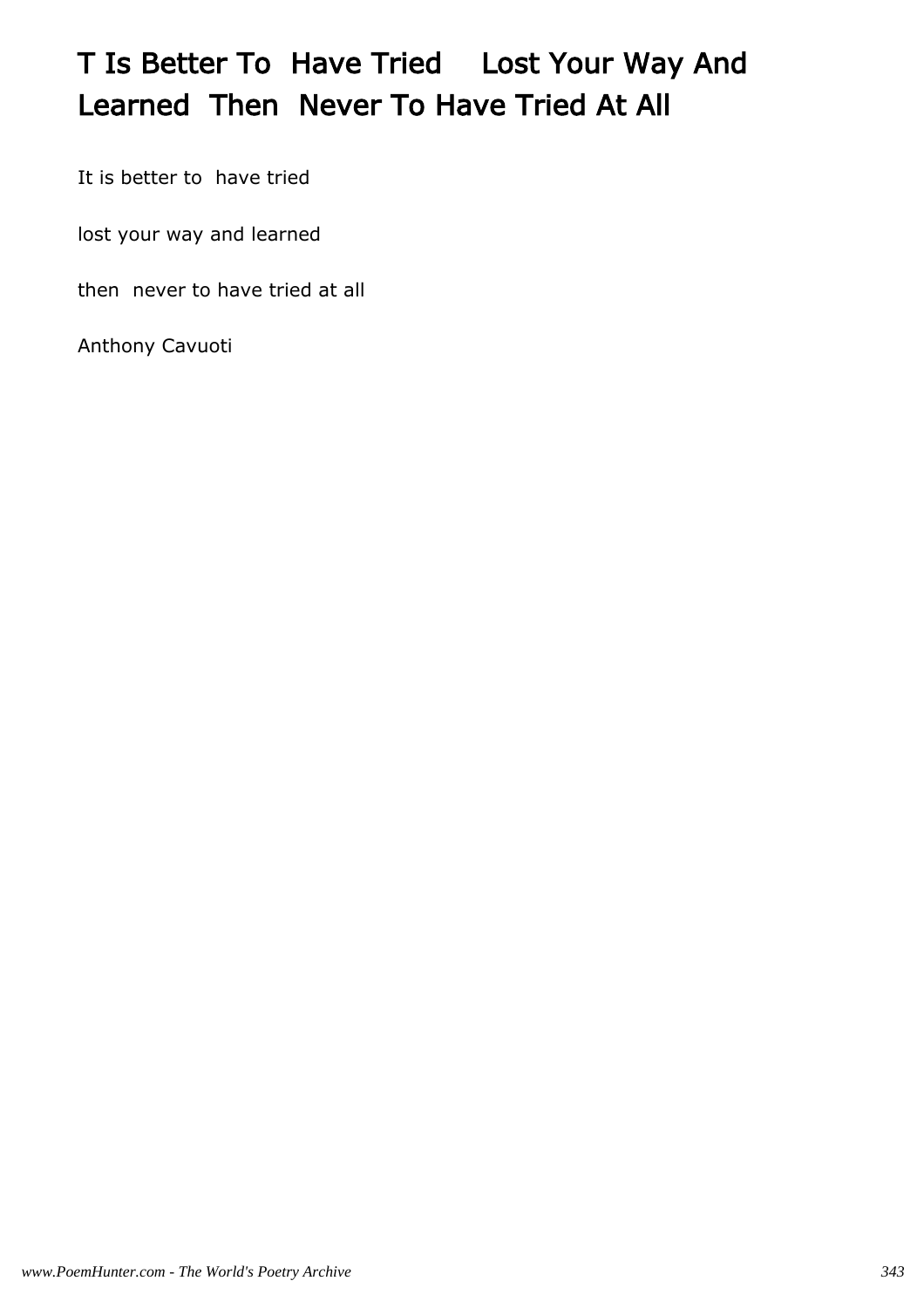# T Is Better To  Have Tried    Lost Your Way And Learned  Then  Never To Have Tried At All

It is better to  have tried

lost your way and learned

then  never to have tried at all

Anthony Cavuoti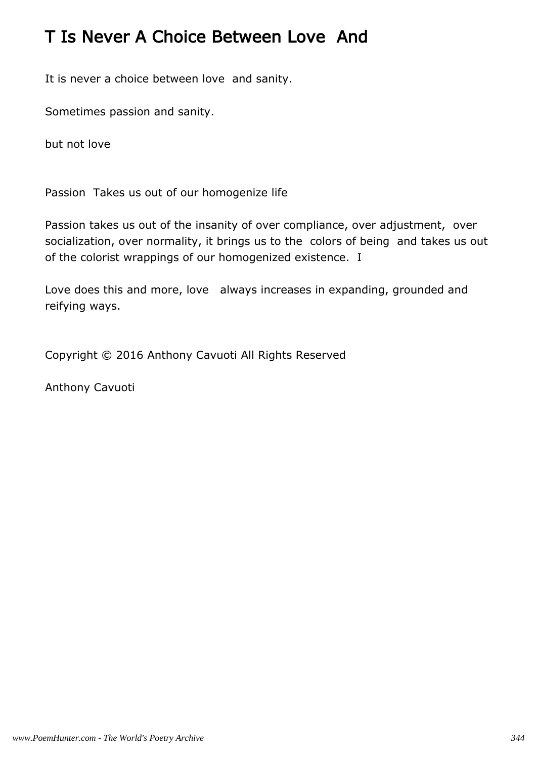# T Is Never A Choice Between Love  And

It is never a choice between love  and sanity.

Sometimes passion and sanity.

but not love

Passion  Takes us out of our homogenize life

Passion takes us out of the insanity of over compliance, over adjustment,  over socialization, over normality, it brings us to the  colors of being  and takes us out of the colorist wrappings of our homogenized existence.  I

Love does this and more, love   always increases in expanding, grounded and reifying ways.

Copyright © 2016 Anthony Cavuoti All Rights Reserved

Anthony Cavuoti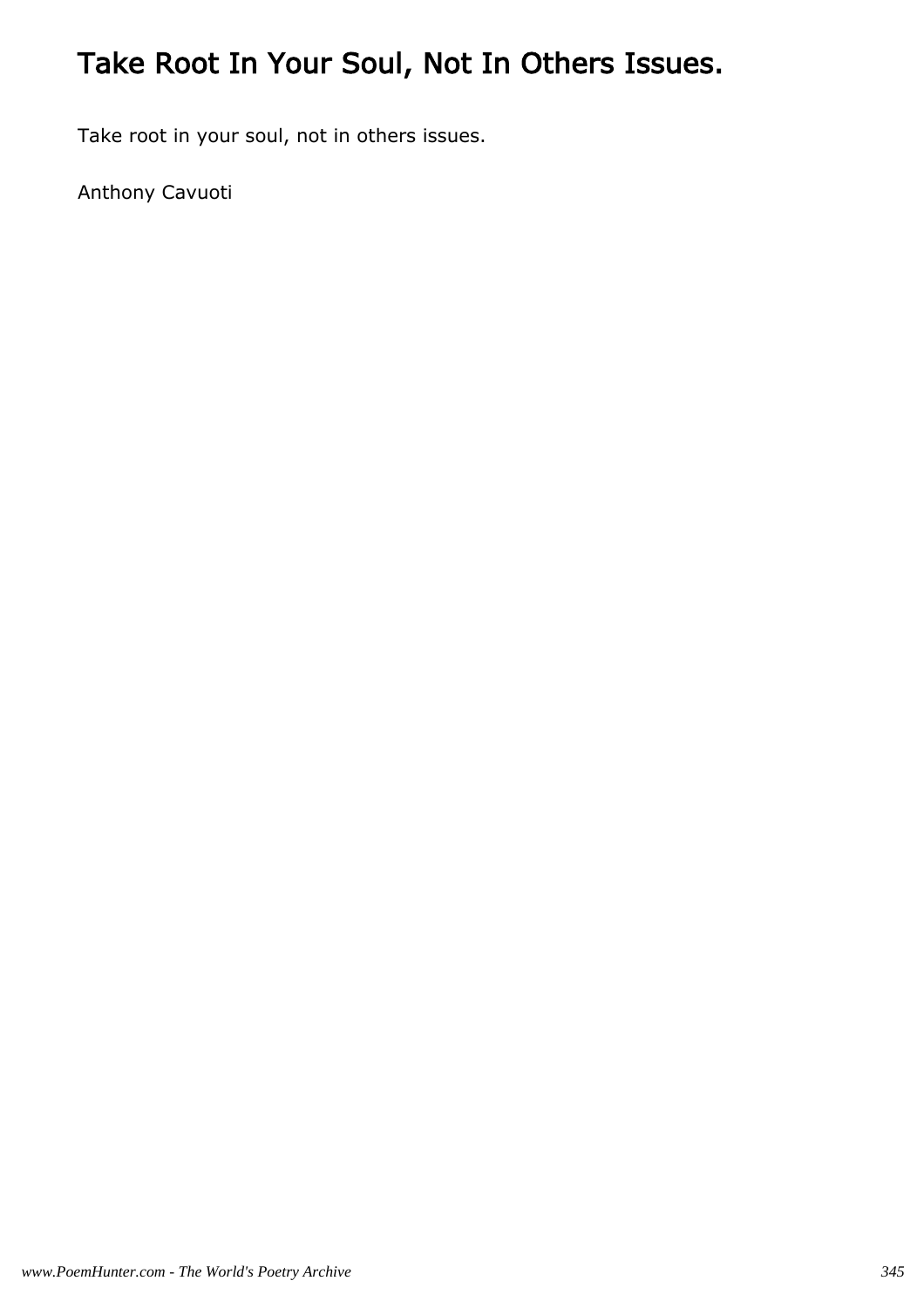# Take Root In Your Soul, Not In Others Issues.

Take root in your soul, not in others issues.

Anthony Cavuoti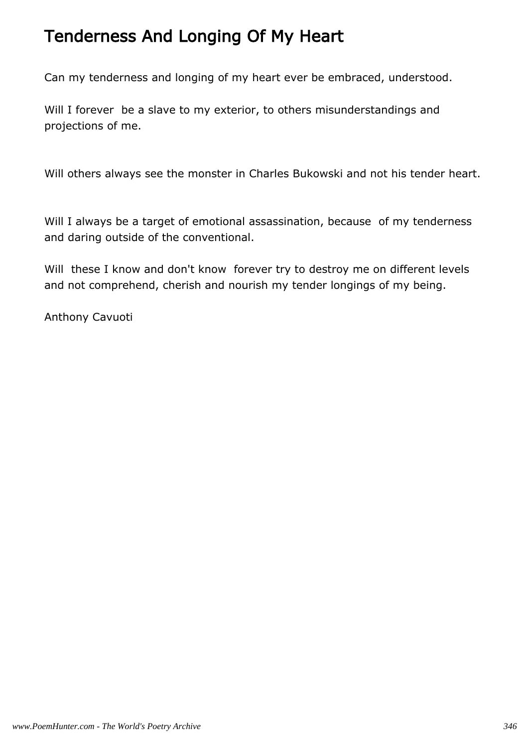# Tenderness And Longing Of My Heart

Can my tenderness and longing of my heart ever be embraced, understood.

Will I forever  be a slave to my exterior, to others misunderstandings and projections of me.

Will others always see the monster in Charles Bukowski and not his tender heart.

Will I always be a target of emotional assassination, because  of my tenderness and daring outside of the conventional.

Will  these I know and don't know  forever try to destroy me on different levels and not comprehend, cherish and nourish my tender longings of my being.

Anthony Cavuoti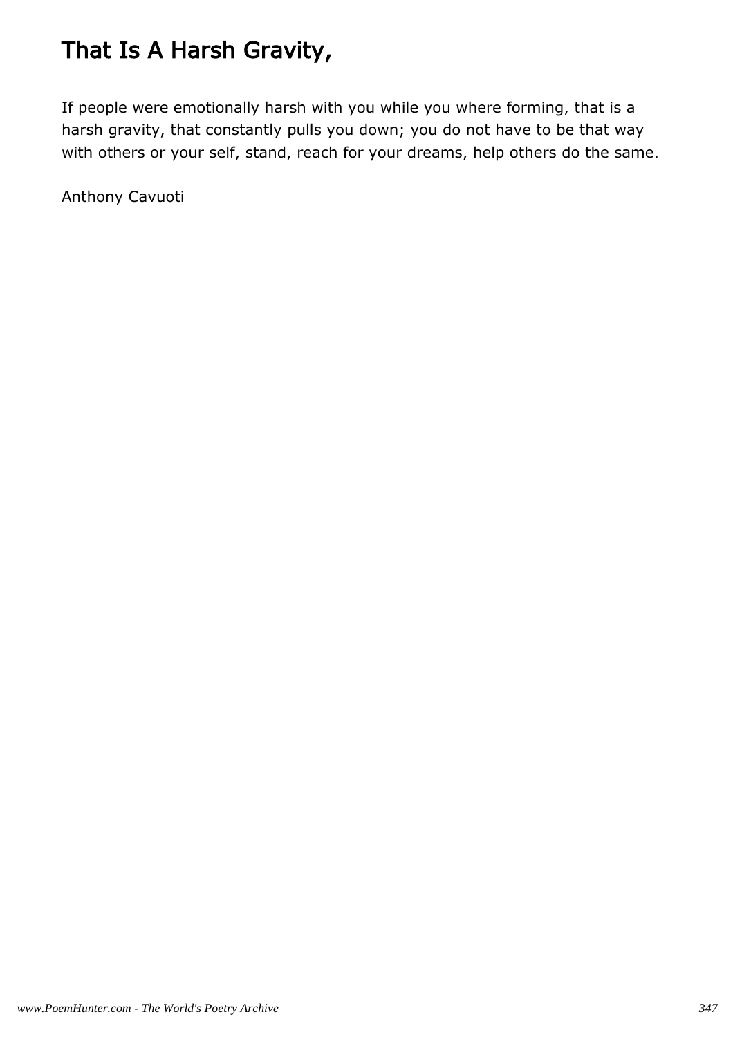# That Is A Harsh Gravity,

If people were emotionally harsh with you while you where forming, that is a harsh gravity, that constantly pulls you down; you do not have to be that way with others or your self, stand, reach for your dreams, help others do the same.

Anthony Cavuoti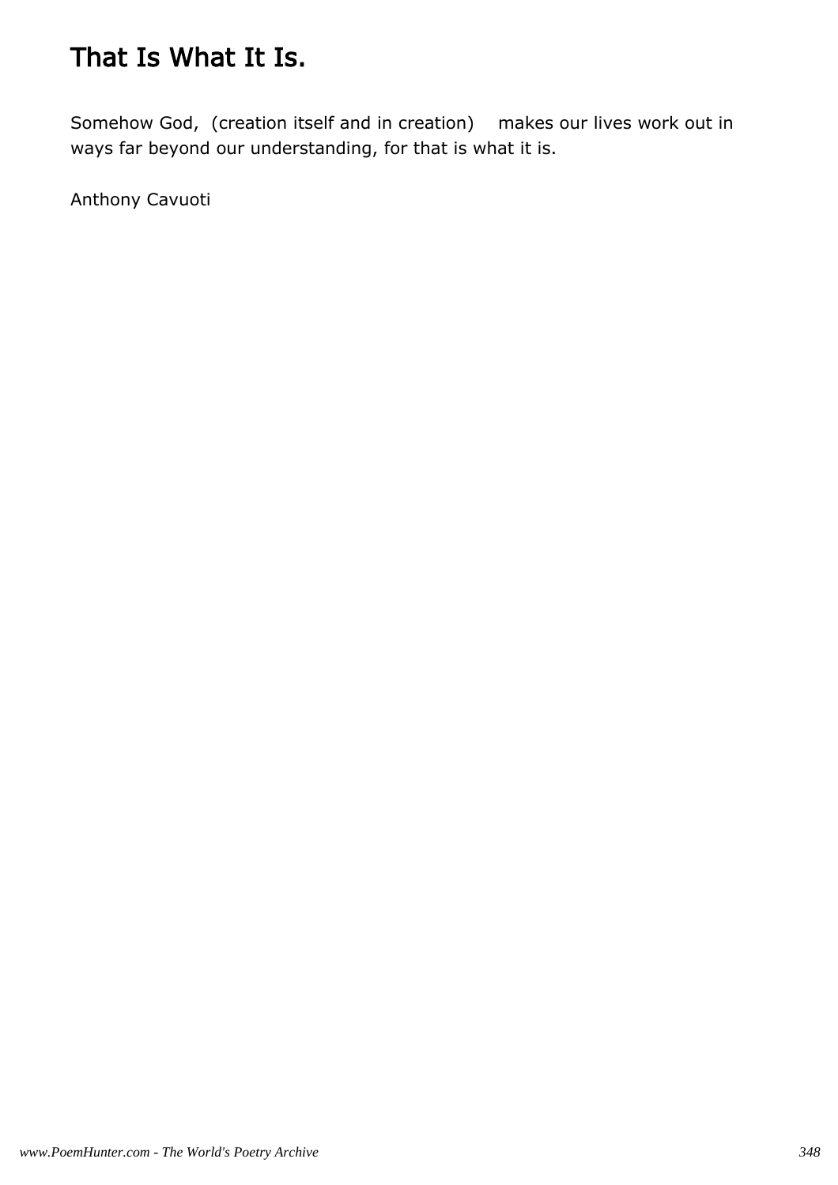# That Is What It Is.

Somehow God, (creation itself and in creation) makes our lives work out in ways far beyond our understanding, for that is what it is.

Anthony Cavuoti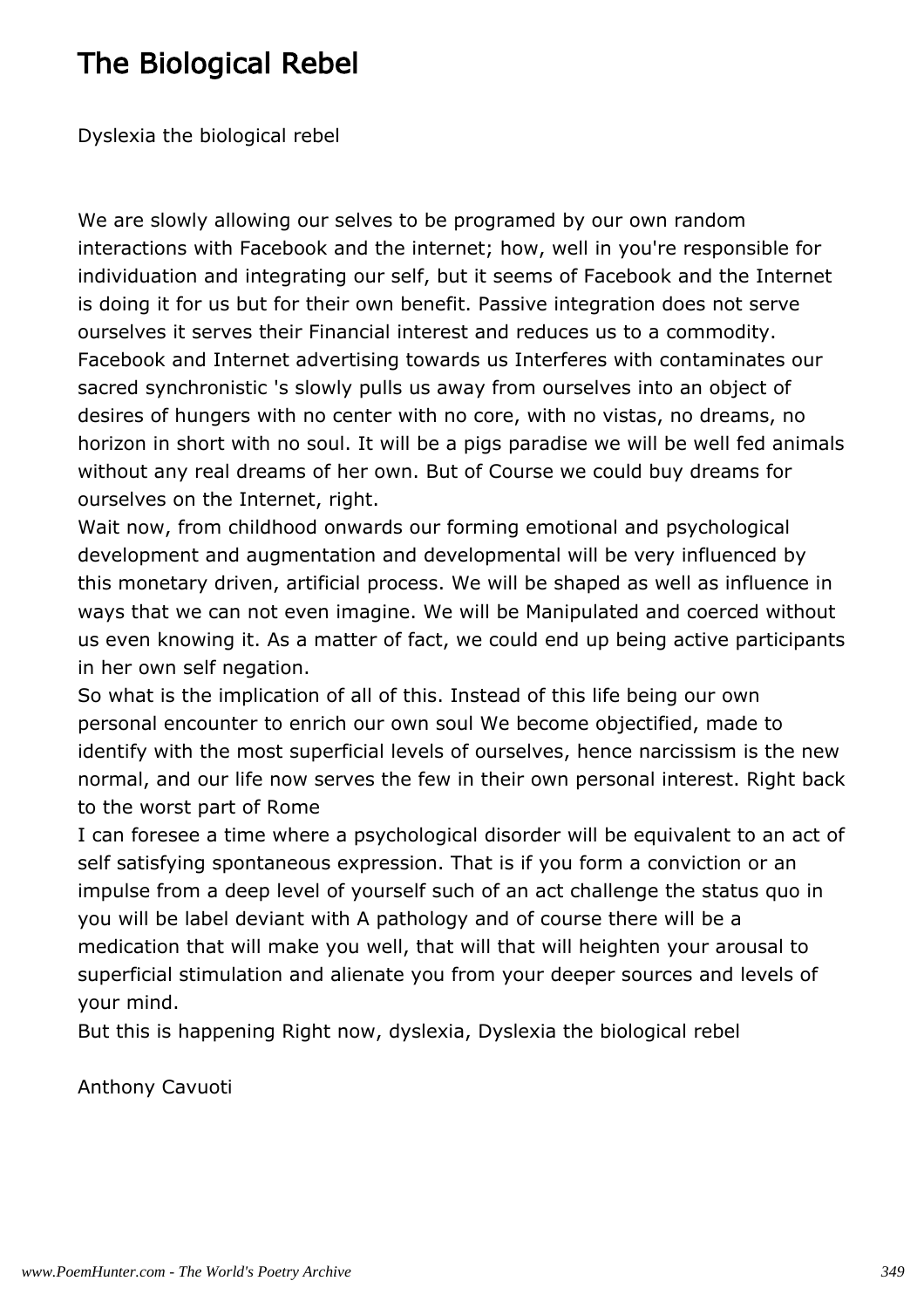# The Biological Rebel

Dyslexia the biological rebel

We are slowly allowing our selves to be programed by our own random interactions with Facebook and the internet; how, well in you're responsible for individuation and integrating our self, but it seems of Facebook and the Internet is doing it for us but for their own benefit. Passive integration does not serve ourselves it serves their Financial interest and reduces us to a commodity. Facebook and Internet advertising towards us Interferes with contaminates our sacred synchronistic 's slowly pulls us away from ourselves into an object of desires of hungers with no center with no core, with no vistas, no dreams, no horizon in short with no soul. It will be a pigs paradise we will be well fed animals without any real dreams of her own. But of Course we could buy dreams for ourselves on the Internet, right.
Wait now, from childhood onwards our forming emotional and psychological development and augmentation and developmental will be very influenced by this monetary driven, artificial process. We will be shaped as well as influence in ways that we can not even imagine. We will be Manipulated and coerced without us even knowing it. As a matter of fact, we could end up being active participants in her own self negation.
So what is the implication of all of this. Instead of this life being our own personal encounter to enrich our own soul We become objectified, made to identify with the most superficial levels of ourselves, hence narcissism is the new normal, and our life now serves the few in their own personal interest. Right back to the worst part of Rome
I can foresee a time where a psychological disorder will be equivalent to an act of self satisfying spontaneous expression. That is if you form a conviction or an impulse from a deep level of yourself such of an act challenge the status quo in you will be label deviant with A pathology and of course there will be a medication that will make you well, that will that will heighten your arousal to superficial stimulation and alienate you from your deeper sources and levels of your mind.
But this is happening Right now, dyslexia, Dyslexia the biological rebel

Anthony Cavuoti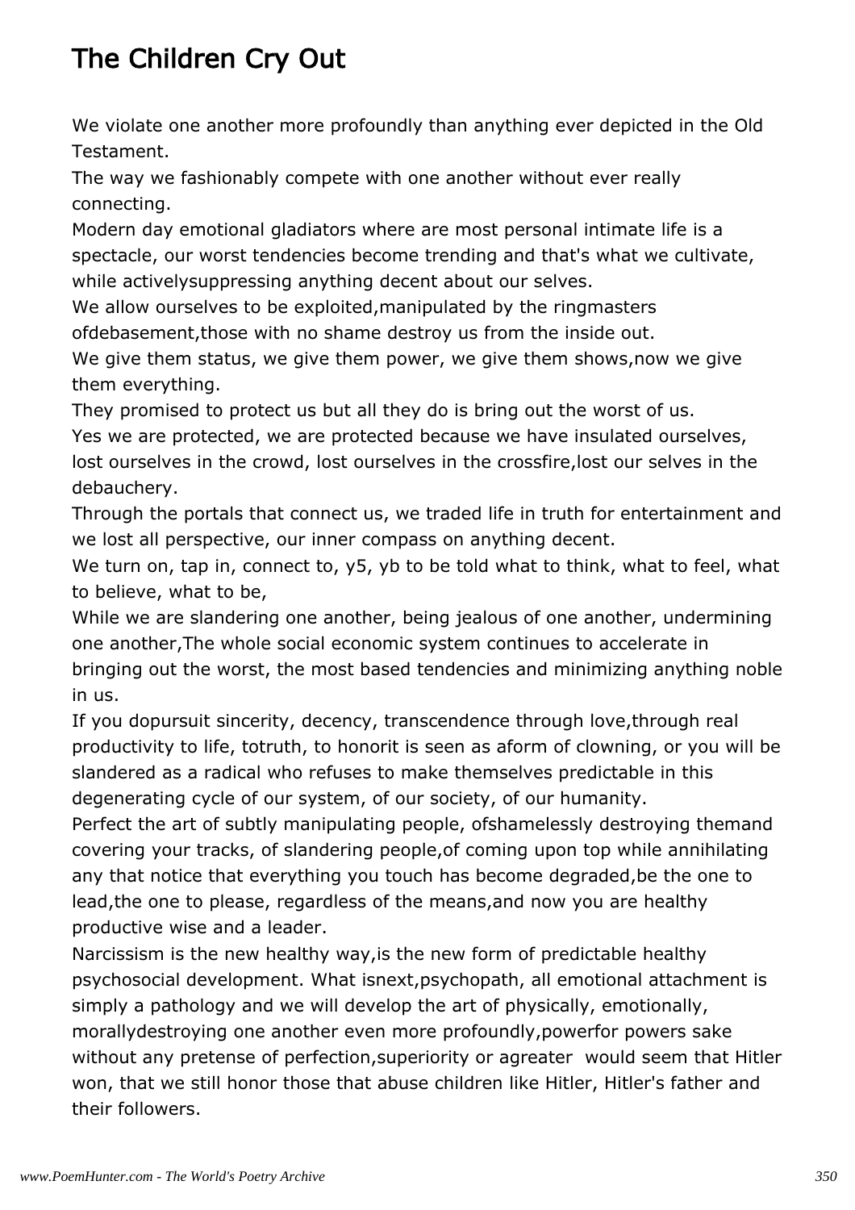# The Children Cry Out

We violate one another more profoundly than anything ever depicted in the Old Testament.
The way we fashionably compete with one another without ever really connecting.
Modern day emotional gladiators where are most personal intimate life is a spectacle, our worst tendencies become trending and that's what we cultivate, while activelysuppressing anything decent about our selves.
We allow ourselves to be exploited,manipulated by the ringmasters ofdebasement,those with no shame destroy us from the inside out.
We give them status, we give them power, we give them shows,now we give them everything.
They promised to protect us but all they do is bring out the worst of us.
Yes we are protected, we are protected because we have insulated ourselves, lost ourselves in the crowd, lost ourselves in the crossfire,lost our selves in the debauchery.
Through the portals that connect us, we traded life in truth for entertainment and we lost all perspective, our inner compass on anything decent.
We turn on, tap in, connect to, y5, yb to be told what to think, what to feel, what to believe, what to be,
While we are slandering one another, being jealous of one another, undermining one another,The whole social economic system continues to accelerate in bringing out the worst, the most based tendencies and minimizing anything noble in us.
If you dopursuit sincerity, decency, transcendence through love,through real productivity to life, totruth, to honorit is seen as aform of clowning, or you will be slandered as a radical who refuses to make themselves predictable in this degenerating cycle of our system, of our society, of our humanity.
Perfect the art of subtly manipulating people, ofshamelessly destroying themand covering your tracks, of slandering people,of coming upon top while annihilating any that notice that everything you touch has become degraded,be the one to lead,the one to please, regardless of the means,and now you are healthy productive wise and a leader.
Narcissism is the new healthy way,is the new form of predictable healthy psychosocial development. What isnext,psychopath, all emotional attachment is simply a pathology and we will develop the art of physically, emotionally, morallydestroying one another even more profoundly,powerfor powers sake without any pretense of perfection,superiority or agreater  would seem that Hitler won, that we still honor those that abuse children like Hitler, Hitler's father and their followers.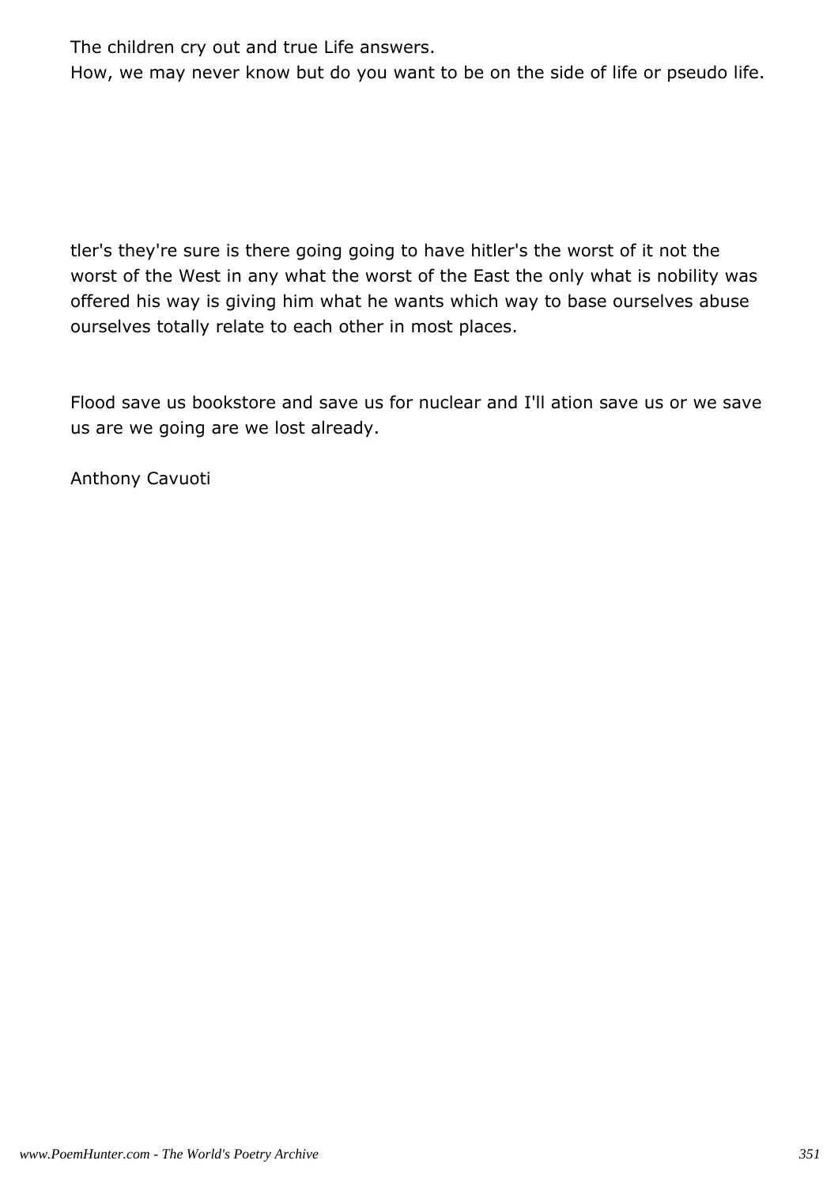The children cry out and true Life answers.
How, we may never know but do you want to be on the side of life or pseudo life.

tler's they're sure is there going going to have hitler's the worst of it not the worst of the West in any what the worst of the East the only what is nobility was offered his way is giving him what he wants which way to base ourselves abuse ourselves totally relate to each other in most places.

Flood save us bookstore and save us for nuclear and I'll ation save us or we save us are we going are we lost already.

Anthony Cavuoti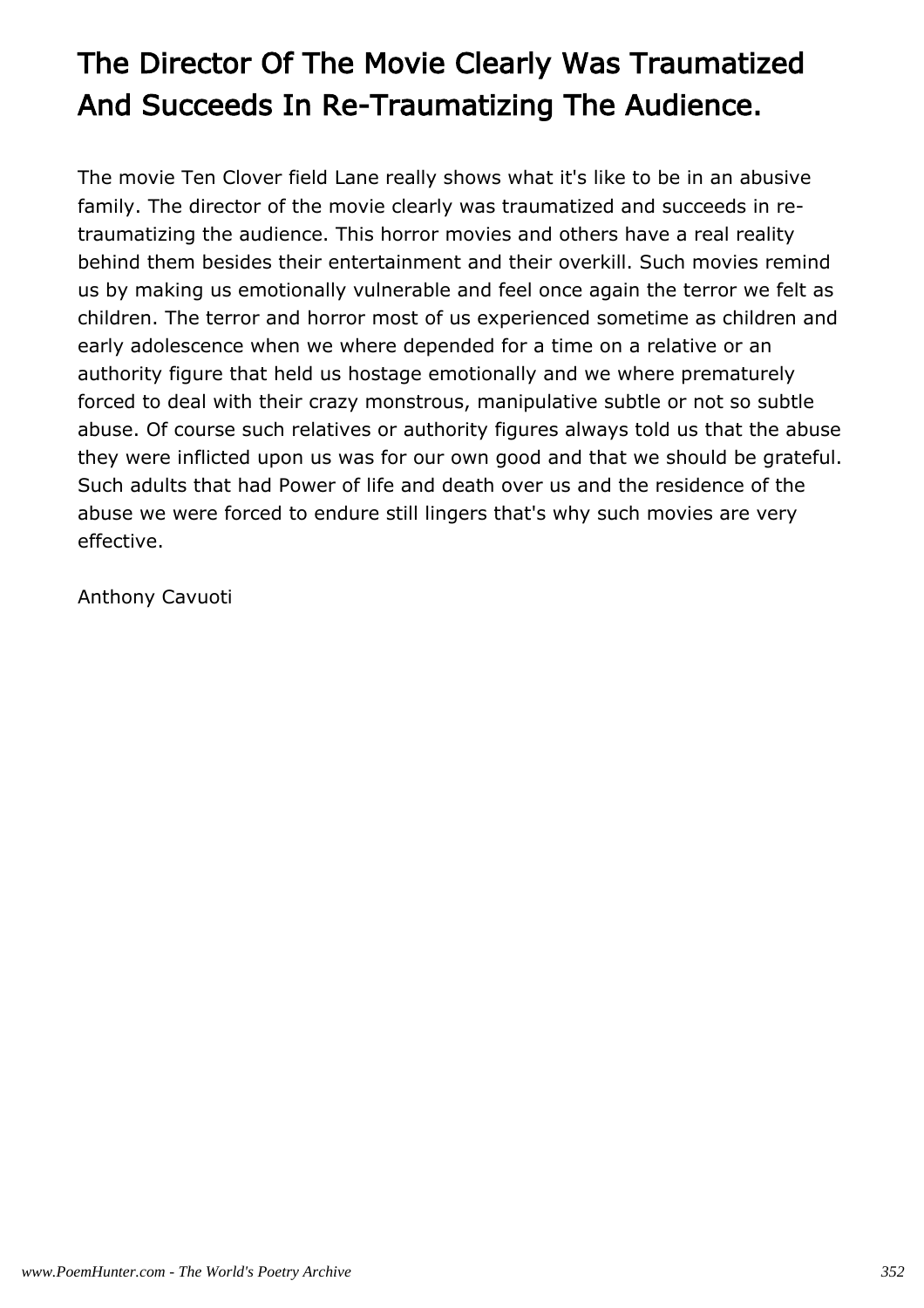# The Director Of The Movie Clearly Was Traumatized And Succeeds In Re-Traumatizing The Audience.

The movie Ten Clover field Lane really shows what it's like to be in an abusive family. The director of the movie clearly was traumatized and succeeds in re-traumatizing the audience. This horror movies and others have a real reality behind them besides their entertainment and their overkill. Such movies remind us by making us emotionally vulnerable and feel once again the terror we felt as children. The terror and horror most of us experienced sometime as children and early adolescence when we where depended for a time on a relative or an authority figure that held us hostage emotionally and we where prematurely forced to deal with their crazy monstrous, manipulative subtle or not so subtle abuse. Of course such relatives or authority figures always told us that the abuse they were inflicted upon us was for our own good and that we should be grateful. Such adults that had Power of life and death over us and the residence of the abuse we were forced to endure still lingers that's why such movies are very effective.

Anthony Cavuoti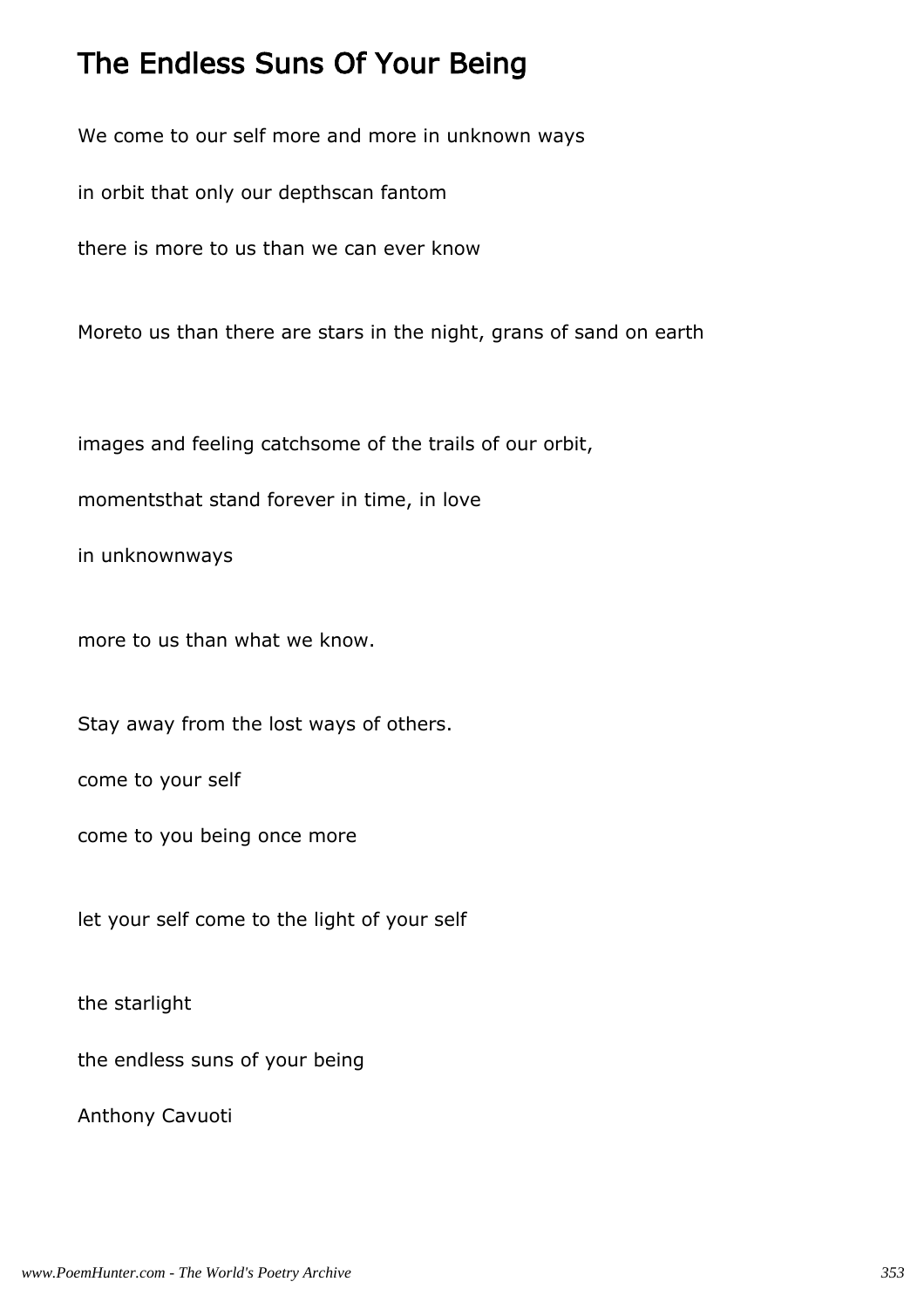# The Endless Suns Of Your Being

We come to our self more and more in unknown ways

in orbit that only our depthscan fantom

there is more to us than we can ever know

Moreto us than there are stars in the night, grans of sand on earth

images and feeling catchsome of the trails of our orbit,

momentsthat stand forever in time, in love

in unknownways

more to us than what we know.

Stay away from the lost ways of others.

come to your self

come to you being once more

let your self come to the light of your self

the starlight

the endless suns of your being

Anthony Cavuoti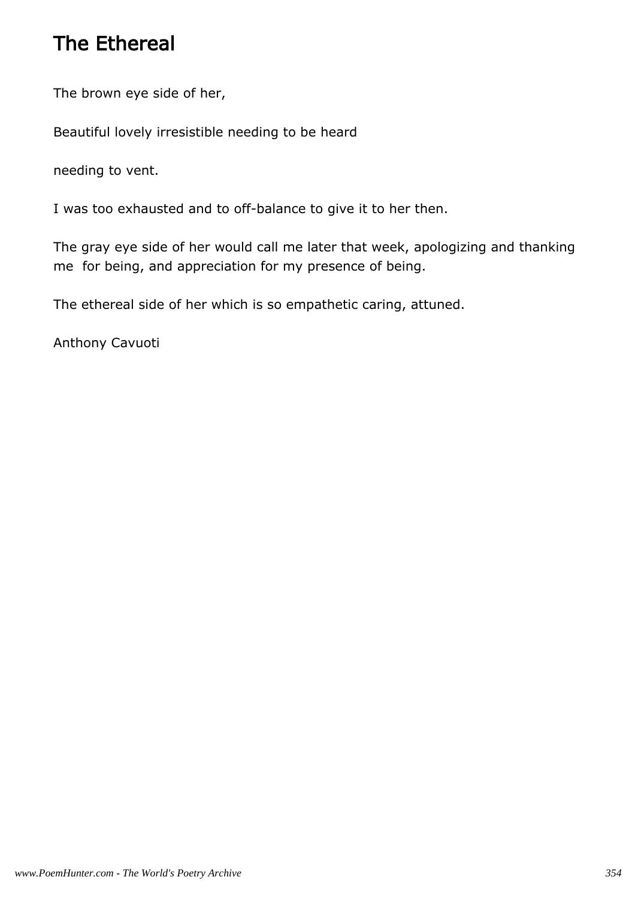## The Ethereal

The brown eye side of her,

Beautiful lovely irresistible needing to be heard

needing to vent.

I was too exhausted and to off-balance to give it to her then.

The gray eye side of her would call me later that week, apologizing and thanking me  for being, and appreciation for my presence of being.

The ethereal side of her which is so empathetic caring, attuned.

Anthony Cavuoti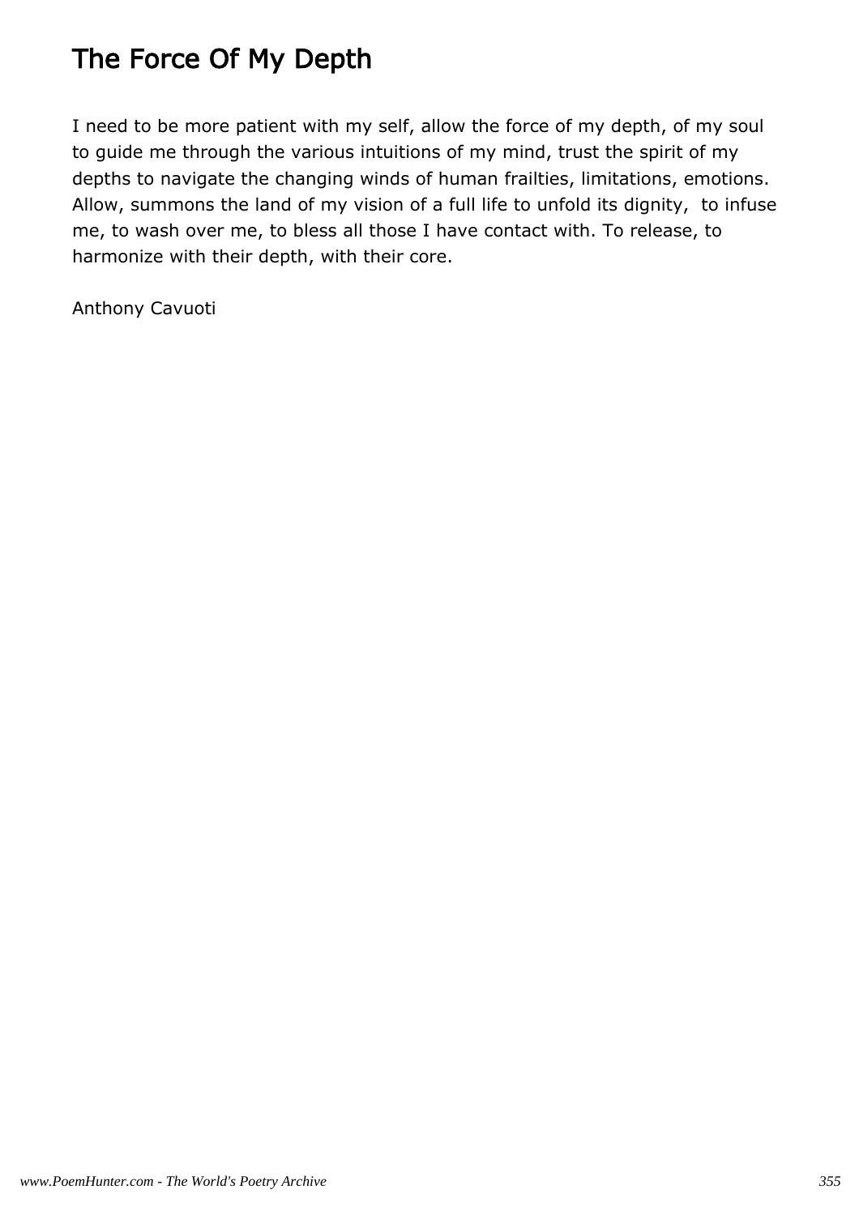# The Force Of My Depth

I need to be more patient with my self, allow the force of my depth, of my soul to guide me through the various intuitions of my mind, trust the spirit of my depths to navigate the changing winds of human frailties, limitations, emotions. Allow, summons the land of my vision of a full life to unfold its dignity, to infuse me, to wash over me, to bless all those I have contact with. To release, to harmonize with their depth, with their core.

Anthony Cavuoti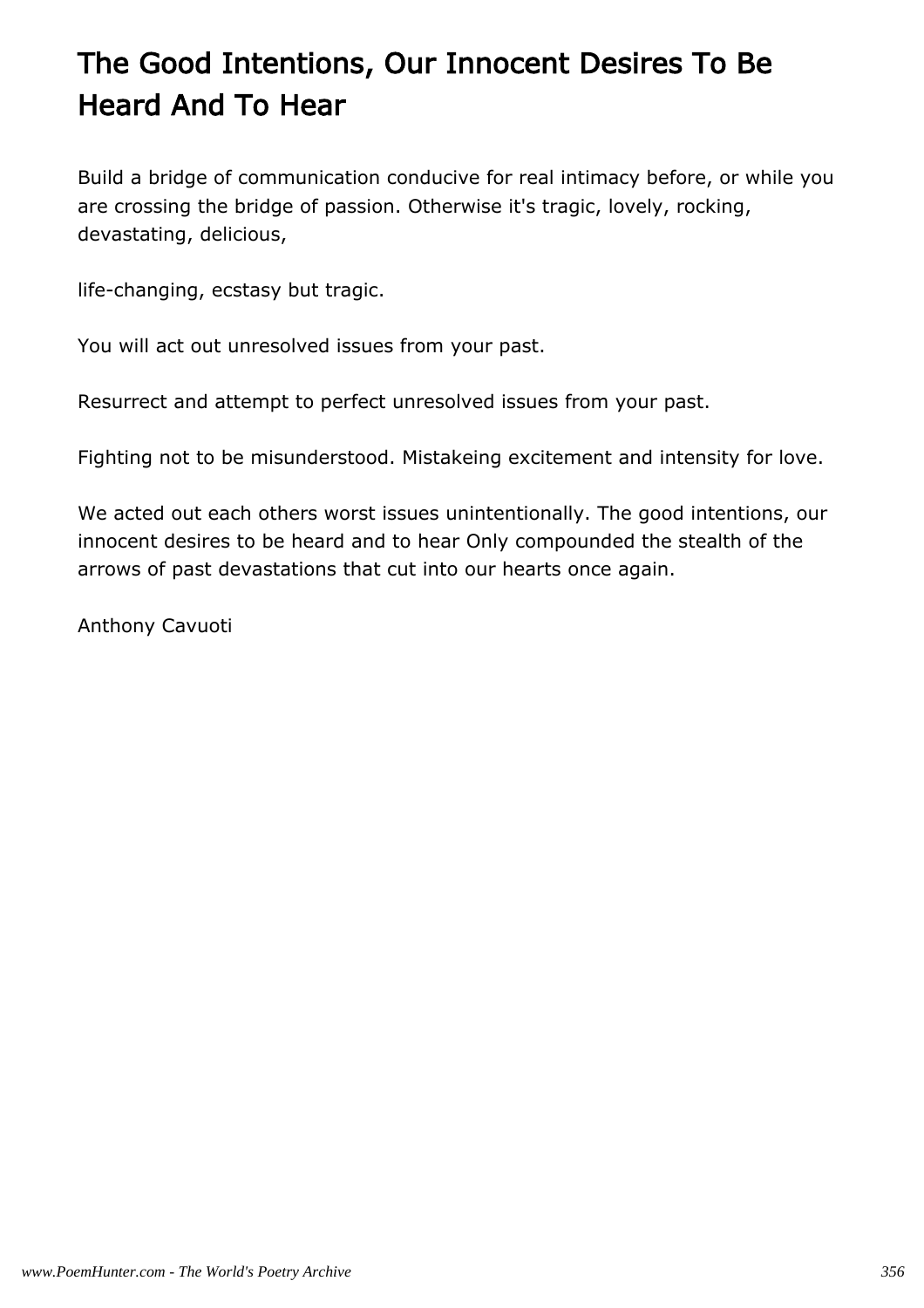# The Good Intentions, Our Innocent Desires To Be Heard And To Hear

Build a bridge of communication conducive for real intimacy before, or while you are crossing the bridge of passion. Otherwise it's tragic, lovely, rocking, devastating, delicious,

life-changing, ecstasy but tragic.

You will act out unresolved issues from your past.

Resurrect and attempt to perfect unresolved issues from your past.

Fighting not to be misunderstood. Mistakeing excitement and intensity for love.

We acted out each others worst issues unintentionally. The good intentions, our innocent desires to be heard and to hear Only compounded the stealth of the arrows of past devastations that cut into our hearts once again.

Anthony Cavuoti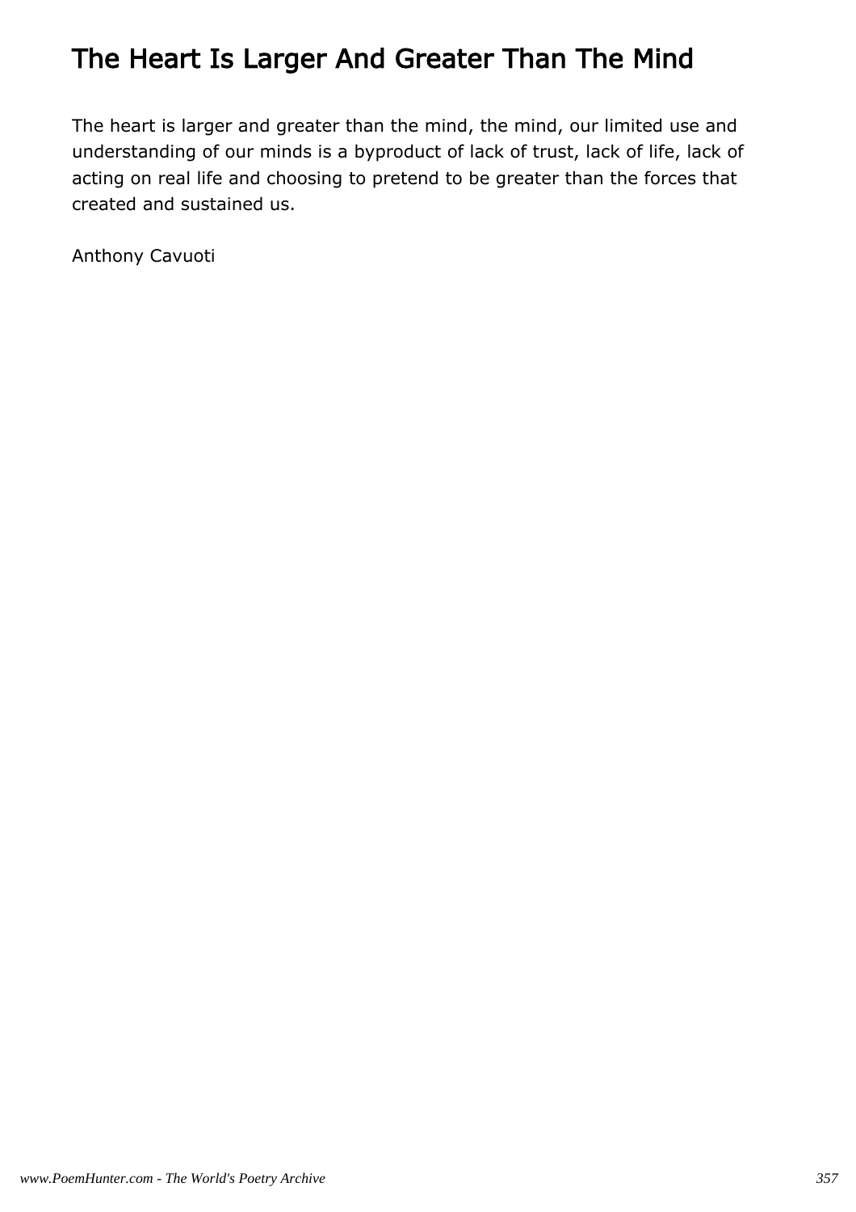# The Heart Is Larger And Greater Than The Mind

The heart is larger and greater than the mind, the mind, our limited use and understanding of our minds is a byproduct of lack of trust, lack of life, lack of acting on real life and choosing to pretend to be greater than the forces that created and sustained us.

Anthony Cavuoti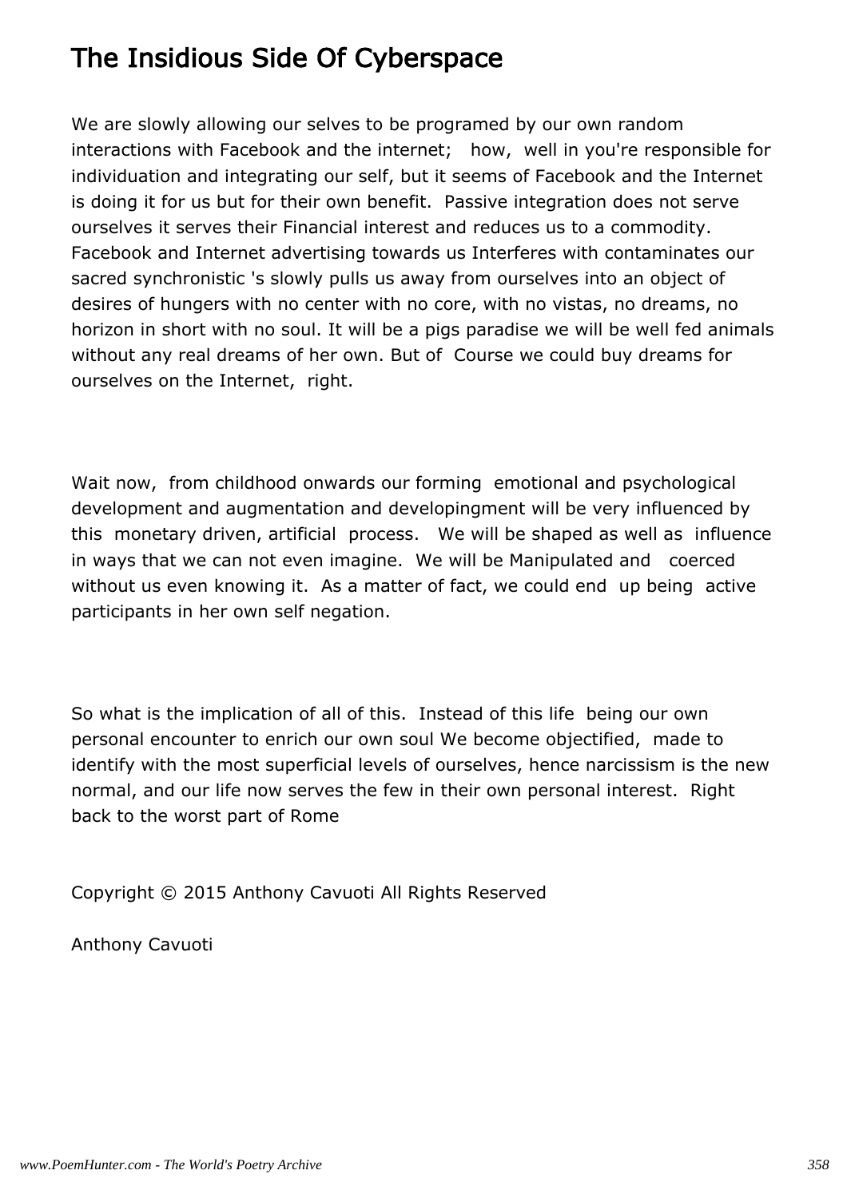# The Insidious Side Of Cyberspace

We are slowly allowing our selves to be programed by our own random interactions with Facebook and the internet;  how,  well in you're responsible for individuation and integrating our self, but it seems of Facebook and the Internet is doing it for us but for their own benefit.  Passive integration does not serve ourselves it serves their Financial interest and reduces us to a commodity. Facebook and Internet advertising towards us Interferes with contaminates our sacred synchronistic 's slowly pulls us away from ourselves into an object of desires of hungers with no center with no core, with no vistas, no dreams, no horizon in short with no soul. It will be a pigs paradise we will be well fed animals without any real dreams of her own. But of  Course we could buy dreams for ourselves on the Internet,  right.

Wait now,  from childhood onwards our forming  emotional and psychological development and augmentation and developingment will be very influenced by this  monetary driven, artificial  process.  We will be shaped as well as  influence in ways that we can not even imagine.  We will be Manipulated and  coerced without us even knowing it.  As a matter of fact, we could end  up being  active participants in her own self negation.

So what is the implication of all of this.  Instead of this life  being our own personal encounter to enrich our own soul We become objectified,  made to identify with the most superficial levels of ourselves, hence narcissism is the new normal, and our life now serves the few in their own personal interest.  Right back to the worst part of Rome

Copyright © 2015 Anthony Cavuoti All Rights Reserved

Anthony Cavuoti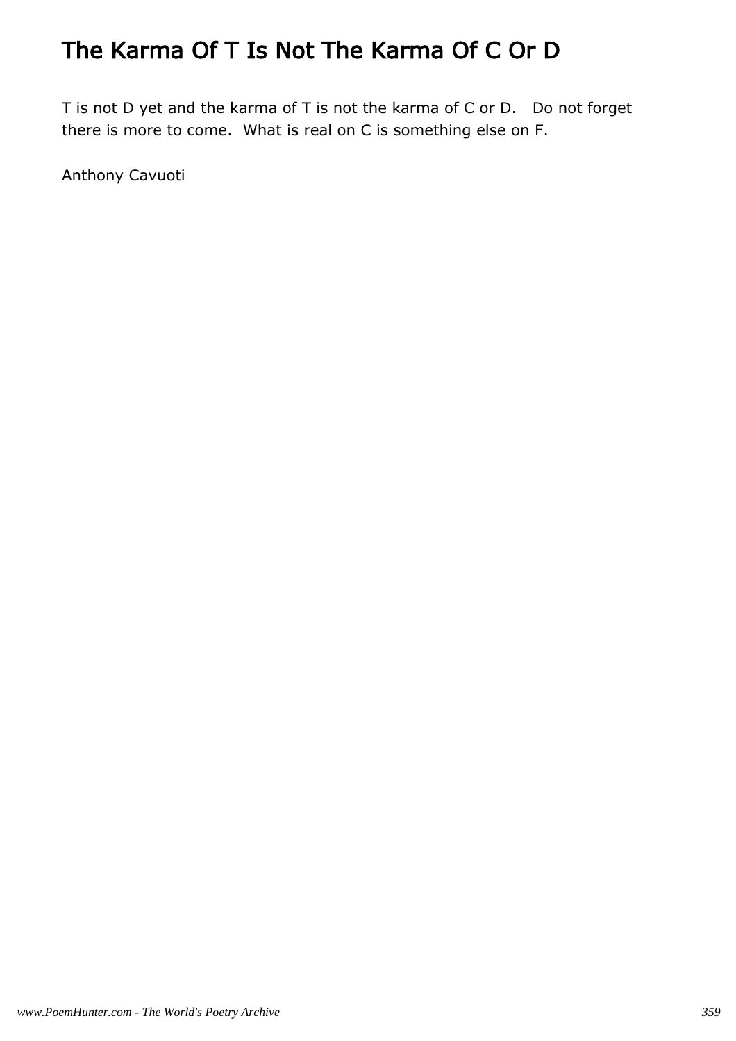# The Karma Of T Is Not The Karma Of C Or D

T is not D yet and the karma of T is not the karma of C or D.  Do not forget there is more to come.  What is real on C is something else on F.

Anthony Cavuoti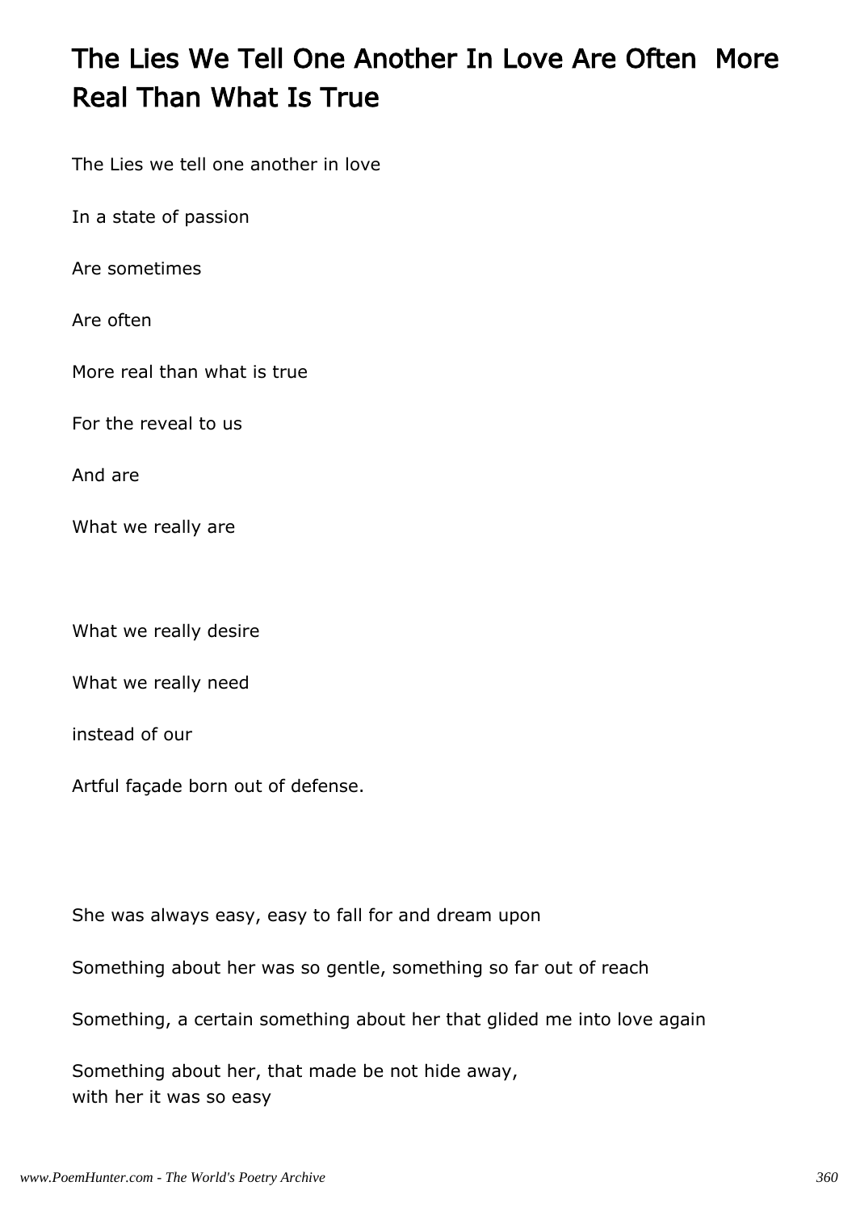# The Lies We Tell One Another In Love Are Often More Real Than What Is True

The Lies we tell one another in love

In a state of passion

Are sometimes

Are often

More real than what is true

For the reveal to us

And are

What we really are

What we really desire

What we really need

instead of our

Artful façade born out of defense.

She was always easy, easy to fall for and dream upon

Something about her was so gentle, something so far out of reach

Something, a certain something about her that glided me into love again

Something about her, that made be not hide away,
with her it was so easy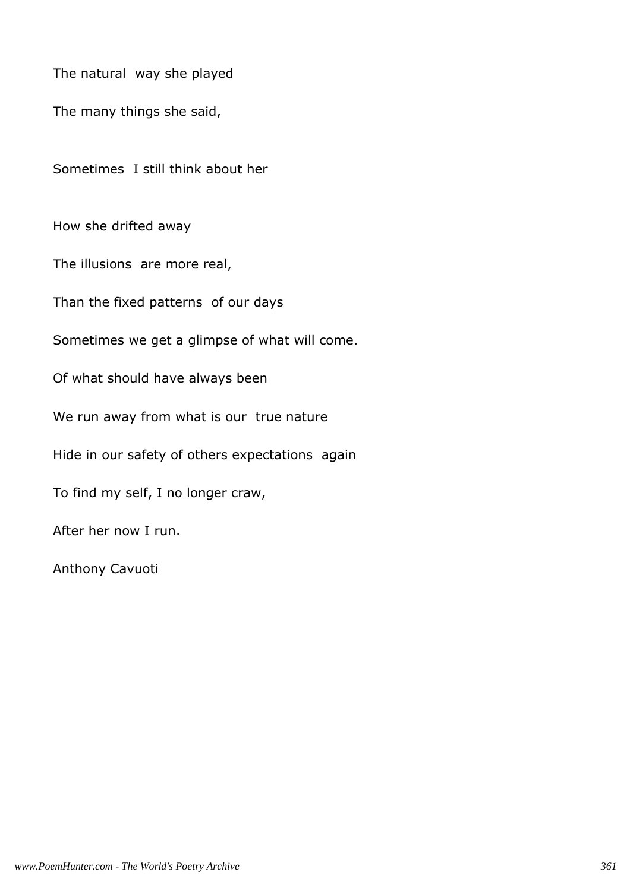The natural way she played

The many things she said,

Sometimes I still think about her

How she drifted away

The illusions are more real,

Than the fixed patterns of our days

Sometimes we get a glimpse of what will come.

Of what should have always been

We run away from what is our true nature

Hide in our safety of others expectations again

To find my self, I no longer craw,

After her now I run.

Anthony Cavuoti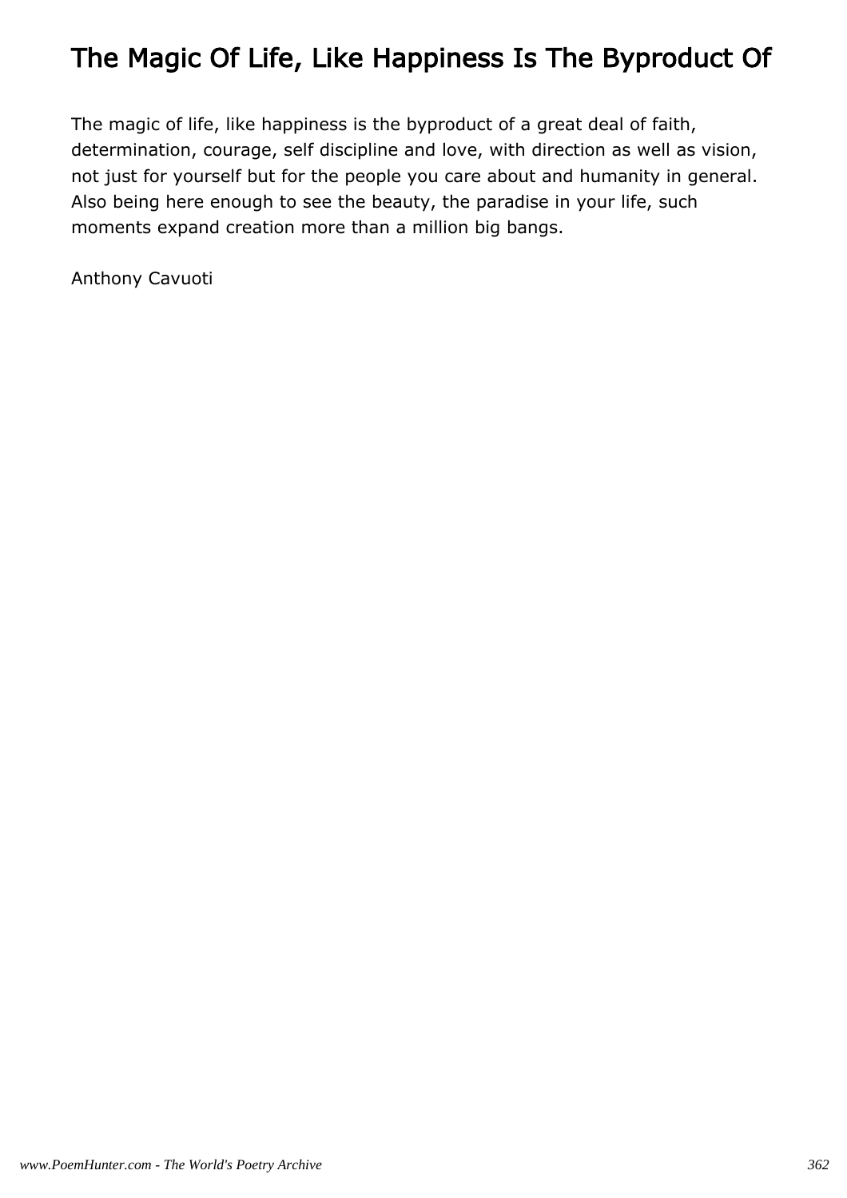# The Magic Of Life, Like Happiness Is The Byproduct Of

The magic of life, like happiness is the byproduct of a great deal of faith, determination, courage, self discipline and love, with direction as well as vision, not just for yourself but for the people you care about and humanity in general. Also being here enough to see the beauty, the paradise in your life, such moments expand creation more than a million big bangs.

Anthony Cavuoti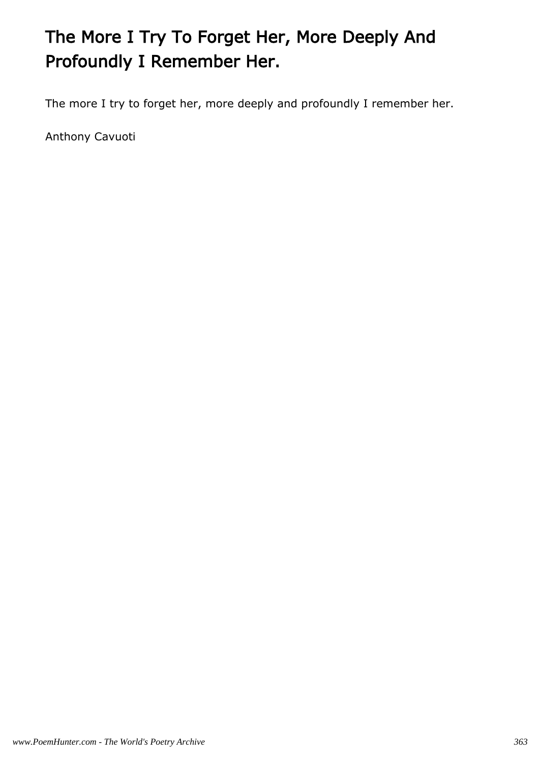# The More I Try To Forget Her, More Deeply And Profoundly I Remember Her.

The more I try to forget her, more deeply and profoundly I remember her.

Anthony Cavuoti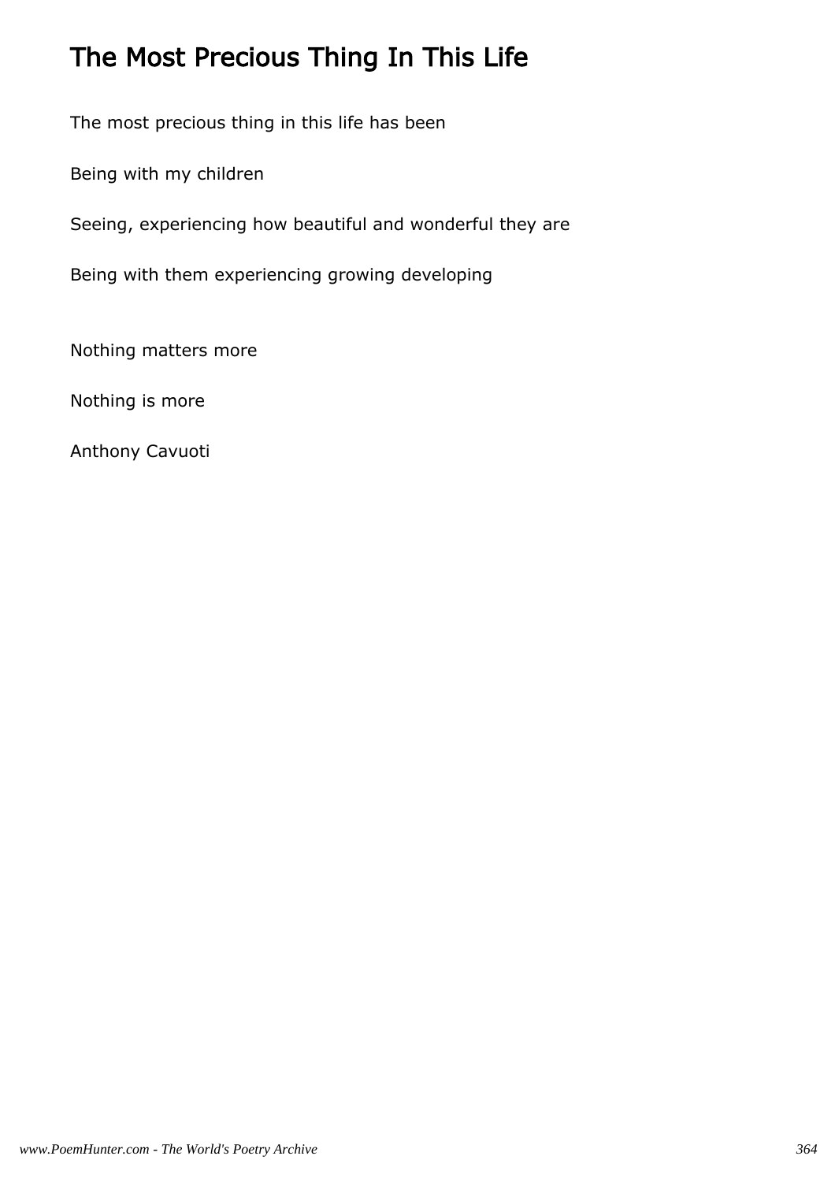# The Most Precious Thing In This Life

The most precious thing in this life has been

Being with my children

Seeing, experiencing how beautiful and wonderful they are

Being with them experiencing growing developing

Nothing matters more

Nothing is more

Anthony Cavuoti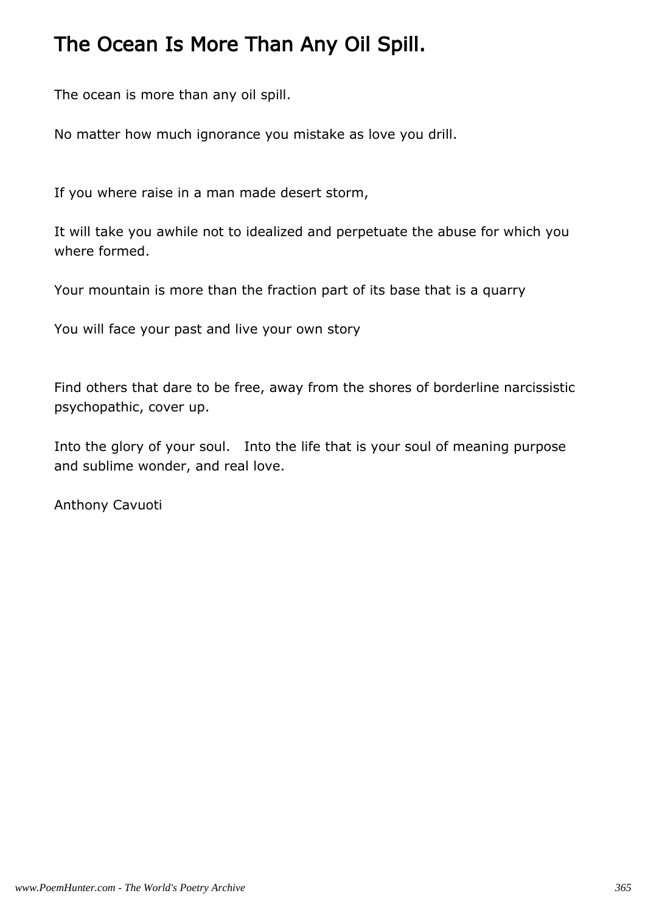# The Ocean Is More Than Any Oil Spill.

The ocean is more than any oil spill.

No matter how much ignorance you mistake as love you drill.

If you where raise in a man made desert storm,

It will take you awhile not to idealized and perpetuate the abuse for which you where formed.

Your mountain is more than the fraction part of its base that is a quarry

You will face your past and live your own story

Find others that dare to be free, away from the shores of borderline narcissistic psychopathic, cover up.

Into the glory of your soul. Into the life that is your soul of meaning purpose and sublime wonder, and real love.

Anthony Cavuoti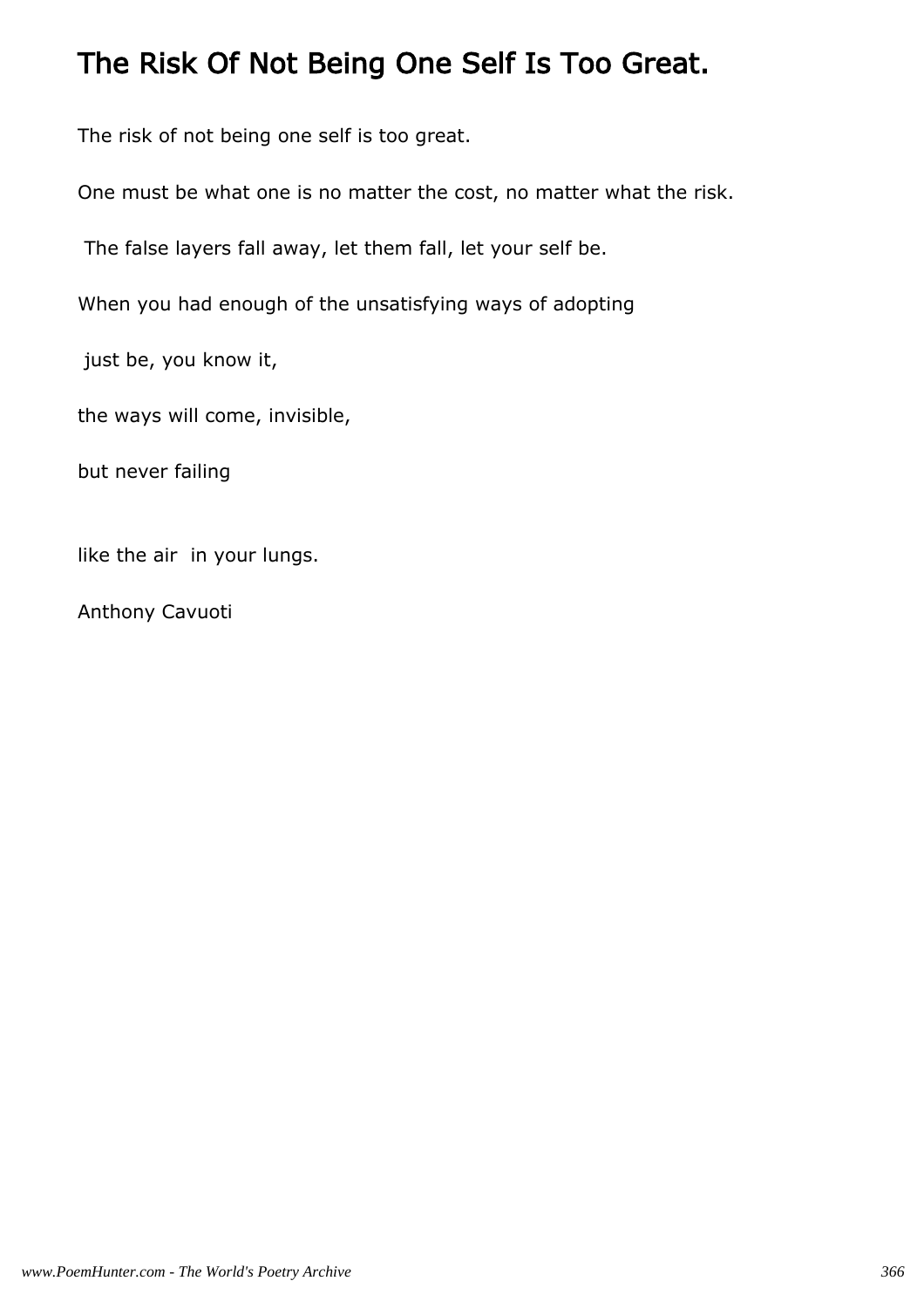# The Risk Of Not Being One Self Is Too Great.

The risk of not being one self is too great.

One must be what one is no matter the cost, no matter what the risk.

The false layers fall away, let them fall, let your self be.

When you had enough of the unsatisfying ways of adopting

just be, you know it,

the ways will come, invisible,

but never failing

like the air in your lungs.

Anthony Cavuoti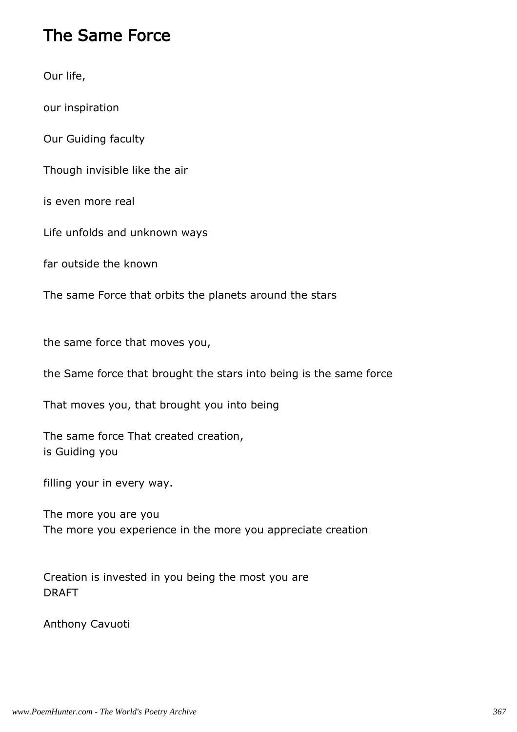# The Same Force

Our life,

our inspiration

Our Guiding faculty

Though invisible like the air

is even more real

Life unfolds and unknown ways

far outside the known

The same Force that orbits the planets around the stars

the same force that moves you,

the Same force that brought the stars into being is the same force

That moves you, that brought you into being

The same force That created creation,  
is Guiding you

filling your in every way.

The more you are you  
The more you experience in the more you appreciate creation

Creation is invested in you being the most you are  
DRAFT

Anthony Cavuoti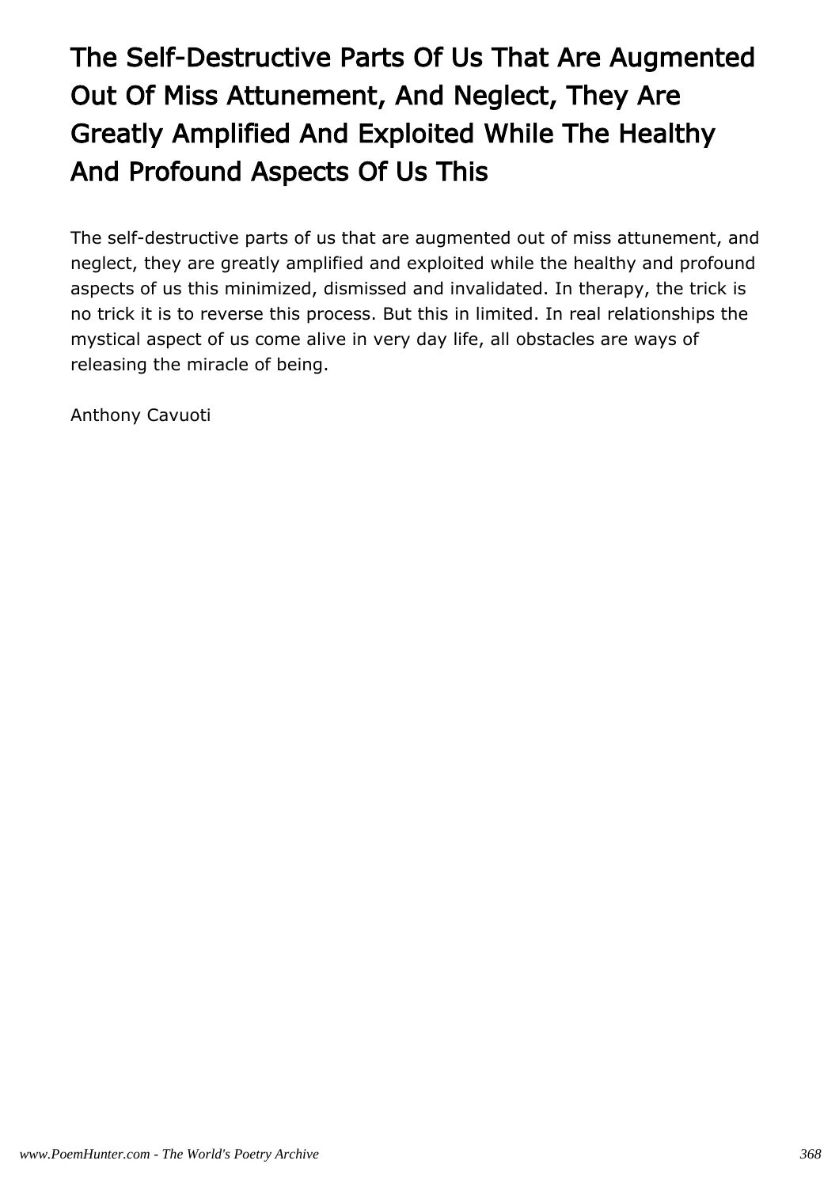# The Self-Destructive Parts Of Us That Are Augmented Out Of Miss Attunement, And Neglect, They Are Greatly Amplified And Exploited While The Healthy And Profound Aspects Of Us This

The self-destructive parts of us that are augmented out of miss attunement, and neglect, they are greatly amplified and exploited while the healthy and profound aspects of us this minimized, dismissed and invalidated. In therapy, the trick is no trick it is to reverse this process. But this in limited. In real relationships the mystical aspect of us come alive in very day life, all obstacles are ways of releasing the miracle of being.

Anthony Cavuoti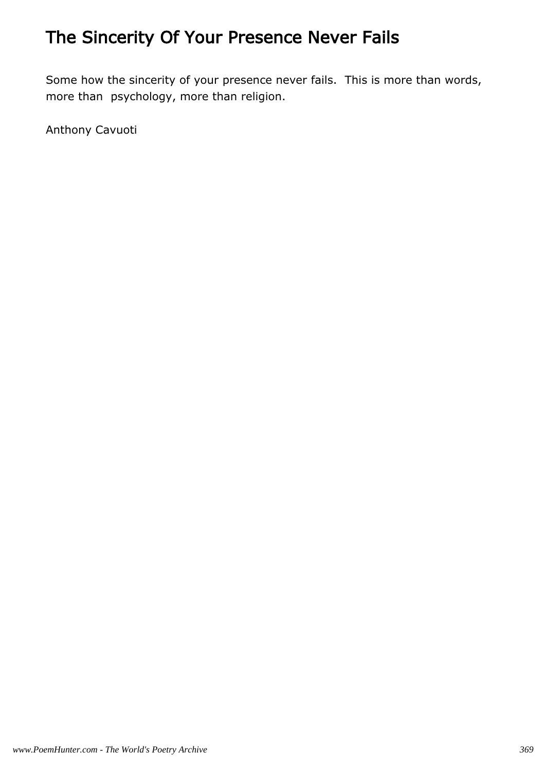# The Sincerity Of Your Presence Never Fails

Some how the sincerity of your presence never fails.  This is more than words, more than  psychology, more than religion.

Anthony Cavuoti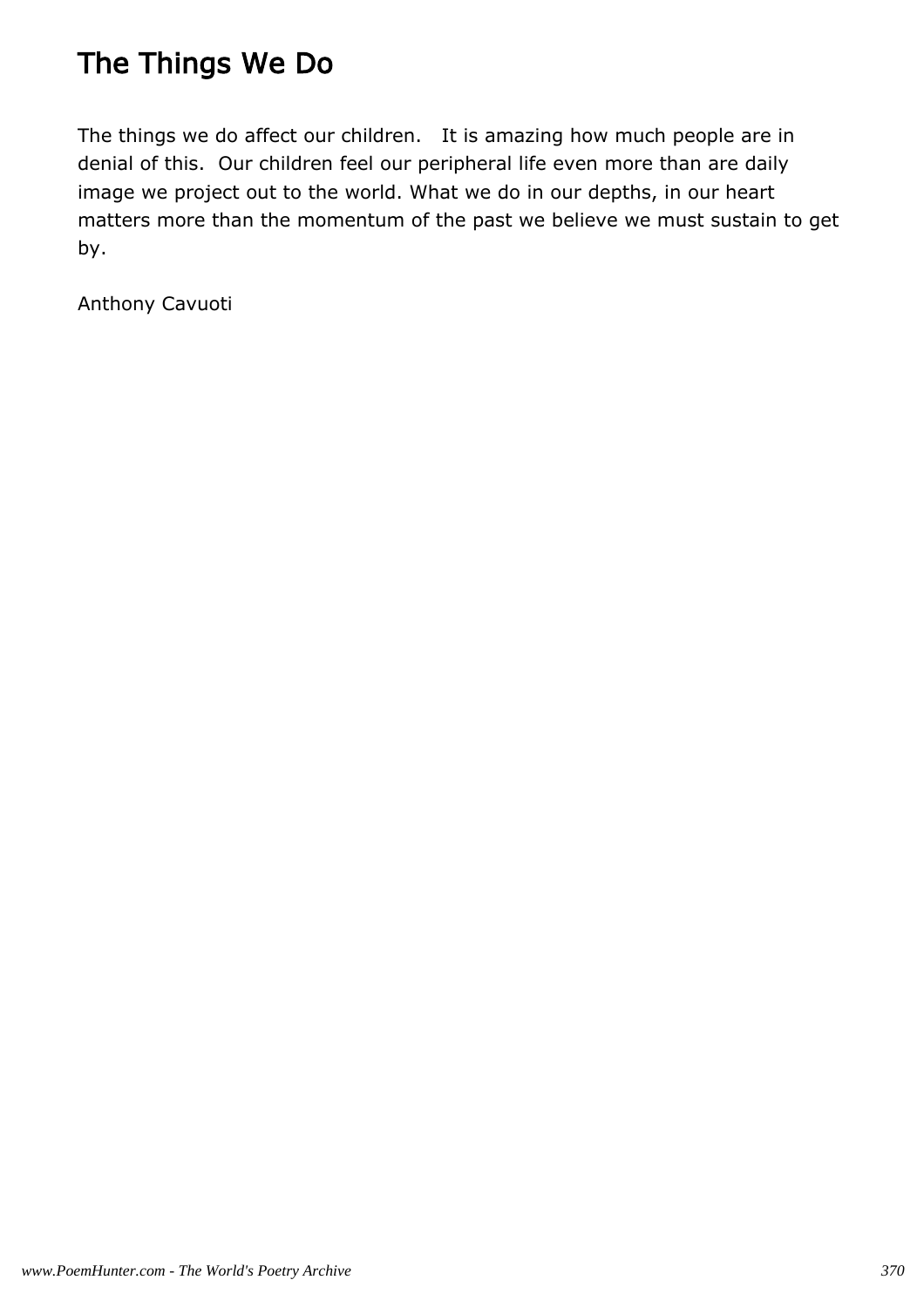# The Things We Do

The things we do affect our children. It is amazing how much people are in denial of this. Our children feel our peripheral life even more than are daily image we project out to the world. What we do in our depths, in our heart matters more than the momentum of the past we believe we must sustain to get by.

Anthony Cavuoti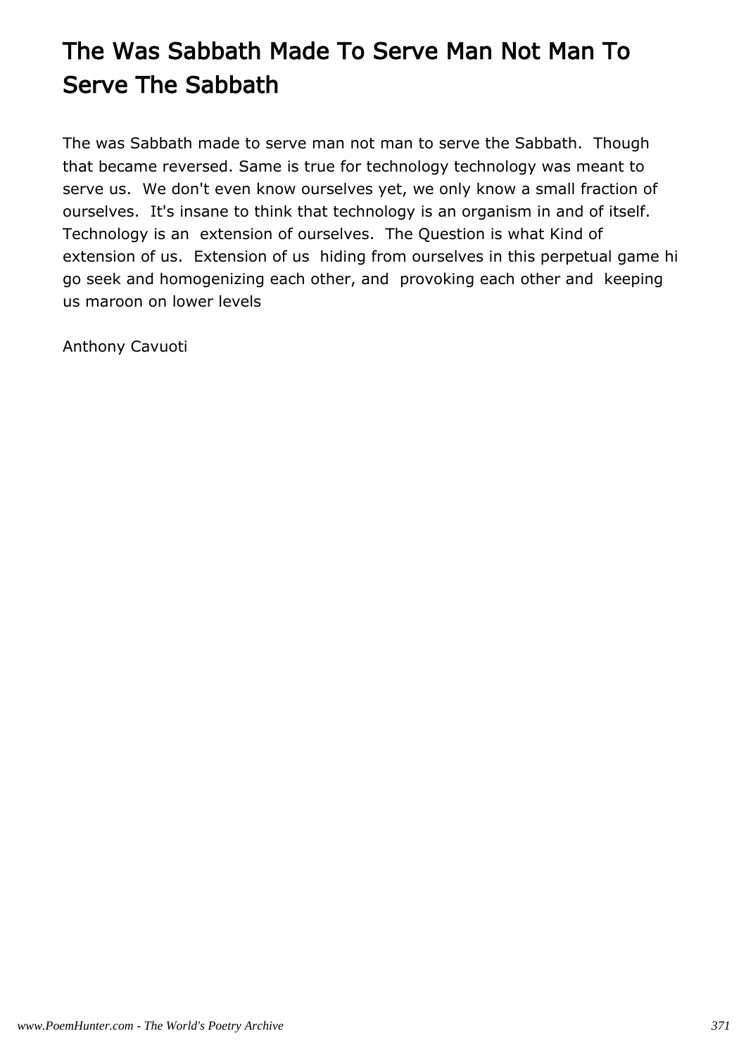# The Was Sabbath Made To Serve Man Not Man To Serve The Sabbath

The was Sabbath made to serve man not man to serve the Sabbath. Though that became reversed. Same is true for technology technology was meant to serve us. We don't even know ourselves yet, we only know a small fraction of ourselves. It's insane to think that technology is an organism in and of itself. Technology is an extension of ourselves. The Question is what Kind of extension of us. Extension of us hiding from ourselves in this perpetual game hi go seek and homogenizing each other, and provoking each other and keeping us maroon on lower levels

Anthony Cavuoti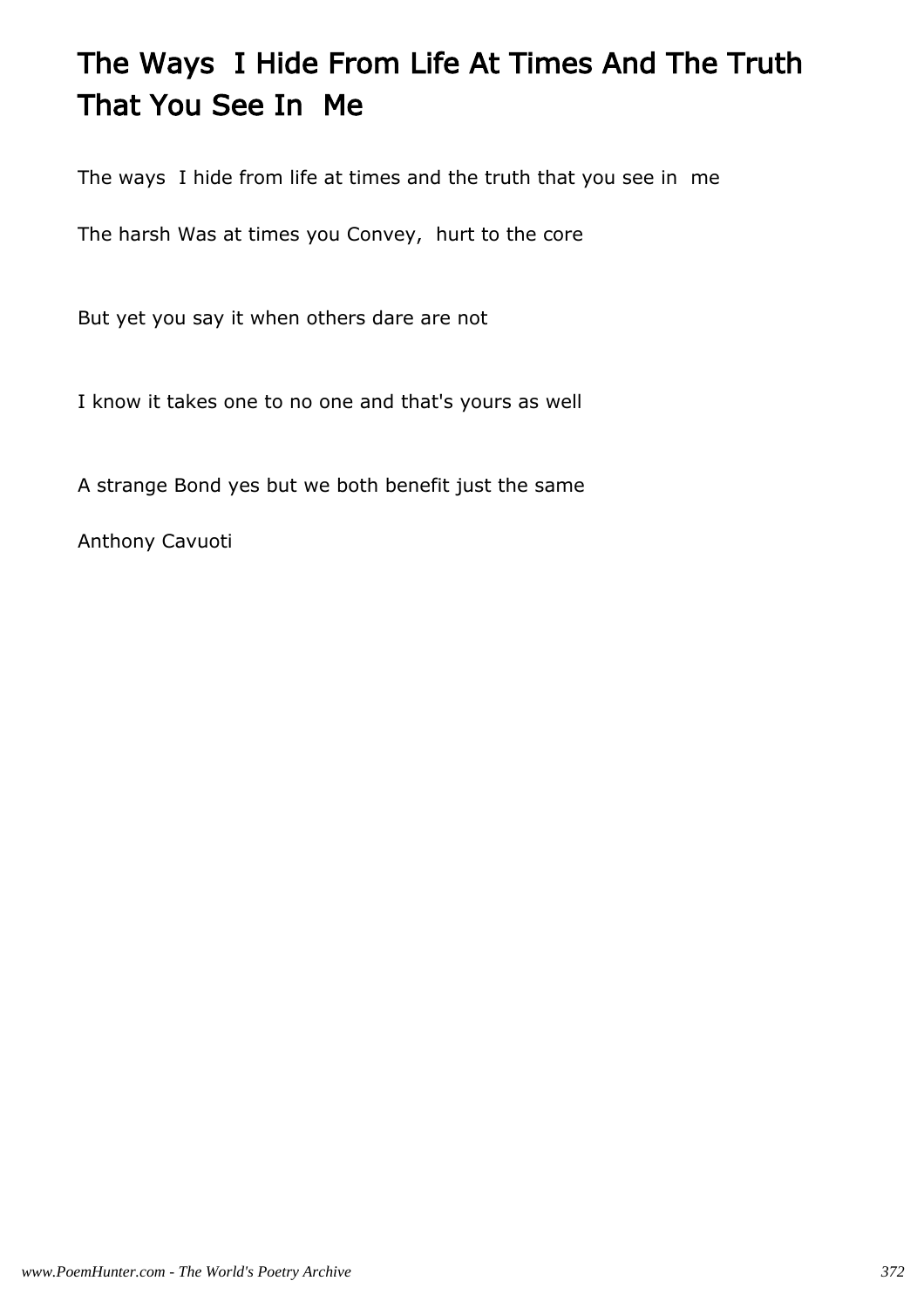# The Ways  I Hide From Life At Times And The Truth That You See In  Me

The ways  I hide from life at times and the truth that you see in  me

The harsh Was at times you Convey,  hurt to the core

But yet you say it when others dare are not

I know it takes one to no one and that's yours as well

A strange Bond yes but we both benefit just the same

Anthony Cavuoti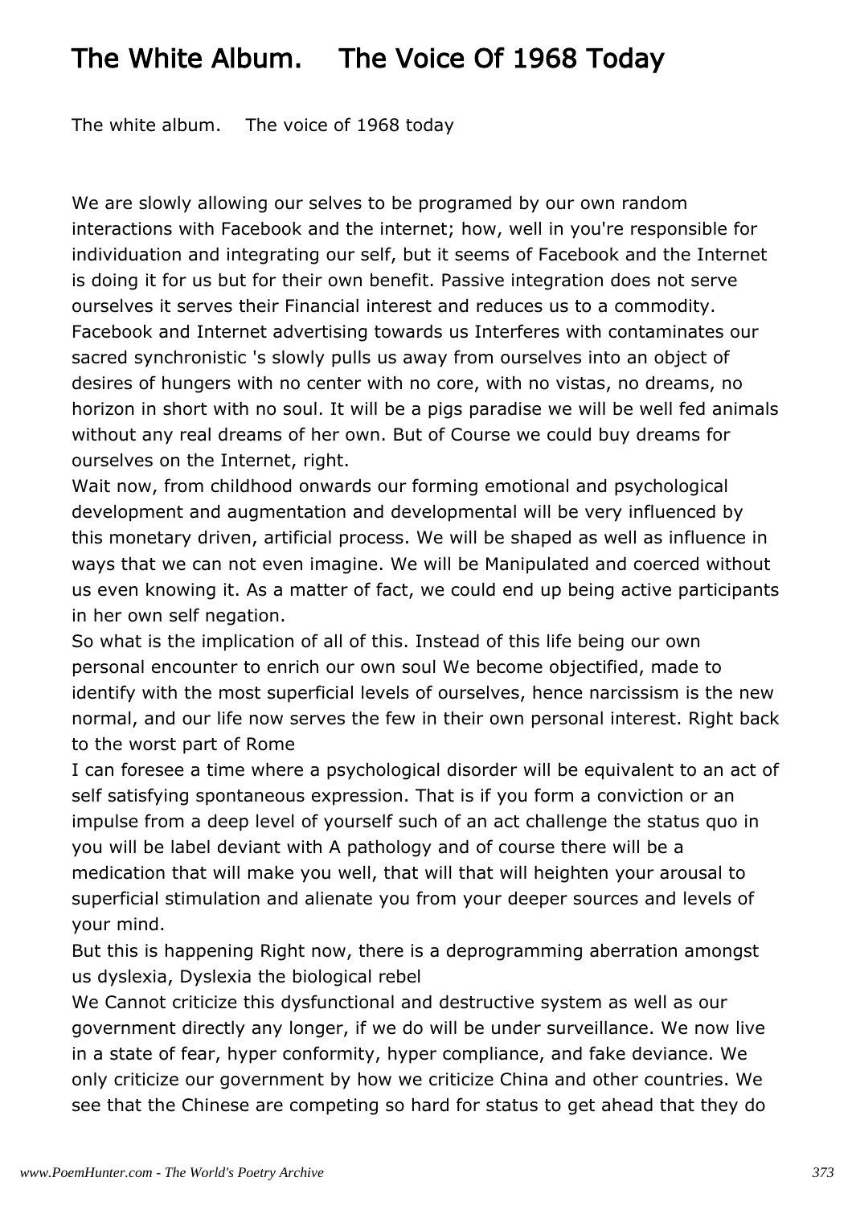# The White Album. The Voice Of 1968 Today

The white album. The voice of 1968 today

We are slowly allowing our selves to be programed by our own random interactions with Facebook and the internet; how, well in you're responsible for individuation and integrating our self, but it seems of Facebook and the Internet is doing it for us but for their own benefit. Passive integration does not serve ourselves it serves their Financial interest and reduces us to a commodity. Facebook and Internet advertising towards us Interferes with contaminates our sacred synchronistic 's slowly pulls us away from ourselves into an object of desires of hungers with no center with no core, with no vistas, no dreams, no horizon in short with no soul. It will be a pigs paradise we will be well fed animals without any real dreams of her own. But of Course we could buy dreams for ourselves on the Internet, right.

Wait now, from childhood onwards our forming emotional and psychological development and augmentation and developmental will be very influenced by this monetary driven, artificial process. We will be shaped as well as influence in ways that we can not even imagine. We will be Manipulated and coerced without us even knowing it. As a matter of fact, we could end up being active participants in her own self negation.

So what is the implication of all of this. Instead of this life being our own personal encounter to enrich our own soul We become objectified, made to identify with the most superficial levels of ourselves, hence narcissism is the new normal, and our life now serves the few in their own personal interest. Right back to the worst part of Rome

I can foresee a time where a psychological disorder will be equivalent to an act of self satisfying spontaneous expression. That is if you form a conviction or an impulse from a deep level of yourself such of an act challenge the status quo in you will be label deviant with A pathology and of course there will be a medication that will make you well, that will that will heighten your arousal to superficial stimulation and alienate you from your deeper sources and levels of your mind.

But this is happening Right now, there is a deprogramming aberration amongst us dyslexia, Dyslexia the biological rebel

We Cannot criticize this dysfunctional and destructive system as well as our government directly any longer, if we do will be under surveillance. We now live in a state of fear, hyper conformity, hyper compliance, and fake deviance. We only criticize our government by how we criticize China and other countries. We see that the Chinese are competing so hard for status to get ahead that they do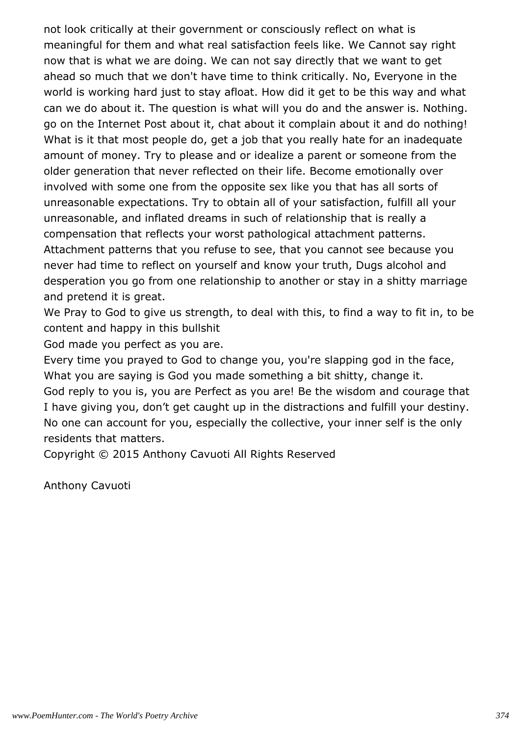not look critically at their government or consciously reflect on what is meaningful for them and what real satisfaction feels like. We Cannot say right now that is what we are doing. We can not say directly that we want to get ahead so much that we don't have time to think critically. No, Everyone in the world is working hard just to stay afloat. How did it get to be this way and what can we do about it. The question is what will you do and the answer is. Nothing. go on the Internet Post about it, chat about it complain about it and do nothing! What is it that most people do, get a job that you really hate for an inadequate amount of money. Try to please and or idealize a parent or someone from the older generation that never reflected on their life. Become emotionally over involved with some one from the opposite sex like you that has all sorts of unreasonable expectations. Try to obtain all of your satisfaction, fulfill all your unreasonable, and inflated dreams in such of relationship that is really a compensation that reflects your worst pathological attachment patterns. Attachment patterns that you refuse to see, that you cannot see because you never had time to reflect on yourself and know your truth, Dugs alcohol and desperation you go from one relationship to another or stay in a shitty marriage and pretend it is great.
We Pray to God to give us strength, to deal with this, to find a way to fit in, to be content and happy in this bullshit
God made you perfect as you are.
Every time you prayed to God to change you, you're slapping god in the face, What you are saying is God you made something a bit shitty, change it.
God reply to you is, you are Perfect as you are! Be the wisdom and courage that I have giving you, don't get caught up in the distractions and fulfill your destiny. No one can account for you, especially the collective, your inner self is the only residents that matters.
Copyright © 2015 Anthony Cavuoti All Rights Reserved

Anthony Cavuoti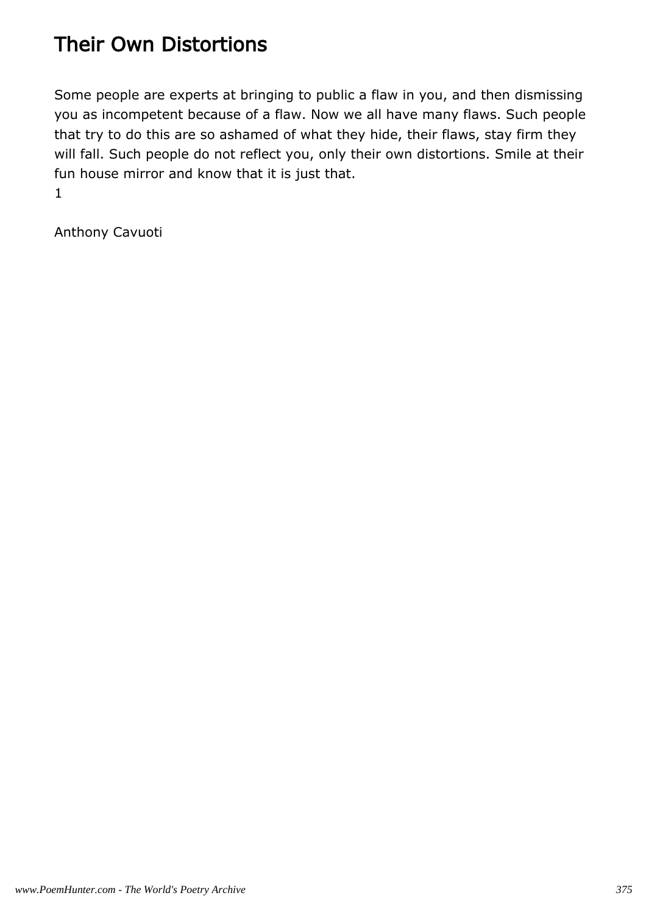# Their Own Distortions

Some people are experts at bringing to public a flaw in you, and then dismissing you as incompetent because of a flaw. Now we all have many flaws. Such people that try to do this are so ashamed of what they hide, their flaws, stay firm they will fall. Such people do not reflect you, only their own distortions. Smile at their fun house mirror and know that it is just that.
1

Anthony Cavuoti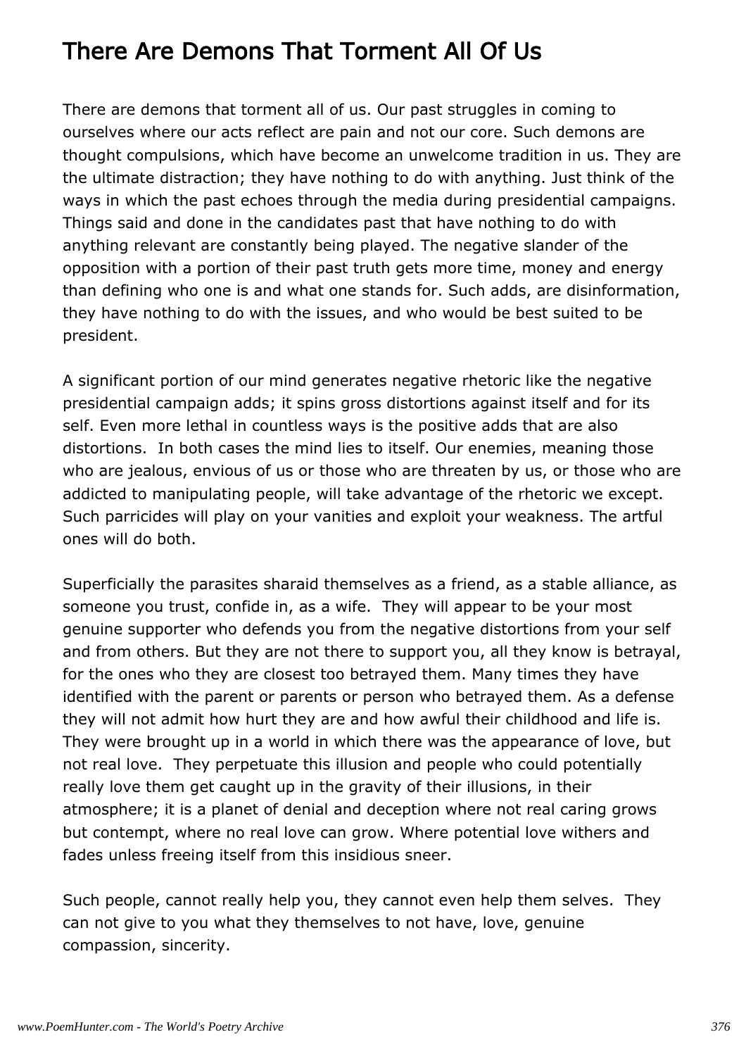# There Are Demons That Torment All Of Us

There are demons that torment all of us. Our past struggles in coming to ourselves where our acts reflect are pain and not our core. Such demons are thought compulsions, which have become an unwelcome tradition in us. They are the ultimate distraction; they have nothing to do with anything. Just think of the ways in which the past echoes through the media during presidential campaigns. Things said and done in the candidates past that have nothing to do with anything relevant are constantly being played. The negative slander of the opposition with a portion of their past truth gets more time, money and energy than defining who one is and what one stands for. Such adds, are disinformation, they have nothing to do with the issues, and who would be best suited to be president.

A significant portion of our mind generates negative rhetoric like the negative presidential campaign adds; it spins gross distortions against itself and for its self. Even more lethal in countless ways is the positive adds that are also distortions.  In both cases the mind lies to itself. Our enemies, meaning those who are jealous, envious of us or those who are threaten by us, or those who are addicted to manipulating people, will take advantage of the rhetoric we except. Such parricides will play on your vanities and exploit your weakness. The artful ones will do both.

Superficially the parasites sharaid themselves as a friend, as a stable alliance, as someone you trust, confide in, as a wife.  They will appear to be your most genuine supporter who defends you from the negative distortions from your self and from others. But they are not there to support you, all they know is betrayal, for the ones who they are closest too betrayed them. Many times they have identified with the parent or parents or person who betrayed them. As a defense they will not admit how hurt they are and how awful their childhood and life is. They were brought up in a world in which there was the appearance of love, but not real love.  They perpetuate this illusion and people who could potentially really love them get caught up in the gravity of their illusions, in their atmosphere; it is a planet of denial and deception where not real caring grows but contempt, where no real love can grow. Where potential love withers and fades unless freeing itself from this insidious sneer.

Such people, cannot really help you, they cannot even help them selves.  They can not give to you what they themselves to not have, love, genuine compassion, sincerity.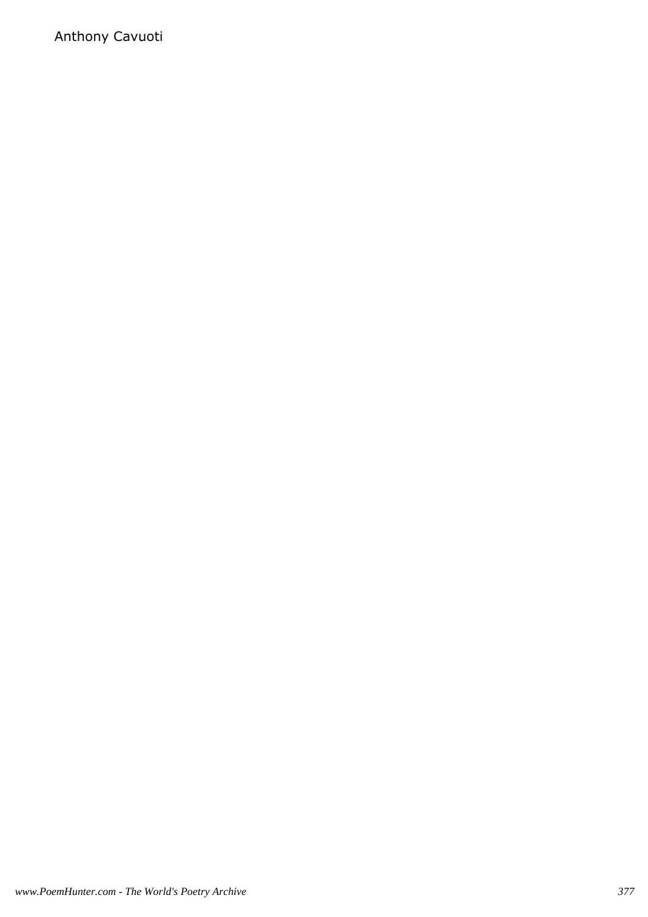Anthony Cavuoti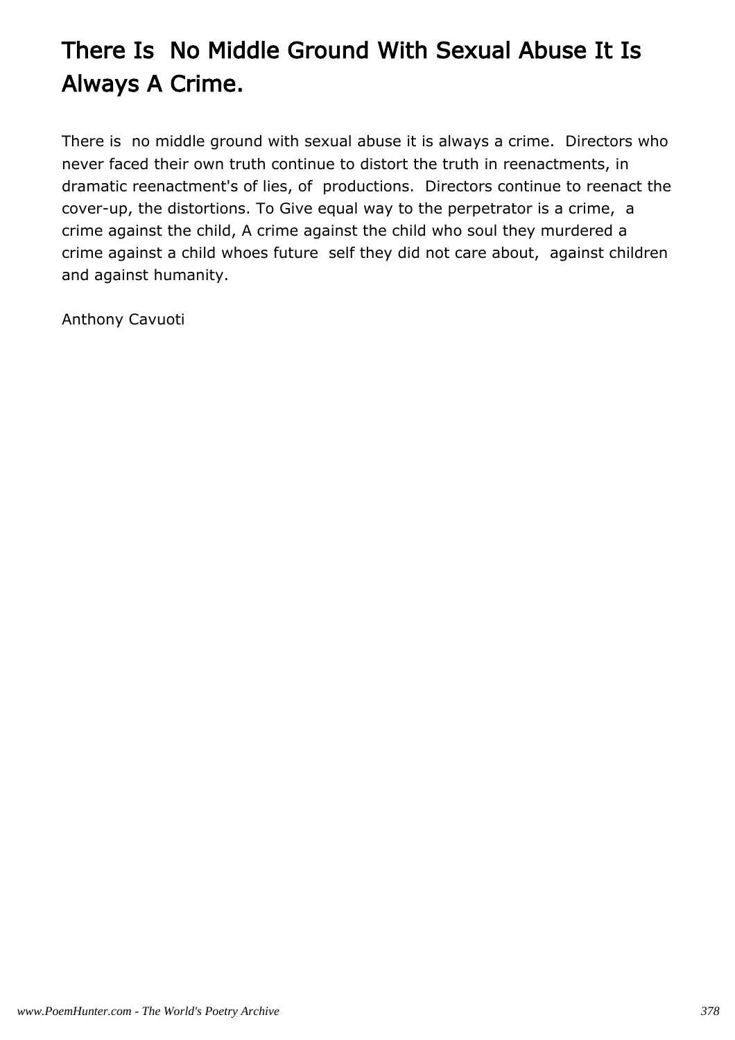# There Is  No Middle Ground With Sexual Abuse It Is Always A Crime.

There is  no middle ground with sexual abuse it is always a crime.  Directors who never faced their own truth continue to distort the truth in reenactments, in dramatic reenactment's of lies, of  productions.  Directors continue to reenact the cover-up, the distortions. To Give equal way to the perpetrator is a crime,  a crime against the child, A crime against the child who soul they murdered a crime against a child whoes future  self they did not care about,  against children and against humanity.

Anthony Cavuoti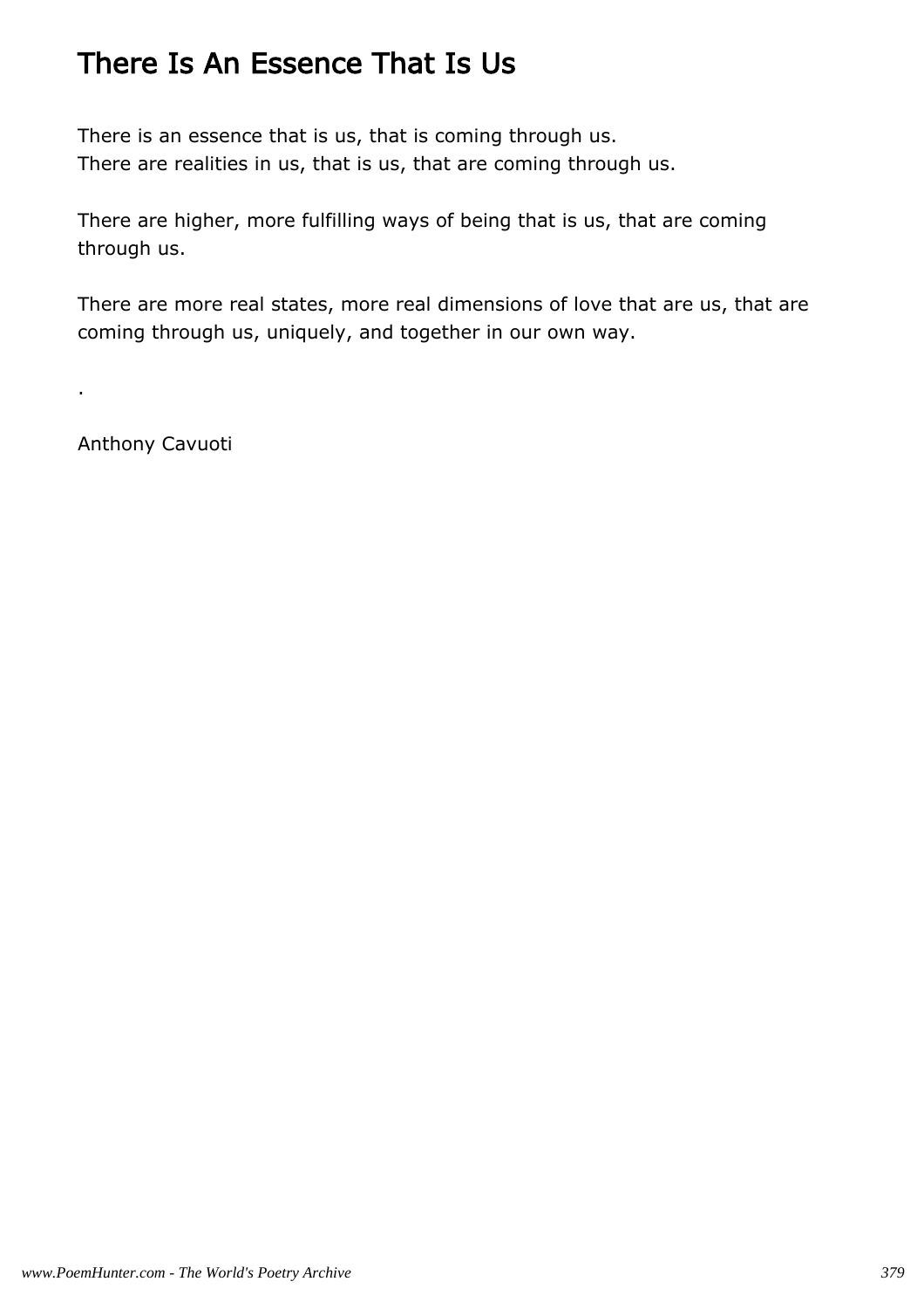# There Is An Essence That Is Us

There is an essence that is us, that is coming through us.
There are realities in us, that is us, that are coming through us.

There are higher, more fulfilling ways of being that is us, that are coming through us.

There are more real states, more real dimensions of love that are us, that are coming through us, uniquely, and together in our own way.

.

Anthony Cavuoti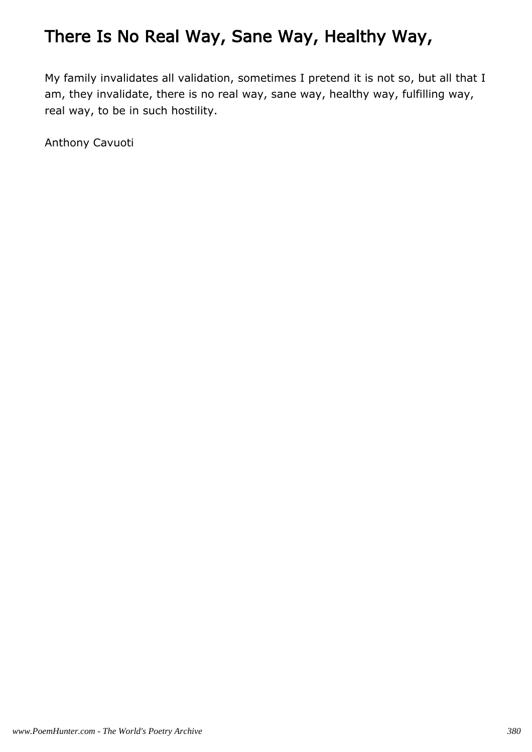# There Is No Real Way, Sane Way, Healthy Way,

My family invalidates all validation, sometimes I pretend it is not so, but all that I am, they invalidate, there is no real way, sane way, healthy way, fulfilling way, real way, to be in such hostility.

Anthony Cavuoti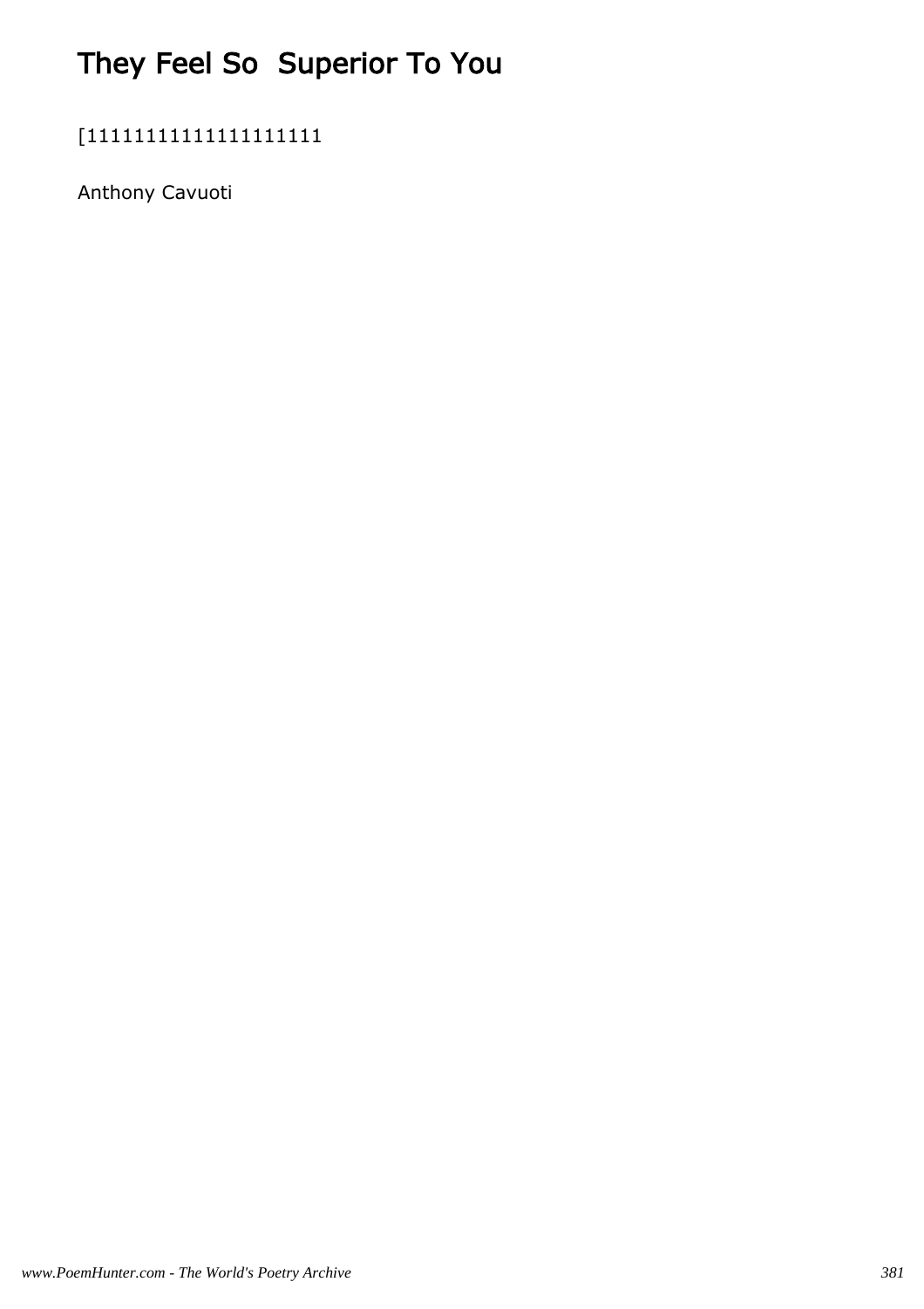# They Feel So  Superior To You

[11111111111111111111

Anthony Cavuoti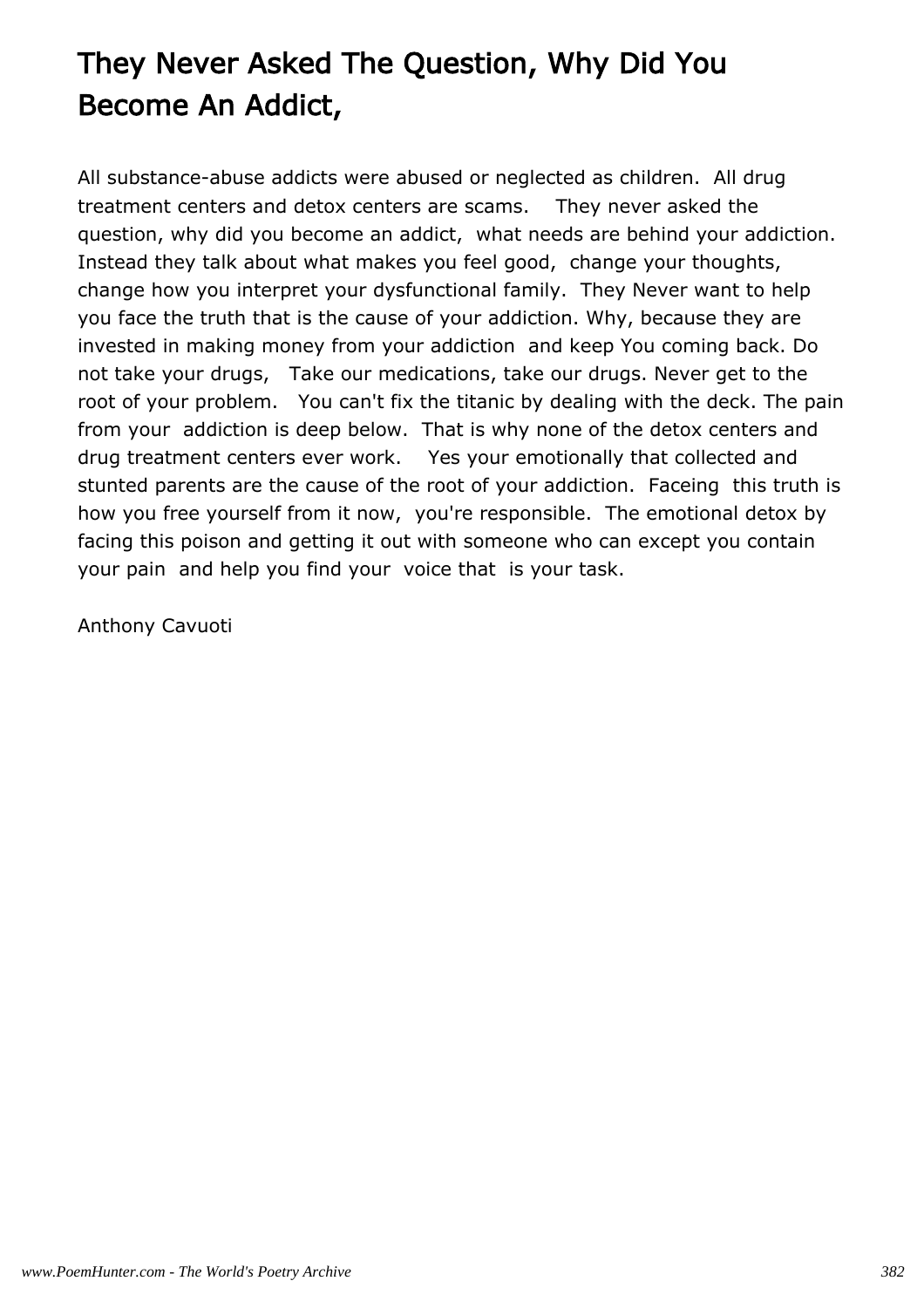# They Never Asked The Question, Why Did You Become An Addict,

All substance-abuse addicts were abused or neglected as children. All drug treatment centers and detox centers are scams. They never asked the question, why did you become an addict, what needs are behind your addiction. Instead they talk about what makes you feel good, change your thoughts, change how you interpret your dysfunctional family. They Never want to help you face the truth that is the cause of your addiction. Why, because they are invested in making money from your addiction and keep You coming back. Do not take your drugs, Take our medications, take our drugs. Never get to the root of your problem. You can't fix the titanic by dealing with the deck. The pain from your addiction is deep below. That is why none of the detox centers and drug treatment centers ever work. Yes your emotionally that collected and stunted parents are the cause of the root of your addiction. Faceing this truth is how you free yourself from it now, you're responsible. The emotional detox by facing this poison and getting it out with someone who can except you contain your pain and help you find your voice that is your task.

Anthony Cavuoti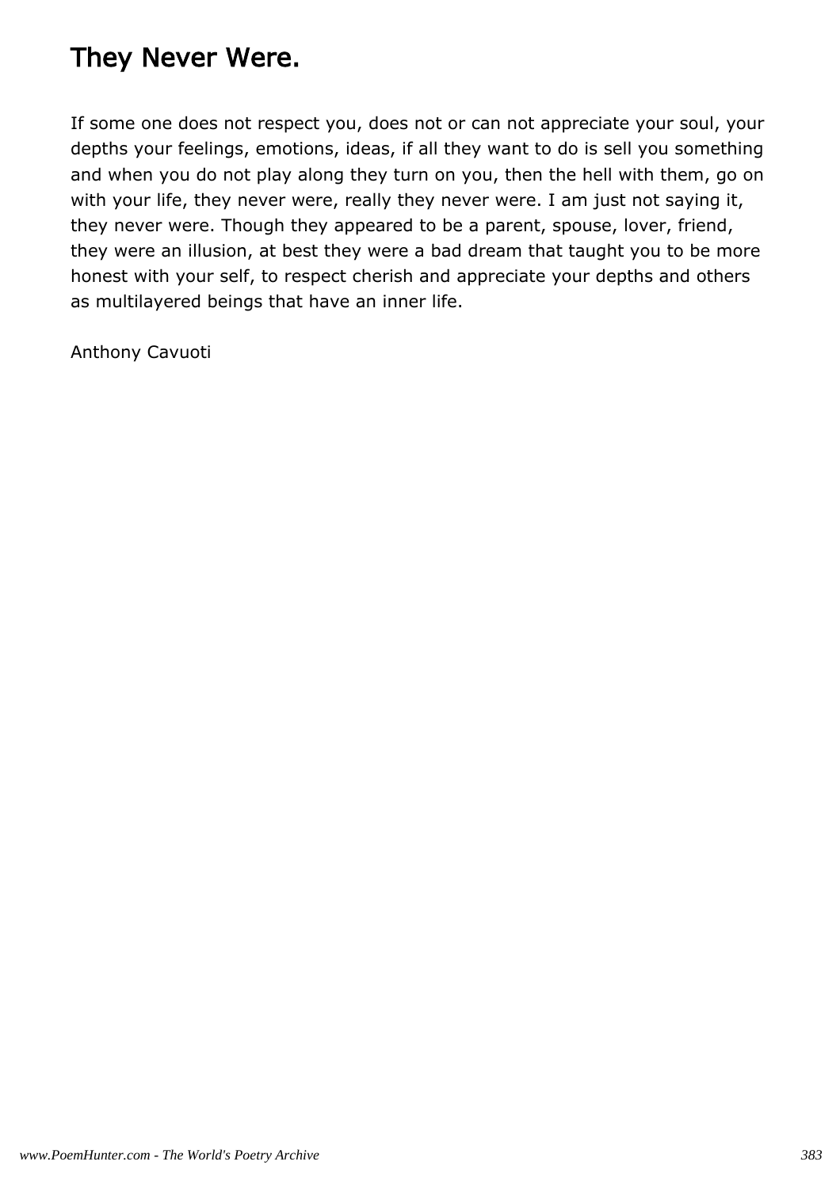# They Never Were.

If some one does not respect you, does not or can not appreciate your soul, your depths your feelings, emotions, ideas, if all they want to do is sell you something and when you do not play along they turn on you, then the hell with them, go on with your life, they never were, really they never were. I am just not saying it, they never were. Though they appeared to be a parent, spouse, lover, friend, they were an illusion, at best they were a bad dream that taught you to be more honest with your self, to respect cherish and appreciate your depths and others as multilayered beings that have an inner life.

Anthony Cavuoti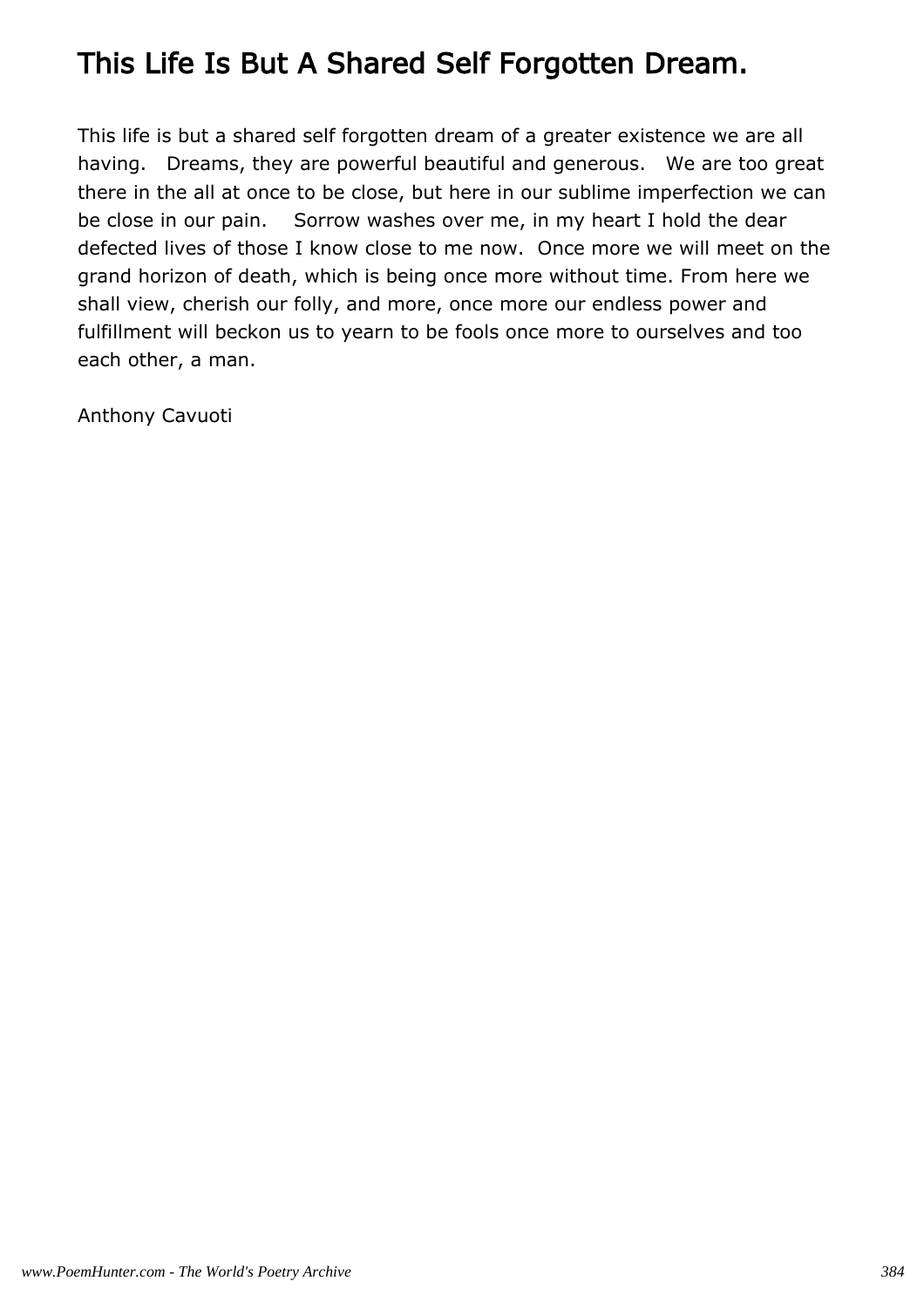# This Life Is But A Shared Self Forgotten Dream.

This life is but a shared self forgotten dream of a greater existence we are all having. Dreams, they are powerful beautiful and generous. We are too great there in the all at once to be close, but here in our sublime imperfection we can be close in our pain. Sorrow washes over me, in my heart I hold the dear defected lives of those I know close to me now. Once more we will meet on the grand horizon of death, which is being once more without time. From here we shall view, cherish our folly, and more, once more our endless power and fulfillment will beckon us to yearn to be fools once more to ourselves and too each other, a man.

Anthony Cavuoti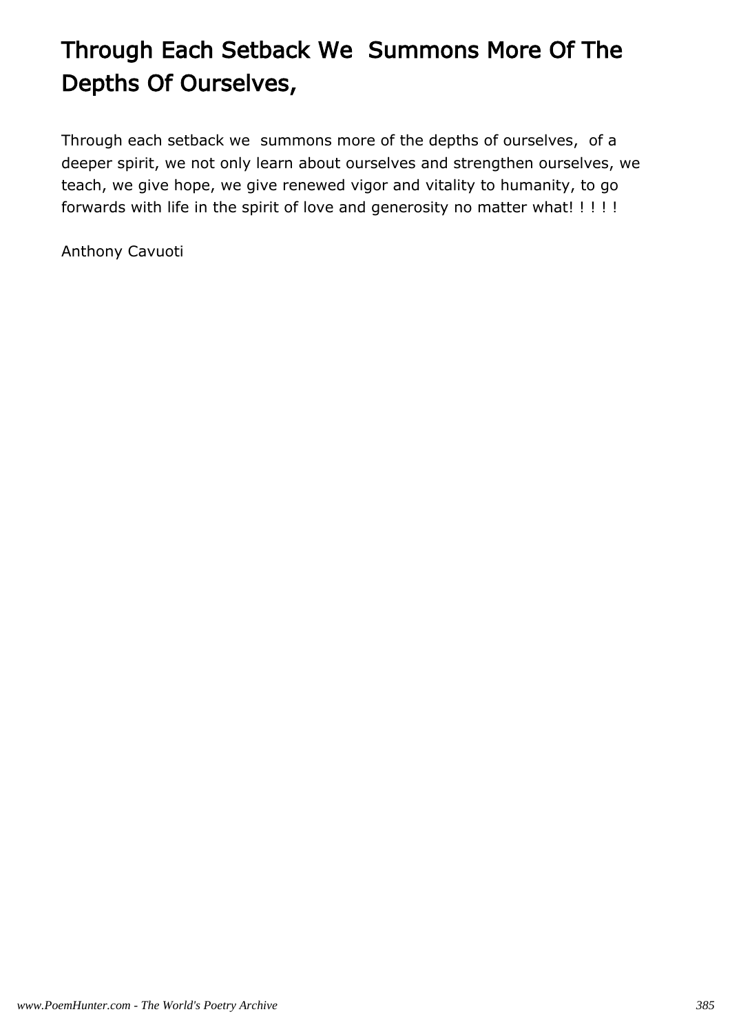# Through Each Setback We  Summons More Of The Depths Of Ourselves,

Through each setback we  summons more of the depths of ourselves,  of a deeper spirit, we not only learn about ourselves and strengthen ourselves, we teach, we give hope, we give renewed vigor and vitality to humanity, to go forwards with life in the spirit of love and generosity no matter what! ! ! ! !

Anthony Cavuoti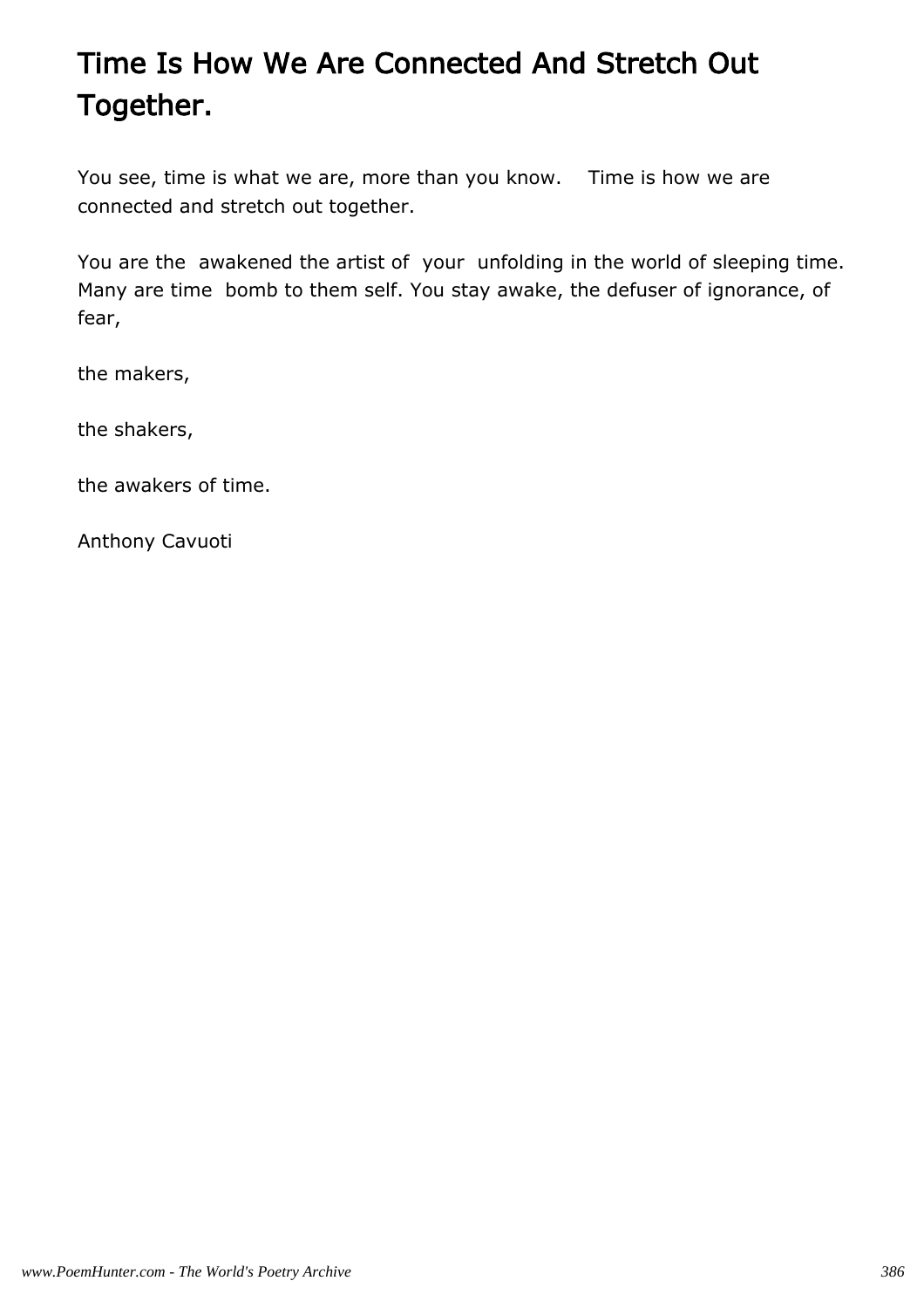# Time Is How We Are Connected And Stretch Out Together.

You see, time is what we are, more than you know.  Time is how we are connected and stretch out together.

You are the awakened the artist of your unfolding in the world of sleeping time. Many are time bomb to them self. You stay awake, the defuser of ignorance, of fear,

the makers,

the shakers,

the awakers of time.

Anthony Cavuoti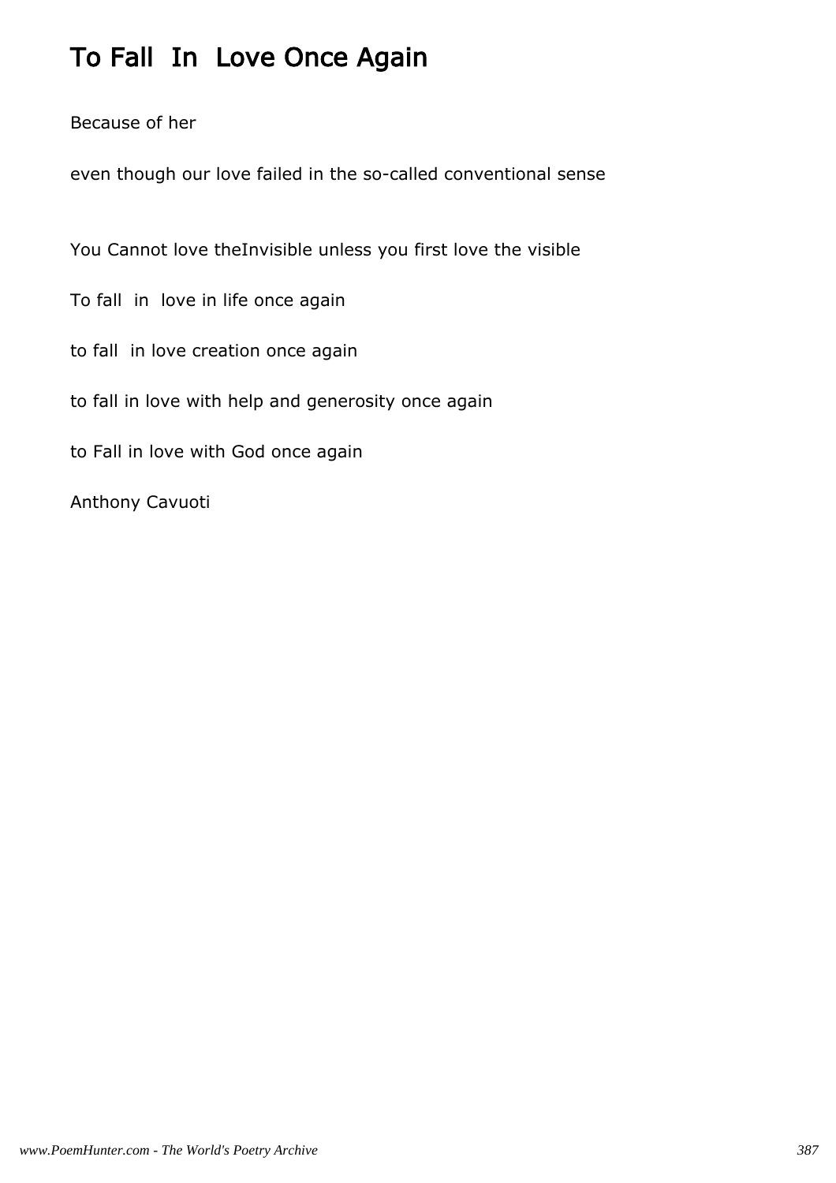# To Fall  In  Love Once Again

Because of her

even though our love failed in the so-called conventional sense

You Cannot love theInvisible unless you first love the visible

To fall  in  love in life once again

to fall  in love creation once again

to fall in love with help and generosity once again

to Fall in love with God once again

Anthony Cavuoti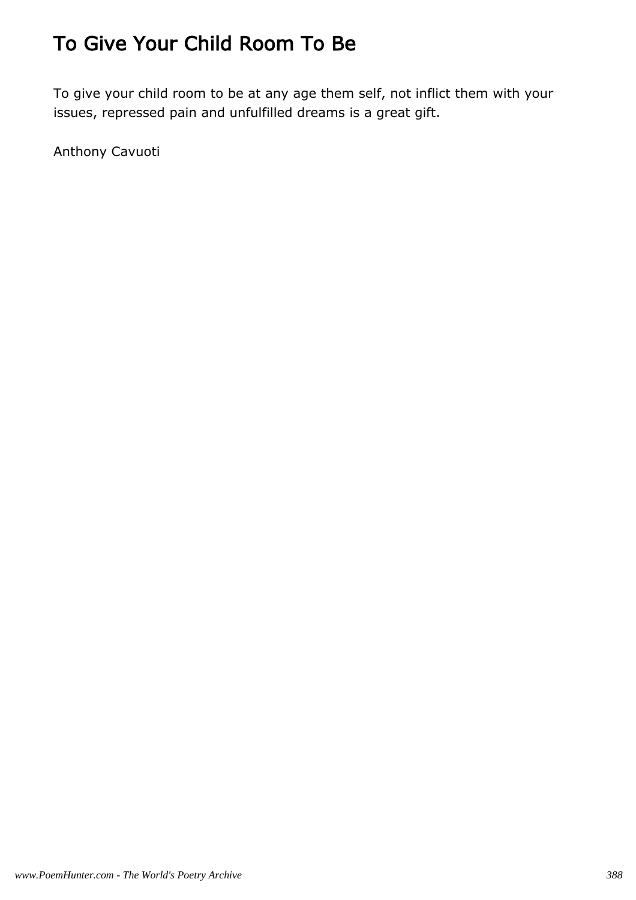# To Give Your Child Room To Be

To give your child room to be at any age them self, not inflict them with your issues, repressed pain and unfulfilled dreams is a great gift.

Anthony Cavuoti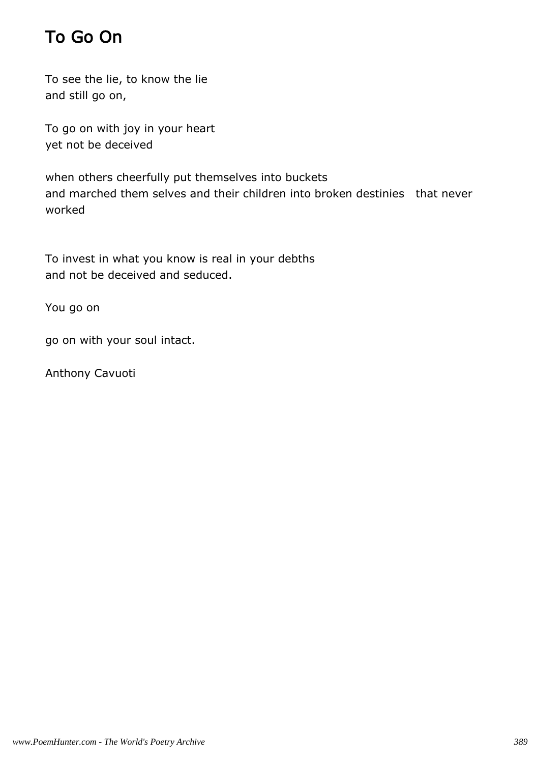# To Go On

To see the lie, to know the lie
and still go on,

To go on with joy in your heart
yet not be deceived

when others cheerfully put themselves into buckets
and marched them selves and their children into broken destinies that never worked

To invest in what you know is real in your debths
and not be deceived and seduced.

You go on

go on with your soul intact.

Anthony Cavuoti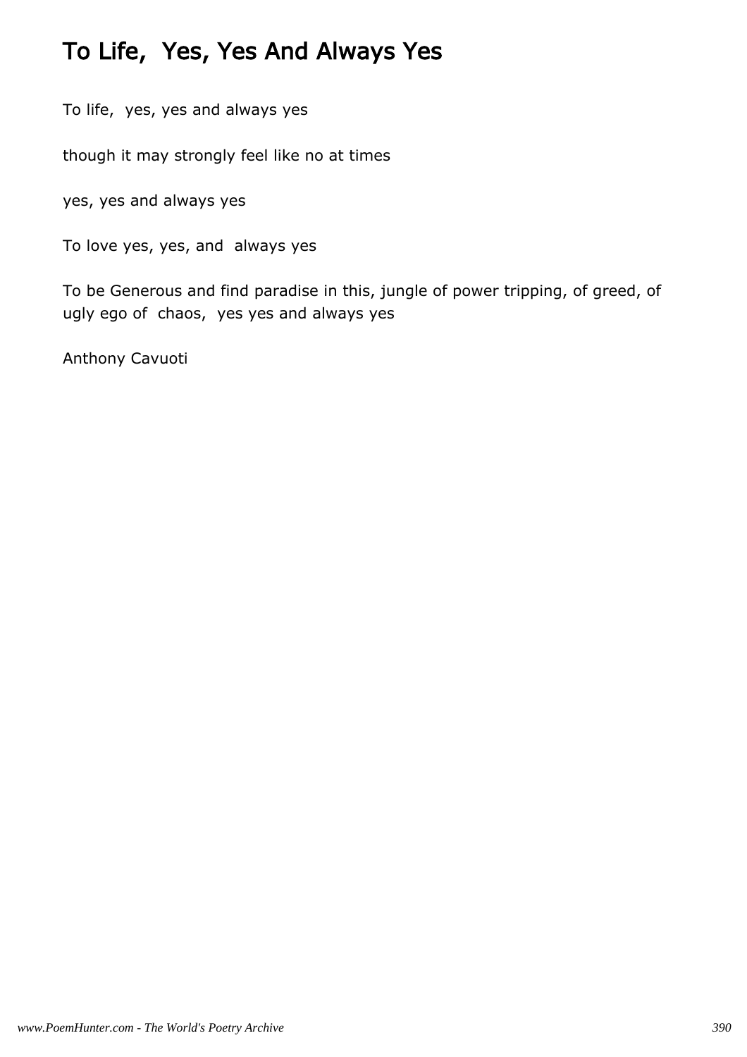# To Life,  Yes, Yes And Always Yes

To life,  yes, yes and always yes

though it may strongly feel like no at times

yes, yes and always yes

To love yes, yes, and  always yes

To be Generous and find paradise in this, jungle of power tripping, of greed, of ugly ego of  chaos,  yes yes and always yes

Anthony Cavuoti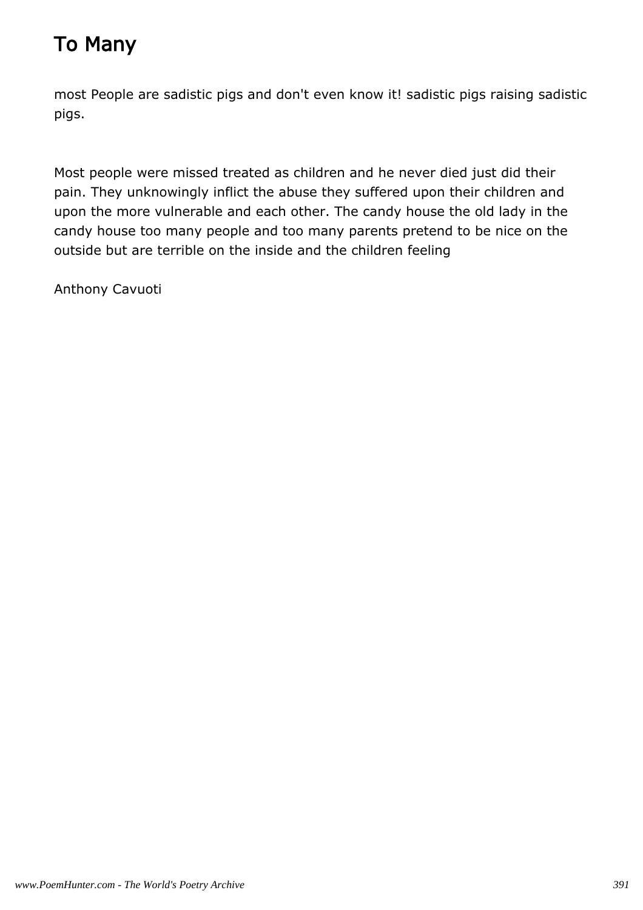# To Many

most People are sadistic pigs and don't even know it! sadistic pigs raising sadistic pigs.

Most people were missed treated as children and he never died just did their pain. They unknowingly inflict the abuse they suffered upon their children and upon the more vulnerable and each other. The candy house the old lady in the candy house too many people and too many parents pretend to be nice on the outside but are terrible on the inside and the children feeling

Anthony Cavuoti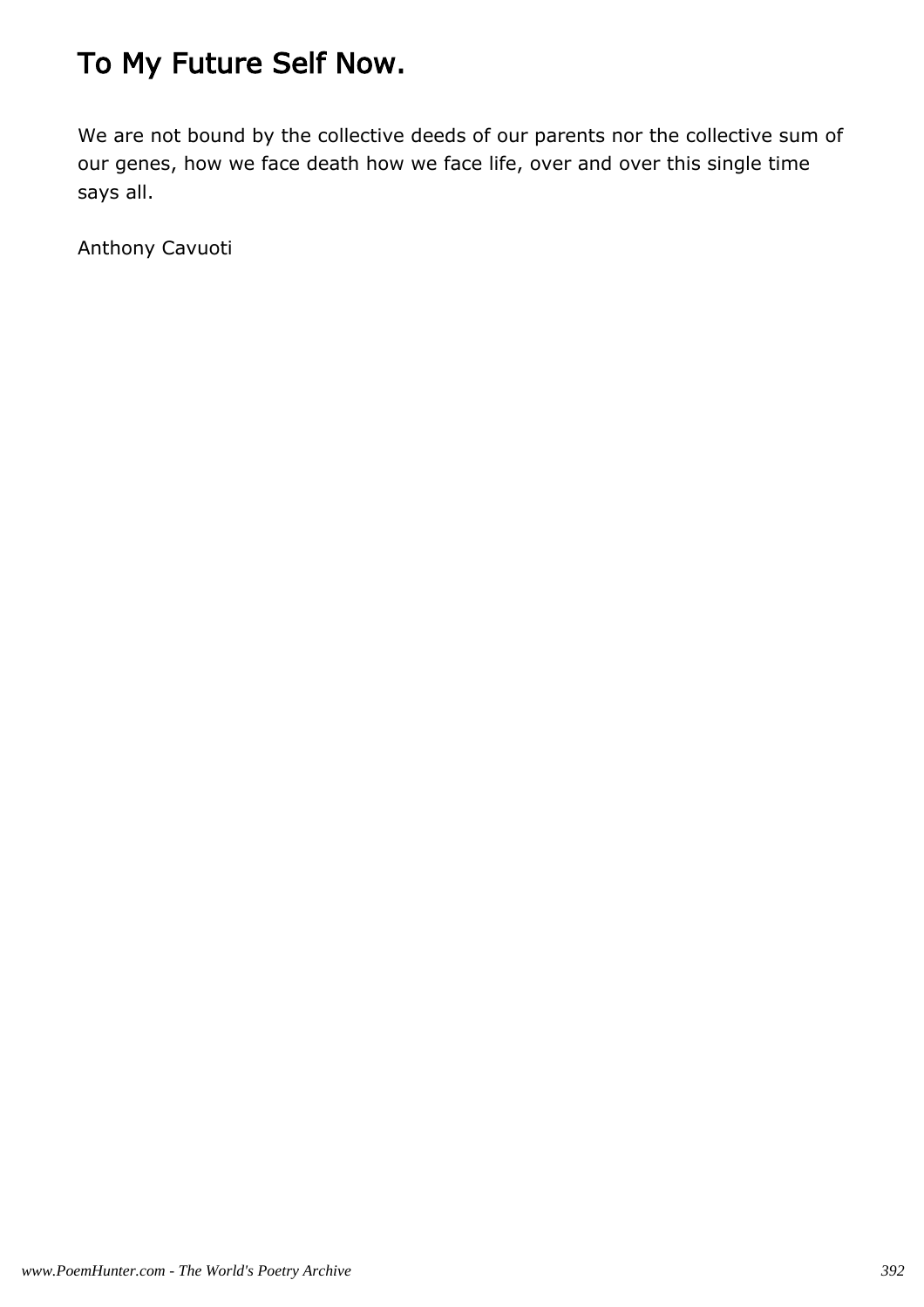# To My Future Self Now.

We are not bound by the collective deeds of our parents nor the collective sum of our genes, how we face death how we face life, over and over this single time says all.

Anthony Cavuoti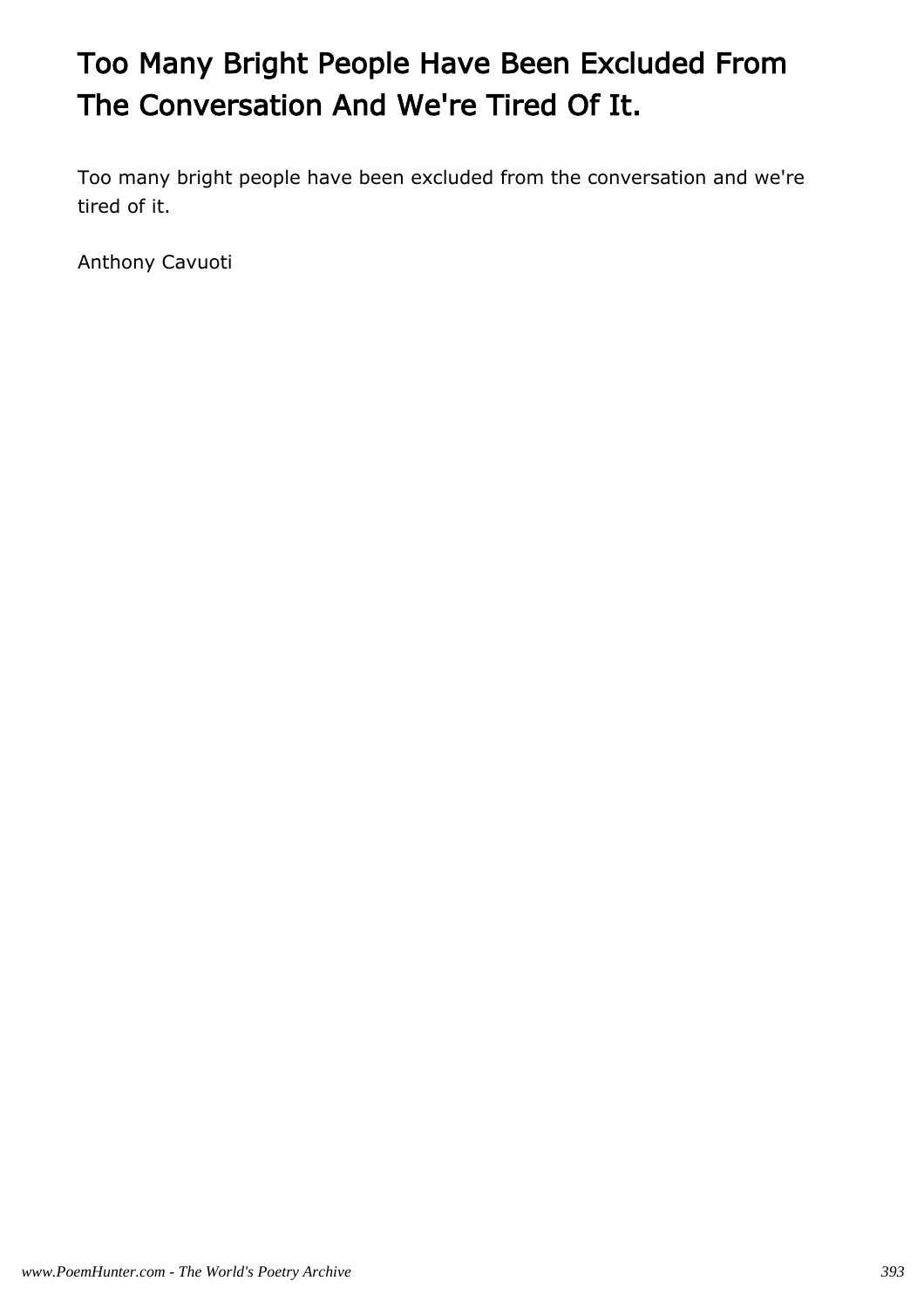# Too Many Bright People Have Been Excluded From The Conversation And We're Tired Of It.

Too many bright people have been excluded from the conversation and we're tired of it.

Anthony Cavuoti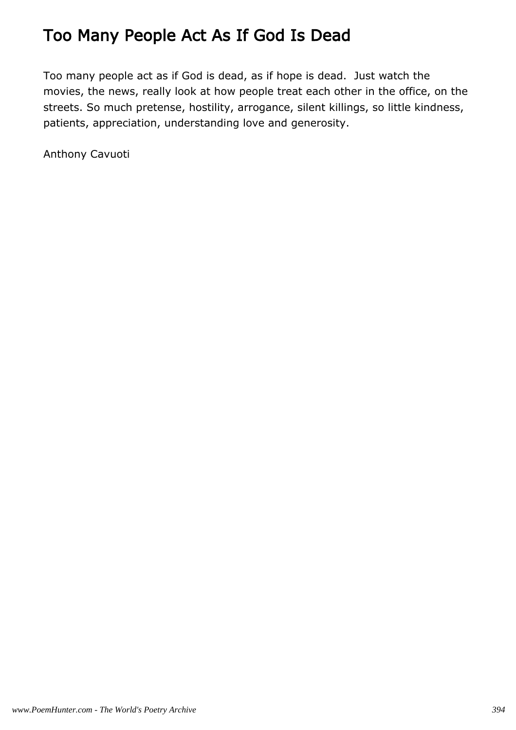# Too Many People Act As If God Is Dead

Too many people act as if God is dead, as if hope is dead.  Just watch the movies, the news, really look at how people treat each other in the office, on the streets. So much pretense, hostility, arrogance, silent killings, so little kindness, patients, appreciation, understanding love and generosity.

Anthony Cavuoti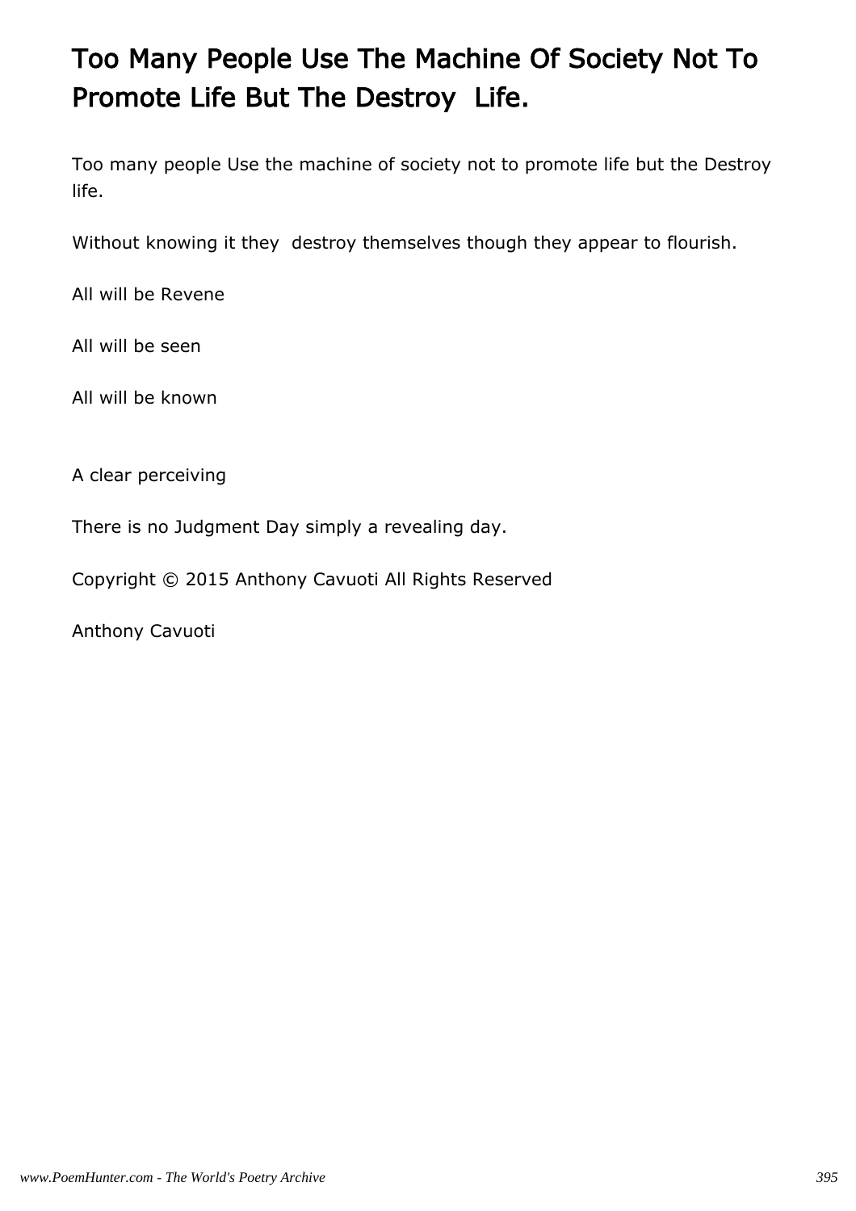# Too Many People Use The Machine Of Society Not To Promote Life But The Destroy Life.

Too many people Use the machine of society not to promote life but the Destroy life.

Without knowing it they destroy themselves though they appear to flourish.

All will be Revene

All will be seen

All will be known

A clear perceiving

There is no Judgment Day simply a revealing day.

Copyright © 2015 Anthony Cavuoti All Rights Reserved

Anthony Cavuoti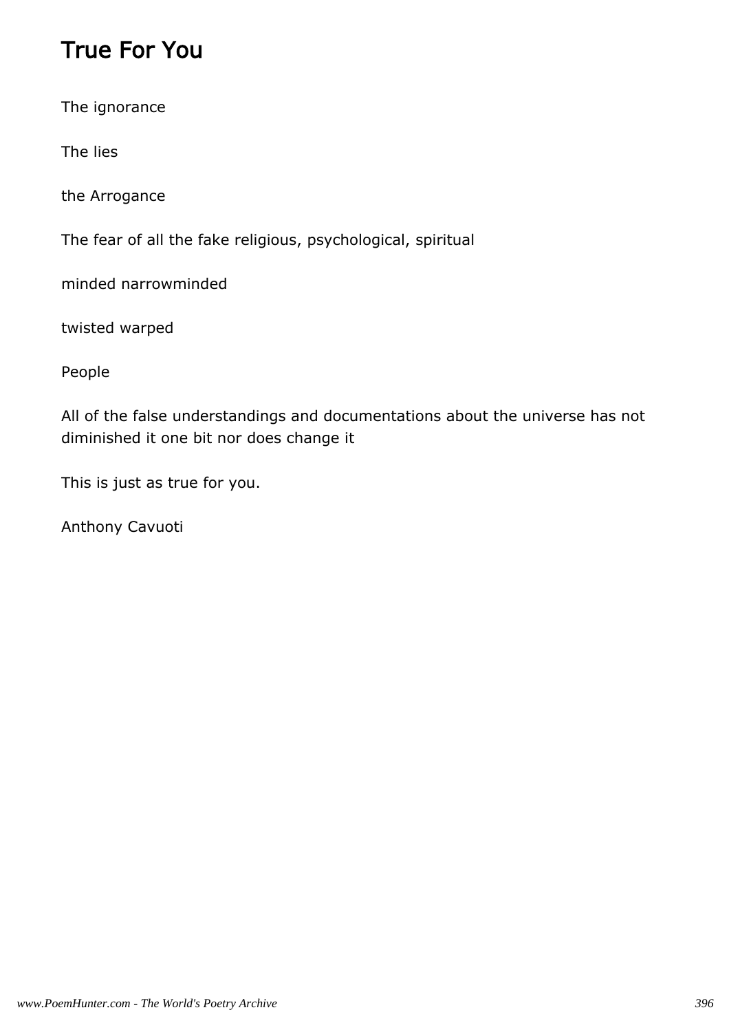# True For You

The ignorance

The lies

the Arrogance

The fear of all the fake religious, psychological, spiritual

minded narrowminded

twisted warped

People

All of the false understandings and documentations about the universe has not diminished it one bit nor does change it

This is just as true for you.

Anthony Cavuoti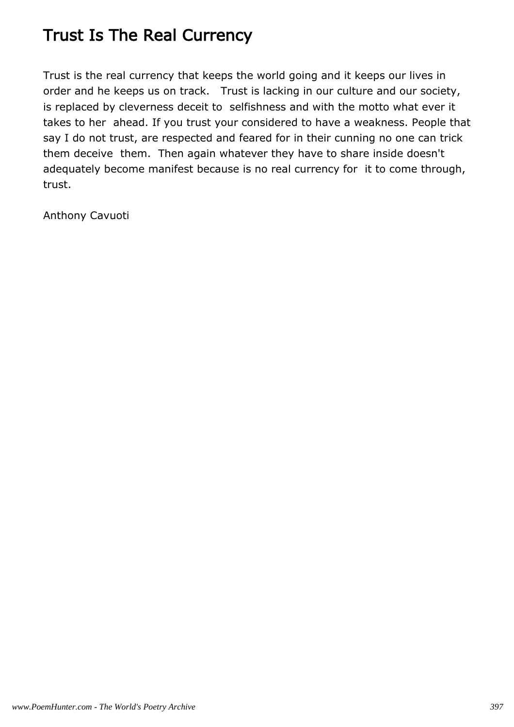# Trust Is The Real Currency

Trust is the real currency that keeps the world going and it keeps our lives in order and he keeps us on track. Trust is lacking in our culture and our society, is replaced by cleverness deceit to selfishness and with the motto what ever it takes to her ahead. If you trust your considered to have a weakness. People that say I do not trust, are respected and feared for in their cunning no one can trick them deceive them. Then again whatever they have to share inside doesn't adequately become manifest because is no real currency for it to come through, trust.

Anthony Cavuoti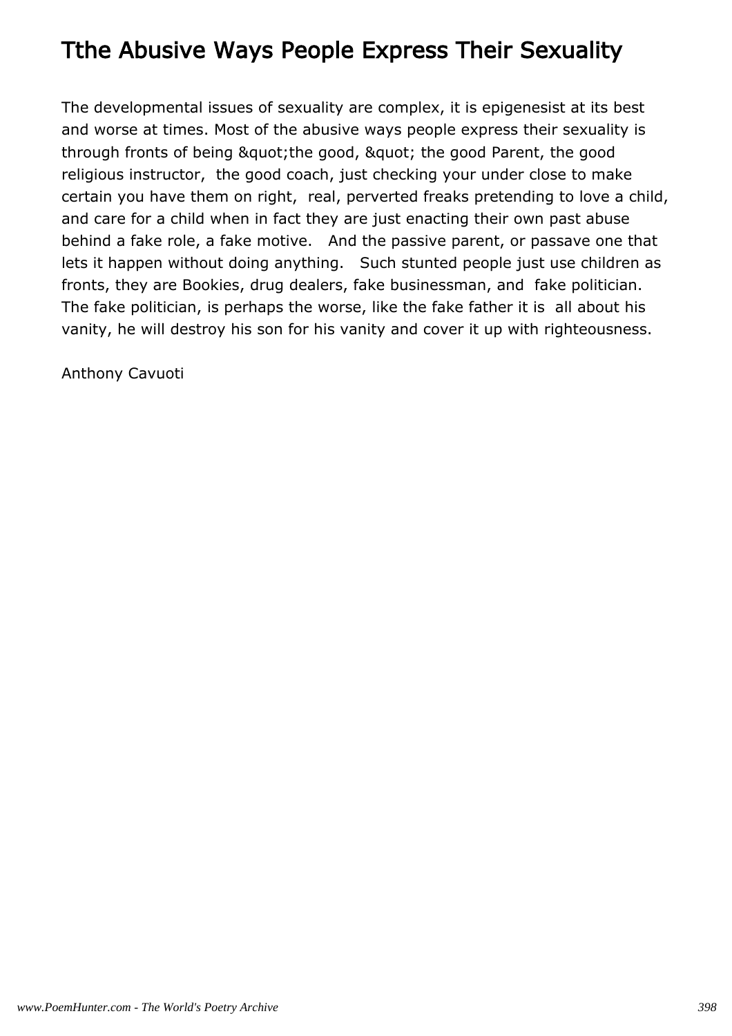# Tthe Abusive Ways People Express Their Sexuality

The developmental issues of sexuality are complex, it is epigenesist at its best and worse at times. Most of the abusive ways people express their sexuality is through fronts of being &quot;the good, &quot; the good Parent, the good religious instructor, the good coach, just checking your under close to make certain you have them on right, real, perverted freaks pretending to love a child, and care for a child when in fact they are just enacting their own past abuse behind a fake role, a fake motive. And the passive parent, or passave one that lets it happen without doing anything. Such stunted people just use children as fronts, they are Bookies, drug dealers, fake businessman, and fake politician. The fake politician, is perhaps the worse, like the fake father it is all about his vanity, he will destroy his son for his vanity and cover it up with righteousness.

Anthony Cavuoti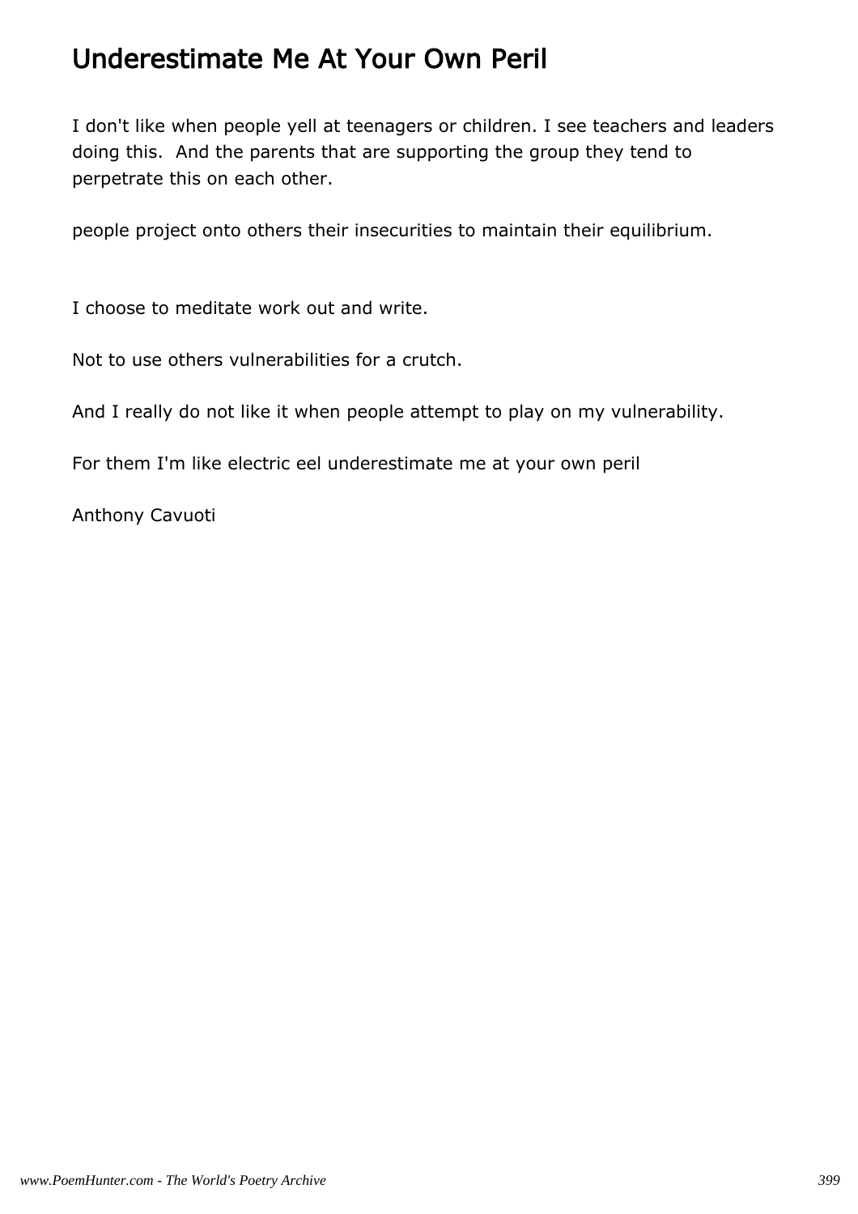# Underestimate Me At Your Own Peril

I don't like when people yell at teenagers or children. I see teachers and leaders doing this.  And the parents that are supporting the group they tend to perpetrate this on each other.

people project onto others their insecurities to maintain their equilibrium.

I choose to meditate work out and write.

Not to use others vulnerabilities for a crutch.

And I really do not like it when people attempt to play on my vulnerability.

For them I'm like electric eel underestimate me at your own peril

Anthony Cavuoti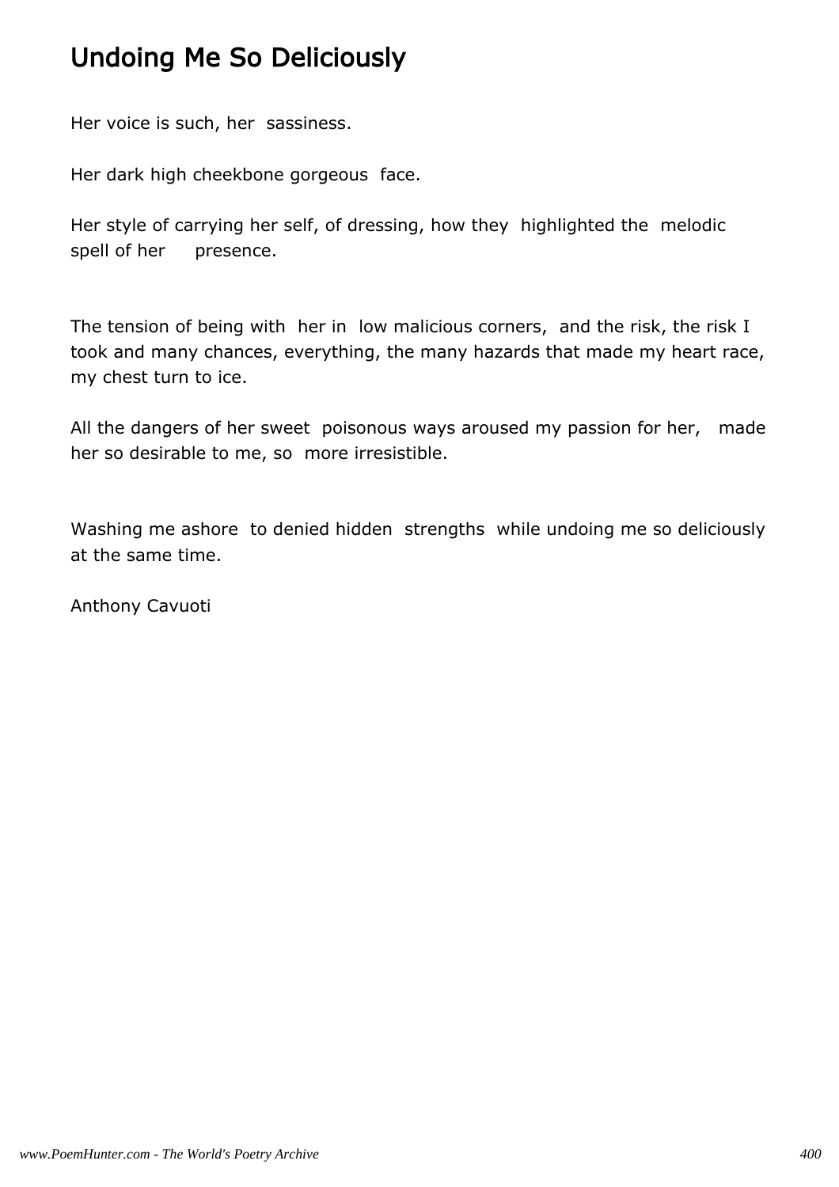# Undoing Me So Deliciously

Her voice is such, her sassiness.

Her dark high cheekbone gorgeous face.

Her style of carrying her self, of dressing, how they highlighted the melodic spell of her presence.

The tension of being with her in low malicious corners, and the risk, the risk I took and many chances, everything, the many hazards that made my heart race, my chest turn to ice.

All the dangers of her sweet poisonous ways aroused my passion for her, made her so desirable to me, so more irresistible.

Washing me ashore to denied hidden strengths while undoing me so deliciously at the same time.

Anthony Cavuoti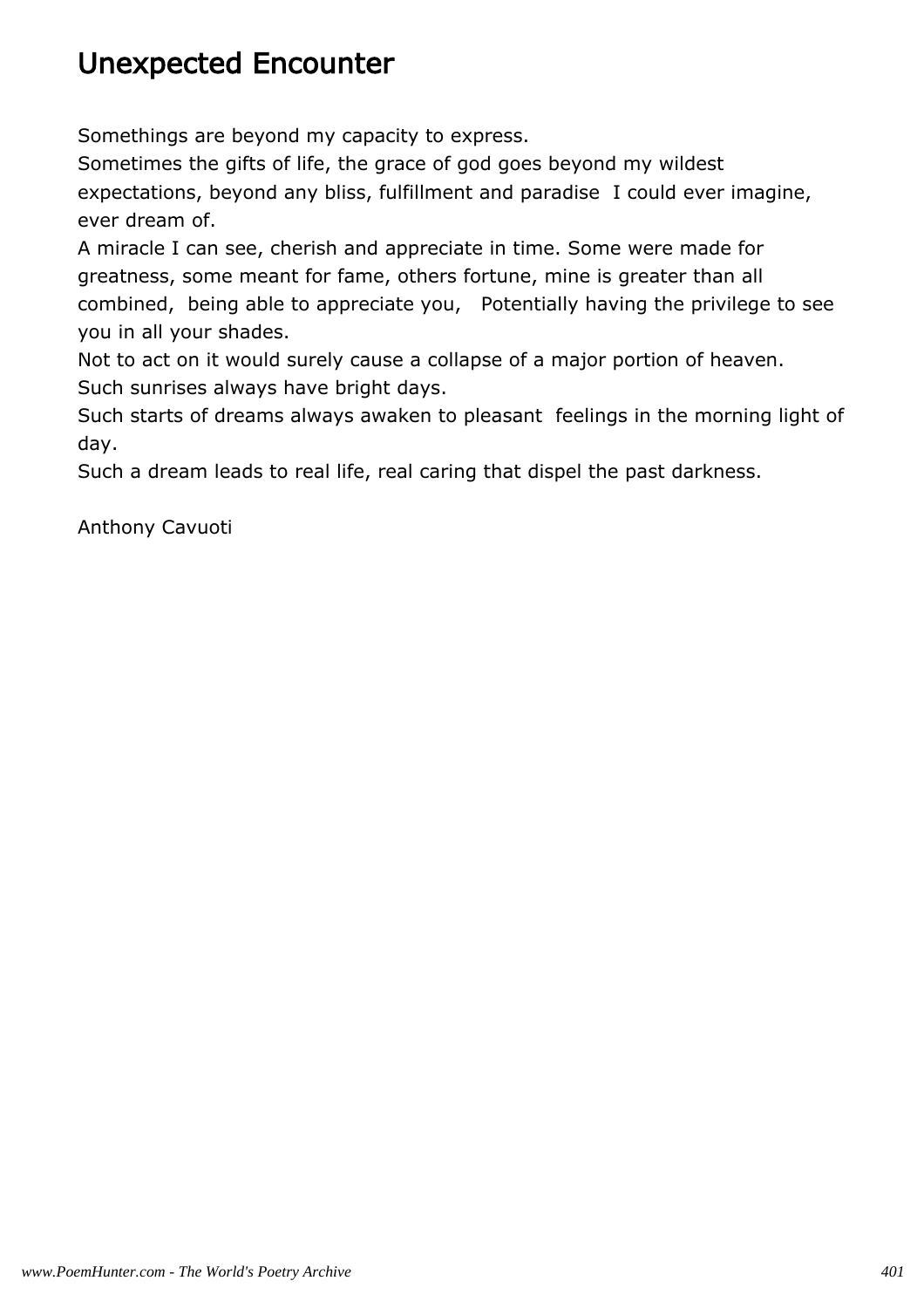# Unexpected Encounter

Somethings are beyond my capacity to express.
Sometimes the gifts of life, the grace of god goes beyond my wildest expectations, beyond any bliss, fulfillment and paradise I could ever imagine, ever dream of.
A miracle I can see, cherish and appreciate in time. Some were made for greatness, some meant for fame, others fortune, mine is greater than all combined, being able to appreciate you, Potentially having the privilege to see you in all your shades.
Not to act on it would surely cause a collapse of a major portion of heaven.
Such sunrises always have bright days.
Such starts of dreams always awaken to pleasant feelings in the morning light of day.
Such a dream leads to real life, real caring that dispel the past darkness.

Anthony Cavuoti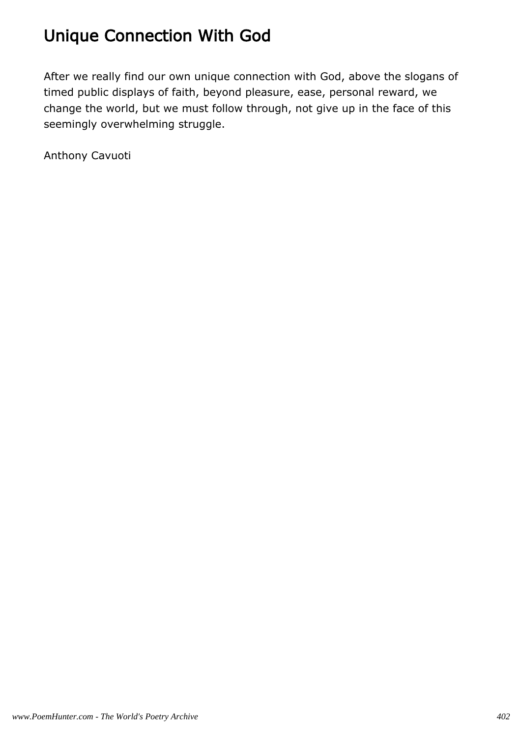# Unique Connection With God

After we really find our own unique connection with God, above the slogans of timed public displays of faith, beyond pleasure, ease, personal reward, we change the world, but we must follow through, not give up in the face of this seemingly overwhelming struggle.

Anthony Cavuoti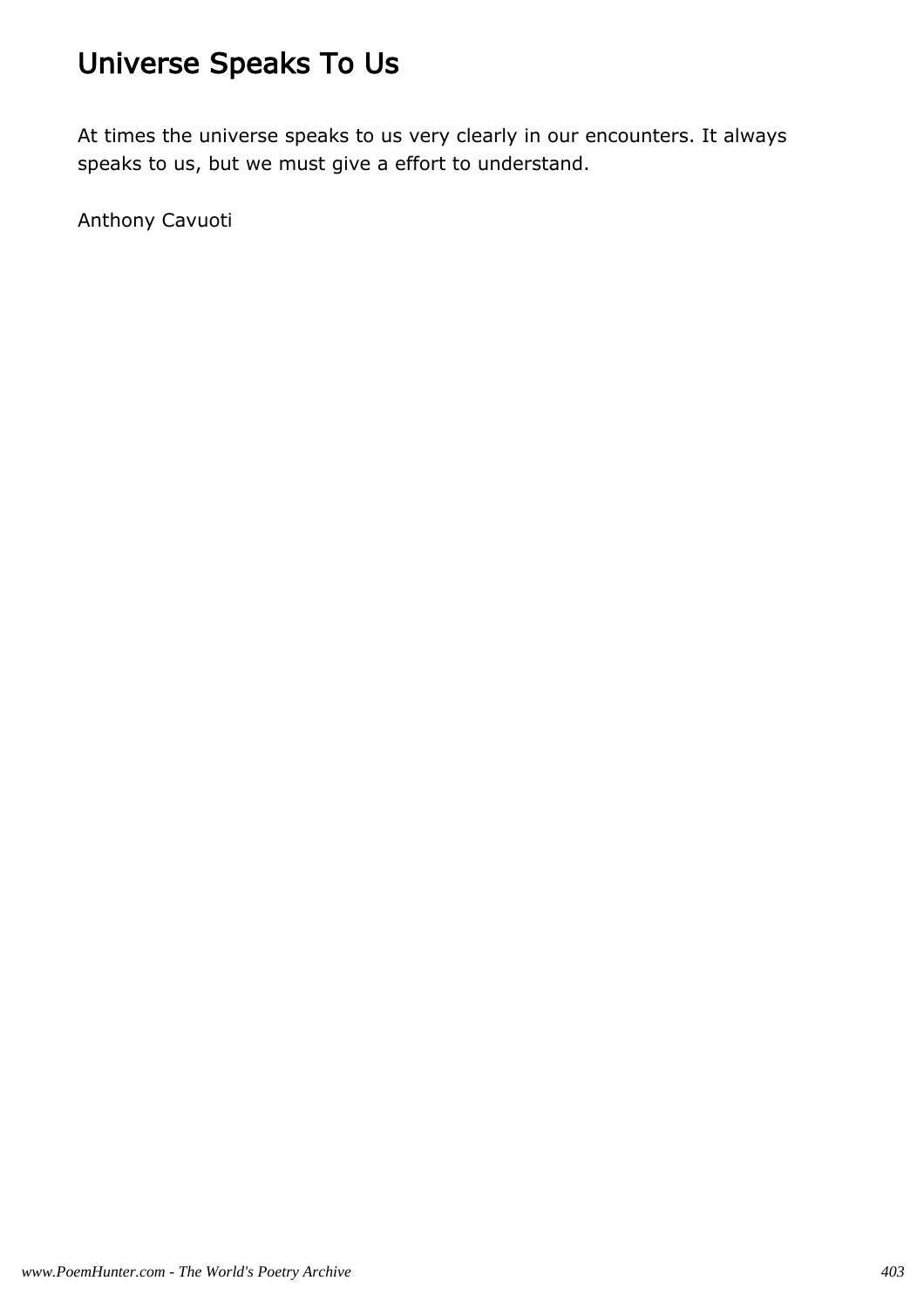# Universe Speaks To Us

At times the universe speaks to us very clearly in our encounters. It always speaks to us, but we must give a effort to understand.

Anthony Cavuoti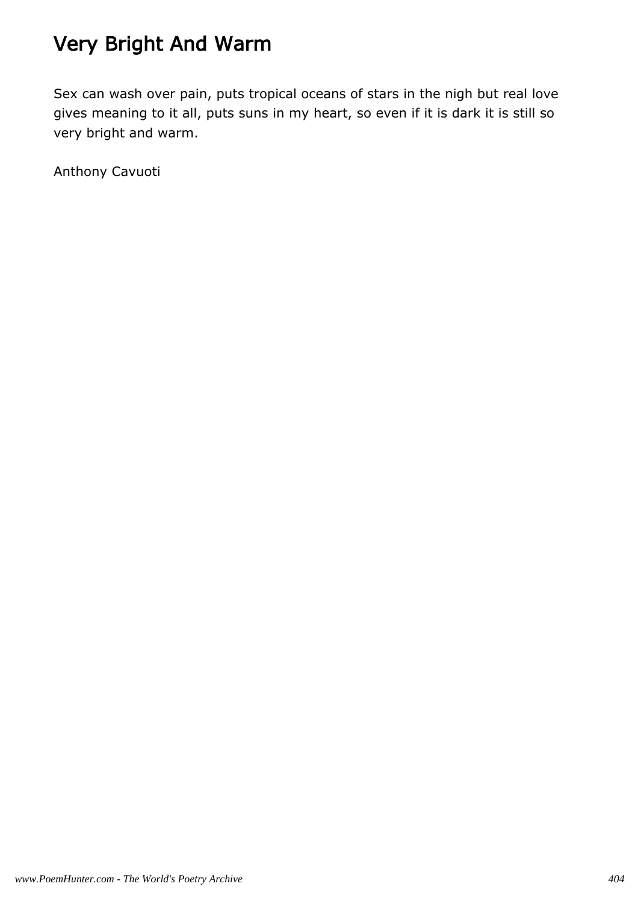# Very Bright And Warm

Sex can wash over pain, puts tropical oceans of stars in the nigh but real love gives meaning to it all, puts suns in my heart, so even if it is dark it is still so very bright and warm.

Anthony Cavuoti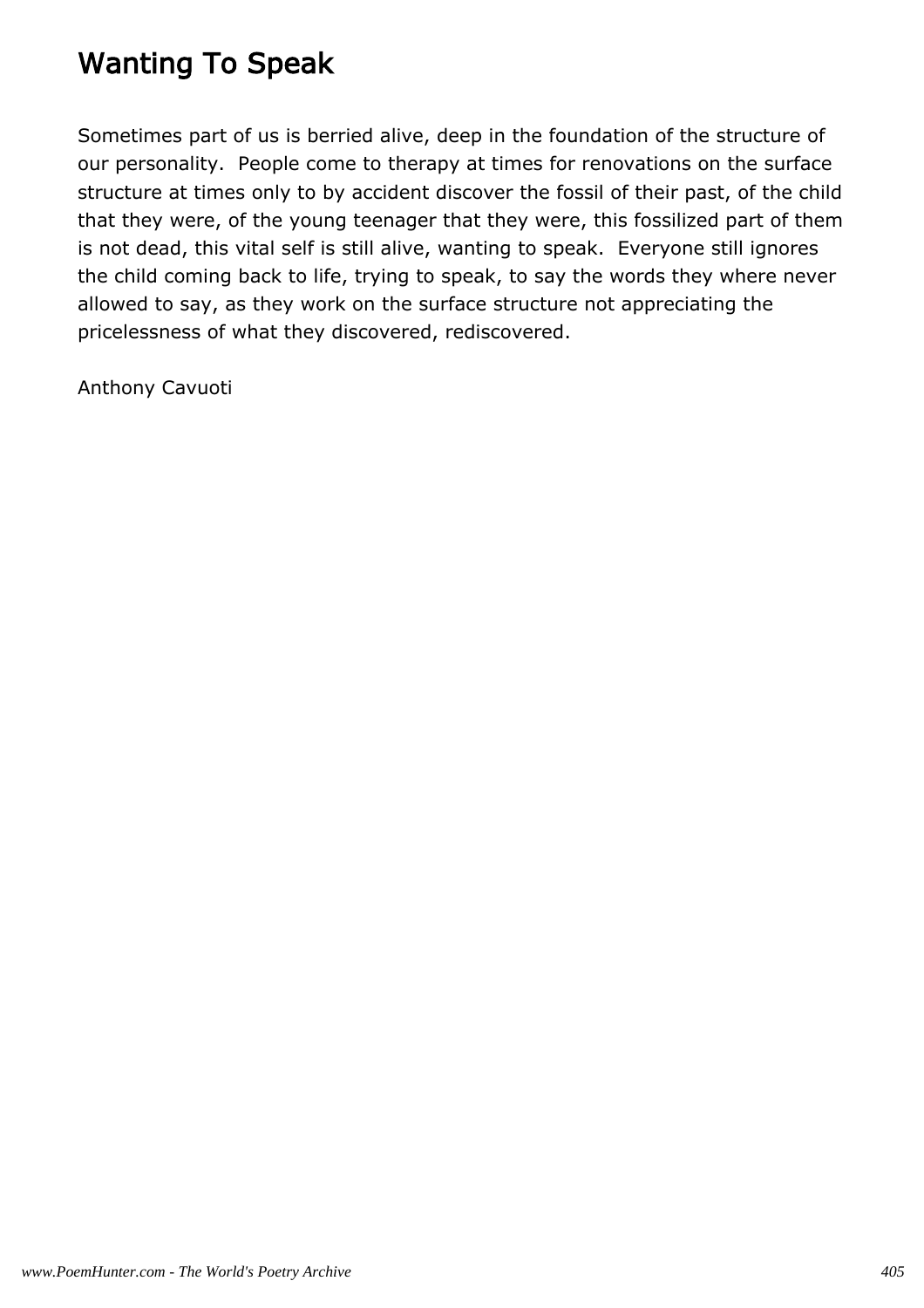# Wanting To Speak

Sometimes part of us is berried alive, deep in the foundation of the structure of our personality. People come to therapy at times for renovations on the surface structure at times only to by accident discover the fossil of their past, of the child that they were, of the young teenager that they were, this fossilized part of them is not dead, this vital self is still alive, wanting to speak. Everyone still ignores the child coming back to life, trying to speak, to say the words they where never allowed to say, as they work on the surface structure not appreciating the pricelessness of what they discovered, rediscovered.

Anthony Cavuoti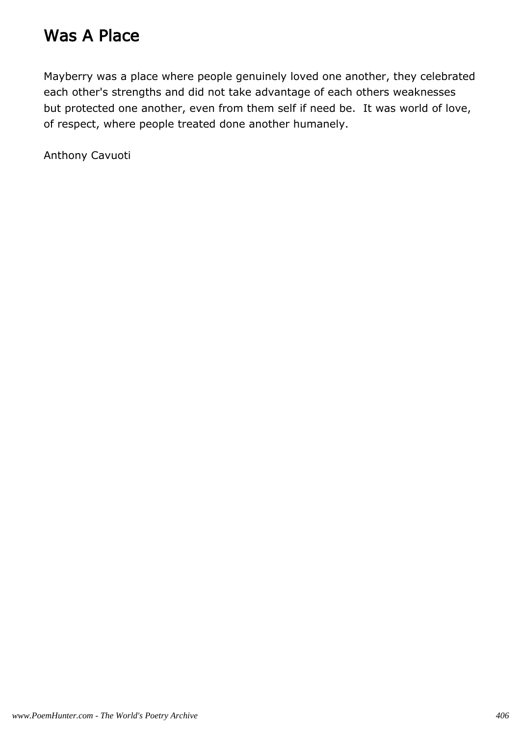# Was A Place

Mayberry was a place where people genuinely loved one another, they celebrated each other's strengths and did not take advantage of each others weaknesses but protected one another, even from them self if need be.  It was world of love, of respect, where people treated done another humanely.

Anthony Cavuoti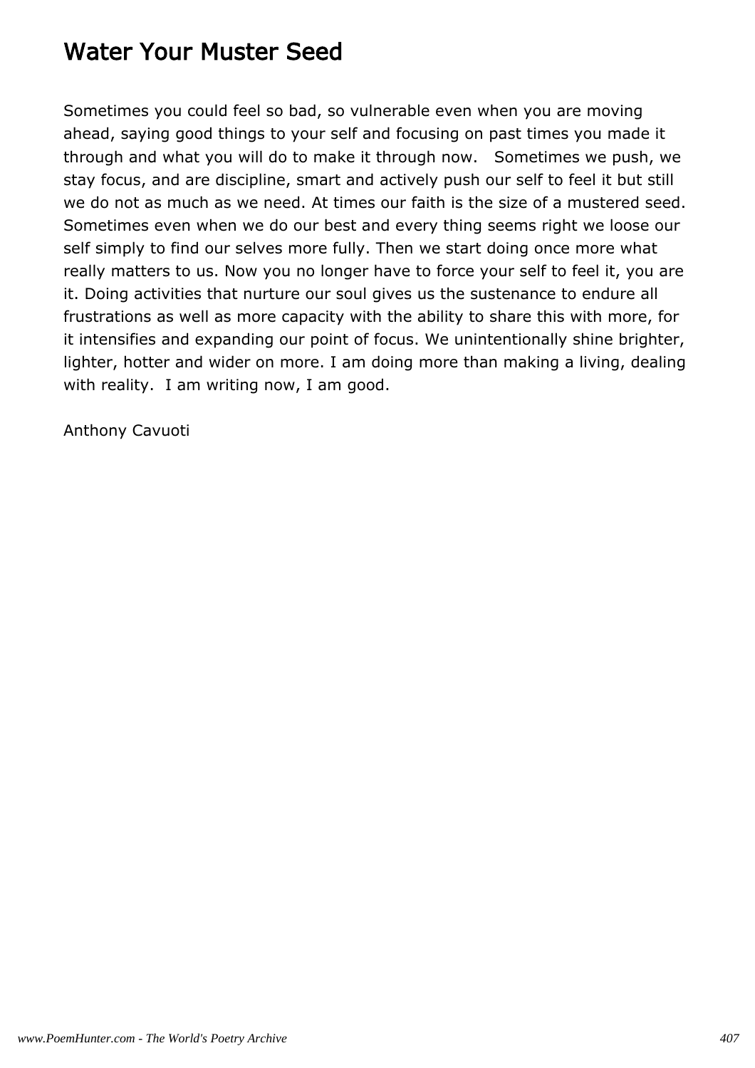## Water Your Muster Seed

Sometimes you could feel so bad, so vulnerable even when you are moving ahead, saying good things to your self and focusing on past times you made it through and what you will do to make it through now.   Sometimes we push, we stay focus, and are discipline, smart and actively push our self to feel it but still we do not as much as we need. At times our faith is the size of a mustered seed. Sometimes even when we do our best and every thing seems right we loose our self simply to find our selves more fully. Then we start doing once more what really matters to us. Now you no longer have to force your self to feel it, you are it. Doing activities that nurture our soul gives us the sustenance to endure all frustrations as well as more capacity with the ability to share this with more, for it intensifies and expanding our point of focus. We unintentionally shine brighter, lighter, hotter and wider on more. I am doing more than making a living, dealing with reality.  I am writing now, I am good.

Anthony Cavuoti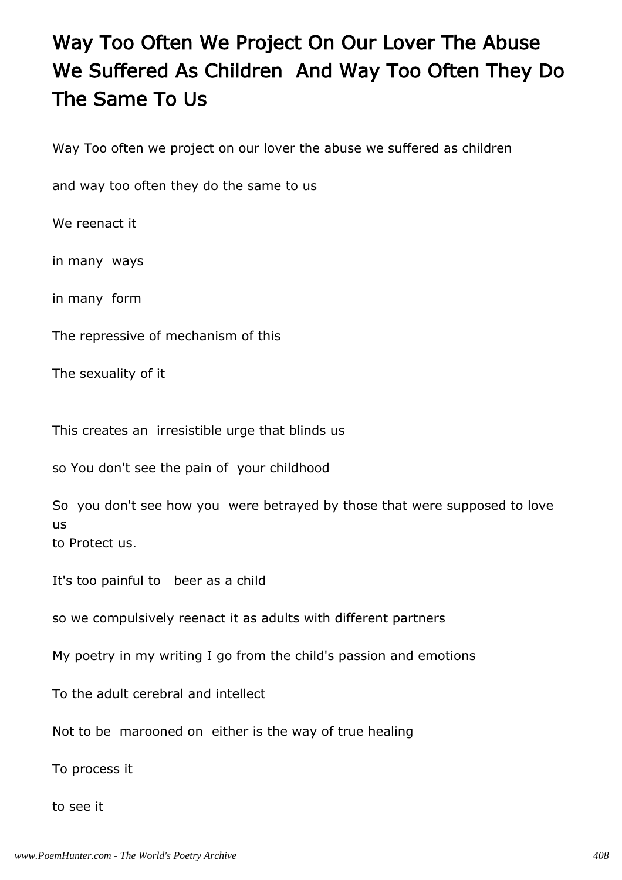# Way Too Often We Project On Our Lover The Abuse We Suffered As Children And Way Too Often They Do The Same To Us

Way Too often we project on our lover the abuse we suffered as children

and way too often they do the same to us

We reenact it

in many ways

in many form

The repressive of mechanism of this

The sexuality of it

This creates an irresistible urge that blinds us

so You don't see the pain of your childhood

So you don't see how you were betrayed by those that were supposed to love us
to Protect us.

It's too painful to beer as a child

so we compulsively reenact it as adults with different partners

My poetry in my writing I go from the child's passion and emotions

To the adult cerebral and intellect

Not to be marooned on either is the way of true healing

To process it

to see it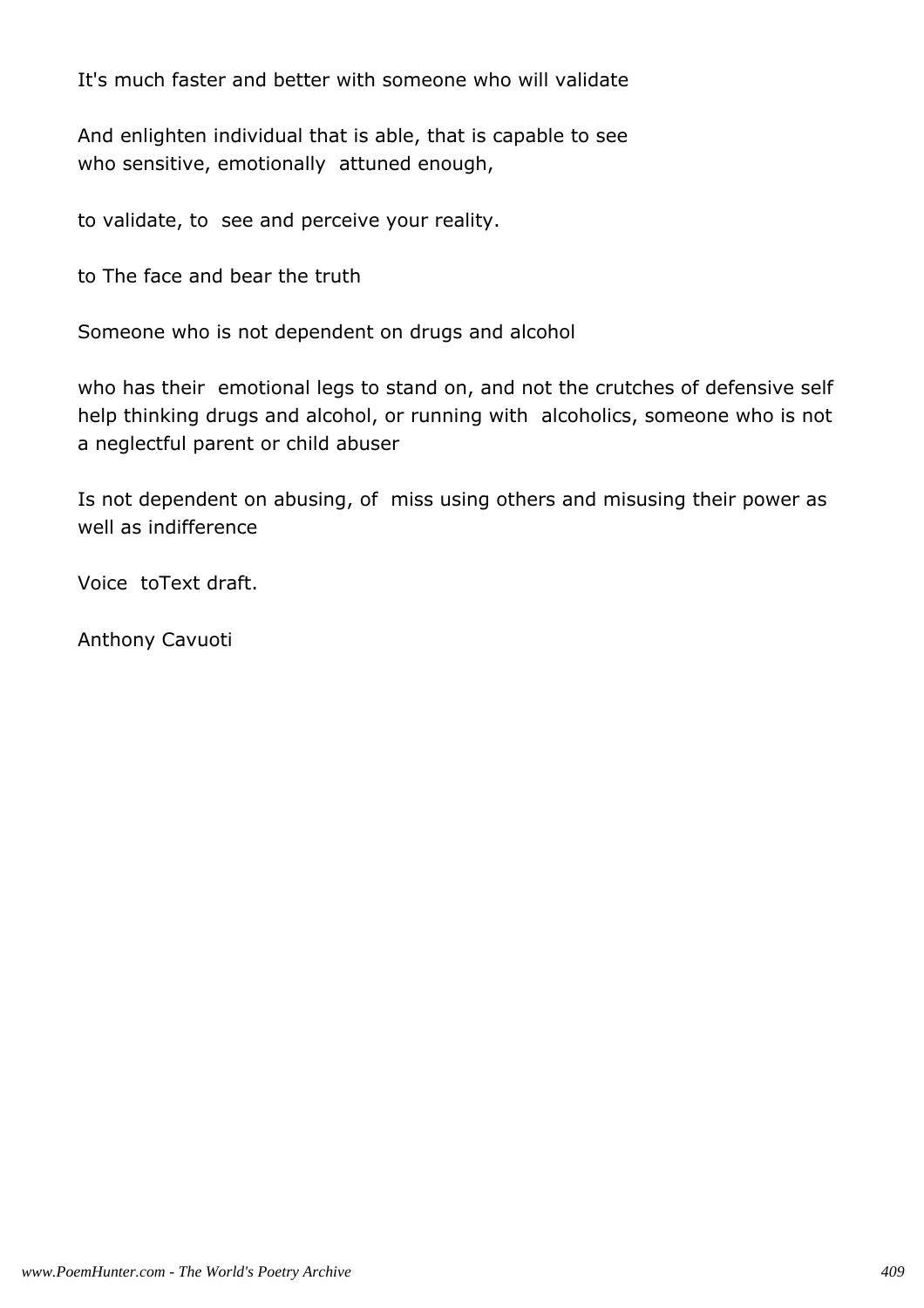It's much faster and better with someone who will validate

And enlighten individual that is able, that is capable to see
who sensitive, emotionally attuned enough,

to validate, to see and perceive your reality.

to The face and bear the truth

Someone who is not dependent on drugs and alcohol

who has their emotional legs to stand on, and not the crutches of defensive self help thinking drugs and alcohol, or running with alcoholics, someone who is not a neglectful parent or child abuser

Is not dependent on abusing, of miss using others and misusing their power as well as indifference

Voice toText draft.

Anthony Cavuoti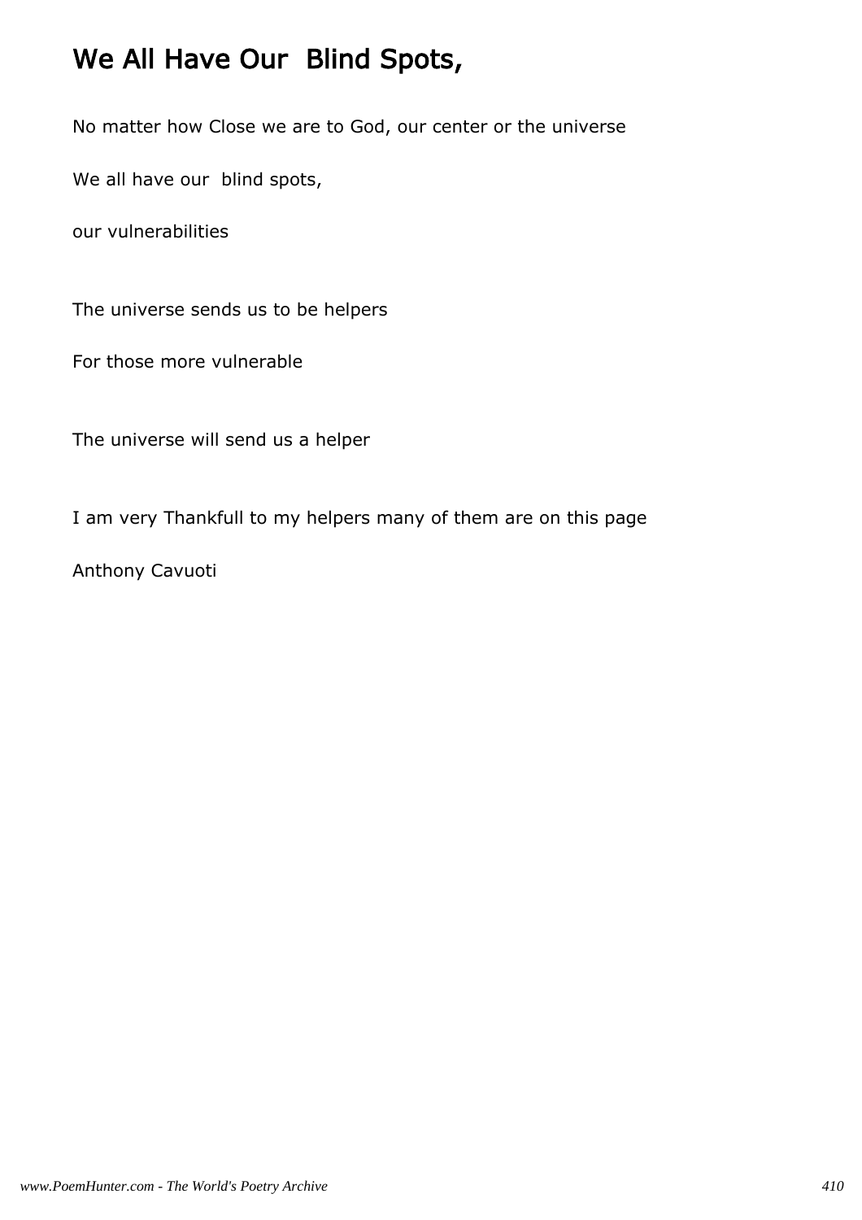# We All Have Our  Blind Spots,

No matter how Close we are to God, our center or the universe

We all have our  blind spots,

our vulnerabilities

The universe sends us to be helpers

For those more vulnerable

The universe will send us a helper

I am very Thankfull to my helpers many of them are on this page

Anthony Cavuoti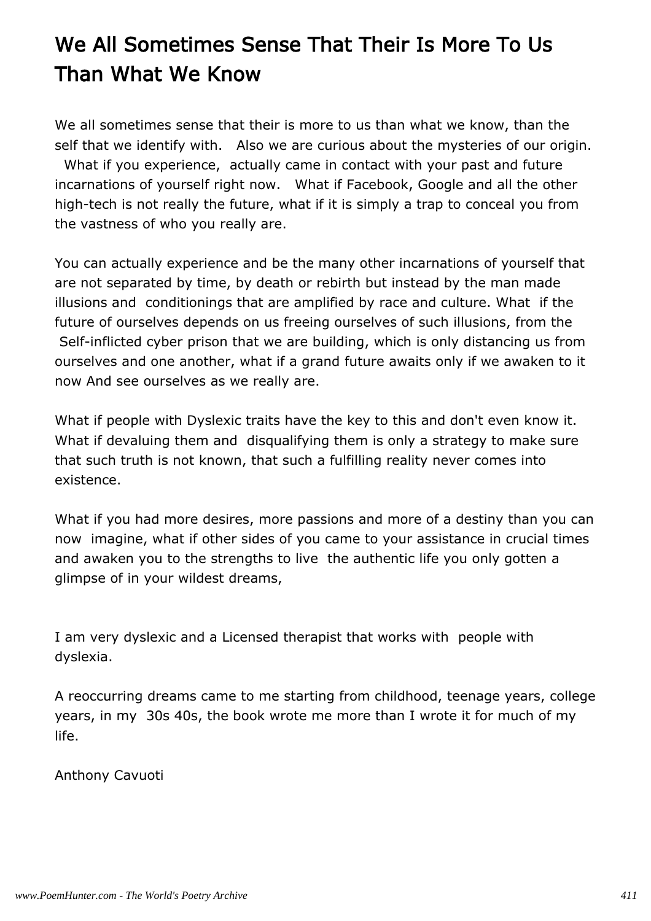# We All Sometimes Sense That Their Is More To Us Than What We Know

We all sometimes sense that their is more to us than what we know, than the self that we identify with. Also we are curious about the mysteries of our origin. What if you experience, actually came in contact with your past and future incarnations of yourself right now. What if Facebook, Google and all the other high-tech is not really the future, what if it is simply a trap to conceal you from the vastness of who you really are.

You can actually experience and be the many other incarnations of yourself that are not separated by time, by death or rebirth but instead by the man made illusions and conditionings that are amplified by race and culture. What if the future of ourselves depends on us freeing ourselves of such illusions, from the Self-inflicted cyber prison that we are building, which is only distancing us from ourselves and one another, what if a grand future awaits only if we awaken to it now And see ourselves as we really are.

What if people with Dyslexic traits have the key to this and don't even know it. What if devaluing them and disqualifying them is only a strategy to make sure that such truth is not known, that such a fulfilling reality never comes into existence.

What if you had more desires, more passions and more of a destiny than you can now imagine, what if other sides of you came to your assistance in crucial times and awaken you to the strengths to live the authentic life you only gotten a glimpse of in your wildest dreams,

I am very dyslexic and a Licensed therapist that works with people with dyslexia.

A reoccurring dreams came to me starting from childhood, teenage years, college years, in my 30s 40s, the book wrote me more than I wrote it for much of my life.

Anthony Cavuoti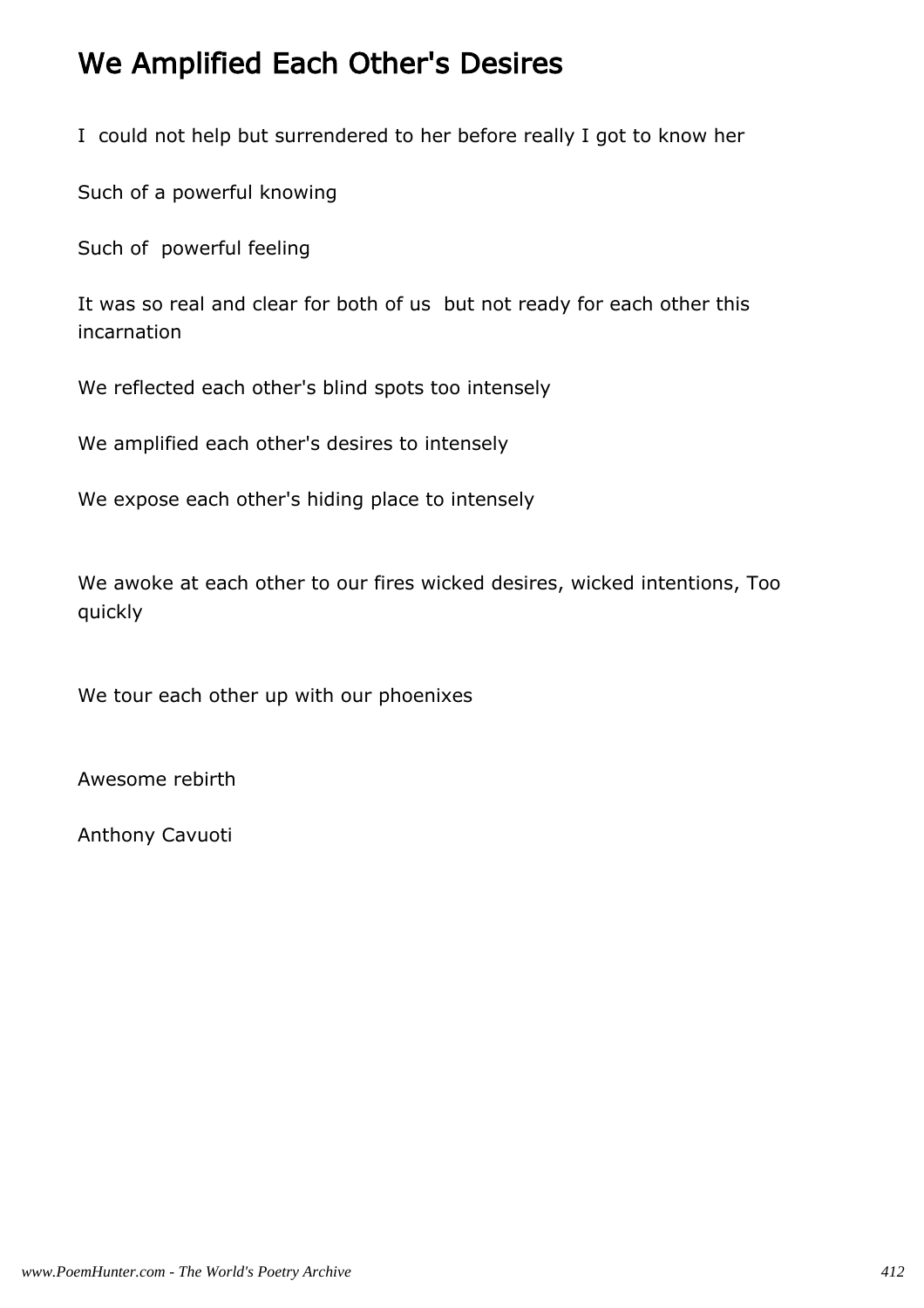# We Amplified Each Other's Desires

I  could not help but surrendered to her before really I got to know her

Such of a powerful knowing

Such of  powerful feeling

It was so real and clear for both of us  but not ready for each other this incarnation

We reflected each other's blind spots too intensely

We amplified each other's desires to intensely

We expose each other's hiding place to intensely

We awoke at each other to our fires wicked desires, wicked intentions, Too quickly

We tour each other up with our phoenixes

Awesome rebirth

Anthony Cavuoti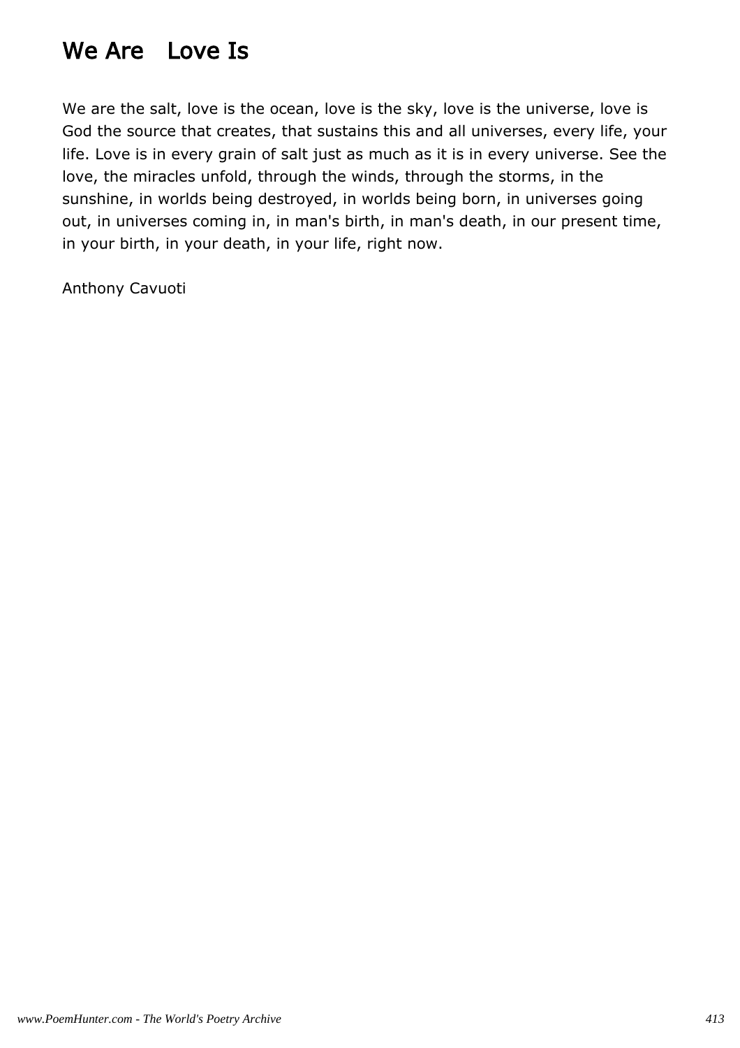# We Are   Love Is

We are the salt, love is the ocean, love is the sky, love is the universe, love is God the source that creates, that sustains this and all universes, every life, your life. Love is in every grain of salt just as much as it is in every universe. See the love, the miracles unfold, through the winds, through the storms, in the sunshine, in worlds being destroyed, in worlds being born, in universes going out, in universes coming in, in man's birth, in man's death, in our present time, in your birth, in your death, in your life, right now.

Anthony Cavuoti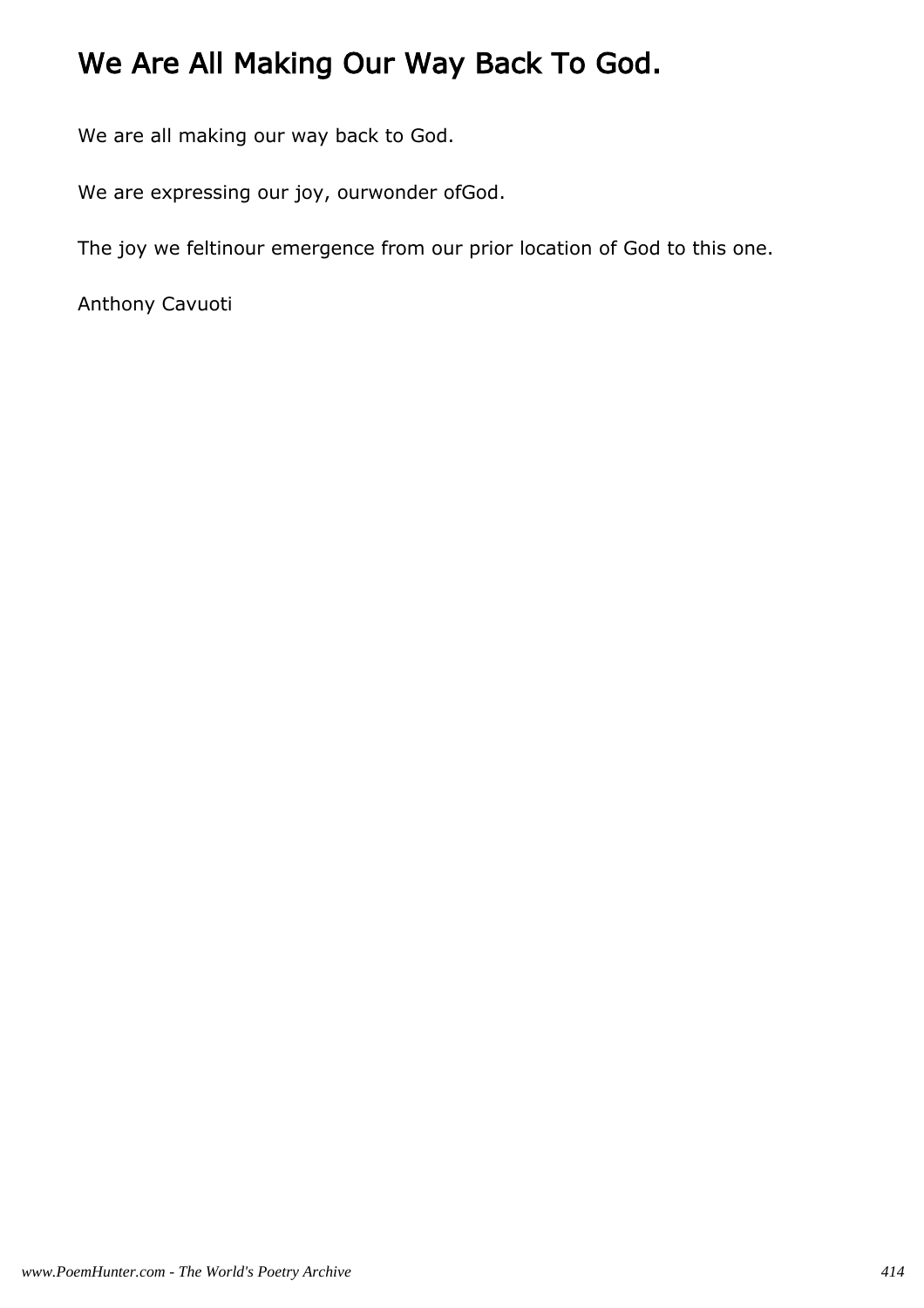# We Are All Making Our Way Back To God.

We are all making our way back to God.

We are expressing our joy, ourwonder ofGod.

The joy we feltinour emergence from our prior location of God to this one.

Anthony Cavuoti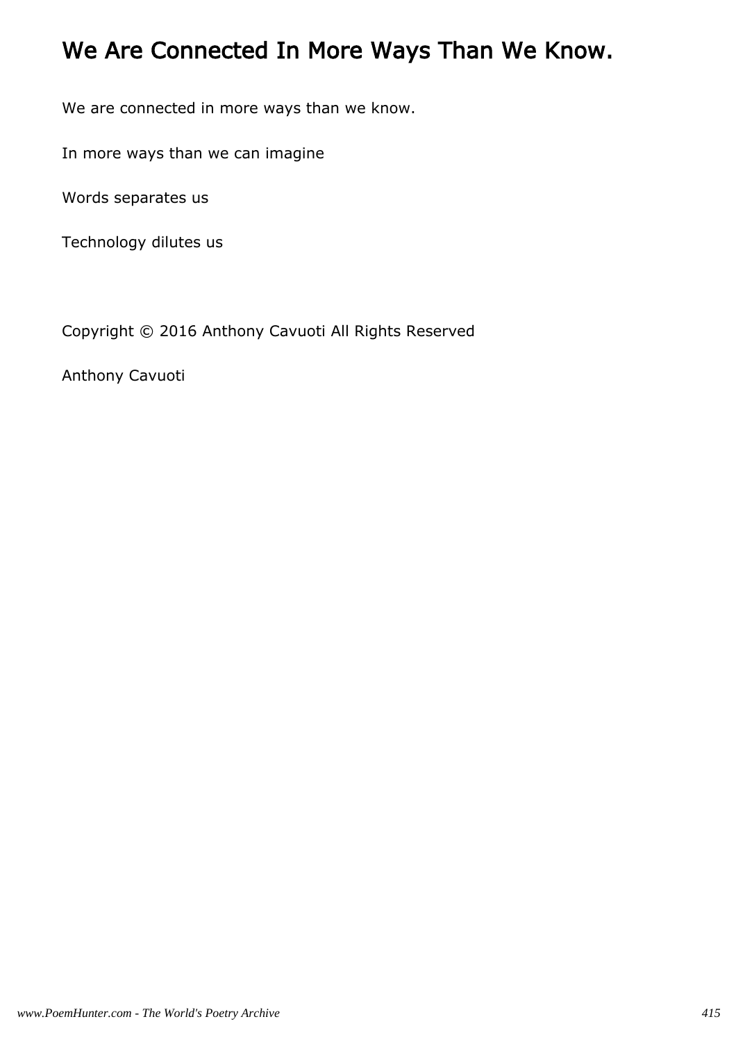# We Are Connected In More Ways Than We Know.

We are connected in more ways than we know.

In more ways than we can imagine

Words separates us

Technology dilutes us

Copyright © 2016 Anthony Cavuoti All Rights Reserved

Anthony Cavuoti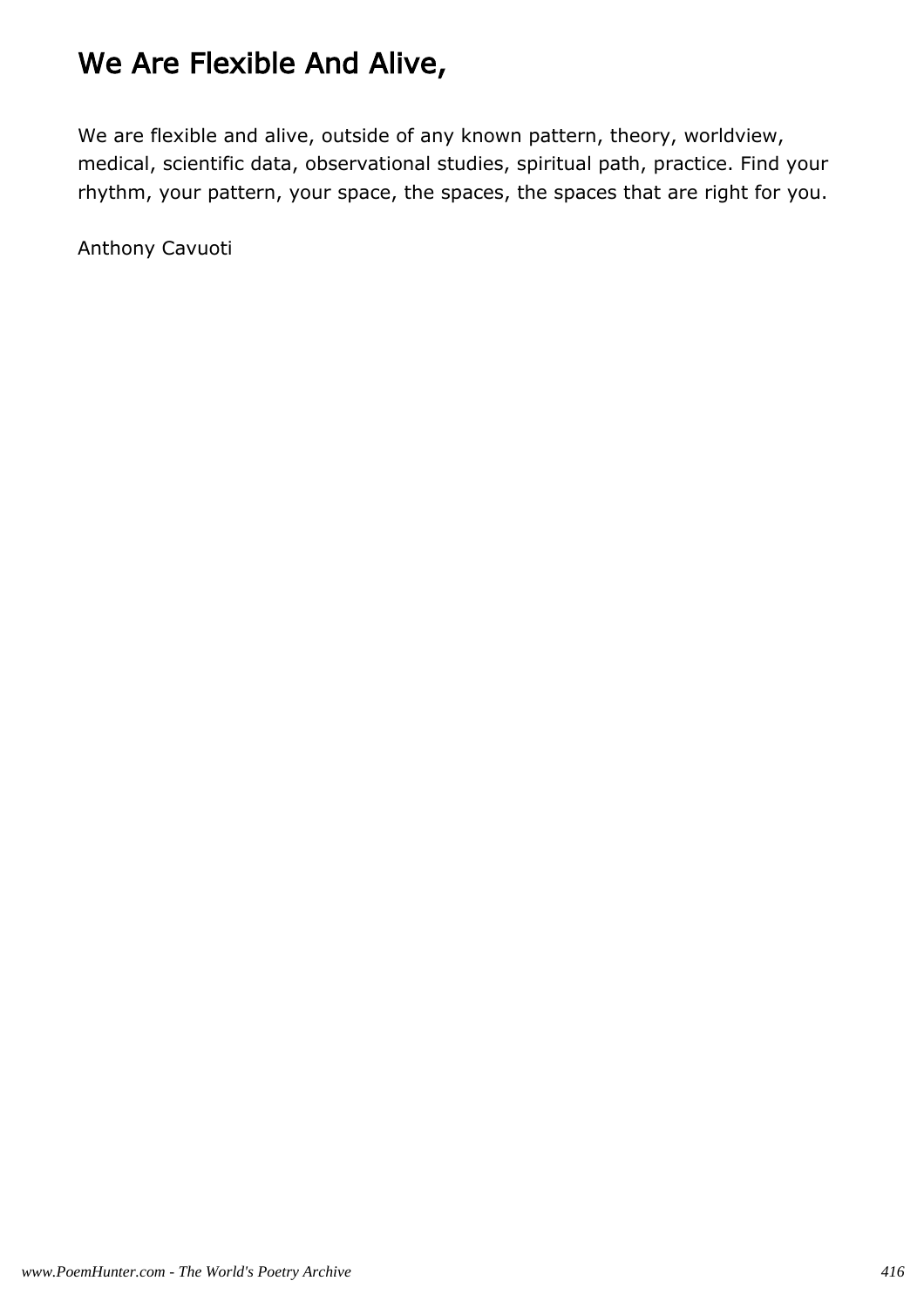# We Are Flexible And Alive,

We are flexible and alive, outside of any known pattern, theory, worldview, medical, scientific data, observational studies, spiritual path, practice. Find your rhythm, your pattern, your space, the spaces, the spaces that are right for you.

Anthony Cavuoti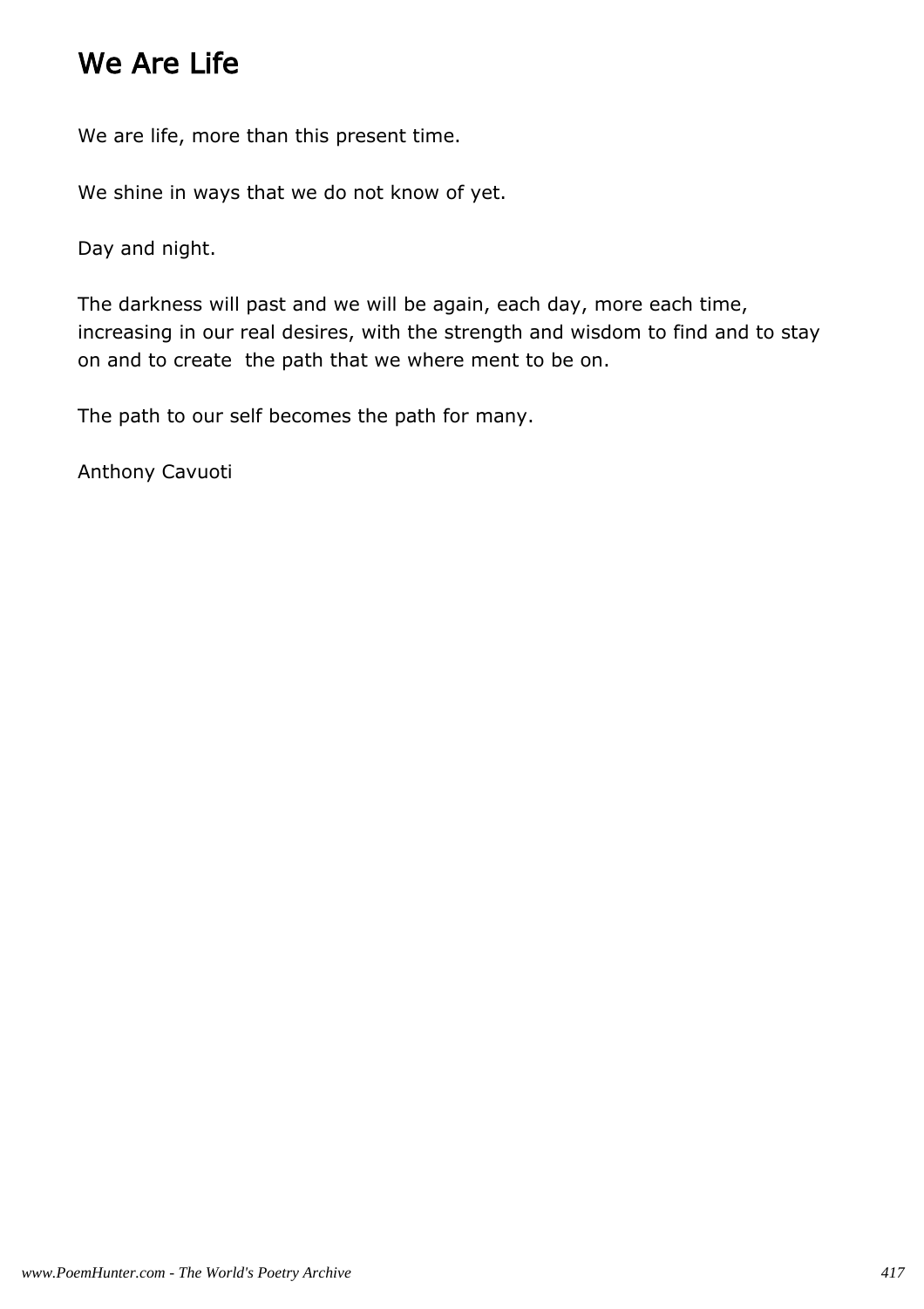# We Are Life

We are life, more than this present time.

We shine in ways that we do not know of yet.

Day and night.

The darkness will past and we will be again, each day, more each time, increasing in our real desires, with the strength and wisdom to find and to stay on and to create  the path that we where ment to be on.

The path to our self becomes the path for many.

Anthony Cavuoti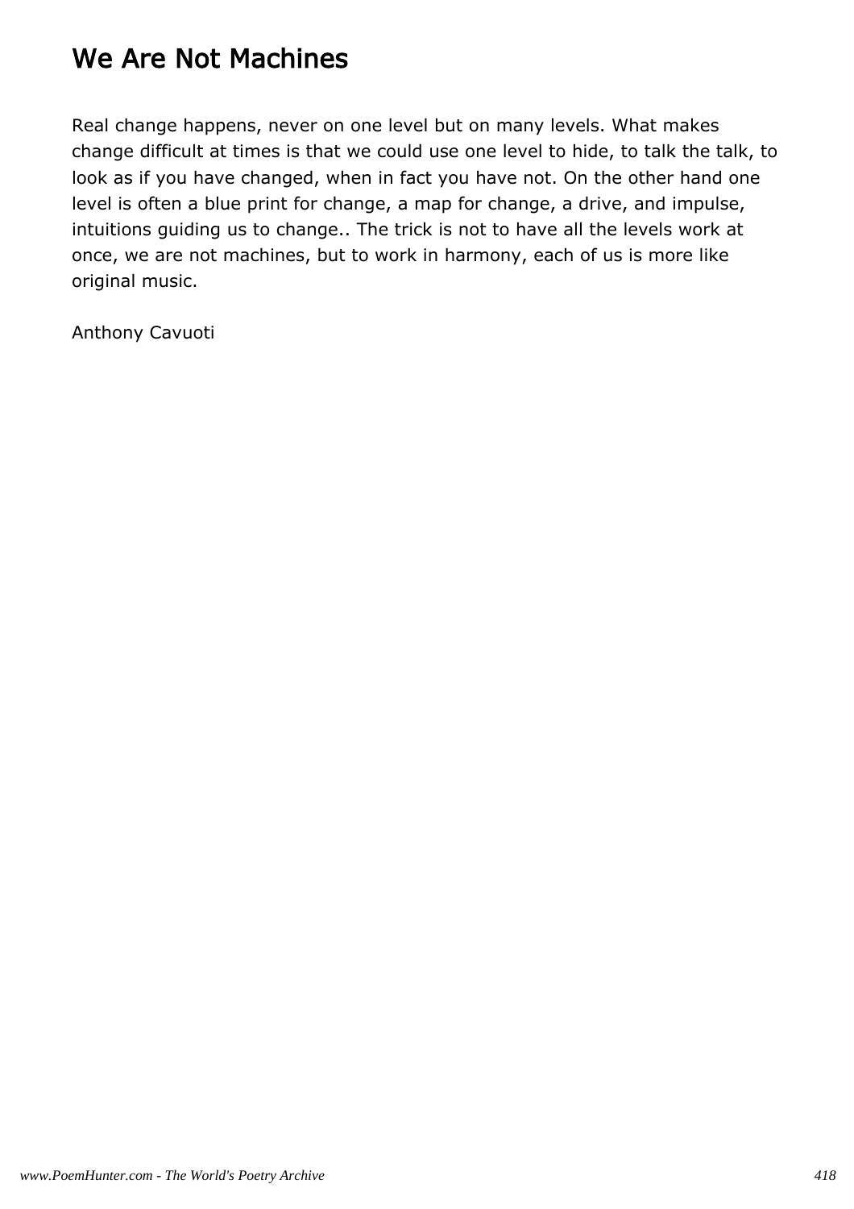# We Are Not Machines

Real change happens, never on one level but on many levels. What makes change difficult at times is that we could use one level to hide, to talk the talk, to look as if you have changed, when in fact you have not. On the other hand one level is often a blue print for change, a map for change, a drive, and impulse, intuitions guiding us to change.. The trick is not to have all the levels work at once, we are not machines, but to work in harmony, each of us is more like original music.

Anthony Cavuoti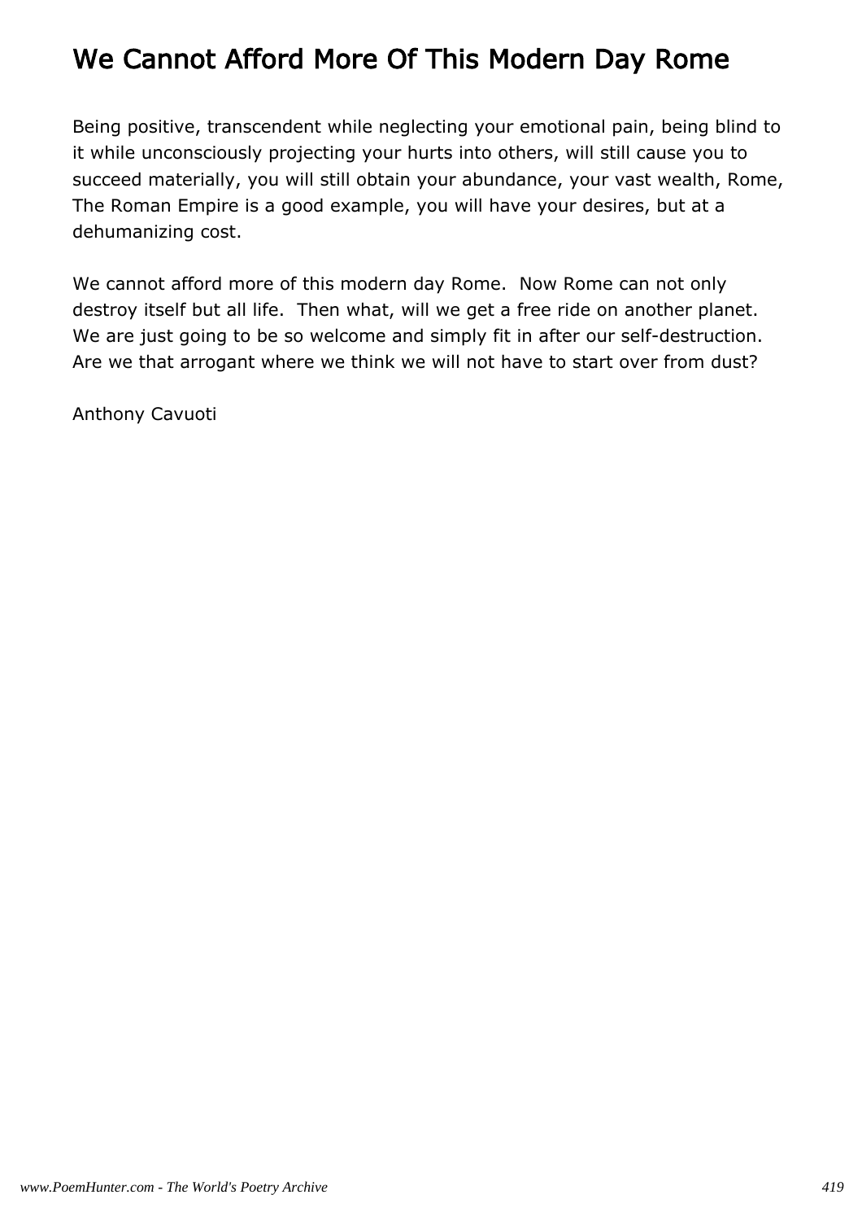# We Cannot Afford More Of This Modern Day Rome

Being positive, transcendent while neglecting your emotional pain, being blind to it while unconsciously projecting your hurts into others, will still cause you to succeed materially, you will still obtain your abundance, your vast wealth, Rome, The Roman Empire is a good example, you will have your desires, but at a dehumanizing cost.

We cannot afford more of this modern day Rome.  Now Rome can not only destroy itself but all life.  Then what, will we get a free ride on another planet. We are just going to be so welcome and simply fit in after our self-destruction. Are we that arrogant where we think we will not have to start over from dust?

Anthony Cavuoti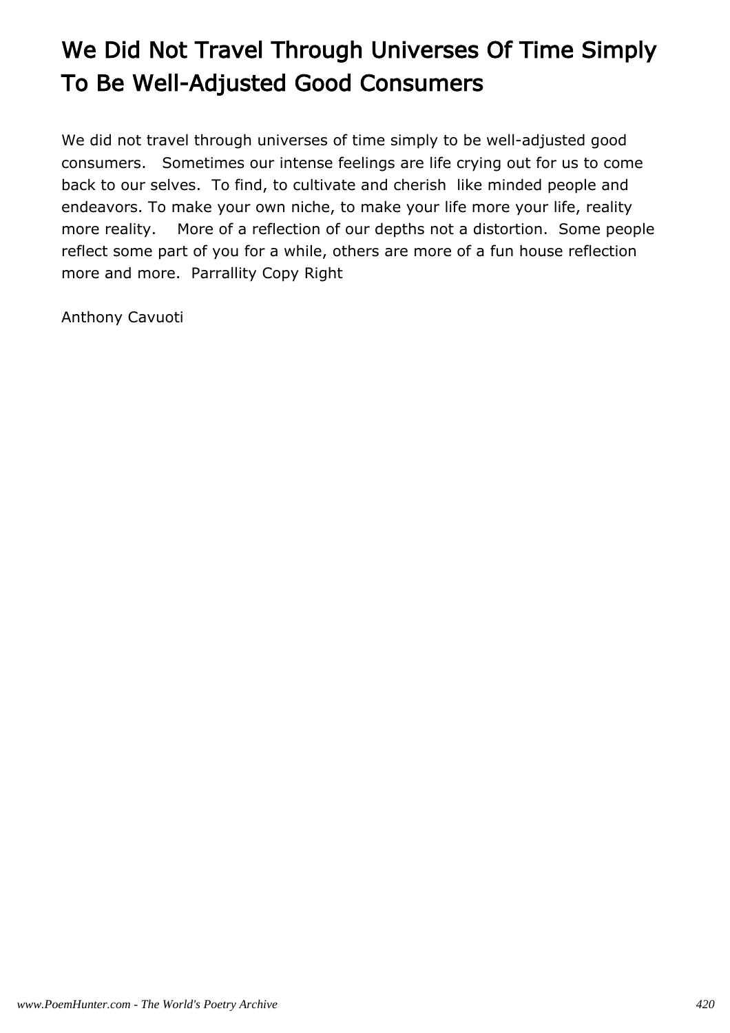# We Did Not Travel Through Universes Of Time Simply To Be Well-Adjusted Good Consumers

We did not travel through universes of time simply to be well-adjusted good consumers. Sometimes our intense feelings are life crying out for us to come back to our selves. To find, to cultivate and cherish like minded people and endeavors. To make your own niche, to make your life more your life, reality more reality. More of a reflection of our depths not a distortion. Some people reflect some part of you for a while, others are more of a fun house reflection more and more. Parrallity Copy Right

Anthony Cavuoti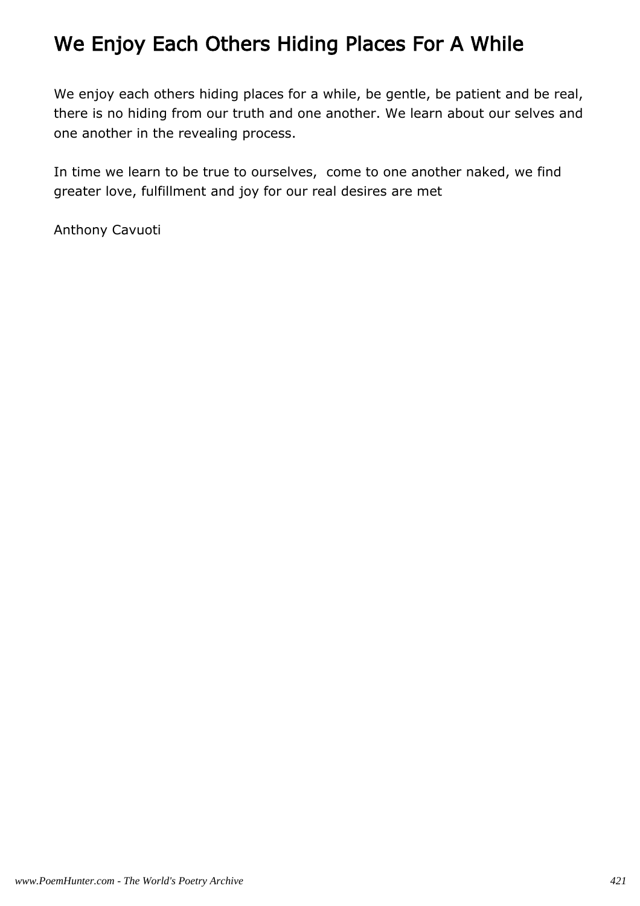# We Enjoy Each Others Hiding Places For A While

We enjoy each others hiding places for a while, be gentle, be patient and be real, there is no hiding from our truth and one another. We learn about our selves and one another in the revealing process.

In time we learn to be true to ourselves,  come to one another naked, we find greater love, fulfillment and joy for our real desires are met

Anthony Cavuoti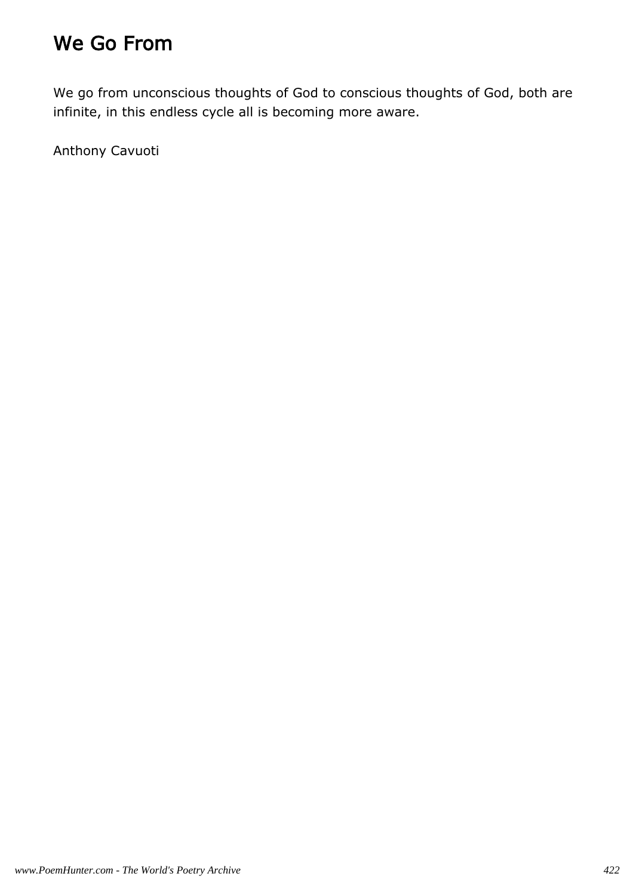# We Go From

We go from unconscious thoughts of God to conscious thoughts of God, both are infinite, in this endless cycle all is becoming more aware.

Anthony Cavuoti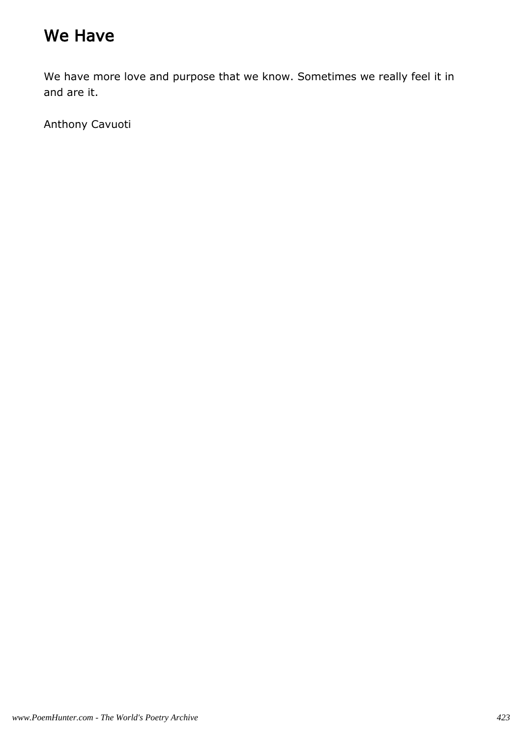# We Have

We have more love and purpose that we know. Sometimes we really feel it in and are it.

Anthony Cavuoti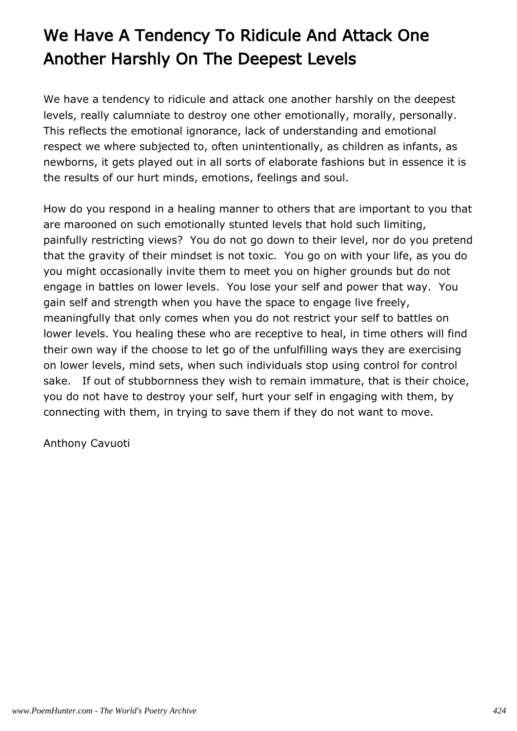# We Have A Tendency To Ridicule And Attack One Another Harshly On The Deepest Levels

We have a tendency to ridicule and attack one another harshly on the deepest levels, really calumniate to destroy one other emotionally, morally, personally. This reflects the emotional ignorance, lack of understanding and emotional respect we where subjected to, often unintentionally, as children as infants, as newborns, it gets played out in all sorts of elaborate fashions but in essence it is the results of our hurt minds, emotions, feelings and soul.

How do you respond in a healing manner to others that are important to you that are marooned on such emotionally stunted levels that hold such limiting, painfully restricting views? You do not go down to their level, nor do you pretend that the gravity of their mindset is not toxic. You go on with your life, as you do you might occasionally invite them to meet you on higher grounds but do not engage in battles on lower levels. You lose your self and power that way. You gain self and strength when you have the space to engage live freely, meaningfully that only comes when you do not restrict your self to battles on lower levels. You healing these who are receptive to heal, in time others will find their own way if the choose to let go of the unfulfilling ways they are exercising on lower levels, mind sets, when such individuals stop using control for control sake. If out of stubbornness they wish to remain immature, that is their choice, you do not have to destroy your self, hurt your self in engaging with them, by connecting with them, in trying to save them if they do not want to move.

Anthony Cavuoti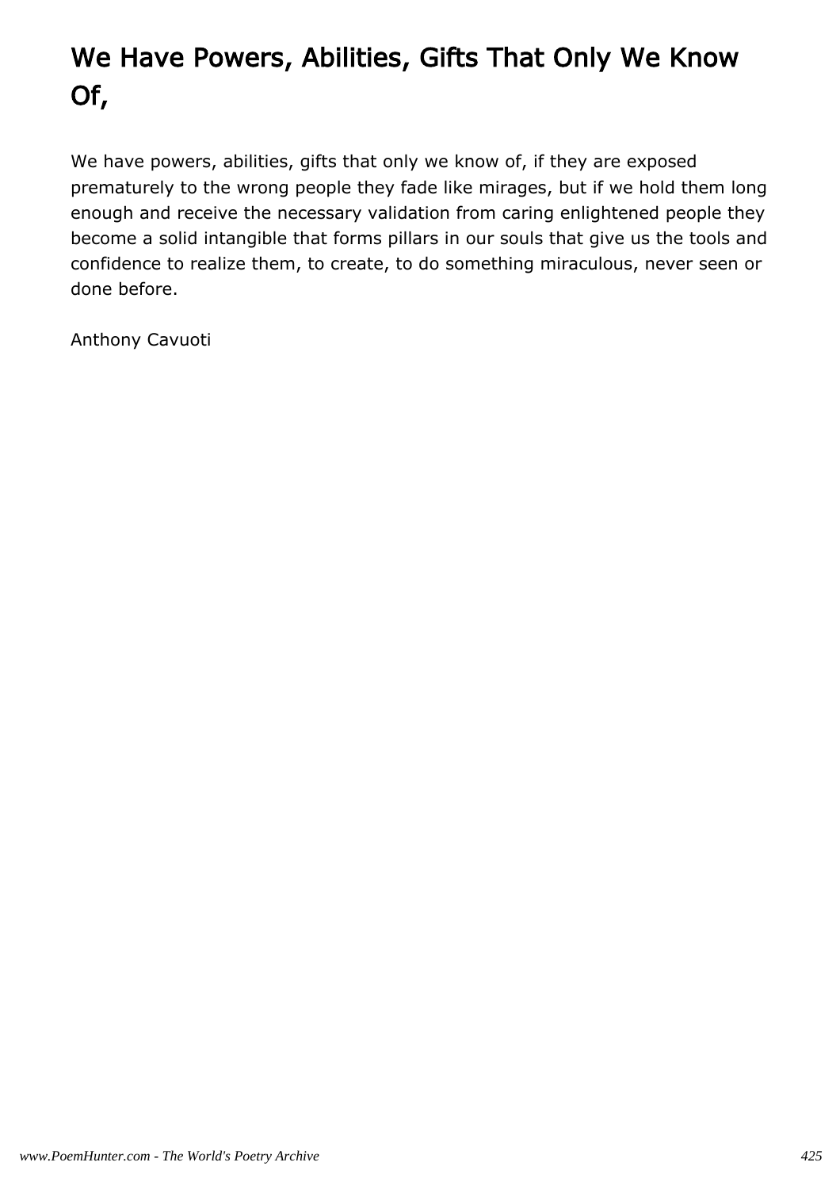# We Have Powers, Abilities, Gifts That Only We Know Of,

We have powers, abilities, gifts that only we know of, if they are exposed prematurely to the wrong people they fade like mirages, but if we hold them long enough and receive the necessary validation from caring enlightened people they become a solid intangible that forms pillars in our souls that give us the tools and confidence to realize them, to create, to do something miraculous, never seen or done before.

Anthony Cavuoti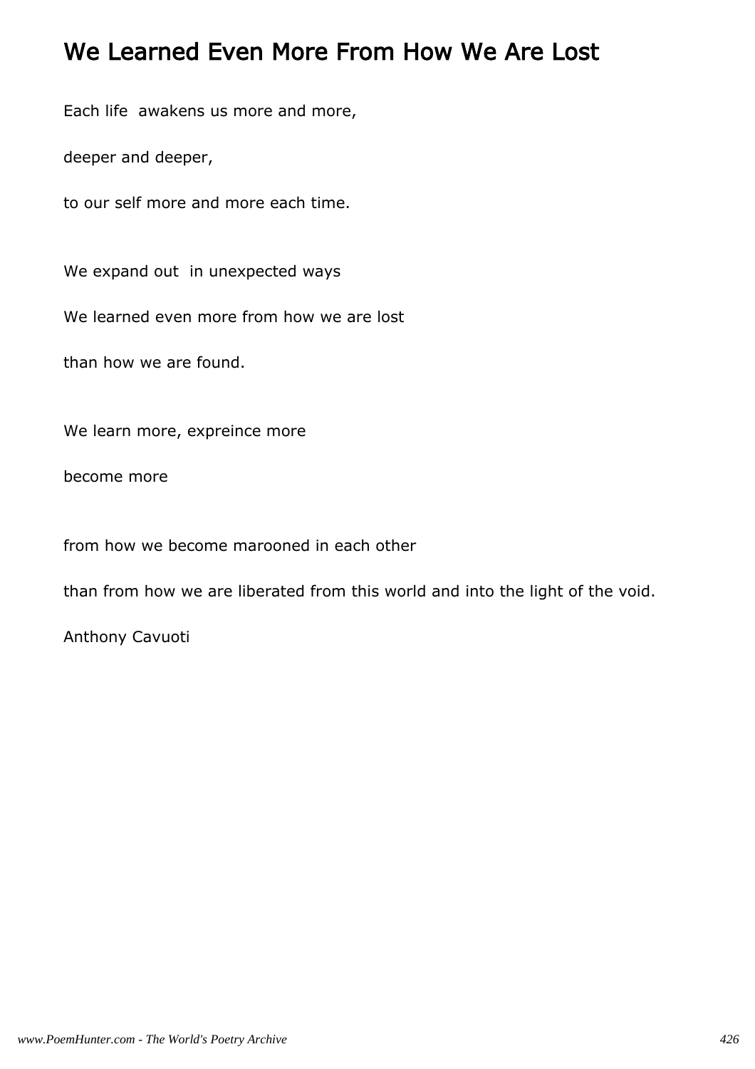# We Learned Even More From How We Are Lost

Each life awakens us more and more,

deeper and deeper,

to our self more and more each time.

We expand out in unexpected ways

We learned even more from how we are lost

than how we are found.

We learn more, expreince more

become more

from how we become marooned in each other

than from how we are liberated from this world and into the light of the void.

Anthony Cavuoti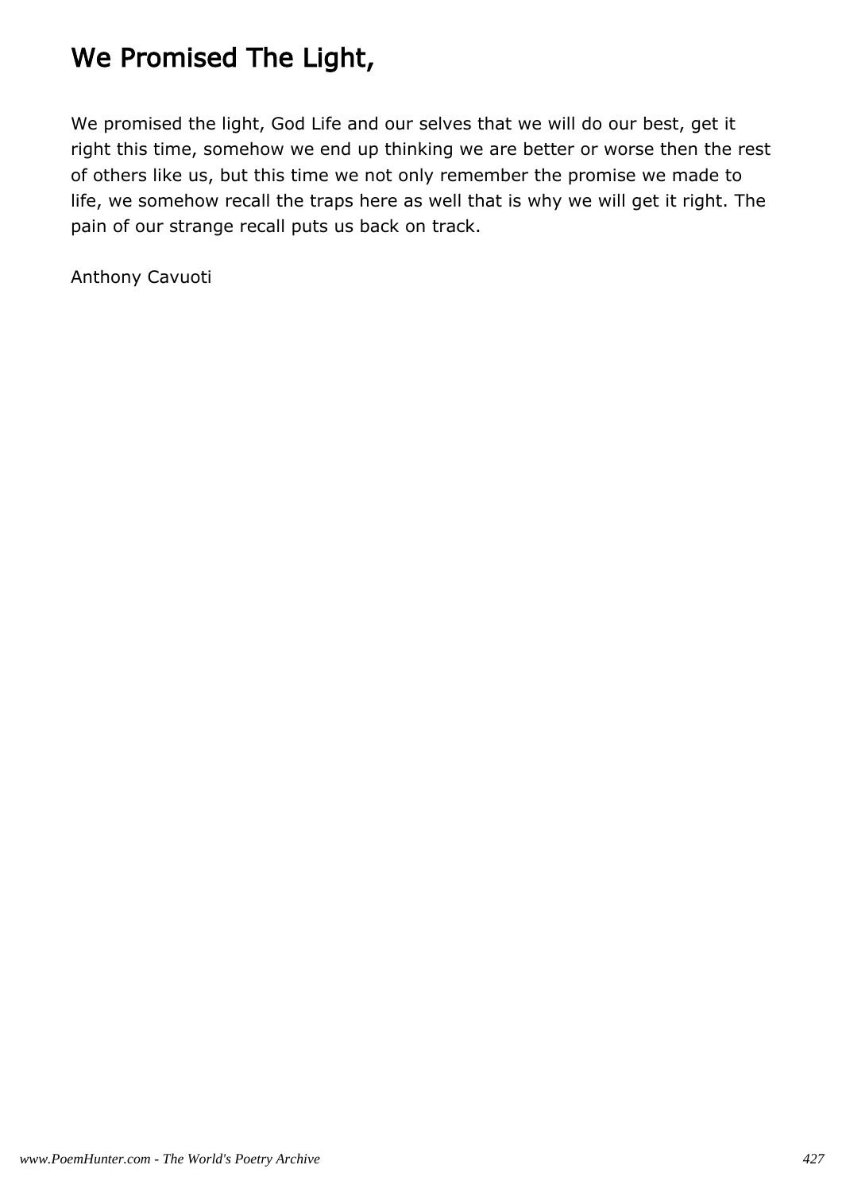# We Promised The Light,

We promised the light, God Life and our selves that we will do our best, get it right this time, somehow we end up thinking we are better or worse then the rest of others like us, but this time we not only remember the promise we made to life, we somehow recall the traps here as well that is why we will get it right. The pain of our strange recall puts us back on track.

Anthony Cavuoti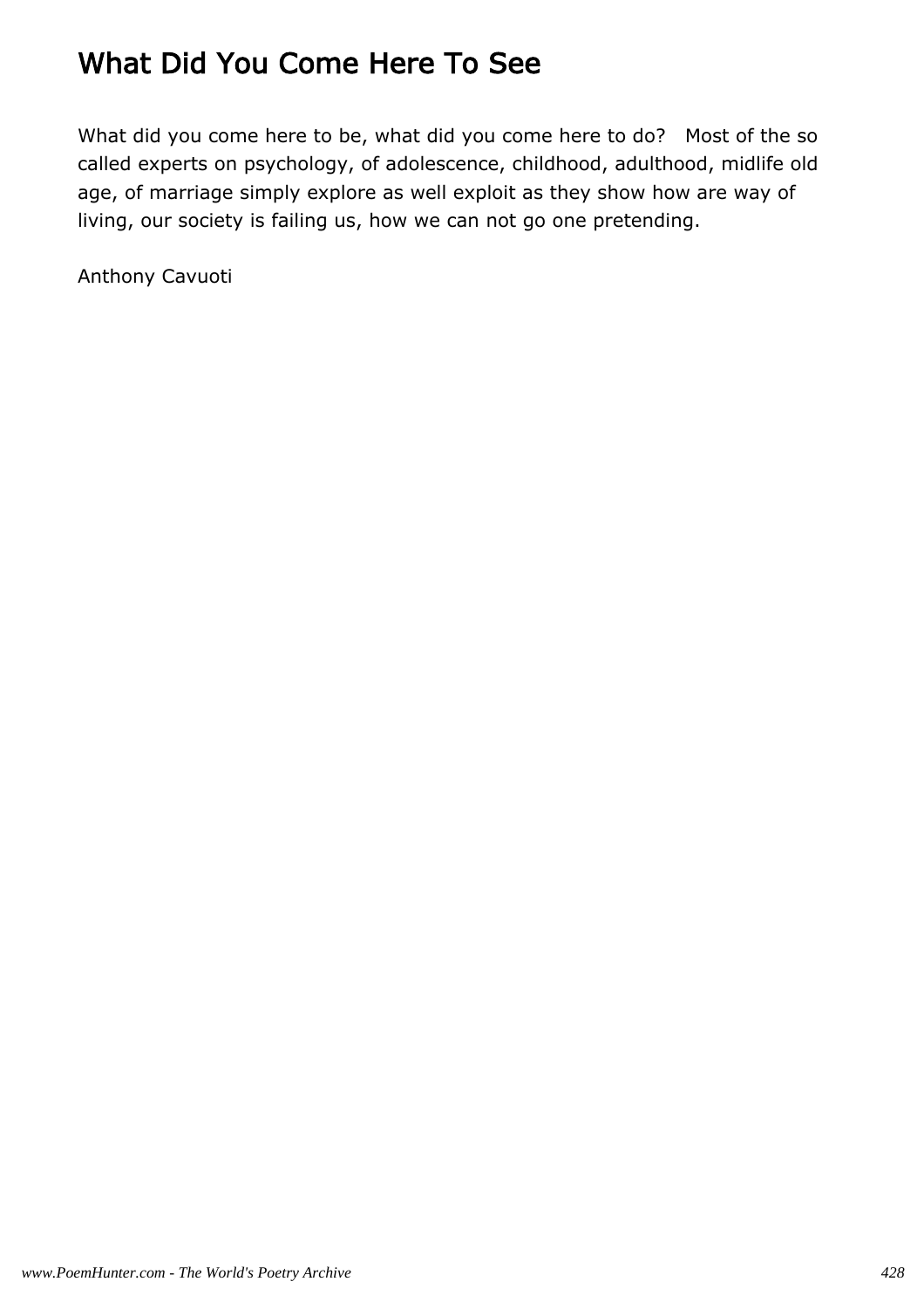## What Did You Come Here To See

What did you come here to be, what did you come here to do?   Most of the so called experts on psychology, of adolescence, childhood, adulthood, midlife old age, of marriage simply explore as well exploit as they show how are way of living, our society is failing us, how we can not go one pretending.

Anthony Cavuoti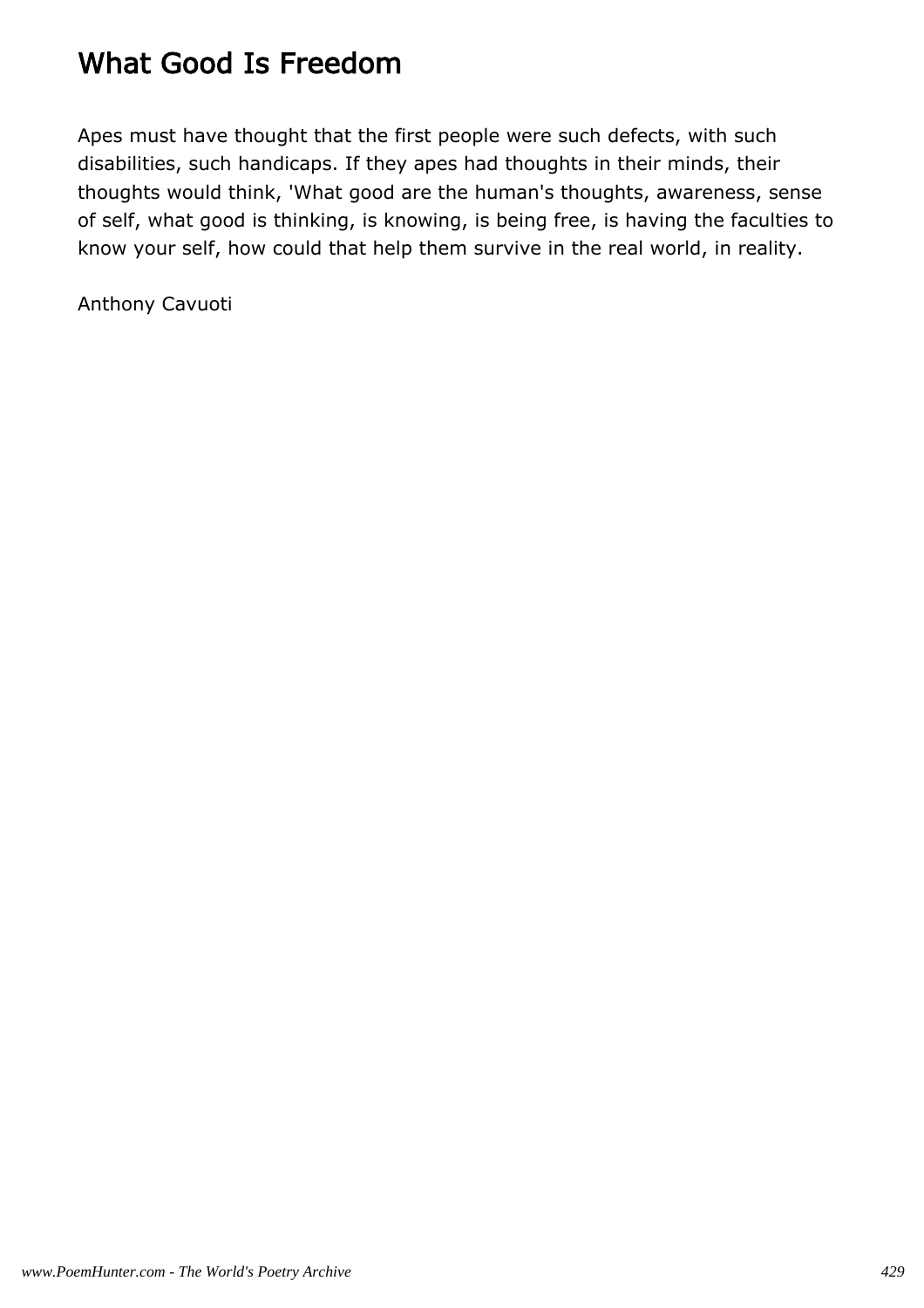# What Good Is Freedom

Apes must have thought that the first people were such defects, with such disabilities, such handicaps. If they apes had thoughts in their minds, their thoughts would think, 'What good are the human's thoughts, awareness, sense of self, what good is thinking, is knowing, is being free, is having the faculties to know your self, how could that help them survive in the real world, in reality.

Anthony Cavuoti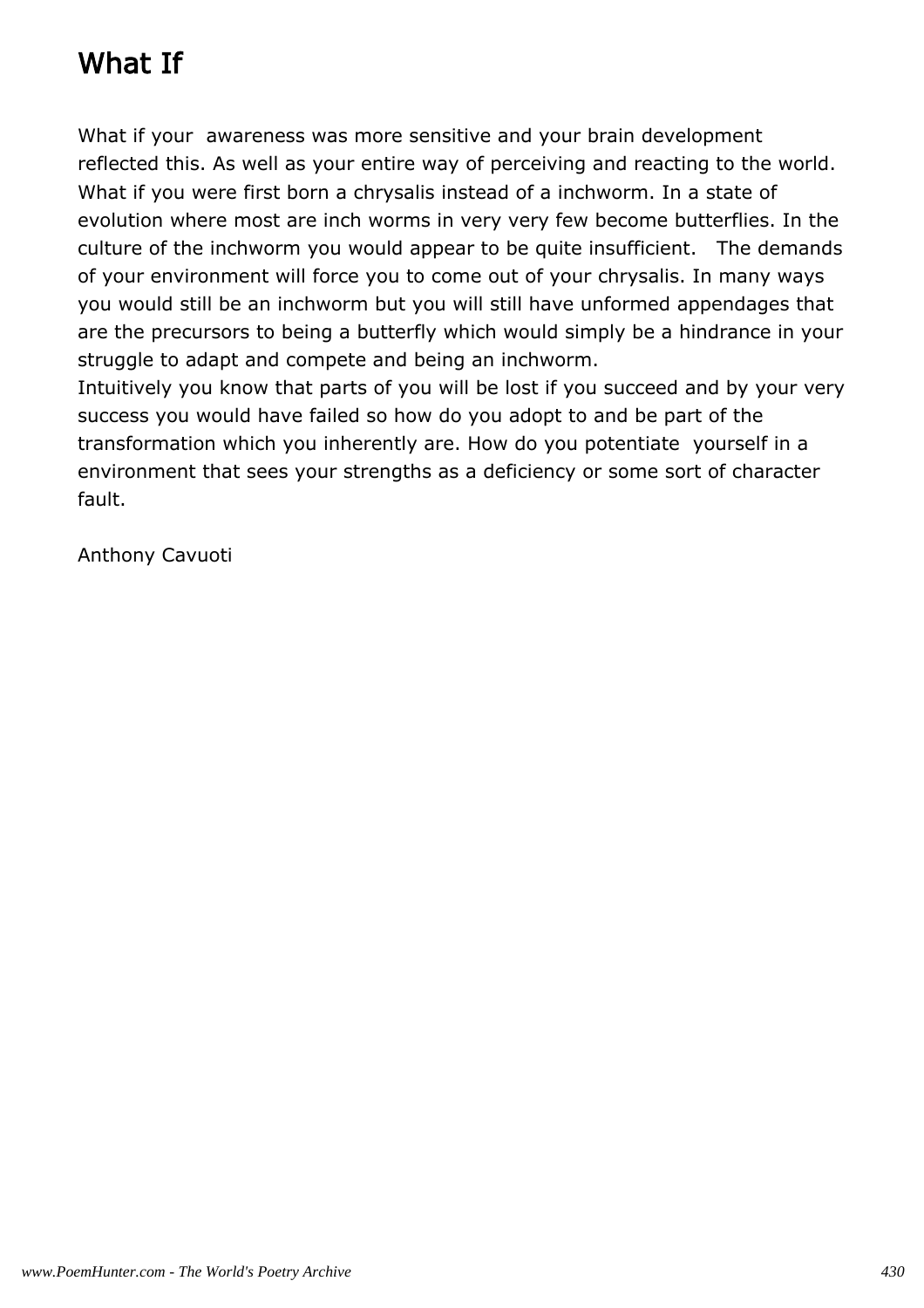# What If

What if your awareness was more sensitive and your brain development reflected this. As well as your entire way of perceiving and reacting to the world. What if you were first born a chrysalis instead of a inchworm. In a state of evolution where most are inch worms in very very few become butterflies. In the culture of the inchworm you would appear to be quite insufficient. The demands of your environment will force you to come out of your chrysalis. In many ways you would still be an inchworm but you will still have unformed appendages that are the precursors to being a butterfly which would simply be a hindrance in your struggle to adapt and compete and being an inchworm.
Intuitively you know that parts of you will be lost if you succeed and by your very success you would have failed so how do you adopt to and be part of the transformation which you inherently are. How do you potentiate yourself in a environment that sees your strengths as a deficiency or some sort of character fault.

Anthony Cavuoti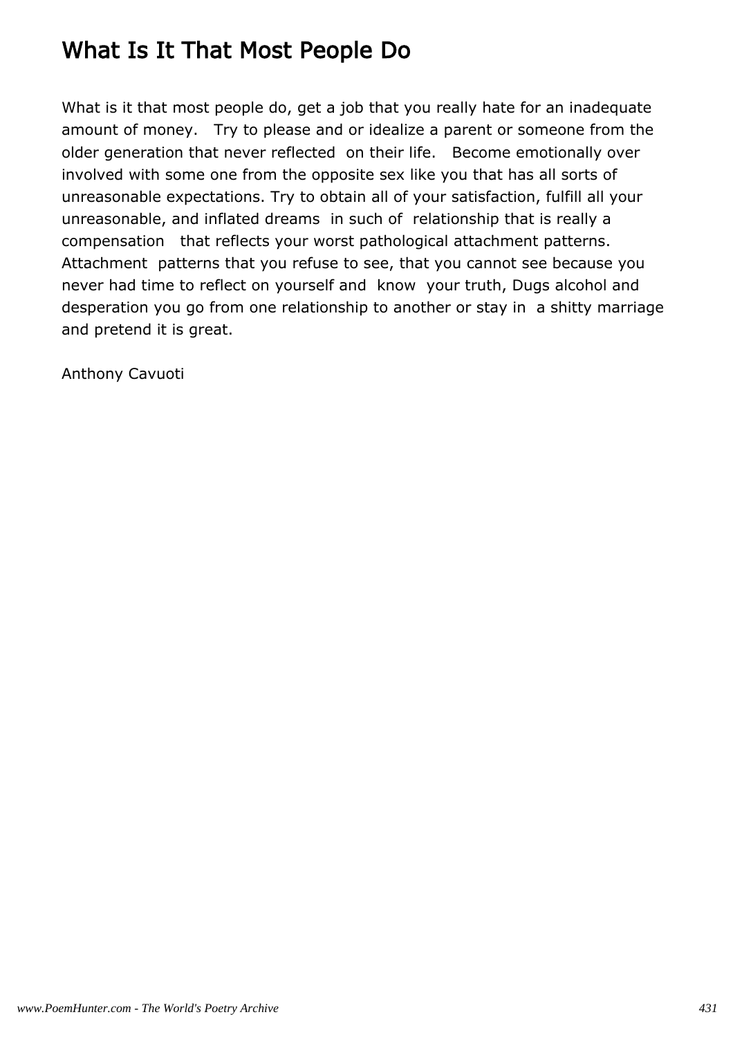# What Is It That Most People Do

What is it that most people do, get a job that you really hate for an inadequate amount of money. Try to please and or idealize a parent or someone from the older generation that never reflected on their life. Become emotionally over involved with some one from the opposite sex like you that has all sorts of unreasonable expectations. Try to obtain all of your satisfaction, fulfill all your unreasonable, and inflated dreams in such of relationship that is really a compensation that reflects your worst pathological attachment patterns. Attachment patterns that you refuse to see, that you cannot see because you never had time to reflect on yourself and know your truth, Dugs alcohol and desperation you go from one relationship to another or stay in a shitty marriage and pretend it is great.

Anthony Cavuoti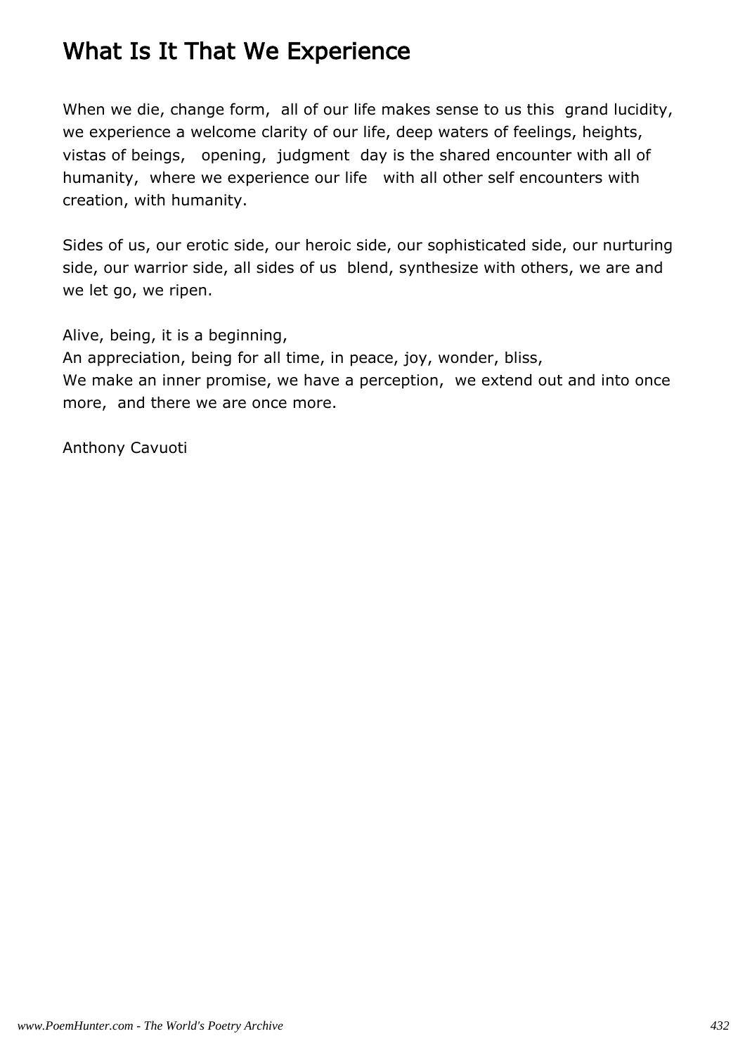# What Is It That We Experience

When we die, change form, all of our life makes sense to us this grand lucidity, we experience a welcome clarity of our life, deep waters of feelings, heights, vistas of beings, opening, judgment day is the shared encounter with all of humanity, where we experience our life with all other self encounters with creation, with humanity.

Sides of us, our erotic side, our heroic side, our sophisticated side, our nurturing side, our warrior side, all sides of us blend, synthesize with others, we are and we let go, we ripen.

Alive, being, it is a beginning,
An appreciation, being for all time, in peace, joy, wonder, bliss,
We make an inner promise, we have a perception, we extend out and into once more, and there we are once more.

Anthony Cavuoti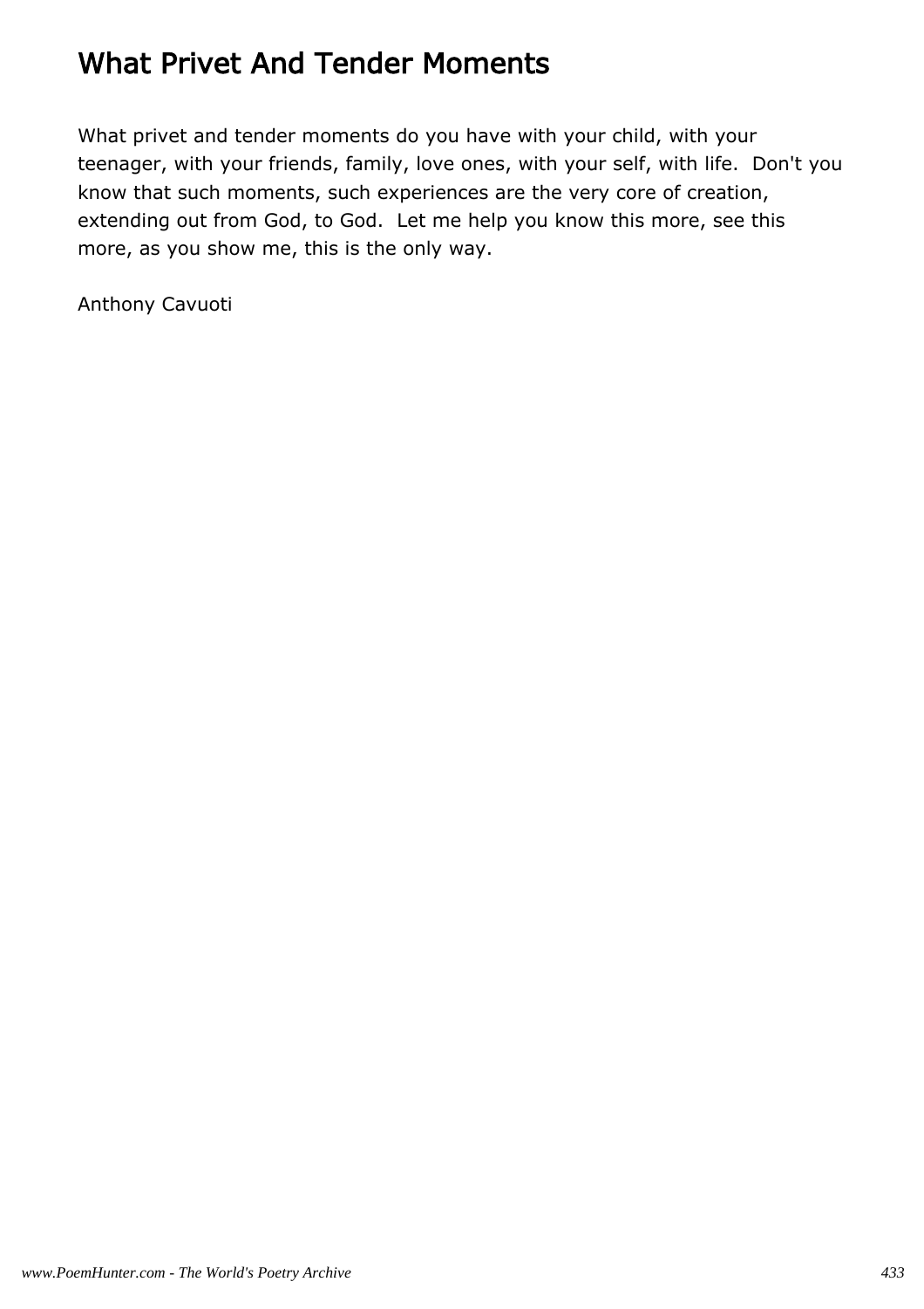# What Privet And Tender Moments

What privet and tender moments do you have with your child, with your teenager, with your friends, family, love ones, with your self, with life. Don't you know that such moments, such experiences are the very core of creation, extending out from God, to God. Let me help you know this more, see this more, as you show me, this is the only way.

Anthony Cavuoti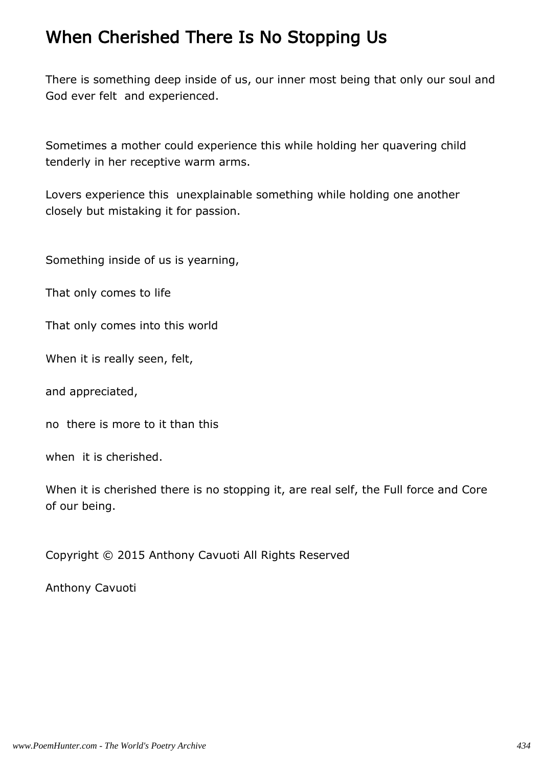# When Cherished There Is No Stopping Us

There is something deep inside of us, our inner most being that only our soul and God ever felt and experienced.

Sometimes a mother could experience this while holding her quavering child tenderly in her receptive warm arms.

Lovers experience this unexplainable something while holding one another closely but mistaking it for passion.

Something inside of us is yearning,

That only comes to life

That only comes into this world

When it is really seen, felt,

and appreciated,

no there is more to it than this

when it is cherished.

When it is cherished there is no stopping it, are real self, the Full force and Core of our being.

Copyright © 2015 Anthony Cavuoti All Rights Reserved

Anthony Cavuoti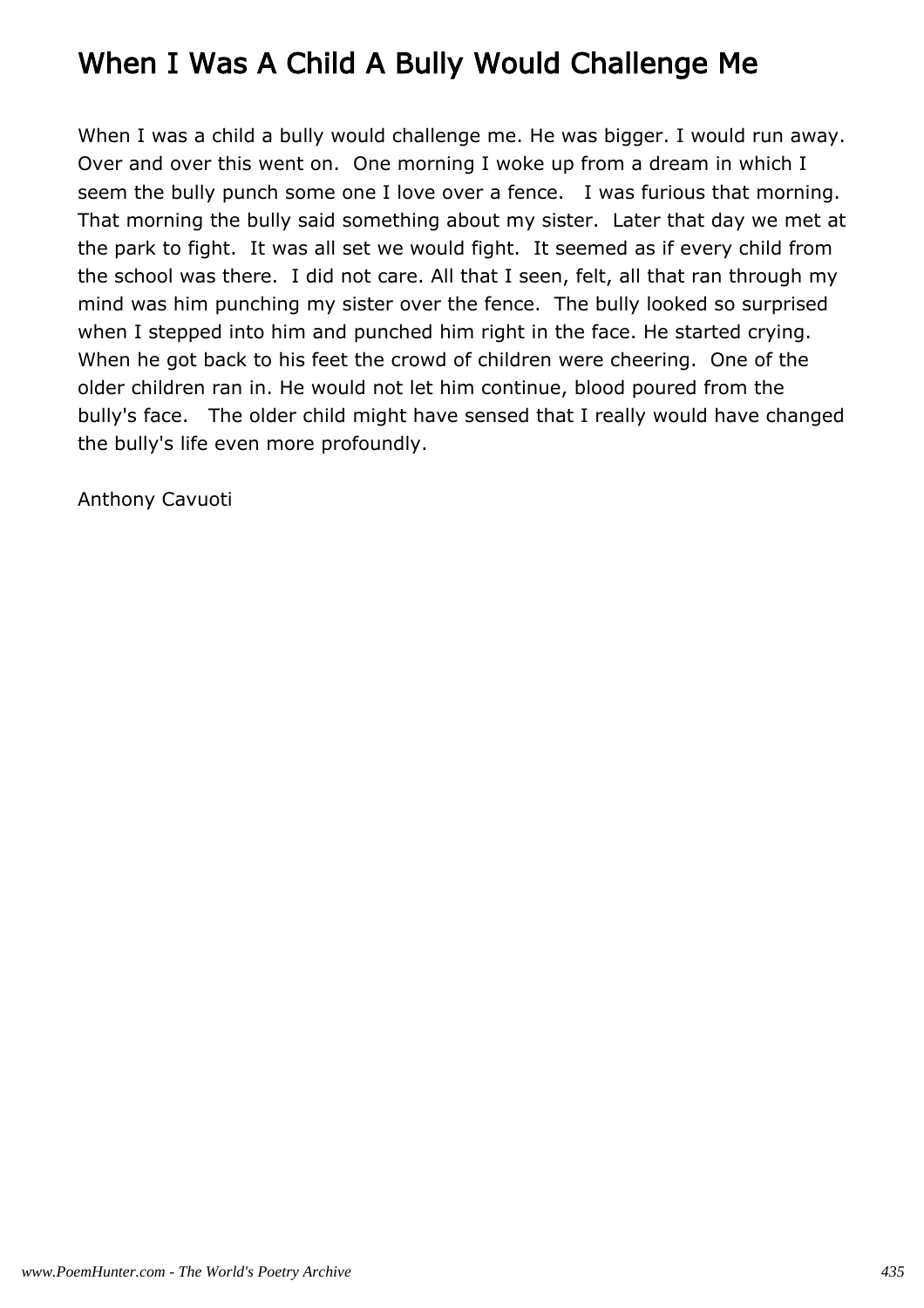# When I Was A Child A Bully Would Challenge Me

When I was a child a bully would challenge me. He was bigger. I would run away. Over and over this went on.  One morning I woke up from a dream in which I seem the bully punch some one I love over a fence.   I was furious that morning. That morning the bully said something about my sister.  Later that day we met at the park to fight.  It was all set we would fight.  It seemed as if every child from the school was there.  I did not care. All that I seen, felt, all that ran through my mind was him punching my sister over the fence.  The bully looked so surprised when I stepped into him and punched him right in the face. He started crying. When he got back to his feet the crowd of children were cheering.  One of the older children ran in. He would not let him continue, blood poured from the bully's face.   The older child might have sensed that I really would have changed the bully's life even more profoundly.

Anthony Cavuoti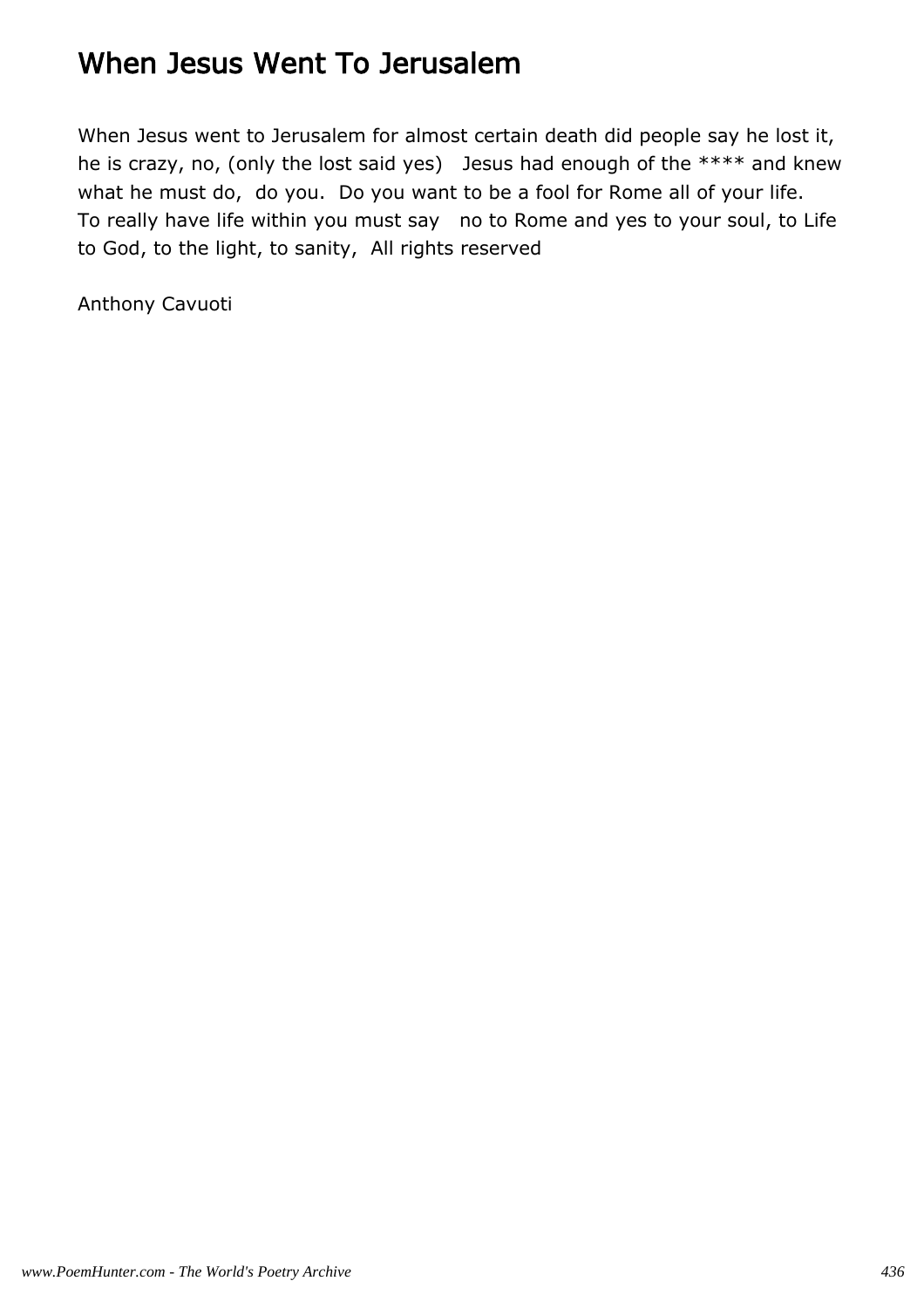# When Jesus Went To Jerusalem

When Jesus went to Jerusalem for almost certain death did people say he lost it, he is crazy, no, (only the lost said yes)   Jesus had enough of the **** and knew what he must do,  do you.  Do you want to be a fool for Rome all of your life. To really have life within you must say   no to Rome and yes to your soul, to Life to God, to the light, to sanity,  All rights reserved

Anthony Cavuoti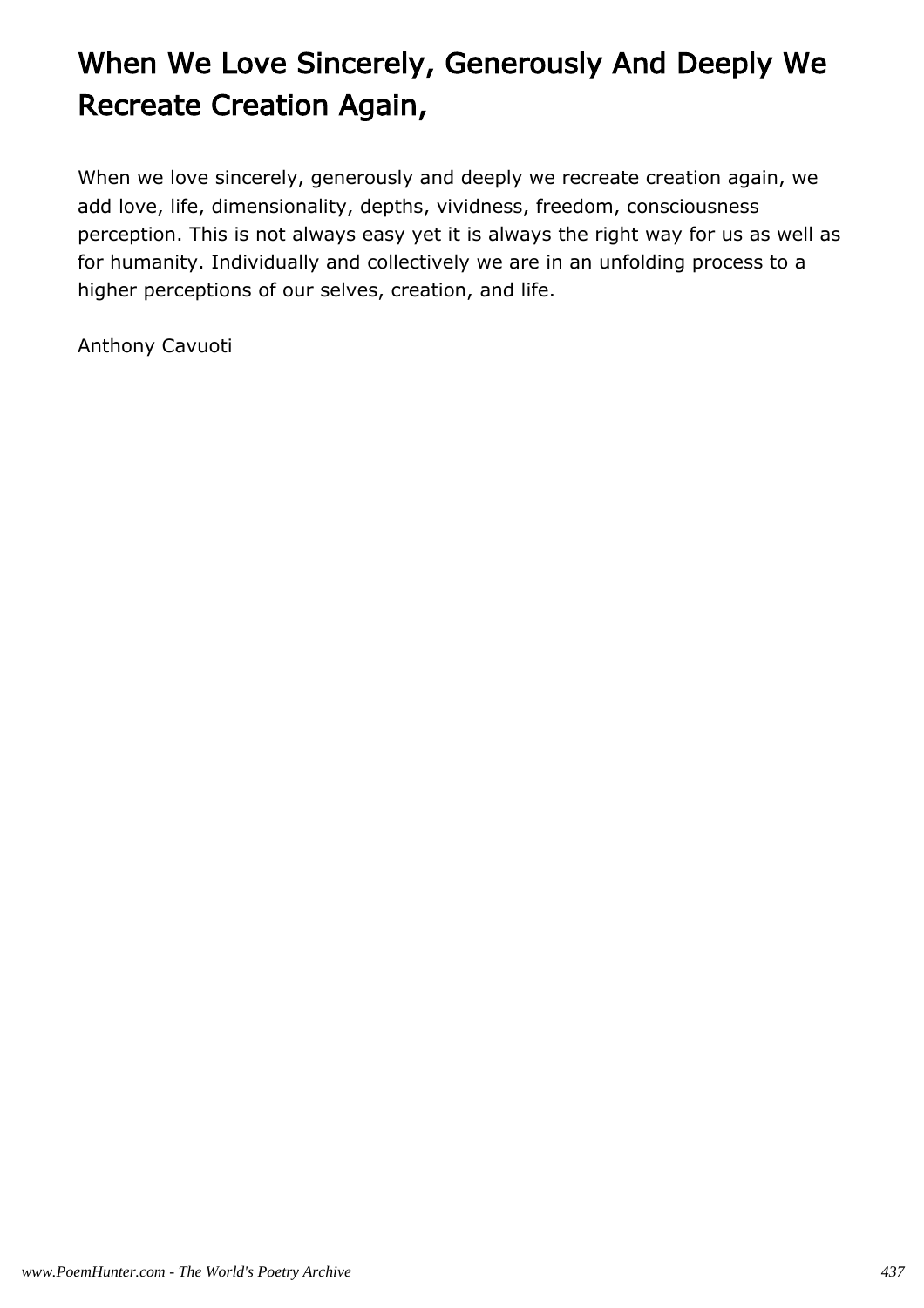# When We Love Sincerely, Generously And Deeply We Recreate Creation Again,

When we love sincerely, generously and deeply we recreate creation again, we add love, life, dimensionality, depths, vividness, freedom, consciousness perception. This is not always easy yet it is always the right way for us as well as for humanity. Individually and collectively we are in an unfolding process to a higher perceptions of our selves, creation, and life.

Anthony Cavuoti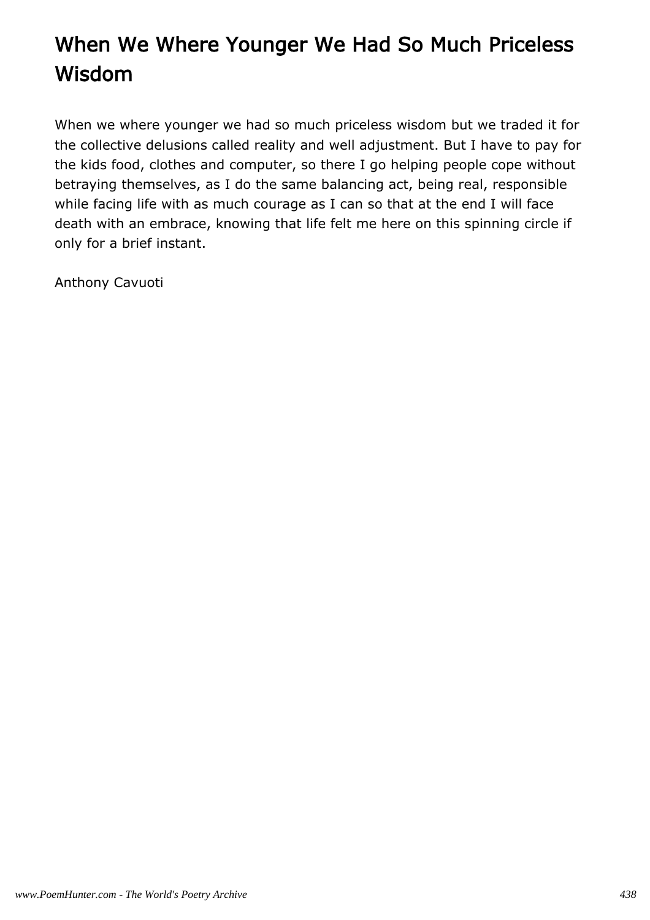# When We Where Younger We Had So Much Priceless Wisdom

When we where younger we had so much priceless wisdom but we traded it for the collective delusions called reality and well adjustment. But I have to pay for the kids food, clothes and computer, so there I go helping people cope without betraying themselves, as I do the same balancing act, being real, responsible while facing life with as much courage as I can so that at the end I will face death with an embrace, knowing that life felt me here on this spinning circle if only for a brief instant.

Anthony Cavuoti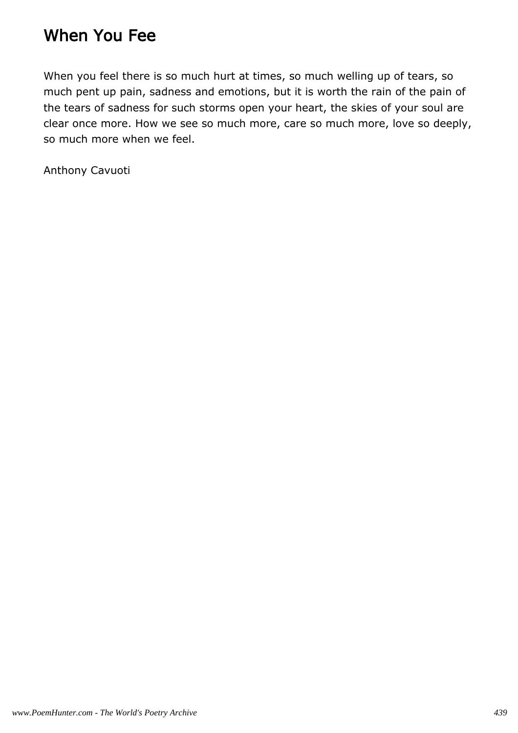## When You Fee

When you feel there is so much hurt at times, so much welling up of tears, so much pent up pain, sadness and emotions, but it is worth the rain of the pain of the tears of sadness for such storms open your heart, the skies of your soul are clear once more. How we see so much more, care so much more, love so deeply, so much more when we feel.

Anthony Cavuoti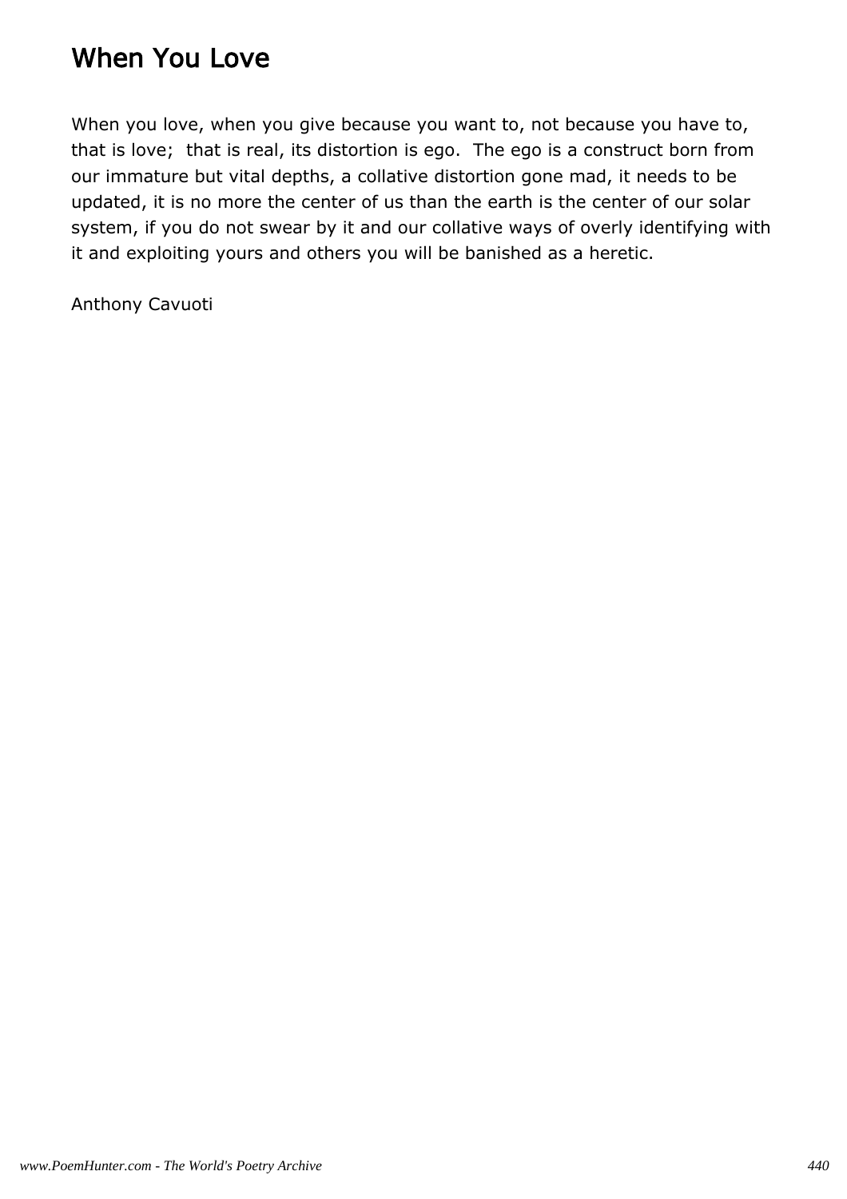# When You Love

When you love, when you give because you want to, not because you have to, that is love;  that is real, its distortion is ego.  The ego is a construct born from our immature but vital depths, a collative distortion gone mad, it needs to be updated, it is no more the center of us than the earth is the center of our solar system, if you do not swear by it and our collative ways of overly identifying with it and exploiting yours and others you will be banished as a heretic.

Anthony Cavuoti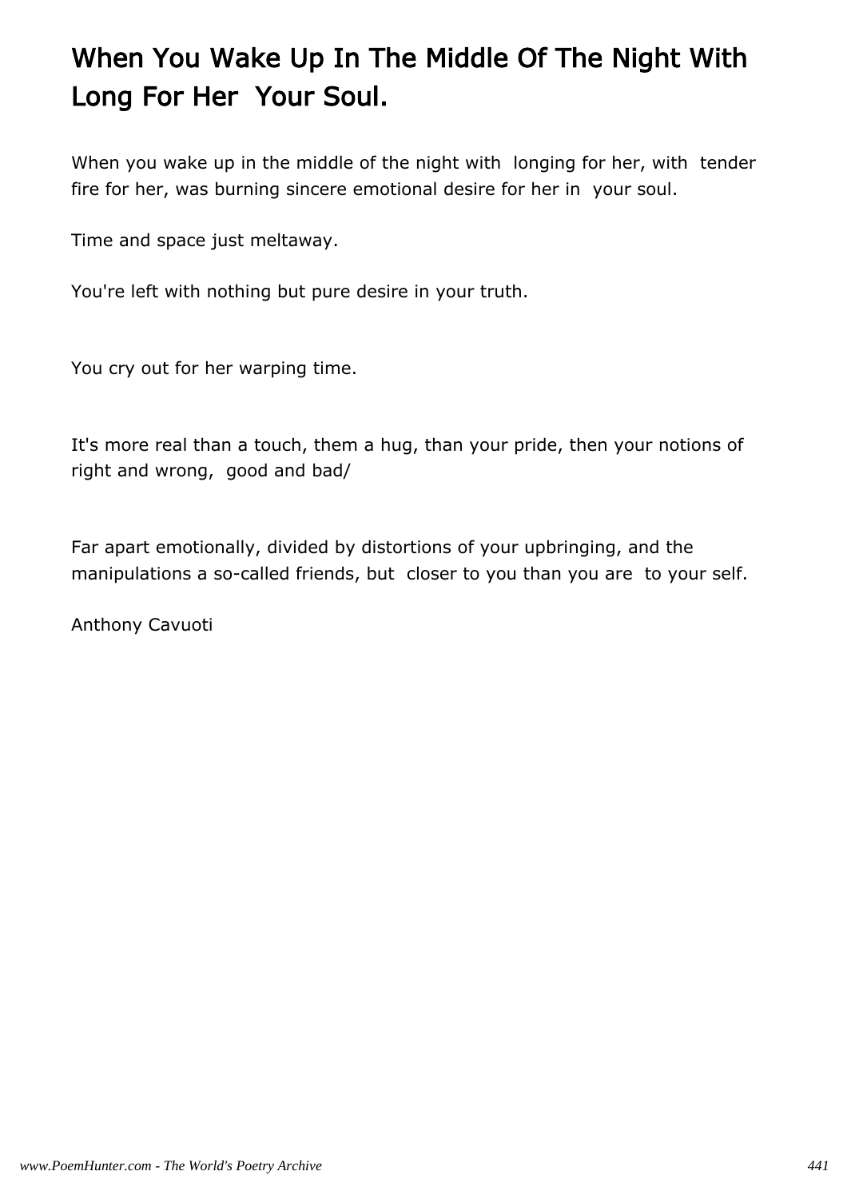# When You Wake Up In The Middle Of The Night With Long For Her  Your Soul.

When you wake up in the middle of the night with  longing for her, with  tender fire for her, was burning sincere emotional desire for her in  your soul.

Time and space just meltaway.

You're left with nothing but pure desire in your truth.

You cry out for her warping time.

It's more real than a touch, them a hug, than your pride, then your notions of right and wrong,  good and bad/

Far apart emotionally, divided by distortions of your upbringing, and the manipulations a so-called friends, but  closer to you than you are  to your self.

Anthony Cavuoti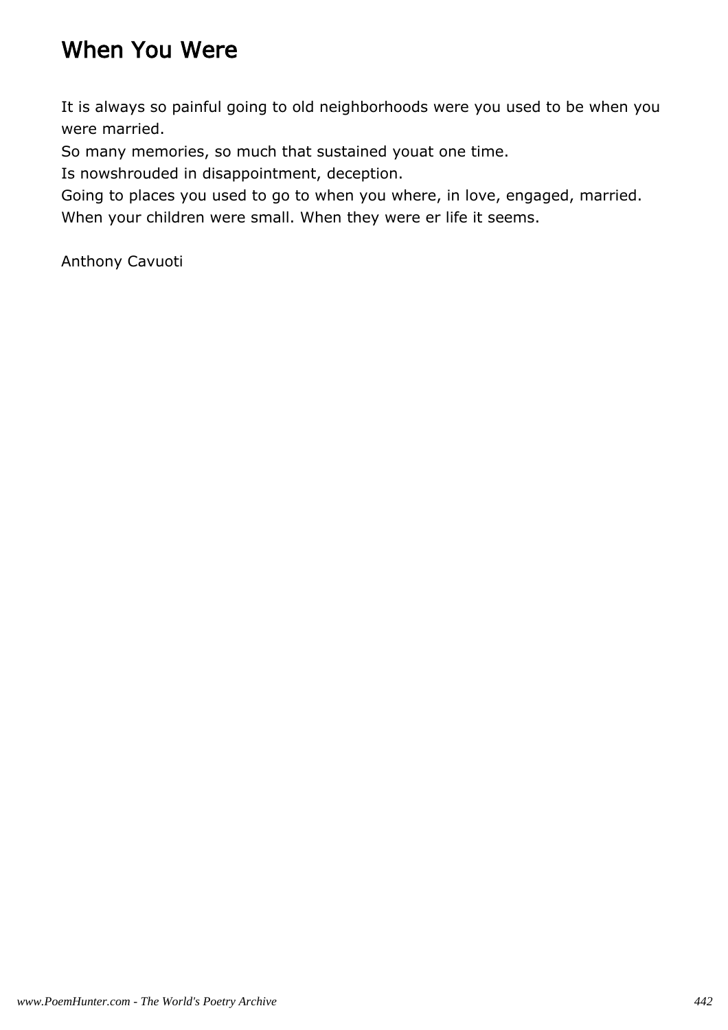# When You Were

It is always so painful going to old neighborhoods were you used to be when you were married.
So many memories, so much that sustained youat one time.
Is nowshrouded in disappointment, deception.
Going to places you used to go to when you where, in love, engaged, married.
When your children were small. When they were er life it seems.

Anthony Cavuoti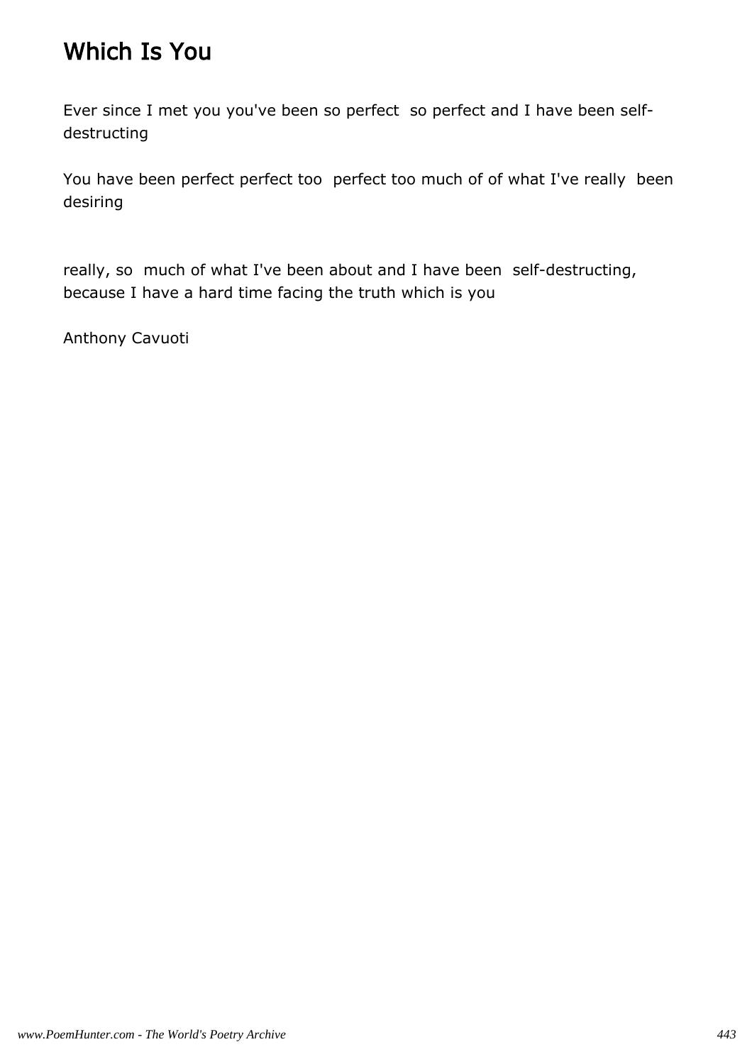# Which Is You

Ever since I met you you've been so perfect so perfect and I have been self-destructing

You have been perfect perfect too perfect too much of of what I've really been desiring

really, so much of what I've been about and I have been self-destructing, because I have a hard time facing the truth which is you

Anthony Cavuoti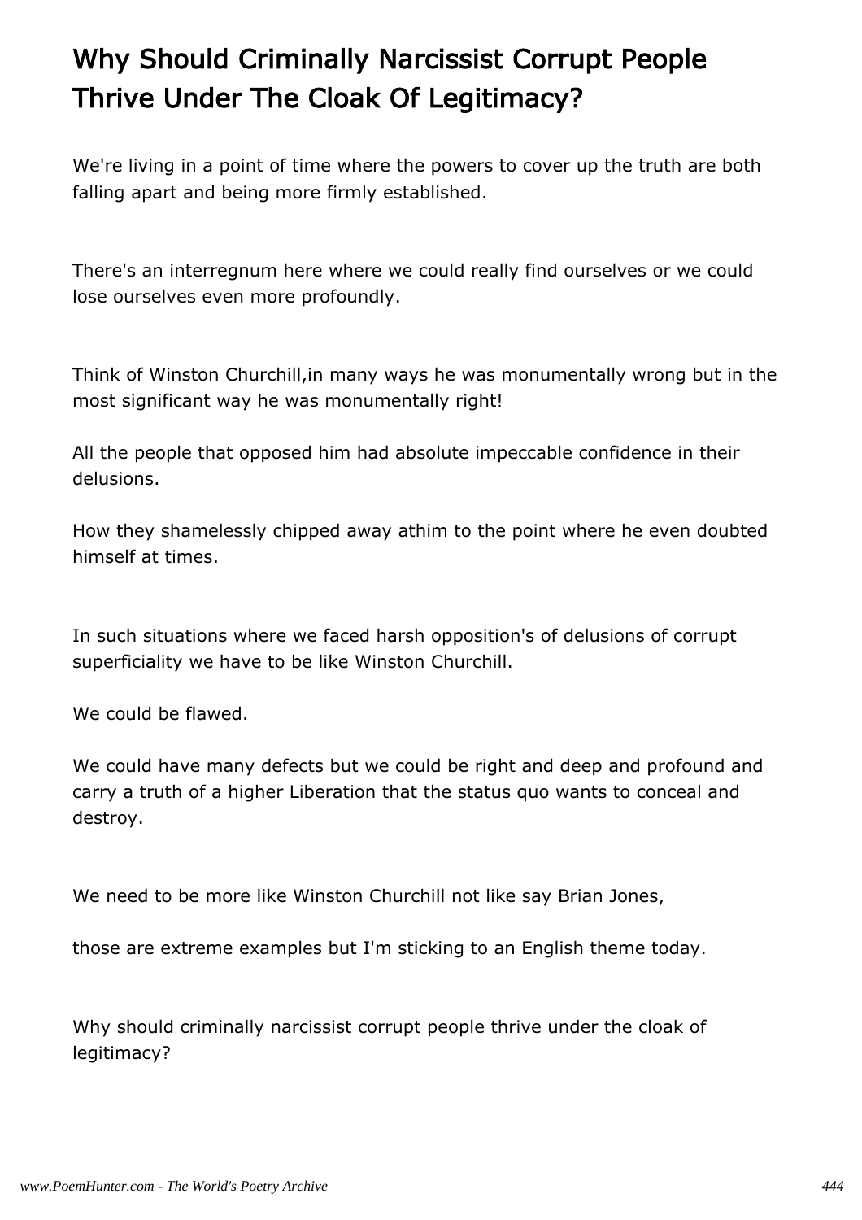# Why Should Criminally Narcissist Corrupt People Thrive Under The Cloak Of Legitimacy?

We're living in a point of time where the powers to cover up the truth are both falling apart and being more firmly established.

There's an interregnum here where we could really find ourselves or we could lose ourselves even more profoundly.

Think of Winston Churchill,in many ways he was monumentally wrong but in the most significant way he was monumentally right!

All the people that opposed him had absolute impeccable confidence in their delusions.

How they shamelessly chipped away athim to the point where he even doubted himself at times.

In such situations where we faced harsh opposition's of delusions of corrupt superficiality we have to be like Winston Churchill.

We could be flawed.

We could have many defects but we could be right and deep and profound and carry a truth of a higher Liberation that the status quo wants to conceal and destroy.

We need to be more like Winston Churchill not like say Brian Jones,

those are extreme examples but I'm sticking to an English theme today.

Why should criminally narcissist corrupt people thrive under the cloak of legitimacy?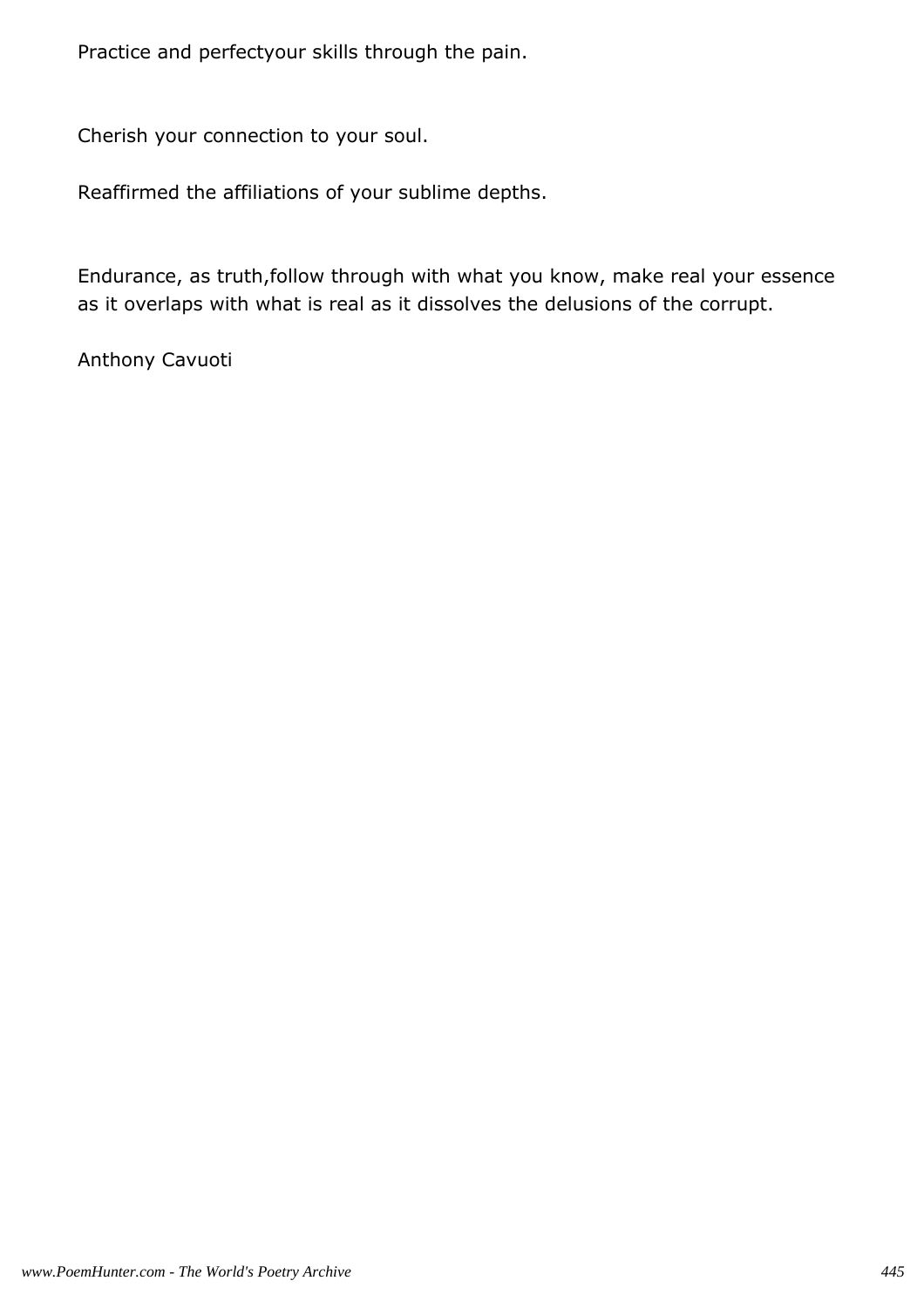Practice and perfectyour skills through the pain.

Cherish your connection to your soul.

Reaffirmed the affiliations of your sublime depths.

Endurance, as truth,follow through with what you know, make real your essence as it overlaps with what is real as it dissolves the delusions of the corrupt.

Anthony Cavuoti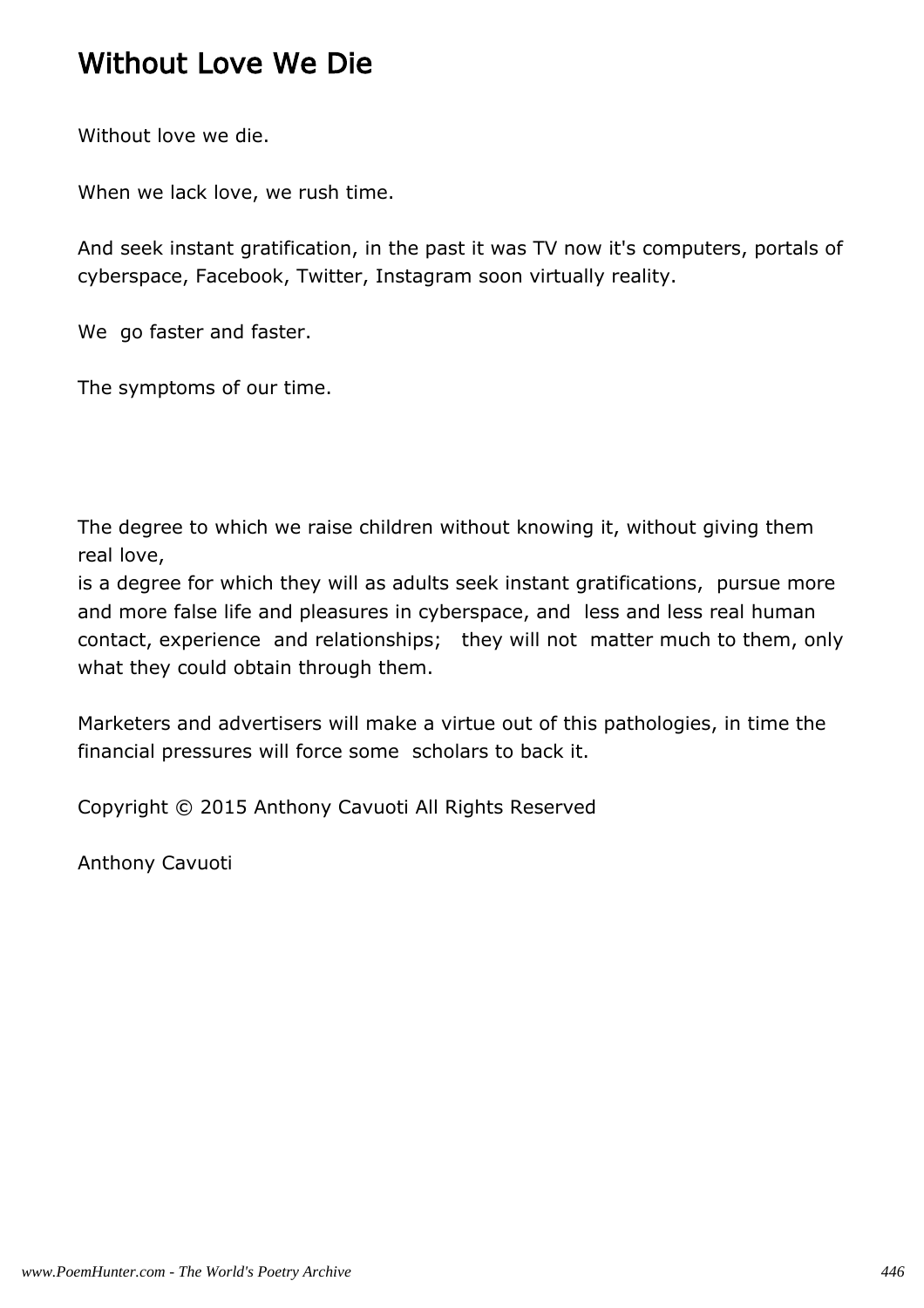# Without Love We Die

Without love we die.

When we lack love, we rush time.

And seek instant gratification, in the past it was TV now it's computers, portals of cyberspace, Facebook, Twitter, Instagram soon virtually reality.

We go faster and faster.

The symptoms of our time.

The degree to which we raise children without knowing it, without giving them real love,
is a degree for which they will as adults seek instant gratifications, pursue more and more false life and pleasures in cyberspace, and less and less real human contact, experience and relationships; they will not matter much to them, only what they could obtain through them.

Marketers and advertisers will make a virtue out of this pathologies, in time the financial pressures will force some scholars to back it.

Copyright © 2015 Anthony Cavuoti All Rights Reserved

Anthony Cavuoti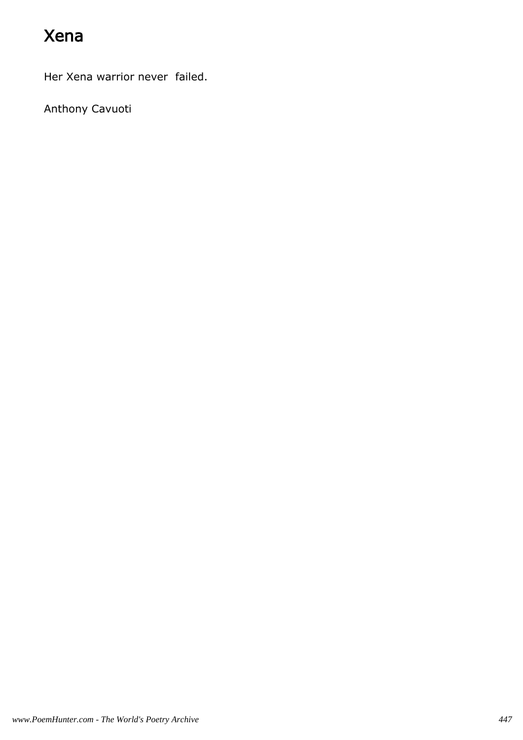# Xena

Her Xena warrior never failed.

Anthony Cavuoti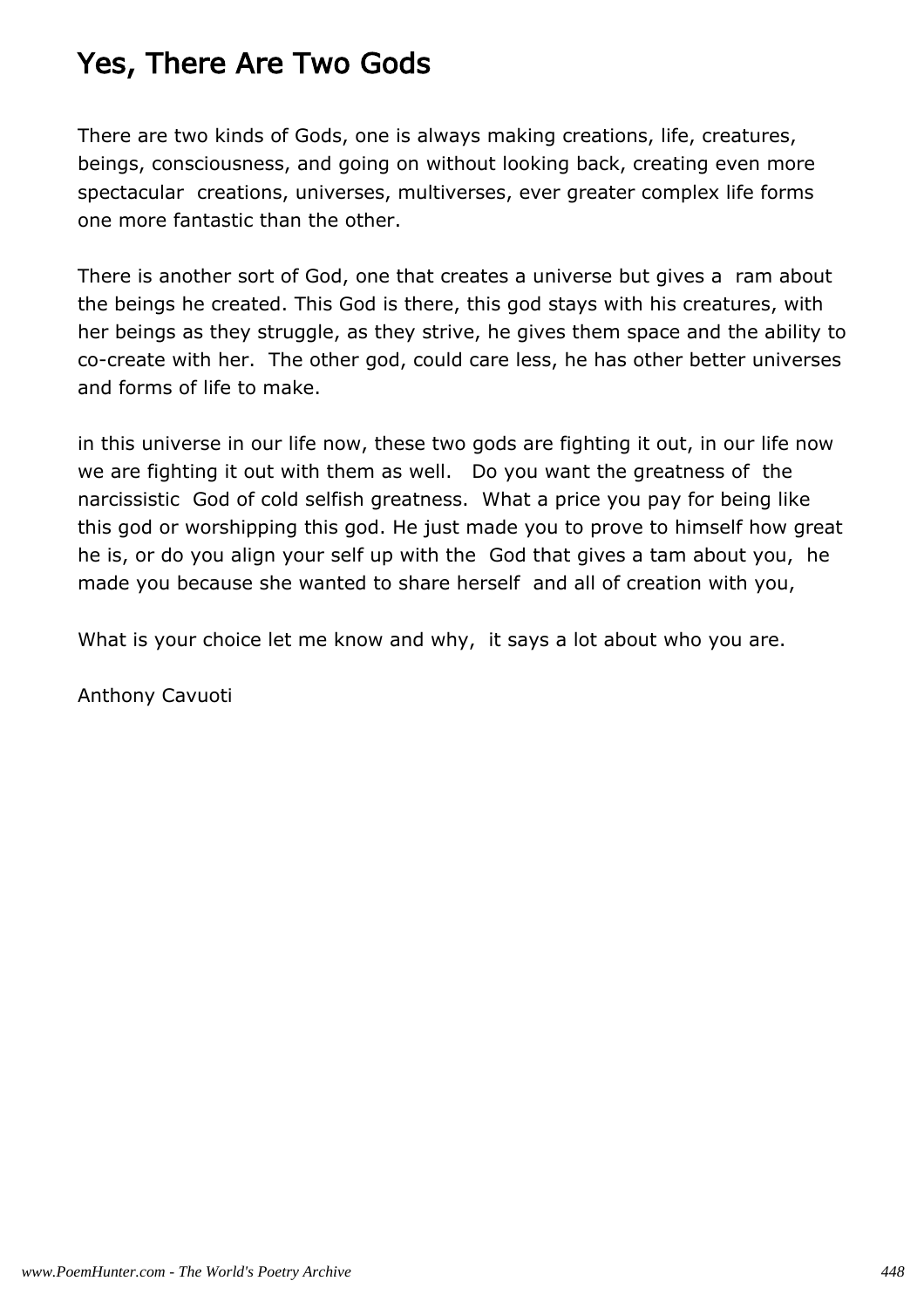# Yes, There Are Two Gods

There are two kinds of Gods, one is always making creations, life, creatures, beings, consciousness, and going on without looking back, creating even more spectacular creations, universes, multiverses, ever greater complex life forms one more fantastic than the other.

There is another sort of God, one that creates a universe but gives a ram about the beings he created. This God is there, this god stays with his creatures, with her beings as they struggle, as they strive, he gives them space and the ability to co-create with her. The other god, could care less, he has other better universes and forms of life to make.

in this universe in our life now, these two gods are fighting it out, in our life now we are fighting it out with them as well. Do you want the greatness of the narcissistic God of cold selfish greatness. What a price you pay for being like this god or worshipping this god. He just made you to prove to himself how great he is, or do you align your self up with the God that gives a tam about you, he made you because she wanted to share herself and all of creation with you,

What is your choice let me know and why, it says a lot about who you are.

Anthony Cavuoti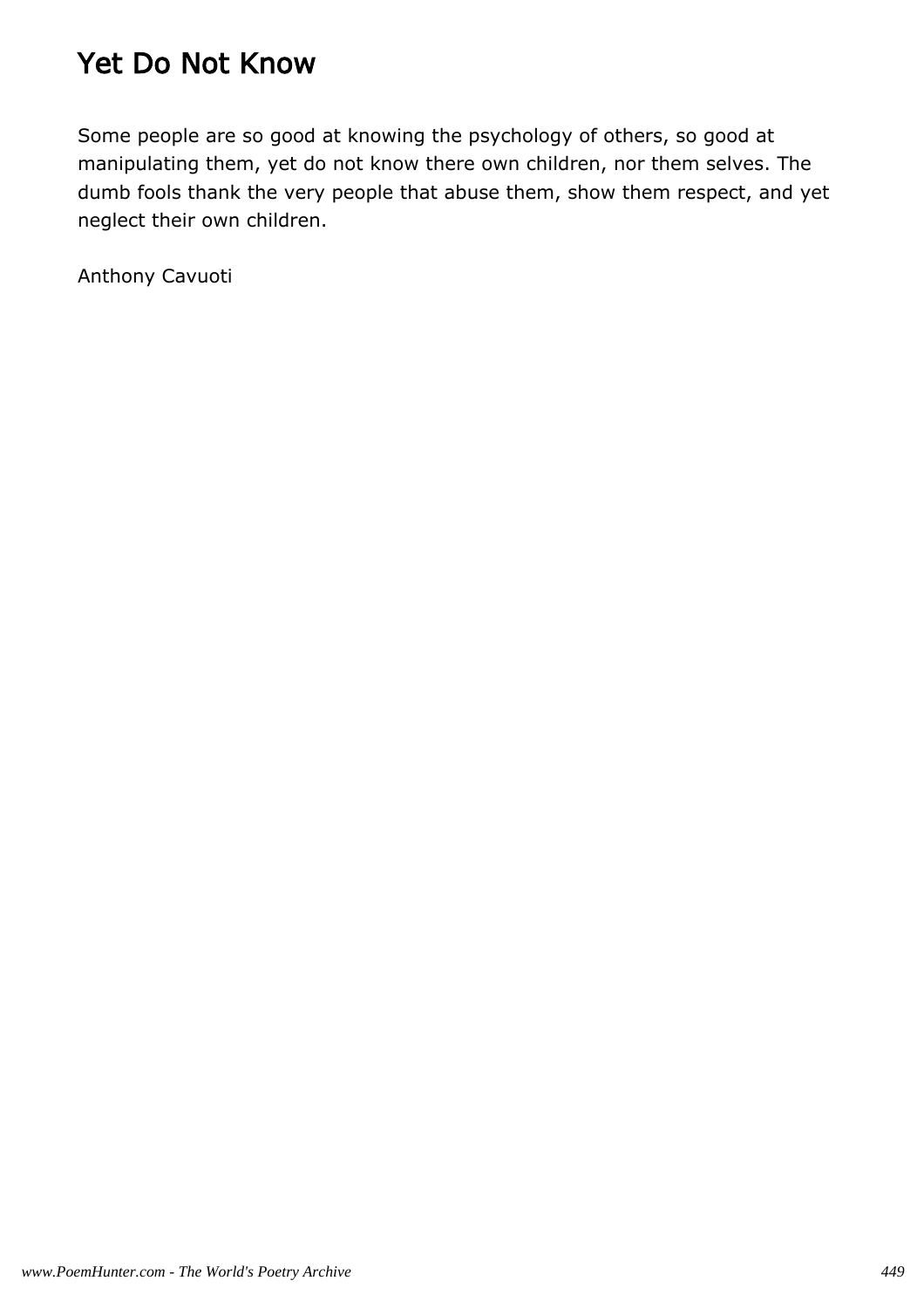# Yet Do Not Know

Some people are so good at knowing the psychology of others, so good at manipulating them, yet do not know there own children, nor them selves. The dumb fools thank the very people that abuse them, show them respect, and yet neglect their own children.

Anthony Cavuoti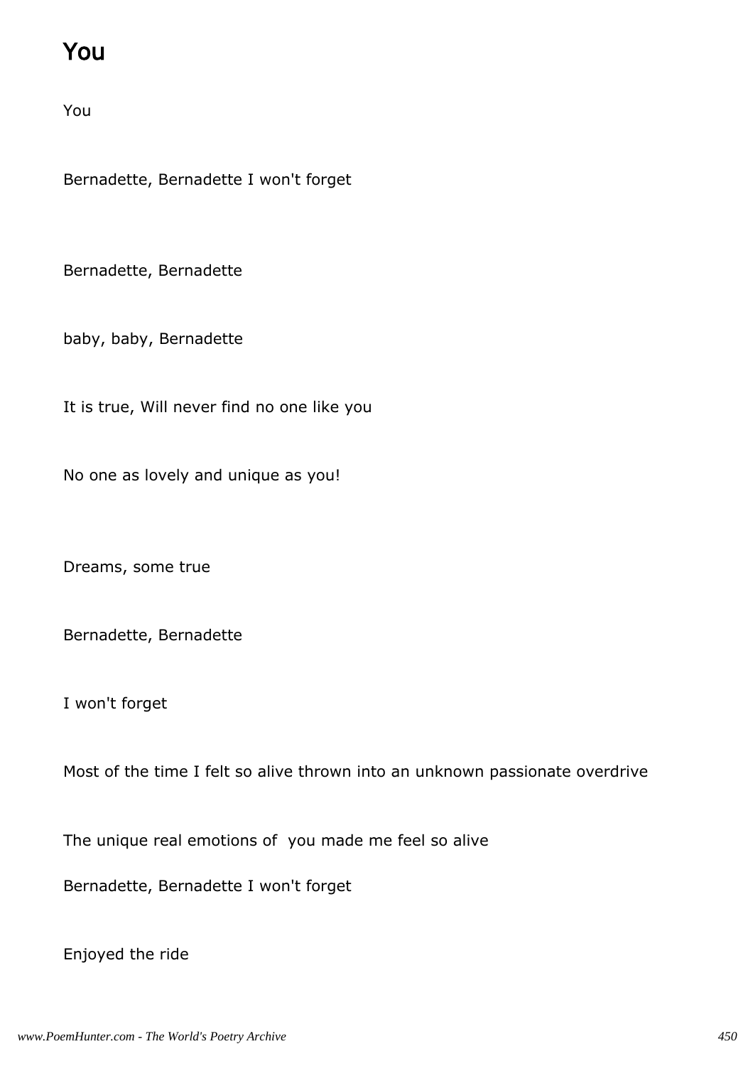# You

You

Bernadette, Bernadette I won't forget

Bernadette, Bernadette

baby, baby, Bernadette

It is true, Will never find no one like you

No one as lovely and unique as you!

Dreams, some true

Bernadette, Bernadette

I won't forget

Most of the time I felt so alive thrown into an unknown passionate overdrive

The unique real emotions of you made me feel so alive

Bernadette, Bernadette I won't forget

Enjoyed the ride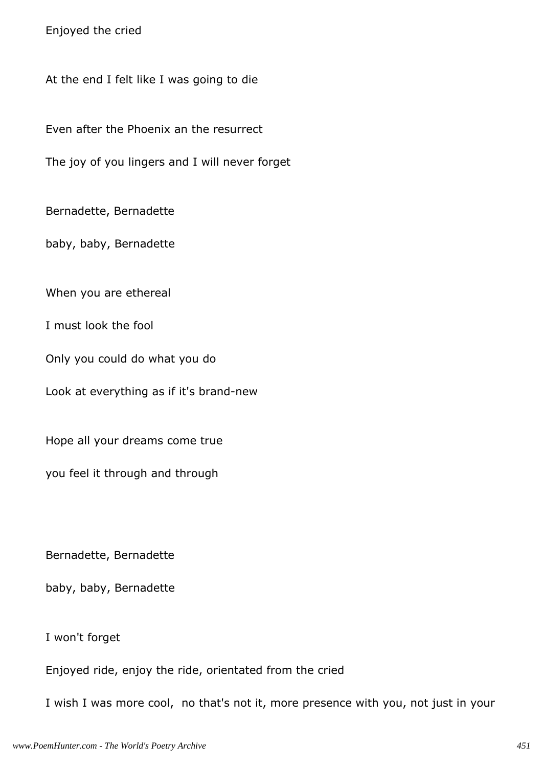Enjoyed the cried

At the end I felt like I was going to die

Even after the Phoenix an the resurrect

The joy of you lingers and I will never forget

Bernadette, Bernadette

baby, baby, Bernadette

When you are ethereal

I must look the fool

Only you could do what you do

Look at everything as if it's brand-new

Hope all your dreams come true

you feel it through and through

Bernadette, Bernadette

baby, baby, Bernadette

I won't forget

Enjoyed ride, enjoy the ride, orientated from the cried

I wish I was more cool,  no that's not it, more presence with you, not just in your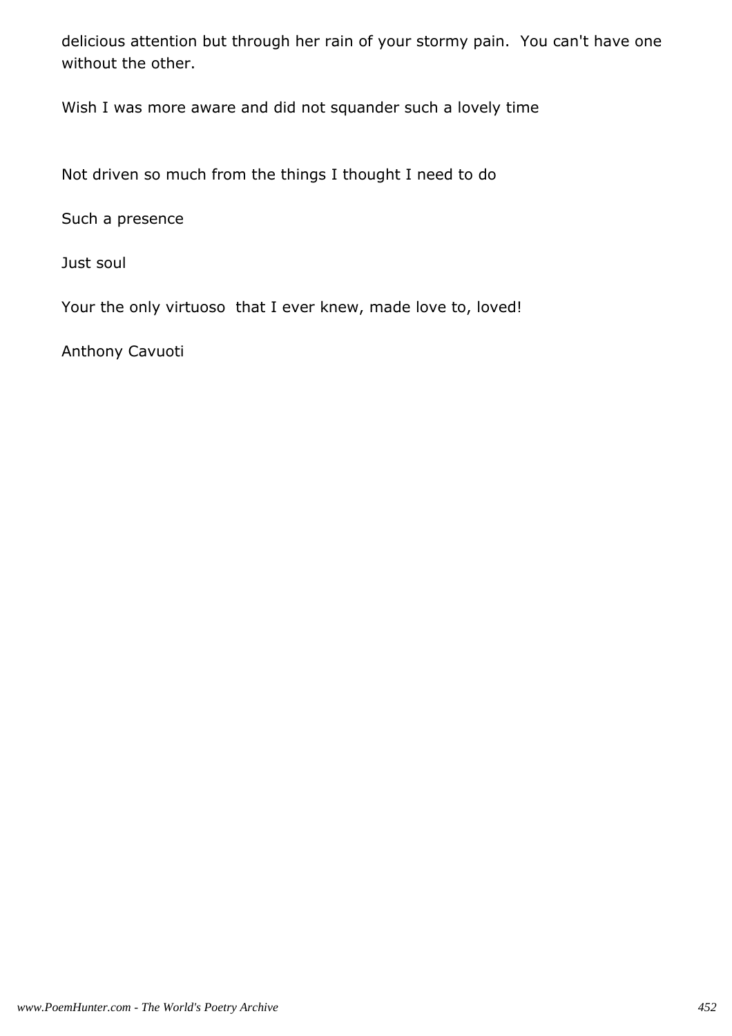delicious attention but through her rain of your stormy pain. You can't have one without the other.

Wish I was more aware and did not squander such a lovely time

Not driven so much from the things I thought I need to do

Such a presence

Just soul

Your the only virtuoso that I ever knew, made love to, loved!

Anthony Cavuoti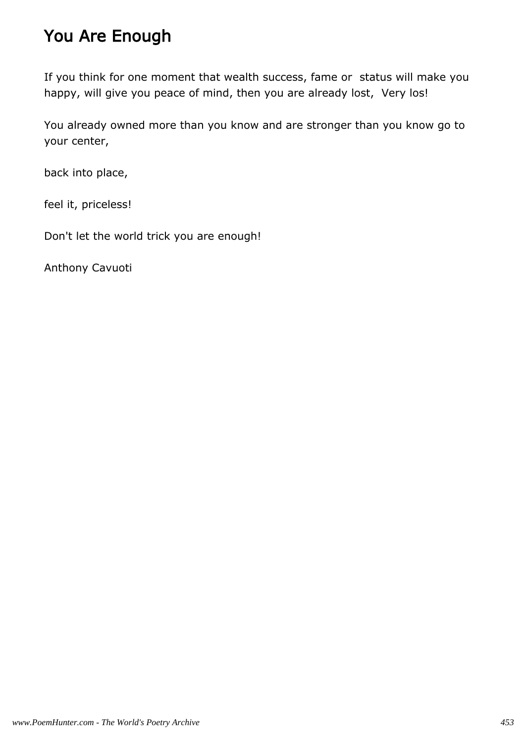# You Are Enough

If you think for one moment that wealth success, fame or status will make you happy, will give you peace of mind, then you are already lost, Very los!

You already owned more than you know and are stronger than you know go to your center,

back into place,

feel it, priceless!

Don't let the world trick you are enough!

Anthony Cavuoti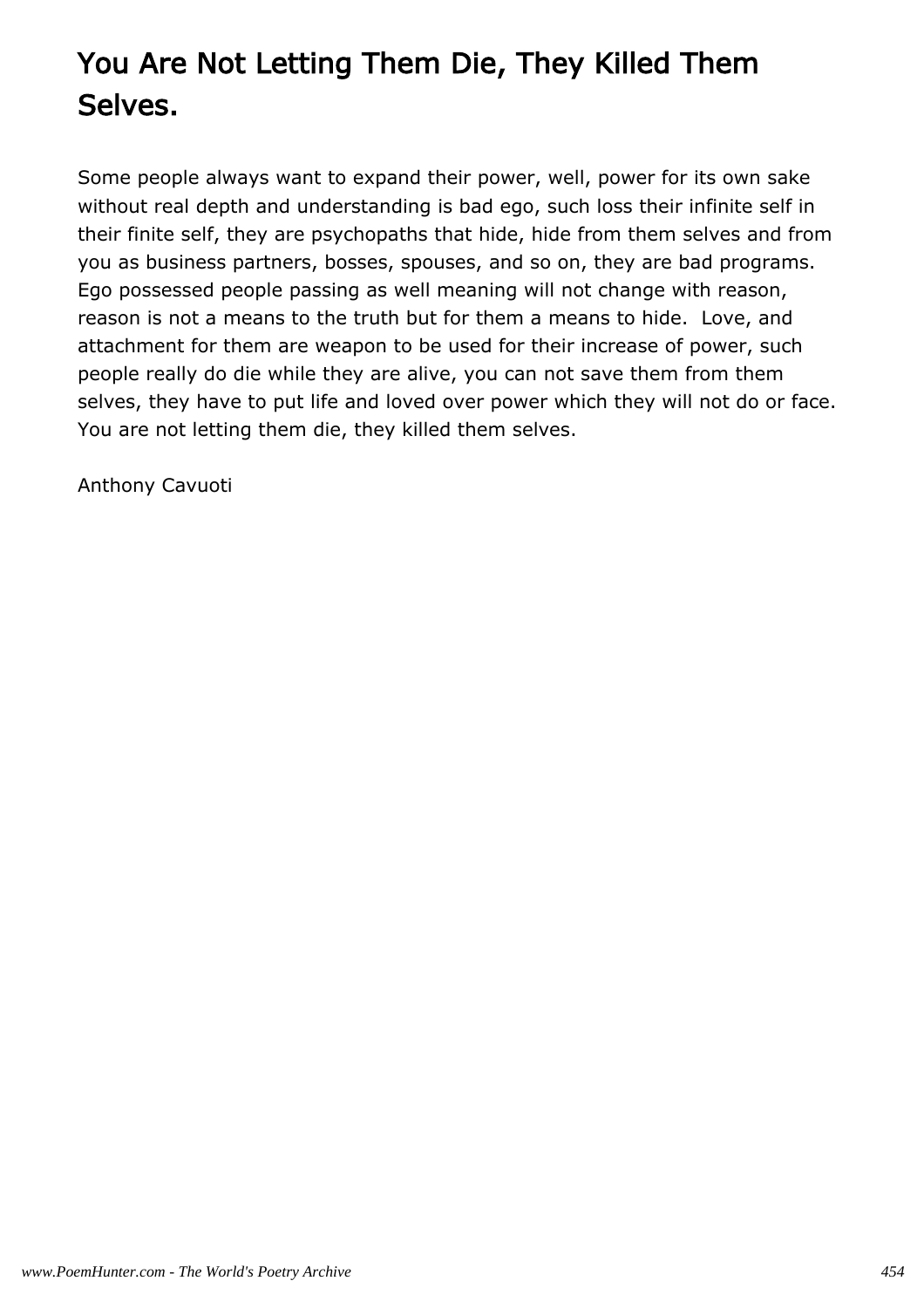# You Are Not Letting Them Die, They Killed Them Selves.

Some people always want to expand their power, well, power for its own sake without real depth and understanding is bad ego, such loss their infinite self in their finite self, they are psychopaths that hide, hide from them selves and from you as business partners, bosses, spouses, and so on, they are bad programs. Ego possessed people passing as well meaning will not change with reason, reason is not a means to the truth but for them a means to hide. Love, and attachment for them are weapon to be used for their increase of power, such people really do die while they are alive, you can not save them from them selves, they have to put life and loved over power which they will not do or face. You are not letting them die, they killed them selves.

Anthony Cavuoti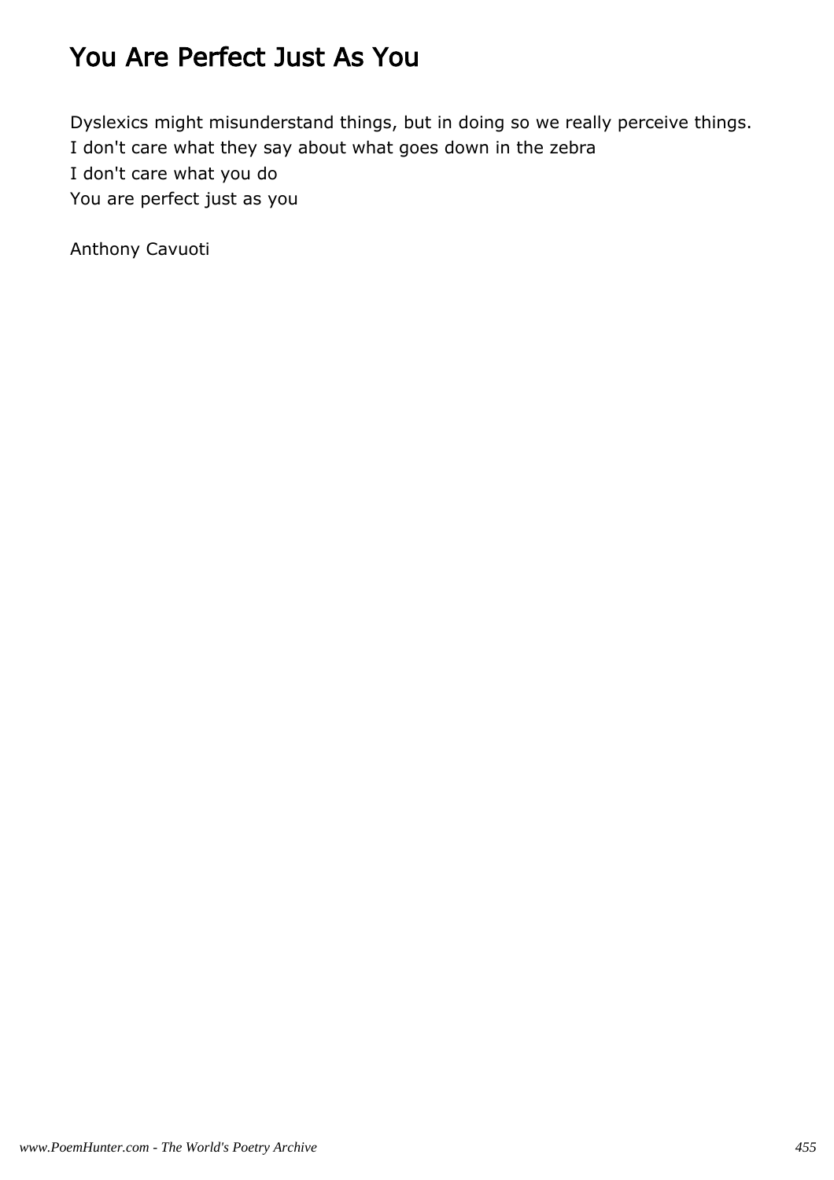# You Are Perfect Just As You

Dyslexics might misunderstand things, but in doing so we really perceive things.
I don't care what they say about what goes down in the zebra
I don't care what you do
You are perfect just as you

Anthony Cavuoti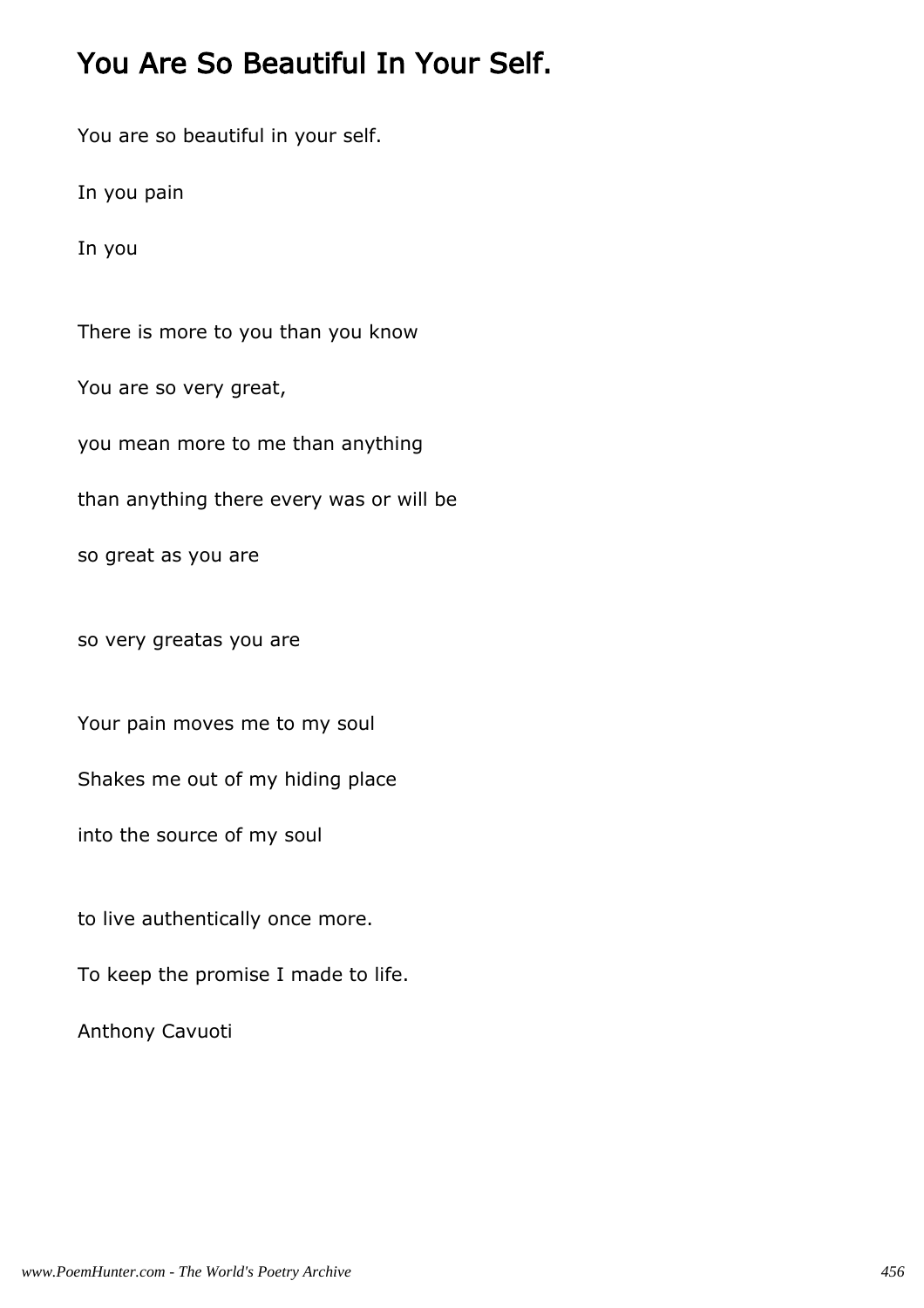# You Are So Beautiful In Your Self.

You are so beautiful in your self.

In you pain

In you

There is more to you than you know

You are so very great,

you mean more to me than anything

than anything there every was or will be

so great as you are

so very greatas you are

Your pain moves me to my soul

Shakes me out of my hiding place

into the source of my soul

to live authentically once more.

To keep the promise I made to life.

Anthony Cavuoti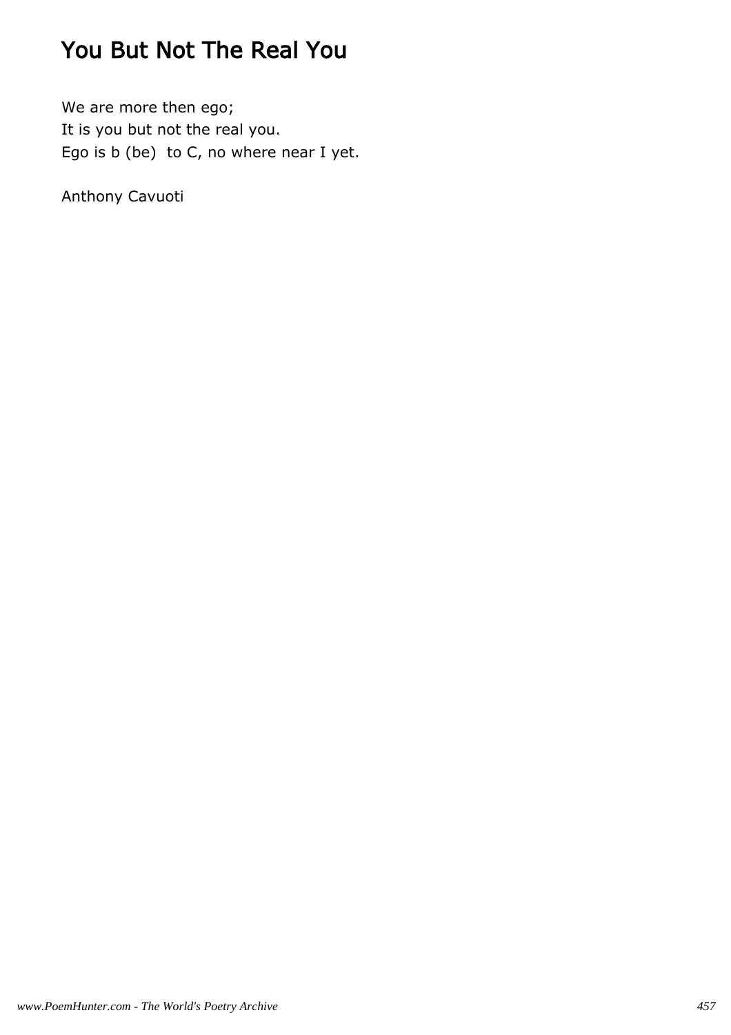# You But Not The Real You

We are more then ego;  
It is you but not the real you.  
Ego is b (be)  to C, no where near I yet.

Anthony Cavuoti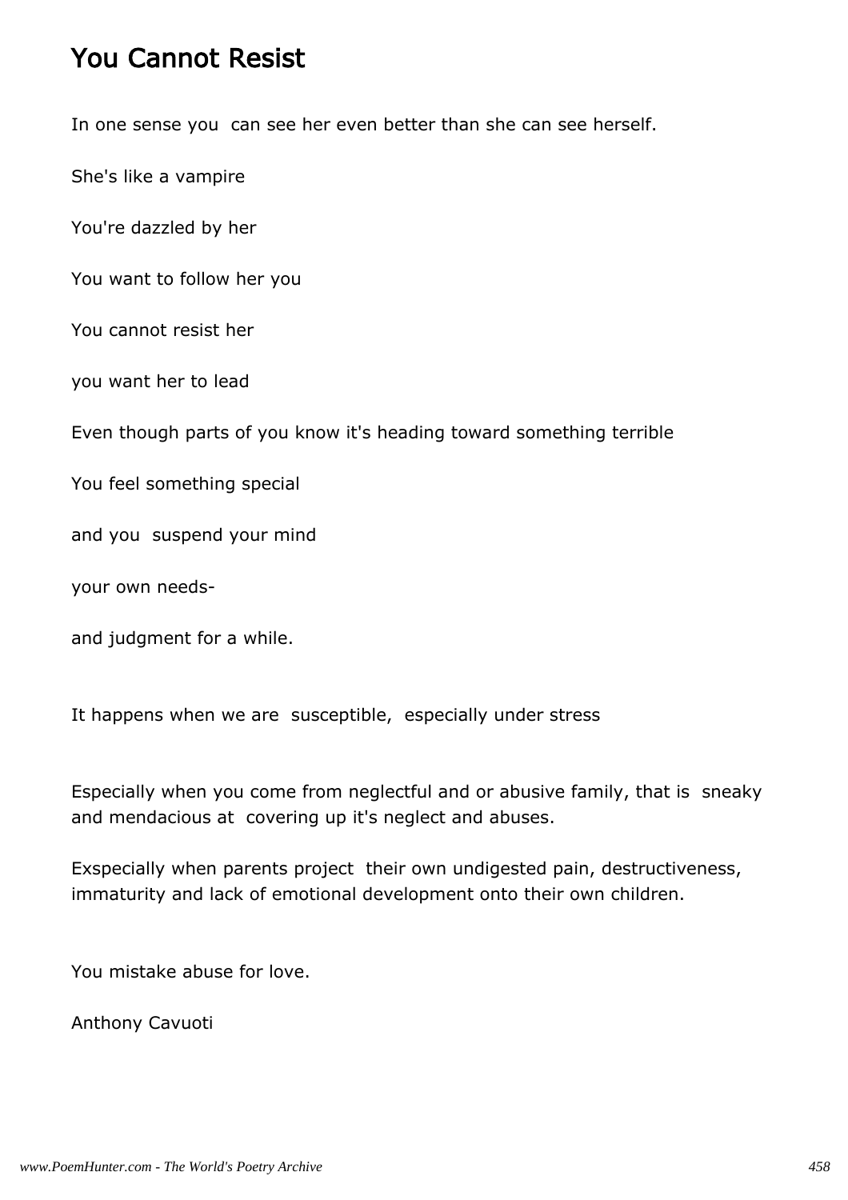## You Cannot Resist

In one sense you can see her even better than she can see herself.

She's like a vampire

You're dazzled by her

You want to follow her you

You cannot resist her

you want her to lead

Even though parts of you know it's heading toward something terrible

You feel something special

and you suspend your mind

your own needs-

and judgment for a while.

It happens when we are susceptible, especially under stress

Especially when you come from neglectful and or abusive family, that is sneaky and mendacious at covering up it's neglect and abuses.

Exspecially when parents project their own undigested pain, destructiveness, immaturity and lack of emotional development onto their own children.

You mistake abuse for love.

Anthony Cavuoti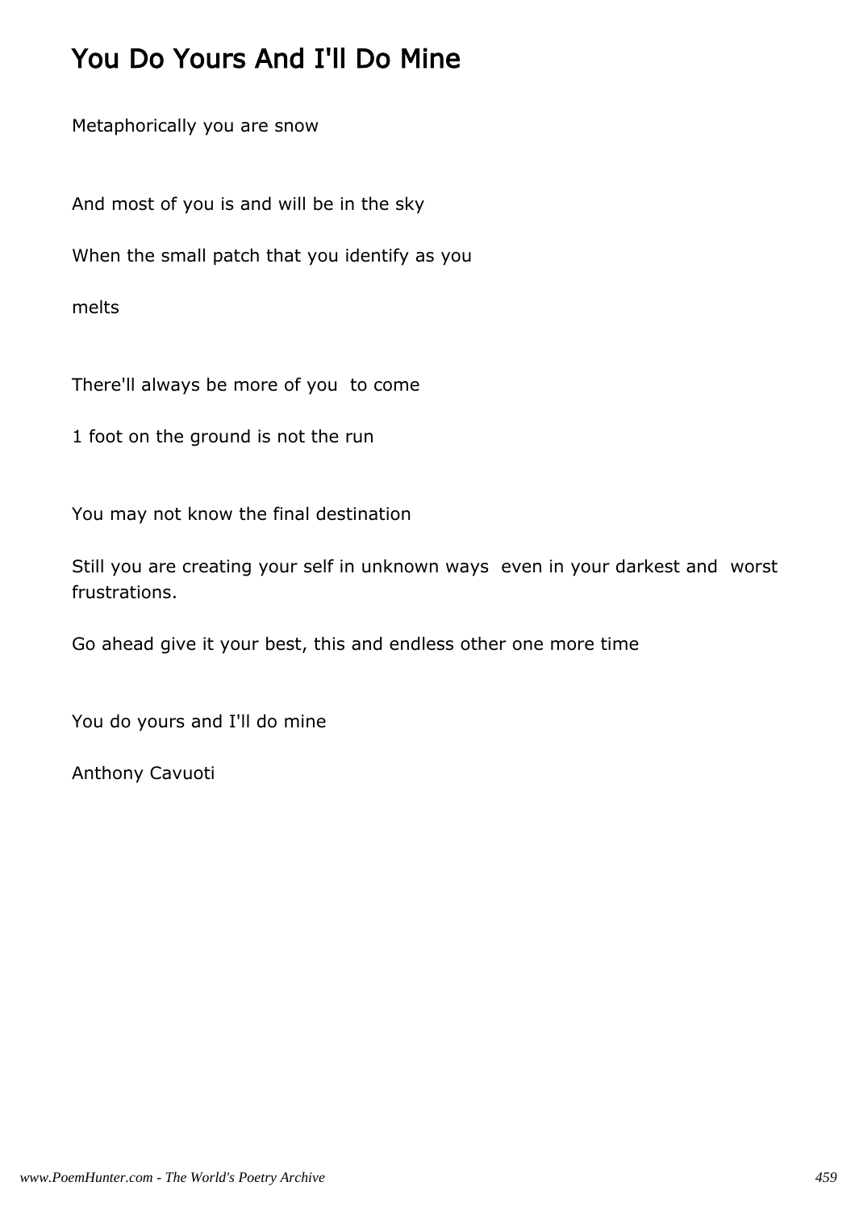# You Do Yours And I'll Do Mine

Metaphorically you are snow

And most of you is and will be in the sky

When the small patch that you identify as you

melts

There'll always be more of you to come

1 foot on the ground is not the run

You may not know the final destination

Still you are creating your self in unknown ways even in your darkest and worst frustrations.

Go ahead give it your best, this and endless other one more time

You do yours and I'll do mine

Anthony Cavuoti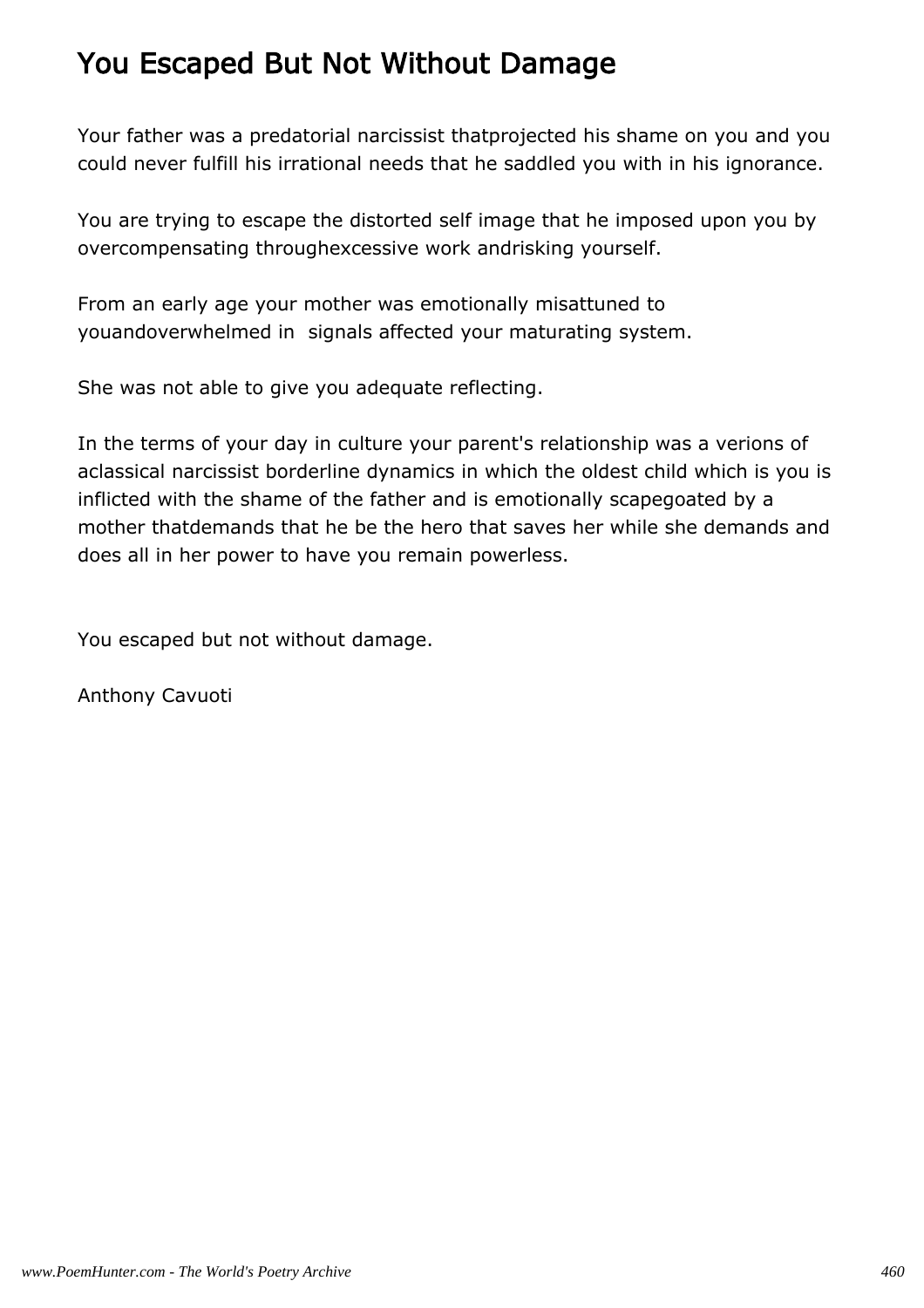# You Escaped But Not Without Damage

Your father was a predatorial narcissist thatprojected his shame on you and you could never fulfill his irrational needs that he saddled you with in his ignorance.

You are trying to escape the distorted self image that he imposed upon you by overcompensating throughexcessive work andrisking yourself.

From an early age your mother was emotionally misattuned to youandoverwhelmed in  signals affected your maturating system.

She was not able to give you adequate reflecting.

In the terms of your day in culture your parent's relationship was a verions of aclassical narcissist borderline dynamics in which the oldest child which is you is inflicted with the shame of the father and is emotionally scapegoated by a mother thatdemands that he be the hero that saves her while she demands and does all in her power to have you remain powerless.

You escaped but not without damage.

Anthony Cavuoti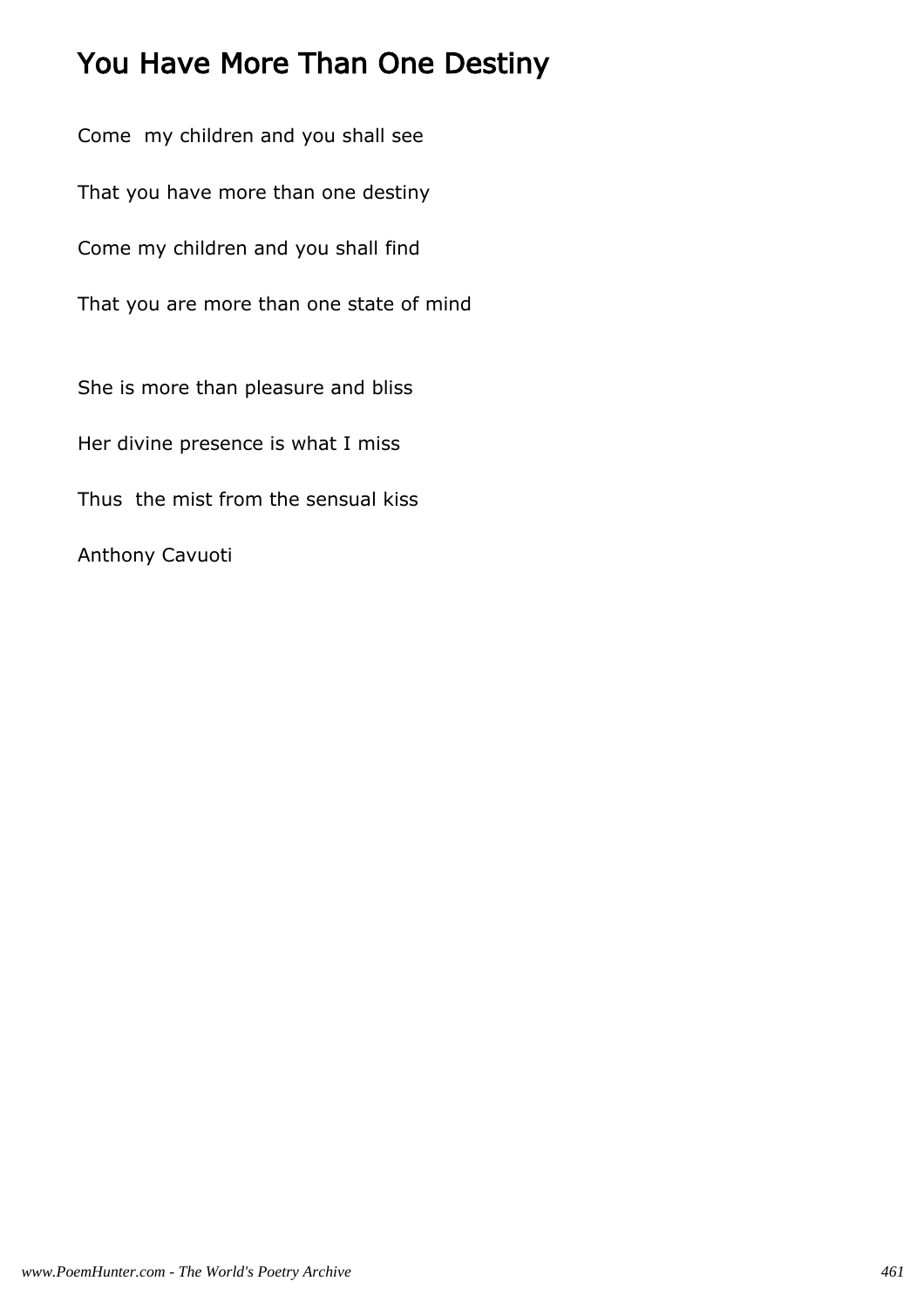# You Have More Than One Destiny

Come my children and you shall see

That you have more than one destiny

Come my children and you shall find

That you are more than one state of mind

She is more than pleasure and bliss

Her divine presence is what I miss

Thus the mist from the sensual kiss

Anthony Cavuoti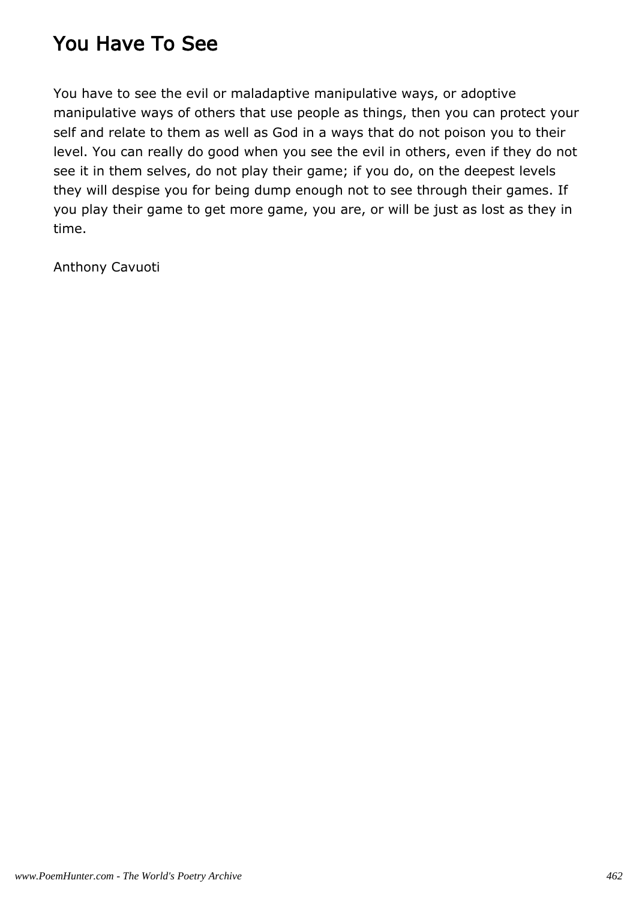# You Have To See

You have to see the evil or maladaptive manipulative ways, or adoptive manipulative ways of others that use people as things, then you can protect your self and relate to them as well as God in a ways that do not poison you to their level. You can really do good when you see the evil in others, even if they do not see it in them selves, do not play their game; if you do, on the deepest levels they will despise you for being dump enough not to see through their games. If you play their game to get more game, you are, or will be just as lost as they in time.

Anthony Cavuoti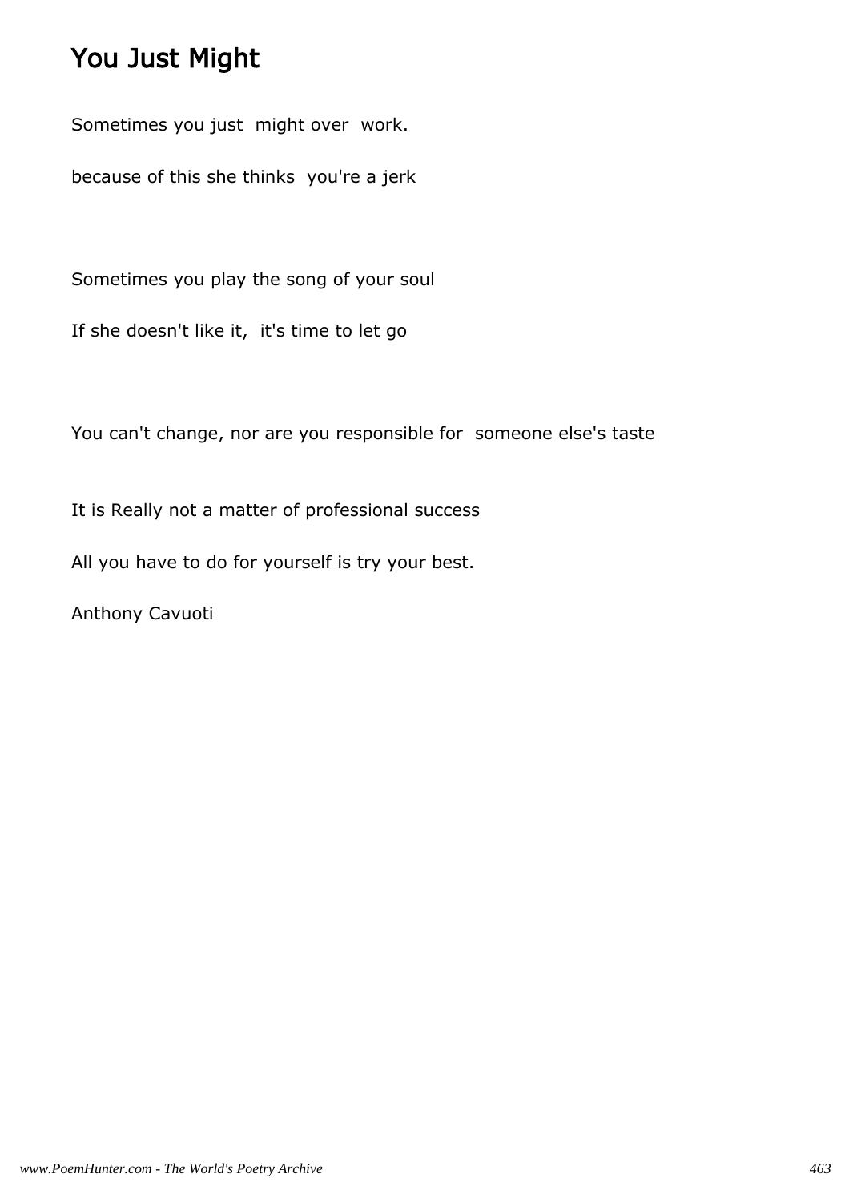# You Just Might

Sometimes you just might over work.

because of this she thinks you're a jerk

Sometimes you play the song of your soul

If she doesn't like it, it's time to let go

You can't change, nor are you responsible for someone else's taste

It is Really not a matter of professional success

All you have to do for yourself is try your best.

Anthony Cavuoti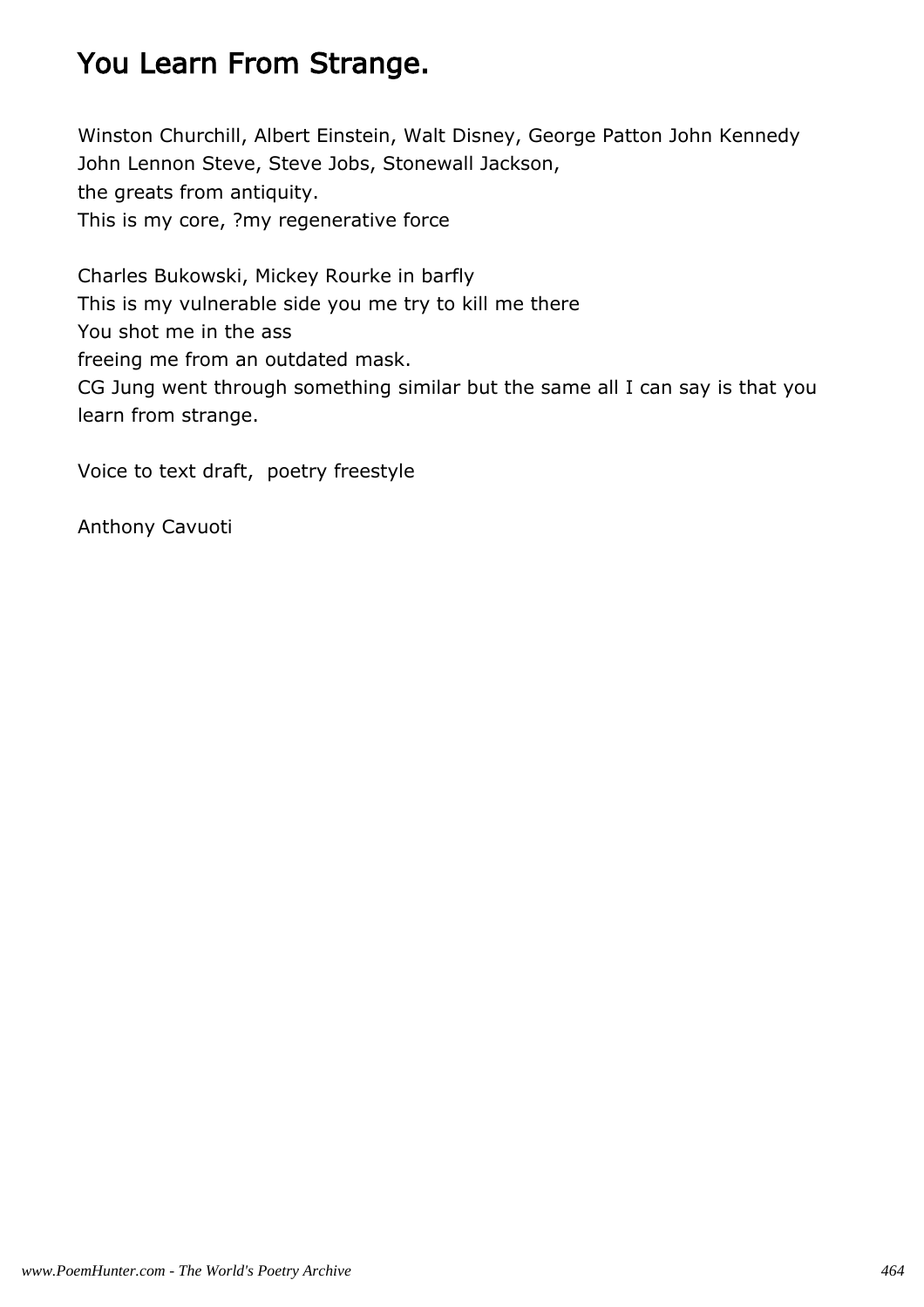# You Learn From Strange.

Winston Churchill, Albert Einstein, Walt Disney, George Patton John Kennedy
John Lennon Steve, Steve Jobs, Stonewall Jackson,
the greats from antiquity.
This is my core, ?my regenerative force

Charles Bukowski, Mickey Rourke in barfly
This is my vulnerable side you me try to kill me there
You shot me in the ass
freeing me from an outdated mask.
CG Jung went through something similar but the same all I can say is that you learn from strange.

Voice to text draft,  poetry freestyle

Anthony Cavuoti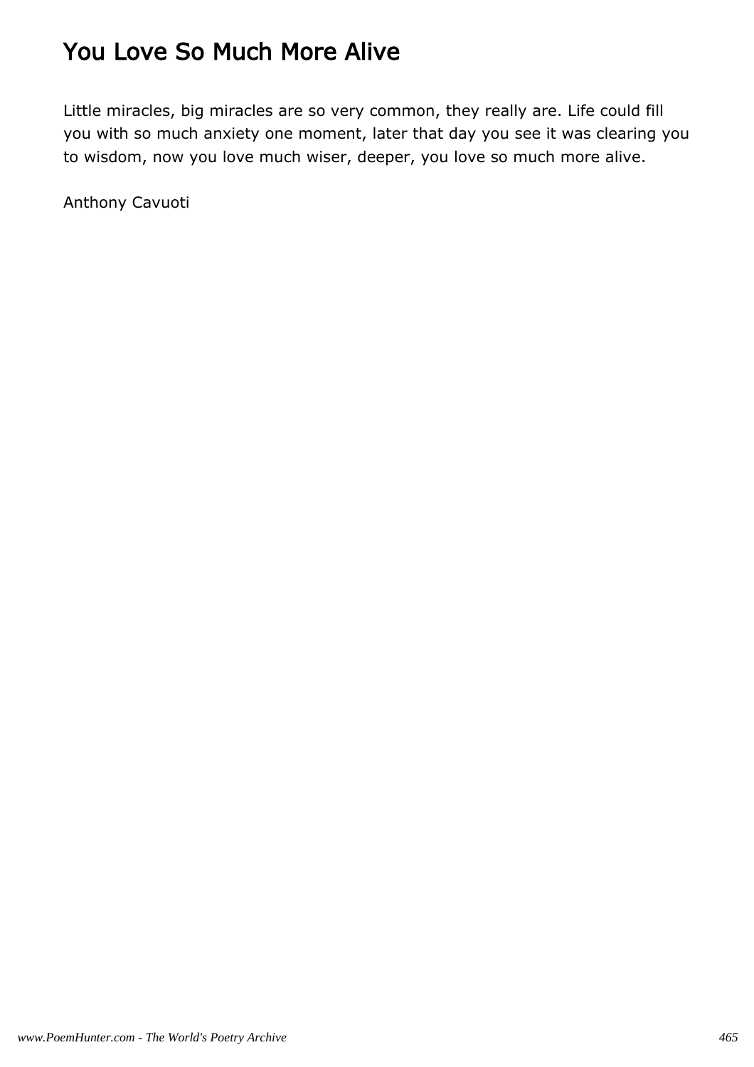# You Love So Much More Alive

Little miracles, big miracles are so very common, they really are. Life could fill you with so much anxiety one moment, later that day you see it was clearing you to wisdom, now you love much wiser, deeper, you love so much more alive.

Anthony Cavuoti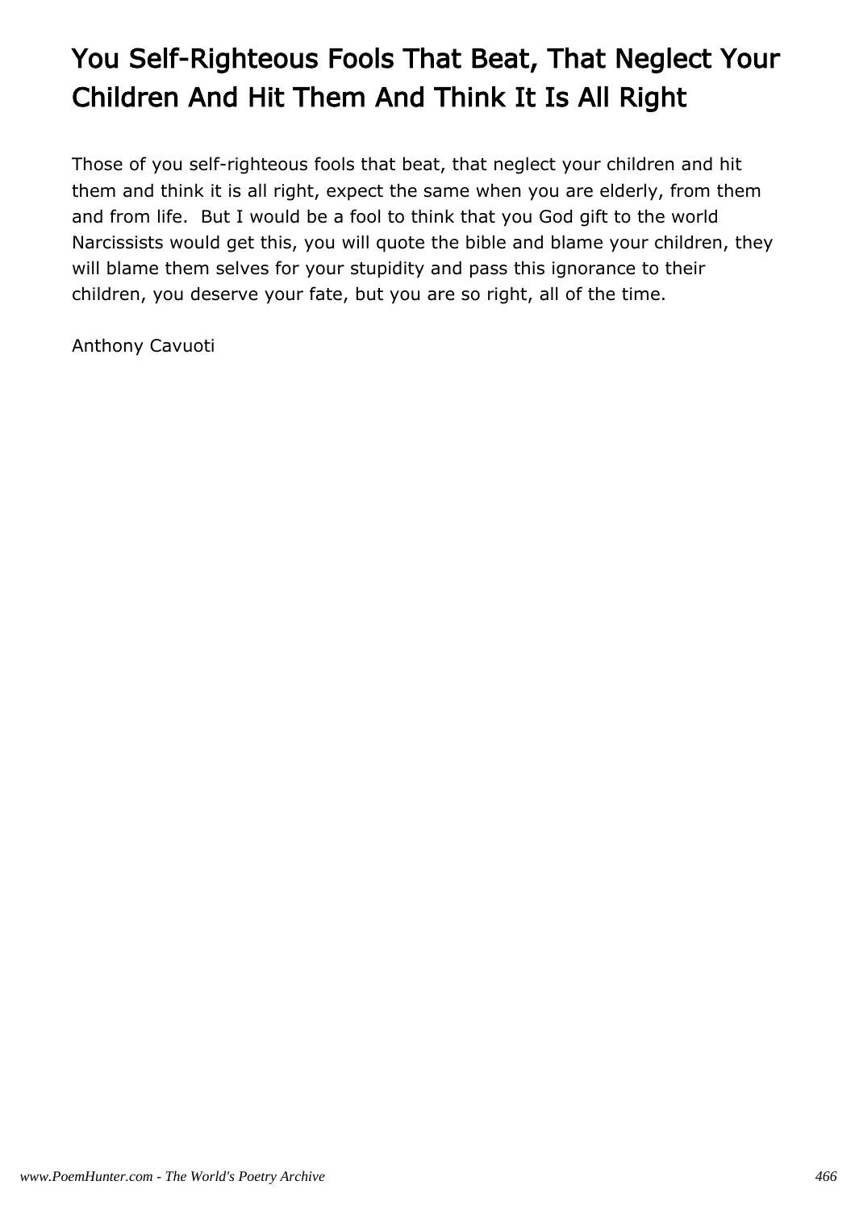# You Self-Righteous Fools That Beat, That Neglect Your Children And Hit Them And Think It Is All Right

Those of you self-righteous fools that beat, that neglect your children and hit them and think it is all right, expect the same when you are elderly, from them and from life.  But I would be a fool to think that you God gift to the world Narcissists would get this, you will quote the bible and blame your children, they will blame them selves for your stupidity and pass this ignorance to their children, you deserve your fate, but you are so right, all of the time.

Anthony Cavuoti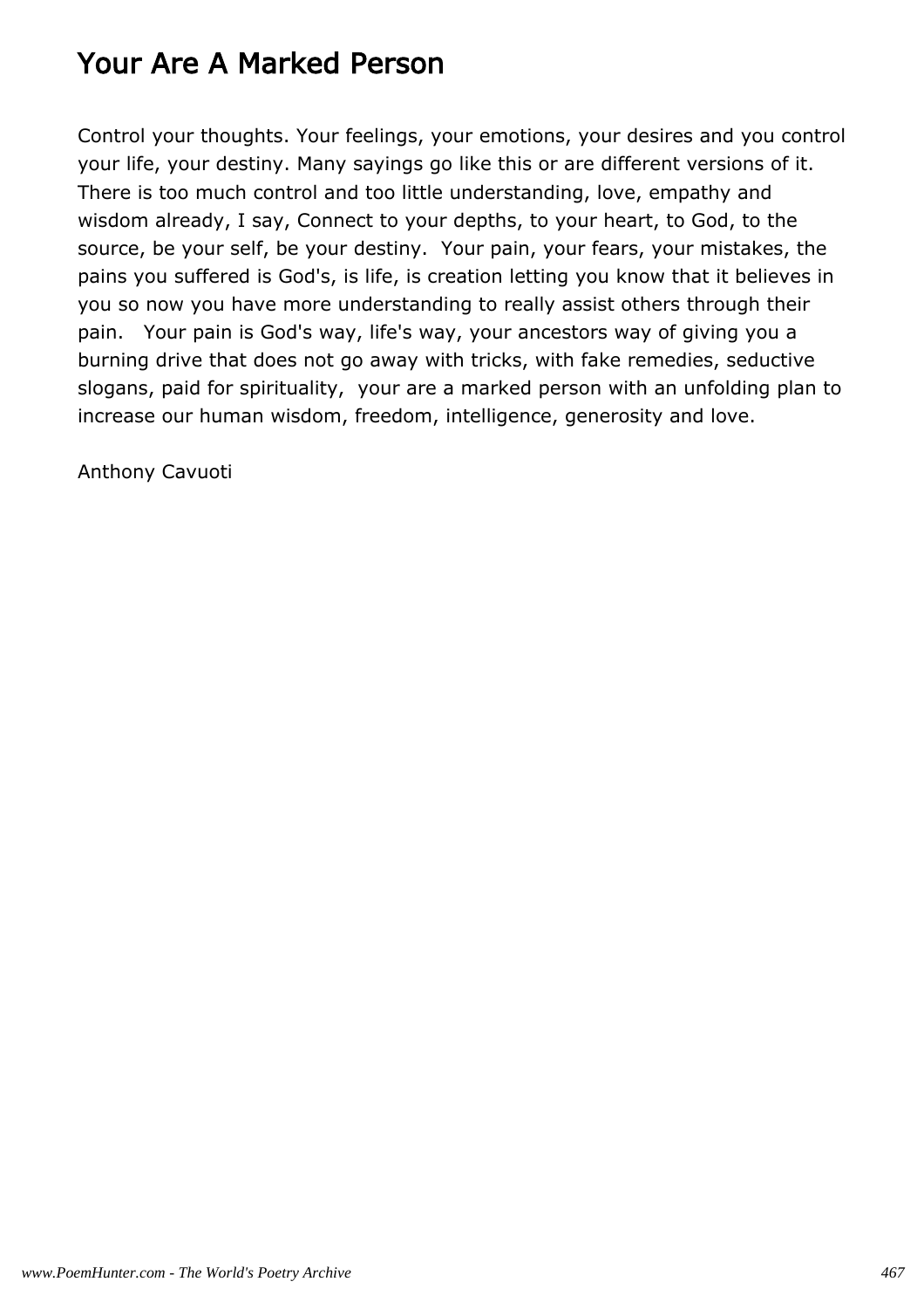# Your Are A Marked Person

Control your thoughts. Your feelings, your emotions, your desires and you control your life, your destiny. Many sayings go like this or are different versions of it. There is too much control and too little understanding, love, empathy and wisdom already, I say, Connect to your depths, to your heart, to God, to the source, be your self, be your destiny.  Your pain, your fears, your mistakes, the pains you suffered is God's, is life, is creation letting you know that it believes in you so now you have more understanding to really assist others through their pain.   Your pain is God's way, life's way, your ancestors way of giving you a burning drive that does not go away with tricks, with fake remedies, seductive slogans, paid for spirituality,  your are a marked person with an unfolding plan to increase our human wisdom, freedom, intelligence, generosity and love.

Anthony Cavuoti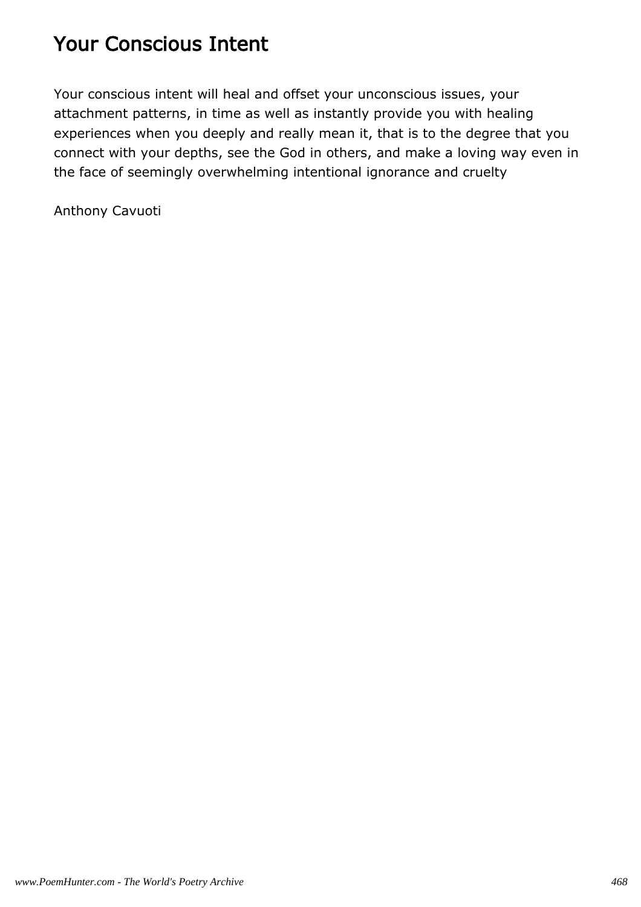# Your Conscious Intent

Your conscious intent will heal and offset your unconscious issues, your attachment patterns, in time as well as instantly provide you with healing experiences when you deeply and really mean it, that is to the degree that you connect with your depths, see the God in others, and make a loving way even in the face of seemingly overwhelming intentional ignorance and cruelty

Anthony Cavuoti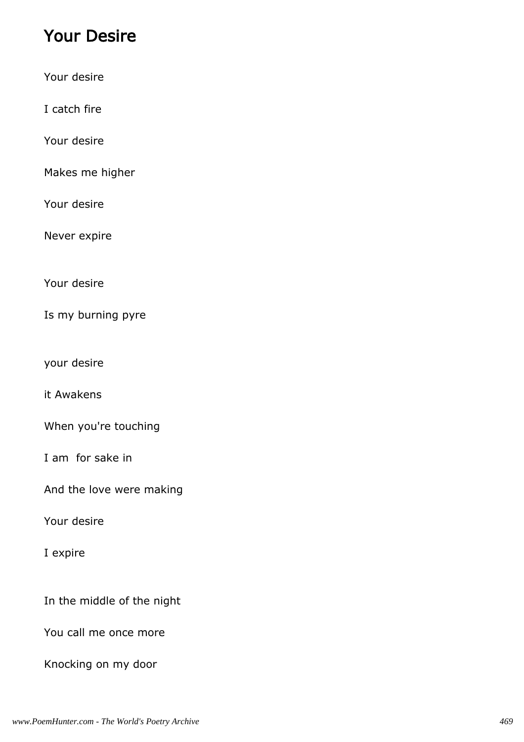## Your Desire

Your desire

I catch fire

Your desire

Makes me higher

Your desire

Never expire

Your desire

Is my burning pyre

your desire

it Awakens

When you're touching

I am  for sake in

And the love were making

Your desire

I expire

In the middle of the night

You call me once more

Knocking on my door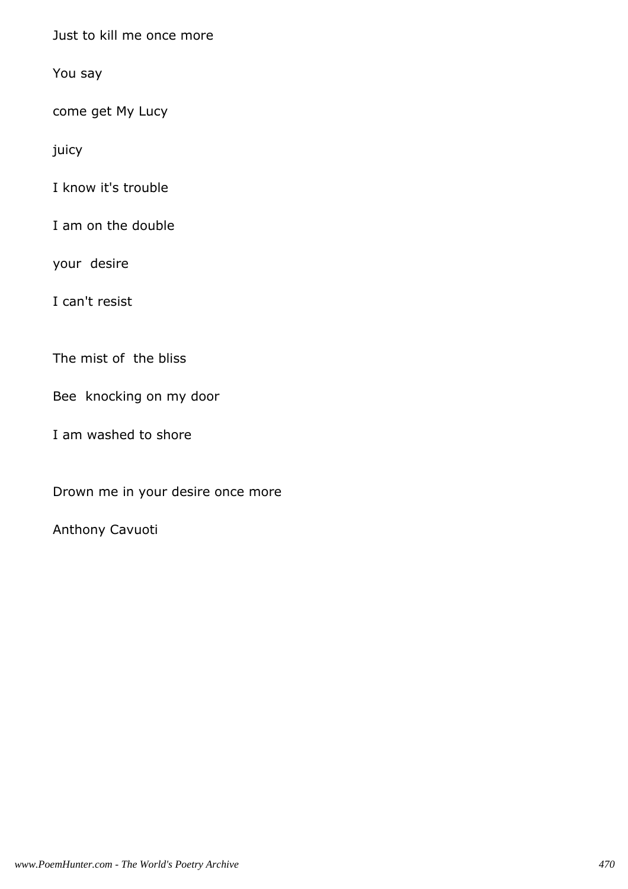Just to kill me once more

You say

come get My Lucy

juicy

I know it's trouble

I am on the double

your desire

I can't resist

The mist of the bliss

Bee knocking on my door

I am washed to shore

Drown me in your desire once more

Anthony Cavuoti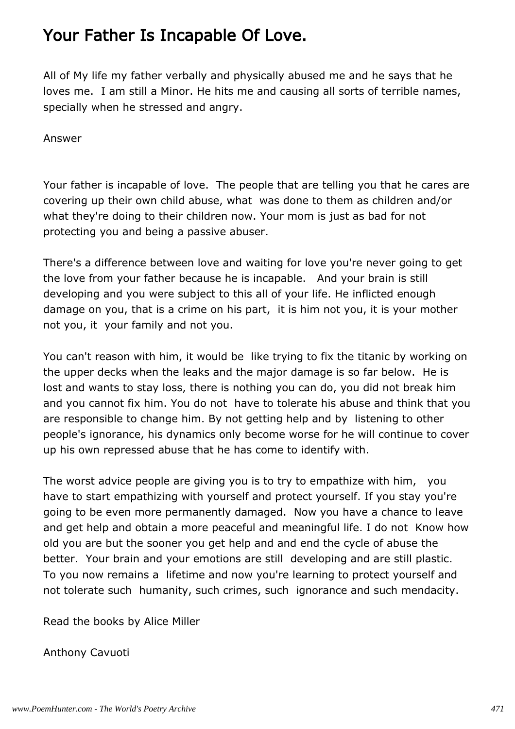# Your Father Is Incapable Of Love.

All of My life my father verbally and physically abused me and he says that he loves me.  I am still a Minor. He hits me and causing all sorts of terrible names, specially when he stressed and angry.

Answer

Your father is incapable of love.  The people that are telling you that he cares are covering up their own child abuse, what  was done to them as children and/or what they're doing to their children now. Your mom is just as bad for not protecting you and being a passive abuser.

There's a difference between love and waiting for love you're never going to get the love from your father because he is incapable.   And your brain is still developing and you were subject to this all of your life. He inflicted enough damage on you, that is a crime on his part,  it is him not you, it is your mother not you, it  your family and not you.

You can't reason with him, it would be  like trying to fix the titanic by working on the upper decks when the leaks and the major damage is so far below.  He is lost and wants to stay loss, there is nothing you can do, you did not break him and you cannot fix him. You do not  have to tolerate his abuse and think that you are responsible to change him. By not getting help and by  listening to other people's ignorance, his dynamics only become worse for he will continue to cover up his own repressed abuse that he has come to identify with.

The worst advice people are giving you is to try to empathize with him,   you have to start empathizing with yourself and protect yourself. If you stay you're going to be even more permanently damaged.  Now you have a chance to leave and get help and obtain a more peaceful and meaningful life. I do not  Know how old you are but the sooner you get help and and end the cycle of abuse the better.  Your brain and your emotions are still  developing and are still plastic. To you now remains a  lifetime and now you're learning to protect yourself and not tolerate such  humanity, such crimes, such  ignorance and such mendacity.

Read the books by Alice Miller

Anthony Cavuoti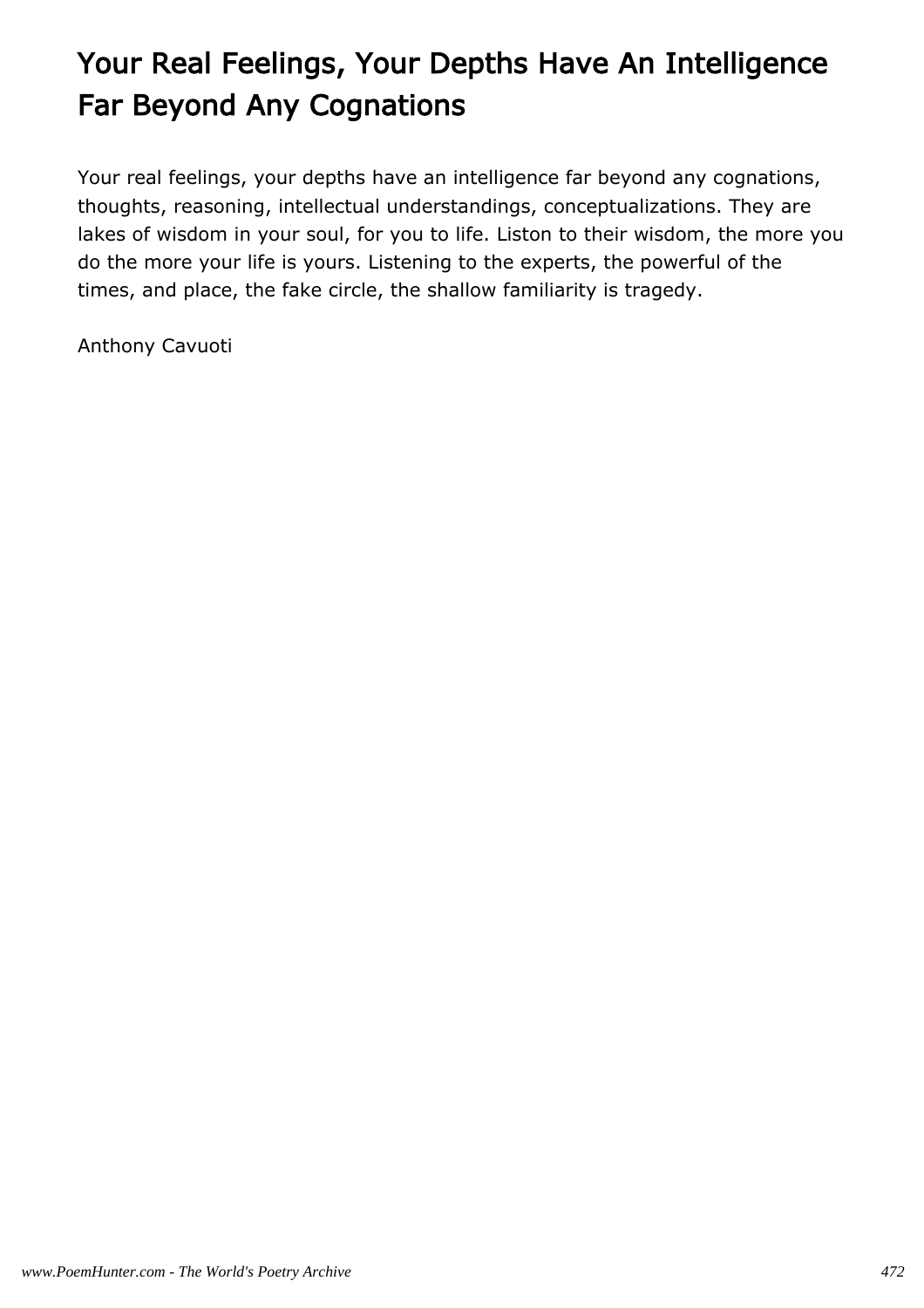# Your Real Feelings, Your Depths Have An Intelligence Far Beyond Any Cognations

Your real feelings, your depths have an intelligence far beyond any cognations, thoughts, reasoning, intellectual understandings, conceptualizations. They are lakes of wisdom in your soul, for you to life. Liston to their wisdom, the more you do the more your life is yours. Listening to the experts, the powerful of the times, and place, the fake circle, the shallow familiarity is tragedy.

Anthony Cavuoti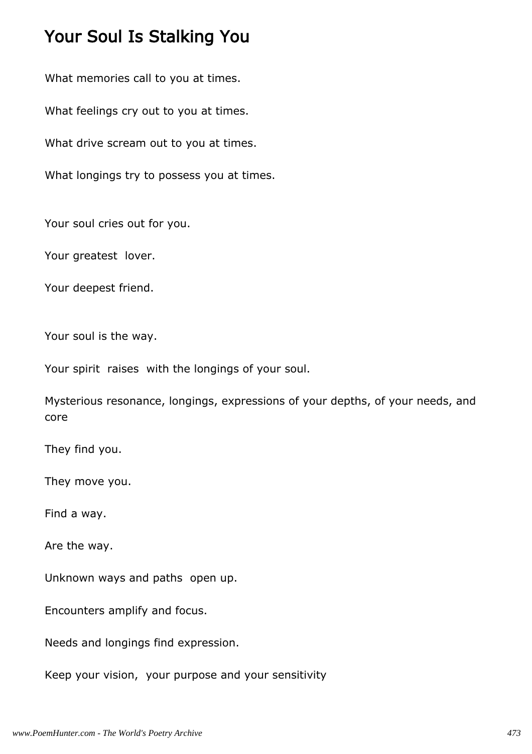# Your Soul Is Stalking You

What memories call to you at times.

What feelings cry out to you at times.

What drive scream out to you at times.

What longings try to possess you at times.

Your soul cries out for you.

Your greatest lover.

Your deepest friend.

Your soul is the way.

Your spirit raises with the longings of your soul.

Mysterious resonance, longings, expressions of your depths, of your needs, and core

They find you.

They move you.

Find a way.

Are the way.

Unknown ways and paths open up.

Encounters amplify and focus.

Needs and longings find expression.

Keep your vision, your purpose and your sensitivity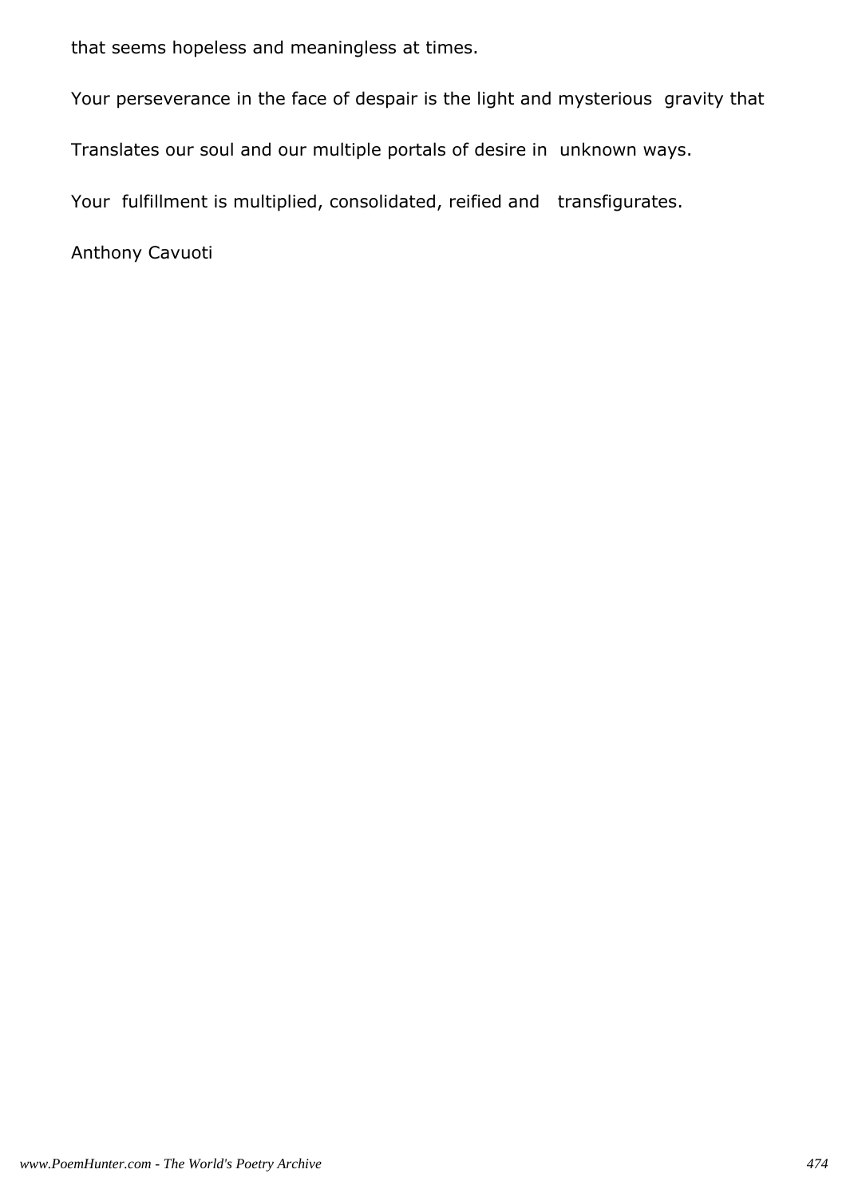that seems hopeless and meaningless at times.

Your perseverance in the face of despair is the light and mysterious gravity that

Translates our soul and our multiple portals of desire in unknown ways.

Your fulfillment is multiplied, consolidated, reified and transfigurates.

Anthony Cavuoti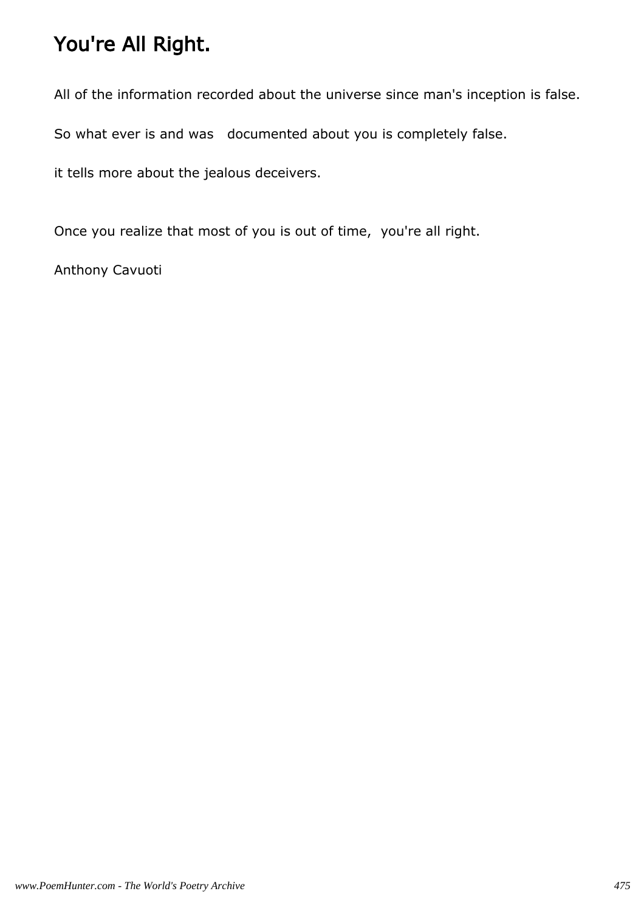# You're All Right.

All of the information recorded about the universe since man's inception is false.

So what ever is and was documented about you is completely false.

it tells more about the jealous deceivers.

Once you realize that most of you is out of time, you're all right.

Anthony Cavuoti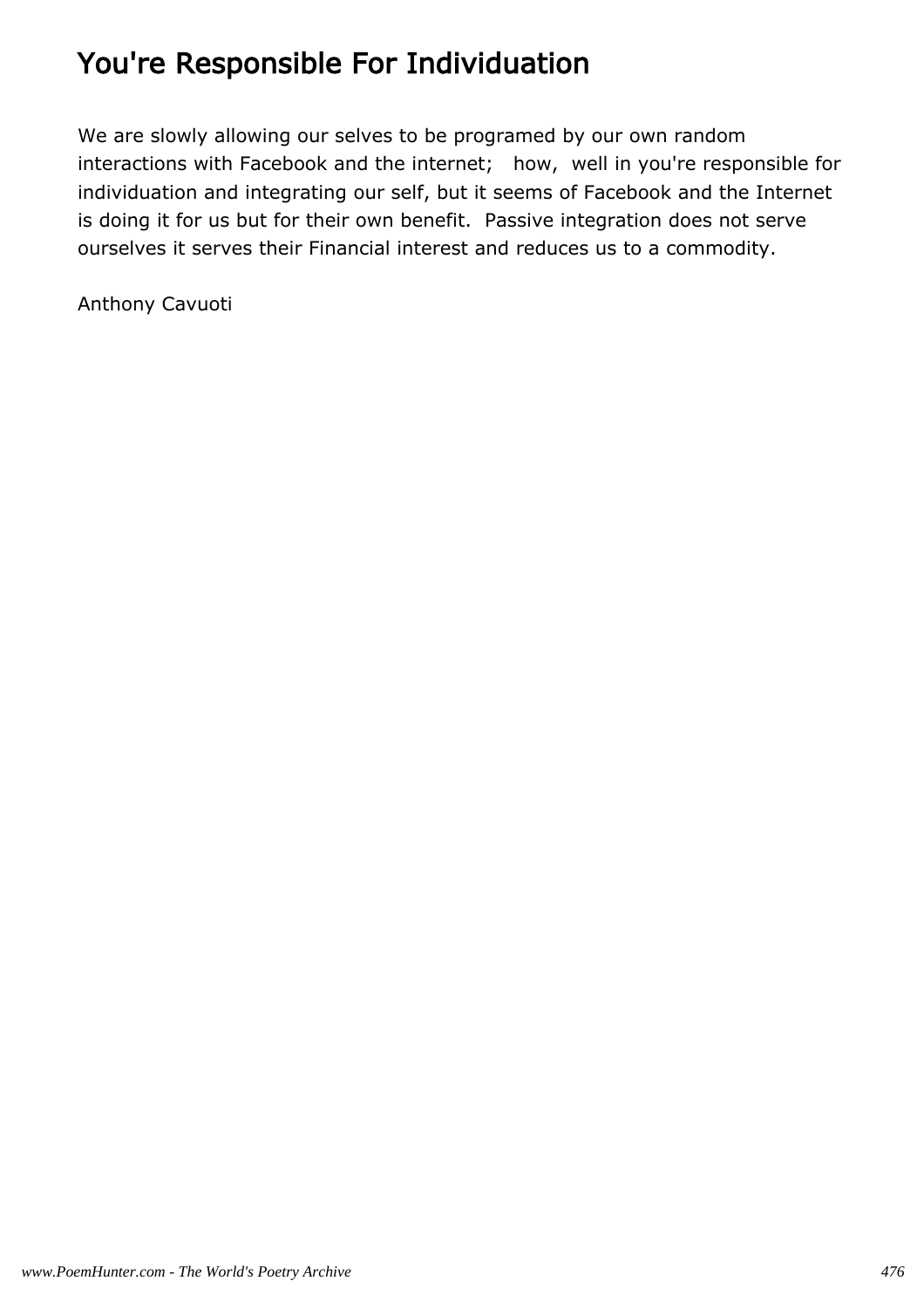# You're Responsible For Individuation

We are slowly allowing our selves to be programed by our own random interactions with Facebook and the internet;   how,  well in you're responsible for individuation and integrating our self, but it seems of Facebook and the Internet is doing it for us but for their own benefit.  Passive integration does not serve ourselves it serves their Financial interest and reduces us to a commodity.

Anthony Cavuoti